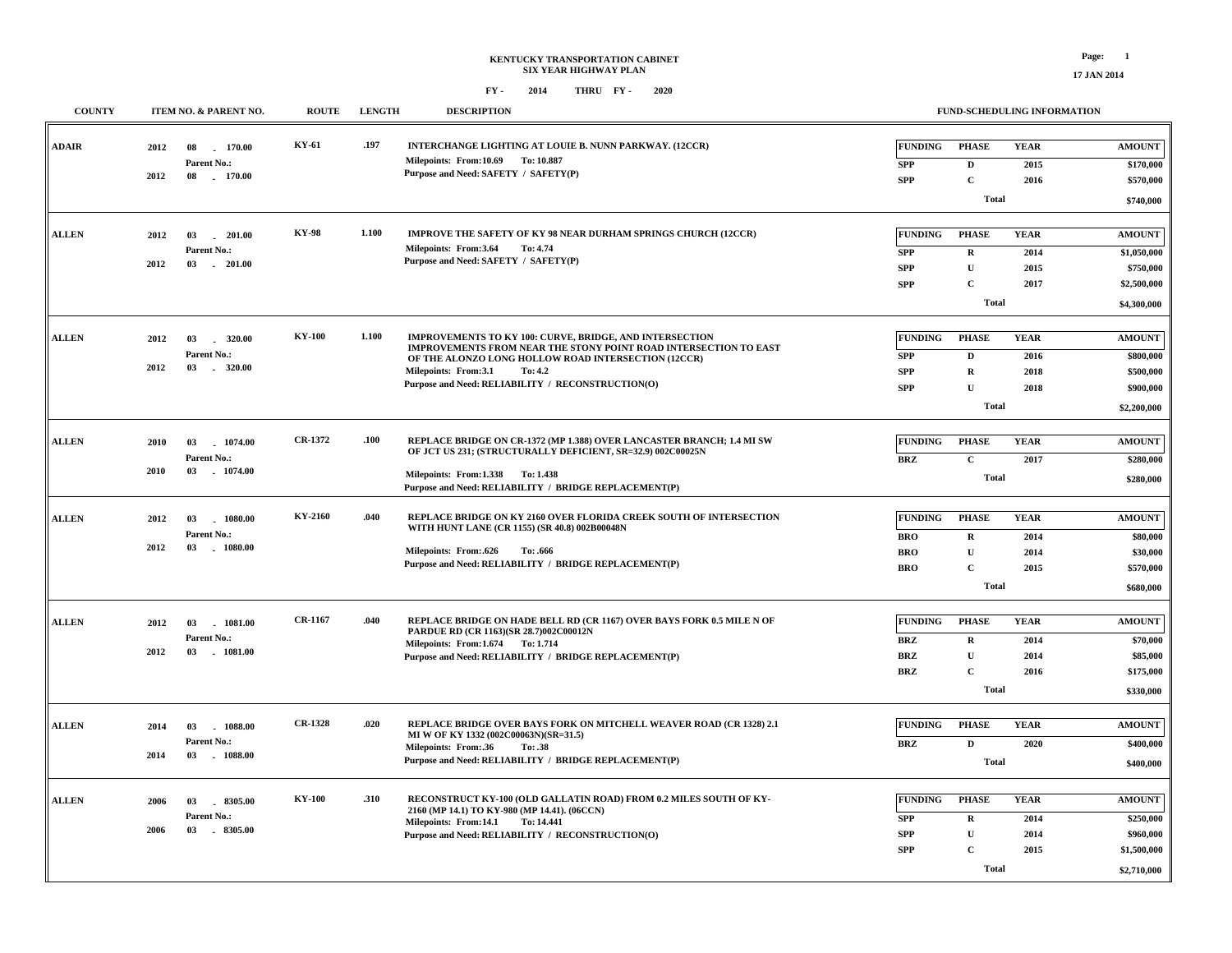**KENTUCKY TRANSPORTATION CABINET**
**SIX YEAR HIGHWAY PLAN**
**FY - 2014 THRU FY - 2020**

17 JAN 2014

| COUNTY | ITEM NO. & PARENT NO. | ROUTE | LENGTH | DESCRIPTION | FUNDING | PHASE | YEAR | AMOUNT |
|---|---|---|---|---|---|---|---|---|
| ADAIR | 2012 08 - 170.00<br>Parent No.:<br>2012 08 - 170.00 | KY-61 | .197 | INTERCHANGE LIGHTING AT LOUIE B. NUNN PARKWAY. (12CCR)<br>Milepoints: From:10.69 To: 10.887<br>Purpose and Need: SAFETY / SAFETY(P) | SPP | D | 2015 | $170,000 |
| | | | | | SPP | C | 2016 | $570,000 |
| | | | | | | Total | | $740,000 |
| ALLEN | 2012 03 - 201.00<br>Parent No.:<br>2012 03 - 201.00 | KY-98 | 1.100 | IMPROVE THE SAFETY OF KY 98 NEAR DURHAM SPRINGS CHURCH (12CCR)<br>Milepoints: From:3.64 To: 4.74<br>Purpose and Need: SAFETY / SAFETY(P) | SPP | R | 2014 | $1,050,000 |
| | | | | | SPP | U | 2015 | $750,000 |
| | | | | | SPP | C | 2017 | $2,500,000 |
| | | | | | | Total | | $4,300,000 |
| ALLEN | 2012 03 - 320.00<br>Parent No.:<br>2012 03 - 320.00 | KY-100 | 1.100 | IMPROVEMENTS TO KY 100: CURVE, BRIDGE, AND INTERSECTION IMPROVEMENTS FROM NEAR THE STONY POINT ROAD INTERSECTION TO EAST OF THE ALONZO LONG HOLLOW ROAD INTERSECTION (12CCR)<br>Milepoints: From:3.1 To: 4.2<br>Purpose and Need: RELIABILITY / RECONSTRUCTION(O) | SPP | D | 2016 | $800,000 |
| | | | | | SPP | R | 2018 | $500,000 |
| | | | | | SPP | U | 2018 | $900,000 |
| | | | | | | Total | | $2,200,000 |
| ALLEN | 2010 03 - 1074.00<br>Parent No.:<br>2010 03 - 1074.00 | CR-1372 | .100 | REPLACE BRIDGE ON CR-1372 (MP 1.388) OVER LANCASTER BRANCH; 1.4 MI SW OF JCT US 231; (STRUCTURALLY DEFICIENT, SR=32.9) 002C00025N<br>Milepoints: From:1.338 To: 1.438<br>Purpose and Need: RELIABILITY / BRIDGE REPLACEMENT(P) | BRZ | C | 2017 | $280,000 |
| | | | | | | Total | | $280,000 |
| ALLEN | 2012 03 - 1080.00<br>Parent No.:<br>2012 03 - 1080.00 | KY-2160 | .040 | REPLACE BRIDGE ON KY 2160 OVER FLORIDA CREEK SOUTH OF INTERSECTION WITH HUNT LANE (CR 1155) (SR 40.8) 002B00048N<br>Milepoints: From:.626 To: .666<br>Purpose and Need: RELIABILITY / BRIDGE REPLACEMENT(P) | BRO | R | 2014 | $80,000 |
| | | | | | BRO | U | 2014 | $30,000 |
| | | | | | BRO | C | 2015 | $570,000 |
| | | | | | | Total | | $680,000 |
| ALLEN | 2012 03 - 1081.00<br>Parent No.:<br>2012 03 - 1081.00 | CR-1167 | .040 | REPLACE BRIDGE ON HADE BELL RD (CR 1167) OVER BAYS FORK 0.5 MILE N OF PARDUE RD (CR 1163)(SR 28.7)002C00012N<br>Milepoints: From:1.674 To: 1.714<br>Purpose and Need: RELIABILITY / BRIDGE REPLACEMENT(P) | BRZ | R | 2014 | $70,000 |
| | | | | | BRZ | U | 2014 | $85,000 |
| | | | | | BRZ | C | 2016 | $175,000 |
| | | | | | | Total | | $330,000 |
| ALLEN | 2014 03 - 1088.00<br>Parent No.:<br>2014 03 - 1088.00 | CR-1328 | .020 | REPLACE BRIDGE OVER BAYS FORK ON MITCHELL WEAVER ROAD (CR 1328) 2.1 MI W OF KY 1332 (002C00063N)(SR=31.5)<br>Milepoints: From:.36 To: .38<br>Purpose and Need: RELIABILITY / BRIDGE REPLACEMENT(P) | BRZ | D | 2020 | $400,000 |
| | | | | | | Total | | $400,000 |
| ALLEN | 2006 03 - 8305.00<br>Parent No.:<br>2006 03 - 8305.00 | KY-100 | .310 | RECONSTRUCT KY-100 (OLD GALLATIN ROAD) FROM 0.2 MILES SOUTH OF KY-2160 (MP 14.1) TO KY-980 (MP 14.41). (06CCN)<br>Milepoints: From:14.1 To: 14.441<br>Purpose and Need: RELIABILITY / RECONSTRUCTION(O) | SPP | R | 2014 | $250,000 |
| | | | | | SPP | U | 2014 | $960,000 |
| | | | | | SPP | C | 2015 | $1,500,000 |
| | | | | | | Total | | $2,710,000 |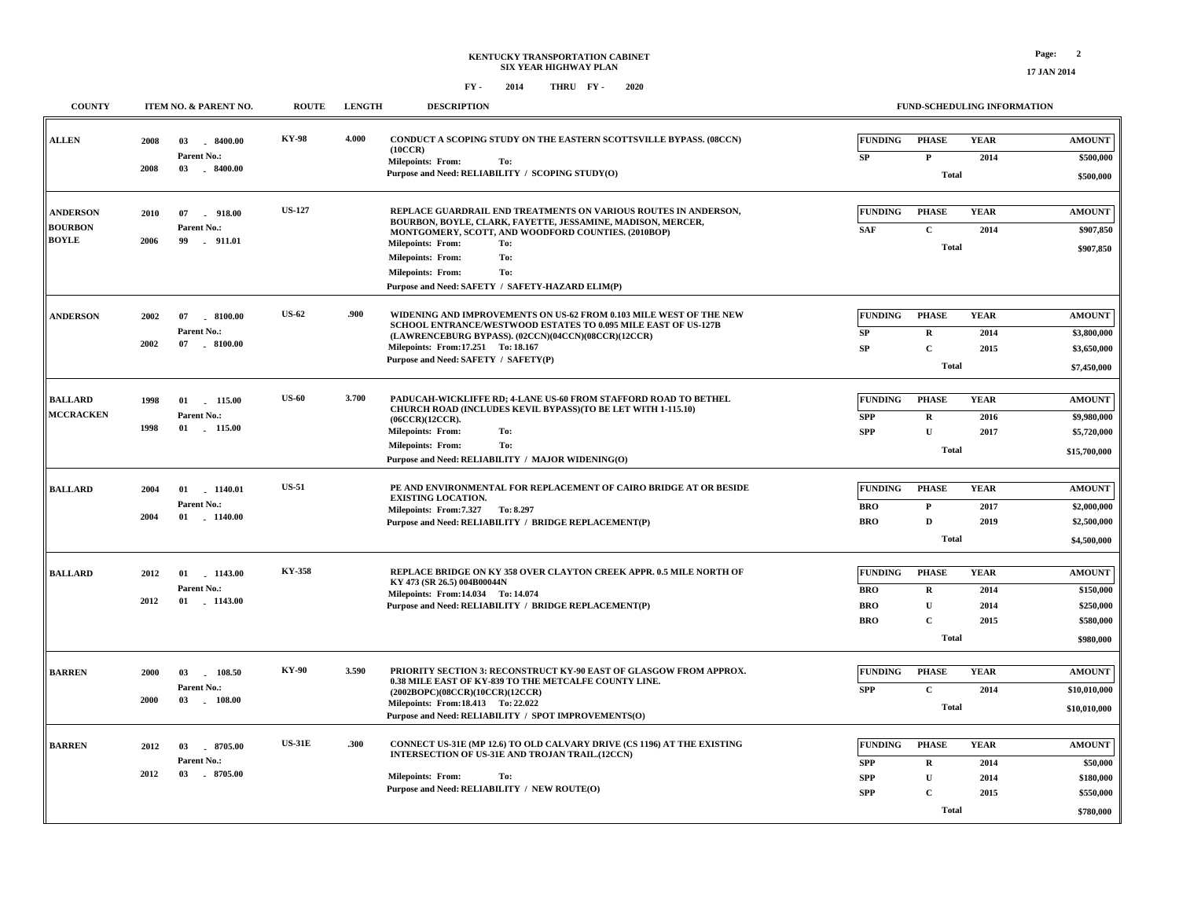# KENTUCKY TRANSPORTATION CABINET
## SIX YEAR HIGHWAY PLAN

**FY - 2014 THRU FY - 2020**

| COUNTY | ITEM NO. & PARENT NO. | ROUTE | LENGTH | DESCRIPTION | FUND-SCHEDULING INFORMATION |
|---|---|---|---|---|---|
| ALLEN | 2008 03 - 8400.00<br>Parent No.:<br>2008 03 - 8400.00 | KY-98 | 4.000 | CONDUCT A SCOPING STUDY ON THE EASTERN SCOTTSVILLE BYPASS. (08CCN)(10CCR)<br>Milepoints: From: To:<br>Purpose and Need: RELIABILITY / SCOPING STUDY(O) | FUNDING / PHASE / YEAR / AMOUNT<br>SP / P / 2014 / $500,000<br>Total: $500,000 |
| ANDERSON<br>BOURBON<br>BOYLE | 2010 07 - 918.00<br>2006 99 - 911.01 | US-127 | | REPLACE GUARDRAIL END TREATMENTS ON VARIOUS ROUTES IN ANDERSON, BOURBON, BOYLE, CLARK, FAYETTE, JESSAMINE, MADISON, MERCER, MONTGOMERY, SCOTT, AND WOODFORD COUNTIES. (2010BOP)<br>Milepoints: From: To:<br>Milepoints: From: To:<br>Milepoints: From: To:<br>Purpose and Need: SAFETY / SAFETY-HAZARD ELIM(P) | FUNDING / PHASE / YEAR / AMOUNT<br>SAF / C / 2014 / $907,850<br>Total: $907,850 |
| ANDERSON | 2002 07 - 8100.00<br>Parent No.:<br>2002 07 - 8100.00 | US-62 | .900 | WIDENING AND IMPROVEMENTS ON US-62 FROM 0.103 MILE WEST OF THE NEW SCHOOL ENTRANCE/WESTWOOD ESTATES TO 0.095 MILE EAST OF US-127B (LAWRENCEBURG BYPASS). (02CCN)(04CCN)(08CCR)(12CCR)<br>Milepoints: From:17.251 To: 18.167<br>Purpose and Need: SAFETY / SAFETY(P) | FUNDING / PHASE / YEAR / AMOUNT<br>SP / R / 2014 / $3,800,000<br>SP / C / 2015 / $3,650,000<br>Total: $7,450,000 |
| BALLARD<br>MCCRACKEN | 1998 01 - 115.00<br>Parent No.:<br>1998 01 - 115.00 | US-60 | 3.700 | PADUCAH-WICKLIFFE RD; 4-LANE US-60 FROM STAFFORD ROAD TO BETHEL CHURCH ROAD (INCLUDES KEVIL BYPASS)(TO BE LET WITH 1-115.10) (06CCR)(12CCR).<br>Milepoints: From: To:<br>Milepoints: From: To:<br>Purpose and Need: RELIABILITY / MAJOR WIDENING(O) | FUNDING / PHASE / YEAR / AMOUNT<br>SPP / R / 2016 / $9,980,000<br>SPP / U / 2017 / $5,720,000<br>Total: $15,700,000 |
| BALLARD | 2004 01 - 1140.01<br>Parent No.:<br>2004 01 - 1140.00 | US-51 | | PE AND ENVIRONMENTAL FOR REPLACEMENT OF CAIRO BRIDGE AT OR BESIDE EXISTING LOCATION.<br>Milepoints: From:7.327 To: 8.297<br>Purpose and Need: RELIABILITY / BRIDGE REPLACEMENT(P) | FUNDING / PHASE / YEAR / AMOUNT<br>BRO / P / 2017 / $2,000,000<br>BRO / D / 2019 / $2,500,000<br>Total: $4,500,000 |
| BALLARD | 2012 01 - 1143.00<br>Parent No.:<br>2012 01 - 1143.00 | KY-358 | | REPLACE BRIDGE ON KY 358 OVER CLAYTON CREEK APPR. 0.5 MILE NORTH OF KY 473 (SR 26.5) 004B00044N<br>Milepoints: From:14.034 To: 14.074<br>Purpose and Need: RELIABILITY / BRIDGE REPLACEMENT(P) | FUNDING / PHASE / YEAR / AMOUNT<br>BRO / R / 2014 / $150,000<br>BRO / U / 2014 / $250,000<br>BRO / C / 2015 / $580,000<br>Total: $980,000 |
| BARREN | 2000 03 - 108.50<br>Parent No.:<br>2000 03 - 108.00 | KY-90 | 3.590 | PRIORITY SECTION 3: RECONSTRUCT KY-90 EAST OF GLASGOW FROM APPROX. 0.38 MILE EAST OF KY-839 TO THE METCALFE COUNTY LINE. (2002BOPC)(08CCR)(10CCR)(12CCR)<br>Milepoints: From:18.413 To: 22.022<br>Purpose and Need: RELIABILITY / SPOT IMPROVEMENTS(O) | FUNDING / PHASE / YEAR / AMOUNT<br>SPP / C / 2014 / $10,010,000<br>Total: $10,010,000 |
| BARREN | 2012 03 - 8705.00<br>Parent No.:<br>2012 03 - 8705.00 | US-31E | .300 | CONNECT US-31E (MP 12.6) TO OLD CALVARY DRIVE (CS 1196) AT THE EXISTING INTERSECTION OF US-31E AND TROJAN TRAIL.(12CCN)<br>Milepoints: From: To:<br>Purpose and Need: RELIABILITY / NEW ROUTE(O) | FUNDING / PHASE / YEAR / AMOUNT<br>SPP / R / 2014 / $50,000<br>SPP / U / 2014 / $180,000<br>SPP / C / 2015 / $550,000<br>Total: $780,000 |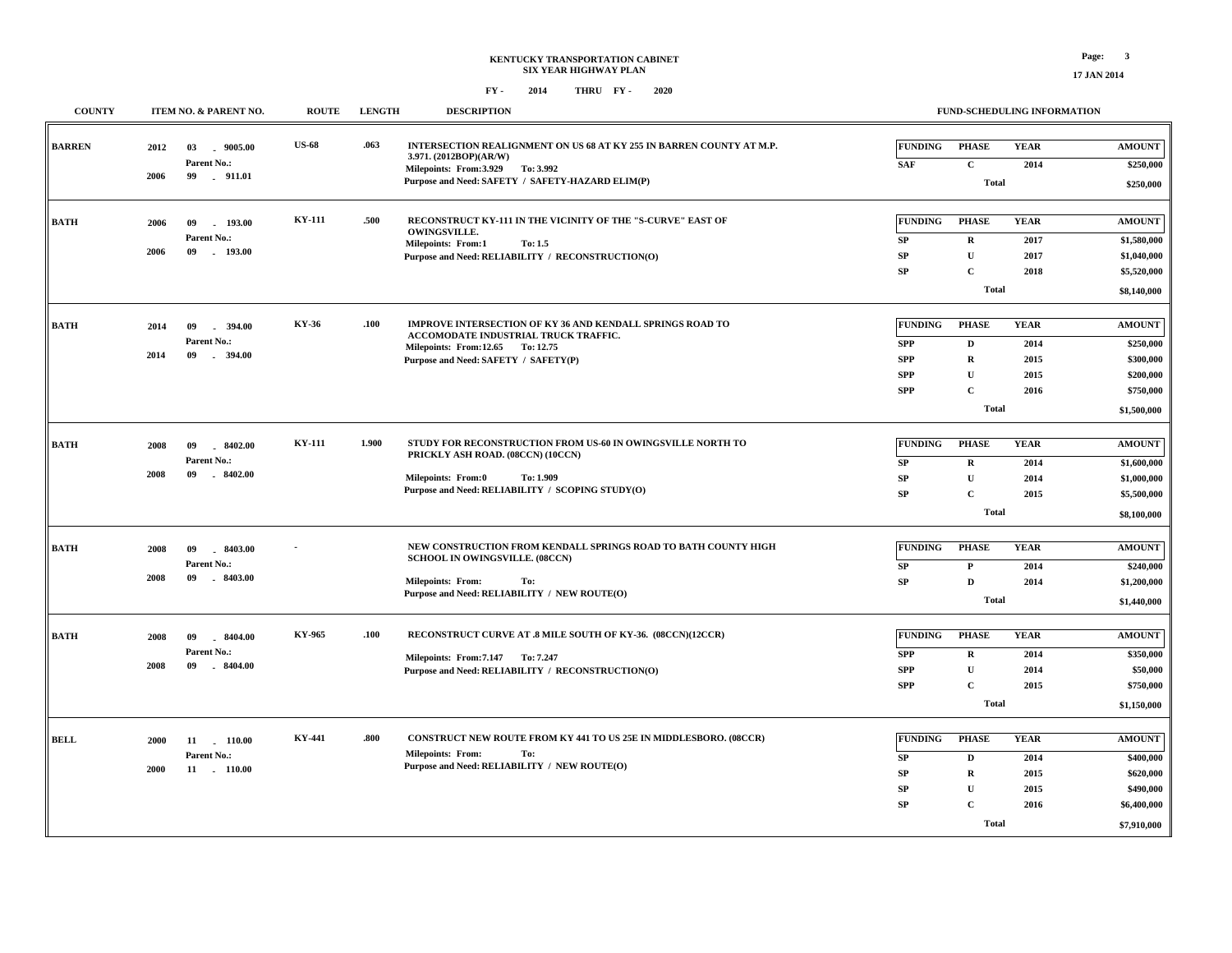# KENTUCKY TRANSPORTATION CABINET
## SIX YEAR HIGHWAY PLAN

FY - 2014 THRU FY - 2020

| COUNTY | ITEM NO. & PARENT NO. | ROUTE | LENGTH | DESCRIPTION | FUNDING | PHASE | YEAR | AMOUNT |
|---|---|---|---|---|---|---|---|---|
| BARREN | 2012 03 - 9005.00 Parent No.: 2006 99 - 911.01 | US-68 | .063 | INTERSECTION REALIGNMENT ON US 68 AT KY 255 IN BARREN COUNTY AT M.P. 3.971. (2012BOP)(AR/W) Milepoints: From:3.929 To: 3.992 Purpose and Need: SAFETY / SAFETY-HAZARD ELIM(P) | SAF | C | 2014 | $250,000 |
| | | | | | | Total | | $250,000 |
| BATH | 2006 09 - 193.00 Parent No.: 2006 09 - 193.00 | KY-111 | .500 | RECONSTRUCT KY-111 IN THE VICINITY OF THE "S-CURVE" EAST OF OWINGSVILLE. Milepoints: From:1 To: 1.5 Purpose and Need: RELIABILITY / RECONSTRUCTION(O) | SP | R | 2017 | $1,580,000 |
| | | | | | SP | U | 2017 | $1,040,000 |
| | | | | | SP | C | 2018 | $5,520,000 |
| | | | | | | Total | | $8,140,000 |
| BATH | 2014 09 - 394.00 Parent No.: 2014 09 - 394.00 | KY-36 | .100 | IMPROVE INTERSECTION OF KY 36 AND KENDALL SPRINGS ROAD TO ACCOMODATE INDUSTRIAL TRUCK TRAFFIC. Milepoints: From:12.65 To: 12.75 Purpose and Need: SAFETY / SAFETY(P) | SPP | D | 2014 | $250,000 |
| | | | | | SPP | R | 2015 | $300,000 |
| | | | | | SPP | U | 2015 | $200,000 |
| | | | | | SPP | C | 2016 | $750,000 |
| | | | | | | Total | | $1,500,000 |
| BATH | 2008 09 - 8402.00 Parent No.: 2008 09 - 8402.00 | KY-111 | 1.900 | STUDY FOR RECONSTRUCTION FROM US-60 IN OWINGSVILLE NORTH TO PRICKLY ASH ROAD. (08CCN) (10CCN) Milepoints: From:0 To: 1.909 Purpose and Need: RELIABILITY / SCOPING STUDY(O) | SP | R | 2014 | $1,600,000 |
| | | | | | SP | U | 2014 | $1,000,000 |
| | | | | | SP | C | 2015 | $5,500,000 |
| | | | | | | Total | | $8,100,000 |
| BATH | 2008 09 - 8403.00 Parent No.: 2008 09 - 8403.00 | - | | NEW CONSTRUCTION FROM KENDALL SPRINGS ROAD TO BATH COUNTY HIGH SCHOOL IN OWINGSVILLE. (08CCN) Milepoints: From: To: Purpose and Need: RELIABILITY / NEW ROUTE(O) | SP | P | 2014 | $240,000 |
| | | | | | SP | D | 2014 | $1,200,000 |
| | | | | | | Total | | $1,440,000 |
| BATH | 2008 09 - 8404.00 Parent No.: 2008 09 - 8404.00 | KY-965 | .100 | RECONSTRUCT CURVE AT .8 MILE SOUTH OF KY-36. (08CCN)(12CCR) Milepoints: From:7.147 To: 7.247 Purpose and Need: RELIABILITY / RECONSTRUCTION(O) | SPP | R | 2014 | $350,000 |
| | | | | | SPP | U | 2014 | $50,000 |
| | | | | | SPP | C | 2015 | $750,000 |
| | | | | | | Total | | $1,150,000 |
| BELL | 2000 11 - 110.00 Parent No.: 2000 11 - 110.00 | KY-441 | .800 | CONSTRUCT NEW ROUTE FROM KY 441 TO US 25E IN MIDDLESBORO. (08CCR) Milepoints: From: To: Purpose and Need: RELIABILITY / NEW ROUTE(O) | SP | D | 2014 | $400,000 |
| | | | | | SP | R | 2015 | $620,000 |
| | | | | | SP | U | 2015 | $490,000 |
| | | | | | SP | C | 2016 | $6,400,000 |
| | | | | | | Total | | $7,910,000 |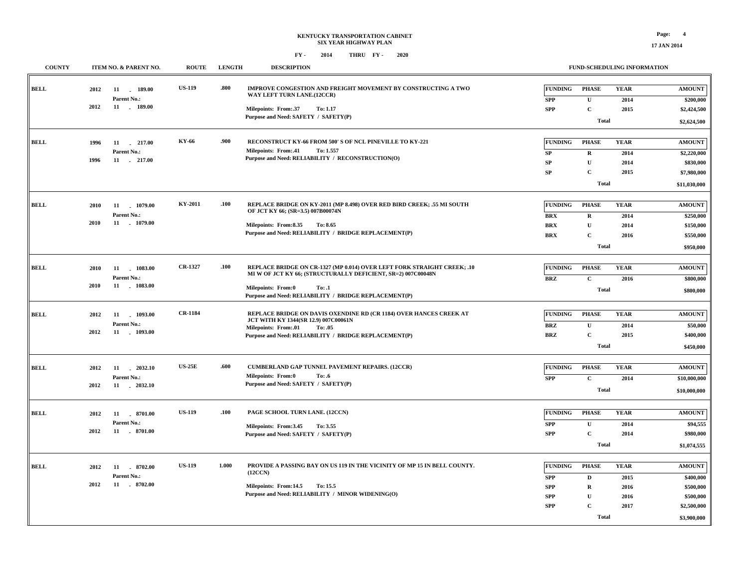**KENTUCKY TRANSPORTATION CABINET**
**SIX YEAR HIGHWAY PLAN**
**FY - 2014 THRU FY - 2020**

| COUNTY | ITEM NO. & PARENT NO. | ROUTE | LENGTH | DESCRIPTION | FUNDING | PHASE | YEAR | AMOUNT |
|---|---|---|---|---|---|---|---|---|
| BELL | 2012 11 - 189.00 Parent No.: 2012 11 - 189.00 | US-119 | .800 | IMPROVE CONGESTION AND FREIGHT MOVEMENT BY CONSTRUCTING A TWO WAY LEFT TURN LANE.(12CCR) Milepoints: From:.37 To: 1.17 Purpose and Need: SAFETY / SAFETY(P) | SPP | U | 2014 | $200,000 |
| | | | | | SPP | C | 2015 | $2,424,500 |
| | | | | | | Total | | $2,624,500 |
| BELL | 1996 11 - 217.00 Parent No.: 1996 11 - 217.00 | KY-66 | .900 | RECONSTRUCT KY-66 FROM 500' S OF NCL PINEVILLE TO KY-221 Milepoints: From:.41 To: 1.557 Purpose and Need: RELIABILITY / RECONSTRUCTION(O) | SP | R | 2014 | $2,220,000 |
| | | | | | SP | U | 2014 | $830,000 |
| | | | | | SP | C | 2015 | $7,980,000 |
| | | | | | | Total | | $11,030,000 |
| BELL | 2010 11 - 1079.00 Parent No.: 2010 11 - 1079.00 | KY-2011 | .100 | REPLACE BRIDGE ON KY-2011 (MP 8.498) OVER RED BIRD CREEK; .55 MI SOUTH OF JCT KY 66; (SR=3.5) 007B00074N Milepoints: From:8.35 To: 8.65 Purpose and Need: RELIABILITY / BRIDGE REPLACEMENT(P) | BRX | R | 2014 | $250,000 |
| | | | | | BRX | U | 2014 | $150,000 |
| | | | | | BRX | C | 2016 | $550,000 |
| | | | | | | Total | | $950,000 |
| BELL | 2010 11 - 1083.00 Parent No.: 2010 11 - 1083.00 | CR-1327 | .100 | REPLACE BRIDGE ON CR-1327 (MP 0.014) OVER LEFT FORK STRAIGHT CREEK; .10 MI W OF JCT KY 66; (STRUCTURALLY DEFICIENT, SR=2) 007C00048N Milepoints: From:0 To: .1 Purpose and Need: RELIABILITY / BRIDGE REPLACEMENT(P) | BRZ | C | 2016 | $800,000 |
| | | | | | | Total | | $800,000 |
| BELL | 2012 11 - 1093.00 Parent No.: 2012 11 - 1093.00 | CR-1184 | | REPLACE BRIDGE ON DAVIS OXENDINE RD (CR 1184) OVER HANCES CREEK AT JCT WITH KY 1344(SR 12.9) 007C00061N Milepoints: From:.01 To: .05 Purpose and Need: RELIABILITY / BRIDGE REPLACEMENT(P) | BRZ | U | 2014 | $50,000 |
| | | | | | BRZ | C | 2015 | $400,000 |
| | | | | | | Total | | $450,000 |
| BELL | 2012 11 - 2032.10 Parent No.: 2012 11 - 2032.10 | US-25E | .600 | CUMBERLAND GAP TUNNEL PAVEMENT REPAIRS. (12CCR) Milepoints: From:0 To: .6 Purpose and Need: SAFETY / SAFETY(P) | SPP | C | 2014 | $10,000,000 |
| | | | | | | Total | | $10,000,000 |
| BELL | 2012 11 - 8701.00 Parent No.: 2012 11 - 8701.00 | US-119 | .100 | PAGE SCHOOL TURN LANE. (12CCN) Milepoints: From:3.45 To: 3.55 Purpose and Need: SAFETY / SAFETY(P) | SPP | U | 2014 | $94,555 |
| | | | | | SPP | C | 2014 | $980,000 |
| | | | | | | Total | | $1,074,555 |
| BELL | 2012 11 - 8702.00 Parent No.: 2012 11 - 8702.00 | US-119 | 1.000 | PROVIDE A PASSING BAY ON US 119 IN THE VICINITY OF MP 15 IN BELL COUNTY. (12CCN) Milepoints: From:14.5 To: 15.5 Purpose and Need: RELIABILITY / MINOR WIDENING(O) | SPP | D | 2015 | $400,000 |
| | | | | | SPP | R | 2016 | $500,000 |
| | | | | | SPP | U | 2016 | $500,000 |
| | | | | | SPP | C | 2017 | $2,500,000 |
| | | | | | | Total | | $3,900,000 |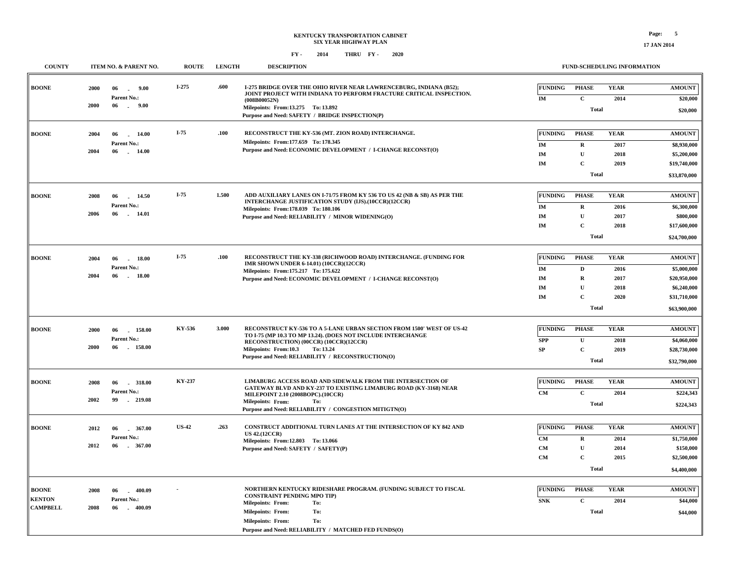# KENTUCKY TRANSPORTATION CABINET
## SIX YEAR HIGHWAY PLAN
### FY - 2014 THRU FY - 2020

| COUNTY | ITEM NO. & PARENT NO. | ROUTE | LENGTH | DESCRIPTION | FUND-SCHEDULING INFORMATION |
|---|---|---|---|---|---|
| BOONE | 2000 06 - 9.00<br>Parent No.:<br>2000 06 - 9.00 | I-275 | .600 | I-275 BRIDGE OVER THE OHIO RIVER NEAR LAWRENCEBURG, INDIANA (B52); JOINT PROJECT WITH INDIANA TO PERFORM FRACTURE CRITICAL INSPECTION. (008B00052N)<br>Milepoints: From:13.275 To: 13.892<br>Purpose and Need: SAFETY / BRIDGE INSPECTION(P) | FUNDING / PHASE / YEAR / AMOUNT<br>IM / C / 2014 / $20,000<br>Total $20,000 |
| BOONE | 2004 06 - 14.00<br>Parent No.:<br>2004 06 - 14.00 | I-75 | .100 | RECONSTRUCT THE KY-536 (MT. ZION ROAD) INTERCHANGE.<br>Milepoints: From:177.659 To: 178.345<br>Purpose and Need: ECONOMIC DEVELOPMENT / I-CHANGE RECONST(O) | FUNDING / PHASE / YEAR / AMOUNT<br>IM / R / 2017 / $8,930,000<br>IM / U / 2018 / $5,200,000<br>IM / C / 2019 / $19,740,000<br>Total $33,870,000 |
| BOONE | 2008 06 - 14.50<br>Parent No.:<br>2006 06 - 14.01 | I-75 | 1.500 | ADD AUXILIARY LANES ON I-71/75 FROM KY 536 TO US 42 (NB & SB) AS PER THE INTERCHANGE JUSTIFICATION STUDY (IJS).(10CCR)(12CCR)<br>Milepoints: From:178.039 To: 180.106<br>Purpose and Need: RELIABILITY / MINOR WIDENING(O) | FUNDING / PHASE / YEAR / AMOUNT<br>IM / R / 2016 / $6,300,000<br>IM / U / 2017 / $800,000<br>IM / C / 2018 / $17,600,000<br>Total $24,700,000 |
| BOONE | 2004 06 - 18.00<br>Parent No.:<br>2004 06 - 18.00 | I-75 | .100 | RECONSTRUCT THE KY-338 (RICHWOOD ROAD) INTERCHANGE. (FUNDING FOR IMR SHOWN UNDER 6-14.01) (10CCR)(12CCR)<br>Milepoints: From:175.217 To: 175.622<br>Purpose and Need: ECONOMIC DEVELOPMENT / I-CHANGE RECONST(O) | FUNDING / PHASE / YEAR / AMOUNT<br>IM / D / 2016 / $5,000,000<br>IM / R / 2017 / $20,950,000<br>IM / U / 2018 / $6,240,000<br>IM / C / 2020 / $31,710,000<br>Total $63,900,000 |
| BOONE | 2000 06 - 158.00<br>Parent No.:<br>2000 06 - 158.00 | KY-536 | 3.000 | RECONSTRUCT KY-536 TO A 5-LANE URBAN SECTION FROM 1500' WEST OF US-42 TO I-75 (MP 10.3 TO MP 13.24). (DOES NOT INCLUDE INTERCHANGE RECONSTRUCTION) (00CCR) (10CCR)(12CCR)<br>Milepoints: From:10.3 To: 13.24<br>Purpose and Need: RELIABILITY / RECONSTRUCTION(O) | FUNDING / PHASE / YEAR / AMOUNT<br>SPP / U / 2018 / $4,060,000<br>SP / C / 2019 / $28,730,000<br>Total $32,790,000 |
| BOONE | 2008 06 - 318.00<br>Parent No.:<br>2002 99 - 219.08 | KY-237 | | LIMABURG ACCESS ROAD AND SIDEWALK FROM THE INTERSECTION OF GATEWAY BLVD AND KY-237 TO EXISTING LIMABURG ROAD (KY-3168) NEAR MILEPOINT 2.10 (2008BOPC).(10CCR)<br>Milepoints: From: To:<br>Purpose and Need: RELIABILITY / CONGESTION MITIGTN(O) | FUNDING / PHASE / YEAR / AMOUNT<br>CM / C / 2014 / $224,343<br>Total $224,343 |
| BOONE | 2012 06 - 367.00<br>Parent No.:<br>2012 06 - 367.00 | US-42 | .263 | CONSTRUCT ADDITIONAL TURN LANES AT THE INTERSECTION OF KY 842 AND US 42.(12CCR)<br>Milepoints: From:12.803 To: 13.066<br>Purpose and Need: SAFETY / SAFETY(P) | FUNDING / PHASE / YEAR / AMOUNT<br>CM / R / 2014 / $1,750,000<br>CM / U / 2014 / $150,000<br>CM / C / 2015 / $2,500,000<br>Total $4,400,000 |
| BOONE<br>KENTON<br>CAMPBELL | 2008 06 - 400.09<br>Parent No.:<br>2008 06 - 400.09 | - | | NORTHERN KENTUCKY RIDESHARE PROGRAM. (FUNDING SUBJECT TO FISCAL CONSTRAINT PENDING MPO TIP)<br>Milepoints: From: To:<br>Milepoints: From: To:<br>Milepoints: From: To:<br>Purpose and Need: RELIABILITY / MATCHED FED FUNDS(O) | FUNDING / PHASE / YEAR / AMOUNT<br>SNK / C / 2014 / $44,000<br>Total $44,000 |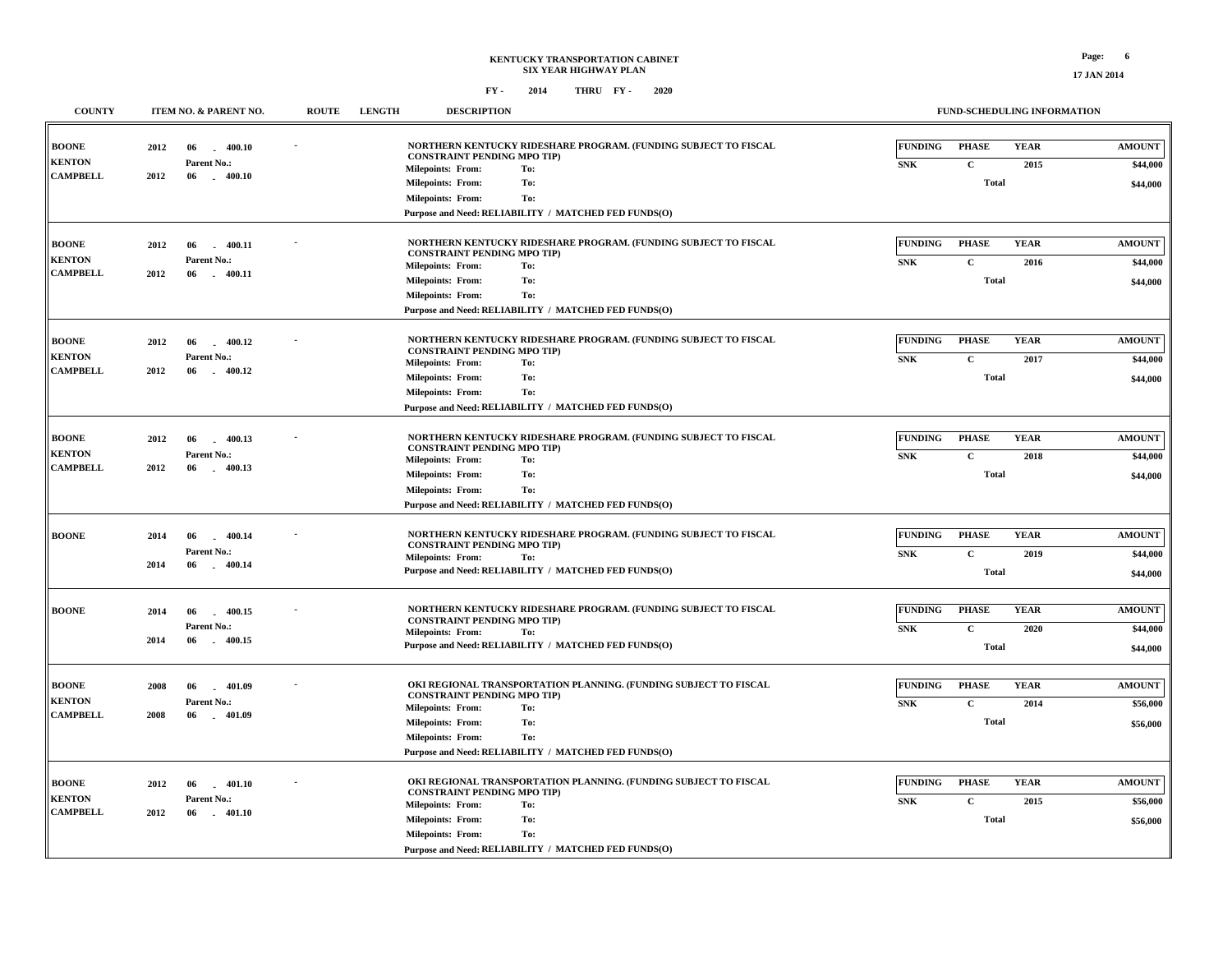KENTUCKY TRANSPORTATION CABINET
SIX YEAR HIGHWAY PLAN

FY - 2014 THRU FY - 2020

| COUNTY | ITEM NO. & PARENT NO. | ROUTE | LENGTH | DESCRIPTION | FUNDING | PHASE | YEAR | AMOUNT |
|---|---|---|---|---|---|---|---|---|
| BOONE<br>KENTON<br>CAMPBELL | 2012 06 - 400.10<br>Parent No.:<br>2012 06 - 400.10 | - | | NORTHERN KENTUCKY RIDESHARE PROGRAM. (FUNDING SUBJECT TO FISCAL CONSTRAINT PENDING MPO TIP)<br>Milepoints: From: To:<br>Milepoints: From: To:<br>Milepoints: From: To:<br>Purpose and Need: RELIABILITY / MATCHED FED FUNDS(O) | SNK | C | 2015 | $44,000 |
| | | | | | | Total | | $44,000 |
| BOONE<br>KENTON<br>CAMPBELL | 2012 06 - 400.11<br>Parent No.:<br>2012 06 - 400.11 | - | | NORTHERN KENTUCKY RIDESHARE PROGRAM. (FUNDING SUBJECT TO FISCAL CONSTRAINT PENDING MPO TIP)<br>Milepoints: From: To:<br>Milepoints: From: To:<br>Milepoints: From: To:<br>Purpose and Need: RELIABILITY / MATCHED FED FUNDS(O) | SNK | C | 2016 | $44,000 |
| | | | | | | Total | | $44,000 |
| BOONE<br>KENTON<br>CAMPBELL | 2012 06 - 400.12<br>Parent No.:<br>2012 06 - 400.12 | - | | NORTHERN KENTUCKY RIDESHARE PROGRAM. (FUNDING SUBJECT TO FISCAL CONSTRAINT PENDING MPO TIP)<br>Milepoints: From: To:<br>Milepoints: From: To:<br>Milepoints: From: To:<br>Purpose and Need: RELIABILITY / MATCHED FED FUNDS(O) | SNK | C | 2017 | $44,000 |
| | | | | | | Total | | $44,000 |
| BOONE<br>KENTON<br>CAMPBELL | 2012 06 - 400.13<br>Parent No.:<br>2012 06 - 400.13 | - | | NORTHERN KENTUCKY RIDESHARE PROGRAM. (FUNDING SUBJECT TO FISCAL CONSTRAINT PENDING MPO TIP)<br>Milepoints: From: To:<br>Milepoints: From: To:<br>Milepoints: From: To:<br>Purpose and Need: RELIABILITY / MATCHED FED FUNDS(O) | SNK | C | 2018 | $44,000 |
| | | | | | | Total | | $44,000 |
| BOONE | 2014 06 - 400.14<br>Parent No.:<br>2014 06 - 400.14 | - | | NORTHERN KENTUCKY RIDESHARE PROGRAM. (FUNDING SUBJECT TO FISCAL CONSTRAINT PENDING MPO TIP)<br>Milepoints: From: To:<br>Purpose and Need: RELIABILITY / MATCHED FED FUNDS(O) | SNK | C | 2019 | $44,000 |
| | | | | | | Total | | $44,000 |
| BOONE | 2014 06 - 400.15<br>Parent No.:<br>2014 06 - 400.15 | - | | NORTHERN KENTUCKY RIDESHARE PROGRAM. (FUNDING SUBJECT TO FISCAL CONSTRAINT PENDING MPO TIP)<br>Milepoints: From: To:<br>Purpose and Need: RELIABILITY / MATCHED FED FUNDS(O) | SNK | C | 2020 | $44,000 |
| | | | | | | Total | | $44,000 |
| BOONE<br>KENTON<br>CAMPBELL | 2008 06 - 401.09<br>Parent No.:<br>2008 06 - 401.09 | - | | OKI REGIONAL TRANSPORTATION PLANNING. (FUNDING SUBJECT TO FISCAL CONSTRAINT PENDING MPO TIP)<br>Milepoints: From: To:<br>Milepoints: From: To:<br>Milepoints: From: To:<br>Purpose and Need: RELIABILITY / MATCHED FED FUNDS(O) | SNK | C | 2014 | $56,000 |
| | | | | | | Total | | $56,000 |
| BOONE<br>KENTON<br>CAMPBELL | 2012 06 - 401.10<br>Parent No.:<br>2012 06 - 401.10 | - | | OKI REGIONAL TRANSPORTATION PLANNING. (FUNDING SUBJECT TO FISCAL CONSTRAINT PENDING MPO TIP)<br>Milepoints: From: To:<br>Milepoints: From: To:<br>Milepoints: From: To:<br>Purpose and Need: RELIABILITY / MATCHED FED FUNDS(O) | SNK | C | 2015 | $56,000 |
| | | | | | | Total | | $56,000 |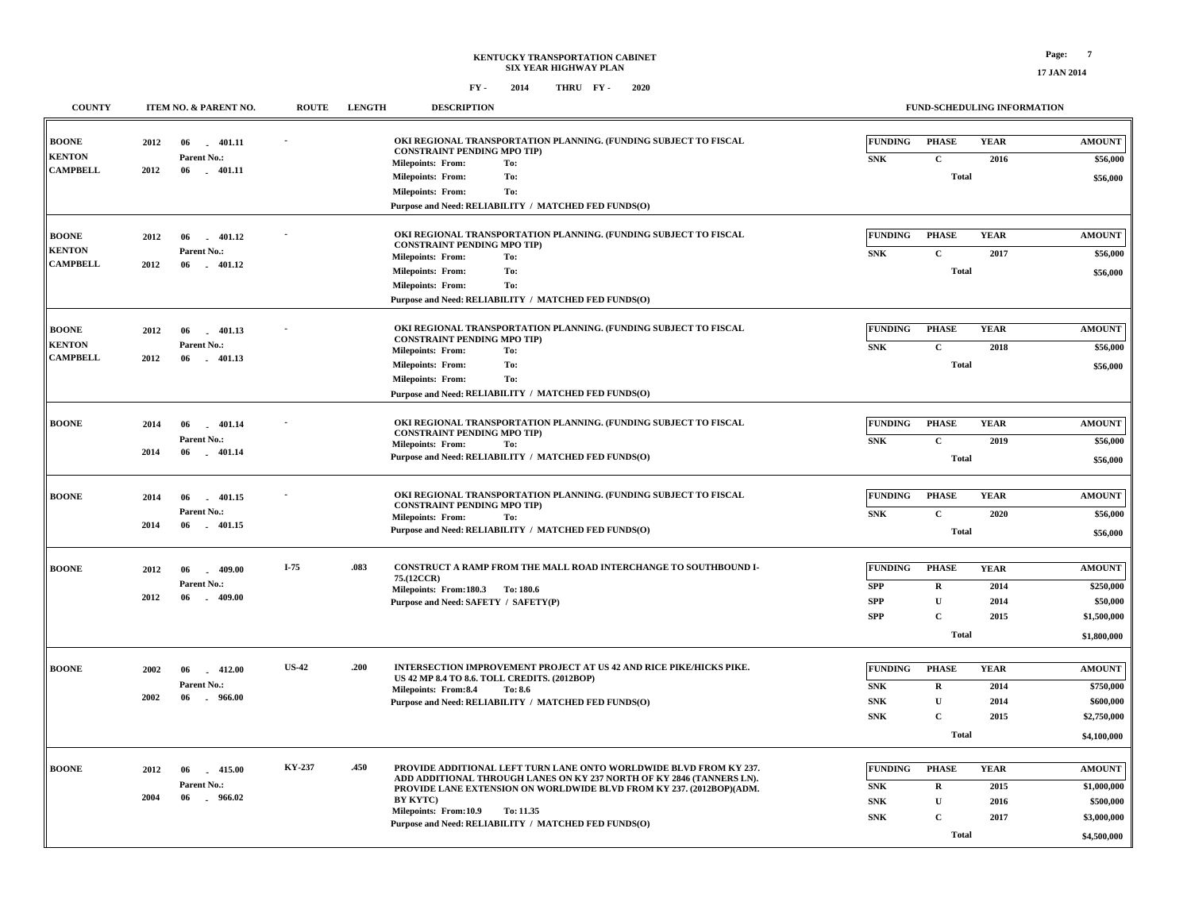# KENTUCKY TRANSPORTATION CABINET
## SIX YEAR HIGHWAY PLAN
### FY - 2014 THRU FY - 2020

| COUNTY | ITEM NO. & PARENT NO. | ROUTE | LENGTH | DESCRIPTION | FUNDING | PHASE | YEAR | AMOUNT |
|---|---|---|---|---|---|---|---|---|
| BOONE<br>KENTON<br>CAMPBELL | 2012 06 - 401.11<br>Parent No.:<br>2012 06 - 401.11 | - | | OKI REGIONAL TRANSPORTATION PLANNING. (FUNDING SUBJECT TO FISCAL CONSTRAINT PENDING MPO TIP)<br>Milepoints: From: To:<br>Milepoints: From: To:<br>Milepoints: From: To:<br>Purpose and Need: RELIABILITY / MATCHED FED FUNDS(O) | SNK | C | 2016 | $56,000 |
| | | | | | | Total | | $56,000 |
| BOONE<br>KENTON<br>CAMPBELL | 2012 06 - 401.12<br>Parent No.:<br>2012 06 - 401.12 | - | | OKI REGIONAL TRANSPORTATION PLANNING. (FUNDING SUBJECT TO FISCAL CONSTRAINT PENDING MPO TIP)<br>Milepoints: From: To:<br>Milepoints: From: To:<br>Milepoints: From: To:<br>Purpose and Need: RELIABILITY / MATCHED FED FUNDS(O) | SNK | C | 2017 | $56,000 |
| | | | | | | Total | | $56,000 |
| BOONE<br>KENTON<br>CAMPBELL | 2012 06 - 401.13<br>Parent No.:<br>2012 06 - 401.13 | - | | OKI REGIONAL TRANSPORTATION PLANNING. (FUNDING SUBJECT TO FISCAL CONSTRAINT PENDING MPO TIP)<br>Milepoints: From: To:<br>Milepoints: From: To:<br>Milepoints: From: To:<br>Purpose and Need: RELIABILITY / MATCHED FED FUNDS(O) | SNK | C | 2018 | $56,000 |
| | | | | | | Total | | $56,000 |
| BOONE | 2014 06 - 401.14<br>Parent No.:<br>2014 06 - 401.14 | - | | OKI REGIONAL TRANSPORTATION PLANNING. (FUNDING SUBJECT TO FISCAL CONSTRAINT PENDING MPO TIP)<br>Milepoints: From: To:<br>Purpose and Need: RELIABILITY / MATCHED FED FUNDS(O) | SNK | C | 2019 | $56,000 |
| | | | | | | Total | | $56,000 |
| BOONE | 2014 06 - 401.15<br>Parent No.:<br>2014 06 - 401.15 | - | | OKI REGIONAL TRANSPORTATION PLANNING. (FUNDING SUBJECT TO FISCAL CONSTRAINT PENDING MPO TIP)<br>Milepoints: From: To:<br>Purpose and Need: RELIABILITY / MATCHED FED FUNDS(O) | SNK | C | 2020 | $56,000 |
| | | | | | | Total | | $56,000 |
| BOONE | 2012 06 - 409.00<br>Parent No.:<br>2012 06 - 409.00 | I-75 | .083 | CONSTRUCT A RAMP FROM THE MALL ROAD INTERCHANGE TO SOUTHBOUND I-75.(12CCR)<br>Milepoints: From:180.3 To: 180.6<br>Purpose and Need: SAFETY / SAFETY(P) | SPP | R | 2014 | $250,000 |
| | | | | | SPP | U | 2014 | $50,000 |
| | | | | | SPP | C | 2015 | $1,500,000 |
| | | | | | | Total | | $1,800,000 |
| BOONE | 2002 06 - 412.00<br>Parent No.:<br>2002 06 - 966.00 | US-42 | .200 | INTERSECTION IMPROVEMENT PROJECT AT US 42 AND RICE PIKE/HICKS PIKE. US 42 MP 8.4 TO 8.6. TOLL CREDITS. (2012BOP)<br>Milepoints: From:8.4 To: 8.6<br>Purpose and Need: RELIABILITY / MATCHED FED FUNDS(O) | SNK | R | 2014 | $750,000 |
| | | | | | SNK | U | 2014 | $600,000 |
| | | | | | SNK | C | 2015 | $2,750,000 |
| | | | | | | Total | | $4,100,000 |
| BOONE | 2012 06 - 415.00<br>Parent No.:<br>2004 06 - 966.02 | KY-237 | .450 | PROVIDE ADDITIONAL LEFT TURN LANE ONTO WORLDWIDE BLVD FROM KY 237. ADD ADDITIONAL THROUGH LANES ON KY 237 NORTH OF KY 2846 (TANNERS LN). PROVIDE LANE EXTENSION ON WORLDWIDE BLVD FROM KY 237. (2012BOP)(ADM. BY KYTC)<br>Milepoints: From:10.9 To: 11.35<br>Purpose and Need: RELIABILITY / MATCHED FED FUNDS(O) | SNK | R | 2015 | $1,000,000 |
| | | | | | SNK | U | 2016 | $500,000 |
| | | | | | SNK | C | 2017 | $3,000,000 |
| | | | | | | Total | | $4,500,000 |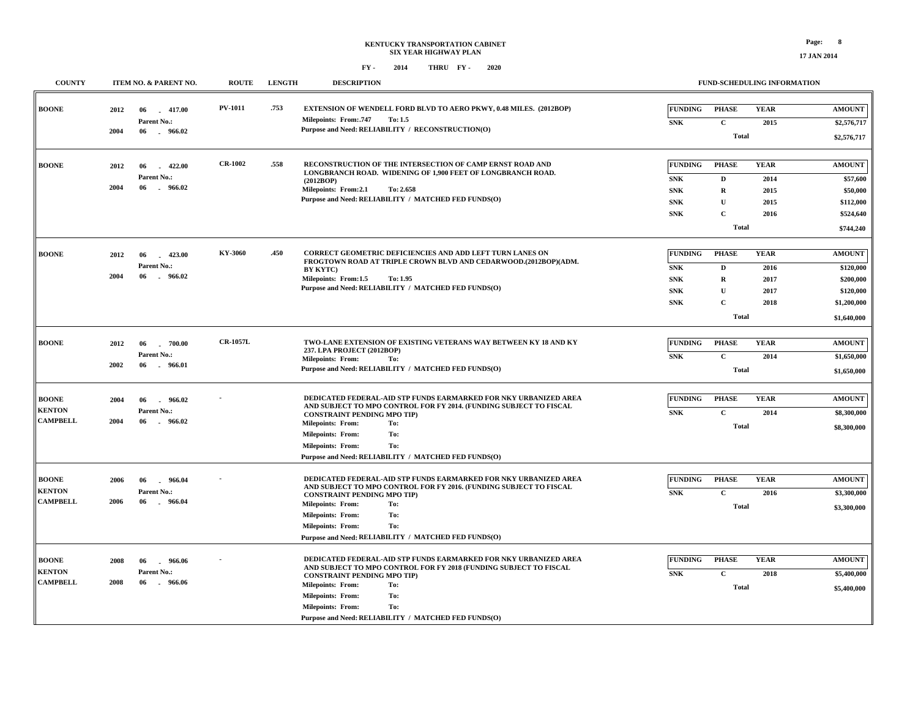**KENTUCKY TRANSPORTATION CABINET**
**SIX YEAR HIGHWAY PLAN**
**FY - 2014 THRU FY - 2020**

| COUNTY | ITEM NO. & PARENT NO. | ROUTE | LENGTH | DESCRIPTION | FUNDING | PHASE | YEAR | AMOUNT |
|---|---|---|---|---|---|---|---|---|
| BOONE | 2012 06 - 417.00 Parent No.: 2004 06 - 966.02 | PV-1011 | .753 | EXTENSION OF WENDELL FORD BLVD TO AERO PKWY, 0.48 MILES. (2012BOP) Milepoints: From:.747 To: 1.5 Purpose and Need: RELIABILITY / RECONSTRUCTION(O) | SNK | C | 2015 | $2,576,717 |
| | | | | | | Total | | $2,576,717 |
| BOONE | 2012 06 - 422.00 Parent No.: 2004 06 - 966.02 | CR-1002 | .558 | RECONSTRUCTION OF THE INTERSECTION OF CAMP ERNST ROAD AND LONGBRANCH ROAD. WIDENING OF 1,900 FEET OF LONGBRANCH ROAD. (2012BOP) Milepoints: From:2.1 To: 2.658 Purpose and Need: RELIABILITY / MATCHED FED FUNDS(O) | SNK | D | 2014 | $57,600 |
| | | | | | SNK | R | 2015 | $50,000 |
| | | | | | SNK | U | 2015 | $112,000 |
| | | | | | SNK | C | 2016 | $524,640 |
| | | | | | | Total | | $744,240 |
| BOONE | 2012 06 - 423.00 Parent No.: 2004 06 - 966.02 | KY-3060 | .450 | CORRECT GEOMETRIC DEFICIENCIES AND ADD LEFT TURN LANES ON FROGTOWN ROAD AT TRIPLE CROWN BLVD AND CEDARWOOD.(2012BOP)(ADM. BY KYTC) Milepoints: From:1.5 To: 1.95 Purpose and Need: RELIABILITY / MATCHED FED FUNDS(O) | SNK | D | 2016 | $120,000 |
| | | | | | SNK | R | 2017 | $200,000 |
| | | | | | SNK | U | 2017 | $120,000 |
| | | | | | SNK | C | 2018 | $1,200,000 |
| | | | | | | Total | | $1,640,000 |
| BOONE | 2012 06 - 700.00 Parent No.: 2002 06 - 966.01 | CR-1057L | | TWO-LANE EXTENSION OF EXISTING VETERANS WAY BETWEEN KY 18 AND KY 237. LPA PROJECT (2012BOP) Milepoints: From: To: Purpose and Need: RELIABILITY / MATCHED FED FUNDS(O) | SNK | C | 2014 | $1,650,000 |
| | | | | | | Total | | $1,650,000 |
| BOONE KENTON CAMPBELL | 2004 06 - 966.02 Parent No.: 2004 06 - 966.02 | - | | DEDICATED FEDERAL-AID STP FUNDS EARMARKED FOR NKY URBANIZED AREA AND SUBJECT TO MPO CONTROL FOR FY 2014. (FUNDING SUBJECT TO FISCAL CONSTRAINT PENDING MPO TIP) Milepoints: From: To: Milepoints: From: To: Milepoints: From: To: Purpose and Need: RELIABILITY / MATCHED FED FUNDS(O) | SNK | C | 2014 | $8,300,000 |
| | | | | | | Total | | $8,300,000 |
| BOONE KENTON CAMPBELL | 2006 06 - 966.04 Parent No.: 2006 06 - 966.04 | - | | DEDICATED FEDERAL-AID STP FUNDS EARMARKED FOR NKY URBANIZED AREA AND SUBJECT TO MPO CONTROL FOR FY 2016. (FUNDING SUBJECT TO FISCAL CONSTRAINT PENDING MPO TIP) Milepoints: From: To: Milepoints: From: To: Milepoints: From: To: Purpose and Need: RELIABILITY / MATCHED FED FUNDS(O) | SNK | C | 2016 | $3,300,000 |
| | | | | | | Total | | $3,300,000 |
| BOONE KENTON CAMPBELL | 2008 06 - 966.06 Parent No.: 2008 06 - 966.06 | - | | DEDICATED FEDERAL-AID STP FUNDS EARMARKED FOR NKY URBANIZED AREA AND SUBJECT TO MPO CONTROL FOR FY 2018 (FUNDING SUBJECT TO FISCAL CONSTRAINT PENDING MPO TIP) Milepoints: From: To: Milepoints: From: To: Milepoints: From: To: Purpose and Need: RELIABILITY / MATCHED FED FUNDS(O) | SNK | C | 2018 | $5,400,000 |
| | | | | | | Total | | $5,400,000 |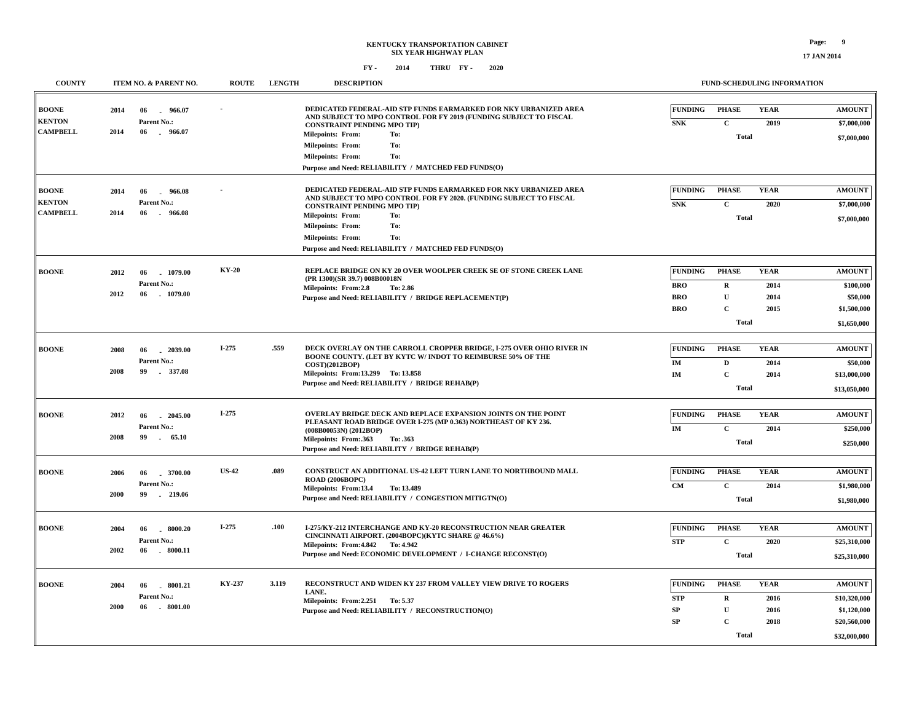KENTUCKY TRANSPORTATION CABINET
SIX YEAR HIGHWAY PLAN
FY - 2014 THRU FY - 2020

| COUNTY | ITEM NO. & PARENT NO. | ROUTE | LENGTH | DESCRIPTION | FUNDING | PHASE | YEAR | AMOUNT |
|---|---|---|---|---|---|---|---|---|
| BOONE<br>KENTON<br>CAMPBELL | 2014 06 - 966.07<br>Parent No.:<br>2014 06 - 966.07 | - | | DEDICATED FEDERAL-AID STP FUNDS EARMARKED FOR NKY URBANIZED AREA AND SUBJECT TO MPO CONTROL FOR FY 2019 (FUNDING SUBJECT TO FISCAL CONSTRAINT PENDING MPO TIP)<br>Milepoints: From: To:<br>Milepoints: From: To:<br>Milepoints: From: To:<br>Purpose and Need: RELIABILITY / MATCHED FED FUNDS(O) | SNK | C | 2019 | $7,000,000 |
| | | | | | | Total | | $7,000,000 |
| BOONE<br>KENTON<br>CAMPBELL | 2014 06 - 966.08<br>Parent No.:<br>2014 06 - 966.08 | - | | DEDICATED FEDERAL-AID STP FUNDS EARMARKED FOR NKY URBANIZED AREA AND SUBJECT TO MPO CONTROL FOR FY 2020. (FUNDING SUBJECT TO FISCAL CONSTRAINT PENDING MPO TIP)<br>Milepoints: From: To:<br>Milepoints: From: To:<br>Milepoints: From: To:<br>Purpose and Need: RELIABILITY / MATCHED FED FUNDS(O) | SNK | C | 2020 | $7,000,000 |
| | | | | | | Total | | $7,000,000 |
| BOONE | 2012 06 - 1079.00<br>Parent No.:<br>2012 06 - 1079.00 | KY-20 | | REPLACE BRIDGE ON KY 20 OVER WOOLPER CREEK SE OF STONE CREEK LANE (PR 1300)(SR 39.7) 008B00018N<br>Milepoints: From:2.8 To: 2.86<br>Purpose and Need: RELIABILITY / BRIDGE REPLACEMENT(P) | BRO | R | 2014 | $100,000 |
| | | | | | BRO | U | 2014 | $50,000 |
| | | | | | BRO | C | 2015 | $1,500,000 |
| | | | | | | Total | | $1,650,000 |
| BOONE | 2008 06 - 2039.00<br>Parent No.:<br>2008 99 - 337.08 | I-275 | .559 | DECK OVERLAY ON THE CARROLL CROPPER BRIDGE, I-275 OVER OHIO RIVER IN BOONE COUNTY. (LET BY KYTC W/ INDOT TO REIMBURSE 50% OF THE COST)(2012BOP)<br>Milepoints: From:13.299 To: 13.858<br>Purpose and Need: RELIABILITY / BRIDGE REHAB(P) | IM | D | 2014 | $50,000 |
| | | | | | IM | C | 2014 | $13,000,000 |
| | | | | | | Total | | $13,050,000 |
| BOONE | 2012 06 - 2045.00<br>Parent No.:<br>2008 99 - 65.10 | I-275 | | OVERLAY BRIDGE DECK AND REPLACE EXPANSION JOINTS ON THE POINT PLEASANT ROAD BRIDGE OVER I-275 (MP 0.363) NORTHEAST OF KY 236. (008B00053N) (2012BOP)<br>Milepoints: From:.363 To: .363<br>Purpose and Need: RELIABILITY / BRIDGE REHAB(P) | IM | C | 2014 | $250,000 |
| | | | | | | Total | | $250,000 |
| BOONE | 2006 06 - 3700.00<br>Parent No.:<br>2000 99 - 219.06 | US-42 | .089 | CONSTRUCT AN ADDITIONAL US-42 LEFT TURN LANE TO NORTHBOUND MALL ROAD (2006BOPC)<br>Milepoints: From:13.4 To: 13.489<br>Purpose and Need: RELIABILITY / CONGESTION MITIGTN(O) | CM | C | 2014 | $1,980,000 |
| | | | | | | Total | | $1,980,000 |
| BOONE | 2004 06 - 8000.20<br>Parent No.:<br>2002 06 - 8000.11 | I-275 | .100 | I-275/KY-212 INTERCHANGE AND KY-20 RECONSTRUCTION NEAR GREATER CINCINNATI AIRPORT. (2004BOPC)(KYTC SHARE @ 46.6%)<br>Milepoints: From:4.842 To: 4.942<br>Purpose and Need: ECONOMIC DEVELOPMENT / I-CHANGE RECONST(O) | STP | C | 2020 | $25,310,000 |
| | | | | | | Total | | $25,310,000 |
| BOONE | 2004 06 - 8001.21<br>Parent No.:<br>2000 06 - 8001.00 | KY-237 | 3.119 | RECONSTRUCT AND WIDEN KY 237 FROM VALLEY VIEW DRIVE TO ROGERS LANE.<br>Milepoints: From:2.251 To: 5.37<br>Purpose and Need: RELIABILITY / RECONSTRUCTION(O) | STP | R | 2016 | $10,320,000 |
| | | | | | SP | U | 2016 | $1,120,000 |
| | | | | | SP | C | 2018 | $20,560,000 |
| | | | | | | Total | | $32,000,000 |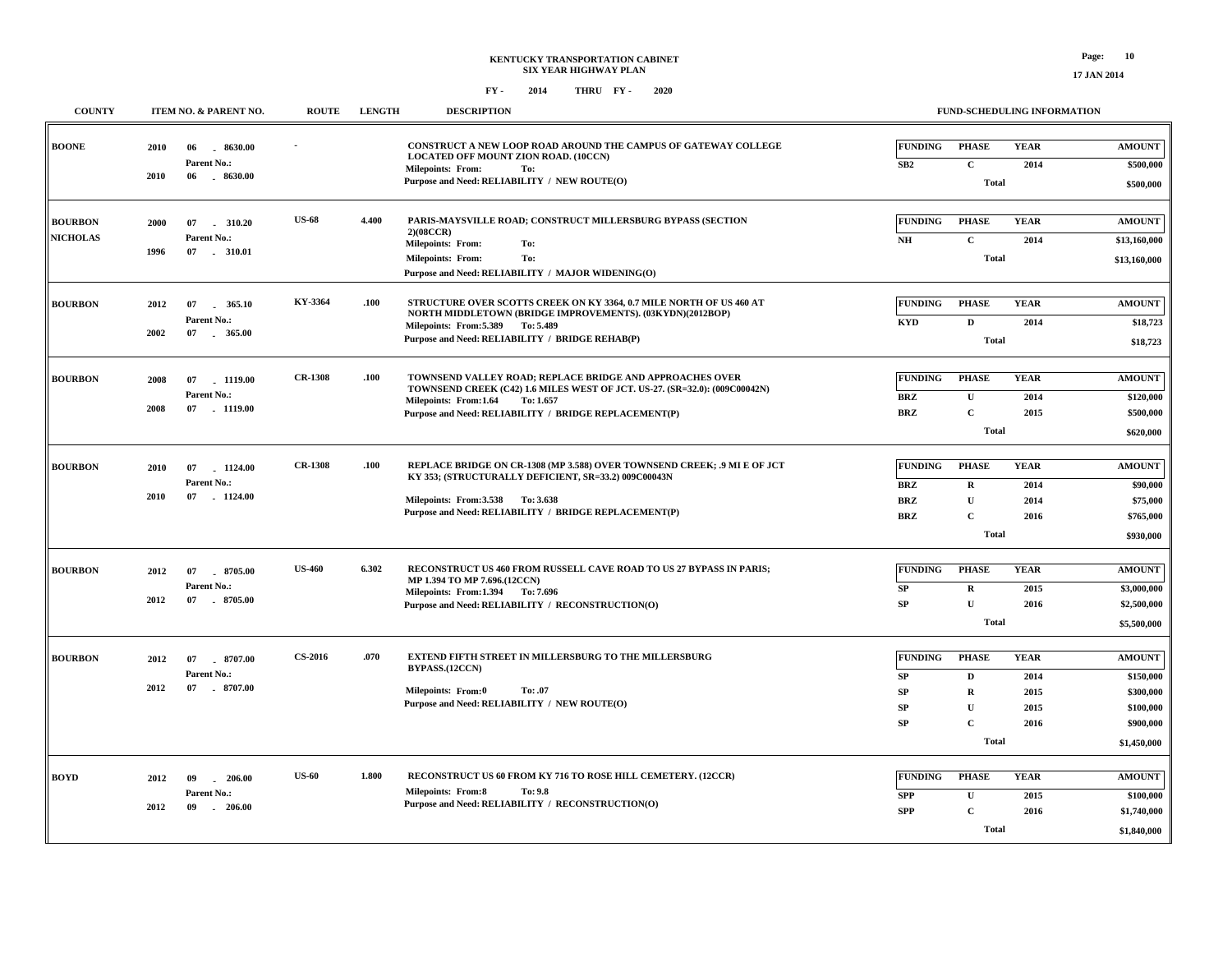# KENTUCKY TRANSPORTATION CABINET
## SIX YEAR HIGHWAY PLAN

FY - 2014 THRU FY - 2020

17 JAN 2014

| COUNTY | ITEM NO. & PARENT NO. | ROUTE | LENGTH | DESCRIPTION | FUNDING | PHASE | YEAR | AMOUNT |
|---|---|---|---|---|---|---|---|---|
| BOONE | 2010 06 - 8630.00<br>Parent No.:<br>2010 06 - 8630.00 | - | | CONSTRUCT A NEW LOOP ROAD AROUND THE CAMPUS OF GATEWAY COLLEGE LOCATED OFF MOUNT ZION ROAD. (10CCN)<br>Milepoints: From: To:<br>Purpose and Need: RELIABILITY / NEW ROUTE(O) | SB2 | C | 2014 | $500,000 |
| | | | | | | Total | | $500,000 |
| BOURBON<br>NICHOLAS | 2000 07 - 310.20<br>Parent No.:<br>1996 07 - 310.01 | US-68 | 4.400 | PARIS-MAYSVILLE ROAD; CONSTRUCT MILLERSBURG BYPASS (SECTION 2)(08CCR)<br>Milepoints: From: To:<br>Milepoints: From: To:<br>Purpose and Need: RELIABILITY / MAJOR WIDENING(O) | NH | C | 2014 | $13,160,000 |
| | | | | | | Total | | $13,160,000 |
| BOURBON | 2012 07 - 365.10<br>Parent No.:<br>2002 07 - 365.00 | KY-3364 | .100 | STRUCTURE OVER SCOTTS CREEK ON KY 3364, 0.7 MILE NORTH OF US 460 AT NORTH MIDDLETOWN (BRIDGE IMPROVEMENTS). (03KYDN)(2012BOP)<br>Milepoints: From:5.389 To: 5.489<br>Purpose and Need: RELIABILITY / BRIDGE REHAB(P) | KYD | D | 2014 | $18,723 |
| | | | | | | Total | | $18,723 |
| BOURBON | 2008 07 - 1119.00<br>Parent No.:<br>2008 07 - 1119.00 | CR-1308 | .100 | TOWNSEND VALLEY ROAD; REPLACE BRIDGE AND APPROACHES OVER TOWNSEND CREEK (C42) 1.6 MILES WEST OF JCT. US-27. (SR=32.0): (009C00042N)<br>Milepoints: From:1.64 To: 1.657<br>Purpose and Need: RELIABILITY / BRIDGE REPLACEMENT(P) | BRZ | U | 2014 | $120,000 |
| | | | | | BRZ | C | 2015 | $500,000 |
| | | | | | | Total | | $620,000 |
| BOURBON | 2010 07 - 1124.00<br>Parent No.:<br>2010 07 - 1124.00 | CR-1308 | .100 | REPLACE BRIDGE ON CR-1308 (MP 3.588) OVER TOWNSEND CREEK; .9 MI E OF JCT KY 353; (STRUCTURALLY DEFICIENT, SR=33.2) 009C00043N<br>Milepoints: From:3.538 To: 3.638<br>Purpose and Need: RELIABILITY / BRIDGE REPLACEMENT(P) | BRZ | R | 2014 | $90,000 |
| | | | | | BRZ | U | 2014 | $75,000 |
| | | | | | BRZ | C | 2016 | $765,000 |
| | | | | | | Total | | $930,000 |
| BOURBON | 2012 07 - 8705.00<br>Parent No.:<br>2012 07 - 8705.00 | US-460 | 6.302 | RECONSTRUCT US 460 FROM RUSSELL CAVE ROAD TO US 27 BYPASS IN PARIS; MP 1.394 TO MP 7.696.(12CCN)<br>Milepoints: From:1.394 To: 7.696<br>Purpose and Need: RELIABILITY / RECONSTRUCTION(O) | SP | R | 2015 | $3,000,000 |
| | | | | | SP | U | 2016 | $2,500,000 |
| | | | | | | Total | | $5,500,000 |
| BOURBON | 2012 07 - 8707.00<br>Parent No.:<br>2012 07 - 8707.00 | CS-2016 | .070 | EXTEND FIFTH STREET IN MILLERSBURG TO THE MILLERSBURG BYPASS.(12CCN)<br>Milepoints: From:0 To: .07<br>Purpose and Need: RELIABILITY / NEW ROUTE(O) | SP | D | 2014 | $150,000 |
| | | | | | SP | R | 2015 | $300,000 |
| | | | | | SP | U | 2015 | $100,000 |
| | | | | | SP | C | 2016 | $900,000 |
| | | | | | | Total | | $1,450,000 |
| BOYD | 2012 09 - 206.00<br>Parent No.:<br>2012 09 - 206.00 | US-60 | 1.800 | RECONSTRUCT US 60 FROM KY 716 TO ROSE HILL CEMETERY. (12CCR)<br>Milepoints: From:8 To: 9.8<br>Purpose and Need: RELIABILITY / RECONSTRUCTION(O) | SPP | U | 2015 | $100,000 |
| | | | | | SPP | C | 2016 | $1,740,000 |
| | | | | | | Total | | $1,840,000 |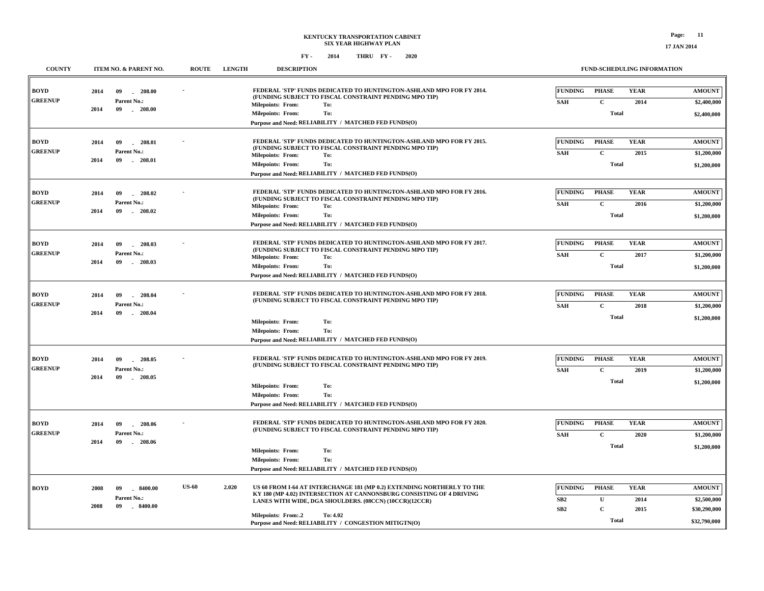**KENTUCKY TRANSPORTATION CABINET**
**SIX YEAR HIGHWAY PLAN**
**FY - 2014 THRU FY - 2020**

| COUNTY | ITEM NO. & PARENT NO. | ROUTE | LENGTH | DESCRIPTION | FUNDING | PHASE | YEAR | AMOUNT |
|---|---|---|---|---|---|---|---|---|
| BOYD<br>GREENUP | 2014 09 - 208.00<br>Parent No.:<br>2014 09 - 208.00 | - | | FEDERAL 'STP' FUNDS DEDICATED TO HUNTINGTON-ASHLAND MPO FOR FY 2014. (FUNDING SUBJECT TO FISCAL CONSTRAINT PENDING MPO TIP)<br>Milepoints: From: To:<br>Milepoints: From: To:<br>Purpose and Need: RELIABILITY / MATCHED FED FUNDS(O) | SAH | C | 2014 | $2,400,000 |
| | | | | | | Total | | $2,400,000 |
| BOYD<br>GREENUP | 2014 09 - 208.01<br>Parent No.:<br>2014 09 - 208.01 | - | | FEDERAL 'STP' FUNDS DEDICATED TO HUNTINGTON-ASHLAND MPO FOR FY 2015. (FUNDING SUBJECT TO FISCAL CONSTRAINT PENDING MPO TIP)<br>Milepoints: From: To:<br>Milepoints: From: To:<br>Purpose and Need: RELIABILITY / MATCHED FED FUNDS(O) | SAH | C | 2015 | $1,200,000 |
| | | | | | | Total | | $1,200,000 |
| BOYD<br>GREENUP | 2014 09 - 208.02<br>Parent No.:<br>2014 09 - 208.02 | - | | FEDERAL 'STP' FUNDS DEDICATED TO HUNTINGTON-ASHLAND MPO FOR FY 2016. (FUNDING SUBJECT TO FISCAL CONSTRAINT PENDING MPO TIP)<br>Milepoints: From: To:<br>Milepoints: From: To:<br>Purpose and Need: RELIABILITY / MATCHED FED FUNDS(O) | SAH | C | 2016 | $1,200,000 |
| | | | | | | Total | | $1,200,000 |
| BOYD<br>GREENUP | 2014 09 - 208.03<br>Parent No.:<br>2014 09 - 208.03 | - | | FEDERAL 'STP' FUNDS DEDICATED TO HUNTINGTON-ASHLAND MPO FOR FY 2017. (FUNDING SUBJECT TO FISCAL CONSTRAINT PENDING MPO TIP)<br>Milepoints: From: To:<br>Milepoints: From: To:<br>Purpose and Need: RELIABILITY / MATCHED FED FUNDS(O) | SAH | C | 2017 | $1,200,000 |
| | | | | | | Total | | $1,200,000 |
| BOYD<br>GREENUP | 2014 09 - 208.04<br>Parent No.:<br>2014 09 - 208.04 | - | | FEDERAL 'STP' FUNDS DEDICATED TO HUNTINGTON-ASHLAND MPO FOR FY 2018. (FUNDING SUBJECT TO FISCAL CONSTRAINT PENDING MPO TIP)<br>Milepoints: From: To:<br>Milepoints: From: To:<br>Purpose and Need: RELIABILITY / MATCHED FED FUNDS(O) | SAH | C | 2018 | $1,200,000 |
| | | | | | | Total | | $1,200,000 |
| BOYD<br>GREENUP | 2014 09 - 208.05<br>Parent No.:<br>2014 09 - 208.05 | - | | FEDERAL 'STP' FUNDS DEDICATED TO HUNTINGTON-ASHLAND MPO FOR FY 2019. (FUNDING SUBJECT TO FISCAL CONSTRAINT PENDING MPO TIP)<br>Milepoints: From: To:<br>Milepoints: From: To:<br>Purpose and Need: RELIABILITY / MATCHED FED FUNDS(O) | SAH | C | 2019 | $1,200,000 |
| | | | | | | Total | | $1,200,000 |
| BOYD<br>GREENUP | 2014 09 - 208.06<br>Parent No.:<br>2014 09 - 208.06 | - | | FEDERAL 'STP' FUNDS DEDICATED TO HUNTINGTON-ASHLAND MPO FOR FY 2020. (FUNDING SUBJECT TO FISCAL CONSTRAINT PENDING MPO TIP)<br>Milepoints: From: To:<br>Milepoints: From: To:<br>Purpose and Need: RELIABILITY / MATCHED FED FUNDS(O) | SAH | C | 2020 | $1,200,000 |
| | | | | | | Total | | $1,200,000 |
| BOYD | 2008 09 - 8400.00<br>Parent No.:<br>2008 09 - 8400.00 | US-60 | 2.020 | US 60 FROM I-64 AT INTERCHANGE 181 (MP 0.2) EXTENDING NORTHERLY TO THE KY 180 (MP 4.02) INTERSECTION AT CANNONSBURG CONSISTING OF 4 DRIVING LANES WITH WIDE, DGA SHOULDERS. (08CCN) (10CCR)(12CCR)<br>Milepoints: From:.2 To: 4.02<br>Purpose and Need: RELIABILITY / CONGESTION MITIGTN(O) | SB2 | U | 2014 | $2,500,000 |
| | | | | | SB2 | C | 2015 | $30,290,000 |
| | | | | | | Total | | $32,790,000 |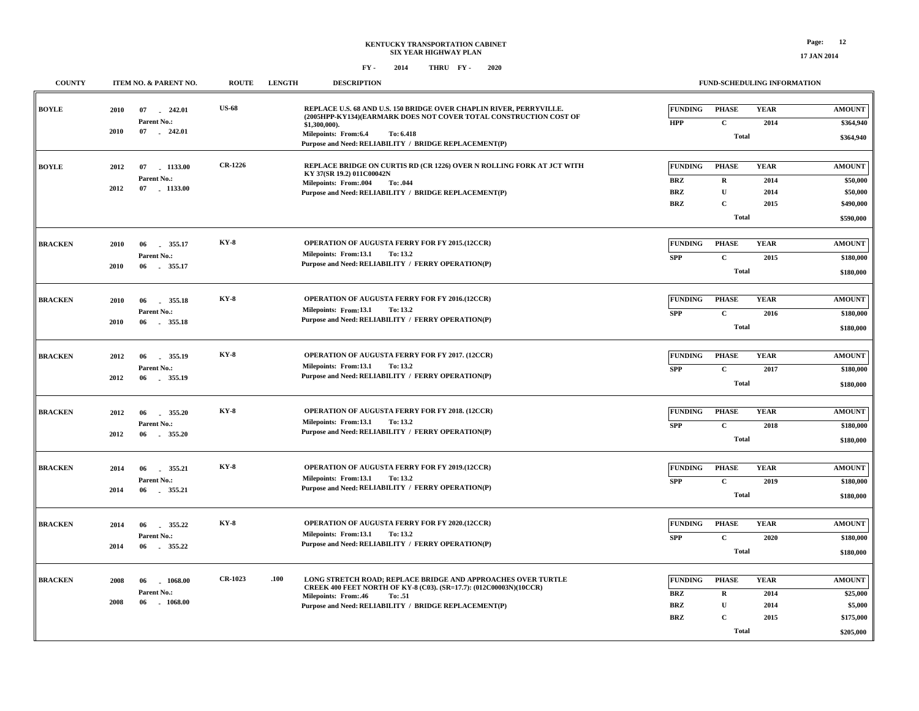# KENTUCKY TRANSPORTATION CABINET
## SIX YEAR HIGHWAY PLAN
### FY - 2014 THRU FY - 2020

| COUNTY | ITEM NO. & PARENT NO. | ROUTE | LENGTH | DESCRIPTION | FUNDING | PHASE | YEAR | AMOUNT |
|---|---|---|---|---|---|---|---|---|
| BOYLE | 2010 07 - 242.01<br>Parent No.:<br>2010 07 - 242.01 | US-68 | | REPLACE U.S. 68 AND U.S. 150 BRIDGE OVER CHAPLIN RIVER, PERRYVILLE. (2005HPP-KY134)(EARMARK DOES NOT COVER TOTAL CONSTRUCTION COST OF $1,300,000).<br>Milepoints: From:6.4 To: 6.418<br>Purpose and Need: RELIABILITY / BRIDGE REPLACEMENT(P) | HPP | C | 2014 | $364,940 |
| | | | | | | Total | | $364,940 |
| BOYLE | 2012 07 - 1133.00<br>Parent No.:<br>2012 07 - 1133.00 | CR-1226 | | REPLACE BRIDGE ON CURTIS RD (CR 1226) OVER N ROLLING FORK AT JCT WITH KY 37(SR 19.2) 011C00042N<br>Milepoints: From:.004 To: .044<br>Purpose and Need: RELIABILITY / BRIDGE REPLACEMENT(P) | BRZ | R | 2014 | $50,000 |
| | | | | | BRZ | U | 2014 | $50,000 |
| | | | | | BRZ | C | 2015 | $490,000 |
| | | | | | | Total | | $590,000 |
| BRACKEN | 2010 06 - 355.17<br>Parent No.:<br>2010 06 - 355.17 | KY-8 | | OPERATION OF AUGUSTA FERRY FOR FY 2015.(12CCR)<br>Milepoints: From:13.1 To: 13.2<br>Purpose and Need: RELIABILITY / FERRY OPERATION(P) | SPP | C | 2015 | $180,000 |
| | | | | | | Total | | $180,000 |
| BRACKEN | 2010 06 - 355.18<br>Parent No.:<br>2010 06 - 355.18 | KY-8 | | OPERATION OF AUGUSTA FERRY FOR FY 2016.(12CCR)<br>Milepoints: From:13.1 To: 13.2<br>Purpose and Need: RELIABILITY / FERRY OPERATION(P) | SPP | C | 2016 | $180,000 |
| | | | | | | Total | | $180,000 |
| BRACKEN | 2012 06 - 355.19<br>Parent No.:<br>2012 06 - 355.19 | KY-8 | | OPERATION OF AUGUSTA FERRY FOR FY 2017. (12CCR)<br>Milepoints: From:13.1 To: 13.2<br>Purpose and Need: RELIABILITY / FERRY OPERATION(P) | SPP | C | 2017 | $180,000 |
| | | | | | | Total | | $180,000 |
| BRACKEN | 2012 06 - 355.20<br>Parent No.:<br>2012 06 - 355.20 | KY-8 | | OPERATION OF AUGUSTA FERRY FOR FY 2018. (12CCR)<br>Milepoints: From:13.1 To: 13.2<br>Purpose and Need: RELIABILITY / FERRY OPERATION(P) | SPP | C | 2018 | $180,000 |
| | | | | | | Total | | $180,000 |
| BRACKEN | 2014 06 - 355.21<br>Parent No.:<br>2014 06 - 355.21 | KY-8 | | OPERATION OF AUGUSTA FERRY FOR FY 2019.(12CCR)<br>Milepoints: From:13.1 To: 13.2<br>Purpose and Need: RELIABILITY / FERRY OPERATION(P) | SPP | C | 2019 | $180,000 |
| | | | | | | Total | | $180,000 |
| BRACKEN | 2014 06 - 355.22<br>Parent No.:<br>2014 06 - 355.22 | KY-8 | | OPERATION OF AUGUSTA FERRY FOR FY 2020.(12CCR)<br>Milepoints: From:13.1 To: 13.2<br>Purpose and Need: RELIABILITY / FERRY OPERATION(P) | SPP | C | 2020 | $180,000 |
| | | | | | | Total | | $180,000 |
| BRACKEN | 2008 06 - 1068.00<br>Parent No.:<br>2008 06 - 1068.00 | CR-1023 | .100 | LONG STRETCH ROAD; REPLACE BRIDGE AND APPROACHES OVER TURTLE CREEK 400 FEET NORTH OF KY-8 (C03). (SR=17.7): (012C00003N)(10CCR)<br>Milepoints: From:.46 To: .51<br>Purpose and Need: RELIABILITY / BRIDGE REPLACEMENT(P) | BRZ | R | 2014 | $25,000 |
| | | | | | BRZ | U | 2014 | $5,000 |
| | | | | | BRZ | C | 2015 | $175,000 |
| | | | | | | Total | | $205,000 |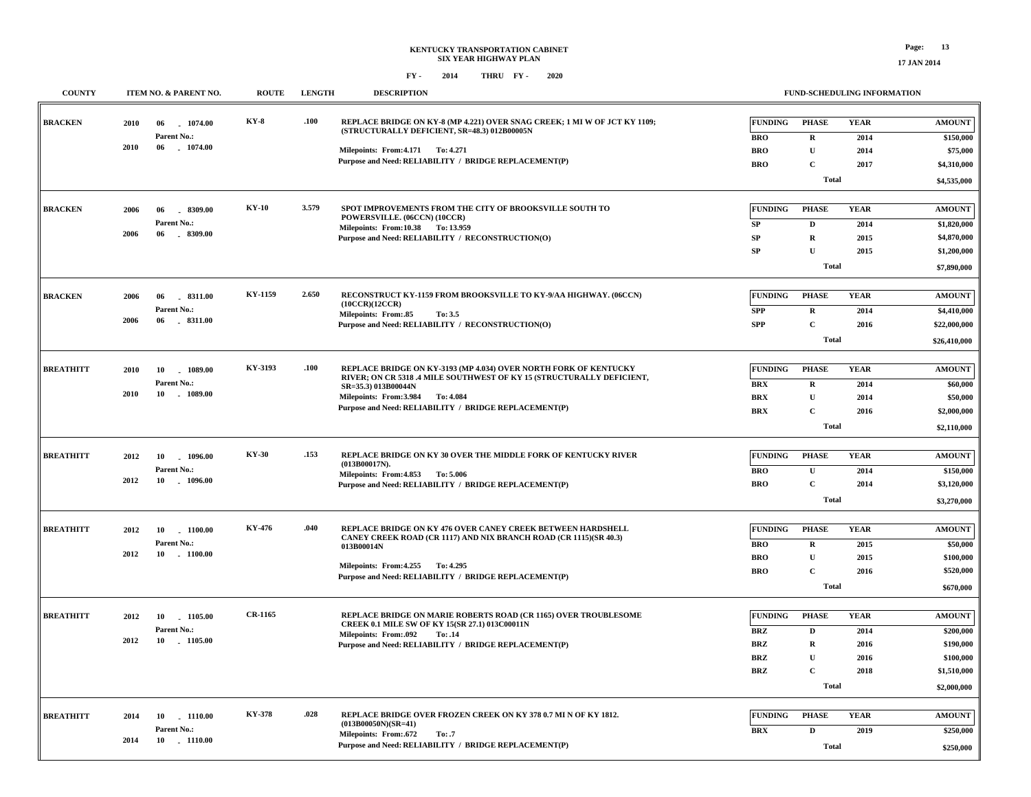# KENTUCKY TRANSPORTATION CABINET
## SIX YEAR HIGHWAY PLAN

FY - 2014 THRU FY - 2020

17 JAN 2014

| COUNTY | ITEM NO. & PARENT NO. | ROUTE | LENGTH | DESCRIPTION | FUNDING | PHASE | YEAR | AMOUNT |
|---|---|---|---|---|---|---|---|---|
| BRACKEN | 2010 06 - 1074.00<br>Parent No.:<br>2010 06 - 1074.00 | KY-8 | .100 | REPLACE BRIDGE ON KY-8 (MP 4.221) OVER SNAG CREEK; 1 MI W OF JCT KY 1109; (STRUCTURALLY DEFICIENT, SR=48.3) 012B00005N<br>Milepoints: From:4.171 To: 4.271<br>Purpose and Need: RELIABILITY / BRIDGE REPLACEMENT(P) | BRO | R | 2014 | $150,000 |
| | | | | | BRO | U | 2014 | $75,000 |
| | | | | | BRO | C | 2017 | $4,310,000 |
| | | | | | | Total | | $4,535,000 |
| BRACKEN | 2006 06 - 8309.00<br>Parent No.:<br>2006 06 - 8309.00 | KY-10 | 3.579 | SPOT IMPROVEMENTS FROM THE CITY OF BROOKSVILLE SOUTH TO POWERSVILLE. (06CCN) (10CCR)<br>Milepoints: From:10.38 To: 13.959<br>Purpose and Need: RELIABILITY / RECONSTRUCTION(O) | SP | D | 2014 | $1,820,000 |
| | | | | | SP | R | 2015 | $4,870,000 |
| | | | | | SP | U | 2015 | $1,200,000 |
| | | | | | | Total | | $7,890,000 |
| BRACKEN | 2006 06 - 8311.00<br>Parent No.:<br>2006 06 - 8311.00 | KY-1159 | 2.650 | RECONSTRUCT KY-1159 FROM BROOKSVILLE TO KY-9/AA HIGHWAY. (06CCN) (10CCR)(12CCR)<br>Milepoints: From:.85 To: 3.5<br>Purpose and Need: RELIABILITY / RECONSTRUCTION(O) | SPP | R | 2014 | $4,410,000 |
| | | | | | SPP | C | 2016 | $22,000,000 |
| | | | | | | Total | | $26,410,000 |
| BREATHITT | 2010 10 - 1089.00<br>Parent No.:<br>2010 10 - 1089.00 | KY-3193 | .100 | REPLACE BRIDGE ON KY-3193 (MP 4.034) OVER NORTH FORK OF KENTUCKY RIVER; ON CR 5318 .4 MILE SOUTHWEST OF KY 15 (STRUCTURALLY DEFICIENT, SR=35.3) 013B00044N<br>Milepoints: From:3.984 To: 4.084<br>Purpose and Need: RELIABILITY / BRIDGE REPLACEMENT(P) | BRX | R | 2014 | $60,000 |
| | | | | | BRX | U | 2014 | $50,000 |
| | | | | | BRX | C | 2016 | $2,000,000 |
| | | | | | | Total | | $2,110,000 |
| BREATHITT | 2012 10 - 1096.00<br>Parent No.:<br>2012 10 - 1096.00 | KY-30 | .153 | REPLACE BRIDGE ON KY 30 OVER THE MIDDLE FORK OF KENTUCKY RIVER (013B00017N).<br>Milepoints: From:4.853 To: 5.006<br>Purpose and Need: RELIABILITY / BRIDGE REPLACEMENT(P) | BRO | U | 2014 | $150,000 |
| | | | | | BRO | C | 2014 | $3,120,000 |
| | | | | | | Total | | $3,270,000 |
| BREATHITT | 2012 10 - 1100.00<br>Parent No.:<br>2012 10 - 1100.00 | KY-476 | .040 | REPLACE BRIDGE ON KY 476 OVER CANEY CREEK BETWEEN HARDSHELL CANEY CREEK ROAD (CR 1117) AND NIX BRANCH ROAD (CR 1115)(SR 40.3) 013B00014N<br>Milepoints: From:4.255 To: 4.295<br>Purpose and Need: RELIABILITY / BRIDGE REPLACEMENT(P) | BRO | R | 2015 | $50,000 |
| | | | | | BRO | U | 2015 | $100,000 |
| | | | | | BRO | C | 2016 | $520,000 |
| | | | | | | Total | | $670,000 |
| BREATHITT | 2012 10 - 1105.00<br>Parent No.:<br>2012 10 - 1105.00 | CR-1165 | | REPLACE BRIDGE ON MARIE ROBERTS ROAD (CR 1165) OVER TROUBLESOME CREEK 0.1 MILE SW OF KY 15(SR 27.1) 013C00011N<br>Milepoints: From:.092 To: .14<br>Purpose and Need: RELIABILITY / BRIDGE REPLACEMENT(P) | BRZ | D | 2014 | $200,000 |
| | | | | | BRZ | R | 2016 | $190,000 |
| | | | | | BRZ | U | 2016 | $100,000 |
| | | | | | BRZ | C | 2018 | $1,510,000 |
| | | | | | | Total | | $2,000,000 |
| BREATHITT | 2014 10 - 1110.00<br>Parent No.:<br>2014 10 - 1110.00 | KY-378 | .028 | REPLACE BRIDGE OVER FROZEN CREEK ON KY 378 0.7 MI N OF KY 1812. (013B00050N)(SR=41)<br>Milepoints: From:.672 To: .7<br>Purpose and Need: RELIABILITY / BRIDGE REPLACEMENT(P) | BRX | D | 2019 | $250,000 |
| | | | | | | Total | | $250,000 |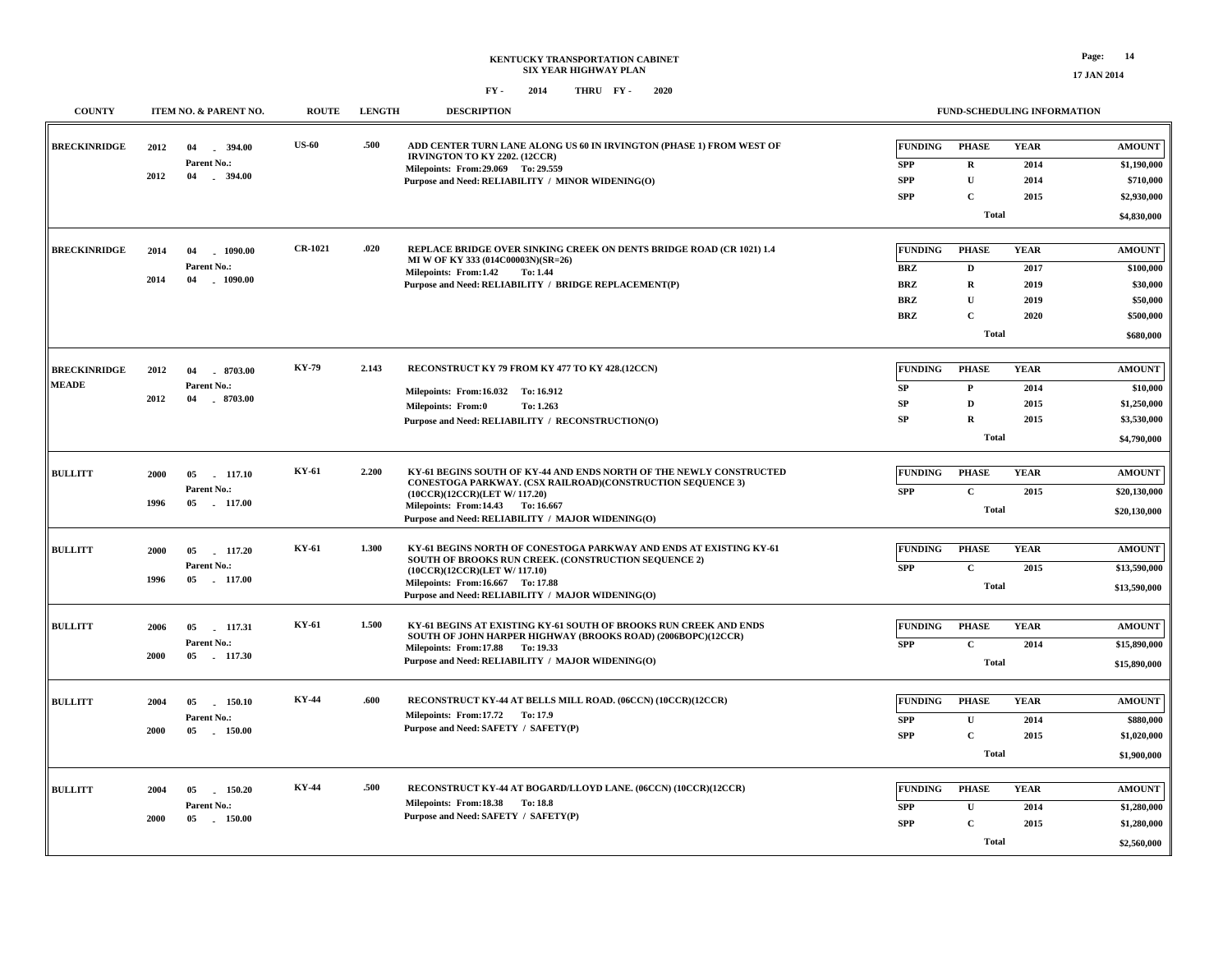# KENTUCKY TRANSPORTATION CABINET
## SIX YEAR HIGHWAY PLAN
### FY - 2014 THRU FY - 2020

| COUNTY | ITEM NO. & PARENT NO. | ROUTE | LENGTH | DESCRIPTION | FUNDING | PHASE | YEAR | AMOUNT |
|---|---|---|---|---|---|---|---|---|
| BRECKINRIDGE | 2012 04 - 394.00<br>Parent No.:<br>2012 04 - 394.00 | US-60 | .500 | ADD CENTER TURN LANE ALONG US 60 IN IRVINGTON (PHASE 1) FROM WEST OF IRVINGTON TO KY 2202. (12CCR)<br>Milepoints: From:29.069 To: 29.559<br>Purpose and Need: RELIABILITY / MINOR WIDENING(O) | SPP | R | 2014 | $1,190,000 |
| | | | | | SPP | U | 2014 | $710,000 |
| | | | | | SPP | C | 2015 | $2,930,000 |
| | | | | | | Total | | $4,830,000 |
| BRECKINRIDGE | 2014 04 - 1090.00<br>Parent No.:<br>2014 04 - 1090.00 | CR-1021 | .020 | REPLACE BRIDGE OVER SINKING CREEK ON DENTS BRIDGE ROAD (CR 1021) 1.4 MI W OF KY 333 (014C00003N)(SR=26)<br>Milepoints: From:1.42 To: 1.44<br>Purpose and Need: RELIABILITY / BRIDGE REPLACEMENT(P) | BRZ | D | 2017 | $100,000 |
| | | | | | BRZ | R | 2019 | $30,000 |
| | | | | | BRZ | U | 2019 | $50,000 |
| | | | | | BRZ | C | 2020 | $500,000 |
| | | | | | | Total | | $680,000 |
| BRECKINRIDGE<br>MEADE | 2012 04 - 8703.00<br>Parent No.:<br>2012 04 - 8703.00 | KY-79 | 2.143 | RECONSTRUCT KY 79 FROM KY 477 TO KY 428.(12CCN)<br>Milepoints: From:16.032 To: 16.912<br>Milepoints: From:0 To: 1.263<br>Purpose and Need: RELIABILITY / RECONSTRUCTION(O) | SP | P | 2014 | $10,000 |
| | | | | | SP | D | 2015 | $1,250,000 |
| | | | | | SP | R | 2015 | $3,530,000 |
| | | | | | | Total | | $4,790,000 |
| BULLITT | 2000 05 - 117.10<br>Parent No.:<br>1996 05 - 117.00 | KY-61 | 2.200 | KY-61 BEGINS SOUTH OF KY-44 AND ENDS NORTH OF THE NEWLY CONSTRUCTED CONESTOGA PARKWAY. (CSX RAILROAD)(CONSTRUCTION SEQUENCE 3) (10CCR)(12CCR)(LET W/ 117.20)<br>Milepoints: From:14.43 To: 16.667<br>Purpose and Need: RELIABILITY / MAJOR WIDENING(O) | SPP | C | 2015 | $20,130,000 |
| | | | | | | Total | | $20,130,000 |
| BULLITT | 2000 05 - 117.20<br>Parent No.:<br>1996 05 - 117.00 | KY-61 | 1.300 | KY-61 BEGINS NORTH OF CONESTOGA PARKWAY AND ENDS AT EXISTING KY-61 SOUTH OF BROOKS RUN CREEK. (CONSTRUCTION SEQUENCE 2) (10CCR)(12CCR)(LET W/ 117.10)<br>Milepoints: From:16.667 To: 17.88<br>Purpose and Need: RELIABILITY / MAJOR WIDENING(O) | SPP | C | 2015 | $13,590,000 |
| | | | | | | Total | | $13,590,000 |
| BULLITT | 2006 05 - 117.31<br>Parent No.:<br>2000 05 - 117.30 | KY-61 | 1.500 | KY-61 BEGINS AT EXISTING KY-61 SOUTH OF BROOKS RUN CREEK AND ENDS SOUTH OF JOHN HARPER HIGHWAY (BROOKS ROAD) (2006BOPC)(12CCR)<br>Milepoints: From:17.88 To: 19.33<br>Purpose and Need: RELIABILITY / MAJOR WIDENING(O) | SPP | C | 2014 | $15,890,000 |
| | | | | | | Total | | $15,890,000 |
| BULLITT | 2004 05 - 150.10<br>Parent No.:<br>2000 05 - 150.00 | KY-44 | .600 | RECONSTRUCT KY-44 AT BELLS MILL ROAD. (06CCN) (10CCR)(12CCR)<br>Milepoints: From:17.72 To: 17.9<br>Purpose and Need: SAFETY / SAFETY(P) | SPP | U | 2014 | $880,000 |
| | | | | | SPP | C | 2015 | $1,020,000 |
| | | | | | | Total | | $1,900,000 |
| BULLITT | 2004 05 - 150.20<br>Parent No.:<br>2000 05 - 150.00 | KY-44 | .500 | RECONSTRUCT KY-44 AT BOGARD/LLOYD LANE. (06CCN) (10CCR)(12CCR)<br>Milepoints: From:18.38 To: 18.8<br>Purpose and Need: SAFETY / SAFETY(P) | SPP | U | 2014 | $1,280,000 |
| | | | | | SPP | C | 2015 | $1,280,000 |
| | | | | | | Total | | $2,560,000 |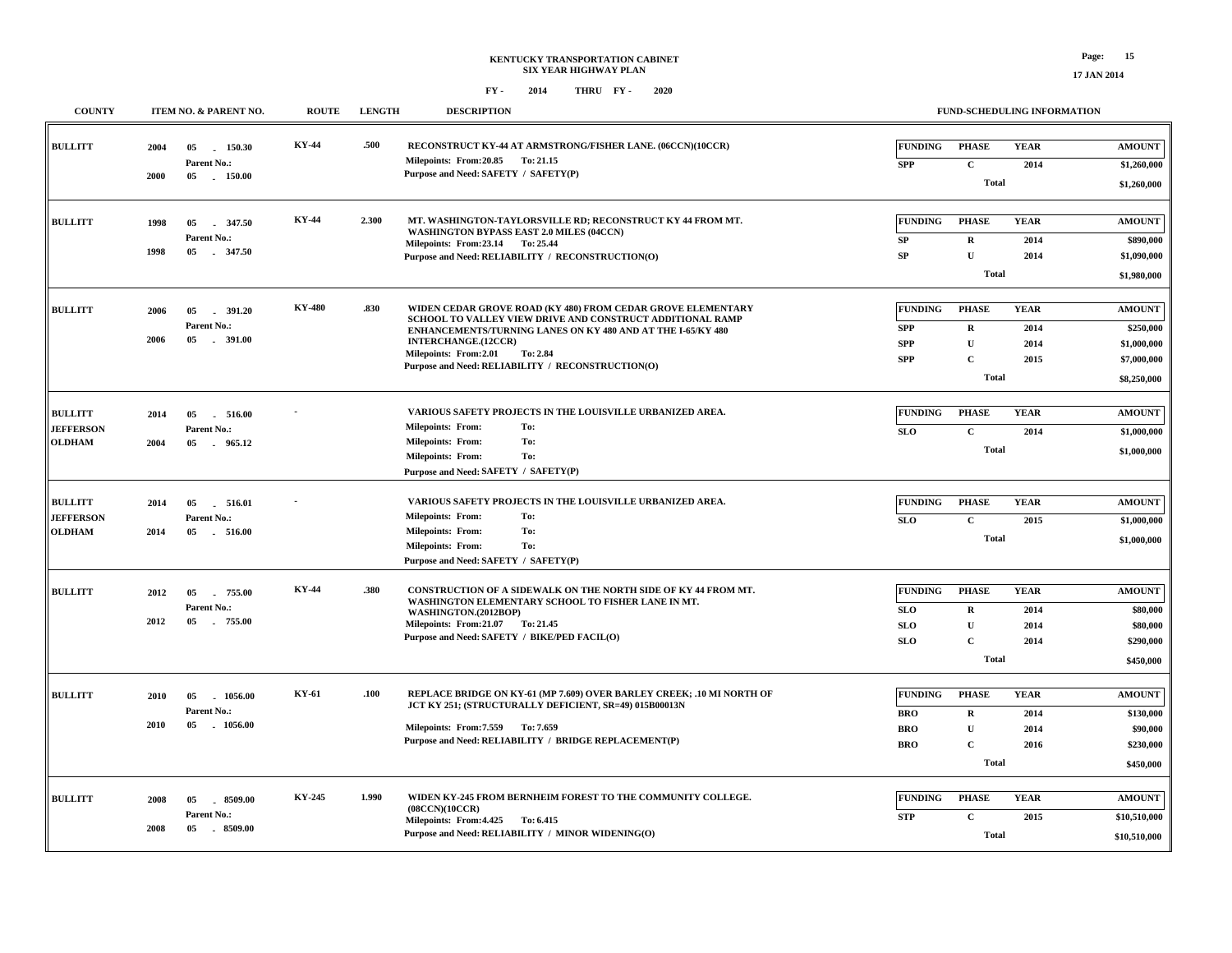# KENTUCKY TRANSPORTATION CABINET
## SIX YEAR HIGHWAY PLAN

**FY - 2014 THRU FY - 2020**

**17 JAN 2014**

| COUNTY | ITEM NO. & PARENT NO. | ROUTE | LENGTH | DESCRIPTION | FUNDING | PHASE | YEAR | AMOUNT |
|---|---|---|---|---|---|---|---|---|
| BULLITT | 2004 05 - 150.30<br>Parent No.:<br>2000 05 - 150.00 | KY-44 | .500 | RECONSTRUCT KY-44 AT ARMSTRONG/FISHER LANE. (06CCN)(10CCR)<br>Milepoints: From:20.85 To: 21.15<br>Purpose and Need: SAFETY / SAFETY(P) | SPP | C | 2014 | $1,260,000 |
| | | | | | | Total | | $1,260,000 |
| BULLITT | 1998 05 - 347.50<br>Parent No.:<br>1998 05 - 347.50 | KY-44 | 2.300 | MT. WASHINGTON-TAYLORSVILLE RD; RECONSTRUCT KY 44 FROM MT. WASHINGTON BYPASS EAST 2.0 MILES (04CCN)<br>Milepoints: From:23.14 To: 25.44<br>Purpose and Need: RELIABILITY / RECONSTRUCTION(O) | SP | R | 2014 | $890,000 |
| | | | | | SP | U | 2014 | $1,090,000 |
| | | | | | | Total | | $1,980,000 |
| BULLITT | 2006 05 - 391.20<br>Parent No.:<br>2006 05 - 391.00 | KY-480 | .830 | WIDEN CEDAR GROVE ROAD (KY 480) FROM CEDAR GROVE ELEMENTARY SCHOOL TO VALLEY VIEW DRIVE AND CONSTRUCT ADDITIONAL RAMP ENHANCEMENTS/TURNING LANES ON KY 480 AND AT THE I-65/KY 480 INTERCHANGE.(12CCR)<br>Milepoints: From:2.01 To: 2.84<br>Purpose and Need: RELIABILITY / RECONSTRUCTION(O) | SPP | R | 2014 | $250,000 |
| | | | | | SPP | U | 2014 | $1,000,000 |
| | | | | | SPP | C | 2015 | $7,000,000 |
| | | | | | | Total | | $8,250,000 |
| BULLITT<br>JEFFERSON<br>OLDHAM | 2014 05 - 516.00<br>Parent No.:<br>2004 05 - 965.12 | - | | VARIOUS SAFETY PROJECTS IN THE LOUISVILLE URBANIZED AREA.<br>Milepoints: From: To:<br>Milepoints: From: To:<br>Milepoints: From: To:<br>Purpose and Need: SAFETY / SAFETY(P) | SLO | C | 2014 | $1,000,000 |
| | | | | | | Total | | $1,000,000 |
| BULLITT<br>JEFFERSON<br>OLDHAM | 2014 05 - 516.01<br>Parent No.:<br>2014 05 - 516.00 | - | | VARIOUS SAFETY PROJECTS IN THE LOUISVILLE URBANIZED AREA.<br>Milepoints: From: To:<br>Milepoints: From: To:<br>Milepoints: From: To:<br>Purpose and Need: SAFETY / SAFETY(P) | SLO | C | 2015 | $1,000,000 |
| | | | | | | Total | | $1,000,000 |
| BULLITT | 2012 05 - 755.00<br>Parent No.:<br>2012 05 - 755.00 | KY-44 | .380 | CONSTRUCTION OF A SIDEWALK ON THE NORTH SIDE OF KY 44 FROM MT. WASHINGTON ELEMENTARY SCHOOL TO FISHER LANE IN MT. WASHINGTON.(2012BOP)<br>Milepoints: From:21.07 To: 21.45<br>Purpose and Need: SAFETY / BIKE/PED FACIL(O) | SLO | R | 2014 | $80,000 |
| | | | | | SLO | U | 2014 | $80,000 |
| | | | | | SLO | C | 2014 | $290,000 |
| | | | | | | Total | | $450,000 |
| BULLITT | 2010 05 - 1056.00<br>Parent No.:<br>2010 05 - 1056.00 | KY-61 | .100 | REPLACE BRIDGE ON KY-61 (MP 7.609) OVER BARLEY CREEK; .10 MI NORTH OF JCT KY 251; (STRUCTURALLY DEFICIENT, SR=49) 015B00013N<br>Milepoints: From:7.559 To: 7.659<br>Purpose and Need: RELIABILITY / BRIDGE REPLACEMENT(P) | BRO | R | 2014 | $130,000 |
| | | | | | BRO | U | 2014 | $90,000 |
| | | | | | BRO | C | 2016 | $230,000 |
| | | | | | | Total | | $450,000 |
| BULLITT | 2008 05 - 8509.00<br>Parent No.:<br>2008 05 - 8509.00 | KY-245 | 1.990 | WIDEN KY-245 FROM BERNHEIM FOREST TO THE COMMUNITY COLLEGE. (08CCN)(10CCR)<br>Milepoints: From:4.425 To: 6.415<br>Purpose and Need: RELIABILITY / MINOR WIDENING(O) | STP | C | 2015 | $10,510,000 |
| | | | | | | Total | | $10,510,000 |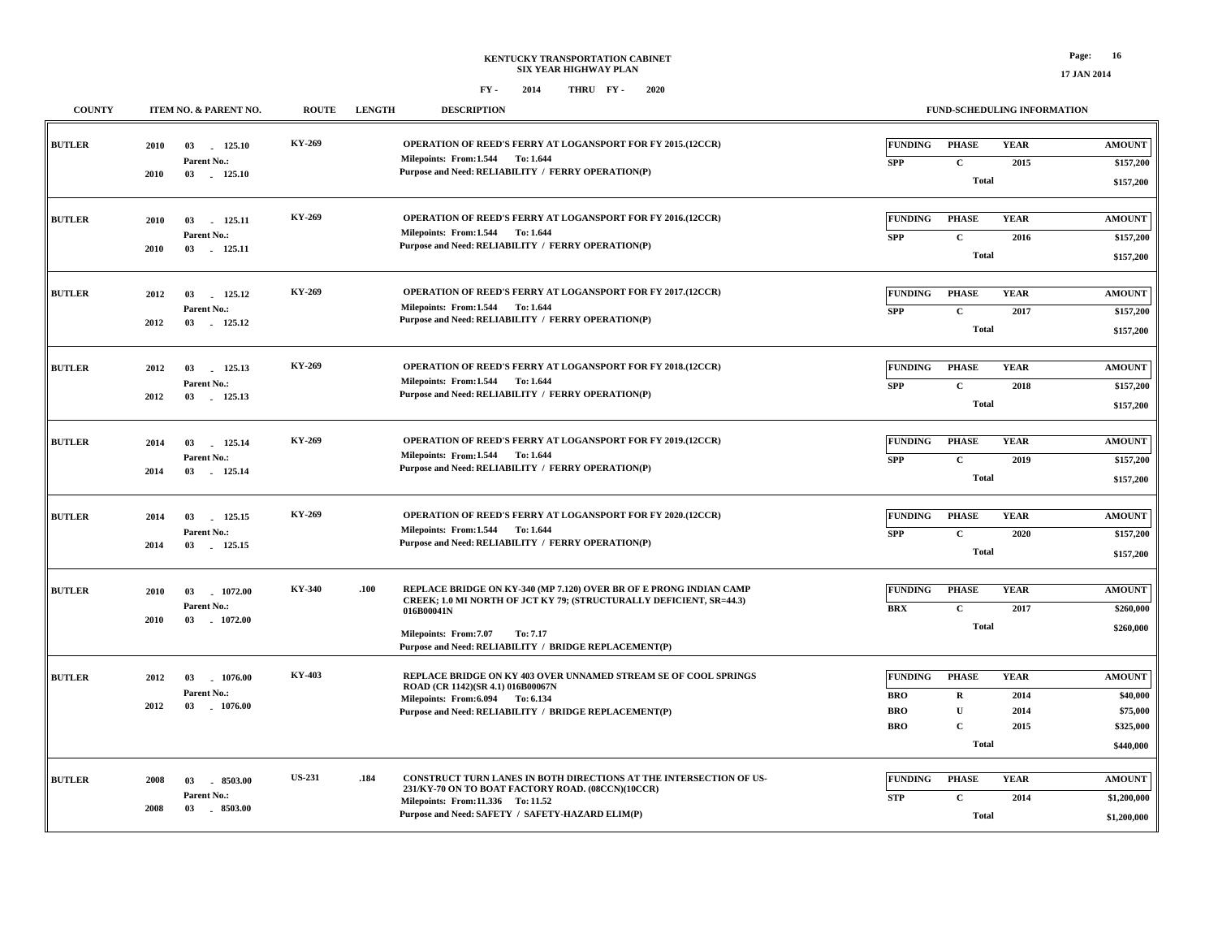# KENTUCKY TRANSPORTATION CABINET
## SIX YEAR HIGHWAY PLAN

FY - 2014 THRU FY - 2020

17 JAN 2014

| COUNTY | ITEM NO. & PARENT NO. | ROUTE | LENGTH | DESCRIPTION | FUNDING | PHASE | YEAR | AMOUNT |
|---|---|---|---|---|---|---|---|---|
| BUTLER | 2010 03 - 125.10<br>Parent No.:<br>2010 03 - 125.10 | KY-269 | | OPERATION OF REED'S FERRY AT LOGANSPORT FOR FY 2015.(12CCR)<br>Milepoints: From:1.544 To: 1.644<br>Purpose and Need: RELIABILITY / FERRY OPERATION(P) | SPP | C | 2015 | $157,200 |
| | | | | | | Total | | $157,200 |
| BUTLER | 2010 03 - 125.11<br>Parent No.:<br>2010 03 - 125.11 | KY-269 | | OPERATION OF REED'S FERRY AT LOGANSPORT FOR FY 2016.(12CCR)<br>Milepoints: From:1.544 To: 1.644<br>Purpose and Need: RELIABILITY / FERRY OPERATION(P) | SPP | C | 2016 | $157,200 |
| | | | | | | Total | | $157,200 |
| BUTLER | 2012 03 - 125.12<br>Parent No.:<br>2012 03 - 125.12 | KY-269 | | OPERATION OF REED'S FERRY AT LOGANSPORT FOR FY 2017.(12CCR)<br>Milepoints: From:1.544 To: 1.644<br>Purpose and Need: RELIABILITY / FERRY OPERATION(P) | SPP | C | 2017 | $157,200 |
| | | | | | | Total | | $157,200 |
| BUTLER | 2012 03 - 125.13<br>Parent No.:<br>2012 03 - 125.13 | KY-269 | | OPERATION OF REED'S FERRY AT LOGANSPORT FOR FY 2018.(12CCR)<br>Milepoints: From:1.544 To: 1.644<br>Purpose and Need: RELIABILITY / FERRY OPERATION(P) | SPP | C | 2018 | $157,200 |
| | | | | | | Total | | $157,200 |
| BUTLER | 2014 03 - 125.14<br>Parent No.:<br>2014 03 - 125.14 | KY-269 | | OPERATION OF REED'S FERRY AT LOGANSPORT FOR FY 2019.(12CCR)<br>Milepoints: From:1.544 To: 1.644<br>Purpose and Need: RELIABILITY / FERRY OPERATION(P) | SPP | C | 2019 | $157,200 |
| | | | | | | Total | | $157,200 |
| BUTLER | 2014 03 - 125.15<br>Parent No.:<br>2014 03 - 125.15 | KY-269 | | OPERATION OF REED'S FERRY AT LOGANSPORT FOR FY 2020.(12CCR)<br>Milepoints: From:1.544 To: 1.644<br>Purpose and Need: RELIABILITY / FERRY OPERATION(P) | SPP | C | 2020 | $157,200 |
| | | | | | | Total | | $157,200 |
| BUTLER | 2010 03 - 1072.00<br>Parent No.:<br>2010 03 - 1072.00 | KY-340 | .100 | REPLACE BRIDGE ON KY-340 (MP 7.120) OVER BR OF E PRONG INDIAN CAMP CREEK; 1.0 MI NORTH OF JCT KY 79; (STRUCTURALLY DEFICIENT, SR=44.3) 016B00041N<br>Milepoints: From:7.07 To: 7.17<br>Purpose and Need: RELIABILITY / BRIDGE REPLACEMENT(P) | BRX | C | 2017 | $260,000 |
| | | | | | | Total | | $260,000 |
| BUTLER | 2012 03 - 1076.00<br>Parent No.:<br>2012 03 - 1076.00 | KY-403 | | REPLACE BRIDGE ON KY 403 OVER UNNAMED STREAM SE OF COOL SPRINGS ROAD (CR 1142)(SR 4.1) 016B00067N<br>Milepoints: From:6.094 To: 6.134<br>Purpose and Need: RELIABILITY / BRIDGE REPLACEMENT(P) | BRO | R | 2014 | $40,000 |
| | | | | | BRO | U | 2014 | $75,000 |
| | | | | | BRO | C | 2015 | $325,000 |
| | | | | | | Total | | $440,000 |
| BUTLER | 2008 03 - 8503.00<br>Parent No.:<br>2008 03 - 8503.00 | US-231 | .184 | CONSTRUCT TURN LANES IN BOTH DIRECTIONS AT THE INTERSECTION OF US-231/KY-70 ON TO BOAT FACTORY ROAD. (08CCN)(10CCR)<br>Milepoints: From:11.336 To: 11.52<br>Purpose and Need: SAFETY / SAFETY-HAZARD ELIM(P) | STP | C | 2014 | $1,200,000 |
| | | | | | | Total | | $1,200,000 |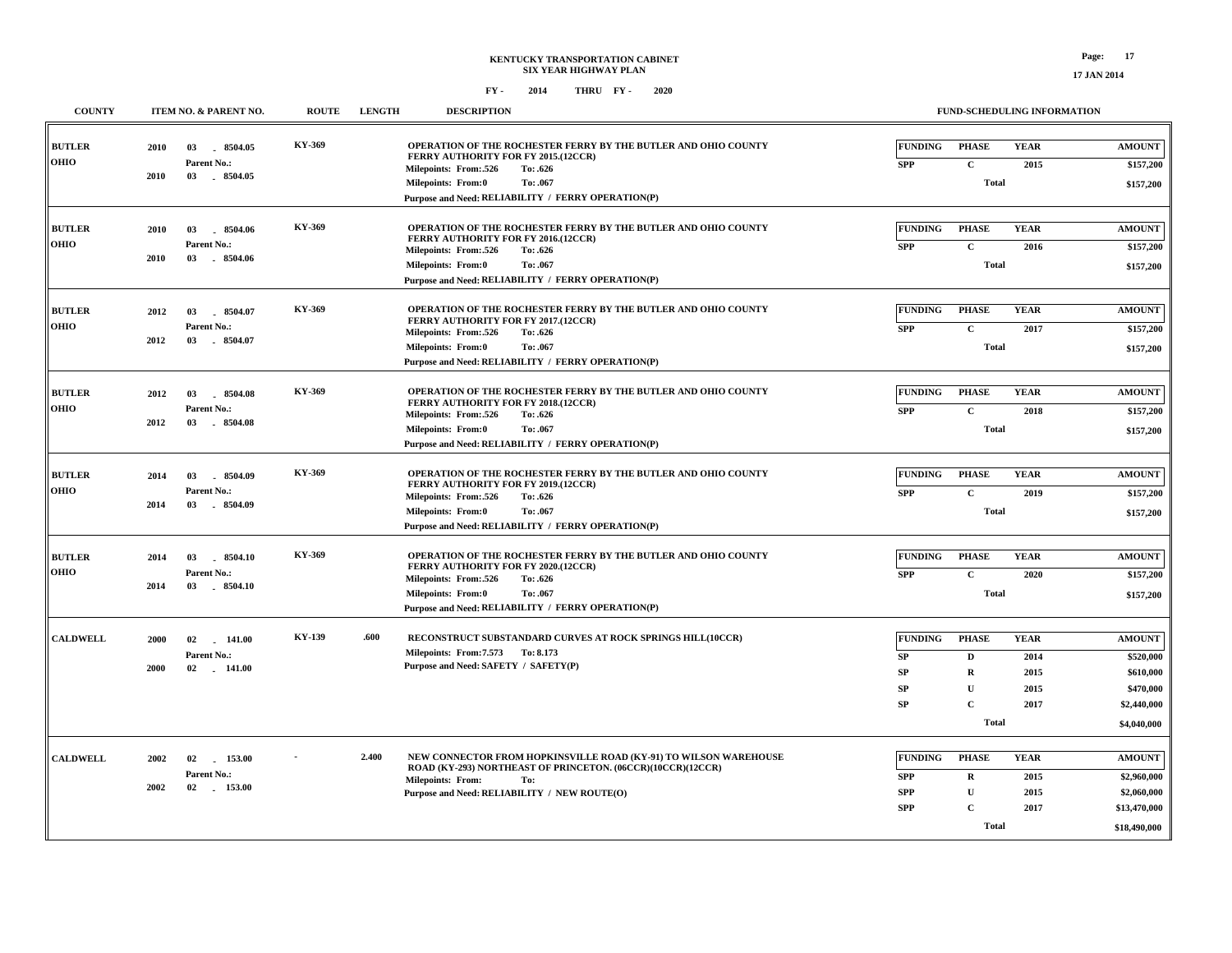# KENTUCKY TRANSPORTATION CABINET
## SIX YEAR HIGHWAY PLAN

**FY - 2014 THRU FY - 2020**

| COUNTY | ITEM NO. & PARENT NO. | ROUTE | LENGTH | DESCRIPTION | FUNDING | PHASE | YEAR | AMOUNT |
|---|---|---|---|---|---|---|---|---|
| BUTLER<br>OHIO | 2010 03 - 8504.05<br>Parent No.:<br>2010 03 - 8504.05 | KY-369 | | OPERATION OF THE ROCHESTER FERRY BY THE BUTLER AND OHIO COUNTY FERRY AUTHORITY FOR FY 2015.(12CCR)<br>Milepoints: From:.526 To: .626<br>Milepoints: From:0 To: .067<br>Purpose and Need: RELIABILITY / FERRY OPERATION(P) | SPP | C | 2015 | $157,200 |
| | | | | | | Total | | $157,200 |
| BUTLER<br>OHIO | 2010 03 - 8504.06<br>Parent No.:<br>2010 03 - 8504.06 | KY-369 | | OPERATION OF THE ROCHESTER FERRY BY THE BUTLER AND OHIO COUNTY FERRY AUTHORITY FOR FY 2016.(12CCR)<br>Milepoints: From:.526 To: .626<br>Milepoints: From:0 To: .067<br>Purpose and Need: RELIABILITY / FERRY OPERATION(P) | SPP | C | 2016 | $157,200 |
| | | | | | | Total | | $157,200 |
| BUTLER<br>OHIO | 2012 03 - 8504.07<br>Parent No.:<br>2012 03 - 8504.07 | KY-369 | | OPERATION OF THE ROCHESTER FERRY BY THE BUTLER AND OHIO COUNTY FERRY AUTHORITY FOR FY 2017.(12CCR)<br>Milepoints: From:.526 To: .626<br>Milepoints: From:0 To: .067<br>Purpose and Need: RELIABILITY / FERRY OPERATION(P) | SPP | C | 2017 | $157,200 |
| | | | | | | Total | | $157,200 |
| BUTLER<br>OHIO | 2012 03 - 8504.08<br>Parent No.:<br>2012 03 - 8504.08 | KY-369 | | OPERATION OF THE ROCHESTER FERRY BY THE BUTLER AND OHIO COUNTY FERRY AUTHORITY FOR FY 2018.(12CCR)<br>Milepoints: From:.526 To: .626<br>Milepoints: From:0 To: .067<br>Purpose and Need: RELIABILITY / FERRY OPERATION(P) | SPP | C | 2018 | $157,200 |
| | | | | | | Total | | $157,200 |
| BUTLER<br>OHIO | 2014 03 - 8504.09<br>Parent No.:<br>2014 03 - 8504.09 | KY-369 | | OPERATION OF THE ROCHESTER FERRY BY THE BUTLER AND OHIO COUNTY FERRY AUTHORITY FOR FY 2019.(12CCR)<br>Milepoints: From:.526 To: .626<br>Milepoints: From:0 To: .067<br>Purpose and Need: RELIABILITY / FERRY OPERATION(P) | SPP | C | 2019 | $157,200 |
| | | | | | | Total | | $157,200 |
| BUTLER<br>OHIO | 2014 03 - 8504.10<br>Parent No.:<br>2014 03 - 8504.10 | KY-369 | | OPERATION OF THE ROCHESTER FERRY BY THE BUTLER AND OHIO COUNTY FERRY AUTHORITY FOR FY 2020.(12CCR)<br>Milepoints: From:.526 To: .626<br>Milepoints: From:0 To: .067<br>Purpose and Need: RELIABILITY / FERRY OPERATION(P) | SPP | C | 2020 | $157,200 |
| | | | | | | Total | | $157,200 |
| CALDWELL | 2000 02 - 141.00<br>Parent No.:<br>2000 02 - 141.00 | KY-139 | .600 | RECONSTRUCT SUBSTANDARD CURVES AT ROCK SPRINGS HILL(10CCR)<br>Milepoints: From:7.573 To: 8.173<br>Purpose and Need: SAFETY / SAFETY(P) | SP | D | 2014 | $520,000 |
| | | | | | SP | R | 2015 | $610,000 |
| | | | | | SP | U | 2015 | $470,000 |
| | | | | | SP | C | 2017 | $2,440,000 |
| | | | | | | Total | | $4,040,000 |
| CALDWELL | 2002 02 - 153.00<br>Parent No.:<br>2002 02 - 153.00 | - | 2.400 | NEW CONNECTOR FROM HOPKINSVILLE ROAD (KY-91) TO WILSON WAREHOUSE ROAD (KY-293) NORTHEAST OF PRINCETON. (06CCR)(10CCR)(12CCR)<br>Milepoints: From: To:<br>Purpose and Need: RELIABILITY / NEW ROUTE(O) | SPP | R | 2015 | $2,960,000 |
| | | | | | SPP | U | 2015 | $2,060,000 |
| | | | | | SPP | C | 2017 | $13,470,000 |
| | | | | | | Total | | $18,490,000 |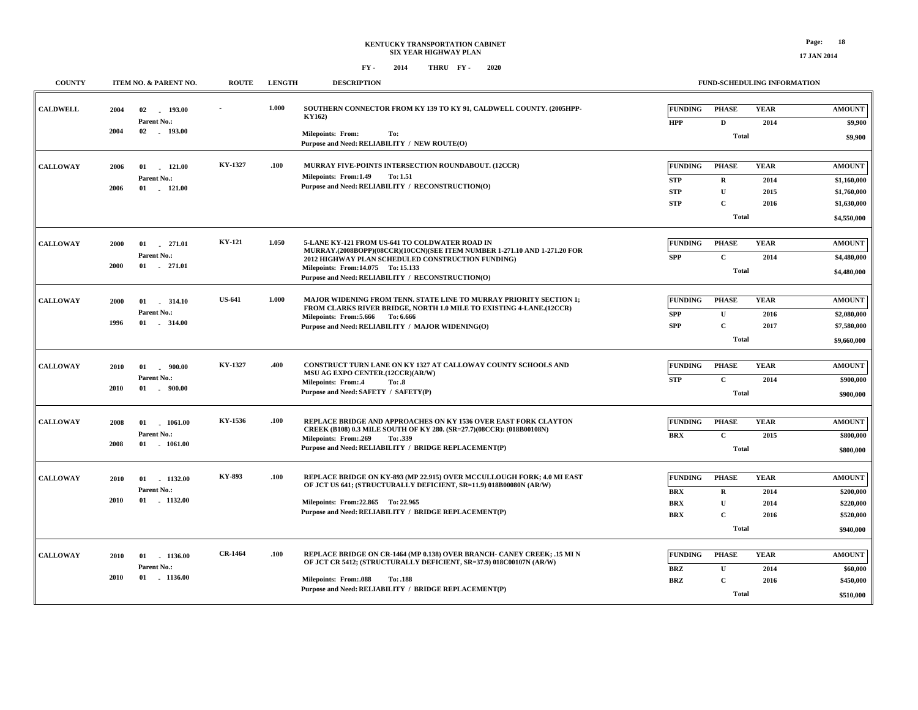# KENTUCKY TRANSPORTATION CABINET
## SIX YEAR HIGHWAY PLAN
### FY - 2014 THRU FY - 2020

17 JAN 2014

| COUNTY | ITEM NO. & PARENT NO. | ROUTE | LENGTH | DESCRIPTION | FUNDING | PHASE | YEAR | AMOUNT |
|---|---|---|---|---|---|---|---|---|
| CALDWELL | 2004 02 - 193.00<br>Parent No.:<br>2004 02 - 193.00 | - | 1.000 | SOUTHERN CONNECTOR FROM KY 139 TO KY 91, CALDWELL COUNTY. (2005HPP-KY162)<br>Milepoints: From: To:<br>Purpose and Need: RELIABILITY / NEW ROUTE(O) | HPP | D | 2014 | $9,900 |
| | | | | | | Total | | $9,900 |
| CALLOWAY | 2006 01 - 121.00<br>Parent No.:<br>2006 01 - 121.00 | KY-1327 | .100 | MURRAY FIVE-POINTS INTERSECTION ROUNDABOUT. (12CCR)<br>Milepoints: From:1.49 To: 1.51<br>Purpose and Need: RELIABILITY / RECONSTRUCTION(O) | STP | R | 2014 | $1,160,000 |
| | | | | | STP | U | 2015 | $1,760,000 |
| | | | | | STP | C | 2016 | $1,630,000 |
| | | | | | | Total | | $4,550,000 |
| CALLOWAY | 2000 01 - 271.01<br>Parent No.:<br>2000 01 - 271.01 | KY-121 | 1.050 | 5-LANE KY-121 FROM US-641 TO COLDWATER ROAD IN MURRAY.(2008BOPP)(08CCR)(10CCN)(SEE ITEM NUMBER 1-271.10 AND 1-271.20 FOR 2012 HIGHWAY PLAN SCHEDULED CONSTRUCTION FUNDING)<br>Milepoints: From:14.075 To: 15.133<br>Purpose and Need: RELIABILITY / RECONSTRUCTION(O) | SPP | C | 2014 | $4,480,000 |
| | | | | | | Total | | $4,480,000 |
| CALLOWAY | 2000 01 - 314.10<br>Parent No.:<br>1996 01 - 314.00 | US-641 | 1.000 | MAJOR WIDENING FROM TENN. STATE LINE TO MURRAY PRIORITY SECTION 1; FROM CLARKS RIVER BRIDGE, NORTH 1.0 MILE TO EXISTING 4-LANE.(12CCR)<br>Milepoints: From:5.666 To: 6.666<br>Purpose and Need: RELIABILITY / MAJOR WIDENING(O) | SPP | U | 2016 | $2,080,000 |
| | | | | | SPP | C | 2017 | $7,580,000 |
| | | | | | | Total | | $9,660,000 |
| CALLOWAY | 2010 01 - 900.00<br>Parent No.:<br>2010 01 - 900.00 | KY-1327 | .400 | CONSTRUCT TURN LANE ON KY 1327 AT CALLOWAY COUNTY SCHOOLS AND MSU AG EXPO CENTER.(12CCR)(AR/W)<br>Milepoints: From:.4 To: .8<br>Purpose and Need: SAFETY / SAFETY(P) | STP | C | 2014 | $900,000 |
| | | | | | | Total | | $900,000 |
| CALLOWAY | 2008 01 - 1061.00<br>Parent No.:<br>2008 01 - 1061.00 | KY-1536 | .100 | REPLACE BRIDGE AND APPROACHES ON KY 1536 OVER EAST FORK CLAYTON CREEK (B108) 0.3 MILE SOUTH OF KY 280. (SR=27.7)(08CCR): (018B00108N)<br>Milepoints: From:.269 To: .339<br>Purpose and Need: RELIABILITY / BRIDGE REPLACEMENT(P) | BRX | C | 2015 | $800,000 |
| | | | | | | Total | | $800,000 |
| CALLOWAY | 2010 01 - 1132.00<br>Parent No.:<br>2010 01 - 1132.00 | KY-893 | .100 | REPLACE BRIDGE ON KY-893 (MP 22.915) OVER MCCULLOUGH FORK; 4.0 MI EAST OF JCT US 641; (STRUCTURALLY DEFICIENT, SR=11.9) 018B00080N (AR/W)<br>Milepoints: From:22.865 To: 22.965<br>Purpose and Need: RELIABILITY / BRIDGE REPLACEMENT(P) | BRX | R | 2014 | $200,000 |
| | | | | | BRX | U | 2014 | $220,000 |
| | | | | | BRX | C | 2016 | $520,000 |
| | | | | | | Total | | $940,000 |
| CALLOWAY | 2010 01 - 1136.00<br>Parent No.:<br>2010 01 - 1136.00 | CR-1464 | .100 | REPLACE BRIDGE ON CR-1464 (MP 0.138) OVER BRANCH- CANEY CREEK; .15 MI N OF JCT CR 5412; (STRUCTURALLY DEFICIENT, SR=37.9) 018C00107N (AR/W)<br>Milepoints: From:.088 To: .188<br>Purpose and Need: RELIABILITY / BRIDGE REPLACEMENT(P) | BRZ | U | 2014 | $60,000 |
| | | | | | BRZ | C | 2016 | $450,000 |
| | | | | | | Total | | $510,000 |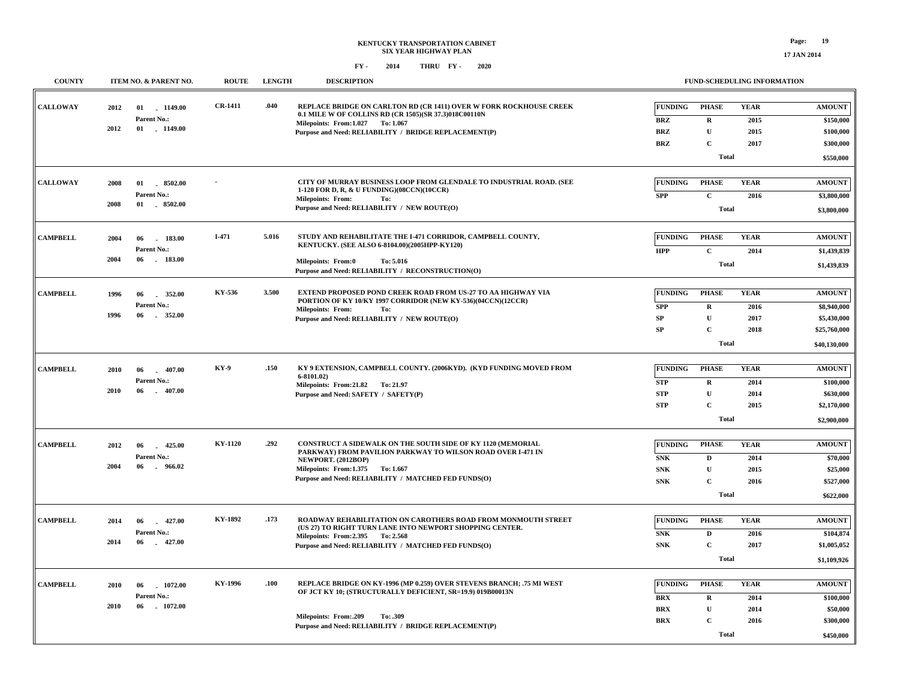# KENTUCKY TRANSPORTATION CABINET
## SIX YEAR HIGHWAY PLAN

FY - 2014 THRU FY - 2020

17 JAN 2014

| COUNTY | ITEM NO. & PARENT NO. | ROUTE | LENGTH | DESCRIPTION | FUNDING | PHASE | YEAR | AMOUNT |
|---|---|---|---|---|---|---|---|---|
| CALLOWAY | 2012 01 - 1149.00<br>Parent No.:<br>2012 01 - 1149.00 | CR-1411 | .040 | REPLACE BRIDGE ON CARLTON RD (CR 1411) OVER W FORK ROCKHOUSE CREEK 0.1 MILE W OF COLLINS RD (CR 1505)(SR 37.3)018C00110N<br>Milepoints: From:1.027 To: 1.067<br>Purpose and Need: RELIABILITY / BRIDGE REPLACEMENT(P) | BRZ | R | 2015 | $150,000 |
| | | | | | BRZ | U | 2015 | $100,000 |
| | | | | | BRZ | C | 2017 | $300,000 |
| | | | | | | Total | | $550,000 |
| CALLOWAY | 2008 01 - 8502.00<br>Parent No.:<br>2008 01 - 8502.00 | - | | CITY OF MURRAY BUSINESS LOOP FROM GLENDALE TO INDUSTRIAL ROAD. (SEE 1-120 FOR D, R, & U FUNDING)(08CCN)(10CCR)<br>Milepoints: From: To:<br>Purpose and Need: RELIABILITY / NEW ROUTE(O) | SPP | C | 2016 | $3,800,000 |
| | | | | | | Total | | $3,800,000 |
| CAMPBELL | 2004 06 - 183.00<br>Parent No.:<br>2004 06 - 183.00 | I-471 | 5.016 | STUDY AND REHABILITATE THE I-471 CORRIDOR, CAMPBELL COUNTY, KENTUCKY. (SEE ALSO 6-8104.00)(2005HPP-KY120)<br>Milepoints: From:0 To: 5.016<br>Purpose and Need: RELIABILITY / RECONSTRUCTION(O) | HPP | C | 2014 | $1,439,839 |
| | | | | | | Total | | $1,439,839 |
| CAMPBELL | 1996 06 - 352.00<br>Parent No.:<br>1996 06 - 352.00 | KY-536 | 3.500 | EXTEND PROPOSED POND CREEK ROAD FROM US-27 TO AA HIGHWAY VIA PORTION OF KY 10/KY 1997 CORRIDOR (NEW KY-536)(04CCN)(12CCR)<br>Milepoints: From: To:<br>Purpose and Need: RELIABILITY / NEW ROUTE(O) | SPP | R | 2016 | $8,940,000 |
| | | | | | SP | U | 2017 | $5,430,000 |
| | | | | | SP | C | 2018 | $25,760,000 |
| | | | | | | Total | | $40,130,000 |
| CAMPBELL | 2010 06 - 407.00<br>Parent No.:<br>2010 06 - 407.00 | KY-9 | .150 | KY 9 EXTENSION, CAMPBELL COUNTY. (2006KYD). (KYD FUNDING MOVED FROM 6-8101.02)<br>Milepoints: From:21.82 To: 21.97<br>Purpose and Need: SAFETY / SAFETY(P) | STP | R | 2014 | $100,000 |
| | | | | | STP | U | 2014 | $630,000 |
| | | | | | STP | C | 2015 | $2,170,000 |
| | | | | | | Total | | $2,900,000 |
| CAMPBELL | 2012 06 - 425.00<br>Parent No.:<br>2004 06 - 966.02 | KY-1120 | .292 | CONSTRUCT A SIDEWALK ON THE SOUTH SIDE OF KY 1120 (MEMORIAL PARKWAY) FROM PAVILION PARKWAY TO WILSON ROAD OVER I-471 IN NEWPORT. (2012BOP)<br>Milepoints: From:1.375 To: 1.667<br>Purpose and Need: RELIABILITY / MATCHED FED FUNDS(O) | SNK | D | 2014 | $70,000 |
| | | | | | SNK | U | 2015 | $25,000 |
| | | | | | SNK | C | 2016 | $527,000 |
| | | | | | | Total | | $622,000 |
| CAMPBELL | 2014 06 - 427.00<br>Parent No.:<br>2014 06 - 427.00 | KY-1892 | .173 | ROADWAY REHABILITATION ON CAROTHERS ROAD FROM MONMOUTH STREET (US 27) TO RIGHT TURN LANE INTO NEWPORT SHOPPING CENTER.<br>Milepoints: From:2.395 To: 2.568<br>Purpose and Need: RELIABILITY / MATCHED FED FUNDS(O) | SNK | D | 2016 | $104,874 |
| | | | | | SNK | C | 2017 | $1,005,052 |
| | | | | | | Total | | $1,109,926 |
| CAMPBELL | 2010 06 - 1072.00<br>Parent No.:<br>2010 06 - 1072.00 | KY-1996 | .100 | REPLACE BRIDGE ON KY-1996 (MP 0.259) OVER STEVENS BRANCH; .75 MI WEST OF JCT KY 10; (STRUCTURALLY DEFICIENT, SR=19.9) 019B00013N<br>Milepoints: From:.209 To: .309<br>Purpose and Need: RELIABILITY / BRIDGE REPLACEMENT(P) | BRX | R | 2014 | $100,000 |
| | | | | | BRX | U | 2014 | $50,000 |
| | | | | | BRX | C | 2016 | $300,000 |
| | | | | | | Total | | $450,000 |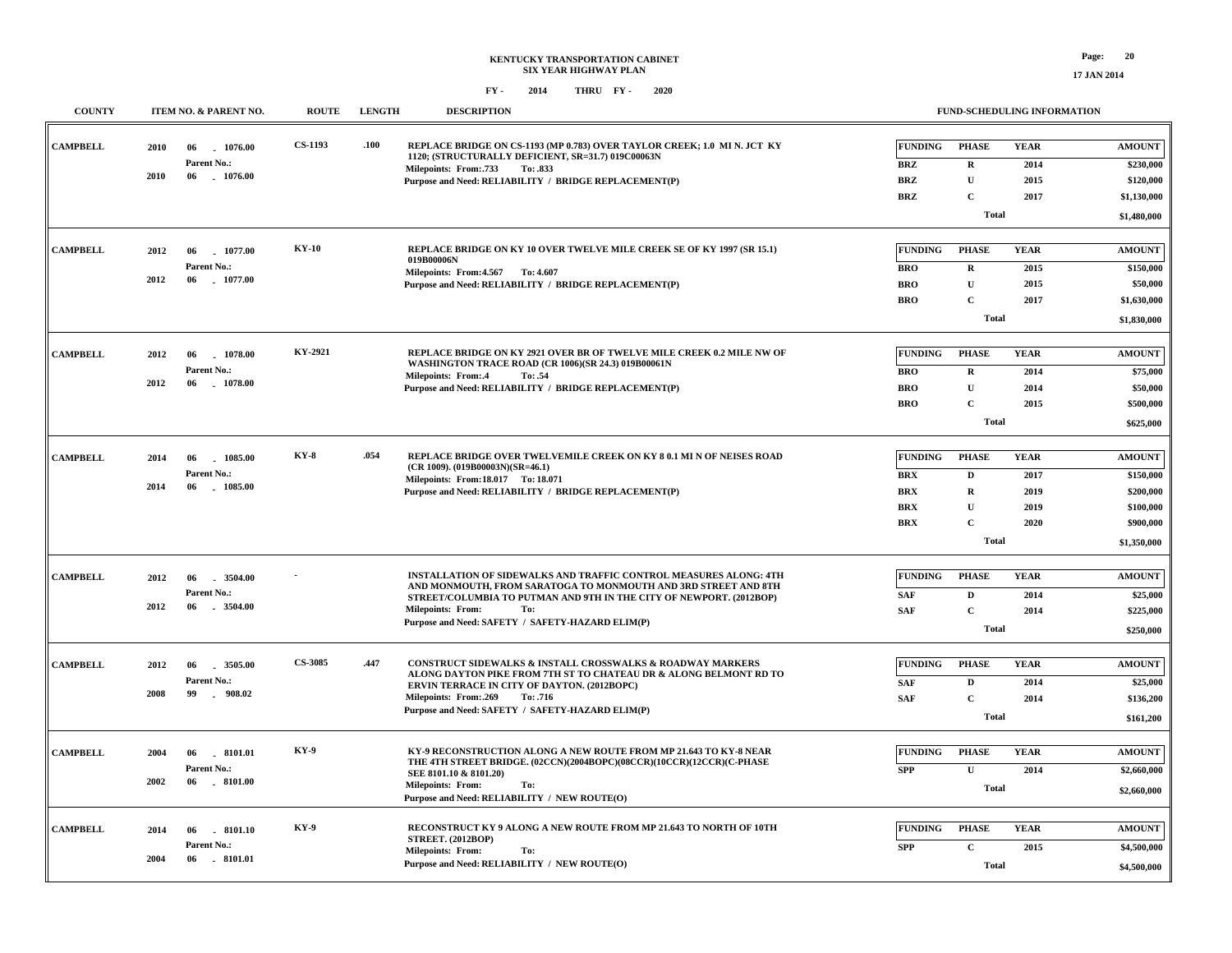# KENTUCKY TRANSPORTATION CABINET
## SIX YEAR HIGHWAY PLAN

**FY - 2014 THRU FY - 2020**

17 JAN 2014

| COUNTY | ITEM NO. & PARENT NO. | ROUTE | LENGTH | DESCRIPTION | FUNDING | PHASE | YEAR | AMOUNT |
|---|---|---|---|---|---|---|---|---|
| CAMPBELL | 2010 06 - 1076.00<br>Parent No.:<br>2010 06 - 1076.00 | CS-1193 | .100 | REPLACE BRIDGE ON CS-1193 (MP 0.783) OVER TAYLOR CREEK; 1.0 MI N. JCT KY 1120; (STRUCTURALLY DEFICIENT, SR=31.7) 019C00063N<br>Milepoints: From:.733 To: .833<br>Purpose and Need: RELIABILITY / BRIDGE REPLACEMENT(P) | BRZ | R | 2014 | $230,000 |
| | | | | | BRZ | U | 2015 | $120,000 |
| | | | | | BRZ | C | 2017 | $1,130,000 |
| | | | | | | Total | | $1,480,000 |
| CAMPBELL | 2012 06 - 1077.00<br>Parent No.:<br>2012 06 - 1077.00 | KY-10 | | REPLACE BRIDGE ON KY 10 OVER TWELVE MILE CREEK SE OF KY 1997 (SR 15.1) 019B00006N<br>Milepoints: From:4.567 To: 4.607<br>Purpose and Need: RELIABILITY / BRIDGE REPLACEMENT(P) | BRO | R | 2015 | $150,000 |
| | | | | | BRO | U | 2015 | $50,000 |
| | | | | | BRO | C | 2017 | $1,630,000 |
| | | | | | | Total | | $1,830,000 |
| CAMPBELL | 2012 06 - 1078.00<br>Parent No.:<br>2012 06 - 1078.00 | KY-2921 | | REPLACE BRIDGE ON KY 2921 OVER BR OF TWELVE MILE CREEK 0.2 MILE NW OF WASHINGTON TRACE ROAD (CR 1006)(SR 24.3) 019B00061N<br>Milepoints: From:.4 To: .54<br>Purpose and Need: RELIABILITY / BRIDGE REPLACEMENT(P) | BRO | R | 2014 | $75,000 |
| | | | | | BRO | U | 2014 | $50,000 |
| | | | | | BRO | C | 2015 | $500,000 |
| | | | | | | Total | | $625,000 |
| CAMPBELL | 2014 06 - 1085.00<br>Parent No.:<br>2014 06 - 1085.00 | KY-8 | .054 | REPLACE BRIDGE OVER TWELVEMILE CREEK ON KY 8 0.1 MI N OF NEISES ROAD (CR 1009). (019B00003N)(SR=46.1)<br>Milepoints: From:18.017 To: 18.071<br>Purpose and Need: RELIABILITY / BRIDGE REPLACEMENT(P) | BRX | D | 2017 | $150,000 |
| | | | | | BRX | R | 2019 | $200,000 |
| | | | | | BRX | U | 2019 | $100,000 |
| | | | | | BRX | C | 2020 | $900,000 |
| | | | | | | Total | | $1,350,000 |
| CAMPBELL | 2012 06 - 3504.00<br>Parent No.:<br>2012 06 - 3504.00 | - | | INSTALLATION OF SIDEWALKS AND TRAFFIC CONTROL MEASURES ALONG: 4TH AND MONMOUTH, FROM SARATOGA TO MONMOUTH AND 3RD STREET AND 8TH STREET/COLUMBIA TO PUTMAN AND 9TH IN THE CITY OF NEWPORT. (2012BOP)<br>Milepoints: From: To:<br>Purpose and Need: SAFETY / SAFETY-HAZARD ELIM(P) | SAF | D | 2014 | $25,000 |
| | | | | | SAF | C | 2014 | $225,000 |
| | | | | | | Total | | $250,000 |
| CAMPBELL | 2012 06 - 3505.00<br>Parent No.:<br>2008 99 - 908.02 | CS-3085 | .447 | CONSTRUCT SIDEWALKS & INSTALL CROSSWALKS & ROADWAY MARKERS ALONG DAYTON PIKE FROM 7TH ST TO CHATEAU DR & ALONG BELMONT RD TO ERVIN TERRACE IN CITY OF DAYTON. (2012BOPC)<br>Milepoints: From:.269 To: .716<br>Purpose and Need: SAFETY / SAFETY-HAZARD ELIM(P) | SAF | D | 2014 | $25,000 |
| | | | | | SAF | C | 2014 | $136,200 |
| | | | | | | Total | | $161,200 |
| CAMPBELL | 2004 06 - 8101.01<br>Parent No.:<br>2002 06 - 8101.00 | KY-9 | | KY-9 RECONSTRUCTION ALONG A NEW ROUTE FROM MP 21.643 TO KY-8 NEAR THE 4TH STREET BRIDGE. (02CCN)(2004BOPC)(08CCR)(10CCR)(12CCR)(C-PHASE SEE 8101.10 & 8101.20)<br>Milepoints: From: To:<br>Purpose and Need: RELIABILITY / NEW ROUTE(O) | SPP | U | 2014 | $2,660,000 |
| | | | | | | Total | | $2,660,000 |
| CAMPBELL | 2014 06 - 8101.10<br>Parent No.:<br>2004 06 - 8101.01 | KY-9 | | RECONSTRUCT KY 9 ALONG A NEW ROUTE FROM MP 21.643 TO NORTH OF 10TH STREET. (2012BOP)<br>Milepoints: From: To:<br>Purpose and Need: RELIABILITY / NEW ROUTE(O) | SPP | C | 2015 | $4,500,000 |
| | | | | | | Total | | $4,500,000 |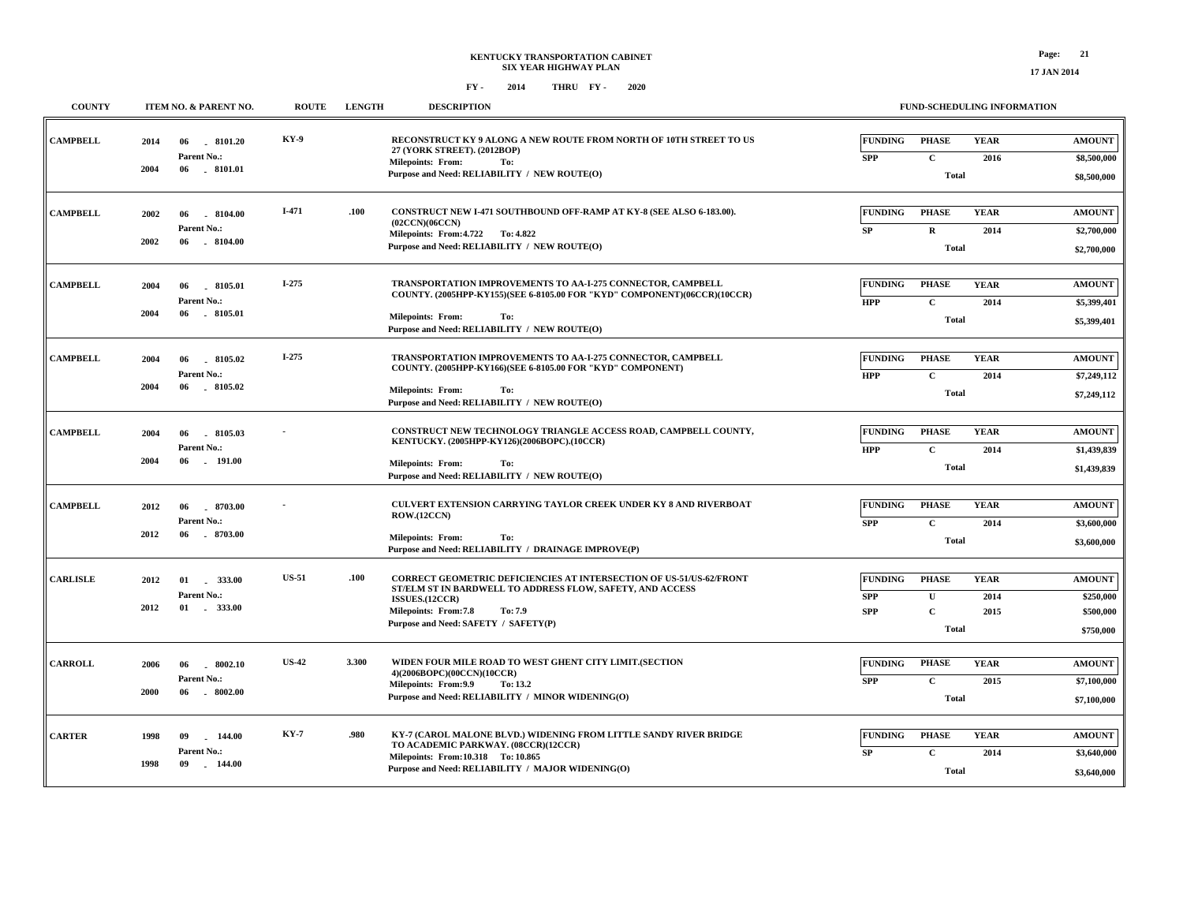**KENTUCKY TRANSPORTATION CABINET**
**SIX YEAR HIGHWAY PLAN**
**FY - 2014 THRU FY - 2020**

17 JAN 2014

| COUNTY | ITEM NO. & PARENT NO. | ROUTE | LENGTH | DESCRIPTION | FUNDING | PHASE | YEAR | AMOUNT |
|---|---|---|---|---|---|---|---|---|
| CAMPBELL | 2014 06 - 8101.20<br>Parent No.:<br>2004 06 - 8101.01 | KY-9 | | RECONSTRUCT KY 9 ALONG A NEW ROUTE FROM NORTH OF 10TH STREET TO US 27 (YORK STREET). (2012BOP)<br>Milepoints: From: To:<br>Purpose and Need: RELIABILITY / NEW ROUTE(O) | SPP | C | 2016 | $8,500,000 |
| | | | | | | Total | | $8,500,000 |
| CAMPBELL | 2002 06 - 8104.00<br>Parent No.:<br>2002 06 - 8104.00 | I-471 | .100 | CONSTRUCT NEW I-471 SOUTHBOUND OFF-RAMP AT KY-8 (SEE ALSO 6-183.00). (02CCN)(06CCN)<br>Milepoints: From:4.722 To: 4.822<br>Purpose and Need: RELIABILITY / NEW ROUTE(O) | SP | R | 2014 | $2,700,000 |
| | | | | | | Total | | $2,700,000 |
| CAMPBELL | 2004 06 - 8105.01<br>Parent No.:<br>2004 06 - 8105.01 | I-275 | | TRANSPORTATION IMPROVEMENTS TO AA-I-275 CONNECTOR, CAMPBELL COUNTY. (2005HPP-KY155)(SEE 6-8105.00 FOR "KYD" COMPONENT)(06CCR)(10CCR)<br>Milepoints: From: To:<br>Purpose and Need: RELIABILITY / NEW ROUTE(O) | HPP | C | 2014 | $5,399,401 |
| | | | | | | Total | | $5,399,401 |
| CAMPBELL | 2004 06 - 8105.02<br>Parent No.:<br>2004 06 - 8105.02 | I-275 | | TRANSPORTATION IMPROVEMENTS TO AA-I-275 CONNECTOR, CAMPBELL COUNTY. (2005HPP-KY166)(SEE 6-8105.00 FOR "KYD" COMPONENT)<br>Milepoints: From: To:<br>Purpose and Need: RELIABILITY / NEW ROUTE(O) | HPP | C | 2014 | $7,249,112 |
| | | | | | | Total | | $7,249,112 |
| CAMPBELL | 2004 06 - 8105.03<br>Parent No.:<br>2004 06 - 191.00 | - | | CONSTRUCT NEW TECHNOLOGY TRIANGLE ACCESS ROAD, CAMPBELL COUNTY, KENTUCKY. (2005HPP-KY126)(2006BOPC).(10CCR)<br>Milepoints: From: To:<br>Purpose and Need: RELIABILITY / NEW ROUTE(O) | HPP | C | 2014 | $1,439,839 |
| | | | | | | Total | | $1,439,839 |
| CAMPBELL | 2012 06 - 8703.00<br>Parent No.:<br>2012 06 - 8703.00 | - | | CULVERT EXTENSION CARRYING TAYLOR CREEK UNDER KY 8 AND RIVERBOAT ROW.(12CCN)<br>Milepoints: From: To:<br>Purpose and Need: RELIABILITY / DRAINAGE IMPROVE(P) | SPP | C | 2014 | $3,600,000 |
| | | | | | | Total | | $3,600,000 |
| CARLISLE | 2012 01 - 333.00<br>Parent No.:<br>2012 01 - 333.00 | US-51 | .100 | CORRECT GEOMETRIC DEFICIENCIES AT INTERSECTION OF US-51/US-62/FRONT ST/ELM ST IN BARDWELL TO ADDRESS FLOW, SAFETY, AND ACCESS ISSUES.(12CCR)<br>Milepoints: From:7.8 To: 7.9<br>Purpose and Need: SAFETY / SAFETY(P) | SPP | U | 2014 | $250,000 |
| | | | | | SPP | C | 2015 | $500,000 |
| | | | | | | Total | | $750,000 |
| CARROLL | 2006 06 - 8002.10<br>Parent No.:<br>2000 06 - 8002.00 | US-42 | 3.300 | WIDEN FOUR MILE ROAD TO WEST GHENT CITY LIMIT.(SECTION 4)(2006BOPC)(00CCN)(10CCR)<br>Milepoints: From:9.9 To: 13.2<br>Purpose and Need: RELIABILITY / MINOR WIDENING(O) | SPP | C | 2015 | $7,100,000 |
| | | | | | | Total | | $7,100,000 |
| CARTER | 1998 09 - 144.00<br>Parent No.:<br>1998 09 - 144.00 | KY-7 | .980 | KY-7 (CAROL MALONE BLVD.) WIDENING FROM LITTLE SANDY RIVER BRIDGE TO ACADEMIC PARKWAY. (08CCR)(12CCR)<br>Milepoints: From:10.318 To: 10.865<br>Purpose and Need: RELIABILITY / MAJOR WIDENING(O) | SP | C | 2014 | $3,640,000 |
| | | | | | | Total | | $3,640,000 |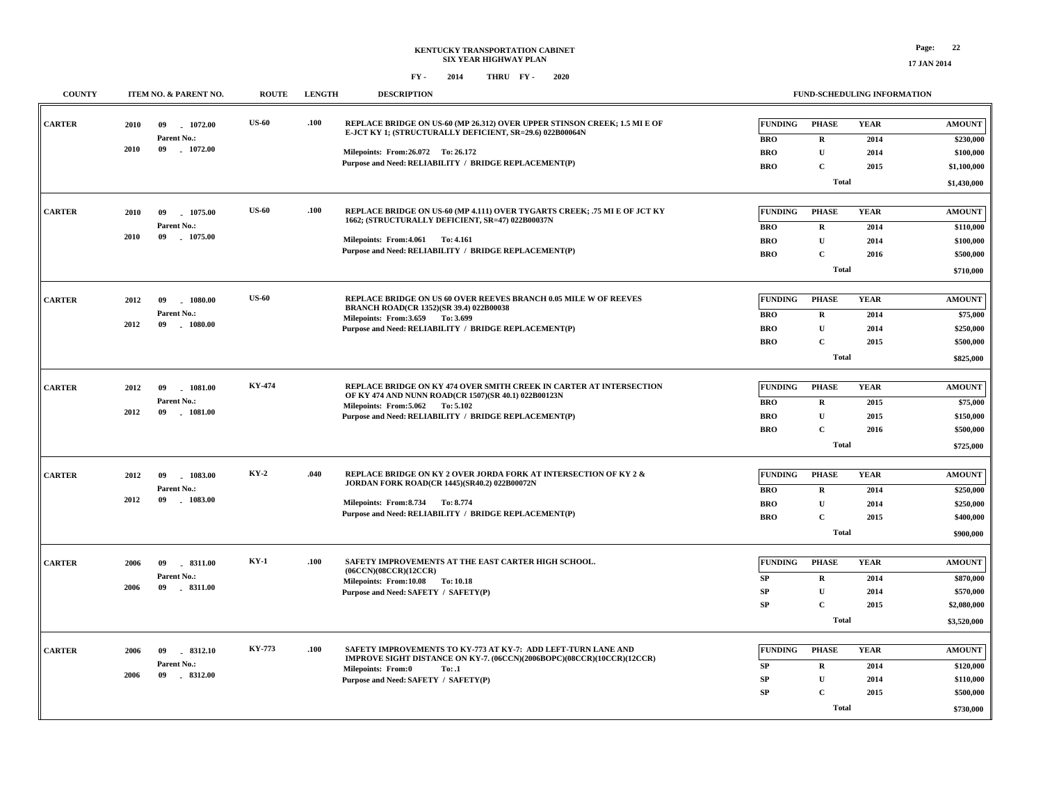# KENTUCKY TRANSPORTATION CABINET
## SIX YEAR HIGHWAY PLAN

FY - 2014 THRU FY - 2020

17 JAN 2014

| COUNTY | ITEM NO. & PARENT NO. | ROUTE | LENGTH | DESCRIPTION | FUNDING | PHASE | YEAR | AMOUNT |
|---|---|---|---|---|---|---|---|---|
| CARTER | 2010 09 - 1072.00<br>Parent No.:<br>2010 09 - 1072.00 | US-60 | .100 | REPLACE BRIDGE ON US-60 (MP 26.312) OVER UPPER STINSON CREEK; 1.5 MI E OF E-JCT KY 1; (STRUCTURALLY DEFICIENT, SR=29.6) 022B00064N<br>Milepoints: From:26.072 To: 26.172<br>Purpose and Need: RELIABILITY / BRIDGE REPLACEMENT(P) | BRO | R | 2014 | $230,000 |
| | | | | | BRO | U | 2014 | $100,000 |
| | | | | | BRO | C | 2015 | $1,100,000 |
| | | | | | | Total | | $1,430,000 |
| CARTER | 2010 09 - 1075.00<br>Parent No.:<br>2010 09 - 1075.00 | US-60 | .100 | REPLACE BRIDGE ON US-60 (MP 4.111) OVER TYGARTS CREEK; .75 MI E OF JCT KY 1662; (STRUCTURALLY DEFICIENT, SR=47) 022B00037N<br>Milepoints: From:4.061 To: 4.161<br>Purpose and Need: RELIABILITY / BRIDGE REPLACEMENT(P) | BRO | R | 2014 | $110,000 |
| | | | | | BRO | U | 2014 | $100,000 |
| | | | | | BRO | C | 2016 | $500,000 |
| | | | | | | Total | | $710,000 |
| CARTER | 2012 09 - 1080.00<br>Parent No.:<br>2012 09 - 1080.00 | US-60 | | REPLACE BRIDGE ON US 60 OVER REEVES BRANCH 0.05 MILE W OF REEVES BRANCH ROAD(CR 1352)(SR 39.4) 022B00038<br>Milepoints: From:3.659 To: 3.699<br>Purpose and Need: RELIABILITY / BRIDGE REPLACEMENT(P) | BRO | R | 2014 | $75,000 |
| | | | | | BRO | U | 2014 | $250,000 |
| | | | | | BRO | C | 2015 | $500,000 |
| | | | | | | Total | | $825,000 |
| CARTER | 2012 09 - 1081.00<br>Parent No.:<br>2012 09 - 1081.00 | KY-474 | | REPLACE BRIDGE ON KY 474 OVER SMITH CREEK IN CARTER AT INTERSECTION OF KY 474 AND NUNN ROAD(CR 1507)(SR 40.1) 022B00123N<br>Milepoints: From:5.062 To: 5.102<br>Purpose and Need: RELIABILITY / BRIDGE REPLACEMENT(P) | BRO | R | 2015 | $75,000 |
| | | | | | BRO | U | 2015 | $150,000 |
| | | | | | BRO | C | 2016 | $500,000 |
| | | | | | | Total | | $725,000 |
| CARTER | 2012 09 - 1083.00<br>Parent No.:<br>2012 09 - 1083.00 | KY-2 | .040 | REPLACE BRIDGE ON KY 2 OVER JORDA FORK AT INTERSECTION OF KY 2 & JORDAN FORK ROAD(CR 1445)(SR40.2) 022B00072N<br>Milepoints: From:8.734 To: 8.774<br>Purpose and Need: RELIABILITY / BRIDGE REPLACEMENT(P) | BRO | R | 2014 | $250,000 |
| | | | | | BRO | U | 2014 | $250,000 |
| | | | | | BRO | C | 2015 | $400,000 |
| | | | | | | Total | | $900,000 |
| CARTER | 2006 09 - 8311.00<br>Parent No.:<br>2006 09 - 8311.00 | KY-1 | .100 | SAFETY IMPROVEMENTS AT THE EAST CARTER HIGH SCHOOL. (06CCN)(08CCR)(12CCR)<br>Milepoints: From:10.08 To: 10.18<br>Purpose and Need: SAFETY / SAFETY(P) | SP | R | 2014 | $870,000 |
| | | | | | SP | U | 2014 | $570,000 |
| | | | | | SP | C | 2015 | $2,080,000 |
| | | | | | | Total | | $3,520,000 |
| CARTER | 2006 09 - 8312.10<br>Parent No.:<br>2006 09 - 8312.00 | KY-773 | .100 | SAFETY IMPROVEMENTS TO KY-773 AT KY-7: ADD LEFT-TURN LANE AND IMPROVE SIGHT DISTANCE ON KY-7. (06CCN)(2006BOPC)(08CCR)(10CCR)(12CCR)<br>Milepoints: From:0 To: .1<br>Purpose and Need: SAFETY / SAFETY(P) | SP | R | 2014 | $120,000 |
| | | | | | SP | U | 2014 | $110,000 |
| | | | | | SP | C | 2015 | $500,000 |
| | | | | | | Total | | $730,000 |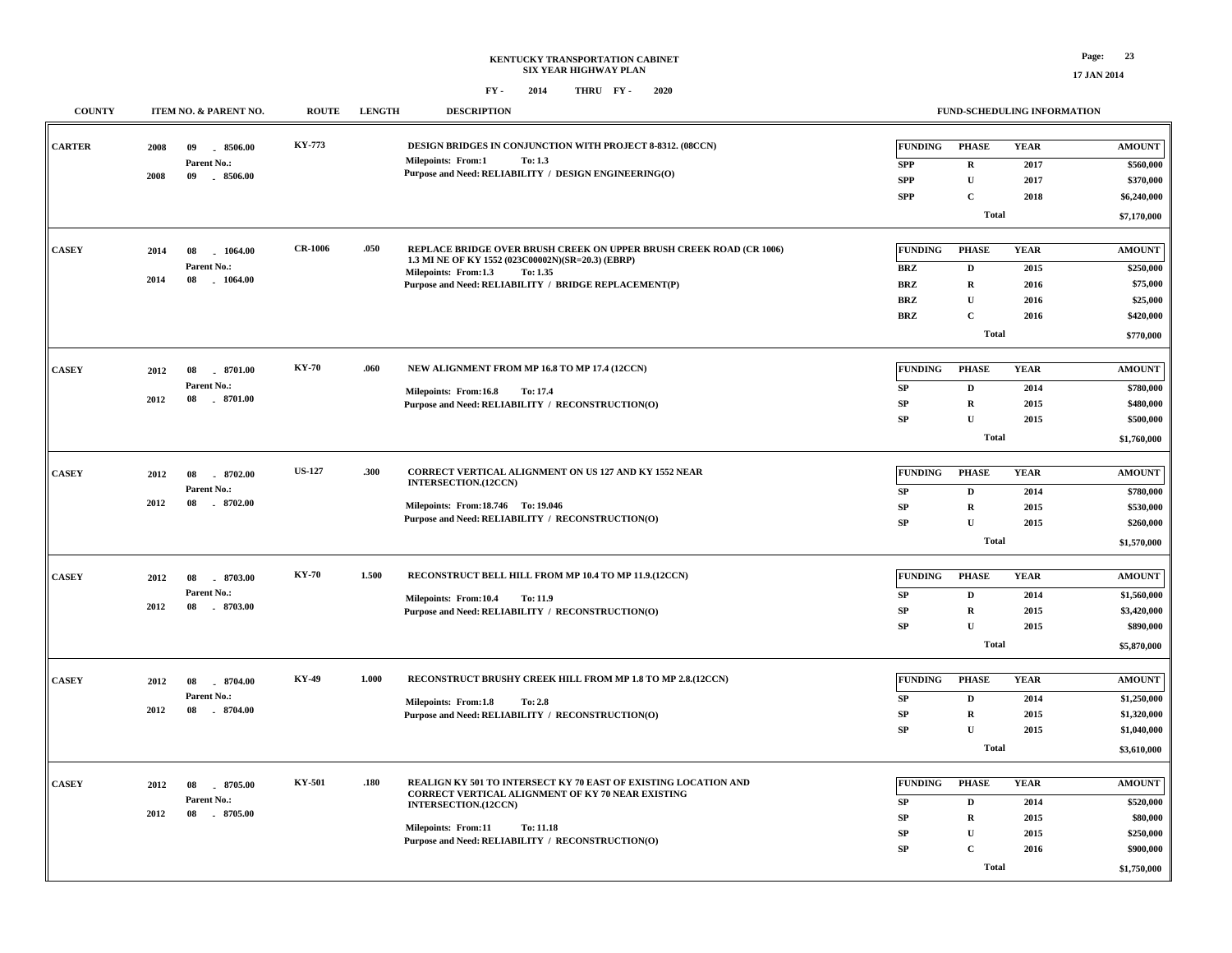**KENTUCKY TRANSPORTATION CABINET**
**SIX YEAR HIGHWAY PLAN**
**FY - 2014 THRU FY - 2020**

| COUNTY | ITEM NO. & PARENT NO. | ROUTE | LENGTH | DESCRIPTION | FUNDING | PHASE | YEAR | AMOUNT |
|---|---|---|---|---|---|---|---|---|
| CARTER | 2008 09 - 8506.00 Parent No.: 2008 09 - 8506.00 | KY-773 | | DESIGN BRIDGES IN CONJUNCTION WITH PROJECT 8-8312. (08CCN) Milepoints: From:1 To:1.3 Purpose and Need: RELIABILITY / DESIGN ENGINEERING(O) | SPP | R | 2017 | $560,000 |
| | | | | | SPP | U | 2017 | $370,000 |
| | | | | | SPP | C | 2018 | $6,240,000 |
| | | | | | | Total | | $7,170,000 |
| CASEY | 2014 08 - 1064.00 Parent No.: 2014 08 - 1064.00 | CR-1006 | .050 | REPLACE BRIDGE OVER BRUSH CREEK ON UPPER BRUSH CREEK ROAD (CR 1006) 1.3 MI NE OF KY 1552 (023C00002N)(SR=20.3) (EBRP) Milepoints: From:1.3 To:1.35 Purpose and Need: RELIABILITY / BRIDGE REPLACEMENT(P) | BRZ | D | 2015 | $250,000 |
| | | | | | BRZ | R | 2016 | $75,000 |
| | | | | | BRZ | U | 2016 | $25,000 |
| | | | | | BRZ | C | 2016 | $420,000 |
| | | | | | | Total | | $770,000 |
| CASEY | 2012 08 - 8701.00 Parent No.: 2012 08 - 8701.00 | KY-70 | .060 | NEW ALIGNMENT FROM MP 16.8 TO MP 17.4 (12CCN) Milepoints: From:16.8 To:17.4 Purpose and Need: RELIABILITY / RECONSTRUCTION(O) | SP | D | 2014 | $780,000 |
| | | | | | SP | R | 2015 | $480,000 |
| | | | | | SP | U | 2015 | $500,000 |
| | | | | | | Total | | $1,760,000 |
| CASEY | 2012 08 - 8702.00 Parent No.: 2012 08 - 8702.00 | US-127 | .300 | CORRECT VERTICAL ALIGNMENT ON US 127 AND KY 1552 NEAR INTERSECTION.(12CCN) Milepoints: From:18.746 To:19.046 Purpose and Need: RELIABILITY / RECONSTRUCTION(O) | SP | D | 2014 | $780,000 |
| | | | | | SP | R | 2015 | $530,000 |
| | | | | | SP | U | 2015 | $260,000 |
| | | | | | | Total | | $1,570,000 |
| CASEY | 2012 08 - 8703.00 Parent No.: 2012 08 - 8703.00 | KY-70 | 1.500 | RECONSTRUCT BELL HILL FROM MP 10.4 TO MP 11.9.(12CCN) Milepoints: From:10.4 To:11.9 Purpose and Need: RELIABILITY / RECONSTRUCTION(O) | SP | D | 2014 | $1,560,000 |
| | | | | | SP | R | 2015 | $3,420,000 |
| | | | | | SP | U | 2015 | $890,000 |
| | | | | | | Total | | $5,870,000 |
| CASEY | 2012 08 - 8704.00 Parent No.: 2012 08 - 8704.00 | KY-49 | 1.000 | RECONSTRUCT BRUSHY CREEK HILL FROM MP 1.8 TO MP 2.8.(12CCN) Milepoints: From:1.8 To:2.8 Purpose and Need: RELIABILITY / RECONSTRUCTION(O) | SP | D | 2014 | $1,250,000 |
| | | | | | SP | R | 2015 | $1,320,000 |
| | | | | | SP | U | 2015 | $1,040,000 |
| | | | | | | Total | | $3,610,000 |
| CASEY | 2012 08 - 8705.00 Parent No.: 2012 08 - 8705.00 | KY-501 | .180 | REALIGN KY 501 TO INTERSECT KY 70 EAST OF EXISTING LOCATION AND CORRECT VERTICAL ALIGNMENT OF KY 70 NEAR EXISTING INTERSECTION.(12CCN) Milepoints: From:11 To:11.18 Purpose and Need: RELIABILITY / RECONSTRUCTION(O) | SP | D | 2014 | $520,000 |
| | | | | | SP | R | 2015 | $80,000 |
| | | | | | SP | U | 2015 | $250,000 |
| | | | | | SP | C | 2016 | $900,000 |
| | | | | | | Total | | $1,750,000 |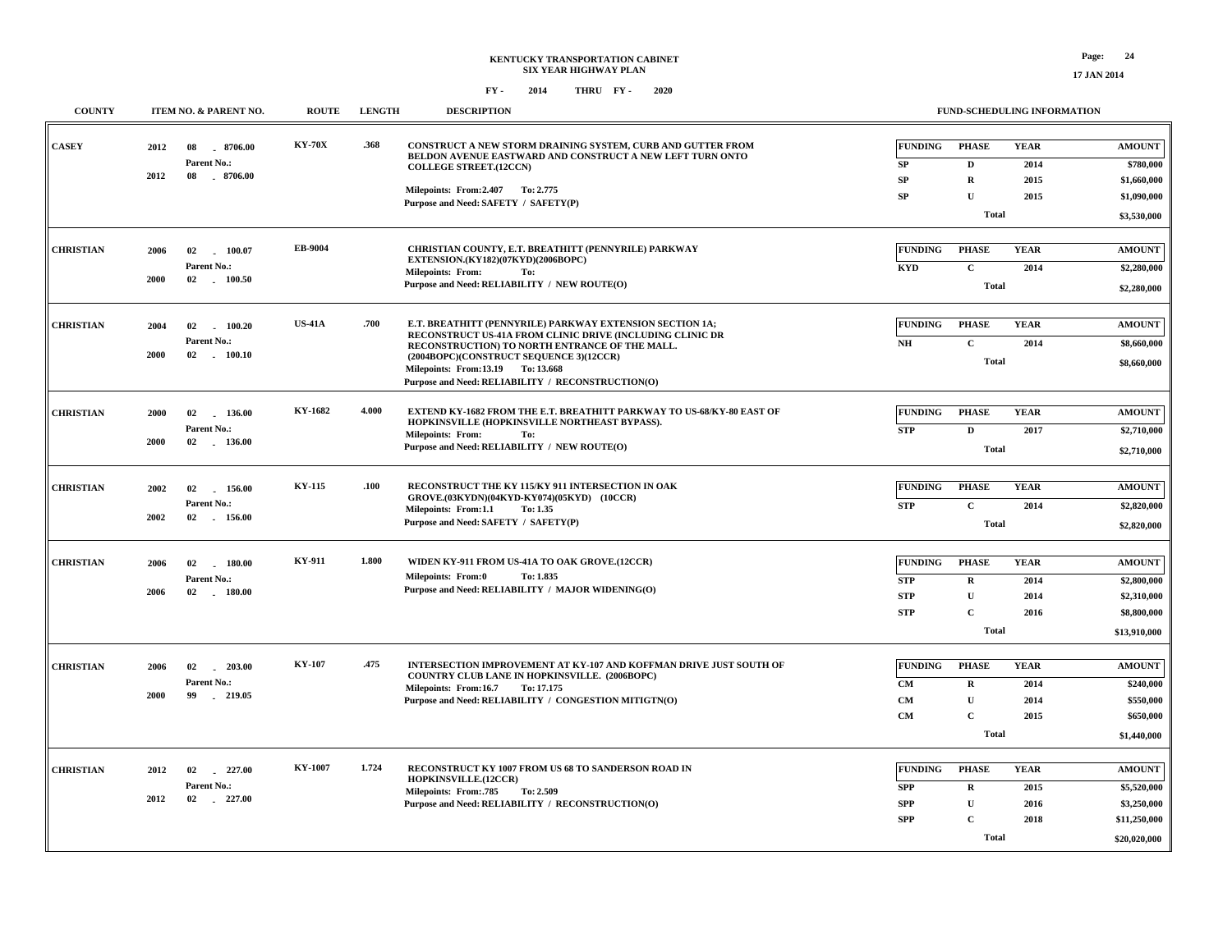# KENTUCKY TRANSPORTATION CABINET
## SIX YEAR HIGHWAY PLAN
### FY - 2014 THRU FY - 2020

17 JAN 2014

| COUNTY | ITEM NO. & PARENT NO. | ROUTE | LENGTH | DESCRIPTION | FUNDING | PHASE | YEAR | AMOUNT |
|---|---|---|---|---|---|---|---|---|
| CASEY | 2012 08 - 8706.00 Parent No.: 2012 08 - 8706.00 | KY-70X | .368 | CONSTRUCT A NEW STORM DRAINING SYSTEM, CURB AND GUTTER FROM BELDON AVENUE EASTWARD AND CONSTRUCT A NEW LEFT TURN ONTO COLLEGE STREET.(12CCN) Milepoints: From:2.407 To: 2.775 Purpose and Need: SAFETY / SAFETY(P) | SP | D | 2014 | $780,000 |
| | | | | | SP | R | 2015 | $1,660,000 |
| | | | | | SP | U | 2015 | $1,090,000 |
| | | | | | | Total | | $3,530,000 |
| CHRISTIAN | 2006 02 - 100.07 Parent No.: 2000 02 - 100.50 | EB-9004 | | CHRISTIAN COUNTY, E.T. BREATHITT (PENNYRILE) PARKWAY EXTENSION.(KY182)(07KYD)(2006BOPC) Milepoints: From: To: Purpose and Need: RELIABILITY / NEW ROUTE(O) | KYD | C | 2014 | $2,280,000 |
| | | | | | | Total | | $2,280,000 |
| CHRISTIAN | 2004 02 - 100.20 Parent No.: 2000 02 - 100.10 | US-41A | .700 | E.T. BREATHITT (PENNYRILE) PARKWAY EXTENSION SECTION 1A; RECONSTRUCT US-41A FROM CLINIC DRIVE (INCLUDING CLINIC DR RECONSTRUCTION) TO NORTH ENTRANCE OF THE MALL. (2004BOPC)(CONSTRUCT SEQUENCE 3)(12CCR) Milepoints: From:13.19 To: 13.668 Purpose and Need: RELIABILITY / RECONSTRUCTION(O) | NH | C | 2014 | $8,660,000 |
| | | | | | | Total | | $8,660,000 |
| CHRISTIAN | 2000 02 - 136.00 Parent No.: 2000 02 - 136.00 | KY-1682 | 4.000 | EXTEND KY-1682 FROM THE E.T. BREATHITT PARKWAY TO US-68/KY-80 EAST OF HOPKINSVILLE (HOPKINSVILLE NORTHEAST BYPASS). Milepoints: From: To: Purpose and Need: RELIABILITY / NEW ROUTE(O) | STP | D | 2017 | $2,710,000 |
| | | | | | | Total | | $2,710,000 |
| CHRISTIAN | 2002 02 - 156.00 Parent No.: 2002 02 - 156.00 | KY-115 | .100 | RECONSTRUCT THE KY 115/KY 911 INTERSECTION IN OAK GROVE.(03KYDN)(04KYD-KY074)(05KYD) (10CCR) Milepoints: From:1.1 To: 1.35 Purpose and Need: SAFETY / SAFETY(P) | STP | C | 2014 | $2,820,000 |
| | | | | | | Total | | $2,820,000 |
| CHRISTIAN | 2006 02 - 180.00 Parent No.: 2006 02 - 180.00 | KY-911 | 1.800 | WIDEN KY-911 FROM US-41A TO OAK GROVE.(12CCR) Milepoints: From:0 To: 1.835 Purpose and Need: RELIABILITY / MAJOR WIDENING(O) | STP | R | 2014 | $2,800,000 |
| | | | | | STP | U | 2014 | $2,310,000 |
| | | | | | STP | C | 2016 | $8,800,000 |
| | | | | | | Total | | $13,910,000 |
| CHRISTIAN | 2006 02 - 203.00 Parent No.: 2000 99 - 219.05 | KY-107 | .475 | INTERSECTION IMPROVEMENT AT KY-107 AND KOFFMAN DRIVE JUST SOUTH OF COUNTRY CLUB LANE IN HOPKINSVILLE. (2006BOPC) Milepoints: From:16.7 To: 17.175 Purpose and Need: RELIABILITY / CONGESTION MITIGTN(O) | CM | R | 2014 | $240,000 |
| | | | | | CM | U | 2014 | $550,000 |
| | | | | | CM | C | 2015 | $650,000 |
| | | | | | | Total | | $1,440,000 |
| CHRISTIAN | 2012 02 - 227.00 Parent No.: 2012 02 - 227.00 | KY-1007 | 1.724 | RECONSTRUCT KY 1007 FROM US 68 TO SANDERSON ROAD IN HOPKINSVILLE.(12CCR) Milepoints: From:.785 To: 2.509 Purpose and Need: RELIABILITY / RECONSTRUCTION(O) | SPP | R | 2015 | $5,520,000 |
| | | | | | SPP | U | 2016 | $3,250,000 |
| | | | | | SPP | C | 2018 | $11,250,000 |
| | | | | | | Total | | $20,020,000 |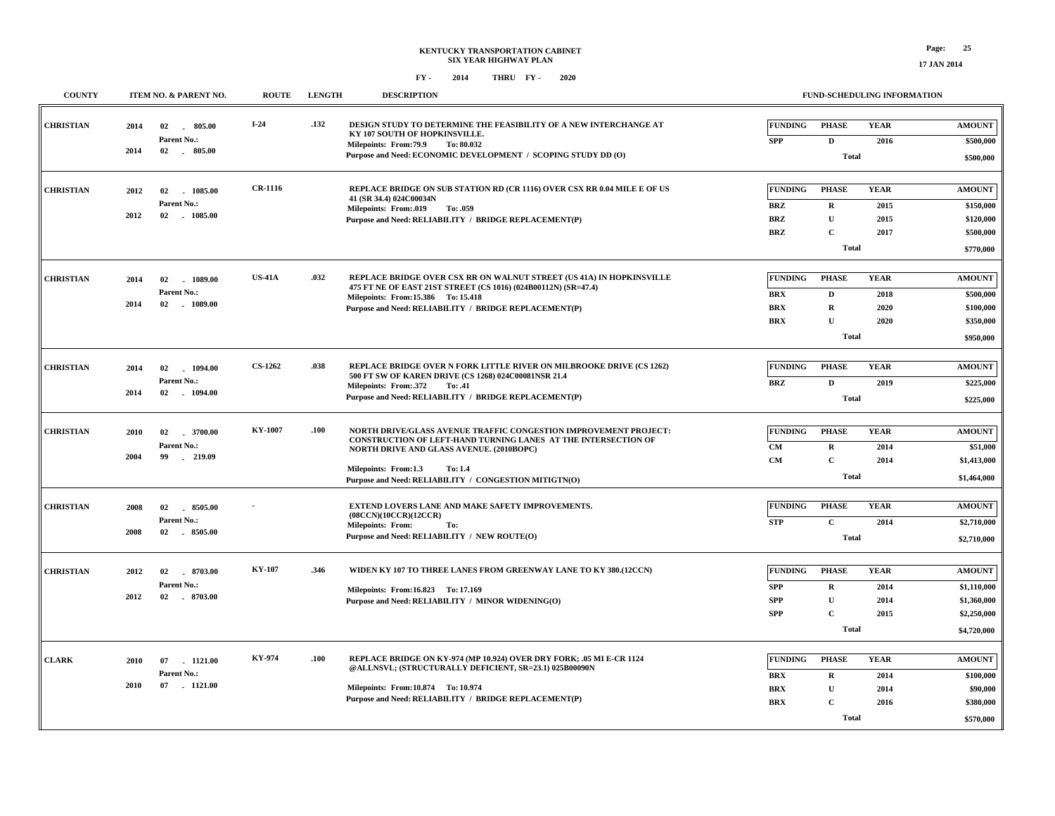# KENTUCKY TRANSPORTATION CABINET
## SIX YEAR HIGHWAY PLAN

**FY - 2014 THRU FY - 2020**

| COUNTY | ITEM NO. & PARENT NO. | ROUTE | LENGTH | DESCRIPTION | FUNDING | PHASE | YEAR | AMOUNT |
|---|---|---|---|---|---|---|---|---|
| CHRISTIAN | 2014 02 - 805.00<br>Parent No.:<br>2014 02 - 805.00 | I-24 | .132 | DESIGN STUDY TO DETERMINE THE FEASIBILITY OF A NEW INTERCHANGE AT KY 107 SOUTH OF HOPKINSVILLE.<br>Milepoints: From:79.9 To: 80.032<br>Purpose and Need: ECONOMIC DEVELOPMENT / SCOPING STUDY DD (O) | SPP | D | 2016 | $500,000 |
| | | | | | | Total | | $500,000 |
| CHRISTIAN | 2012 02 - 1085.00<br>Parent No.:<br>2012 02 - 1085.00 | CR-1116 | | REPLACE BRIDGE ON SUB STATION RD (CR 1116) OVER CSX RR 0.04 MILE E OF US 41 (SR 34.4) 024C00034N<br>Milepoints: From:.019 To: .059<br>Purpose and Need: RELIABILITY / BRIDGE REPLACEMENT(P) | BRZ | R | 2015 | $150,000 |
| | | | | | BRZ | U | 2015 | $120,000 |
| | | | | | BRZ | C | 2017 | $500,000 |
| | | | | | | Total | | $770,000 |
| CHRISTIAN | 2014 02 - 1089.00<br>Parent No.:<br>2014 02 - 1089.00 | US-41A | .032 | REPLACE BRIDGE OVER CSX RR ON WALNUT STREET (US 41A) IN HOPKINSVILLE 475 FT NE OF EAST 21ST STREET (CS 1016) (024B00112N) (SR=47.4)<br>Milepoints: From:15.386 To: 15.418<br>Purpose and Need: RELIABILITY / BRIDGE REPLACEMENT(P) | BRX | D | 2018 | $500,000 |
| | | | | | BRX | R | 2020 | $100,000 |
| | | | | | BRX | U | 2020 | $350,000 |
| | | | | | | Total | | $950,000 |
| CHRISTIAN | 2014 02 - 1094.00<br>Parent No.:<br>2014 02 - 1094.00 | CS-1262 | .038 | REPLACE BRIDGE OVER N FORK LITTLE RIVER ON MILBROOKE DRIVE (CS 1262) 500 FT SW OF KAREN DRIVE (CS 1268) 024C00081NSR 21.4<br>Milepoints: From:.372 To: .41<br>Purpose and Need: RELIABILITY / BRIDGE REPLACEMENT(P) | BRZ | D | 2019 | $225,000 |
| | | | | | | Total | | $225,000 |
| CHRISTIAN | 2010 02 - 3700.00<br>Parent No.:<br>2004 99 - 219.09 | KY-1007 | .100 | NORTH DRIVE/GLASS AVENUE TRAFFIC CONGESTION IMPROVEMENT PROJECT: CONSTRUCTION OF LEFT-HAND TURNING LANES AT THE INTERSECTION OF NORTH DRIVE AND GLASS AVENUE. (2010BOPC)<br>Milepoints: From:1.3 To: 1.4<br>Purpose and Need: RELIABILITY / CONGESTION MITIGTN(O) | CM | R | 2014 | $51,000 |
| | | | | | CM | C | 2014 | $1,413,000 |
| | | | | | | Total | | $1,464,000 |
| CHRISTIAN | 2008 02 - 8505.00<br>Parent No.:<br>2008 02 - 8505.00 | - | | EXTEND LOVERS LANE AND MAKE SAFETY IMPROVEMENTS. (08CCN)(10CCR)(12CCR)<br>Milepoints: From: To:<br>Purpose and Need: RELIABILITY / NEW ROUTE(O) | STP | C | 2014 | $2,710,000 |
| | | | | | | Total | | $2,710,000 |
| CHRISTIAN | 2012 02 - 8703.00<br>Parent No.:<br>2012 02 - 8703.00 | KY-107 | .346 | WIDEN KY 107 TO THREE LANES FROM GREENWAY LANE TO KY 380.(12CCN)<br>Milepoints: From:16.823 To: 17.169<br>Purpose and Need: RELIABILITY / MINOR WIDENING(O) | SPP | R | 2014 | $1,110,000 |
| | | | | | SPP | U | 2014 | $1,360,000 |
| | | | | | SPP | C | 2015 | $2,250,000 |
| | | | | | | Total | | $4,720,000 |
| CLARK | 2010 07 - 1121.00<br>Parent No.:<br>2010 07 - 1121.00 | KY-974 | .100 | REPLACE BRIDGE ON KY-974 (MP 10.924) OVER DRY FORK; .05 MI E-CR 1124 @ALLNSVL; (STRUCTURALLY DEFICIENT, SR=23.1) 025B00090N<br>Milepoints: From:10.874 To: 10.974<br>Purpose and Need: RELIABILITY / BRIDGE REPLACEMENT(P) | BRX | R | 2014 | $100,000 |
| | | | | | BRX | U | 2014 | $90,000 |
| | | | | | BRX | C | 2016 | $380,000 |
| | | | | | | Total | | $570,000 |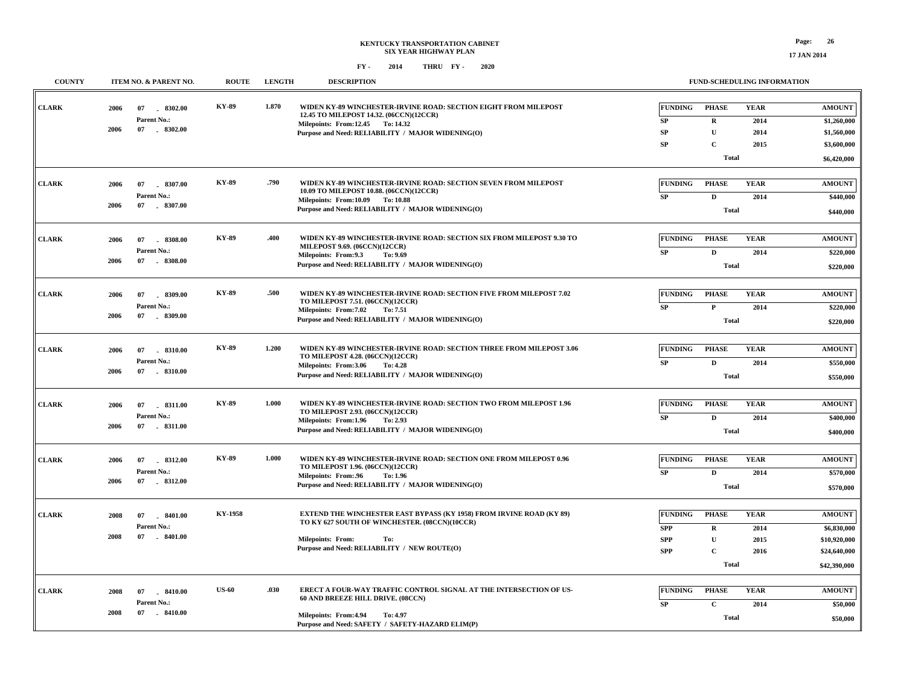KENTUCKY TRANSPORTATION CABINET
SIX YEAR HIGHWAY PLAN

FY - 2014 THRU FY - 2020

| COUNTY | ITEM NO. & PARENT NO. | ROUTE | LENGTH | DESCRIPTION | FUNDING | PHASE | YEAR | AMOUNT |
|---|---|---|---|---|---|---|---|---|
| CLARK | 2006 07 - 8302.00<br>Parent No.:<br>2006 07 - 8302.00 | KY-89 | 1.870 | WIDEN KY-89 WINCHESTER-IRVINE ROAD: SECTION EIGHT FROM MILEPOST 12.45 TO MILEPOST 14.32. (06CCN)(12CCR)<br>Milepoints: From:12.45 To: 14.32<br>Purpose and Need: RELIABILITY / MAJOR WIDENING(O) | SP | R | 2014 | $1,260,000 |
| | | | | | SP | U | 2014 | $1,560,000 |
| | | | | | SP | C | 2015 | $3,600,000 |
| | | | | | | Total | | $6,420,000 |
| CLARK | 2006 07 - 8307.00<br>Parent No.:<br>2006 07 - 8307.00 | KY-89 | .790 | WIDEN KY-89 WINCHESTER-IRVINE ROAD: SECTION SEVEN FROM MILEPOST 10.09 TO MILEPOST 10.88. (06CCN)(12CCR)<br>Milepoints: From:10.09 To: 10.88<br>Purpose and Need: RELIABILITY / MAJOR WIDENING(O) | SP | D | 2014 | $440,000 |
| | | | | | | Total | | $440,000 |
| CLARK | 2006 07 - 8308.00<br>Parent No.:<br>2006 07 - 8308.00 | KY-89 | .400 | WIDEN KY-89 WINCHESTER-IRVINE ROAD: SECTION SIX FROM MILEPOST 9.30 TO MILEPOST 9.69. (06CCN)(12CCR)<br>Milepoints: From:9.3 To: 9.69<br>Purpose and Need: RELIABILITY / MAJOR WIDENING(O) | SP | D | 2014 | $220,000 |
| | | | | | | Total | | $220,000 |
| CLARK | 2006 07 - 8309.00<br>Parent No.:<br>2006 07 - 8309.00 | KY-89 | .500 | WIDEN KY-89 WINCHESTER-IRVINE ROAD: SECTION FIVE FROM MILEPOST 7.02 TO MILEPOST 7.51. (06CCN)(12CCR)<br>Milepoints: From:7.02 To: 7.51<br>Purpose and Need: RELIABILITY / MAJOR WIDENING(O) | SP | P | 2014 | $220,000 |
| | | | | | | Total | | $220,000 |
| CLARK | 2006 07 - 8310.00<br>Parent No.:<br>2006 07 - 8310.00 | KY-89 | 1.200 | WIDEN KY-89 WINCHESTER-IRVINE ROAD: SECTION THREE FROM MILEPOST 3.06 TO MILEPOST 4.28. (06CCN)(12CCR)<br>Milepoints: From:3.06 To: 4.28<br>Purpose and Need: RELIABILITY / MAJOR WIDENING(O) | SP | D | 2014 | $550,000 |
| | | | | | | Total | | $550,000 |
| CLARK | 2006 07 - 8311.00<br>Parent No.:<br>2006 07 - 8311.00 | KY-89 | 1.000 | WIDEN KY-89 WINCHESTER-IRVINE ROAD: SECTION TWO FROM MILEPOST 1.96 TO MILEPOST 2.93. (06CCN)(12CCR)<br>Milepoints: From:1.96 To: 2.93<br>Purpose and Need: RELIABILITY / MAJOR WIDENING(O) | SP | D | 2014 | $400,000 |
| | | | | | | Total | | $400,000 |
| CLARK | 2006 07 - 8312.00<br>Parent No.:<br>2006 07 - 8312.00 | KY-89 | 1.000 | WIDEN KY-89 WINCHESTER-IRVINE ROAD: SECTION ONE FROM MILEPOST 0.96 TO MILEPOST 1.96. (06CCN)(12CCR)<br>Milepoints: From:.96 To: 1.96<br>Purpose and Need: RELIABILITY / MAJOR WIDENING(O) | SP | D | 2014 | $570,000 |
| | | | | | | Total | | $570,000 |
| CLARK | 2008 07 - 8401.00<br>Parent No.:<br>2008 07 - 8401.00 | KY-1958 | | EXTEND THE WINCHESTER EAST BYPASS (KY 1958) FROM IRVINE ROAD (KY 89) TO KY 627 SOUTH OF WINCHESTER. (08CCN)(10CCR)<br>Milepoints: From: To:<br>Purpose and Need: RELIABILITY / NEW ROUTE(O) | SPP | R | 2014 | $6,830,000 |
| | | | | | SPP | U | 2015 | $10,920,000 |
| | | | | | SPP | C | 2016 | $24,640,000 |
| | | | | | | Total | | $42,390,000 |
| CLARK | 2008 07 - 8410.00<br>Parent No.:<br>2008 07 - 8410.00 | US-60 | .030 | ERECT A FOUR-WAY TRAFFIC CONTROL SIGNAL AT THE INTERSECTION OF US-60 AND BREEZE HILL DRIVE. (08CCN)<br>Milepoints: From:4.94 To: 4.97<br>Purpose and Need: SAFETY / SAFETY-HAZARD ELIM(P) | SP | C | 2014 | $50,000 |
| | | | | | | Total | | $50,000 |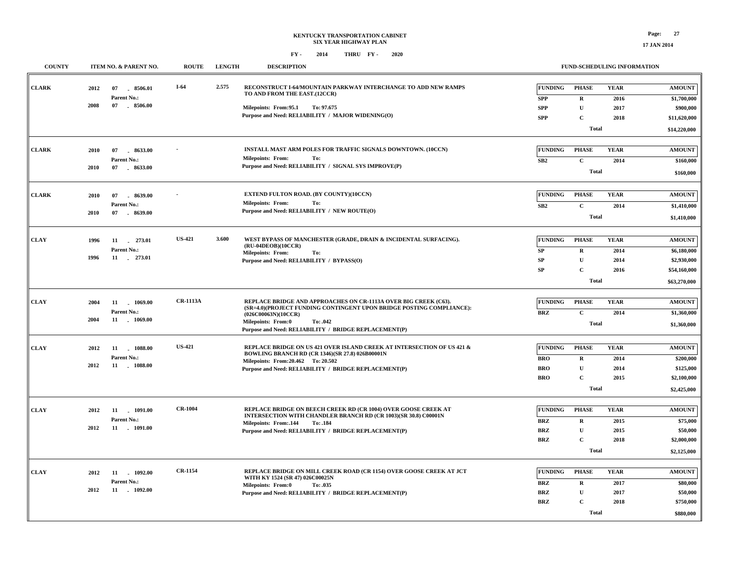# KENTUCKY TRANSPORTATION CABINET
## SIX YEAR HIGHWAY PLAN

FY - 2014 THRU FY - 2020

17 JAN 2014

| COUNTY | ITEM NO. & PARENT NO. | ROUTE | LENGTH | DESCRIPTION | FUNDING | PHASE | YEAR | AMOUNT |
|---|---|---|---|---|---|---|---|---|
| CLARK | 2012 07 - 8506.01<br>Parent No.:<br>2008 07 - 8506.00 | I-64 | 2.575 | RECONSTRUCT I-64/MOUNTAIN PARKWAY INTERCHANGE TO ADD NEW RAMPS TO AND FROM THE EAST.(12CCR)<br>Milepoints: From:95.1 To: 97.675<br>Purpose and Need: RELIABILITY / MAJOR WIDENING(O) | SPP | R | 2016 | $1,700,000 |
| | | | | | SPP | U | 2017 | $900,000 |
| | | | | | SPP | C | 2018 | $11,620,000 |
| | | | | | | Total | | $14,220,000 |
| CLARK | 2010 07 - 8633.00<br>Parent No.:<br>2010 07 - 8633.00 | - | | INSTALL MAST ARM POLES FOR TRAFFIC SIGNALS DOWNTOWN. (10CCN)<br>Milepoints: From: To:<br>Purpose and Need: RELIABILITY / SIGNAL SYS IMPROVE(P) | SB2 | C | 2014 | $160,000 |
| | | | | | | Total | | $160,000 |
| CLARK | 2010 07 - 8639.00<br>Parent No.:<br>2010 07 - 8639.00 | - | | EXTEND FULTON ROAD. (BY COUNTY)(10CCN)<br>Milepoints: From: To:<br>Purpose and Need: RELIABILITY / NEW ROUTE(O) | SB2 | C | 2014 | $1,410,000 |
| | | | | | | Total | | $1,410,000 |
| CLAY | 1996 11 - 273.01<br>Parent No.:<br>1996 11 - 273.01 | US-421 | 3.600 | WEST BYPASS OF MANCHESTER (GRADE, DRAIN & INCIDENTAL SURFACING). (RU-04DEOB)(10CCR)<br>Milepoints: From: To:<br>Purpose and Need: RELIABILITY / BYPASS(O) | SP | R | 2014 | $6,180,000 |
| | | | | | SP | U | 2014 | $2,930,000 |
| | | | | | SP | C | 2016 | $54,160,000 |
| | | | | | | Total | | $63,270,000 |
| CLAY | 2004 11 - 1069.00<br>Parent No.:<br>2004 11 - 1069.00 | CR-1113A | | REPLACE BRIDGE AND APPROACHES ON CR-1113A OVER BIG CREEK (C63). (SR=4.0)(PROJECT FUNDING CONTINGENT UPON BRIDGE POSTING COMPLIANCE): (026C00063N)(10CCR)<br>Milepoints: From:0 To: .042<br>Purpose and Need: RELIABILITY / BRIDGE REPLACEMENT(P) | BRZ | C | 2014 | $1,360,000 |
| | | | | | | Total | | $1,360,000 |
| CLAY | 2012 11 - 1088.00<br>Parent No.:<br>2012 11 - 1088.00 | US-421 | | REPLACE BRIDGE ON US 421 OVER ISLAND CREEK AT INTERSECTION OF US 421 & BOWLING BRANCH RD (CR 1346)(SR 27.8) 026B00001N<br>Milepoints: From:20.462 To: 20.502<br>Purpose and Need: RELIABILITY / BRIDGE REPLACEMENT(P) | BRO | R | 2014 | $200,000 |
| | | | | | BRO | U | 2014 | $125,000 |
| | | | | | BRO | C | 2015 | $2,100,000 |
| | | | | | | Total | | $2,425,000 |
| CLAY | 2012 11 - 1091.00<br>Parent No.:<br>2012 11 - 1091.00 | CR-1004 | | REPLACE BRIDGE ON BEECH CREEK RD (CR 1004) OVER GOOSE CREEK AT INTERSECTION WITH CHANDLER BRANCH RD (CR 1003)(SR 30.8) C00001N<br>Milepoints: From:.144 To: .184<br>Purpose and Need: RELIABILITY / BRIDGE REPLACEMENT(P) | BRZ | R | 2015 | $75,000 |
| | | | | | BRZ | U | 2015 | $50,000 |
| | | | | | BRZ | C | 2018 | $2,000,000 |
| | | | | | | Total | | $2,125,000 |
| CLAY | 2012 11 - 1092.00<br>Parent No.:<br>2012 11 - 1092.00 | CR-1154 | | REPLACE BRIDGE ON MILL CREEK ROAD (CR 1154) OVER GOOSE CREEK AT JCT WITH KY 1524 (SR 47) 026C00025N<br>Milepoints: From:0 To: .035<br>Purpose and Need: RELIABILITY / BRIDGE REPLACEMENT(P) | BRZ | R | 2017 | $80,000 |
| | | | | | BRZ | U | 2017 | $50,000 |
| | | | | | BRZ | C | 2018 | $750,000 |
| | | | | | | Total | | $880,000 |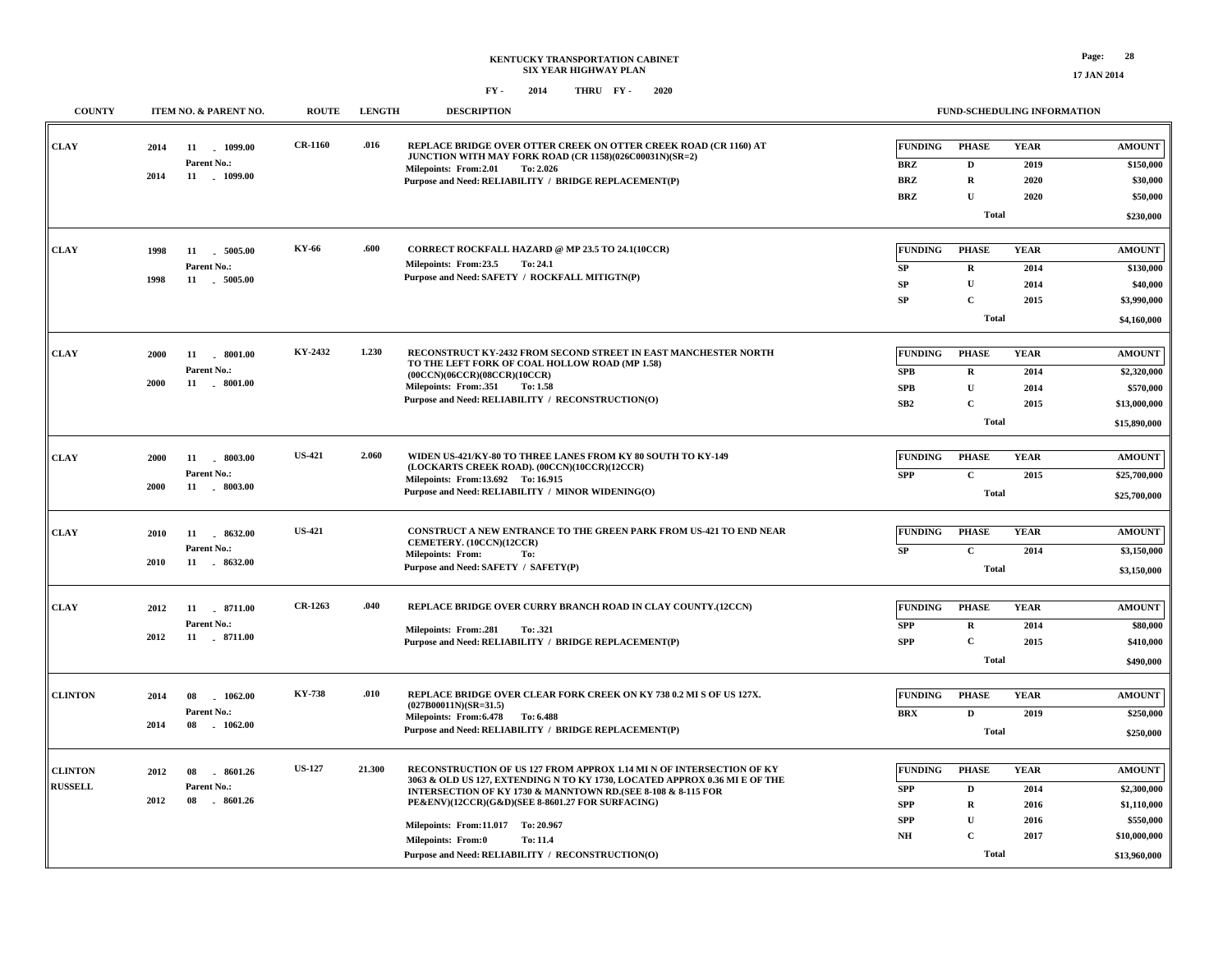# KENTUCKY TRANSPORTATION CABINET
## SIX YEAR HIGHWAY PLAN
### FY - 2014 THRU FY - 2020

| COUNTY | ITEM NO. & PARENT NO. | ROUTE | LENGTH | DESCRIPTION | FUNDING | PHASE | YEAR | AMOUNT |
|---|---|---|---|---|---|---|---|---|
| CLAY | 2014 11 - 1099.00 Parent No.: 2014 11 - 1099.00 | CR-1160 | .016 | REPLACE BRIDGE OVER OTTER CREEK ON OTTER CREEK ROAD (CR 1160) AT JUNCTION WITH MAY FORK ROAD (CR 1158)(026C00031N)(SR=2) Milepoints: From:2.01 To: 2.026 Purpose and Need: RELIABILITY / BRIDGE REPLACEMENT(P) | BRZ | D | 2019 | $150,000 |
| | | | | | BRZ | R | 2020 | $30,000 |
| | | | | | BRZ | U | 2020 | $50,000 |
| | | | | | | Total | | $230,000 |
| CLAY | 1998 11 - 5005.00 Parent No.: 1998 11 - 5005.00 | KY-66 | .600 | CORRECT ROCKFALL HAZARD @ MP 23.5 TO 24.1(10CCR) Milepoints: From:23.5 To: 24.1 Purpose and Need: SAFETY / ROCKFALL MITIGTN(P) | SP | R | 2014 | $130,000 |
| | | | | | SP | U | 2014 | $40,000 |
| | | | | | SP | C | 2015 | $3,990,000 |
| | | | | | | Total | | $4,160,000 |
| CLAY | 2000 11 - 8001.00 Parent No.: 2000 11 - 8001.00 | KY-2432 | 1.230 | RECONSTRUCT KY-2432 FROM SECOND STREET IN EAST MANCHESTER NORTH TO THE LEFT FORK OF COAL HOLLOW ROAD (MP 1.58) (00CCN)(06CCR)(08CCR)(10CCR) Milepoints: From:.351 To: 1.58 Purpose and Need: RELIABILITY / RECONSTRUCTION(O) | SPB | R | 2014 | $2,320,000 |
| | | | | | SPB | U | 2014 | $570,000 |
| | | | | | SB2 | C | 2015 | $13,000,000 |
| | | | | | | Total | | $15,890,000 |
| CLAY | 2000 11 - 8003.00 Parent No.: 2000 11 - 8003.00 | US-421 | 2.060 | WIDEN US-421/KY-80 TO THREE LANES FROM KY 80 SOUTH TO KY-149 (LOCKARTS CREEK ROAD). (00CCN)(10CCR)(12CCR) Milepoints: From:13.692 To: 16.915 Purpose and Need: RELIABILITY / MINOR WIDENING(O) | SPP | C | 2015 | $25,700,000 |
| | | | | | | Total | | $25,700,000 |
| CLAY | 2010 11 - 8632.00 Parent No.: 2010 11 - 8632.00 | US-421 | | CONSTRUCT A NEW ENTRANCE TO THE GREEN PARK FROM US-421 TO END NEAR CEMETERY. (10CCN)(12CCR) Milepoints: From: To: Purpose and Need: SAFETY / SAFETY(P) | SP | C | 2014 | $3,150,000 |
| | | | | | | Total | | $3,150,000 |
| CLAY | 2012 11 - 8711.00 Parent No.: 2012 11 - 8711.00 | CR-1263 | .040 | REPLACE BRIDGE OVER CURRY BRANCH ROAD IN CLAY COUNTY.(12CCN) Milepoints: From:.281 To: .321 Purpose and Need: RELIABILITY / BRIDGE REPLACEMENT(P) | SPP | R | 2014 | $80,000 |
| | | | | | SPP | C | 2015 | $410,000 |
| | | | | | | Total | | $490,000 |
| CLINTON | 2014 08 - 1062.00 Parent No.: 2014 08 - 1062.00 | KY-738 | .010 | REPLACE BRIDGE OVER CLEAR FORK CREEK ON KY 738 0.2 MI S OF US 127X. (027B00011N)(SR=31.5) Milepoints: From:6.478 To: 6.488 Purpose and Need: RELIABILITY / BRIDGE REPLACEMENT(P) | BRX | D | 2019 | $250,000 |
| | | | | | | Total | | $250,000 |
| CLINTON RUSSELL | 2012 08 - 8601.26 Parent No.: 2012 08 - 8601.26 | US-127 | 21.300 | RECONSTRUCTION OF US 127 FROM APPROX 1.14 MI N OF INTERSECTION OF KY 3063 & OLD US 127, EXTENDING N TO KY 1730, LOCATED APPROX 0.36 MI E OF THE INTERSECTION OF KY 1730 & MANNTOWN RD.(SEE 8-108 & 8-115 FOR PE&ENV)(12CCR)(G&D)(SEE 8-8601.27 FOR SURFACING) Milepoints: From:11.017 To: 20.967 Milepoints: From:0 To: 11.4 Purpose and Need: RELIABILITY / RECONSTRUCTION(O) | SPP | D | 2014 | $2,300,000 |
| | | | | | SPP | R | 2016 | $1,110,000 |
| | | | | | SPP | U | 2016 | $550,000 |
| | | | | | NH | C | 2017 | $10,000,000 |
| | | | | | | Total | | $13,960,000 |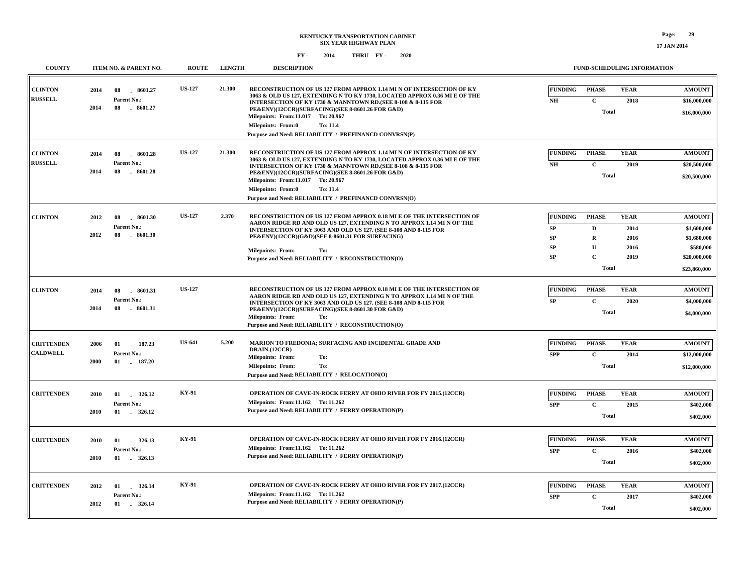# KENTUCKY TRANSPORTATION CABINET
## SIX YEAR HIGHWAY PLAN
### FY - 2014 THRU FY - 2020

| COUNTY | ITEM NO. & PARENT NO. | ROUTE | LENGTH | DESCRIPTION | FUND-SCHEDULING INFORMATION |
|---|---|---|---|---|---|
| CLINTON<br>RUSSELL | 2014 08 - 8601.27<br>Parent No.:<br>2014 08 - 8601.27 | US-127 | 21.300 | RECONSTRUCTION OF US 127 FROM APPROX 1.14 MI N OF INTERSECTION OF KY 3063 & OLD US 127, EXTENDING N TO KY 1730, LOCATED APPROX 0.36 MI E OF THE INTERSECTION OF KY 1730 & MANNTOWN RD.(SEE 8-108 & 8-115 FOR PE&ENV)(12CCR)(SURFACING)(SEE 8-8601.26 FOR G&D)<br>Milepoints: From:11.017 To: 20.967<br>Milepoints: From:0 To: 11.4<br>Purpose and Need: RELIABILITY / PREFINANCD CONVRSN(P) | FUNDING: NH; PHASE: C; YEAR: 2018; AMOUNT: $16,000,000<br>Total: $16,000,000 |
| CLINTON<br>RUSSELL | 2014 08 - 8601.28<br>Parent No.:<br>2014 08 - 8601.28 | US-127 | 21.300 | RECONSTRUCTION OF US 127 FROM APPROX 1.14 MI N OF INTERSECTION OF KY 3063 & OLD US 127, EXTENDING N TO KY 1730, LOCATED APPROX 0.36 MI E OF THE INTERSECTION OF KY 1730 & MANNTOWN RD.(SEE 8-108 & 8-115 FOR PE&ENV)(12CCR)(SURFACING)(SEE 8-8601.26 FOR G&D)<br>Milepoints: From:11.017 To: 20.967<br>Milepoints: From:0 To: 11.4<br>Purpose and Need: RELIABILITY / PREFINANCD CONVRSN(O) | FUNDING: NH; PHASE: C; YEAR: 2019; AMOUNT: $20,500,000<br>Total: $20,500,000 |
| CLINTON | 2012 08 - 8601.30<br>Parent No.:<br>2012 08 - 8601.30 | US-127 | 2.370 | RECONSTRUCTION OF US 127 FROM APPROX 0.18 MI E OF THE INTERSECTION OF AARON RIDGE RD AND OLD US 127, EXTENDING N TO APPROX 1.14 MI N OF THE INTERSECTION OF KY 3063 AND OLD US 127. (SEE 8-108 AND 8-115 FOR PE&ENV)(12CCR)(G&D)(SEE 8-8601.31 FOR SURFACING)<br>Milepoints: From: To:<br>Purpose and Need: RELIABILITY / RECONSTRUCTION(O) | FUNDING: SP; PHASE: D; YEAR: 2014; AMOUNT: $1,600,000<br>FUNDING: SP; PHASE: R; YEAR: 2016; AMOUNT: $1,680,000<br>FUNDING: SP; PHASE: U; YEAR: 2016; AMOUNT: $580,000<br>FUNDING: SP; PHASE: C; YEAR: 2019; AMOUNT: $20,000,000<br>Total: $23,860,000 |
| CLINTON | 2014 08 - 8601.31<br>Parent No.:<br>2014 08 - 8601.31 | US-127 | | RECONSTRUCTION OF US 127 FROM APPROX 0.18 MI E OF THE INTERSECTION OF AARON RIDGE RD AND OLD US 127, EXTENDING N TO APPROX 1.14 MI N OF THE INTERSECTION OF KY 3063 AND OLD US 127. (SEE 8-108 AND 8-115 FOR PE&ENV)(12CCR)(SURFACING)(SEE 8-8601.30 FOR G&D)<br>Milepoints: From: To:<br>Purpose and Need: RELIABILITY / RECONSTRUCTION(O) | FUNDING: SP; PHASE: C; YEAR: 2020; AMOUNT: $4,000,000<br>Total: $4,000,000 |
| CRITTENDEN<br>CALDWELL | 2006 01 - 187.23<br>Parent No.:<br>2000 01 - 187.20 | US-641 | 5.200 | MARION TO FREDONIA; SURFACING AND INCIDENTAL GRADE AND DRAIN.(12CCR)<br>Milepoints: From: To:<br>Milepoints: From: To:<br>Purpose and Need: RELIABILITY / RELOCATION(O) | FUNDING: SPP; PHASE: C; YEAR: 2014; AMOUNT: $12,000,000<br>Total: $12,000,000 |
| CRITTENDEN | 2010 01 - 326.12<br>Parent No.:<br>2010 01 - 326.12 | KY-91 | | OPERATION OF CAVE-IN-ROCK FERRY AT OHIO RIVER FOR FY 2015.(12CCR)<br>Milepoints: From:11.162 To: 11.262<br>Purpose and Need: RELIABILITY / FERRY OPERATION(P) | FUNDING: SPP; PHASE: C; YEAR: 2015; AMOUNT: $402,000<br>Total: $402,000 |
| CRITTENDEN | 2010 01 - 326.13<br>Parent No.:<br>2010 01 - 326.13 | KY-91 | | OPERATION OF CAVE-IN-ROCK FERRY AT OHIO RIVER FOR FY 2016.(12CCR)<br>Milepoints: From:11.162 To: 11.262<br>Purpose and Need: RELIABILITY / FERRY OPERATION(P) | FUNDING: SPP; PHASE: C; YEAR: 2016; AMOUNT: $402,000<br>Total: $402,000 |
| CRITTENDEN | 2012 01 - 326.14<br>Parent No.:<br>2012 01 - 326.14 | KY-91 | | OPERATION OF CAVE-IN-ROCK FERRY AT OHIO RIVER FOR FY 2017.(12CCR)<br>Milepoints: From:11.162 To: 11.262<br>Purpose and Need: RELIABILITY / FERRY OPERATION(P) | FUNDING: SPP; PHASE: C; YEAR: 2017; AMOUNT: $402,000<br>Total: $402,000 |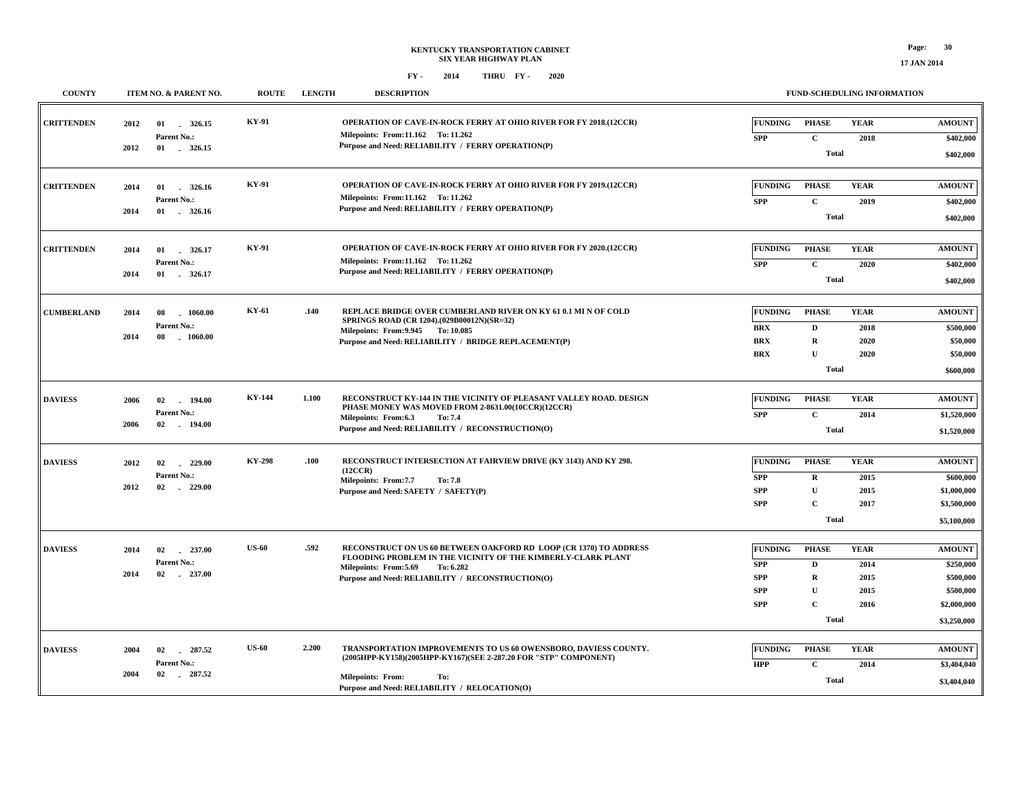# KENTUCKY TRANSPORTATION CABINET
## SIX YEAR HIGHWAY PLAN
### FY - 2014 THRU FY - 2020

| COUNTY | ITEM NO. & PARENT NO. | ROUTE | LENGTH | DESCRIPTION | FUNDING | PHASE | YEAR | AMOUNT |
|---|---|---|---|---|---|---|---|---|
| CRITTENDEN | 2012 01 - 326.15<br>Parent No.:<br>2012 01 - 326.15 | KY-91 | | OPERATION OF CAVE-IN-ROCK FERRY AT OHIO RIVER FOR FY 2018.(12CCR)<br>Milepoints: From:11.162 To: 11.262<br>Purpose and Need: RELIABILITY / FERRY OPERATION(P) | SPP | C | 2018 | $402,000 |
| | | | | | | Total | | $402,000 |
| CRITTENDEN | 2014 01 - 326.16<br>Parent No.:<br>2014 01 - 326.16 | KY-91 | | OPERATION OF CAVE-IN-ROCK FERRY AT OHIO RIVER FOR FY 2019.(12CCR)<br>Milepoints: From:11.162 To: 11.262<br>Purpose and Need: RELIABILITY / FERRY OPERATION(P) | SPP | C | 2019 | $402,000 |
| | | | | | | Total | | $402,000 |
| CRITTENDEN | 2014 01 - 326.17<br>Parent No.:<br>2014 01 - 326.17 | KY-91 | | OPERATION OF CAVE-IN-ROCK FERRY AT OHIO RIVER FOR FY 2020.(12CCR)<br>Milepoints: From:11.162 To: 11.262<br>Purpose and Need: RELIABILITY / FERRY OPERATION(P) | SPP | C | 2020 | $402,000 |
| | | | | | | Total | | $402,000 |
| CUMBERLAND | 2014 08 - 1060.00<br>Parent No.:<br>2014 08 - 1060.00 | KY-61 | .140 | REPLACE BRIDGE OVER CUMBERLAND RIVER ON KY 61 0.1 MI N OF COLD SPRINGS ROAD (CR 1204).(029B00012N)(SR=32)<br>Milepoints: From:9.945 To: 10.085<br>Purpose and Need: RELIABILITY / BRIDGE REPLACEMENT(P) | BRX | D | 2018 | $500,000 |
| | | | | | BRX | R | 2020 | $50,000 |
| | | | | | BRX | U | 2020 | $50,000 |
| | | | | | | Total | | $600,000 |
| DAVIESS | 2006 02 - 194.00<br>Parent No.:<br>2006 02 - 194.00 | KY-144 | 1.100 | RECONSTRUCT KY-144 IN THE VICINITY OF PLEASANT VALLEY ROAD. DESIGN PHASE MONEY WAS MOVED FROM 2-8631.00(10CCR)(12CCR)<br>Milepoints: From:6.3 To: 7.4<br>Purpose and Need: RELIABILITY / RECONSTRUCTION(O) | SPP | C | 2014 | $1,520,000 |
| | | | | | | Total | | $1,520,000 |
| DAVIESS | 2012 02 - 229.00<br>Parent No.:<br>2012 02 - 229.00 | KY-298 | .100 | RECONSTRUCT INTERSECTION AT FAIRVIEW DRIVE (KY 3143) AND KY 298. (12CCR)<br>Milepoints: From:7.7 To: 7.8<br>Purpose and Need: SAFETY / SAFETY(P) | SPP | R | 2015 | $600,000 |
| | | | | | SPP | U | 2015 | $1,000,000 |
| | | | | | SPP | C | 2017 | $3,500,000 |
| | | | | | | Total | | $5,100,000 |
| DAVIESS | 2014 02 - 237.00<br>Parent No.:<br>2014 02 - 237.00 | US-60 | .592 | RECONSTRUCT ON US 60 BETWEEN OAKFORD RD LOOP (CR 1370) TO ADDRESS FLOODING PROBLEM IN THE VICINITY OF THE KIMBERLY-CLARK PLANT<br>Milepoints: From:5.69 To: 6.282<br>Purpose and Need: RELIABILITY / RECONSTRUCTION(O) | SPP | D | 2014 | $250,000 |
| | | | | | SPP | R | 2015 | $500,000 |
| | | | | | SPP | U | 2015 | $500,000 |
| | | | | | SPP | C | 2016 | $2,000,000 |
| | | | | | | Total | | $3,250,000 |
| DAVIESS | 2004 02 - 287.52<br>Parent No.:<br>2004 02 - 287.52 | US-60 | 2.200 | TRANSPORTATION IMPROVEMENTS TO US 60 OWENSBORO, DAVIESS COUNTY. (2005HPP-KY158)(2005HPP-KY167)(SEE 2-287.20 FOR "STP" COMPONENT)<br>Milepoints: From: To:<br>Purpose and Need: RELIABILITY / RELOCATION(O) | HPP | C | 2014 | $3,404,040 |
| | | | | | | Total | | $3,404,040 |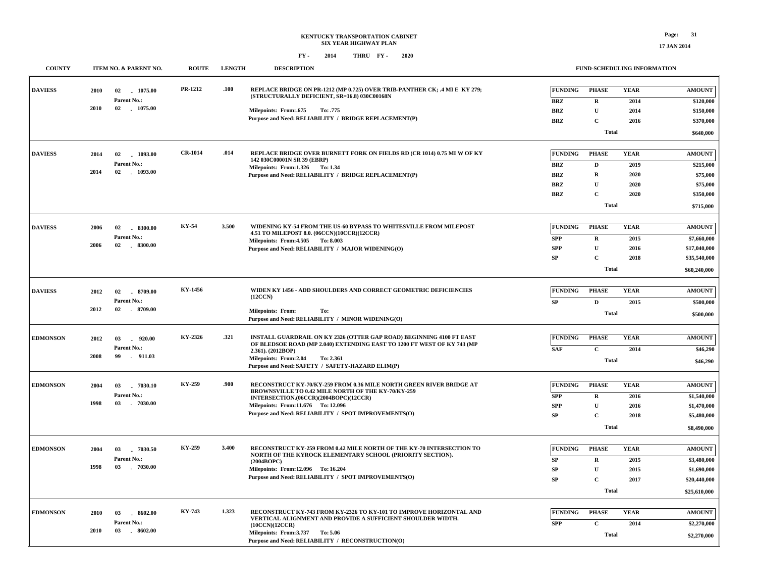KENTUCKY TRANSPORTATION CABINET
SIX YEAR HIGHWAY PLAN

FY - 2014 THRU FY - 2020

17 JAN 2014

| COUNTY | ITEM NO. & PARENT NO. | ROUTE | LENGTH | DESCRIPTION | FUND-SCHEDULING INFORMATION |
|---|---|---|---|---|---|
| DAVIESS | 2010 02 - 1075.00<br>Parent No.:<br>2010 02 - 1075.00 | PR-1212 | .100 | REPLACE BRIDGE ON PR-1212 (MP 0.725) OVER TRIB-PANTHER CK; .4 MI E KY 279; (STRUCTURALLY DEFICIENT, SR=16.8) 030C00168N<br>Milepoints: From:.675 To: .775<br>Purpose and Need: RELIABILITY / BRIDGE REPLACEMENT(P) | FUNDING / PHASE / YEAR / AMOUNT<br>BRZ R 2014 \$120,000<br>BRZ U 2014 \$150,000<br>BRZ C 2016 \$370,000<br>Total \$640,000 |
| DAVIESS | 2014 02 - 1093.00<br>Parent No.:<br>2014 02 - 1093.00 | CR-1014 | .014 | REPLACE BRIDGE OVER BURNETT FORK ON FIELDS RD (CR 1014) 0.75 MI W OF KY 142 030C00001N SR 39 (EBRP)<br>Milepoints: From:1.326 To: 1.34<br>Purpose and Need: RELIABILITY / BRIDGE REPLACEMENT(P) | FUNDING / PHASE / YEAR / AMOUNT<br>BRZ D 2019 \$215,000<br>BRZ R 2020 \$75,000<br>BRZ U 2020 \$75,000<br>BRZ C 2020 \$350,000<br>Total \$715,000 |
| DAVIESS | 2006 02 - 8300.00<br>Parent No.:<br>2006 02 - 8300.00 | KY-54 | 3.500 | WIDENING KY-54 FROM THE US-60 BYPASS TO WHITESVILLE FROM MILEPOST 4.51 TO MILEPOST 8.0. (06CCN)(10CCR)(12CCR)<br>Milepoints: From:4.505 To: 8.003<br>Purpose and Need: RELIABILITY / MAJOR WIDENING(O) | FUNDING / PHASE / YEAR / AMOUNT<br>SPP R 2015 \$7,660,000<br>SPP U 2016 \$17,040,000<br>SP C 2018 \$35,540,000<br>Total \$60,240,000 |
| DAVIESS | 2012 02 - 8709.00<br>Parent No.:<br>2012 02 - 8709.00 | KY-1456 | | WIDEN KY 1456 - ADD SHOULDERS AND CORRECT GEOMETRIC DEFICIENCIES (12CCN)<br>Milepoints: From: To:<br>Purpose and Need: RELIABILITY / MINOR WIDENING(O) | FUNDING / PHASE / YEAR / AMOUNT<br>SP D 2015 \$500,000<br>Total \$500,000 |
| EDMONSON | 2012 03 - 920.00<br>Parent No.:<br>2008 99 - 911.03 | KY-2326 | .321 | INSTALL GUARDRAIL ON KY 2326 (OTTER GAP ROAD) BEGINNING 4100 FT EAST OF BLEDSOE ROAD (MP 2.040) EXTENDING EAST TO 1200 FT WEST OF KY 743 (MP 2.361). (2012BOP)<br>Milepoints: From:2.04 To: 2.361<br>Purpose and Need: SAFETY / SAFETY-HAZARD ELIM(P) | FUNDING / PHASE / YEAR / AMOUNT<br>SAF C 2014 \$46,290<br>Total \$46,290 |
| EDMONSON | 2004 03 - 7030.10<br>Parent No.:<br>1998 03 - 7030.00 | KY-259 | .900 | RECONSTRUCT KY-70/KY-259 FROM 0.36 MILE NORTH GREEN RIVER BRIDGE AT BROWNSVILLE TO 0.42 MILE NORTH OF THE KY-70/KY-259 INTERSECTION.(06CCR)(2004BOPC)(12CCR)<br>Milepoints: From:11.676 To: 12.096<br>Purpose and Need: RELIABILITY / SPOT IMPROVEMENTS(O) | FUNDING / PHASE / YEAR / AMOUNT<br>SPP R 2016 \$1,540,000<br>SPP U 2016 \$1,470,000<br>SP C 2018 \$5,480,000<br>Total \$8,490,000 |
| EDMONSON | 2004 03 - 7030.50<br>Parent No.:<br>1998 03 - 7030.00 | KY-259 | 3.400 | RECONSTRUCT KY-259 FROM 0.42 MILE NORTH OF THE KY-70 INTERSECTION TO NORTH OF THE KYROCK ELEMENTARY SCHOOL (PRIORITY SECTION). (2004BOPC)<br>Milepoints: From:12.096 To: 16.204<br>Purpose and Need: RELIABILITY / SPOT IMPROVEMENTS(O) | FUNDING / PHASE / YEAR / AMOUNT<br>SP R 2015 \$3,480,000<br>SP U 2015 \$1,690,000<br>SP C 2017 \$20,440,000<br>Total \$25,610,000 |
| EDMONSON | 2010 03 - 8602.00<br>Parent No.:<br>2010 03 - 8602.00 | KY-743 | 1.323 | RECONSTRUCT KY-743 FROM KY-2326 TO KY-101 TO IMPROVE HORIZONTAL AND VERTICAL ALIGNMENT AND PROVIDE A SUFFICIENT SHOULDER WIDTH. (10CCN)(12CCR)<br>Milepoints: From:3.737 To: 5.06<br>Purpose and Need: RELIABILITY / RECONSTRUCTION(O) | FUNDING / PHASE / YEAR / AMOUNT<br>SPP C 2014 \$2,270,000<br>Total \$2,270,000 |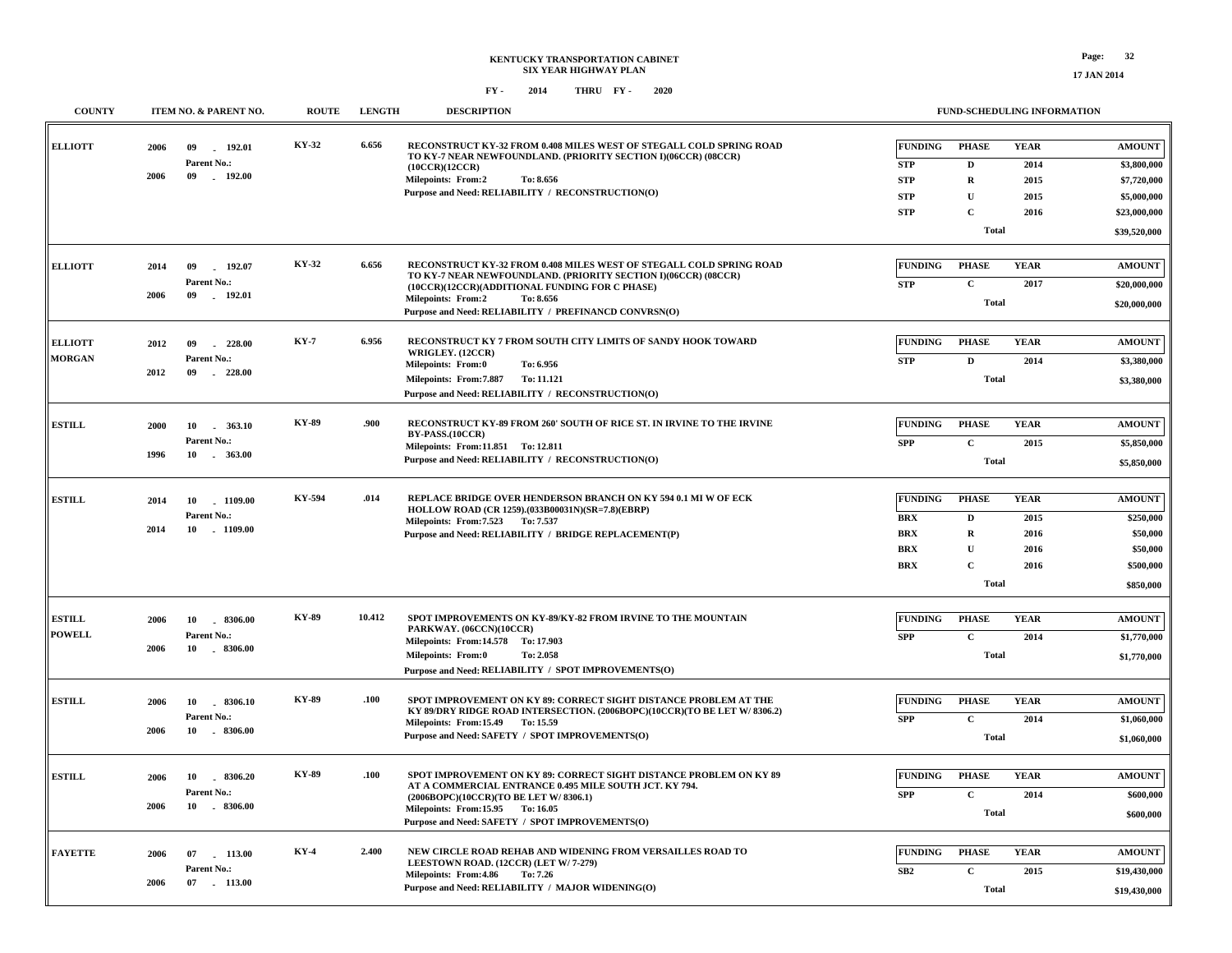# KENTUCKY TRANSPORTATION CABINET
## SIX YEAR HIGHWAY PLAN

**FY - 2014 THRU FY - 2020**

17 JAN 2014

| COUNTY | ITEM NO. & PARENT NO. | ROUTE | LENGTH | DESCRIPTION | FUNDING | PHASE | YEAR | AMOUNT |
|---|---|---|---|---|---|---|---|---|
| ELLIOTT | 2006 09 - 192.01 Parent No.: 2006 09 - 192.00 | KY-32 | 6.656 | RECONSTRUCT KY-32 FROM 0.408 MILES WEST OF STEGALL COLD SPRING ROAD TO KY-7 NEAR NEWFOUNDLAND. (PRIORITY SECTION I)(06CCR) (08CCR) (10CCR)(12CCR) Milepoints: From:2 To: 8.656 Purpose and Need: RELIABILITY / RECONSTRUCTION(O) | STP | D | 2014 | $3,800,000 |
| | | | | | STP | R | 2015 | $7,720,000 |
| | | | | | STP | U | 2015 | $5,000,000 |
| | | | | | STP | C | 2016 | $23,000,000 |
| | | | | | | Total | | $39,520,000 |
| ELLIOTT | 2014 09 - 192.07 Parent No.: 2006 09 - 192.01 | KY-32 | 6.656 | RECONSTRUCT KY-32 FROM 0.408 MILES WEST OF STEGALL COLD SPRING ROAD TO KY-7 NEAR NEWFOUNDLAND. (PRIORITY SECTION I)(06CCR) (08CCR) (10CCR)(12CCR)(ADDITIONAL FUNDING FOR C PHASE) Milepoints: From:2 To: 8.656 Purpose and Need: RELIABILITY / PREFINANCD CONVRSN(O) | STP | C | 2017 | $20,000,000 |
| | | | | | | Total | | $20,000,000 |
| ELLIOTT MORGAN | 2012 09 - 228.00 Parent No.: 2012 09 - 228.00 | KY-7 | 6.956 | RECONSTRUCT KY 7 FROM SOUTH CITY LIMITS OF SANDY HOOK TOWARD WRIGLEY. (12CCR) Milepoints: From:0 To: 6.956 Milepoints: From:7.887 To: 11.121 Purpose and Need: RELIABILITY / RECONSTRUCTION(O) | STP | D | 2014 | $3,380,000 |
| | | | | | | Total | | $3,380,000 |
| ESTILL | 2000 10 - 363.10 Parent No.: 1996 10 - 363.00 | KY-89 | .900 | RECONSTRUCT KY-89 FROM 260' SOUTH OF RICE ST. IN IRVINE TO THE IRVINE BY-PASS.(10CCR) Milepoints: From:11.851 To: 12.811 Purpose and Need: RELIABILITY / RECONSTRUCTION(O) | SPP | C | 2015 | $5,850,000 |
| | | | | | | Total | | $5,850,000 |
| ESTILL | 2014 10 - 1109.00 Parent No.: 2014 10 - 1109.00 | KY-594 | .014 | REPLACE BRIDGE OVER HENDERSON BRANCH ON KY 594 0.1 MI W OF ECK HOLLOW ROAD (CR 1259).(033B00031N)(SR=7.8)(EBRP) Milepoints: From:7.523 To: 7.537 Purpose and Need: RELIABILITY / BRIDGE REPLACEMENT(P) | BRX | D | 2015 | $250,000 |
| | | | | | BRX | R | 2016 | $50,000 |
| | | | | | BRX | U | 2016 | $50,000 |
| | | | | | BRX | C | 2016 | $500,000 |
| | | | | | | Total | | $850,000 |
| ESTILL POWELL | 2006 10 - 8306.00 Parent No.: 2006 10 - 8306.00 | KY-89 | 10.412 | SPOT IMPROVEMENTS ON KY-89/KY-82 FROM IRVINE TO THE MOUNTAIN PARKWAY. (06CCN)(10CCR) Milepoints: From:14.578 To: 17.903 Milepoints: From:0 To: 2.058 Purpose and Need: RELIABILITY / SPOT IMPROVEMENTS(O) | SPP | C | 2014 | $1,770,000 |
| | | | | | | Total | | $1,770,000 |
| ESTILL | 2006 10 - 8306.10 Parent No.: 2006 10 - 8306.00 | KY-89 | .100 | SPOT IMPROVEMENT ON KY 89: CORRECT SIGHT DISTANCE PROBLEM AT THE KY 89/DRY RIDGE ROAD INTERSECTION. (2006BOPC)(10CCR)(TO BE LET W/ 8306.2) Milepoints: From:15.49 To: 15.59 Purpose and Need: SAFETY / SPOT IMPROVEMENTS(O) | SPP | C | 2014 | $1,060,000 |
| | | | | | | Total | | $1,060,000 |
| ESTILL | 2006 10 - 8306.20 Parent No.: 2006 10 - 8306.00 | KY-89 | .100 | SPOT IMPROVEMENT ON KY 89: CORRECT SIGHT DISTANCE PROBLEM ON KY 89 AT A COMMERCIAL ENTRANCE 0.495 MILE SOUTH JCT. KY 794. (2006BOPC)(10CCR)(TO BE LET W/ 8306.1) Milepoints: From:15.95 To: 16.05 Purpose and Need: SAFETY / SPOT IMPROVEMENTS(O) | SPP | C | 2014 | $600,000 |
| | | | | | | Total | | $600,000 |
| FAYETTE | 2006 07 - 113.00 Parent No.: 2006 07 - 113.00 | KY-4 | 2.400 | NEW CIRCLE ROAD REHAB AND WIDENING FROM VERSAILLES ROAD TO LEESTOWN ROAD. (12CCR) (LET W/ 7-279) Milepoints: From:4.86 To: 7.26 Purpose and Need: RELIABILITY / MAJOR WIDENING(O) | SB2 | C | 2015 | $19,430,000 |
| | | | | | | Total | | $19,430,000 |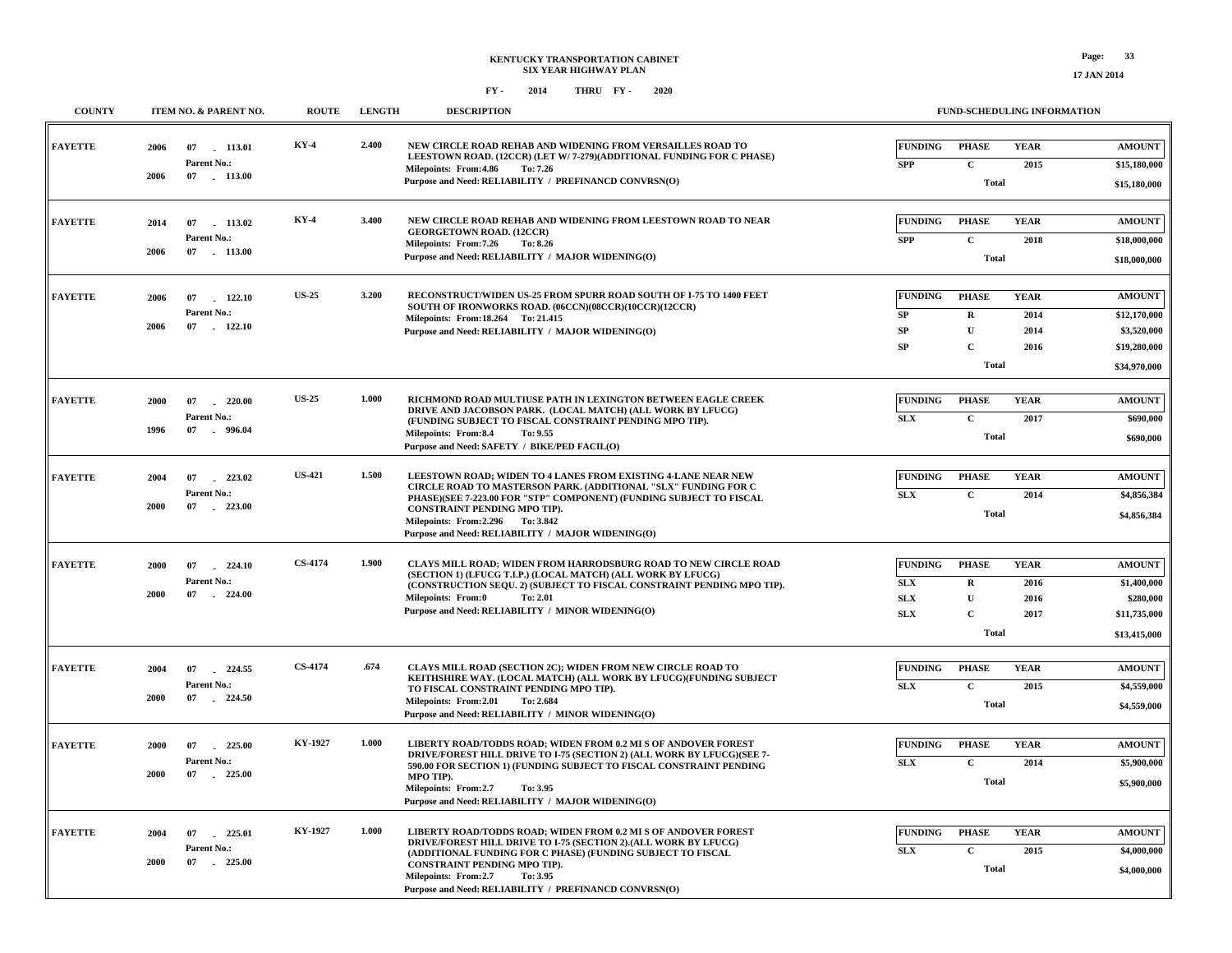**KENTUCKY TRANSPORTATION CABINET**
**SIX YEAR HIGHWAY PLAN**

**FY - 2014 THRU FY - 2020**

| COUNTY | ITEM NO. & PARENT NO. | ROUTE | LENGTH | DESCRIPTION | FUND-SCHEDULING INFORMATION |
|---|---|---|---|---|---|
| FAYETTE | 2006 07 - 113.01<br>Parent No.:<br>2006 07 - 113.00 | KY-4 | 2.400 | NEW CIRCLE ROAD REHAB AND WIDENING FROM VERSAILLES ROAD TO LEESTOWN ROAD. (12CCR) (LET W/ 7-279)(ADDITIONAL FUNDING FOR C PHASE)<br>Milepoints: From:4.86 To: 7.26<br>Purpose and Need: RELIABILITY / PREFINANCD CONVRSN(O) | FUNDING / PHASE / YEAR / AMOUNT<br>SPP / C / 2015 / $15,180,000<br>Total $15,180,000 |
| FAYETTE | 2014 07 - 113.02<br>Parent No.:<br>2006 07 - 113.00 | KY-4 | 3.400 | NEW CIRCLE ROAD REHAB AND WIDENING FROM LEESTOWN ROAD TO NEAR GEORGETOWN ROAD. (12CCR)<br>Milepoints: From:7.26 To: 8.26<br>Purpose and Need: RELIABILITY / MAJOR WIDENING(O) | FUNDING / PHASE / YEAR / AMOUNT<br>SPP / C / 2018 / $18,000,000<br>Total $18,000,000 |
| FAYETTE | 2006 07 - 122.10<br>Parent No.:<br>2006 07 - 122.10 | US-25 | 3.200 | RECONSTRUCT/WIDEN US-25 FROM SPURR ROAD SOUTH OF I-75 TO 1400 FEET SOUTH OF IRONWORKS ROAD. (06CCN)(08CCR)(10CCR)(12CCR)<br>Milepoints: From:18.264 To: 21.415<br>Purpose and Need: RELIABILITY / MAJOR WIDENING(O) | FUNDING / PHASE / YEAR / AMOUNT<br>SP / R / 2014 / $12,170,000<br>SP / U / 2014 / $3,520,000<br>SP / C / 2016 / $19,280,000<br>Total $34,970,000 |
| FAYETTE | 2000 07 - 220.00<br>Parent No.:<br>1996 07 - 996.04 | US-25 | 1.000 | RICHMOND ROAD MULTIUSE PATH IN LEXINGTON BETWEEN EAGLE CREEK DRIVE AND JACOBSON PARK. (LOCAL MATCH) (ALL WORK BY LFUCG) (FUNDING SUBJECT TO FISCAL CONSTRAINT PENDING MPO TIP).<br>Milepoints: From:8.4 To: 9.55<br>Purpose and Need: SAFETY / BIKE/PED FACIL(O) | FUNDING / PHASE / YEAR / AMOUNT<br>SLX / C / 2017 / $690,000<br>Total $690,000 |
| FAYETTE | 2004 07 - 223.02<br>Parent No.:<br>2000 07 - 223.00 | US-421 | 1.500 | LEESTOWN ROAD; WIDEN TO 4 LANES FROM EXISTING 4-LANE NEAR NEW CIRCLE ROAD TO MASTERSON PARK. (ADDITIONAL "SLX" FUNDING FOR C PHASE)(SEE 7-223.00 FOR "STP" COMPONENT) (FUNDING SUBJECT TO FISCAL CONSTRAINT PENDING MPO TIP).<br>Milepoints: From:2.296 To: 3.842<br>Purpose and Need: RELIABILITY / MAJOR WIDENING(O) | FUNDING / PHASE / YEAR / AMOUNT<br>SLX / C / 2014 / $4,856,384<br>Total $4,856,384 |
| FAYETTE | 2000 07 - 224.10<br>Parent No.:<br>2000 07 - 224.00 | CS-4174 | 1.900 | CLAYS MILL ROAD; WIDEN FROM HARRODSBURG ROAD TO NEW CIRCLE ROAD (SECTION 1) (LFUCG T.I.P.) (LOCAL MATCH) (ALL WORK BY LFUCG) (CONSTRUCTION SEQU. 2) (SUBJECT TO FISCAL CONSTRAINT PENDING MPO TIP).<br>Milepoints: From:0 To: 2.01<br>Purpose and Need: RELIABILITY / MINOR WIDENING(O) | FUNDING / PHASE / YEAR / AMOUNT<br>SLX / R / 2016 / $1,400,000<br>SLX / U / 2016 / $280,000<br>SLX / C / 2017 / $11,735,000<br>Total $13,415,000 |
| FAYETTE | 2004 07 - 224.55<br>Parent No.:<br>2000 07 - 224.50 | CS-4174 | .674 | CLAYS MILL ROAD (SECTION 2C); WIDEN FROM NEW CIRCLE ROAD TO KEITHSHIRE WAY. (LOCAL MATCH) (ALL WORK BY LFUCG)(FUNDING SUBJECT TO FISCAL CONSTRAINT PENDING MPO TIP).<br>Milepoints: From:2.01 To: 2.684<br>Purpose and Need: RELIABILITY / MINOR WIDENING(O) | FUNDING / PHASE / YEAR / AMOUNT<br>SLX / C / 2015 / $4,559,000<br>Total $4,559,000 |
| FAYETTE | 2000 07 - 225.00<br>Parent No.:<br>2000 07 - 225.00 | KY-1927 | 1.000 | LIBERTY ROAD/TODDS ROAD; WIDEN FROM 0.2 MI S OF ANDOVER FOREST DRIVE/FOREST HILL DRIVE TO I-75 (SECTION 2) (ALL WORK BY LFUCG)(SEE 7-590.00 FOR SECTION 1) (FUNDING SUBJECT TO FISCAL CONSTRAINT PENDING MPO TIP).<br>Milepoints: From:2.7 To: 3.95<br>Purpose and Need: RELIABILITY / MAJOR WIDENING(O) | FUNDING / PHASE / YEAR / AMOUNT<br>SLX / C / 2014 / $5,900,000<br>Total $5,900,000 |
| FAYETTE | 2004 07 - 225.01<br>Parent No.:<br>2000 07 - 225.00 | KY-1927 | 1.000 | LIBERTY ROAD/TODDS ROAD; WIDEN FROM 0.2 MI S OF ANDOVER FOREST DRIVE/FOREST HILL DRIVE TO I-75 (SECTION 2).(ALL WORK BY LFUCG) (ADDITIONAL FUNDING FOR C PHASE) (FUNDING SUBJECT TO FISCAL CONSTRAINT PENDING MPO TIP).<br>Milepoints: From:2.7 To: 3.95<br>Purpose and Need: RELIABILITY / PREFINANCD CONVRSN(O) | FUNDING / PHASE / YEAR / AMOUNT<br>SLX / C / 2015 / $4,000,000<br>Total $4,000,000 |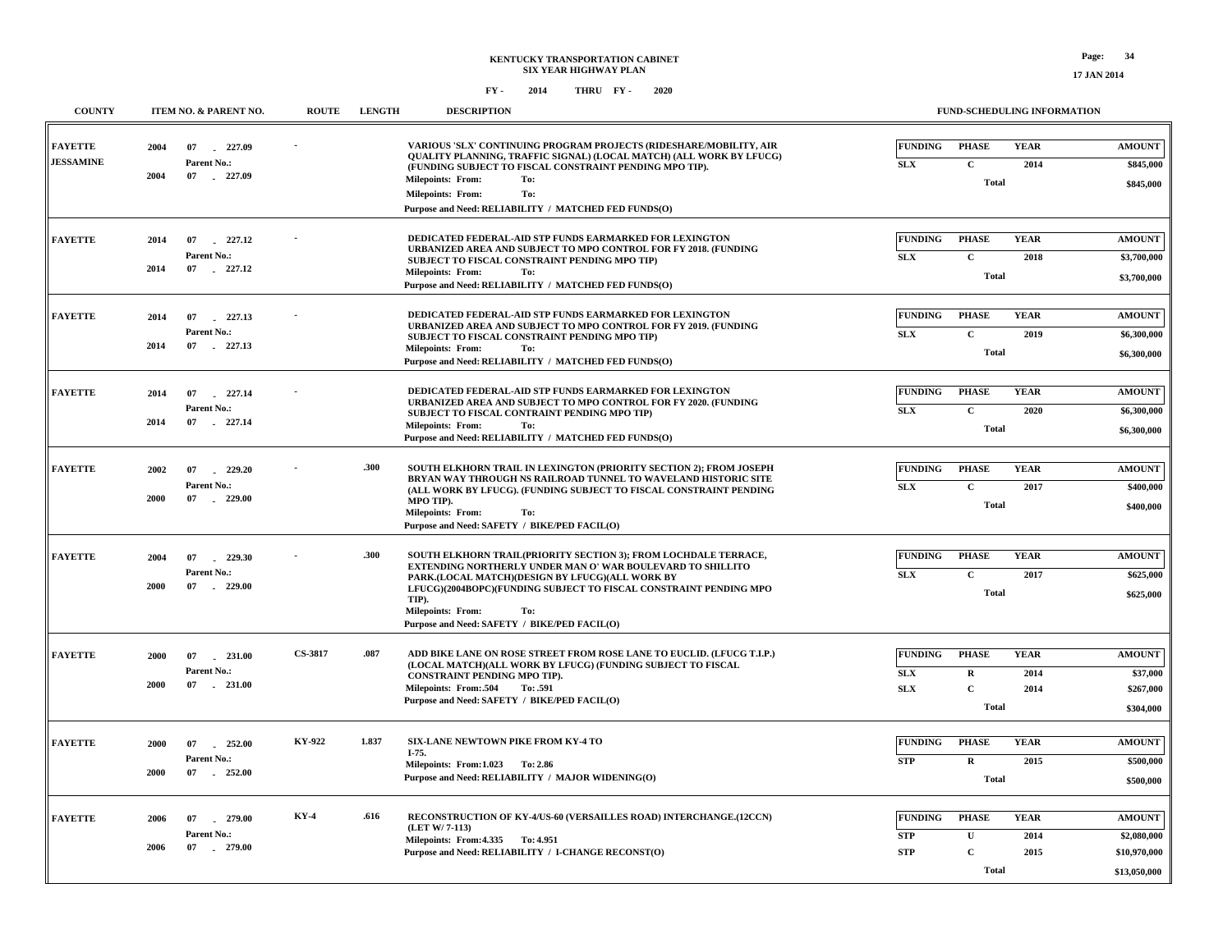**KENTUCKY TRANSPORTATION CABINET**
**SIX YEAR HIGHWAY PLAN**
**FY - 2014 THRU FY - 2020**

| COUNTY | ITEM NO. & PARENT NO. | ROUTE | LENGTH | DESCRIPTION | FUNDING | PHASE | YEAR | AMOUNT |
|---|---|---|---|---|---|---|---|---|
| FAYETTE<br>JESSAMINE | 2004 07 - 227.09<br>Parent No.:<br>2004 07 - 227.09 | - | | VARIOUS 'SLX' CONTINUING PROGRAM PROJECTS (RIDESHARE/MOBILITY, AIR QUALITY PLANNING, TRAFFIC SIGNAL) (LOCAL MATCH) (ALL WORK BY LFUCG) (FUNDING SUBJECT TO FISCAL CONSTRAINT PENDING MPO TIP).<br>Milepoints: From: To:<br>Milepoints: From: To:<br>Purpose and Need: RELIABILITY / MATCHED FED FUNDS(O) | SLX | C | 2014 | $845,000 |
| | | | | | | Total | | $845,000 |
| FAYETTE | 2014 07 - 227.12<br>Parent No.:<br>2014 07 - 227.12 | - | | DEDICATED FEDERAL-AID STP FUNDS EARMARKED FOR LEXINGTON URBANIZED AREA AND SUBJECT TO MPO CONTROL FOR FY 2018. (FUNDING SUBJECT TO FISCAL CONSTRAINT PENDING MPO TIP)<br>Milepoints: From: To:<br>Purpose and Need: RELIABILITY / MATCHED FED FUNDS(O) | SLX | C | 2018 | $3,700,000 |
| | | | | | | Total | | $3,700,000 |
| FAYETTE | 2014 07 - 227.13<br>Parent No.:<br>2014 07 - 227.13 | - | | DEDICATED FEDERAL-AID STP FUNDS EARMARKED FOR LEXINGTON URBANIZED AREA AND SUBJECT TO MPO CONTROL FOR FY 2019. (FUNDING SUBJECT TO FISCAL CONSTRAINT PENDING MPO TIP)<br>Milepoints: From: To:<br>Purpose and Need: RELIABILITY / MATCHED FED FUNDS(O) | SLX | C | 2019 | $6,300,000 |
| | | | | | | Total | | $6,300,000 |
| FAYETTE | 2014 07 - 227.14<br>Parent No.:<br>2014 07 - 227.14 | - | | DEDICATED FEDERAL-AID STP FUNDS EARMARKED FOR LEXINGTON URBANIZED AREA AND SUBJECT TO MPO CONTROL FOR FY 2020. (FUNDING SUBJECT TO FISCAL CONTRAINT PENDING MPO TIP)<br>Milepoints: From: To:<br>Purpose and Need: RELIABILITY / MATCHED FED FUNDS(O) | SLX | C | 2020 | $6,300,000 |
| | | | | | | Total | | $6,300,000 |
| FAYETTE | 2002 07 - 229.20<br>Parent No.:<br>2000 07 - 229.00 | - | .300 | SOUTH ELKHORN TRAIL IN LEXINGTON (PRIORITY SECTION 2); FROM JOSEPH BRYAN WAY THROUGH NS RAILROAD TUNNEL TO WAVELAND HISTORIC SITE (ALL WORK BY LFUCG). (FUNDING SUBJECT TO FISCAL CONSTRAINT PENDING MPO TIP).<br>Milepoints: From: To:<br>Purpose and Need: SAFETY / BIKE/PED FACIL(O) | SLX | C | 2017 | $400,000 |
| | | | | | | Total | | $400,000 |
| FAYETTE | 2004 07 - 229.30<br>Parent No.:<br>2000 07 - 229.00 | - | .300 | SOUTH ELKHORN TRAIL(PRIORITY SECTION 3); FROM LOCHDALE TERRACE, EXTENDING NORTHERLY UNDER MAN O' WAR BOULEVARD TO SHILLITO PARK.(LOCAL MATCH)(DESIGN BY LFUCG)(ALL WORK BY LFUCG)(2004BOPC)(FUNDING SUBJECT TO FISCAL CONSTRAINT PENDING MPO TIP).<br>Milepoints: From: To:<br>Purpose and Need: SAFETY / BIKE/PED FACIL(O) | SLX | C | 2017 | $625,000 |
| | | | | | | Total | | $625,000 |
| FAYETTE | 2000 07 - 231.00<br>Parent No.:<br>2000 07 - 231.00 | CS-3817 | .087 | ADD BIKE LANE ON ROSE STREET FROM ROSE LANE TO EUCLID. (LFUCG T.I.P.) (LOCAL MATCH)(ALL WORK BY LFUCG) (FUNDING SUBJECT TO FISCAL CONSTRAINT PENDING MPO TIP).<br>Milepoints: From:.504 To:.591<br>Purpose and Need: SAFETY / BIKE/PED FACIL(O) | SLX | R | 2014 | $37,000 |
| | | | | | SLX | C | 2014 | $267,000 |
| | | | | | | Total | | $304,000 |
| FAYETTE | 2000 07 - 252.00<br>Parent No.:<br>2000 07 - 252.00 | KY-922 | 1.837 | SIX-LANE NEWTOWN PIKE FROM KY-4 TO I-75.<br>Milepoints: From:1.023 To: 2.86<br>Purpose and Need: RELIABILITY / MAJOR WIDENING(O) | STP | R | 2015 | $500,000 |
| | | | | | | Total | | $500,000 |
| FAYETTE | 2006 07 - 279.00<br>Parent No.:<br>2006 07 - 279.00 | KY-4 | .616 | RECONSTRUCTION OF KY-4/US-60 (VERSAILLES ROAD) INTERCHANGE.(12CCN) (LET W/ 7-113)<br>Milepoints: From:4.335 To: 4.951<br>Purpose and Need: RELIABILITY / I-CHANGE RECONST(O) | STP | U | 2014 | $2,080,000 |
| | | | | | STP | C | 2015 | $10,970,000 |
| | | | | | | Total | | $13,050,000 |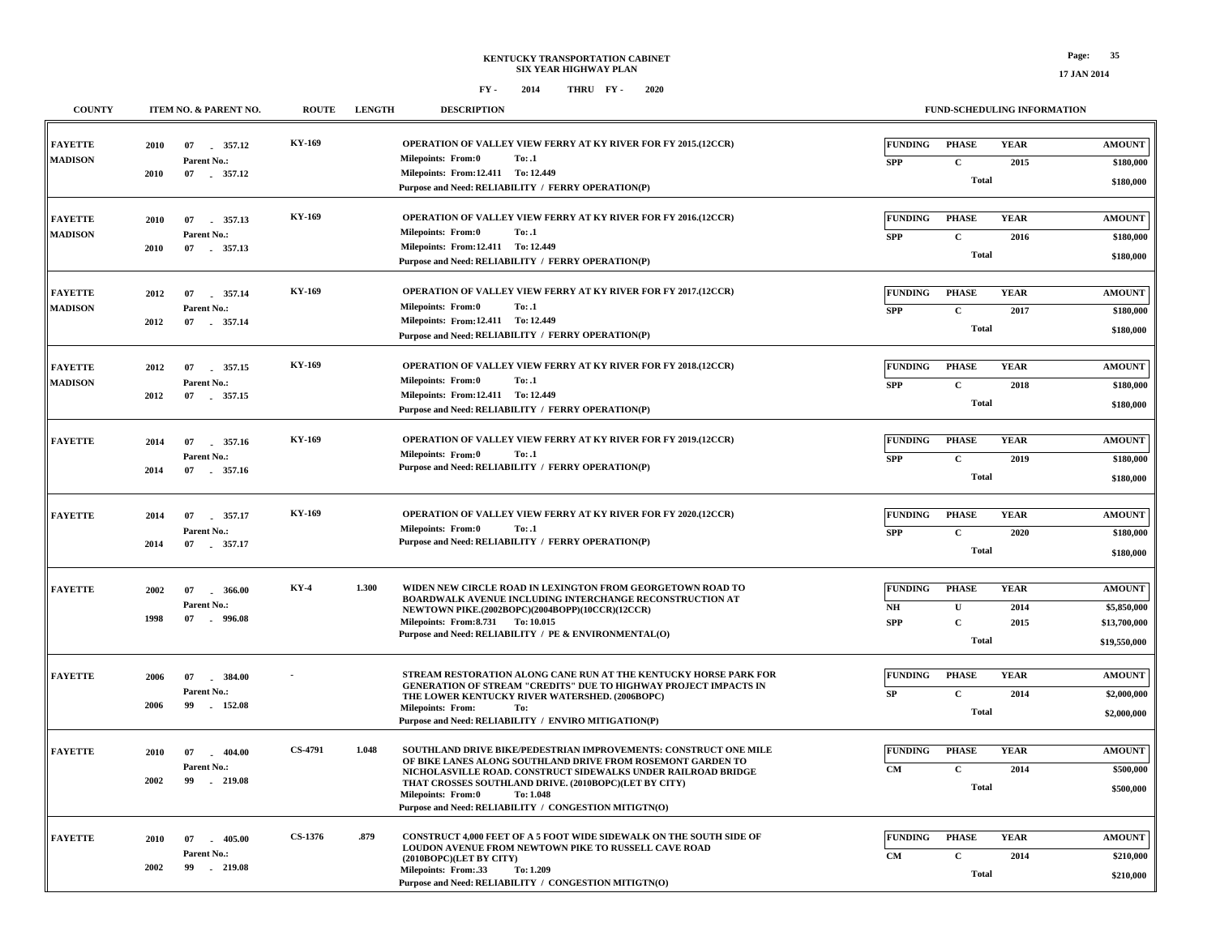# KENTUCKY TRANSPORTATION CABINET
## SIX YEAR HIGHWAY PLAN

**FY - 2014 THRU FY - 2020**

| COUNTY | ITEM NO. & PARENT NO. | ROUTE | LENGTH | DESCRIPTION | FUNDING | PHASE | YEAR | AMOUNT |
|---|---|---|---|---|---|---|---|---|
| FAYETTE<br>MADISON | 2010 07 - 357.12<br>Parent No.:<br>2010 07 - 357.12 | KY-169 | | OPERATION OF VALLEY VIEW FERRY AT KY RIVER FOR FY 2015.(12CCR)<br>Milepoints: From:0 To: .1<br>Milepoints: From:12.411 To: 12.449<br>Purpose and Need: RELIABILITY / FERRY OPERATION(P) | SPP | C | 2015 | $180,000 |
| | | | | | | Total | | $180,000 |
| FAYETTE<br>MADISON | 2010 07 - 357.13<br>Parent No.:<br>2010 07 - 357.13 | KY-169 | | OPERATION OF VALLEY VIEW FERRY AT KY RIVER FOR FY 2016.(12CCR)<br>Milepoints: From:0 To: .1<br>Milepoints: From:12.411 To: 12.449<br>Purpose and Need: RELIABILITY / FERRY OPERATION(P) | SPP | C | 2016 | $180,000 |
| | | | | | | Total | | $180,000 |
| FAYETTE<br>MADISON | 2012 07 - 357.14<br>Parent No.:<br>2012 07 - 357.14 | KY-169 | | OPERATION OF VALLEY VIEW FERRY AT KY RIVER FOR FY 2017.(12CCR)<br>Milepoints: From:0 To: .1<br>Milepoints: From:12.411 To: 12.449<br>Purpose and Need: RELIABILITY / FERRY OPERATION(P) | SPP | C | 2017 | $180,000 |
| | | | | | | Total | | $180,000 |
| FAYETTE<br>MADISON | 2012 07 - 357.15<br>Parent No.:<br>2012 07 - 357.15 | KY-169 | | OPERATION OF VALLEY VIEW FERRY AT KY RIVER FOR FY 2018.(12CCR)<br>Milepoints: From:0 To: .1<br>Milepoints: From:12.411 To: 12.449<br>Purpose and Need: RELIABILITY / FERRY OPERATION(P) | SPP | C | 2018 | $180,000 |
| | | | | | | Total | | $180,000 |
| FAYETTE | 2014 07 - 357.16<br>Parent No.:<br>2014 07 - 357.16 | KY-169 | | OPERATION OF VALLEY VIEW FERRY AT KY RIVER FOR FY 2019.(12CCR)<br>Milepoints: From:0 To: .1<br>Purpose and Need: RELIABILITY / FERRY OPERATION(P) | SPP | C | 2019 | $180,000 |
| | | | | | | Total | | $180,000 |
| FAYETTE | 2014 07 - 357.17<br>Parent No.:<br>2014 07 - 357.17 | KY-169 | | OPERATION OF VALLEY VIEW FERRY AT KY RIVER FOR FY 2020.(12CCR)<br>Milepoints: From:0 To: .1<br>Purpose and Need: RELIABILITY / FERRY OPERATION(P) | SPP | C | 2020 | $180,000 |
| | | | | | | Total | | $180,000 |
| FAYETTE | 2002 07 - 366.00<br>Parent No.:<br>1998 07 - 996.08 | KY-4 | 1.300 | WIDEN NEW CIRCLE ROAD IN LEXINGTON FROM GEORGETOWN ROAD TO BOARDWALK AVENUE INCLUDING INTERCHANGE RECONSTRUCTION AT NEWTOWN PIKE.(2002BOPC)(2004BOPP)(10CCR)(12CCR)<br>Milepoints: From:8.731 To: 10.015<br>Purpose and Need: RELIABILITY / PE & ENVIRONMENTAL(O) | NH | U | 2014 | $5,850,000 |
| | | | | | SPP | C | 2015 | $13,700,000 |
| | | | | | | Total | | $19,550,000 |
| FAYETTE | 2006 07 - 384.00<br>Parent No.:<br>2006 99 - 152.08 | - | | STREAM RESTORATION ALONG CANE RUN AT THE KENTUCKY HORSE PARK FOR GENERATION OF STREAM "CREDITS" DUE TO HIGHWAY PROJECT IMPACTS IN THE LOWER KENTUCKY RIVER WATERSHED. (2006BOPC)<br>Milepoints: From: To:<br>Purpose and Need: RELIABILITY / ENVIRO MITIGATION(P) | SP | C | 2014 | $2,000,000 |
| | | | | | | Total | | $2,000,000 |
| FAYETTE | 2010 07 - 404.00<br>Parent No.:<br>2002 99 - 219.08 | CS-4791 | 1.048 | SOUTHLAND DRIVE BIKE/PEDESTRIAN IMPROVEMENTS: CONSTRUCT ONE MILE OF BIKE LANES ALONG SOUTHLAND DRIVE FROM ROSEMONT GARDEN TO NICHOLASVILLE ROAD. CONSTRUCT SIDEWALKS UNDER RAILROAD BRIDGE THAT CROSSES SOUTHLAND DRIVE. (2010BOPC)(LET BY CITY)<br>Milepoints: From:0 To: 1.048<br>Purpose and Need: RELIABILITY / CONGESTION MITIGTN(O) | CM | C | 2014 | $500,000 |
| | | | | | | Total | | $500,000 |
| FAYETTE | 2010 07 - 405.00<br>Parent No.:<br>2002 99 - 219.08 | CS-1376 | .879 | CONSTRUCT 4,000 FEET OF A 5 FOOT WIDE SIDEWALK ON THE SOUTH SIDE OF LOUDON AVENUE FROM NEWTOWN PIKE TO RUSSELL CAVE ROAD (2010BOPC)(LET BY CITY)<br>Milepoints: From:.33 To: 1.209<br>Purpose and Need: RELIABILITY / CONGESTION MITIGTN(O) | CM | C | 2014 | $210,000 |
| | | | | | | Total | | $210,000 |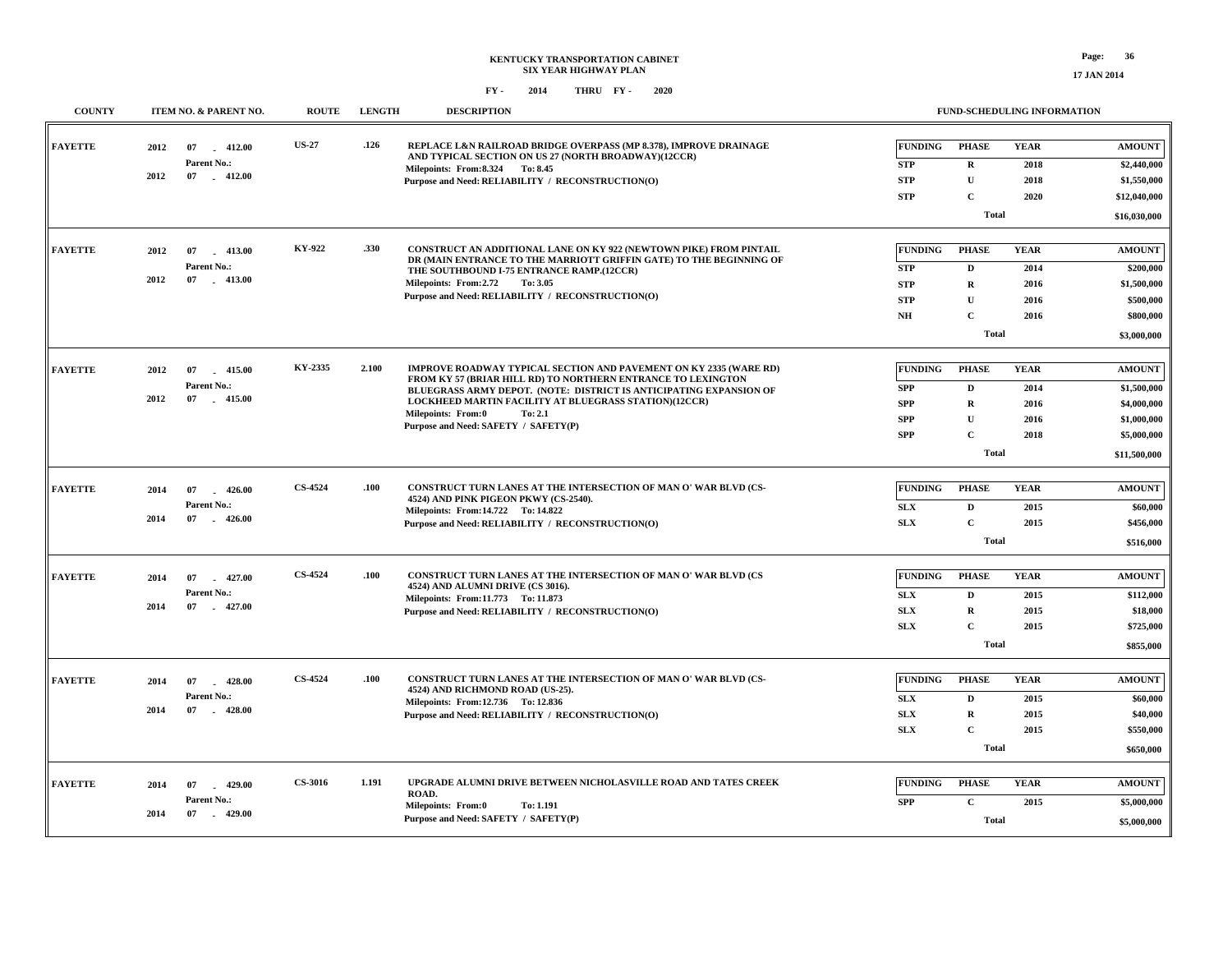**KENTUCKY TRANSPORTATION CABINET**
**SIX YEAR HIGHWAY PLAN**
**FY - 2014 THRU FY - 2020**

| COUNTY | ITEM NO. & PARENT NO. | ROUTE | LENGTH | DESCRIPTION | FUNDING | PHASE | YEAR | AMOUNT |
|---|---|---|---|---|---|---|---|---|
| FAYETTE | 2012 07 - 412.00<br>Parent No.:<br>2012 07 - 412.00 | US-27 | .126 | REPLACE L&N RAILROAD BRIDGE OVERPASS (MP 8.378), IMPROVE DRAINAGE AND TYPICAL SECTION ON US 27 (NORTH BROADWAY)(12CCR)<br>Milepoints: From:8.324 To: 8.45<br>Purpose and Need: RELIABILITY / RECONSTRUCTION(O) | STP | R | 2018 | $2,440,000 |
| | | | | | STP | U | 2018 | $1,550,000 |
| | | | | | STP | C | 2020 | $12,040,000 |
| | | | | | | Total | | $16,030,000 |
| FAYETTE | 2012 07 - 413.00<br>Parent No.:<br>2012 07 - 413.00 | KY-922 | .330 | CONSTRUCT AN ADDITIONAL LANE ON KY 922 (NEWTOWN PIKE) FROM PINTAIL DR (MAIN ENTRANCE TO THE MARRIOTT GRIFFIN GATE) TO THE BEGINNING OF THE SOUTHBOUND I-75 ENTRANCE RAMP.(12CCR)<br>Milepoints: From:2.72 To: 3.05<br>Purpose and Need: RELIABILITY / RECONSTRUCTION(O) | STP | D | 2014 | $200,000 |
| | | | | | STP | R | 2016 | $1,500,000 |
| | | | | | STP | U | 2016 | $500,000 |
| | | | | | NH | C | 2016 | $800,000 |
| | | | | | | Total | | $3,000,000 |
| FAYETTE | 2012 07 - 415.00<br>Parent No.:<br>2012 07 - 415.00 | KY-2335 | 2.100 | IMPROVE ROADWAY TYPICAL SECTION AND PAVEMENT ON KY 2335 (WARE RD) FROM KY 57 (BRIAR HILL RD) TO NORTHERN ENTRANCE TO LEXINGTON BLUEGRASS ARMY DEPOT. (NOTE: DISTRICT IS ANTICIPATING EXPANSION OF LOCKHEED MARTIN FACILITY AT BLUEGRASS STATION)(12CCR)<br>Milepoints: From:0 To: 2.1<br>Purpose and Need: SAFETY / SAFETY(P) | SPP | D | 2014 | $1,500,000 |
| | | | | | SPP | R | 2016 | $4,000,000 |
| | | | | | SPP | U | 2016 | $1,000,000 |
| | | | | | SPP | C | 2018 | $5,000,000 |
| | | | | | | Total | | $11,500,000 |
| FAYETTE | 2014 07 - 426.00<br>Parent No.:<br>2014 07 - 426.00 | CS-4524 | .100 | CONSTRUCT TURN LANES AT THE INTERSECTION OF MAN O' WAR BLVD (CS-4524) AND PINK PIGEON PKWY (CS-2540).<br>Milepoints: From:14.722 To: 14.822<br>Purpose and Need: RELIABILITY / RECONSTRUCTION(O) | SLX | D | 2015 | $60,000 |
| | | | | | SLX | C | 2015 | $456,000 |
| | | | | | | Total | | $516,000 |
| FAYETTE | 2014 07 - 427.00<br>Parent No.:<br>2014 07 - 427.00 | CS-4524 | .100 | CONSTRUCT TURN LANES AT THE INTERSECTION OF MAN O' WAR BLVD (CS 4524) AND ALUMNI DRIVE (CS 3016).<br>Milepoints: From:11.773 To: 11.873<br>Purpose and Need: RELIABILITY / RECONSTRUCTION(O) | SLX | D | 2015 | $112,000 |
| | | | | | SLX | R | 2015 | $18,000 |
| | | | | | SLX | C | 2015 | $725,000 |
| | | | | | | Total | | $855,000 |
| FAYETTE | 2014 07 - 428.00<br>Parent No.:<br>2014 07 - 428.00 | CS-4524 | .100 | CONSTRUCT TURN LANES AT THE INTERSECTION OF MAN O' WAR BLVD (CS-4524) AND RICHMOND ROAD (US-25).<br>Milepoints: From:12.736 To: 12.836<br>Purpose and Need: RELIABILITY / RECONSTRUCTION(O) | SLX | D | 2015 | $60,000 |
| | | | | | SLX | R | 2015 | $40,000 |
| | | | | | SLX | C | 2015 | $550,000 |
| | | | | | | Total | | $650,000 |
| FAYETTE | 2014 07 - 429.00<br>Parent No.:<br>2014 07 - 429.00 | CS-3016 | 1.191 | UPGRADE ALUMNI DRIVE BETWEEN NICHOLASVILLE ROAD AND TATES CREEK ROAD.<br>Milepoints: From:0 To: 1.191<br>Purpose and Need: SAFETY / SAFETY(P) | SPP | C | 2015 | $5,000,000 |
| | | | | | | Total | | $5,000,000 |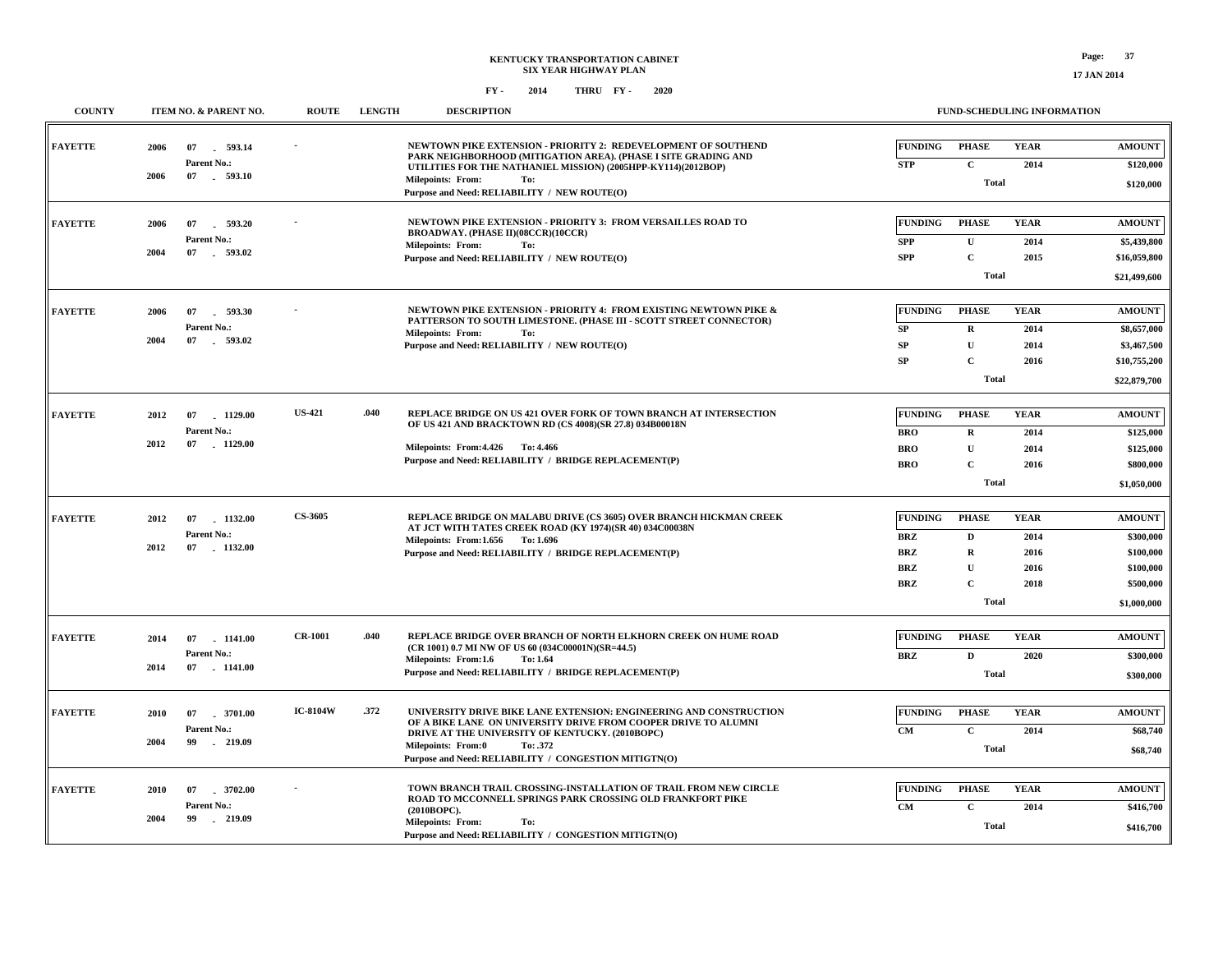**KENTUCKY TRANSPORTATION CABINET**
**SIX YEAR HIGHWAY PLAN**
**FY - 2014 THRU FY - 2020**

**17 JAN 2014**

| COUNTY | ITEM NO. & PARENT NO. | ROUTE | LENGTH | DESCRIPTION | FUNDING | PHASE | YEAR | AMOUNT |
|---|---|---|---|---|---|---|---|---|
| FAYETTE | 2006 07 - 593.14<br>Parent No.:<br>2006 07 - 593.10 | - | | NEWTOWN PIKE EXTENSION - PRIORITY 2: REDEVELOPMENT OF SOUTHEND PARK NEIGHBORHOOD (MITIGATION AREA). (PHASE I SITE GRADING AND UTILITIES FOR THE NATHANIEL MISSION) (2005HPP-KY114)(2012BOP)<br>Milepoints: From: To:<br>Purpose and Need: RELIABILITY / NEW ROUTE(O) | STP | C | 2014 | $120,000 |
| | | | | | | Total | | $120,000 |
| FAYETTE | 2006 07 - 593.20<br>Parent No.:<br>2004 07 - 593.02 | - | | NEWTOWN PIKE EXTENSION - PRIORITY 3: FROM VERSAILLES ROAD TO BROADWAY. (PHASE II)(08CCR)(10CCR)<br>Milepoints: From: To:<br>Purpose and Need: RELIABILITY / NEW ROUTE(O) | SPP | U | 2014 | $5,439,800 |
| | | | | | SPP | C | 2015 | $16,059,800 |
| | | | | | | Total | | $21,499,600 |
| FAYETTE | 2006 07 - 593.30<br>Parent No.:<br>2004 07 - 593.02 | - | | NEWTOWN PIKE EXTENSION - PRIORITY 4: FROM EXISTING NEWTOWN PIKE & PATTERSON TO SOUTH LIMESTONE. (PHASE III - SCOTT STREET CONNECTOR)<br>Milepoints: From: To:<br>Purpose and Need: RELIABILITY / NEW ROUTE(O) | SP | R | 2014 | $8,657,000 |
| | | | | | SP | U | 2014 | $3,467,500 |
| | | | | | SP | C | 2016 | $10,755,200 |
| | | | | | | Total | | $22,879,700 |
| FAYETTE | 2012 07 - 1129.00<br>Parent No.:<br>2012 07 - 1129.00 | US-421 | .040 | REPLACE BRIDGE ON US 421 OVER FORK OF TOWN BRANCH AT INTERSECTION OF US 421 AND BRACKTOWN RD (CS 4008)(SR 27.8) 034B00018N<br>Milepoints: From:4.426 To: 4.466<br>Purpose and Need: RELIABILITY / BRIDGE REPLACEMENT(P) | BRO | R | 2014 | $125,000 |
| | | | | | BRO | U | 2014 | $125,000 |
| | | | | | BRO | C | 2016 | $800,000 |
| | | | | | | Total | | $1,050,000 |
| FAYETTE | 2012 07 - 1132.00<br>Parent No.:<br>2012 07 - 1132.00 | CS-3605 | | REPLACE BRIDGE ON MALABU DRIVE (CS 3605) OVER BRANCH HICKMAN CREEK AT JCT WITH TATES CREEK ROAD (KY 1974)(SR 40) 034C00038N<br>Milepoints: From:1.656 To: 1.696<br>Purpose and Need: RELIABILITY / BRIDGE REPLACEMENT(P) | BRZ | D | 2014 | $300,000 |
| | | | | | BRZ | R | 2016 | $100,000 |
| | | | | | BRZ | U | 2016 | $100,000 |
| | | | | | BRZ | C | 2018 | $500,000 |
| | | | | | | Total | | $1,000,000 |
| FAYETTE | 2014 07 - 1141.00<br>Parent No.:<br>2014 07 - 1141.00 | CR-1001 | .040 | REPLACE BRIDGE OVER BRANCH OF NORTH ELKHORN CREEK ON HUME ROAD (CR 1001) 0.7 MI NW OF US 60 (034C00001N)(SR=44.5)<br>Milepoints: From:1.6 To: 1.64<br>Purpose and Need: RELIABILITY / BRIDGE REPLACEMENT(P) | BRZ | D | 2020 | $300,000 |
| | | | | | | Total | | $300,000 |
| FAYETTE | 2010 07 - 3701.00<br>Parent No.:<br>2004 99 - 219.09 | IC-8104W | .372 | UNIVERSITY DRIVE BIKE LANE EXTENSION: ENGINEERING AND CONSTRUCTION OF A BIKE LANE ON UNIVERSITY DRIVE FROM COOPER DRIVE TO ALUMNI DRIVE AT THE UNIVERSITY OF KENTUCKY. (2010BOPC)<br>Milepoints: From:0 To: .372<br>Purpose and Need: RELIABILITY / CONGESTION MITIGTN(O) | CM | C | 2014 | $68,740 |
| | | | | | | Total | | $68,740 |
| FAYETTE | 2010 07 - 3702.00<br>Parent No.:<br>2004 99 - 219.09 | - | | TOWN BRANCH TRAIL CROSSING-INSTALLATION OF TRAIL FROM NEW CIRCLE ROAD TO MCCONNELL SPRINGS PARK CROSSING OLD FRANKFORT PIKE (2010BOPC).<br>Milepoints: From: To:<br>Purpose and Need: RELIABILITY / CONGESTION MITIGTN(O) | CM | C | 2014 | $416,700 |
| | | | | | | Total | | $416,700 |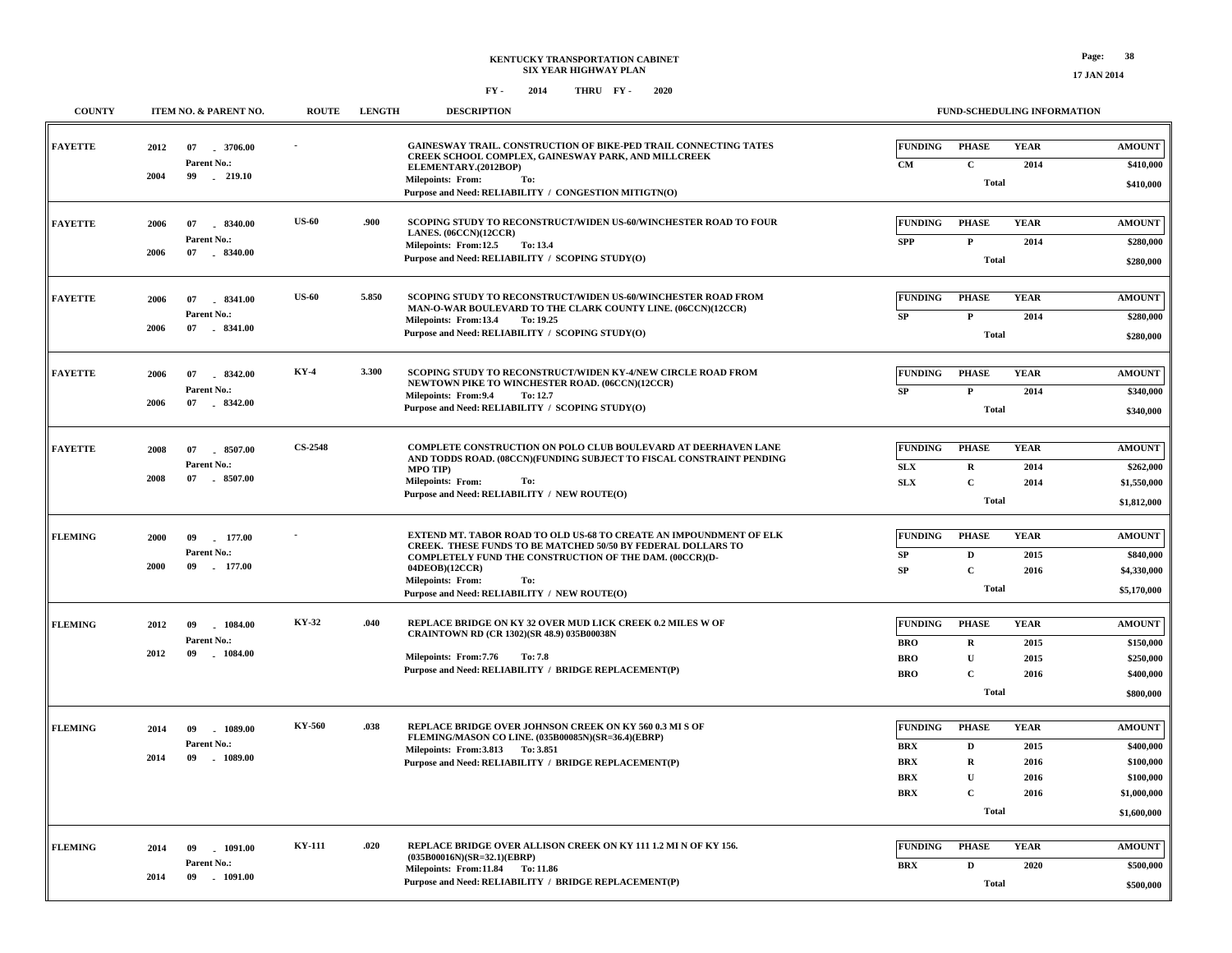**KENTUCKY TRANSPORTATION CABINET**
**SIX YEAR HIGHWAY PLAN**
**FY - 2014 THRU FY - 2020**

| COUNTY | ITEM NO. & PARENT NO. | ROUTE | LENGTH | DESCRIPTION | FUNDING | PHASE | YEAR | AMOUNT |
|---|---|---|---|---|---|---|---|---|
| FAYETTE | 2012 07 - 3706.00<br>Parent No.:<br>2004 99 - 219.10 | - | | GAINESWAY TRAIL. CONSTRUCTION OF BIKE-PED TRAIL CONNECTING TATES CREEK SCHOOL COMPLEX, GAINESWAY PARK, AND MILLCREEK ELEMENTARY.(2012BOP)<br>Milepoints: From: To:<br>Purpose and Need: RELIABILITY / CONGESTION MITIGTN(O) | CM | C | 2014 | $410,000 |
| | | | | | | Total | | $410,000 |
| FAYETTE | 2006 07 - 8340.00<br>Parent No.:<br>2006 07 - 8340.00 | US-60 | .900 | SCOPING STUDY TO RECONSTRUCT/WIDEN US-60/WINCHESTER ROAD TO FOUR LANES. (06CCN)(12CCR)<br>Milepoints: From:12.5 To: 13.4<br>Purpose and Need: RELIABILITY / SCOPING STUDY(O) | SPP | P | 2014 | $280,000 |
| | | | | | | Total | | $280,000 |
| FAYETTE | 2006 07 - 8341.00<br>Parent No.:<br>2006 07 - 8341.00 | US-60 | 5.850 | SCOPING STUDY TO RECONSTRUCT/WIDEN US-60/WINCHESTER ROAD FROM MAN-O-WAR BOULEVARD TO THE CLARK COUNTY LINE. (06CCN)(12CCR)<br>Milepoints: From:13.4 To: 19.25<br>Purpose and Need: RELIABILITY / SCOPING STUDY(O) | SP | P | 2014 | $280,000 |
| | | | | | | Total | | $280,000 |
| FAYETTE | 2006 07 - 8342.00<br>Parent No.:<br>2006 07 - 8342.00 | KY-4 | 3.300 | SCOPING STUDY TO RECONSTRUCT/WIDEN KY-4/NEW CIRCLE ROAD FROM NEWTOWN PIKE TO WINCHESTER ROAD. (06CCN)(12CCR)<br>Milepoints: From:9.4 To: 12.7<br>Purpose and Need: RELIABILITY / SCOPING STUDY(O) | SP | P | 2014 | $340,000 |
| | | | | | | Total | | $340,000 |
| FAYETTE | 2008 07 - 8507.00<br>Parent No.:<br>2008 07 - 8507.00 | CS-2548 | | COMPLETE CONSTRUCTION ON POLO CLUB BOULEVARD AT DEERHAVEN LANE AND TODDS ROAD. (08CCN)(FUNDING SUBJECT TO FISCAL CONSTRAINT PENDING MPO TIP)<br>Milepoints: From: To:<br>Purpose and Need: RELIABILITY / NEW ROUTE(O) | SLX | R | 2014 | $262,000 |
| | | | | | SLX | C | 2014 | $1,550,000 |
| | | | | | | Total | | $1,812,000 |
| FLEMING | 2000 09 - 177.00<br>Parent No.:<br>2000 09 - 177.00 | - | | EXTEND MT. TABOR ROAD TO OLD US-68 TO CREATE AN IMPOUNDMENT OF ELK CREEK. THESE FUNDS TO BE MATCHED 50/50 BY FEDERAL DOLLARS TO COMPLETELY FUND THE CONSTRUCTION OF THE DAM. (00CCR)(D-04DEOB)(12CCR)<br>Milepoints: From: To:<br>Purpose and Need: RELIABILITY / NEW ROUTE(O) | SP | D | 2015 | $840,000 |
| | | | | | SP | C | 2016 | $4,330,000 |
| | | | | | | Total | | $5,170,000 |
| FLEMING | 2012 09 - 1084.00<br>Parent No.:<br>2012 09 - 1084.00 | KY-32 | .040 | REPLACE BRIDGE ON KY 32 OVER MUD LICK CREEK 0.2 MILES W OF CRAINTOWN RD (CR 1302)(SR 48.9) 035B00038N<br>Milepoints: From:7.76 To: 7.8<br>Purpose and Need: RELIABILITY / BRIDGE REPLACEMENT(P) | BRO | R | 2015 | $150,000 |
| | | | | | BRO | U | 2015 | $250,000 |
| | | | | | BRO | C | 2016 | $400,000 |
| | | | | | | Total | | $800,000 |
| FLEMING | 2014 09 - 1089.00<br>Parent No.:<br>2014 09 - 1089.00 | KY-560 | .038 | REPLACE BRIDGE OVER JOHNSON CREEK ON KY 560 0.3 MI S OF FLEMING/MASON CO LINE. (035B00085N)(SR=36.4)(EBRP)<br>Milepoints: From:3.813 To: 3.851<br>Purpose and Need: RELIABILITY / BRIDGE REPLACEMENT(P) | BRX | D | 2015 | $400,000 |
| | | | | | BRX | R | 2016 | $100,000 |
| | | | | | BRX | U | 2016 | $100,000 |
| | | | | | BRX | C | 2016 | $1,000,000 |
| | | | | | | Total | | $1,600,000 |
| FLEMING | 2014 09 - 1091.00<br>Parent No.:<br>2014 09 - 1091.00 | KY-111 | .020 | REPLACE BRIDGE OVER ALLISON CREEK ON KY 111 1.2 MI N OF KY 156. (035B00016N)(SR=32.1)(EBRP)<br>Milepoints: From:11.84 To: 11.86<br>Purpose and Need: RELIABILITY / BRIDGE REPLACEMENT(P) | BRX | D | 2020 | $500,000 |
| | | | | | | Total | | $500,000 |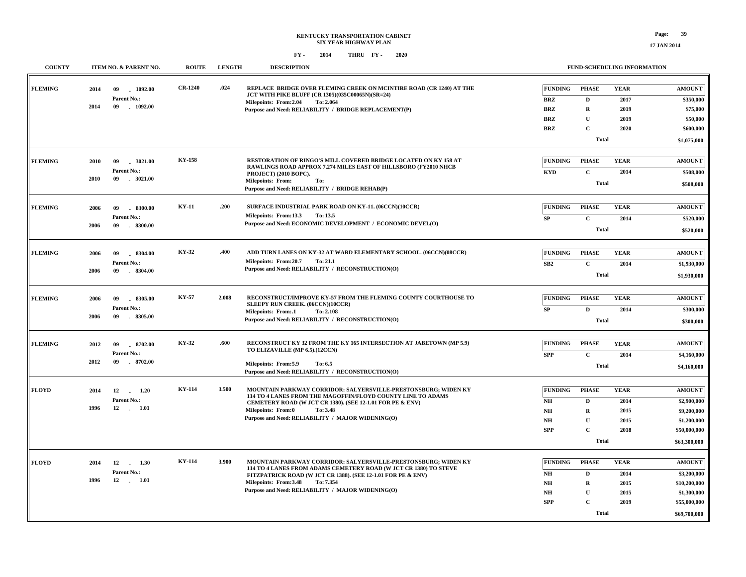# KENTUCKY TRANSPORTATION CABINET
## SIX YEAR HIGHWAY PLAN
### FY - 2014 THRU FY - 2020

| COUNTY | ITEM NO. & PARENT NO. | ROUTE | LENGTH | DESCRIPTION | FUNDING | PHASE | YEAR | AMOUNT |
|---|---|---|---|---|---|---|---|---|
| FLEMING | 2014 09 - 1092.00<br>Parent No.:<br>2014 09 - 1092.00 | CR-1240 | .024 | REPLACE BRIDGE OVER FLEMING CREEK ON MCINTIRE ROAD (CR 1240) AT THE JCT WITH PIKE BLUFF (CR 1305)(035C00065N)(SR=24)<br>Milepoints: From:2.04 To: 2.064<br>Purpose and Need: RELIABILITY / BRIDGE REPLACEMENT(P) | BRZ | D | 2017 | $350,000 |
| | | | | | BRZ | R | 2019 | $75,000 |
| | | | | | BRZ | U | 2019 | $50,000 |
| | | | | | BRZ | C | 2020 | $600,000 |
| | | | | | | Total | | $1,075,000 |
| FLEMING | 2010 09 - 3021.00<br>Parent No.:<br>2010 09 - 3021.00 | KY-158 | | RESTORATION OF RINGO'S MILL COVERED BRIDGE LOCATED ON KY 158 AT RAWLINGS ROAD APPROX 7.274 MILES EAST OF HILLSBORO (FY2010 NHCB PROJECT) (2010 BOPC).<br>Milepoints: From: To:<br>Purpose and Need: RELIABILITY / BRIDGE REHAB(P) | KYD | C | 2014 | $508,000 |
| | | | | | | Total | | $508,000 |
| FLEMING | 2006 09 - 8300.00<br>Parent No.:<br>2006 09 - 8300.00 | KY-11 | .200 | SURFACE INDUSTRIAL PARK ROAD ON KY-11. (06CCN)(10CCR)<br>Milepoints: From:13.3 To: 13.5<br>Purpose and Need: ECONOMIC DEVELOPMENT / ECONOMIC DEVEL(O) | SP | C | 2014 | $520,000 |
| | | | | | | Total | | $520,000 |
| FLEMING | 2006 09 - 8304.00<br>Parent No.:<br>2006 09 - 8304.00 | KY-32 | .400 | ADD TURN LANES ON KY-32 AT WARD ELEMENTARY SCHOOL. (06CCN)(08CCR)<br>Milepoints: From:20.7 To: 21.1<br>Purpose and Need: RELIABILITY / RECONSTRUCTION(O) | SB2 | C | 2014 | $1,930,000 |
| | | | | | | Total | | $1,930,000 |
| FLEMING | 2006 09 - 8305.00<br>Parent No.:<br>2006 09 - 8305.00 | KY-57 | 2.008 | RECONSTRUCT/IMPROVE KY-57 FROM THE FLEMING COUNTY COURTHOUSE TO SLEEPY RUN CREEK. (06CCN)(10CCR)<br>Milepoints: From:.1 To: 2.108<br>Purpose and Need: RELIABILITY / RECONSTRUCTION(O) | SP | D | 2014 | $300,000 |
| | | | | | | Total | | $300,000 |
| FLEMING | 2012 09 - 8702.00<br>Parent No.:<br>2012 09 - 8702.00 | KY-32 | .600 | RECONSTRUCT KY 32 FROM THE KY 165 INTERSECTION AT JABETOWN (MP 5.9) TO ELIZAVILLE (MP 6.5).(12CCN)<br>Milepoints: From:5.9 To: 6.5<br>Purpose and Need: RELIABILITY / RECONSTRUCTION(O) | SPP | C | 2014 | $4,160,000 |
| | | | | | | Total | | $4,160,000 |
| FLOYD | 2014 12 - 1.20<br>Parent No.:<br>1996 12 - 1.01 | KY-114 | 3.500 | MOUNTAIN PARKWAY CORRIDOR: SALYERSVILLE-PRESTONSBURG; WIDEN KY 114 TO 4 LANES FROM THE MAGOFFIN/FLOYD COUNTY LINE TO ADAMS CEMETERY ROAD (W JCT CR 1380). (SEE 12-1.01 FOR PE & ENV)<br>Milepoints: From:0 To: 3.48<br>Purpose and Need: RELIABILITY / MAJOR WIDENING(O) | NH | D | 2014 | $2,900,000 |
| | | | | | NH | R | 2015 | $9,200,000 |
| | | | | | NH | U | 2015 | $1,200,000 |
| | | | | | SPP | C | 2018 | $50,000,000 |
| | | | | | | Total | | $63,300,000 |
| FLOYD | 2014 12 - 1.30<br>Parent No.:<br>1996 12 - 1.01 | KY-114 | 3.900 | MOUNTAIN PARKWAY CORRIDOR: SALYERSVILLE-PRESTONSBURG; WIDEN KY 114 TO 4 LANES FROM ADAMS CEMETERY ROAD (W JCT CR 1380) TO STEVE FITZPATRICK ROAD (W JCT CR 1388). (SEE 12-1.01 FOR PE & ENV)<br>Milepoints: From:3.48 To: 7.354<br>Purpose and Need: RELIABILITY / MAJOR WIDENING(O) | NH | D | 2014 | $3,200,000 |
| | | | | | NH | R | 2015 | $10,200,000 |
| | | | | | NH | U | 2015 | $1,300,000 |
| | | | | | SPP | C | 2019 | $55,000,000 |
| | | | | | | Total | | $69,700,000 |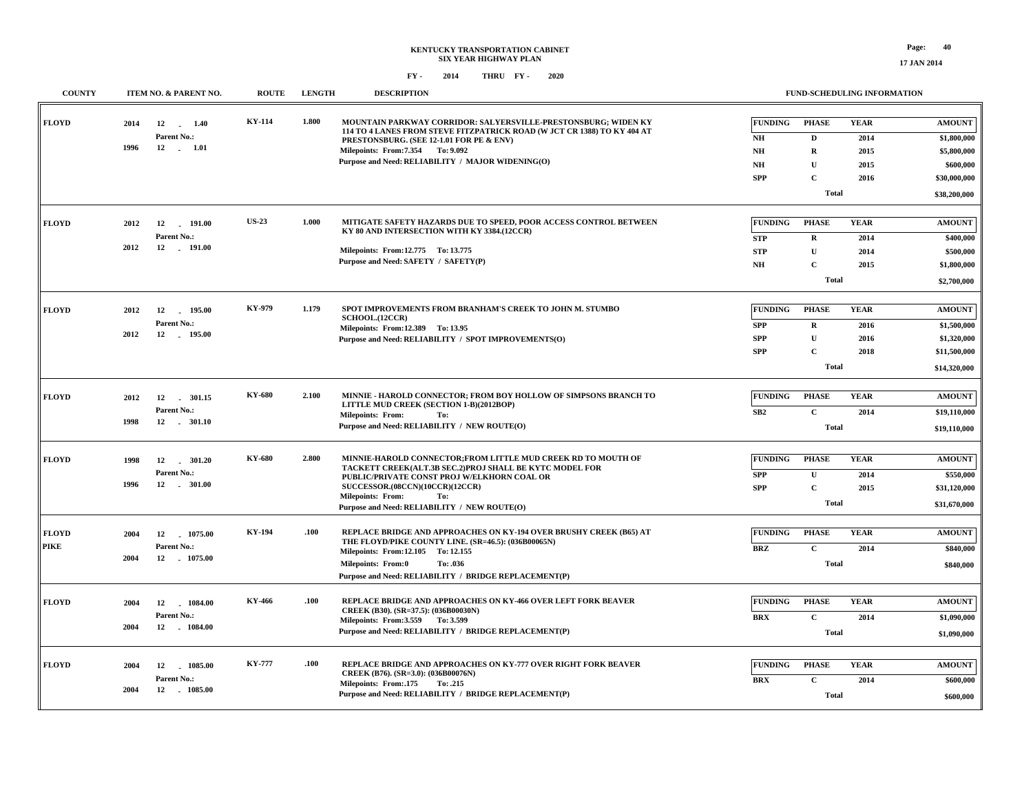# KENTUCKY TRANSPORTATION CABINET
## SIX YEAR HIGHWAY PLAN
### FY - 2014 THRU FY - 2020

| COUNTY | ITEM NO. & PARENT NO. | ROUTE | LENGTH | DESCRIPTION | FUNDING | PHASE | YEAR | AMOUNT |
|---|---|---|---|---|---|---|---|---|
| FLOYD | 2014 12 - 1.40<br>Parent No.:<br>1996 12 - 1.01 | KY-114 | 1.800 | MOUNTAIN PARKWAY CORRIDOR: SALYERSVILLE-PRESTONSBURG; WIDEN KY 114 TO 4 LANES FROM STEVE FITZPATRICK ROAD (W JCT CR 1388) TO KY 404 AT PRESTONSBURG. (SEE 12-1.01 FOR PE & ENV)<br>Milepoints: From:7.354 To: 9.092<br>Purpose and Need: RELIABILITY / MAJOR WIDENING(O) | NH | D | 2014 | $1,800,000 |
| | | | | | NH | R | 2015 | $5,800,000 |
| | | | | | NH | U | 2015 | $600,000 |
| | | | | | SPP | C | 2016 | $30,000,000 |
| | | | | | | Total | | $38,200,000 |
| FLOYD | 2012 12 - 191.00<br>Parent No.:<br>2012 12 - 191.00 | US-23 | 1.000 | MITIGATE SAFETY HAZARDS DUE TO SPEED, POOR ACCESS CONTROL BETWEEN KY 80 AND INTERSECTION WITH KY 3384.(12CCR)<br>Milepoints: From:12.775 To: 13.775<br>Purpose and Need: SAFETY / SAFETY(P) | STP | R | 2014 | $400,000 |
| | | | | | STP | U | 2014 | $500,000 |
| | | | | | NH | C | 2015 | $1,800,000 |
| | | | | | | Total | | $2,700,000 |
| FLOYD | 2012 12 - 195.00<br>Parent No.:<br>2012 12 - 195.00 | KY-979 | 1.179 | SPOT IMPROVEMENTS FROM BRANHAM'S CREEK TO JOHN M. STUMBO SCHOOL.(12CCR)<br>Milepoints: From:12.389 To: 13.95<br>Purpose and Need: RELIABILITY / SPOT IMPROVEMENTS(O) | SPP | R | 2016 | $1,500,000 |
| | | | | | SPP | U | 2016 | $1,320,000 |
| | | | | | SPP | C | 2018 | $11,500,000 |
| | | | | | | Total | | $14,320,000 |
| FLOYD | 2012 12 - 301.15<br>Parent No.:<br>1998 12 - 301.10 | KY-680 | 2.100 | MINNIE - HAROLD CONNECTOR; FROM BOY HOLLOW OF SIMPSONS BRANCH TO LITTLE MUD CREEK (SECTION 1-B)(2012BOP)<br>Milepoints: From: To:<br>Purpose and Need: RELIABILITY / NEW ROUTE(O) | SB2 | C | 2014 | $19,110,000 |
| | | | | | | Total | | $19,110,000 |
| FLOYD | 1998 12 - 301.20<br>Parent No.:<br>1996 12 - 301.00 | KY-680 | 2.800 | MINNIE-HAROLD CONNECTOR;FROM LITTLE MUD CREEK RD TO MOUTH OF TACKETT CREEK(ALT.3B SEC.2)PROJ SHALL BE KYTC MODEL FOR PUBLIC/PRIVATE CONST PROJ W/ELKHORN COAL OR SUCCESSOR.(08CCN)(10CCR)(12CCR)<br>Milepoints: From: To:<br>Purpose and Need: RELIABILITY / NEW ROUTE(O) | SPP | U | 2014 | $550,000 |
| | | | | | SPP | C | 2015 | $31,120,000 |
| | | | | | | Total | | $31,670,000 |
| FLOYD<br>PIKE | 2004 12 - 1075.00<br>Parent No.:<br>2004 12 - 1075.00 | KY-194 | .100 | REPLACE BRIDGE AND APPROACHES ON KY-194 OVER BRUSHY CREEK (B65) AT THE FLOYD/PIKE COUNTY LINE. (SR=46.5): (036B00065N)<br>Milepoints: From:12.105 To: 12.155<br>Milepoints: From:0 To: .036<br>Purpose and Need: RELIABILITY / BRIDGE REPLACEMENT(P) | BRZ | C | 2014 | $840,000 |
| | | | | | | Total | | $840,000 |
| FLOYD | 2004 12 - 1084.00<br>Parent No.:<br>2004 12 - 1084.00 | KY-466 | .100 | REPLACE BRIDGE AND APPROACHES ON KY-466 OVER LEFT FORK BEAVER CREEK (B30). (SR=37.5): (036B00030N)<br>Milepoints: From:3.559 To: 3.599<br>Purpose and Need: RELIABILITY / BRIDGE REPLACEMENT(P) | BRX | C | 2014 | $1,090,000 |
| | | | | | | Total | | $1,090,000 |
| FLOYD | 2004 12 - 1085.00<br>Parent No.:<br>2004 12 - 1085.00 | KY-777 | .100 | REPLACE BRIDGE AND APPROACHES ON KY-777 OVER RIGHT FORK BEAVER CREEK (B76). (SR=3.0): (036B00076N)<br>Milepoints: From:.175 To: .215<br>Purpose and Need: RELIABILITY / BRIDGE REPLACEMENT(P) | BRX | C | 2014 | $600,000 |
| | | | | | | Total | | $600,000 |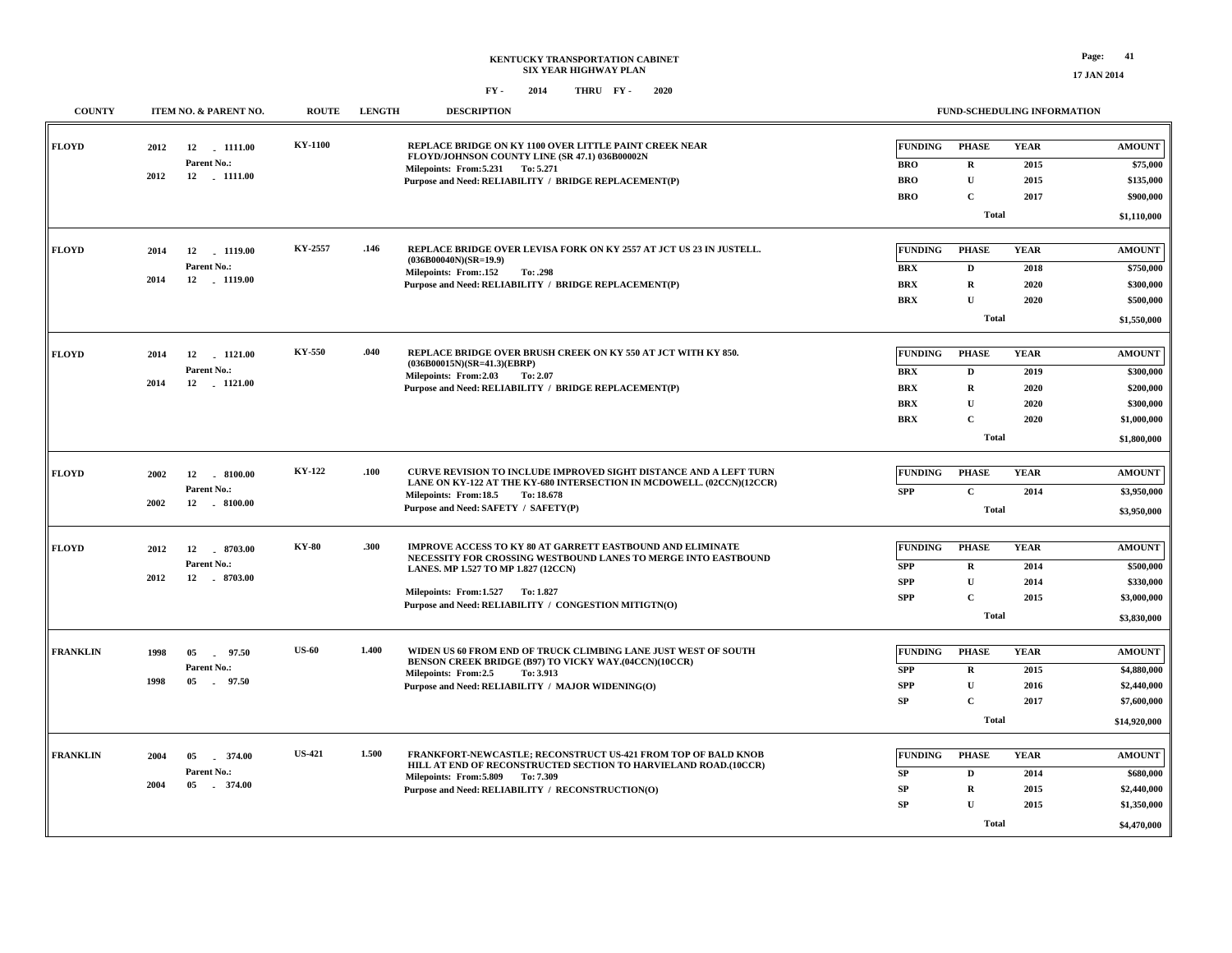# KENTUCKY TRANSPORTATION CABINET
## SIX YEAR HIGHWAY PLAN
### FY - 2014 THRU FY - 2020

| COUNTY | ITEM NO. & PARENT NO. | ROUTE | LENGTH | DESCRIPTION | FUNDING | PHASE | YEAR | AMOUNT |
|---|---|---|---|---|---|---|---|---|
| FLOYD | 2012 12 - 1111.00<br>Parent No.:<br>2012 12 - 1111.00 | KY-1100 | | REPLACE BRIDGE ON KY 1100 OVER LITTLE PAINT CREEK NEAR FLOYD/JOHNSON COUNTY LINE (SR 47.1) 036B00002N<br>Milepoints: From:5.231 To: 5.271<br>Purpose and Need: RELIABILITY / BRIDGE REPLACEMENT(P) | BRO | R | 2015 | $75,000 |
| | | | | | BRO | U | 2015 | $135,000 |
| | | | | | BRO | C | 2017 | $900,000 |
| | | | | | | Total | | $1,110,000 |
| FLOYD | 2014 12 - 1119.00<br>Parent No.:<br>2014 12 - 1119.00 | KY-2557 | .146 | REPLACE BRIDGE OVER LEVISA FORK ON KY 2557 AT JCT US 23 IN JUSTELL. (036B00040N)(SR=19.9)<br>Milepoints: From:.152 To: .298<br>Purpose and Need: RELIABILITY / BRIDGE REPLACEMENT(P) | BRX | D | 2018 | $750,000 |
| | | | | | BRX | R | 2020 | $300,000 |
| | | | | | BRX | U | 2020 | $500,000 |
| | | | | | | Total | | $1,550,000 |
| FLOYD | 2014 12 - 1121.00<br>Parent No.:<br>2014 12 - 1121.00 | KY-550 | .040 | REPLACE BRIDGE OVER BRUSH CREEK ON KY 550 AT JCT WITH KY 850. (036B00015N)(SR=41.3)(EBRP)<br>Milepoints: From:2.03 To: 2.07<br>Purpose and Need: RELIABILITY / BRIDGE REPLACEMENT(P) | BRX | D | 2019 | $300,000 |
| | | | | | BRX | R | 2020 | $200,000 |
| | | | | | BRX | U | 2020 | $300,000 |
| | | | | | BRX | C | 2020 | $1,000,000 |
| | | | | | | Total | | $1,800,000 |
| FLOYD | 2002 12 - 8100.00<br>Parent No.:<br>2002 12 - 8100.00 | KY-122 | .100 | CURVE REVISION TO INCLUDE IMPROVED SIGHT DISTANCE AND A LEFT TURN LANE ON KY-122 AT THE KY-680 INTERSECTION IN MCDOWELL. (02CCN)(12CCR)<br>Milepoints: From:18.5 To: 18.678<br>Purpose and Need: SAFETY / SAFETY(P) | SPP | C | 2014 | $3,950,000 |
| | | | | | | Total | | $3,950,000 |
| FLOYD | 2012 12 - 8703.00<br>Parent No.:<br>2012 12 - 8703.00 | KY-80 | .300 | IMPROVE ACCESS TO KY 80 AT GARRETT EASTBOUND AND ELIMINATE NECESSITY FOR CROSSING WESTBOUND LANES TO MERGE INTO EASTBOUND LANES. MP 1.527 TO MP 1.827 (12CCN)<br>Milepoints: From:1.527 To: 1.827<br>Purpose and Need: RELIABILITY / CONGESTION MITIGTN(O) | SPP | R | 2014 | $500,000 |
| | | | | | SPP | U | 2014 | $330,000 |
| | | | | | SPP | C | 2015 | $3,000,000 |
| | | | | | | Total | | $3,830,000 |
| FRANKLIN | 1998 05 - 97.50<br>Parent No.:<br>1998 05 - 97.50 | US-60 | 1.400 | WIDEN US 60 FROM END OF TRUCK CLIMBING LANE JUST WEST OF SOUTH BENSON CREEK BRIDGE (B97) TO VICKY WAY.(04CCN)(10CCR)<br>Milepoints: From:2.5 To: 3.913<br>Purpose and Need: RELIABILITY / MAJOR WIDENING(O) | SPP | R | 2015 | $4,880,000 |
| | | | | | SPP | U | 2016 | $2,440,000 |
| | | | | | SP | C | 2017 | $7,600,000 |
| | | | | | | Total | | $14,920,000 |
| FRANKLIN | 2004 05 - 374.00<br>Parent No.:<br>2004 05 - 374.00 | US-421 | 1.500 | FRANKFORT-NEWCASTLE; RECONSTRUCT US-421 FROM TOP OF BALD KNOB HILL AT END OF RECONSTRUCTED SECTION TO HARVIELAND ROAD.(10CCR)<br>Milepoints: From:5.809 To: 7.309<br>Purpose and Need: RELIABILITY / RECONSTRUCTION(O) | SP | D | 2014 | $680,000 |
| | | | | | SP | R | 2015 | $2,440,000 |
| | | | | | SP | U | 2015 | $1,350,000 |
| | | | | | | Total | | $4,470,000 |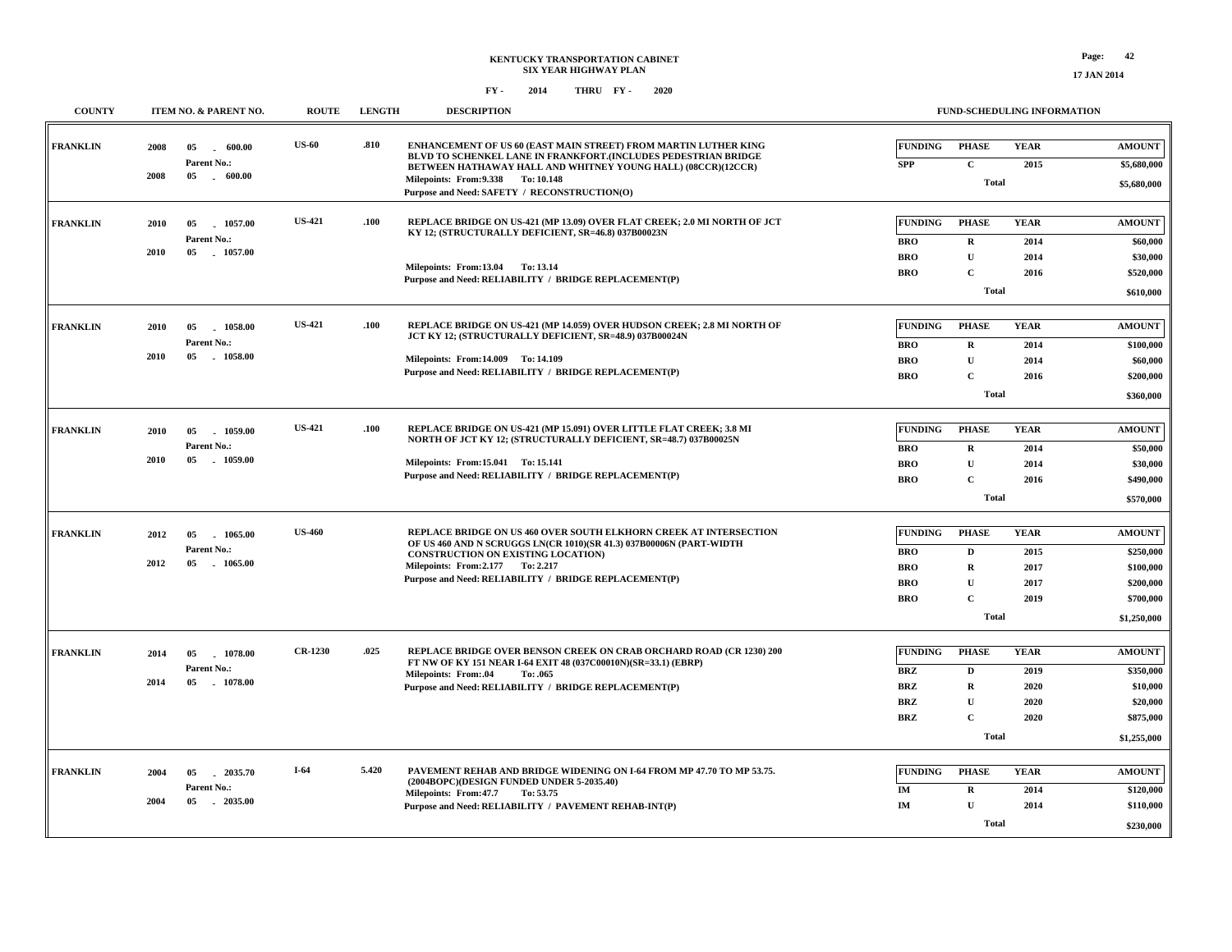# KENTUCKY TRANSPORTATION CABINET
## SIX YEAR HIGHWAY PLAN

FY - 2014 THRU FY - 2020

| COUNTY | ITEM NO. & PARENT NO. | ROUTE | LENGTH | DESCRIPTION | FUNDING | PHASE | YEAR | AMOUNT |
|---|---|---|---|---|---|---|---|---|
| FRANKLIN | 2008 05 - 600.00<br>Parent No.:<br>2008 05 - 600.00 | US-60 | .810 | ENHANCEMENT OF US 60 (EAST MAIN STREET) FROM MARTIN LUTHER KING BLVD TO SCHENKEL LANE IN FRANKFORT.(INCLUDES PEDESTRIAN BRIDGE BETWEEN HATHAWAY HALL AND WHITNEY YOUNG HALL) (08CCR)(12CCR)<br>Milepoints: From:9.338 To: 10.148<br>Purpose and Need: SAFETY / RECONSTRUCTION(O) | SPP | C | 2015 | $5,680,000 |
| | | | | | | Total | | $5,680,000 |
| FRANKLIN | 2010 05 - 1057.00<br>Parent No.:<br>2010 05 - 1057.00 | US-421 | .100 | REPLACE BRIDGE ON US-421 (MP 13.09) OVER FLAT CREEK; 2.0 MI NORTH OF JCT KY 12; (STRUCTURALLY DEFICIENT, SR=46.8) 037B00023N<br>Milepoints: From:13.04 To: 13.14<br>Purpose and Need: RELIABILITY / BRIDGE REPLACEMENT(P) | BRO | R | 2014 | $60,000 |
| | | | | | BRO | U | 2014 | $30,000 |
| | | | | | BRO | C | 2016 | $520,000 |
| | | | | | | Total | | $610,000 |
| FRANKLIN | 2010 05 - 1058.00<br>Parent No.:<br>2010 05 - 1058.00 | US-421 | .100 | REPLACE BRIDGE ON US-421 (MP 14.059) OVER HUDSON CREEK; 2.8 MI NORTH OF JCT KY 12; (STRUCTURALLY DEFICIENT, SR=48.9) 037B00024N<br>Milepoints: From:14.009 To: 14.109<br>Purpose and Need: RELIABILITY / BRIDGE REPLACEMENT(P) | BRO | R | 2014 | $100,000 |
| | | | | | BRO | U | 2014 | $60,000 |
| | | | | | BRO | C | 2016 | $200,000 |
| | | | | | | Total | | $360,000 |
| FRANKLIN | 2010 05 - 1059.00<br>Parent No.:<br>2010 05 - 1059.00 | US-421 | .100 | REPLACE BRIDGE ON US-421 (MP 15.091) OVER LITTLE FLAT CREEK; 3.8 MI NORTH OF JCT KY 12; (STRUCTURALLY DEFICIENT, SR=48.7) 037B00025N<br>Milepoints: From:15.041 To: 15.141<br>Purpose and Need: RELIABILITY / BRIDGE REPLACEMENT(P) | BRO | R | 2014 | $50,000 |
| | | | | | BRO | U | 2014 | $30,000 |
| | | | | | BRO | C | 2016 | $490,000 |
| | | | | | | Total | | $570,000 |
| FRANKLIN | 2012 05 - 1065.00<br>Parent No.:<br>2012 05 - 1065.00 | US-460 | | REPLACE BRIDGE ON US 460 OVER SOUTH ELKHORN CREEK AT INTERSECTION OF US 460 AND N SCRUGGS LN(CR 1010)(SR 41.3) 037B00006N (PART-WIDTH CONSTRUCTION ON EXISTING LOCATION)<br>Milepoints: From:2.177 To: 2.217<br>Purpose and Need: RELIABILITY / BRIDGE REPLACEMENT(P) | BRO | D | 2015 | $250,000 |
| | | | | | BRO | R | 2017 | $100,000 |
| | | | | | BRO | U | 2017 | $200,000 |
| | | | | | BRO | C | 2019 | $700,000 |
| | | | | | | Total | | $1,250,000 |
| FRANKLIN | 2014 05 - 1078.00<br>Parent No.:<br>2014 05 - 1078.00 | CR-1230 | .025 | REPLACE BRIDGE OVER BENSON CREEK ON CRAB ORCHARD ROAD (CR 1230) 200 FT NW OF KY 151 NEAR I-64 EXIT 48 (037C00010N)(SR=33.1) (EBRP)<br>Milepoints: From:.04 To: .065<br>Purpose and Need: RELIABILITY / BRIDGE REPLACEMENT(P) | BRZ | D | 2019 | $350,000 |
| | | | | | BRZ | R | 2020 | $10,000 |
| | | | | | BRZ | U | 2020 | $20,000 |
| | | | | | BRZ | C | 2020 | $875,000 |
| | | | | | | Total | | $1,255,000 |
| FRANKLIN | 2004 05 - 2035.70<br>Parent No.:<br>2004 05 - 2035.00 | I-64 | 5.420 | PAVEMENT REHAB AND BRIDGE WIDENING ON I-64 FROM MP 47.70 TO MP 53.75. (2004BOPC)(DESIGN FUNDED UNDER 5-2035.40)<br>Milepoints: From:47.7 To: 53.75<br>Purpose and Need: RELIABILITY / PAVEMENT REHAB-INT(P) | IM | R | 2014 | $120,000 |
| | | | | | IM | U | 2014 | $110,000 |
| | | | | | | Total | | $230,000 |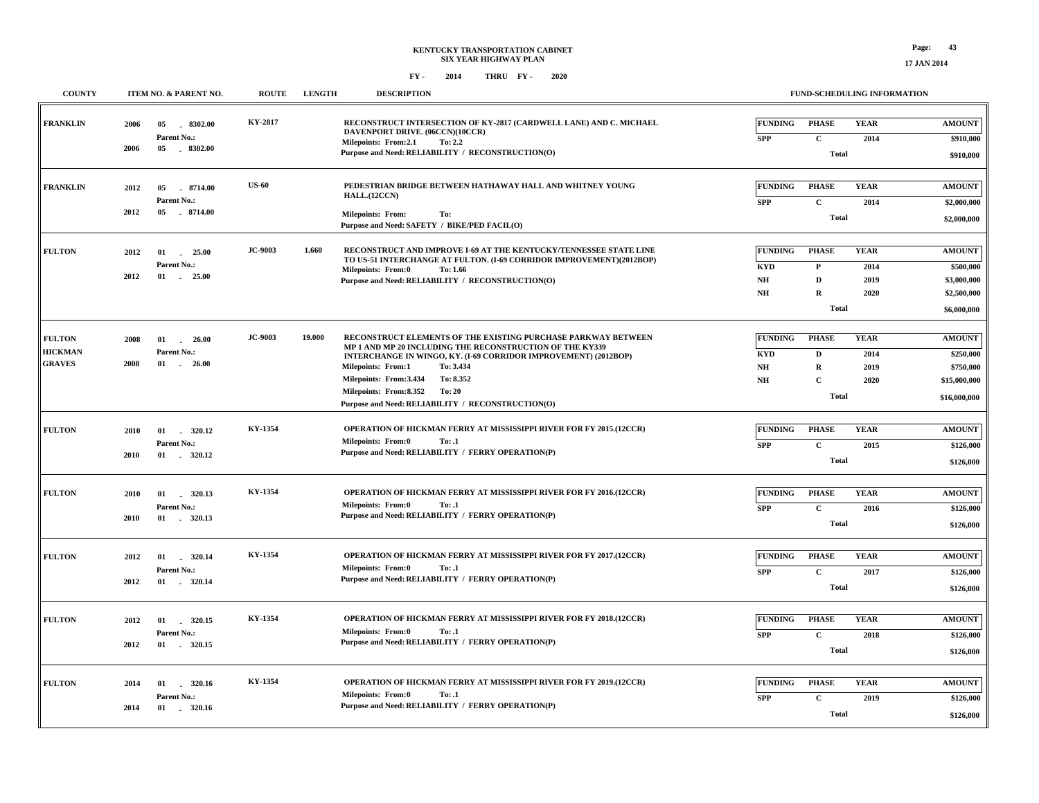# KENTUCKY TRANSPORTATION CABINET
## SIX YEAR HIGHWAY PLAN

FY - 2014 THRU FY - 2020

| COUNTY | ITEM NO. & PARENT NO. | ROUTE | LENGTH | DESCRIPTION | FUNDING | PHASE | YEAR | AMOUNT |
|---|---|---|---|---|---|---|---|---|
| FRANKLIN | 2006 05 - 8302.00<br>Parent No.:<br>2006 05 - 8302.00 | KY-2817 | | RECONSTRUCT INTERSECTION OF KY-2817 (CARDWELL LANE) AND C. MICHAEL DAVENPORT DRIVE. (06CCN)(10CCR)<br>Milepoints: From:2.1 To: 2.2<br>Purpose and Need: RELIABILITY / RECONSTRUCTION(O) | SPP | C | 2014 | $910,000 |
| | | | | | | Total | | $910,000 |
| FRANKLIN | 2012 05 - 8714.00<br>Parent No.:<br>2012 05 - 8714.00 | US-60 | | PEDESTRIAN BRIDGE BETWEEN HATHAWAY HALL AND WHITNEY YOUNG HALL.(12CCN)<br>Milepoints: From: To:<br>Purpose and Need: SAFETY / BIKE/PED FACIL(O) | SPP | C | 2014 | $2,000,000 |
| | | | | | | Total | | $2,000,000 |
| FULTON | 2012 01 - 25.00<br>Parent No.:<br>2012 01 - 25.00 | JC-9003 | 1.660 | RECONSTRUCT AND IMPROVE I-69 AT THE KENTUCKY/TENNESSEE STATE LINE TO US-51 INTERCHANGE AT FULTON. (I-69 CORRIDOR IMPROVEMENT)(2012BOP)<br>Milepoints: From:0 To: 1.66<br>Purpose and Need: RELIABILITY / RECONSTRUCTION(O) | KYD | P | 2014 | $500,000 |
| | | | | | NH | D | 2019 | $3,000,000 |
| | | | | | NH | R | 2020 | $2,500,000 |
| | | | | | | Total | | $6,000,000 |
| FULTON<br>HICKMAN<br>GRAVES | 2008 01 - 26.00<br>Parent No.:<br>2008 01 - 26.00 | JC-9003 | 19.000 | RECONSTRUCT ELEMENTS OF THE EXISTING PURCHASE PARKWAY BETWEEN MP 1 AND MP 20 INCLUDING THE RECONSTRUCTION OF THE KY339 INTERCHANGE IN WINGO, KY. (I-69 CORRIDOR IMPROVEMENT) (2012BOP)<br>Milepoints: From:1 To: 3.434<br>Milepoints: From:3.434 To: 8.352<br>Milepoints: From:8.352 To: 20<br>Purpose and Need: RELIABILITY / RECONSTRUCTION(O) | KYD | D | 2014 | $250,000 |
| | | | | | NH | R | 2019 | $750,000 |
| | | | | | NH | C | 2020 | $15,000,000 |
| | | | | | | Total | | $16,000,000 |
| FULTON | 2010 01 - 320.12<br>Parent No.:<br>2010 01 - 320.12 | KY-1354 | | OPERATION OF HICKMAN FERRY AT MISSISSIPPI RIVER FOR FY 2015.(12CCR)<br>Milepoints: From:0 To: .1<br>Purpose and Need: RELIABILITY / FERRY OPERATION(P) | SPP | C | 2015 | $126,000 |
| | | | | | | Total | | $126,000 |
| FULTON | 2010 01 - 320.13<br>Parent No.:<br>2010 01 - 320.13 | KY-1354 | | OPERATION OF HICKMAN FERRY AT MISSISSIPPI RIVER FOR FY 2016.(12CCR)<br>Milepoints: From:0 To: .1<br>Purpose and Need: RELIABILITY / FERRY OPERATION(P) | SPP | C | 2016 | $126,000 |
| | | | | | | Total | | $126,000 |
| FULTON | 2012 01 - 320.14<br>Parent No.:<br>2012 01 - 320.14 | KY-1354 | | OPERATION OF HICKMAN FERRY AT MISSISSIPPI RIVER FOR FY 2017.(12CCR)<br>Milepoints: From:0 To: .1<br>Purpose and Need: RELIABILITY / FERRY OPERATION(P) | SPP | C | 2017 | $126,000 |
| | | | | | | Total | | $126,000 |
| FULTON | 2012 01 - 320.15<br>Parent No.:<br>2012 01 - 320.15 | KY-1354 | | OPERATION OF HICKMAN FERRY AT MISSISSIPPI RIVER FOR FY 2018.(12CCR)<br>Milepoints: From:0 To: .1<br>Purpose and Need: RELIABILITY / FERRY OPERATION(P) | SPP | C | 2018 | $126,000 |
| | | | | | | Total | | $126,000 |
| FULTON | 2014 01 - 320.16<br>Parent No.:<br>2014 01 - 320.16 | KY-1354 | | OPERATION OF HICKMAN FERRY AT MISSISSIPPI RIVER FOR FY 2019.(12CCR)<br>Milepoints: From:0 To: .1<br>Purpose and Need: RELIABILITY / FERRY OPERATION(P) | SPP | C | 2019 | $126,000 |
| | | | | | | Total | | $126,000 |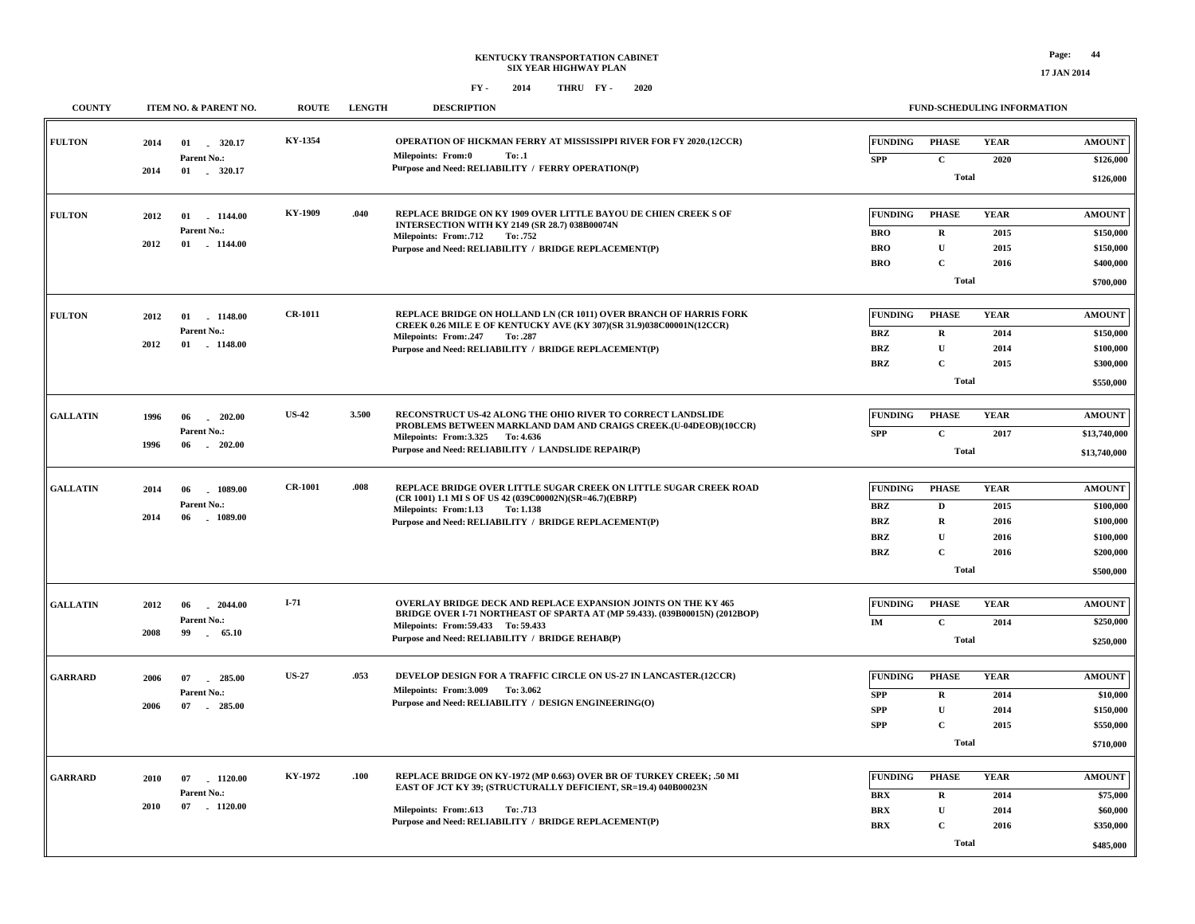**KENTUCKY TRANSPORTATION CABINET**
**SIX YEAR HIGHWAY PLAN**
**FY - 2014 THRU FY - 2020**

| COUNTY | ITEM NO. & PARENT NO. | ROUTE | LENGTH | DESCRIPTION | FUNDING | PHASE | YEAR | AMOUNT |
|---|---|---|---|---|---|---|---|---|
| FULTON | 2014 01 - 320.17<br>Parent No.:<br>2014 01 - 320.17 | KY-1354 | | OPERATION OF HICKMAN FERRY AT MISSISSIPPI RIVER FOR FY 2020.(12CCR)<br>Milepoints: From:0 To:.1<br>Purpose and Need: RELIABILITY / FERRY OPERATION(P) | SPP | C | 2020 | $126,000 |
| | | | | | | Total | | $126,000 |
| FULTON | 2012 01 - 1144.00<br>Parent No.:<br>2012 01 - 1144.00 | KY-1909 | .040 | REPLACE BRIDGE ON KY 1909 OVER LITTLE BAYOU DE CHIEN CREEK S OF INTERSECTION WITH KY 2149 (SR 28.7) 038B00074N<br>Milepoints: From:.712 To:.752<br>Purpose and Need: RELIABILITY / BRIDGE REPLACEMENT(P) | BRO | R | 2015 | $150,000 |
| | | | | | BRO | U | 2015 | $150,000 |
| | | | | | BRO | C | 2016 | $400,000 |
| | | | | | | Total | | $700,000 |
| FULTON | 2012 01 - 1148.00<br>Parent No.:<br>2012 01 - 1148.00 | CR-1011 | | REPLACE BRIDGE ON HOLLAND LN (CR 1011) OVER BRANCH OF HARRIS FORK CREEK 0.26 MILE E OF KENTUCKY AVE (KY 307)(SR 31.9)038C00001N(12CCR)<br>Milepoints: From:.247 To:.287<br>Purpose and Need: RELIABILITY / BRIDGE REPLACEMENT(P) | BRZ | R | 2014 | $150,000 |
| | | | | | BRZ | U | 2014 | $100,000 |
| | | | | | BRZ | C | 2015 | $300,000 |
| | | | | | | Total | | $550,000 |
| GALLATIN | 1996 06 - 202.00<br>Parent No.:<br>1996 06 - 202.00 | US-42 | 3.500 | RECONSTRUCT US-42 ALONG THE OHIO RIVER TO CORRECT LANDSLIDE PROBLEMS BETWEEN MARKLAND DAM AND CRAIGS CREEK.(U-04DEOB)(10CCR)<br>Milepoints: From:3.325 To:4.636<br>Purpose and Need: RELIABILITY / LANDSLIDE REPAIR(P) | SPP | C | 2017 | $13,740,000 |
| | | | | | | Total | | $13,740,000 |
| GALLATIN | 2014 06 - 1089.00<br>Parent No.:<br>2014 06 - 1089.00 | CR-1001 | .008 | REPLACE BRIDGE OVER LITTLE SUGAR CREEK ON LITTLE SUGAR CREEK ROAD (CR 1001) 1.1 MI S OF US 42 (039C00002N)(SR=46.7)(EBRP)<br>Milepoints: From:1.13 To:1.138<br>Purpose and Need: RELIABILITY / BRIDGE REPLACEMENT(P) | BRZ | D | 2015 | $100,000 |
| | | | | | BRZ | R | 2016 | $100,000 |
| | | | | | BRZ | U | 2016 | $100,000 |
| | | | | | BRZ | C | 2016 | $200,000 |
| | | | | | | Total | | $500,000 |
| GALLATIN | 2012 06 - 2044.00<br>Parent No.:<br>2008 99 - 65.10 | I-71 | | OVERLAY BRIDGE DECK AND REPLACE EXPANSION JOINTS ON THE KY 465 BRIDGE OVER I-71 NORTHEAST OF SPARTA AT (MP 59.433). (039B00015N) (2012BOP)<br>Milepoints: From:59.433 To:59.433<br>Purpose and Need: RELIABILITY / BRIDGE REHAB(P) | IM | C | 2014 | $250,000 |
| | | | | | | Total | | $250,000 |
| GARRARD | 2006 07 - 285.00<br>Parent No.:<br>2006 07 - 285.00 | US-27 | .053 | DEVELOP DESIGN FOR A TRAFFIC CIRCLE ON US-27 IN LANCASTER.(12CCR)<br>Milepoints: From:3.009 To:3.062<br>Purpose and Need: RELIABILITY / DESIGN ENGINEERING(O) | SPP | R | 2014 | $10,000 |
| | | | | | SPP | U | 2014 | $150,000 |
| | | | | | SPP | C | 2015 | $550,000 |
| | | | | | | Total | | $710,000 |
| GARRARD | 2010 07 - 1120.00<br>Parent No.:<br>2010 07 - 1120.00 | KY-1972 | .100 | REPLACE BRIDGE ON KY-1972 (MP 0.663) OVER BR OF TURKEY CREEK; .50 MI EAST OF JCT KY 39; (STRUCTURALLY DEFICIENT, SR=19.4) 040B00023N<br>Milepoints: From:.613 To:.713<br>Purpose and Need: RELIABILITY / BRIDGE REPLACEMENT(P) | BRX | R | 2014 | $75,000 |
| | | | | | BRX | U | 2014 | $60,000 |
| | | | | | BRX | C | 2016 | $350,000 |
| | | | | | | Total | | $485,000 |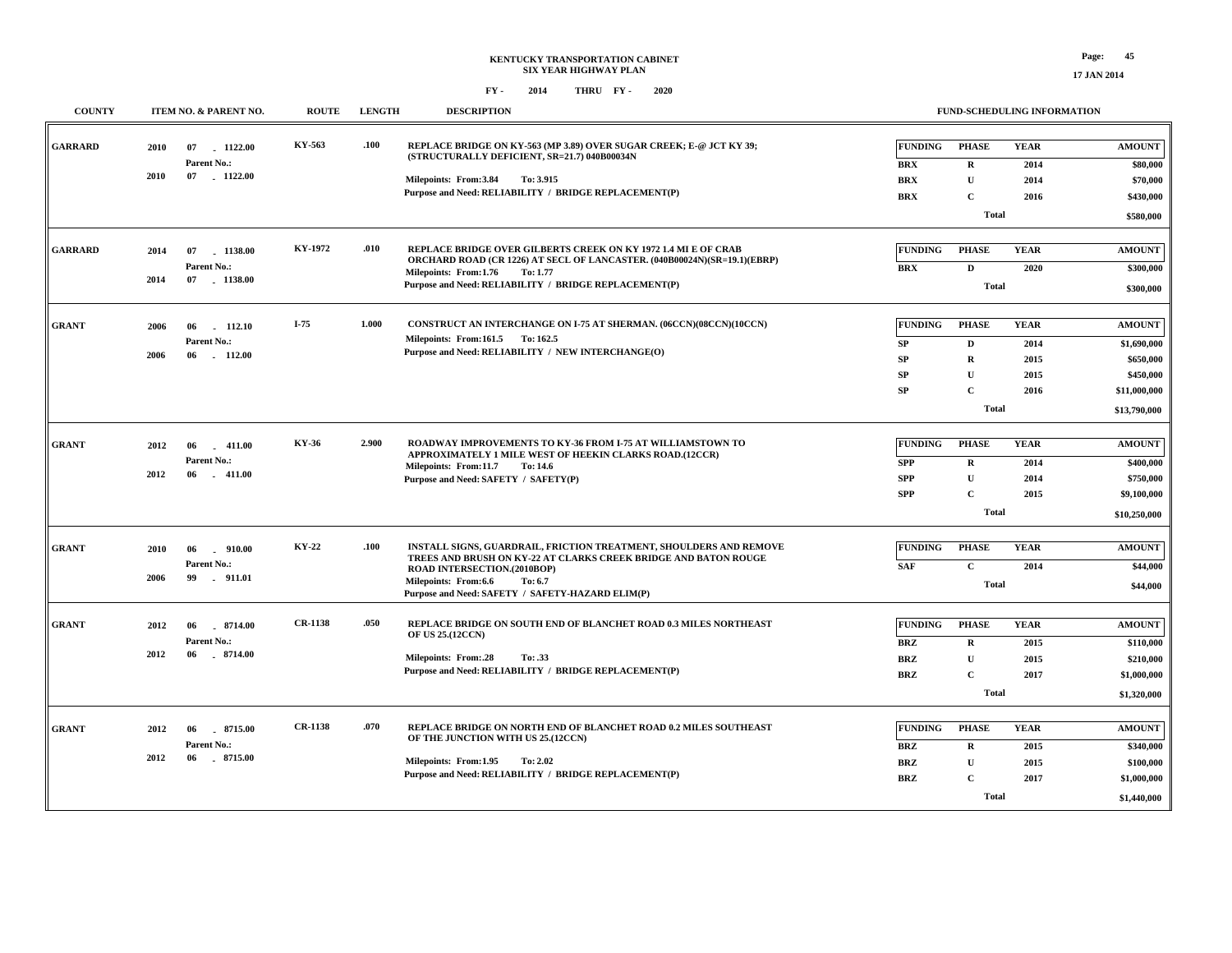**KENTUCKY TRANSPORTATION CABINET**
**SIX YEAR HIGHWAY PLAN**
**FY - 2014 THRU FY - 2020**

| COUNTY | ITEM NO. & PARENT NO. | ROUTE | LENGTH | DESCRIPTION | FUNDING | PHASE | YEAR | AMOUNT |
|---|---|---|---|---|---|---|---|---|
| GARRARD | 2010 07 - 1122.00<br>Parent No.:<br>2010 07 - 1122.00 | KY-563 | .100 | REPLACE BRIDGE ON KY-563 (MP 3.89) OVER SUGAR CREEK; E-@ JCT KY 39; (STRUCTURALLY DEFICIENT, SR=21.7) 040B00034N<br>Milepoints: From:3.84 To: 3.915<br>Purpose and Need: RELIABILITY / BRIDGE REPLACEMENT(P) | BRX | R | 2014 | $80,000 |
| | | | | | BRX | U | 2014 | $70,000 |
| | | | | | BRX | C | 2016 | $430,000 |
| | | | | | | Total | | $580,000 |
| GARRARD | 2014 07 - 1138.00<br>Parent No.:<br>2014 07 - 1138.00 | KY-1972 | .010 | REPLACE BRIDGE OVER GILBERTS CREEK ON KY 1972 1.4 MI E OF CRAB ORCHARD ROAD (CR 1226) AT SECL OF LANCASTER. (040B00024N)(SR=19.1)(EBRP)<br>Milepoints: From:1.76 To: 1.77<br>Purpose and Need: RELIABILITY / BRIDGE REPLACEMENT(P) | BRX | D | 2020 | $300,000 |
| | | | | | | Total | | $300,000 |
| GRANT | 2006 06 - 112.10<br>Parent No.:<br>2006 06 - 112.00 | I-75 | 1.000 | CONSTRUCT AN INTERCHANGE ON I-75 AT SHERMAN. (06CCN)(08CCN)(10CCN)<br>Milepoints: From:161.5 To: 162.5<br>Purpose and Need: RELIABILITY / NEW INTERCHANGE(O) | SP | D | 2014 | $1,690,000 |
| | | | | | SP | R | 2015 | $650,000 |
| | | | | | SP | U | 2015 | $450,000 |
| | | | | | SP | C | 2016 | $11,000,000 |
| | | | | | | Total | | $13,790,000 |
| GRANT | 2012 06 - 411.00<br>Parent No.:<br>2012 06 - 411.00 | KY-36 | 2.900 | ROADWAY IMPROVEMENTS TO KY-36 FROM I-75 AT WILLIAMSTOWN TO APPROXIMATELY 1 MILE WEST OF HEEKIN CLARKS ROAD.(12CCR)<br>Milepoints: From:11.7 To: 14.6<br>Purpose and Need: SAFETY / SAFETY(P) | SPP | R | 2014 | $400,000 |
| | | | | | SPP | U | 2014 | $750,000 |
| | | | | | SPP | C | 2015 | $9,100,000 |
| | | | | | | Total | | $10,250,000 |
| GRANT | 2010 06 - 910.00<br>Parent No.:<br>2006 99 - 911.01 | KY-22 | .100 | INSTALL SIGNS, GUARDRAIL, FRICTION TREATMENT, SHOULDERS AND REMOVE TREES AND BRUSH ON KY-22 AT CLARKS CREEK BRIDGE AND BATON ROUGE ROAD INTERSECTION.(2010BOP)<br>Milepoints: From:6.6 To: 6.7<br>Purpose and Need: SAFETY / SAFETY-HAZARD ELIM(P) | SAF | C | 2014 | $44,000 |
| | | | | | | Total | | $44,000 |
| GRANT | 2012 06 - 8714.00<br>Parent No.:<br>2012 06 - 8714.00 | CR-1138 | .050 | REPLACE BRIDGE ON SOUTH END OF BLANCHET ROAD 0.3 MILES NORTHEAST OF US 25.(12CCN)<br>Milepoints: From:.28 To: .33<br>Purpose and Need: RELIABILITY / BRIDGE REPLACEMENT(P) | BRZ | R | 2015 | $110,000 |
| | | | | | BRZ | U | 2015 | $210,000 |
| | | | | | BRZ | C | 2017 | $1,000,000 |
| | | | | | | Total | | $1,320,000 |
| GRANT | 2012 06 - 8715.00<br>Parent No.:<br>2012 06 - 8715.00 | CR-1138 | .070 | REPLACE BRIDGE ON NORTH END OF BLANCHET ROAD 0.2 MILES SOUTHEAST OF THE JUNCTION WITH US 25.(12CCN)<br>Milepoints: From:1.95 To: 2.02<br>Purpose and Need: RELIABILITY / BRIDGE REPLACEMENT(P) | BRZ | R | 2015 | $340,000 |
| | | | | | BRZ | U | 2015 | $100,000 |
| | | | | | BRZ | C | 2017 | $1,000,000 |
| | | | | | | Total | | $1,440,000 |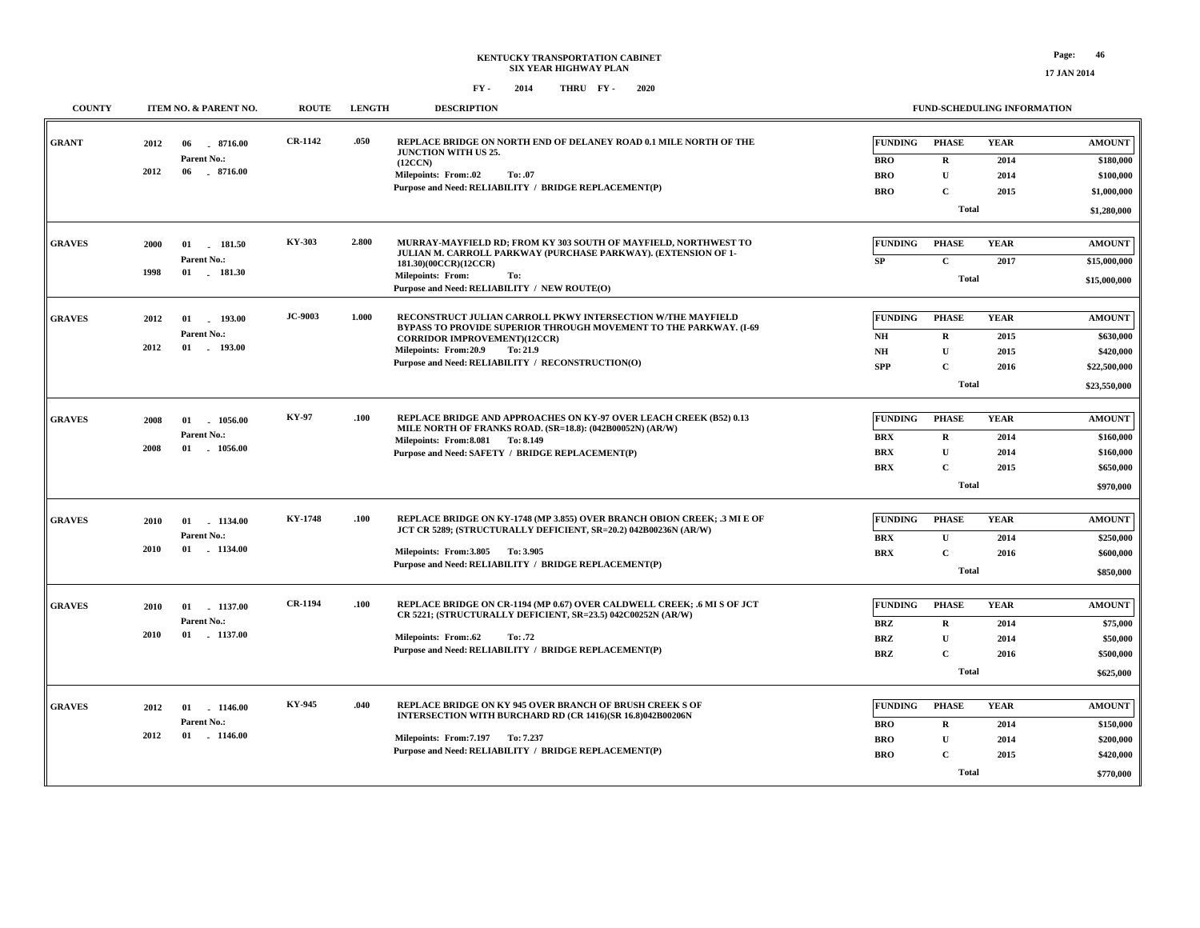# KENTUCKY TRANSPORTATION CABINET
## SIX YEAR HIGHWAY PLAN
### FY - 2014 THRU FY - 2020

17 JAN 2014

| COUNTY | ITEM NO. & PARENT NO. | ROUTE | LENGTH | DESCRIPTION | FUNDING | PHASE | YEAR | AMOUNT |
|---|---|---|---|---|---|---|---|---|
| GRANT | 2012 06 - 8716.00<br>Parent No.:<br>2012 06 - 8716.00 | CR-1142 | .050 | REPLACE BRIDGE ON NORTH END OF DELANEY ROAD 0.1 MILE NORTH OF THE JUNCTION WITH US 25. (12CCN)<br>Milepoints: From:.02 To: .07<br>Purpose and Need: RELIABILITY / BRIDGE REPLACEMENT(P) | BRO | R | 2014 | $180,000 |
| | | | | | BRO | U | 2014 | $100,000 |
| | | | | | BRO | C | 2015 | $1,000,000 |
| | | | | | | Total | | $1,280,000 |
| GRAVES | 2000 01 - 181.50<br>Parent No.:<br>1998 01 - 181.30 | KY-303 | 2.800 | MURRAY-MAYFIELD RD; FROM KY 303 SOUTH OF MAYFIELD, NORTHWEST TO JULIAN M. CARROLL PARKWAY (PURCHASE PARKWAY). (EXTENSION OF 1-181.30)(00CCR)(12CCR)<br>Milepoints: From: To:<br>Purpose and Need: RELIABILITY / NEW ROUTE(O) | SP | C | 2017 | $15,000,000 |
| | | | | | | Total | | $15,000,000 |
| GRAVES | 2012 01 - 193.00<br>Parent No.:<br>2012 01 - 193.00 | JC-9003 | 1.000 | RECONSTRUCT JULIAN CARROLL PKWY INTERSECTION W/THE MAYFIELD BYPASS TO PROVIDE SUPERIOR THROUGH MOVEMENT TO THE PARKWAY. (I-69 CORRIDOR IMPROVEMENT)(12CCR)<br>Milepoints: From:20.9 To: 21.9<br>Purpose and Need: RELIABILITY / RECONSTRUCTION(O) | NH | R | 2015 | $630,000 |
| | | | | | NH | U | 2015 | $420,000 |
| | | | | | SPP | C | 2016 | $22,500,000 |
| | | | | | | Total | | $23,550,000 |
| GRAVES | 2008 01 - 1056.00<br>Parent No.:<br>2008 01 - 1056.00 | KY-97 | .100 | REPLACE BRIDGE AND APPROACHES ON KY-97 OVER LEACH CREEK (B52) 0.13 MILE NORTH OF FRANKS ROAD. (SR=18.8): (042B00052N) (AR/W)<br>Milepoints: From:8.081 To: 8.149<br>Purpose and Need: SAFETY / BRIDGE REPLACEMENT(P) | BRX | R | 2014 | $160,000 |
| | | | | | BRX | U | 2014 | $160,000 |
| | | | | | BRX | C | 2015 | $650,000 |
| | | | | | | Total | | $970,000 |
| GRAVES | 2010 01 - 1134.00<br>Parent No.:<br>2010 01 - 1134.00 | KY-1748 | .100 | REPLACE BRIDGE ON KY-1748 (MP 3.855) OVER BRANCH OBION CREEK; .3 MI E OF JCT CR 5289; (STRUCTURALLY DEFICIENT, SR=20.2) 042B00236N (AR/W)<br>Milepoints: From:3.805 To: 3.905<br>Purpose and Need: RELIABILITY / BRIDGE REPLACEMENT(P) | BRX | U | 2014 | $250,000 |
| | | | | | BRX | C | 2016 | $600,000 |
| | | | | | | Total | | $850,000 |
| GRAVES | 2010 01 - 1137.00<br>Parent No.:<br>2010 01 - 1137.00 | CR-1194 | .100 | REPLACE BRIDGE ON CR-1194 (MP 0.67) OVER CALDWELL CREEK; .6 MI S OF JCT CR 5221; (STRUCTURALLY DEFICIENT, SR=23.5) 042C00252N (AR/W)<br>Milepoints: From:.62 To: .72<br>Purpose and Need: RELIABILITY / BRIDGE REPLACEMENT(P) | BRZ | R | 2014 | $75,000 |
| | | | | | BRZ | U | 2014 | $50,000 |
| | | | | | BRZ | C | 2016 | $500,000 |
| | | | | | | Total | | $625,000 |
| GRAVES | 2012 01 - 1146.00<br>Parent No.:<br>2012 01 - 1146.00 | KY-945 | .040 | REPLACE BRIDGE ON KY 945 OVER BRANCH OF BRUSH CREEK S OF INTERSECTION WITH BURCHARD RD (CR 1416)(SR 16.8)042B00206N<br>Milepoints: From:7.197 To: 7.237<br>Purpose and Need: RELIABILITY / BRIDGE REPLACEMENT(P) | BRO | R | 2014 | $150,000 |
| | | | | | BRO | U | 2014 | $200,000 |
| | | | | | BRO | C | 2015 | $420,000 |
| | | | | | | Total | | $770,000 |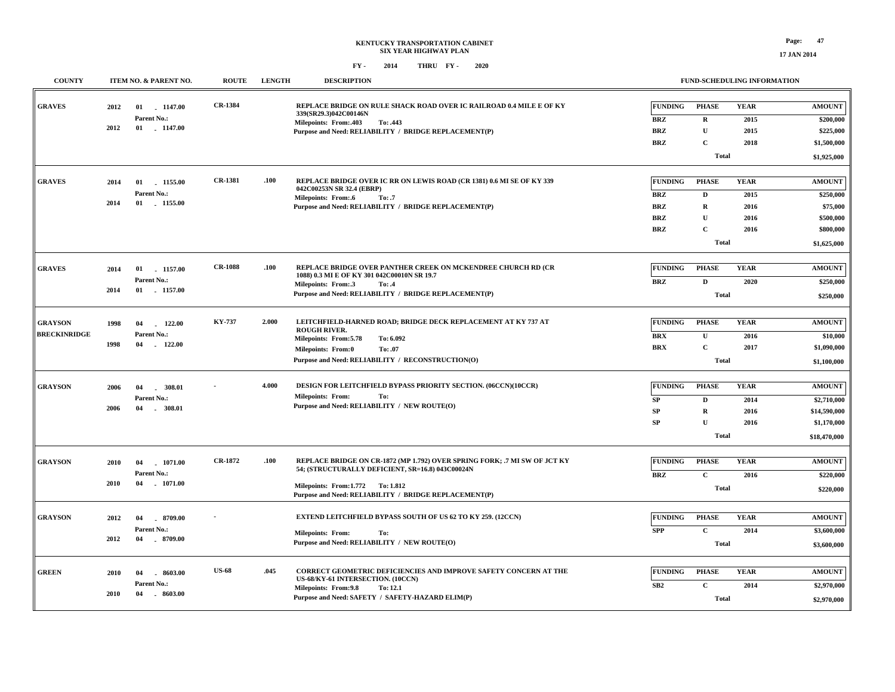# KENTUCKY TRANSPORTATION CABINET
## SIX YEAR HIGHWAY PLAN
### FY - 2014 THRU FY - 2020

| COUNTY | ITEM NO. & PARENT NO. | ROUTE | LENGTH | DESCRIPTION | FUNDING | PHASE | YEAR | AMOUNT |
|---|---|---|---|---|---|---|---|---|
| GRAVES | 2012 01 - 1147.00<br>Parent No.:<br>2012 01 - 1147.00 | CR-1384 | | REPLACE BRIDGE ON RULE SHACK ROAD OVER IC RAILROAD 0.4 MILE E OF KY 339(SR29.3)042C00146N<br>Milepoints: From:.403 To: .443<br>Purpose and Need: RELIABILITY / BRIDGE REPLACEMENT(P) | BRZ | R | 2015 | $200,000 |
| | | | | | BRZ | U | 2015 | $225,000 |
| | | | | | BRZ | C | 2018 | $1,500,000 |
| | | | | | | Total | | $1,925,000 |
| GRAVES | 2014 01 - 1155.00<br>Parent No.:<br>2014 01 - 1155.00 | CR-1381 | .100 | REPLACE BRIDGE OVER IC RR ON LEWIS ROAD (CR 1381) 0.6 MI SE OF KY 339 042C00253N SR 32.4 (EBRP)<br>Milepoints: From:.6 To: .7<br>Purpose and Need: RELIABILITY / BRIDGE REPLACEMENT(P) | BRZ | D | 2015 | $250,000 |
| | | | | | BRZ | R | 2016 | $75,000 |
| | | | | | BRZ | U | 2016 | $500,000 |
| | | | | | BRZ | C | 2016 | $800,000 |
| | | | | | | Total | | $1,625,000 |
| GRAVES | 2014 01 - 1157.00<br>Parent No.:<br>2014 01 - 1157.00 | CR-1088 | .100 | REPLACE BRIDGE OVER PANTHER CREEK ON MCKENDREE CHURCH RD (CR 1088) 0.3 MI E OF KY 301 042C00010N SR 19.7<br>Milepoints: From:.3 To: .4<br>Purpose and Need: RELIABILITY / BRIDGE REPLACEMENT(P) | BRZ | D | 2020 | $250,000 |
| | | | | | | Total | | $250,000 |
| GRAYSON<br>BRECKINRIDGE | 1998 04 - 122.00<br>Parent No.:<br>1998 04 - 122.00 | KY-737 | 2.000 | LEITCHFIELD-HARNED ROAD; BRIDGE DECK REPLACEMENT AT KY 737 AT ROUGH RIVER.<br>Milepoints: From:5.78 To: 6.092<br>Milepoints: From:0 To: .07<br>Purpose and Need: RELIABILITY / RECONSTRUCTION(O) | BRX | U | 2016 | $10,000 |
| | | | | | BRX | C | 2017 | $1,090,000 |
| | | | | | | Total | | $1,100,000 |
| GRAYSON | 2006 04 - 308.01<br>Parent No.:<br>2006 04 - 308.01 | - | 4.000 | DESIGN FOR LEITCHFIELD BYPASS PRIORITY SECTION. (06CCN)(10CCR)<br>Milepoints: From: To:<br>Purpose and Need: RELIABILITY / NEW ROUTE(O) | SP | D | 2014 | $2,710,000 |
| | | | | | SP | R | 2016 | $14,590,000 |
| | | | | | SP | U | 2016 | $1,170,000 |
| | | | | | | Total | | $18,470,000 |
| GRAYSON | 2010 04 - 1071.00<br>Parent No.:<br>2010 04 - 1071.00 | CR-1872 | .100 | REPLACE BRIDGE ON CR-1872 (MP 1.792) OVER SPRING FORK; .7 MI SW OF JCT KY 54; (STRUCTURALLY DEFICIENT, SR=16.8) 043C00024N<br>Milepoints: From:1.772 To: 1.812<br>Purpose and Need: RELIABILITY / BRIDGE REPLACEMENT(P) | BRZ | C | 2016 | $220,000 |
| | | | | | | Total | | $220,000 |
| GRAYSON | 2012 04 - 8709.00<br>Parent No.:<br>2012 04 - 8709.00 | - | | EXTEND LEITCHFIELD BYPASS SOUTH OF US 62 TO KY 259. (12CCN)<br>Milepoints: From: To:<br>Purpose and Need: RELIABILITY / NEW ROUTE(O) | SPP | C | 2014 | $3,600,000 |
| | | | | | | Total | | $3,600,000 |
| GREEN | 2010 04 - 8603.00<br>Parent No.:<br>2010 04 - 8603.00 | US-68 | .045 | CORRECT GEOMETRIC DEFICIENCIES AND IMPROVE SAFETY CONCERN AT THE US-68/KY-61 INTERSECTION. (10CCN)<br>Milepoints: From:9.8 To: 12.1<br>Purpose and Need: SAFETY / SAFETY-HAZARD ELIM(P) | SB2 | C | 2014 | $2,970,000 |
| | | | | | | Total | | $2,970,000 |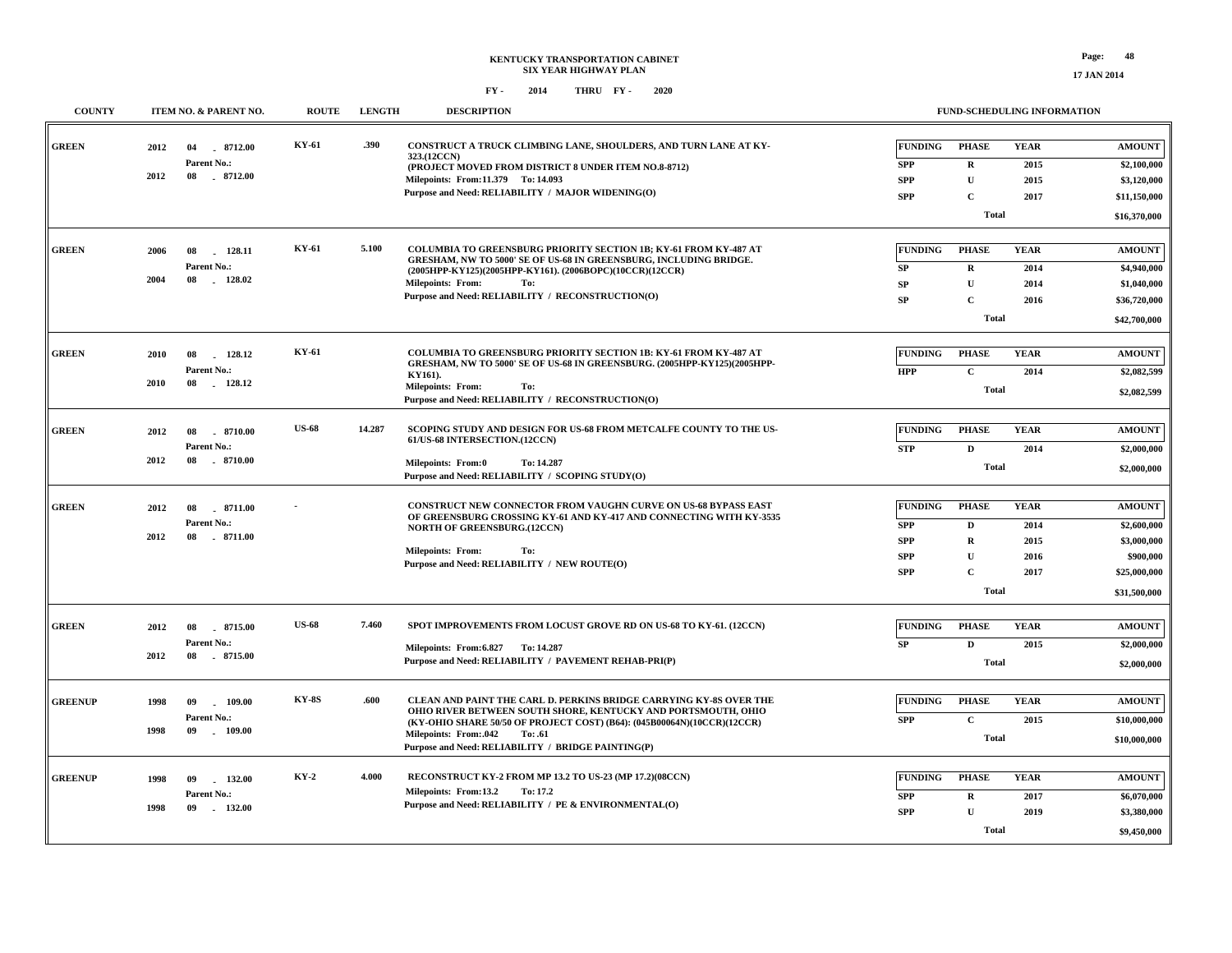**KENTUCKY TRANSPORTATION CABINET**
**SIX YEAR HIGHWAY PLAN**
**FY - 2014 THRU FY - 2020**

17 JAN 2014

| COUNTY | ITEM NO. & PARENT NO. | ROUTE | LENGTH | DESCRIPTION | FUND-SCHEDULING INFORMATION |
|---|---|---|---|---|---|
| GREEN | 2012 04 - 8712.00<br>Parent No.:<br>2012 08 - 8712.00 | KY-61 | .390 | CONSTRUCT A TRUCK CLIMBING LANE, SHOULDERS, AND TURN LANE AT KY-323.(12CCN)<br>(PROJECT MOVED FROM DISTRICT 8 UNDER ITEM NO.8-8712)<br>Milepoints: From:11.379 To: 14.093<br>Purpose and Need: RELIABILITY / MAJOR WIDENING(O) | FUNDING / PHASE / YEAR / AMOUNT<br>SPP / R / 2015 / $2,100,000<br>SPP / U / 2015 / $3,120,000<br>SPP / C / 2017 / $11,150,000<br>Total $16,370,000 |
| GREEN | 2006 08 - 128.11<br>Parent No.:<br>2004 08 - 128.02 | KY-61 | 5.100 | COLUMBIA TO GREENSBURG PRIORITY SECTION 1B; KY-61 FROM KY-487 AT GRESHAM, NW TO 5000' SE OF US-68 IN GREENSBURG, INCLUDING BRIDGE. (2005HPP-KY125)(2005HPP-KY161). (2006BOPC)(10CCR)(12CCR)<br>Milepoints: From: To:<br>Purpose and Need: RELIABILITY / RECONSTRUCTION(O) | FUNDING / PHASE / YEAR / AMOUNT<br>SP / R / 2014 / $4,940,000<br>SP / U / 2014 / $1,040,000<br>SP / C / 2016 / $36,720,000<br>Total $42,700,000 |
| GREEN | 2010 08 - 128.12<br>Parent No.:<br>2010 08 - 128.12 | KY-61 | | COLUMBIA TO GREENSBURG PRIORITY SECTION 1B: KY-61 FROM KY-487 AT GRESHAM, NW TO 5000' SE OF US-68 IN GREENSBURG. (2005HPP-KY125)(2005HPP-KY161).<br>Milepoints: From: To:<br>Purpose and Need: RELIABILITY / RECONSTRUCTION(O) | FUNDING / PHASE / YEAR / AMOUNT<br>HPP / C / 2014 / $2,082,599<br>Total $2,082,599 |
| GREEN | 2012 08 - 8710.00<br>Parent No.:<br>2012 08 - 8710.00 | US-68 | 14.287 | SCOPING STUDY AND DESIGN FOR US-68 FROM METCALFE COUNTY TO THE US-61/US-68 INTERSECTION.(12CCN)<br>Milepoints: From:0 To: 14.287<br>Purpose and Need: RELIABILITY / SCOPING STUDY(O) | FUNDING / PHASE / YEAR / AMOUNT<br>STP / D / 2014 / $2,000,000<br>Total $2,000,000 |
| GREEN | 2012 08 - 8711.00<br>Parent No.:<br>2012 08 - 8711.00 | - | | CONSTRUCT NEW CONNECTOR FROM VAUGHN CURVE ON US-68 BYPASS EAST OF GREENSBURG CROSSING KY-61 AND KY-417 AND CONNECTING WITH KY-3535 NORTH OF GREENSBURG.(12CCN)<br>Milepoints: From: To:<br>Purpose and Need: RELIABILITY / NEW ROUTE(O) | FUNDING / PHASE / YEAR / AMOUNT<br>SPP / D / 2014 / $2,600,000<br>SPP / R / 2015 / $3,000,000<br>SPP / U / 2016 / $900,000<br>SPP / C / 2017 / $25,000,000<br>Total $31,500,000 |
| GREEN | 2012 08 - 8715.00<br>Parent No.:<br>2012 08 - 8715.00 | US-68 | 7.460 | SPOT IMPROVEMENTS FROM LOCUST GROVE RD ON US-68 TO KY-61. (12CCN)<br>Milepoints: From:6.827 To: 14.287<br>Purpose and Need: RELIABILITY / PAVEMENT REHAB-PRI(P) | FUNDING / PHASE / YEAR / AMOUNT<br>SP / D / 2015 / $2,000,000<br>Total $2,000,000 |
| GREENUP | 1998 09 - 109.00<br>Parent No.:<br>1998 09 - 109.00 | KY-8S | .600 | CLEAN AND PAINT THE CARL D. PERKINS BRIDGE CARRYING KY-8S OVER THE OHIO RIVER BETWEEN SOUTH SHORE, KENTUCKY AND PORTSMOUTH, OHIO (KY-OHIO SHARE 50/50 OF PROJECT COST) (B64): (045B00064N)(10CCR)(12CCR)<br>Milepoints: From:.042 To: .61<br>Purpose and Need: RELIABILITY / BRIDGE PAINTING(P) | FUNDING / PHASE / YEAR / AMOUNT<br>SPP / C / 2015 / $10,000,000<br>Total $10,000,000 |
| GREENUP | 1998 09 - 132.00<br>Parent No.:<br>1998 09 - 132.00 | KY-2 | 4.000 | RECONSTRUCT KY-2 FROM MP 13.2 TO US-23 (MP 17.2)(08CCN)<br>Milepoints: From:13.2 To: 17.2<br>Purpose and Need: RELIABILITY / PE & ENVIRONMENTAL(O) | FUNDING / PHASE / YEAR / AMOUNT<br>SPP / R / 2017 / $6,070,000<br>SPP / U / 2019 / $3,380,000<br>Total $9,450,000 |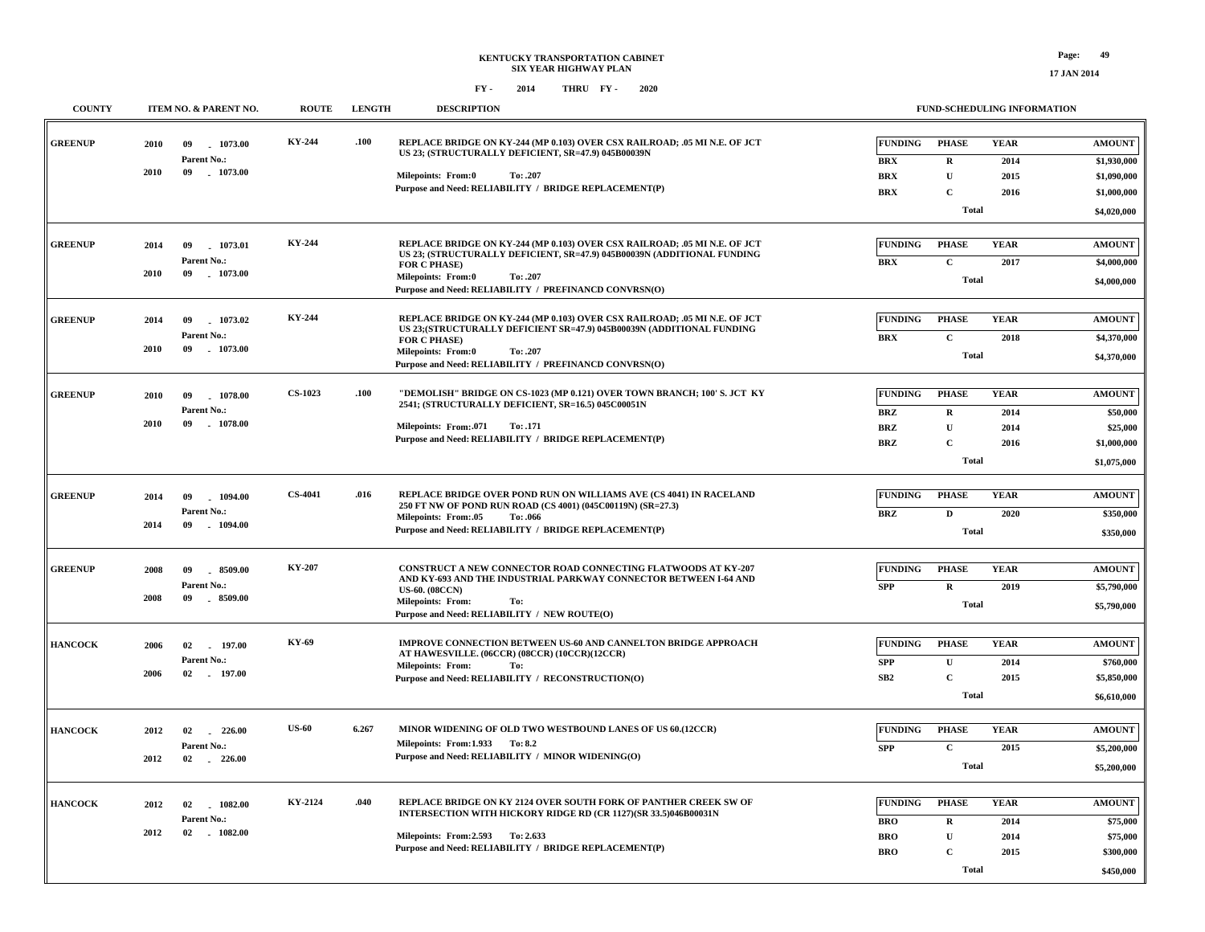# KENTUCKY TRANSPORTATION CABINET
## SIX YEAR HIGHWAY PLAN
### FY - 2014 THRU FY - 2020

| COUNTY | ITEM NO. & PARENT NO. | ROUTE | LENGTH | DESCRIPTION | FUNDING | PHASE | YEAR | AMOUNT |
|---|---|---|---|---|---|---|---|---|
| GREENUP | 2010 09 - 1073.00<br>Parent No.:<br>2010 09 - 1073.00 | KY-244 | .100 | REPLACE BRIDGE ON KY-244 (MP 0.103) OVER CSX RAILROAD; .05 MI N.E. OF JCT US 23; (STRUCTURALLY DEFICIENT, SR=47.9) 045B00039N<br>Milepoints: From:0 To: .207<br>Purpose and Need: RELIABILITY / BRIDGE REPLACEMENT(P) | BRX | R | 2014 | $1,930,000 |
| | | | | | BRX | U | 2015 | $1,090,000 |
| | | | | | BRX | C | 2016 | $1,000,000 |
| | | | | | | Total | | $4,020,000 |
| GREENUP | 2014 09 - 1073.01<br>Parent No.:<br>2010 09 - 1073.00 | KY-244 | | REPLACE BRIDGE ON KY-244 (MP 0.103) OVER CSX RAILROAD; .05 MI N.E. OF JCT US 23; (STRUCTURALLY DEFICIENT, SR=47.9) 045B00039N (ADDITIONAL FUNDING FOR C PHASE)<br>Milepoints: From:0 To: .207<br>Purpose and Need: RELIABILITY / PREFINANCD CONVRSN(O) | BRX | C | 2017 | $4,000,000 |
| | | | | | | Total | | $4,000,000 |
| GREENUP | 2014 09 - 1073.02<br>Parent No.:<br>2010 09 - 1073.00 | KY-244 | | REPLACE BRIDGE ON KY-244 (MP 0.103) OVER CSX RAILROAD; .05 MI N.E. OF JCT US 23;(STRUCTURALLY DEFICIENT SR=47.9) 045B00039N (ADDITIONAL FUNDING FOR C PHASE)<br>Milepoints: From:0 To: .207<br>Purpose and Need: RELIABILITY / PREFINANCD CONVRSN(O) | BRX | C | 2018 | $4,370,000 |
| | | | | | | Total | | $4,370,000 |
| GREENUP | 2010 09 - 1078.00<br>Parent No.:<br>2010 09 - 1078.00 | CS-1023 | .100 | "DEMOLISH" BRIDGE ON CS-1023 (MP 0.121) OVER TOWN BRANCH; 100' S. JCT KY 2541; (STRUCTURALLY DEFICIENT, SR=16.5) 045C00051N<br>Milepoints: From:.071 To: .171<br>Purpose and Need: RELIABILITY / BRIDGE REPLACEMENT(P) | BRZ | R | 2014 | $50,000 |
| | | | | | BRZ | U | 2014 | $25,000 |
| | | | | | BRZ | C | 2016 | $1,000,000 |
| | | | | | | Total | | $1,075,000 |
| GREENUP | 2014 09 - 1094.00<br>Parent No.:<br>2014 09 - 1094.00 | CS-4041 | .016 | REPLACE BRIDGE OVER POND RUN ON WILLIAMS AVE (CS 4041) IN RACELAND 250 FT NW OF POND RUN ROAD (CS 4001) (045C00119N) (SR=27.3)<br>Milepoints: From:.05 To: .066<br>Purpose and Need: RELIABILITY / BRIDGE REPLACEMENT(P) | BRZ | D | 2020 | $350,000 |
| | | | | | | Total | | $350,000 |
| GREENUP | 2008 09 - 8509.00<br>Parent No.:<br>2008 09 - 8509.00 | KY-207 | | CONSTRUCT A NEW CONNECTOR ROAD CONNECTING FLATWOODS AT KY-207 AND KY-693 AND THE INDUSTRIAL PARKWAY CONNECTOR BETWEEN I-64 AND US-60. (08CCN)<br>Milepoints: From: To:<br>Purpose and Need: RELIABILITY / NEW ROUTE(O) | SPP | R | 2019 | $5,790,000 |
| | | | | | | Total | | $5,790,000 |
| HANCOCK | 2006 02 - 197.00<br>Parent No.:<br>2006 02 - 197.00 | KY-69 | | IMPROVE CONNECTION BETWEEN US-60 AND CANNELTON BRIDGE APPROACH AT HAWESVILLE. (06CCR) (08CCR) (10CCR)(12CCR)<br>Milepoints: From: To:<br>Purpose and Need: RELIABILITY / RECONSTRUCTION(O) | SPP | U | 2014 | $760,000 |
| | | | | | SB2 | C | 2015 | $5,850,000 |
| | | | | | | Total | | $6,610,000 |
| HANCOCK | 2012 02 - 226.00<br>Parent No.:<br>2012 02 - 226.00 | US-60 | 6.267 | MINOR WIDENING OF OLD TWO WESTBOUND LANES OF US 60.(12CCR)<br>Milepoints: From:1.933 To: 8.2<br>Purpose and Need: RELIABILITY / MINOR WIDENING(O) | SPP | C | 2015 | $5,200,000 |
| | | | | | | Total | | $5,200,000 |
| HANCOCK | 2012 02 - 1082.00<br>Parent No.:<br>2012 02 - 1082.00 | KY-2124 | .040 | REPLACE BRIDGE ON KY 2124 OVER SOUTH FORK OF PANTHER CREEK SW OF INTERSECTION WITH HICKORY RIDGE RD (CR 1127)(SR 33.5)046B00031N<br>Milepoints: From:2.593 To: 2.633<br>Purpose and Need: RELIABILITY / BRIDGE REPLACEMENT(P) | BRO | R | 2014 | $75,000 |
| | | | | | BRO | U | 2014 | $75,000 |
| | | | | | BRO | C | 2015 | $300,000 |
| | | | | | | Total | | $450,000 |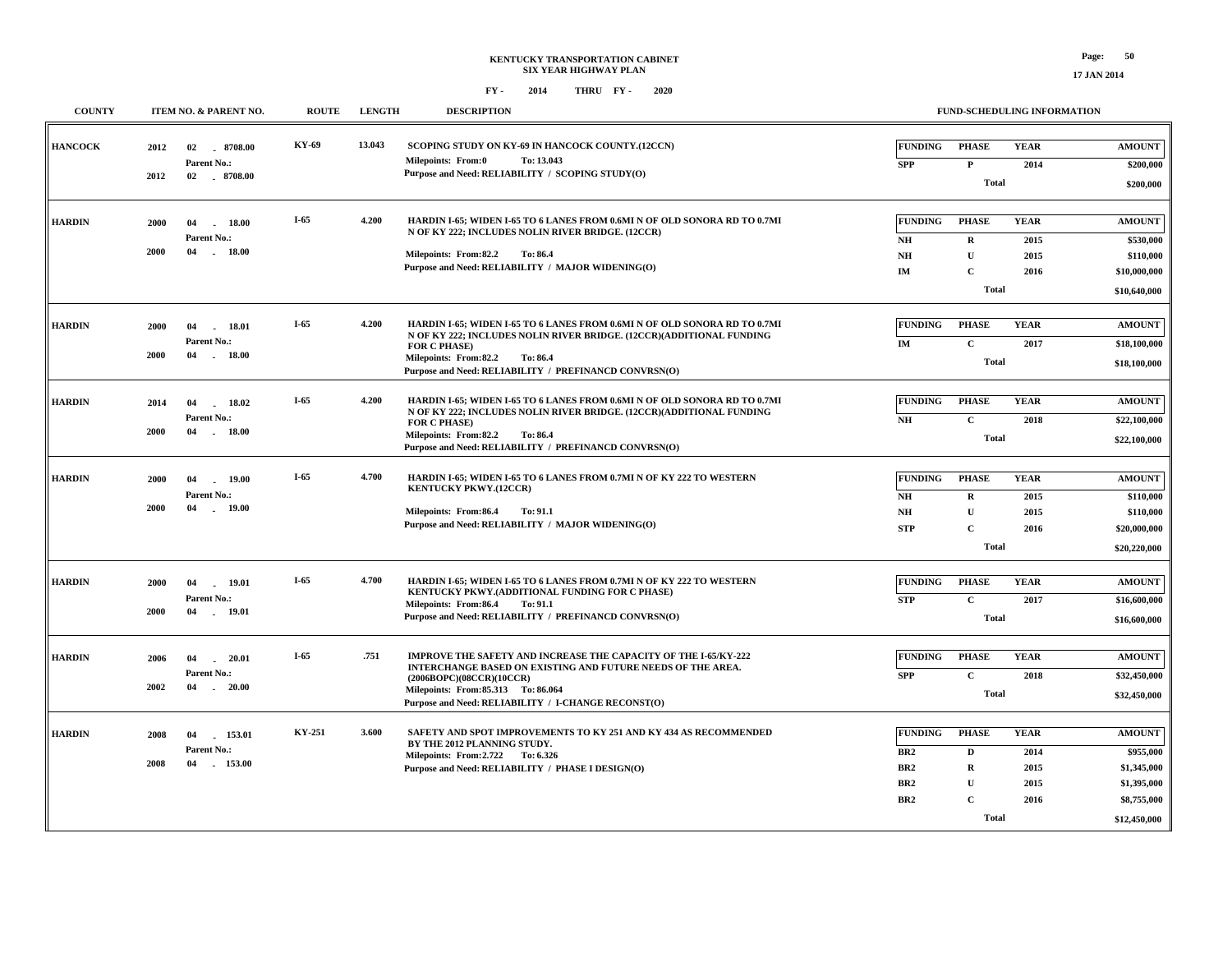**KENTUCKY TRANSPORTATION CABINET**
**SIX YEAR HIGHWAY PLAN**

**FY - 2014 THRU FY - 2020**

| COUNTY | ITEM NO. & PARENT NO. | ROUTE | LENGTH | DESCRIPTION | FUNDING | PHASE | YEAR | AMOUNT |
|---|---|---|---|---|---|---|---|---|
| HANCOCK | 2012 02 - 8708.00<br>Parent No.:<br>2012 02 - 8708.00 | KY-69 | 13.043 | SCOPING STUDY ON KY-69 IN HANCOCK COUNTY.(12CCN)<br>Milepoints: From:0 To: 13.043<br>Purpose and Need: RELIABILITY / SCOPING STUDY(O) | SPP | P | 2014 | $200,000 |
| | | | | | | Total | | $200,000 |
| HARDIN | 2000 04 - 18.00<br>Parent No.:<br>2000 04 - 18.00 | I-65 | 4.200 | HARDIN I-65; WIDEN I-65 TO 6 LANES FROM 0.6MI N OF OLD SONORA RD TO 0.7MI N OF KY 222; INCLUDES NOLIN RIVER BRIDGE. (12CCR)<br>Milepoints: From:82.2 To: 86.4<br>Purpose and Need: RELIABILITY / MAJOR WIDENING(O) | NH | R | 2015 | $530,000 |
| | | | | | NH | U | 2015 | $110,000 |
| | | | | | IM | C | 2016 | $10,000,000 |
| | | | | | | Total | | $10,640,000 |
| HARDIN | 2000 04 - 18.01<br>Parent No.:<br>2000 04 - 18.00 | I-65 | 4.200 | HARDIN I-65; WIDEN I-65 TO 6 LANES FROM 0.6MI N OF OLD SONORA RD TO 0.7MI N OF KY 222; INCLUDES NOLIN RIVER BRIDGE. (12CCR)(ADDITIONAL FUNDING FOR C PHASE)<br>Milepoints: From:82.2 To: 86.4<br>Purpose and Need: RELIABILITY / PREFINANCD CONVRSN(O) | IM | C | 2017 | $18,100,000 |
| | | | | | | Total | | $18,100,000 |
| HARDIN | 2014 04 - 18.02<br>Parent No.:<br>2000 04 - 18.00 | I-65 | 4.200 | HARDIN I-65; WIDEN I-65 TO 6 LANES FROM 0.6MI N OF OLD SONORA RD TO 0.7MI N OF KY 222; INCLUDES NOLIN RIVER BRIDGE. (12CCR)(ADDITIONAL FUNDING FOR C PHASE)<br>Milepoints: From:82.2 To: 86.4<br>Purpose and Need: RELIABILITY / PREFINANCD CONVRSN(O) | NH | C | 2018 | $22,100,000 |
| | | | | | | Total | | $22,100,000 |
| HARDIN | 2000 04 - 19.00<br>Parent No.:<br>2000 04 - 19.00 | I-65 | 4.700 | HARDIN I-65; WIDEN I-65 TO 6 LANES FROM 0.7MI N OF KY 222 TO WESTERN KENTUCKY PKWY.(12CCR)<br>Milepoints: From:86.4 To: 91.1<br>Purpose and Need: RELIABILITY / MAJOR WIDENING(O) | NH | R | 2015 | $110,000 |
| | | | | | NH | U | 2015 | $110,000 |
| | | | | | STP | C | 2016 | $20,000,000 |
| | | | | | | Total | | $20,220,000 |
| HARDIN | 2000 04 - 19.01<br>Parent No.:<br>2000 04 - 19.01 | I-65 | 4.700 | HARDIN I-65; WIDEN I-65 TO 6 LANES FROM 0.7MI N OF KY 222 TO WESTERN KENTUCKY PKWY.(ADDITIONAL FUNDING FOR C PHASE)<br>Milepoints: From:86.4 To: 91.1<br>Purpose and Need: RELIABILITY / PREFINANCD CONVRSN(O) | STP | C | 2017 | $16,600,000 |
| | | | | | | Total | | $16,600,000 |
| HARDIN | 2006 04 - 20.01<br>Parent No.:<br>2002 04 - 20.00 | I-65 | .751 | IMPROVE THE SAFETY AND INCREASE THE CAPACITY OF THE I-65/KY-222 INTERCHANGE BASED ON EXISTING AND FUTURE NEEDS OF THE AREA. (2006BOPC)(08CCR)(10CCR)<br>Milepoints: From:85.313 To: 86.064<br>Purpose and Need: RELIABILITY / I-CHANGE RECONST(O) | SPP | C | 2018 | $32,450,000 |
| | | | | | | Total | | $32,450,000 |
| HARDIN | 2008 04 - 153.01<br>Parent No.:<br>2008 04 - 153.00 | KY-251 | 3.600 | SAFETY AND SPOT IMPROVEMENTS TO KY 251 AND KY 434 AS RECOMMENDED BY THE 2012 PLANNING STUDY.<br>Milepoints: From:2.722 To: 6.326<br>Purpose and Need: RELIABILITY / PHASE I DESIGN(O) | BR2 | D | 2014 | $955,000 |
| | | | | | BR2 | R | 2015 | $1,345,000 |
| | | | | | BR2 | U | 2015 | $1,395,000 |
| | | | | | BR2 | C | 2016 | $8,755,000 |
| | | | | | | Total | | $12,450,000 |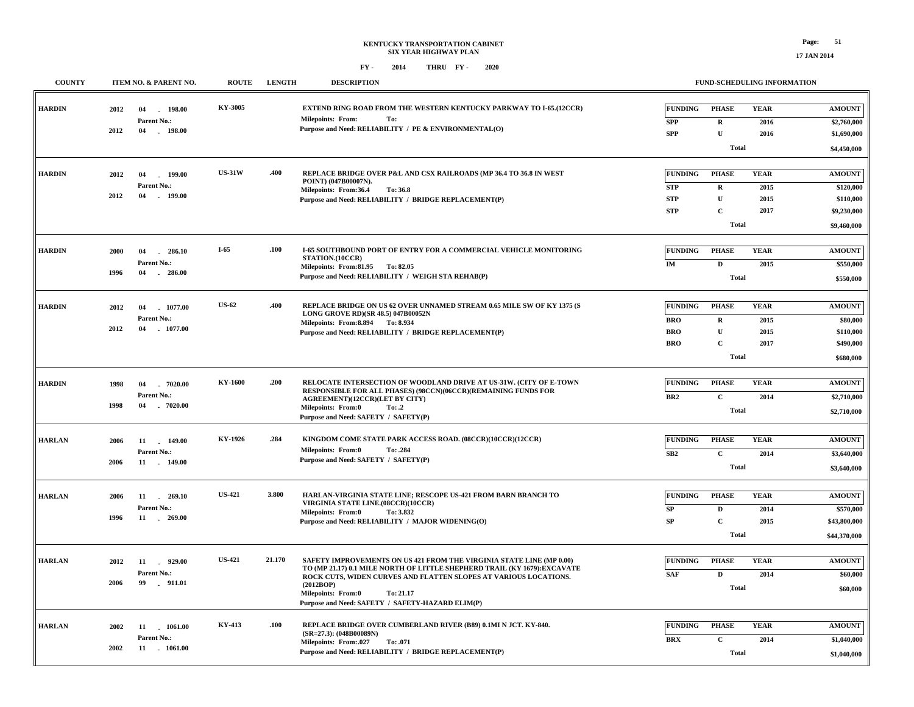**KENTUCKY TRANSPORTATION CABINET**
**SIX YEAR HIGHWAY PLAN**
**FY - 2014 THRU FY - 2020**

17 JAN 2014

| COUNTY | ITEM NO. & PARENT NO. | ROUTE | LENGTH | DESCRIPTION | FUNDING | PHASE | YEAR | AMOUNT |
|---|---|---|---|---|---|---|---|---|
| HARDIN | 2012 04 - 198.00 Parent No.: 2012 04 - 198.00 | KY-3005 | | EXTEND RING ROAD FROM THE WESTERN KENTUCKY PARKWAY TO I-65.(12CCR) Milepoints: From: To: Purpose and Need: RELIABILITY / PE & ENVIRONMENTAL(O) | SPP | R | 2016 | $2,760,000 |
| | | | | | SPP | U | 2016 | $1,690,000 |
| | | | | | | Total | | $4,450,000 |
| HARDIN | 2012 04 - 199.00 Parent No.: 2012 04 - 199.00 | US-31W | .400 | REPLACE BRIDGE OVER P&L AND CSX RAILROADS (MP 36.4 TO 36.8 IN WEST POINT) (047B00007N). Milepoints: From:36.4 To: 36.8 Purpose and Need: RELIABILITY / BRIDGE REPLACEMENT(P) | STP | R | 2015 | $120,000 |
| | | | | | STP | U | 2015 | $110,000 |
| | | | | | STP | C | 2017 | $9,230,000 |
| | | | | | | Total | | $9,460,000 |
| HARDIN | 2000 04 - 286.10 Parent No.: 1996 04 - 286.00 | I-65 | .100 | I-65 SOUTHBOUND PORT OF ENTRY FOR A COMMERCIAL VEHICLE MONITORING STATION.(10CCR) Milepoints: From:81.95 To: 82.05 Purpose and Need: RELIABILITY / WEIGH STA REHAB(P) | IM | D | 2015 | $550,000 |
| | | | | | | Total | | $550,000 |
| HARDIN | 2012 04 - 1077.00 Parent No.: 2012 04 - 1077.00 | US-62 | .400 | REPLACE BRIDGE ON US 62 OVER UNNAMED STREAM 0.65 MILE SW OF KY 1375 (S LONG GROVE RD)(SR 48.5) 047B00052N Milepoints: From:8.894 To: 8.934 Purpose and Need: RELIABILITY / BRIDGE REPLACEMENT(P) | BRO | R | 2015 | $80,000 |
| | | | | | BRO | U | 2015 | $110,000 |
| | | | | | BRO | C | 2017 | $490,000 |
| | | | | | | Total | | $680,000 |
| HARDIN | 1998 04 - 7020.00 Parent No.: 1998 04 - 7020.00 | KY-1600 | .200 | RELOCATE INTERSECTION OF WOODLAND DRIVE AT US-31W. (CITY OF E-TOWN RESPONSIBLE FOR ALL PHASES) (98CCN)(06CCR)(REMAINING FUNDS FOR AGREEMENT)(12CCR)(LET BY CITY) Milepoints: From:0 To: .2 Purpose and Need: SAFETY / SAFETY(P) | BR2 | C | 2014 | $2,710,000 |
| | | | | | | Total | | $2,710,000 |
| HARLAN | 2006 11 - 149.00 Parent No.: 2006 11 - 149.00 | KY-1926 | .284 | KINGDOM COME STATE PARK ACCESS ROAD. (08CCR)(10CCR)(12CCR) Milepoints: From:0 To: .284 Purpose and Need: SAFETY / SAFETY(P) | SB2 | C | 2014 | $3,640,000 |
| | | | | | | Total | | $3,640,000 |
| HARLAN | 2006 11 - 269.10 Parent No.: 1996 11 - 269.00 | US-421 | 3.800 | HARLAN-VIRGINIA STATE LINE; RESCOPE US-421 FROM BARN BRANCH TO VIRGINIA STATE LINE.(08CCR)(10CCR) Milepoints: From:0 To: 3.832 Purpose and Need: RELIABILITY / MAJOR WIDENING(O) | SP | D | 2014 | $570,000 |
| | | | | | SP | C | 2015 | $43,800,000 |
| | | | | | | Total | | $44,370,000 |
| HARLAN | 2012 11 - 929.00 Parent No.: 2006 99 - 911.01 | US-421 | 21.170 | SAFETY IMPROVEMENTS ON US 421 FROM THE VIRGINIA STATE LINE (MP 0.00) TO (MP 21.17) 0.1 MILE NORTH OF LITTLE SHEPHERD TRAIL (KY 1679):EXCAVATE ROCK CUTS, WIDEN CURVES AND FLATTEN SLOPES AT VARIOUS LOCATIONS. (2012BOP) Milepoints: From:0 To: 21.17 Purpose and Need: SAFETY / SAFETY-HAZARD ELIM(P) | SAF | D | 2014 | $60,000 |
| | | | | | | Total | | $60,000 |
| HARLAN | 2002 11 - 1061.00 Parent No.: 2002 11 - 1061.00 | KY-413 | .100 | REPLACE BRIDGE OVER CUMBERLAND RIVER (B89) 0.1MI N JCT. KY-840. (SR=27.3): (048B00089N) Milepoints: From:.027 To: .071 Purpose and Need: RELIABILITY / BRIDGE REPLACEMENT(P) | BRX | C | 2014 | $1,040,000 |
| | | | | | | Total | | $1,040,000 |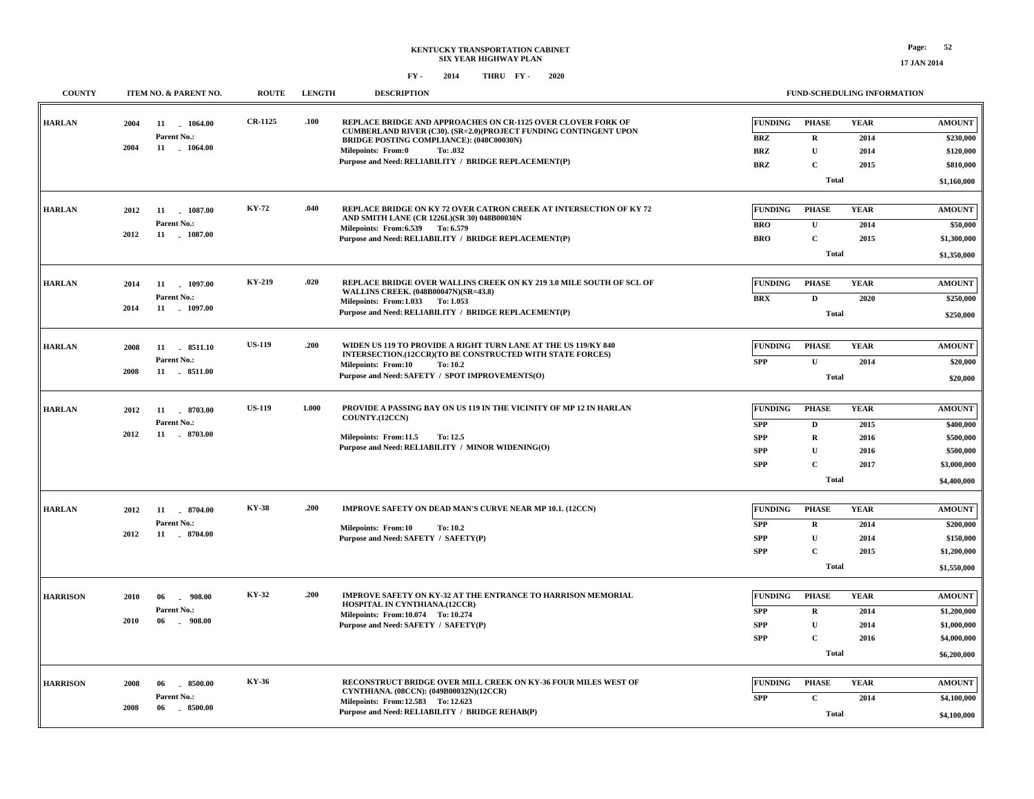KENTUCKY TRANSPORTATION CABINET
SIX YEAR HIGHWAY PLAN

FY - 2014 THRU FY - 2020

| COUNTY | ITEM NO. & PARENT NO. | ROUTE | LENGTH | DESCRIPTION | FUNDING | PHASE | YEAR | AMOUNT |
|---|---|---|---|---|---|---|---|---|
| HARLAN | 2004 11 - 1064.00<br>Parent No.:<br>2004 11 - 1064.00 | CR-1125 | .100 | REPLACE BRIDGE AND APPROACHES ON CR-1125 OVER CLOVER FORK OF CUMBERLAND RIVER (C30). (SR=2.0)(PROJECT FUNDING CONTINGENT UPON BRIDGE POSTING COMPLIANCE): (048C00030N)<br>Milepoints: From:0 To: .032<br>Purpose and Need: RELIABILITY / BRIDGE REPLACEMENT(P) | BRZ | R | 2014 | $230,000 |
| | | | | | BRZ | U | 2014 | $120,000 |
| | | | | | BRZ | C | 2015 | $810,000 |
| | | | | | | Total | | $1,160,000 |
| HARLAN | 2012 11 - 1087.00<br>Parent No.:<br>2012 11 - 1087.00 | KY-72 | .040 | REPLACE BRIDGE ON KY 72 OVER CATRON CREEK AT INTERSECTION OF KY 72 AND SMITH LANE (CR 1226L)(SR 30) 048B00030N<br>Milepoints: From:6.539 To: 6.579<br>Purpose and Need: RELIABILITY / BRIDGE REPLACEMENT(P) | BRO | U | 2014 | $50,000 |
| | | | | | BRO | C | 2015 | $1,300,000 |
| | | | | | | Total | | $1,350,000 |
| HARLAN | 2014 11 - 1097.00<br>Parent No.:<br>2014 11 - 1097.00 | KY-219 | .020 | REPLACE BRIDGE OVER WALLINS CREEK ON KY 219 3.0 MILE SOUTH OF SCL OF WALLINS CREEK. (048B00047N)(SR=43.8)<br>Milepoints: From:1.033 To: 1.053<br>Purpose and Need: RELIABILITY / BRIDGE REPLACEMENT(P) | BRX | D | 2020 | $250,000 |
| | | | | | | Total | | $250,000 |
| HARLAN | 2008 11 - 8511.10<br>Parent No.:<br>2008 11 - 8511.00 | US-119 | .200 | WIDEN US 119 TO PROVIDE A RIGHT TURN LANE AT THE US 119/KY 840 INTERSECTION.(12CCR)(TO BE CONSTRUCTED WITH STATE FORCES)<br>Milepoints: From:10 To: 10.2<br>Purpose and Need: SAFETY / SPOT IMPROVEMENTS(O) | SPP | U | 2014 | $20,000 |
| | | | | | | Total | | $20,000 |
| HARLAN | 2012 11 - 8703.00<br>Parent No.:<br>2012 11 - 8703.00 | US-119 | 1.000 | PROVIDE A PASSING BAY ON US 119 IN THE VICINITY OF MP 12 IN HARLAN COUNTY.(12CCN)<br>Milepoints: From:11.5 To: 12.5<br>Purpose and Need: RELIABILITY / MINOR WIDENING(O) | SPP | D | 2015 | $400,000 |
| | | | | | SPP | R | 2016 | $500,000 |
| | | | | | SPP | U | 2016 | $500,000 |
| | | | | | SPP | C | 2017 | $3,000,000 |
| | | | | | | Total | | $4,400,000 |
| HARLAN | 2012 11 - 8704.00<br>Parent No.:<br>2012 11 - 8704.00 | KY-38 | .200 | IMPROVE SAFETY ON DEAD MAN'S CURVE NEAR MP 10.1. (12CCN)<br>Milepoints: From:10 To: 10.2<br>Purpose and Need: SAFETY / SAFETY(P) | SPP | R | 2014 | $200,000 |
| | | | | | SPP | U | 2014 | $150,000 |
| | | | | | SPP | C | 2015 | $1,200,000 |
| | | | | | | Total | | $1,550,000 |
| HARRISON | 2010 06 - 908.00<br>Parent No.:<br>2010 06 - 908.00 | KY-32 | .200 | IMPROVE SAFETY ON KY-32 AT THE ENTRANCE TO HARRISON MEMORIAL HOSPITAL IN CYNTHIANA.(12CCR)<br>Milepoints: From:10.074 To: 10.274<br>Purpose and Need: SAFETY / SAFETY(P) | SPP | R | 2014 | $1,200,000 |
| | | | | | SPP | U | 2014 | $1,000,000 |
| | | | | | SPP | C | 2016 | $4,000,000 |
| | | | | | | Total | | $6,200,000 |
| HARRISON | 2008 06 - 8500.00<br>Parent No.:<br>2008 06 - 8500.00 | KY-36 | | RECONSTRUCT BRIDGE OVER MILL CREEK ON KY-36 FOUR MILES WEST OF CYNTHIANA. (08CCN): (049B00032N)(12CCR)<br>Milepoints: From:12.583 To: 12.623<br>Purpose and Need: RELIABILITY / BRIDGE REHAB(P) | SPP | C | 2014 | $4,100,000 |
| | | | | | | Total | | $4,100,000 |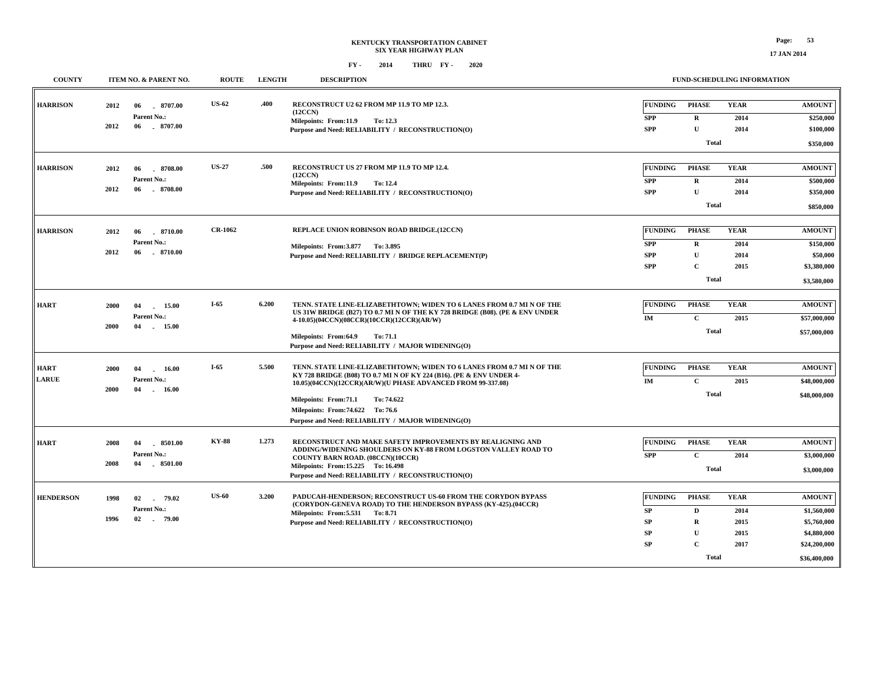**KENTUCKY TRANSPORTATION CABINET**
**SIX YEAR HIGHWAY PLAN**
**FY - 2014 THRU FY - 2020**

**17 JAN 2014**

| COUNTY | ITEM NO. & PARENT NO. | ROUTE | LENGTH | DESCRIPTION | FUNDING | PHASE | YEAR | AMOUNT |
|---|---|---|---|---|---|---|---|---|
| HARRISON | 2012 06 - 8707.00 Parent No.: 2012 06 - 8707.00 | US-62 | .400 | RECONSTRUCT U2 62 FROM MP 11.9 TO MP 12.3. (12CCN) Milepoints: From:11.9 To: 12.3 Purpose and Need: RELIABILITY / RECONSTRUCTION(O) | SPP | R | 2014 | $250,000 |
| | | | | | SPP | U | 2014 | $100,000 |
| | | | | | | Total | | $350,000 |
| HARRISON | 2012 06 - 8708.00 Parent No.: 2012 06 - 8708.00 | US-27 | .500 | RECONSTRUCT US 27 FROM MP 11.9 TO MP 12.4. (12CCN) Milepoints: From:11.9 To: 12.4 Purpose and Need: RELIABILITY / RECONSTRUCTION(O) | SPP | R | 2014 | $500,000 |
| | | | | | SPP | U | 2014 | $350,000 |
| | | | | | | Total | | $850,000 |
| HARRISON | 2012 06 - 8710.00 Parent No.: 2012 06 - 8710.00 | CR-1062 | | REPLACE UNION ROBINSON ROAD BRIDGE.(12CCN) Milepoints: From:3.877 To: 3.895 Purpose and Need: RELIABILITY / BRIDGE REPLACEMENT(P) | SPP | R | 2014 | $150,000 |
| | | | | | SPP | U | 2014 | $50,000 |
| | | | | | SPP | C | 2015 | $3,380,000 |
| | | | | | | Total | | $3,580,000 |
| HART | 2000 04 - 15.00 Parent No.: 2000 04 - 15.00 | I-65 | 6.200 | TENN. STATE LINE-ELIZABETHTOWN; WIDEN TO 6 LANES FROM 0.7 MI N OF THE US 31W BRIDGE (B27) TO 0.7 MI N OF THE KY 728 BRIDGE (B08). (PE & ENV UNDER 4-10.05)(04CCN)(08CCR)(10CCR)(12CCR)(AR/W) Milepoints: From:64.9 To: 71.1 Purpose and Need: RELIABILITY / MAJOR WIDENING(O) | IM | C | 2015 | $57,000,000 |
| | | | | | | Total | | $57,000,000 |
| HART LARUE | 2000 04 - 16.00 Parent No.: 2000 04 - 16.00 | I-65 | 5.500 | TENN. STATE LINE-ELIZABETHTOWN; WIDEN TO 6 LANES FROM 0.7 MI N OF THE KY 728 BRIDGE (B08) TO 0.7 MI N OF KY 224 (B16). (PE & ENV UNDER 4-10.05)(04CCN)(12CCR)(AR/W)(U PHASE ADVANCED FROM 99-337.08) Milepoints: From:71.1 To: 74.622 Milepoints: From:74.622 To: 76.6 Purpose and Need: RELIABILITY / MAJOR WIDENING(O) | IM | C | 2015 | $48,000,000 |
| | | | | | | Total | | $48,000,000 |
| HART | 2008 04 - 8501.00 Parent No.: 2008 04 - 8501.00 | KY-88 | 1.273 | RECONSTRUCT AND MAKE SAFETY IMPROVEMENTS BY REALIGNING AND ADDING/WIDENING SHOULDERS ON KY-88 FROM LOGSTON VALLEY ROAD TO COUNTY BARN ROAD. (08CCN)(10CCR) Milepoints: From:15.225 To: 16.498 Purpose and Need: RELIABILITY / RECONSTRUCTION(O) | SPP | C | 2014 | $3,000,000 |
| | | | | | | Total | | $3,000,000 |
| HENDERSON | 1998 02 - 79.02 Parent No.: 1996 02 - 79.00 | US-60 | 3.200 | PADUCAH-HENDERSON; RECONSTRUCT US-60 FROM THE CORYDON BYPASS (CORYDON-GENEVA ROAD) TO THE HENDERSON BYPASS (KY-425).(04CCR) Milepoints: From:5.531 To: 8.71 Purpose and Need: RELIABILITY / RECONSTRUCTION(O) | SP | D | 2014 | $1,560,000 |
| | | | | | SP | R | 2015 | $5,760,000 |
| | | | | | SP | U | 2015 | $4,880,000 |
| | | | | | SP | C | 2017 | $24,200,000 |
| | | | | | | Total | | $36,400,000 |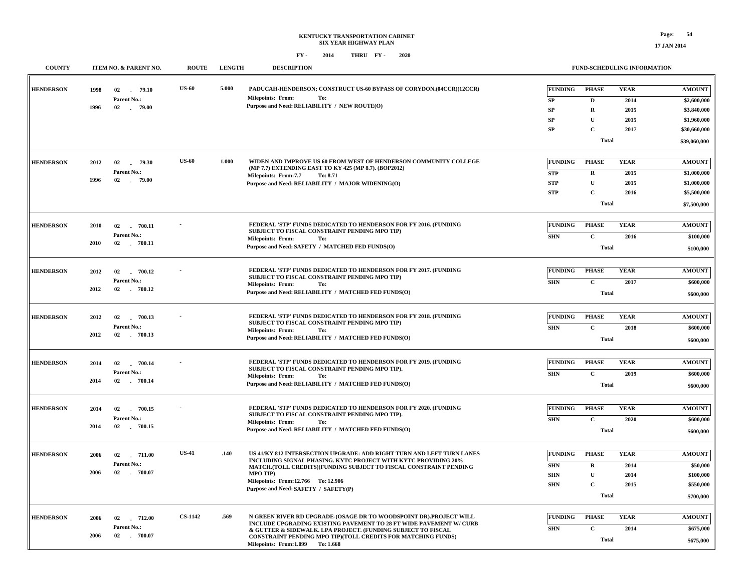# KENTUCKY TRANSPORTATION CABINET
## SIX YEAR HIGHWAY PLAN

FY - 2014 THRU FY - 2020

| COUNTY | ITEM NO. & PARENT NO. | ROUTE | LENGTH | DESCRIPTION | FUNDING | PHASE | YEAR | AMOUNT |
|---|---|---|---|---|---|---|---|---|
| HENDERSON | 1998 02 - 79.10<br>Parent No.:<br>1996 02 - 79.00 | US-60 | 5.000 | PADUCAH-HENDERSON; CONSTRUCT US-60 BYPASS OF CORYDON.(04CCR)(12CCR)<br>Milepoints: From: To:<br>Purpose and Need: RELIABILITY / NEW ROUTE(O) | SP | D | 2014 | $2,600,000 |
| | | | | | SP | R | 2015 | $3,840,000 |
| | | | | | SP | U | 2015 | $1,960,000 |
| | | | | | SP | C | 2017 | $30,660,000 |
| | | | | | | Total | | $39,060,000 |
| HENDERSON | 2012 02 - 79.30<br>Parent No.:<br>1996 02 - 79.00 | US-60 | 1.000 | WIDEN AND IMPROVE US 60 FROM WEST OF HENDERSON COMMUNITY COLLEGE (MP 7.7) EXTENDING EAST TO KY 425 (MP 8.7). (BOP2012)<br>Milepoints: From:7.7 To: 8.71<br>Purpose and Need: RELIABILITY / MAJOR WIDENING(O) | STP | R | 2015 | $1,000,000 |
| | | | | | STP | U | 2015 | $1,000,000 |
| | | | | | STP | C | 2016 | $5,500,000 |
| | | | | | | Total | | $7,500,000 |
| HENDERSON | 2010 02 - 700.11<br>Parent No.:<br>2010 02 - 700.11 | - | | FEDERAL 'STP' FUNDS DEDICATED TO HENDERSON FOR FY 2016. (FUNDING SUBJECT TO FISCAL CONSTRAINT PENDING MPO TIP)<br>Milepoints: From: To:<br>Purpose and Need: SAFETY / MATCHED FED FUNDS(O) | SHN | C | 2016 | $100,000 |
| | | | | | | Total | | $100,000 |
| HENDERSON | 2012 02 - 700.12<br>Parent No.:<br>2012 02 - 700.12 | - | | FEDERAL 'STP' FUNDS DEDICATED TO HENDERSON FOR FY 2017. (FUNDING SUBJECT TO FISCAL CONSTRAINT PENDING MPO TIP)<br>Milepoints: From: To:<br>Purpose and Need: RELIABILITY / MATCHED FED FUNDS(O) | SHN | C | 2017 | $600,000 |
| | | | | | | Total | | $600,000 |
| HENDERSON | 2012 02 - 700.13<br>Parent No.:<br>2012 02 - 700.13 | - | | FEDERAL 'STP' FUNDS DEDICATED TO HENDERSON FOR FY 2018. (FUNDING SUBJECT TO FISCAL CONSTRAINT PENDING MPO TIP)<br>Milepoints: From: To:<br>Purpose and Need: RELIABILITY / MATCHED FED FUNDS(O) | SHN | C | 2018 | $600,000 |
| | | | | | | Total | | $600,000 |
| HENDERSON | 2014 02 - 700.14<br>Parent No.:<br>2014 02 - 700.14 | - | | FEDERAL 'STP' FUNDS DEDICATED TO HENDERSON FOR FY 2019. (FUNDING SUBJECT TO FISCAL CONSTRAINT PENDING MPO TIP).<br>Milepoints: From: To:<br>Purpose and Need: RELIABILITY / MATCHED FED FUNDS(O) | SHN | C | 2019 | $600,000 |
| | | | | | | Total | | $600,000 |
| HENDERSON | 2014 02 - 700.15<br>Parent No.:<br>2014 02 - 700.15 | - | | FEDERAL 'STP' FUNDS DEDICATED TO HENDERSON FOR FY 2020. (FUNDING SUBJECT TO FISCAL CONSTRAINT PENDING MPO TIP).<br>Milepoints: From: To:<br>Purpose and Need: RELIABILITY / MATCHED FED FUNDS(O) | SHN | C | 2020 | $600,000 |
| | | | | | | Total | | $600,000 |
| HENDERSON | 2006 02 - 711.00<br>Parent No.:<br>2006 02 - 700.07 | US-41 | .140 | US 41/KY 812 INTERSECTION UPGRADE: ADD RIGHT TURN AND LEFT TURN LANES INCLUDING SIGNAL PHASING. KYTC PROJECT WITH KYTC PROVIDING 20% MATCH.(TOLL CREDITS)(FUNDING SUBJECT TO FISCAL CONSTRAINT PENDING MPO TIP)<br>Milepoints: From:12.766 To: 12.906<br>Purpose and Need: SAFETY / SAFETY(P) | SHN | R | 2014 | $50,000 |
| | | | | | SHN | U | 2014 | $100,000 |
| | | | | | SHN | C | 2015 | $550,000 |
| | | | | | | Total | | $700,000 |
| HENDERSON | 2006 02 - 712.00<br>Parent No.:<br>2006 02 - 700.07 | CS-1142 | .569 | N GREEN RIVER RD UPGRADE-(OSAGE DR TO WOODSPOINT DR).PROJECT WILL INCLUDE UPGRADING EXISTING PAVEMENT TO 28 FT WIDE PAVEMENT W/ CURB & GUTTER & SIDEWALK. LPA PROJECT. (FUNDING SUBJECT TO FISCAL CONSTRAINT PENDING MPO TIP)(TOLL CREDITS FOR MATCHING FUNDS)<br>Milepoints: From:1.099 To: 1.668 | SHN | C | 2014 | $675,000 |
| | | | | | | Total | | $675,000 |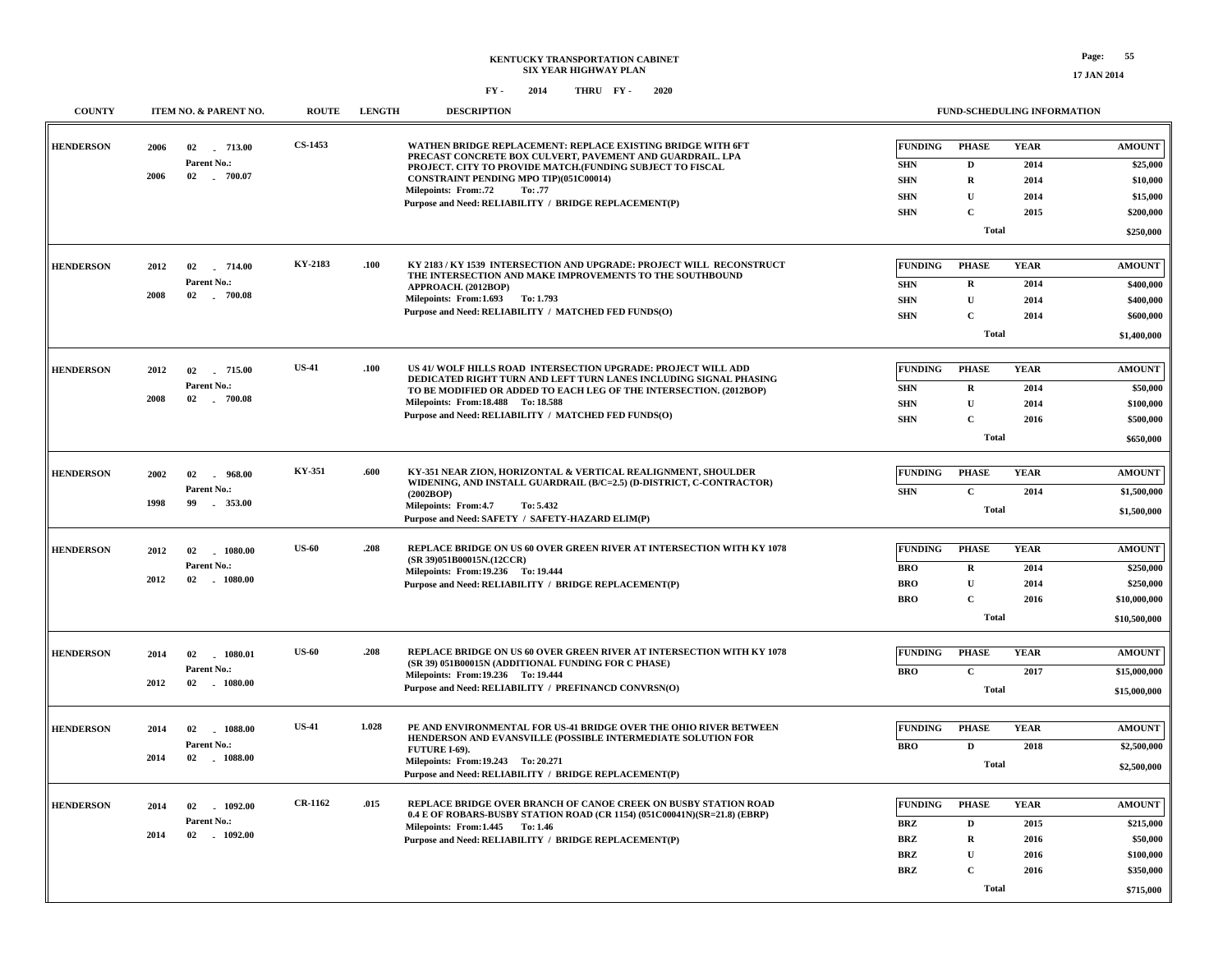**KENTUCKY TRANSPORTATION CABINET**
**SIX YEAR HIGHWAY PLAN**

**FY - 2014 THRU FY - 2020**

| COUNTY | ITEM NO. & PARENT NO. | ROUTE | LENGTH | DESCRIPTION | FUNDING | PHASE | YEAR | AMOUNT |
|---|---|---|---|---|---|---|---|---|
| HENDERSON | 2006 02 - 713.00<br>Parent No.:<br>2006 02 - 700.07 | CS-1453 | | WATHEN BRIDGE REPLACEMENT: REPLACE EXISTING BRIDGE WITH 6FT PRECAST CONCRETE BOX CULVERT, PAVEMENT AND GUARDRAIL. LPA PROJECT. CITY TO PROVIDE MATCH.(FUNDING SUBJECT TO FISCAL CONSTRAINT PENDING MPO TIP)(051C00014)<br>Milepoints: From:.72 To: .77<br>Purpose and Need: RELIABILITY / BRIDGE REPLACEMENT(P) | SHN | D | 2014 | $25,000 |
| | | | | | SHN | R | 2014 | $10,000 |
| | | | | | SHN | U | 2014 | $15,000 |
| | | | | | SHN | C | 2015 | $200,000 |
| | | | | | | Total | | $250,000 |
| HENDERSON | 2012 02 - 714.00<br>Parent No.:<br>2008 02 - 700.08 | KY-2183 | .100 | KY 2183 / KY 1539 INTERSECTION AND UPGRADE: PROJECT WILL RECONSTRUCT THE INTERSECTION AND MAKE IMPROVEMENTS TO THE SOUTHBOUND APPROACH. (2012BOP)<br>Milepoints: From:1.693 To: 1.793<br>Purpose and Need: RELIABILITY / MATCHED FED FUNDS(O) | SHN | R | 2014 | $400,000 |
| | | | | | SHN | U | 2014 | $400,000 |
| | | | | | SHN | C | 2014 | $600,000 |
| | | | | | | Total | | $1,400,000 |
| HENDERSON | 2012 02 - 715.00<br>Parent No.:<br>2008 02 - 700.08 | US-41 | .100 | US 41/ WOLF HILLS ROAD INTERSECTION UPGRADE: PROJECT WILL ADD DEDICATED RIGHT TURN AND LEFT TURN LANES INCLUDING SIGNAL PHASING TO BE MODIFIED OR ADDED TO EACH LEG OF THE INTERSECTION. (2012BOP)<br>Milepoints: From:18.488 To: 18.588<br>Purpose and Need: RELIABILITY / MATCHED FED FUNDS(O) | SHN | R | 2014 | $50,000 |
| | | | | | SHN | U | 2014 | $100,000 |
| | | | | | SHN | C | 2016 | $500,000 |
| | | | | | | Total | | $650,000 |
| HENDERSON | 2002 02 - 968.00<br>Parent No.:<br>1998 99 - 353.00 | KY-351 | .600 | KY-351 NEAR ZION, HORIZONTAL & VERTICAL REALIGNMENT, SHOULDER WIDENING, AND INSTALL GUARDRAIL (B/C=2.5) (D-DISTRICT, C-CONTRACTOR) (2002BOP)<br>Milepoints: From:4.7 To: 5.432<br>Purpose and Need: SAFETY / SAFETY-HAZARD ELIM(P) | SHN | C | 2014 | $1,500,000 |
| | | | | | | Total | | $1,500,000 |
| HENDERSON | 2012 02 - 1080.00<br>Parent No.:<br>2012 02 - 1080.00 | US-60 | .208 | REPLACE BRIDGE ON US 60 OVER GREEN RIVER AT INTERSECTION WITH KY 1078 (SR 39)051B00015N.(12CCR)<br>Milepoints: From:19.236 To: 19.444<br>Purpose and Need: RELIABILITY / BRIDGE REPLACEMENT(P) | BRO | R | 2014 | $250,000 |
| | | | | | BRO | U | 2014 | $250,000 |
| | | | | | BRO | C | 2016 | $10,000,000 |
| | | | | | | Total | | $10,500,000 |
| HENDERSON | 2014 02 - 1080.01<br>Parent No.:<br>2012 02 - 1080.00 | US-60 | .208 | REPLACE BRIDGE ON US 60 OVER GREEN RIVER AT INTERSECTION WITH KY 1078 (SR 39) 051B00015N (ADDITIONAL FUNDING FOR C PHASE)<br>Milepoints: From:19.236 To: 19.444<br>Purpose and Need: RELIABILITY / PREFINANCD CONVRSN(O) | BRO | C | 2017 | $15,000,000 |
| | | | | | | Total | | $15,000,000 |
| HENDERSON | 2014 02 - 1088.00<br>Parent No.:<br>2014 02 - 1088.00 | US-41 | 1.028 | PE AND ENVIRONMENTAL FOR US-41 BRIDGE OVER THE OHIO RIVER BETWEEN HENDERSON AND EVANSVILLE (POSSIBLE INTERMEDIATE SOLUTION FOR FUTURE I-69).<br>Milepoints: From:19.243 To: 20.271<br>Purpose and Need: RELIABILITY / BRIDGE REPLACEMENT(P) | BRO | D | 2018 | $2,500,000 |
| | | | | | | Total | | $2,500,000 |
| HENDERSON | 2014 02 - 1092.00<br>Parent No.:<br>2014 02 - 1092.00 | CR-1162 | .015 | REPLACE BRIDGE OVER BRANCH OF CANOE CREEK ON BUSBY STATION ROAD 0.4 E OF ROBARS-BUSBY STATION ROAD (CR 1154) (051C00041N)(SR=21.8) (EBRP)<br>Milepoints: From:1.445 To: 1.46<br>Purpose and Need: RELIABILITY / BRIDGE REPLACEMENT(P) | BRZ | D | 2015 | $215,000 |
| | | | | | BRZ | R | 2016 | $50,000 |
| | | | | | BRZ | U | 2016 | $100,000 |
| | | | | | BRZ | C | 2016 | $350,000 |
| | | | | | | Total | | $715,000 |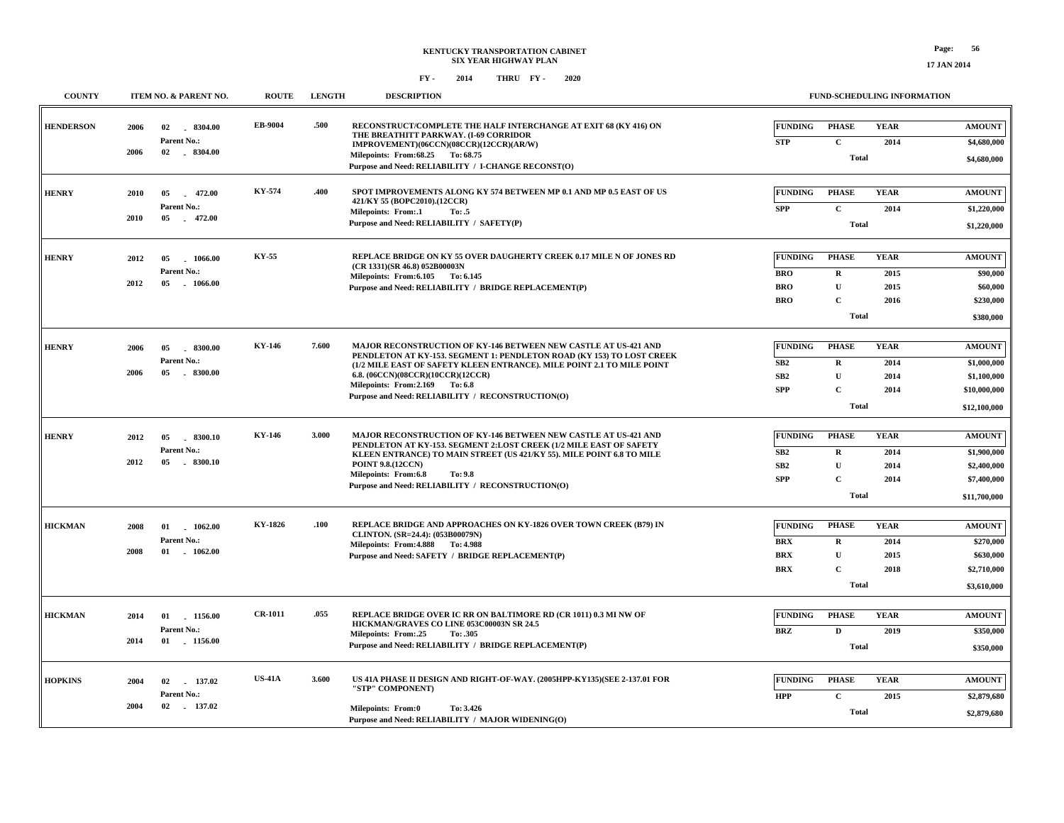**KENTUCKY TRANSPORTATION CABINET**
**SIX YEAR HIGHWAY PLAN**
**FY - 2014 THRU FY - 2020**

| COUNTY | ITEM NO. & PARENT NO. | ROUTE | LENGTH | DESCRIPTION | FUNDING | PHASE | YEAR | AMOUNT |
|---|---|---|---|---|---|---|---|---|
| HENDERSON | 2006 02 - 8304.00<br>Parent No.:<br>2006 02 - 8304.00 | EB-9004 | .500 | RECONSTRUCT/COMPLETE THE HALF INTERCHANGE AT EXIT 68 (KY 416) ON THE BREATHITT PARKWAY. (I-69 CORRIDOR IMPROVEMENT)(06CCN)(08CCR)(12CCR)(AR/W)<br>Milepoints: From:68.25 To: 68.75<br>Purpose and Need: RELIABILITY / I-CHANGE RECONST(O) | STP | C | 2014 | $4,680,000 |
| | | | | | | Total | | $4,680,000 |
| HENRY | 2010 05 - 472.00<br>Parent No.:<br>2010 05 - 472.00 | KY-574 | .400 | SPOT IMPROVEMENTS ALONG KY 574 BETWEEN MP 0.1 AND MP 0.5 EAST OF US 421/KY 55 (BOPC2010).(12CCR)<br>Milepoints: From:.1 To: .5<br>Purpose and Need: RELIABILITY / SAFETY(P) | SPP | C | 2014 | $1,220,000 |
| | | | | | | Total | | $1,220,000 |
| HENRY | 2012 05 - 1066.00<br>Parent No.:<br>2012 05 - 1066.00 | KY-55 | | REPLACE BRIDGE ON KY 55 OVER DAUGHERTY CREEK 0.17 MILE N OF JONES RD (CR 1331)(SR 46.8) 052B00003N<br>Milepoints: From:6.105 To: 6.145<br>Purpose and Need: RELIABILITY / BRIDGE REPLACEMENT(P) | BRO | R | 2015 | $90,000 |
| | | | | | BRO | U | 2015 | $60,000 |
| | | | | | BRO | C | 2016 | $230,000 |
| | | | | | | Total | | $380,000 |
| HENRY | 2006 05 - 8300.00<br>Parent No.:<br>2006 05 - 8300.00 | KY-146 | 7.600 | MAJOR RECONSTRUCTION OF KY-146 BETWEEN NEW CASTLE AT US-421 AND PENDLETON AT KY-153. SEGMENT 1: PENDLETON ROAD (KY 153) TO LOST CREEK (1/2 MILE EAST OF SAFETY KLEEN ENTRANCE). MILE POINT 2.1 TO MILE POINT 6.8. (06CCN)(08CCR)(10CCR)(12CCR)<br>Milepoints: From:2.169 To: 6.8<br>Purpose and Need: RELIABILITY / RECONSTRUCTION(O) | SB2 | R | 2014 | $1,000,000 |
| | | | | | SB2 | U | 2014 | $1,100,000 |
| | | | | | SPP | C | 2014 | $10,000,000 |
| | | | | | | Total | | $12,100,000 |
| HENRY | 2012 05 - 8300.10<br>Parent No.:<br>2012 05 - 8300.10 | KY-146 | 3.000 | MAJOR RECONSTRUCTION OF KY-146 BETWEEN NEW CASTLE AT US-421 AND PENDLETON AT KY-153. SEGMENT 2:LOST CREEK (1/2 MILE EAST OF SAFETY KLEEN ENTRANCE) TO MAIN STREET (US 421/KY 55). MILE POINT 6.8 TO MILE POINT 9.8.(12CCN)<br>Milepoints: From:6.8 To: 9.8<br>Purpose and Need: RELIABILITY / RECONSTRUCTION(O) | SB2 | R | 2014 | $1,900,000 |
| | | | | | SB2 | U | 2014 | $2,400,000 |
| | | | | | SPP | C | 2014 | $7,400,000 |
| | | | | | | Total | | $11,700,000 |
| HICKMAN | 2008 01 - 1062.00<br>Parent No.:<br>2008 01 - 1062.00 | KY-1826 | .100 | REPLACE BRIDGE AND APPROACHES ON KY-1826 OVER TOWN CREEK (B79) IN CLINTON. (SR=24.4): (053B00079N)<br>Milepoints: From:4.888 To: 4.988<br>Purpose and Need: SAFETY / BRIDGE REPLACEMENT(P) | BRX | R | 2014 | $270,000 |
| | | | | | BRX | U | 2015 | $630,000 |
| | | | | | BRX | C | 2018 | $2,710,000 |
| | | | | | | Total | | $3,610,000 |
| HICKMAN | 2014 01 - 1156.00<br>Parent No.:<br>2014 01 - 1156.00 | CR-1011 | .055 | REPLACE BRIDGE OVER IC RR ON BALTIMORE RD (CR 1011) 0.3 MI NW OF HICKMAN/GRAVES CO LINE 053C00003N SR 24.5<br>Milepoints: From:.25 To: .305<br>Purpose and Need: RELIABILITY / BRIDGE REPLACEMENT(P) | BRZ | D | 2019 | $350,000 |
| | | | | | | Total | | $350,000 |
| HOPKINS | 2004 02 - 137.02<br>Parent No.:<br>2004 02 - 137.02 | US-41A | 3.600 | US 41A PHASE II DESIGN AND RIGHT-OF-WAY. (2005HPP-KY135)(SEE 2-137.01 FOR "STP" COMPONENT)<br>Milepoints: From:0 To: 3.426<br>Purpose and Need: RELIABILITY / MAJOR WIDENING(O) | HPP | C | 2015 | $2,879,680 |
| | | | | | | Total | | $2,879,680 |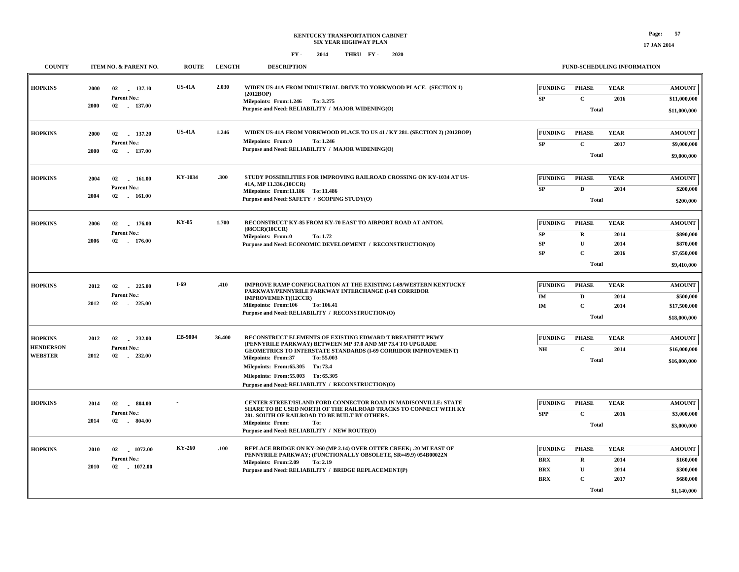# KENTUCKY TRANSPORTATION CABINET
## SIX YEAR HIGHWAY PLAN

FY - 2014 THRU FY - 2020

17 JAN 2014

| COUNTY | ITEM NO. & PARENT NO. | ROUTE | LENGTH | DESCRIPTION | FUNDING | PHASE | YEAR | AMOUNT |
|---|---|---|---|---|---|---|---|---|
| HOPKINS | 2000 02 - 137.10<br>Parent No.:<br>2000 02 - 137.00 | US-41A | 2.030 | WIDEN US-41A FROM INDUSTRIAL DRIVE TO YORKWOOD PLACE. (SECTION 1) (2012BOP)<br>Milepoints: From:1.246 To: 3.275<br>Purpose and Need: RELIABILITY / MAJOR WIDENING(O) | SP | C | 2016 | $11,000,000 |
| | | | | | | Total | | $11,000,000 |
| HOPKINS | 2000 02 - 137.20<br>Parent No.:<br>2000 02 - 137.00 | US-41A | 1.246 | WIDEN US-41A FROM YORKWOOD PLACE TO US 41 / KY 281. (SECTION 2) (2012BOP)<br>Milepoints: From:0 To: 1.246<br>Purpose and Need: RELIABILITY / MAJOR WIDENING(O) | SP | C | 2017 | $9,000,000 |
| | | | | | | Total | | $9,000,000 |
| HOPKINS | 2004 02 - 161.00<br>Parent No.:<br>2004 02 - 161.00 | KY-1034 | .300 | STUDY POSSIBILITIES FOR IMPROVING RAILROAD CROSSING ON KY-1034 AT US-41A, MP 11.336.(10CCR)<br>Milepoints: From:11.186 To: 11.486<br>Purpose and Need: SAFETY / SCOPING STUDY(O) | SP | D | 2014 | $200,000 |
| | | | | | | Total | | $200,000 |
| HOPKINS | 2006 02 - 176.00<br>Parent No.:<br>2006 02 - 176.00 | KY-85 | 1.700 | RECONSTRUCT KY-85 FROM KY-70 EAST TO AIRPORT ROAD AT ANTON. (08CCR)(10CCR)<br>Milepoints: From:0 To: 1.72<br>Purpose and Need: ECONOMIC DEVELOPMENT / RECONSTRUCTION(O) | SP | R | 2014 | $890,000 |
| | | | | | SP | U | 2014 | $870,000 |
| | | | | | SP | C | 2016 | $7,650,000 |
| | | | | | | Total | | $9,410,000 |
| HOPKINS | 2012 02 - 225.00<br>Parent No.:<br>2012 02 - 225.00 | I-69 | .410 | IMPROVE RAMP CONFIGURATION AT THE EXISTING I-69/WESTERN KENTUCKY PARKWAY/PENNYRILE PARKWAY INTERCHANGE (I-69 CORRIDOR IMPROVEMENT)(12CCR)<br>Milepoints: From:106 To: 106.41<br>Purpose and Need: RELIABILITY / RECONSTRUCTION(O) | IM | D | 2014 | $500,000 |
| | | | | | IM | C | 2014 | $17,500,000 |
| | | | | | | Total | | $18,000,000 |
| HOPKINS<br>HENDERSON<br>WEBSTER | 2012 02 - 232.00<br>Parent No.:<br>2012 02 - 232.00 | EB-9004 | 36.400 | RECONSTRUCT ELEMENTS OF EXISTING EDWARD T BREATHITT PKWY (PENNYRILE PARKWAY) BETWEEN MP 37.0 AND MP 73.4 TO UPGRADE GEOMETRICS TO INTERSTATE STANDARDS (I-69 CORRIDOR IMPROVEMENT)<br>Milepoints: From:37 To: 55.003<br>Milepoints: From:65.305 To: 73.4<br>Milepoints: From:55.003 To: 65.305<br>Purpose and Need: RELIABILITY / RECONSTRUCTION(O) | NH | C | 2014 | $16,000,000 |
| | | | | | | Total | | $16,000,000 |
| HOPKINS | 2014 02 - 804.00<br>Parent No.:<br>2014 02 - 804.00 | - | | CENTER STREET/ISLAND FORD CONNECTOR ROAD IN MADISONVILLE: STATE SHARE TO BE USED NORTH OF THE RAILROAD TRACKS TO CONNECT WITH KY 281. SOUTH OF RAILROAD TO BE BUILT BY OTHERS.<br>Milepoints: From: To:<br>Purpose and Need: RELIABILITY / NEW ROUTE(O) | SPP | C | 2016 | $3,000,000 |
| | | | | | | Total | | $3,000,000 |
| HOPKINS | 2010 02 - 1072.00<br>Parent No.:<br>2010 02 - 1072.00 | KY-260 | .100 | REPLACE BRIDGE ON KY-260 (MP 2.14) OVER OTTER CREEK; .20 MI EAST OF PENNYRILE PARKWAY; (FUNCTIONALLY OBSOLETE, SR=49.9) 054B00022N<br>Milepoints: From:2.09 To: 2.19<br>Purpose and Need: RELIABILITY / BRIDGE REPLACEMENT(P) | BRX | R | 2014 | $160,000 |
| | | | | | BRX | U | 2014 | $300,000 |
| | | | | | BRX | C | 2017 | $680,000 |
| | | | | | | Total | | $1,140,000 |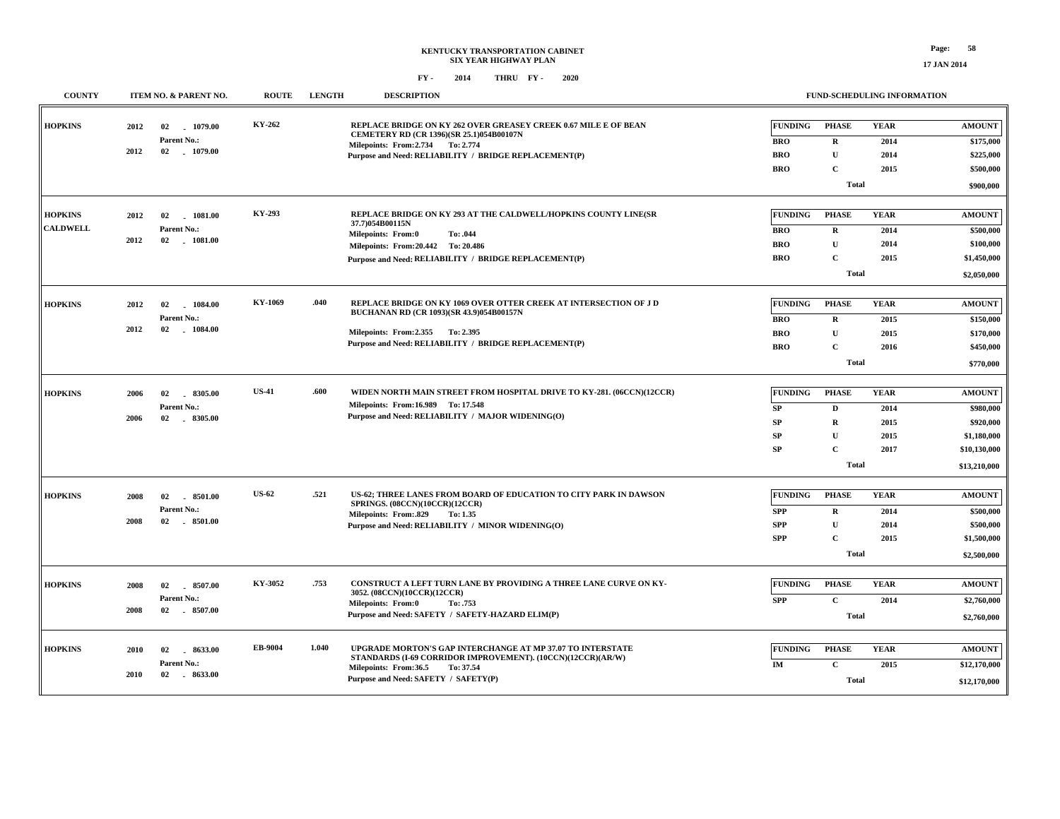# KENTUCKY TRANSPORTATION CABINET
## SIX YEAR HIGHWAY PLAN

**FY - 2014 THRU FY - 2020**

17 JAN 2014

| COUNTY | ITEM NO. & PARENT NO. | ROUTE | LENGTH | DESCRIPTION | FUNDING | PHASE | YEAR | AMOUNT |
|---|---|---|---|---|---|---|---|---|
| HOPKINS | 2012 02 - 1079.00 Parent No.: 2012 02 - 1079.00 | KY-262 | | REPLACE BRIDGE ON KY 262 OVER GREASEY CREEK 0.67 MILE E OF BEAN CEMETERY RD (CR 1396)(SR 25.1)054B00107N Milepoints: From:2.734 To: 2.774 Purpose and Need: RELIABILITY / BRIDGE REPLACEMENT(P) | BRO | R | 2014 | $175,000 |
| | | | | | BRO | U | 2014 | $225,000 |
| | | | | | BRO | C | 2015 | $500,000 |
| | | | | | | Total | | $900,000 |
| HOPKINS CALDWELL | 2012 02 - 1081.00 Parent No.: 2012 02 - 1081.00 | KY-293 | | REPLACE BRIDGE ON KY 293 AT THE CALDWELL/HOPKINS COUNTY LINE(SR 37.7)054B00115N Milepoints: From:0 To: .044 Milepoints: From:20.442 To: 20.486 Purpose and Need: RELIABILITY / BRIDGE REPLACEMENT(P) | BRO | R | 2014 | $500,000 |
| | | | | | BRO | U | 2014 | $100,000 |
| | | | | | BRO | C | 2015 | $1,450,000 |
| | | | | | | Total | | $2,050,000 |
| HOPKINS | 2012 02 - 1084.00 Parent No.: 2012 02 - 1084.00 | KY-1069 | .040 | REPLACE BRIDGE ON KY 1069 OVER OTTER CREEK AT INTERSECTION OF J D BUCHANAN RD (CR 1093)(SR 43.9)054B00157N Milepoints: From:2.355 To: 2.395 Purpose and Need: RELIABILITY / BRIDGE REPLACEMENT(P) | BRO | R | 2015 | $150,000 |
| | | | | | BRO | U | 2015 | $170,000 |
| | | | | | BRO | C | 2016 | $450,000 |
| | | | | | | Total | | $770,000 |
| HOPKINS | 2006 02 - 8305.00 Parent No.: 2006 02 - 8305.00 | US-41 | .600 | WIDEN NORTH MAIN STREET FROM HOSPITAL DRIVE TO KY-281. (06CCN)(12CCR) Milepoints: From:16.989 To: 17.548 Purpose and Need: RELIABILITY / MAJOR WIDENING(O) | SP | D | 2014 | $980,000 |
| | | | | | SP | R | 2015 | $920,000 |
| | | | | | SP | U | 2015 | $1,180,000 |
| | | | | | SP | C | 2017 | $10,130,000 |
| | | | | | | Total | | $13,210,000 |
| HOPKINS | 2008 02 - 8501.00 Parent No.: 2008 02 - 8501.00 | US-62 | .521 | US-62; THREE LANES FROM BOARD OF EDUCATION TO CITY PARK IN DAWSON SPRINGS. (08CCN)(10CCR)(12CCR) Milepoints: From:.829 To: 1.35 Purpose and Need: RELIABILITY / MINOR WIDENING(O) | SPP | R | 2014 | $500,000 |
| | | | | | SPP | U | 2014 | $500,000 |
| | | | | | SPP | C | 2015 | $1,500,000 |
| | | | | | | Total | | $2,500,000 |
| HOPKINS | 2008 02 - 8507.00 Parent No.: 2008 02 - 8507.00 | KY-3052 | .753 | CONSTRUCT A LEFT TURN LANE BY PROVIDING A THREE LANE CURVE ON KY-3052. (08CCN)(10CCR)(12CCR) Milepoints: From:0 To: .753 Purpose and Need: SAFETY / SAFETY-HAZARD ELIM(P) | SPP | C | 2014 | $2,760,000 |
| | | | | | | Total | | $2,760,000 |
| HOPKINS | 2010 02 - 8633.00 Parent No.: 2010 02 - 8633.00 | EB-9004 | 1.040 | UPGRADE MORTON'S GAP INTERCHANGE AT MP 37.07 TO INTERSTATE STANDARDS (I-69 CORRIDOR IMPROVEMENT). (10CCN)(12CCR)(AR/W) Milepoints: From:36.5 To: 37.54 Purpose and Need: SAFETY / SAFETY(P) | IM | C | 2015 | $12,170,000 |
| | | | | | | Total | | $12,170,000 |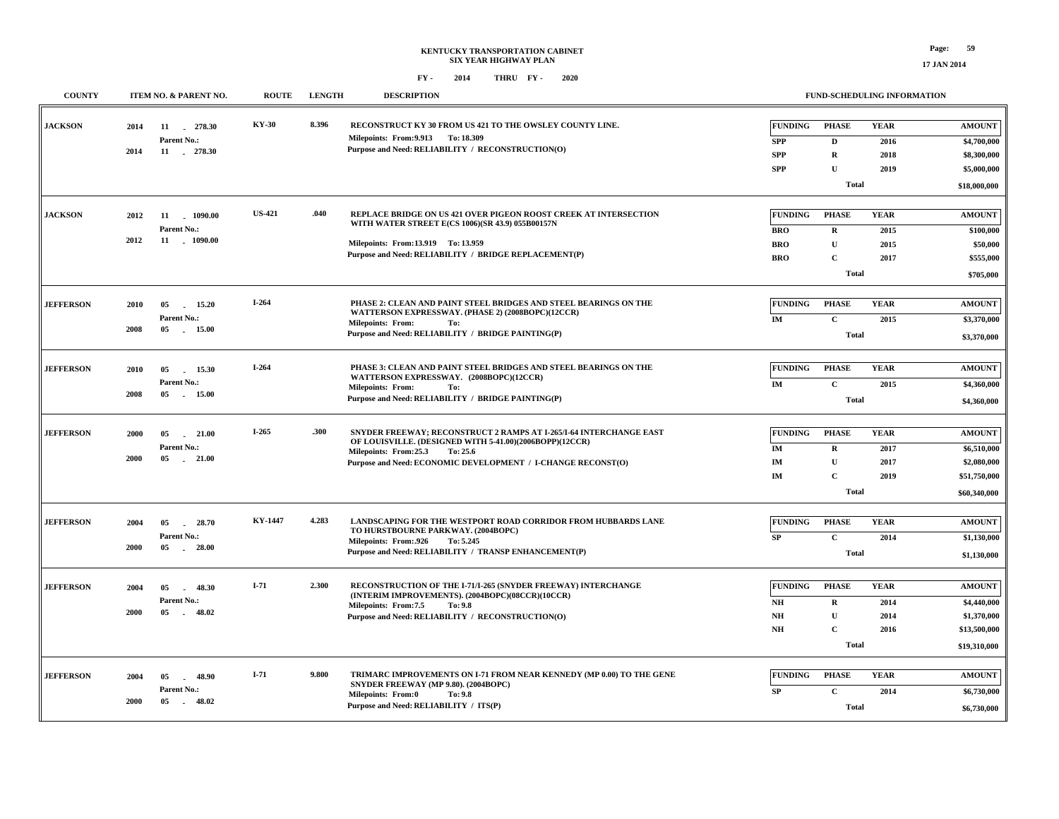**KENTUCKY TRANSPORTATION CABINET**
**SIX YEAR HIGHWAY PLAN**
**FY - 2014 THRU FY - 2020**

17 JAN 2014

| COUNTY | ITEM NO. & PARENT NO. | ROUTE | LENGTH | DESCRIPTION | FUNDING | PHASE | YEAR | AMOUNT |
|---|---|---|---|---|---|---|---|---|
| JACKSON | 2014 11 - 278.30<br>Parent No.:<br>2014 11 - 278.30 | KY-30 | 8.396 | RECONSTRUCT KY 30 FROM US 421 TO THE OWSLEY COUNTY LINE.<br>Milepoints: From:9.913 To: 18.309<br>Purpose and Need: RELIABILITY / RECONSTRUCTION(O) | SPP | D | 2016 | $4,700,000 |
| | | | | | SPP | R | 2018 | $8,300,000 |
| | | | | | SPP | U | 2019 | $5,000,000 |
| | | | | | | Total | | $18,000,000 |
| JACKSON | 2012 11 - 1090.00<br>Parent No.:<br>2012 11 - 1090.00 | US-421 | .040 | REPLACE BRIDGE ON US 421 OVER PIGEON ROOST CREEK AT INTERSECTION WITH WATER STREET E(CS 1006)(SR 43.9) 055B00157N<br>Milepoints: From:13.919 To: 13.959<br>Purpose and Need: RELIABILITY / BRIDGE REPLACEMENT(P) | BRO | R | 2015 | $100,000 |
| | | | | | BRO | U | 2015 | $50,000 |
| | | | | | BRO | C | 2017 | $555,000 |
| | | | | | | Total | | $705,000 |
| JEFFERSON | 2010 05 - 15.20<br>Parent No.:<br>2008 05 - 15.00 | I-264 | | PHASE 2: CLEAN AND PAINT STEEL BRIDGES AND STEEL BEARINGS ON THE WATTERSON EXPRESSWAY. (PHASE 2) (2008BOPC)(12CCR)<br>Milepoints: From: To:<br>Purpose and Need: RELIABILITY / BRIDGE PAINTING(P) | IM | C | 2015 | $3,370,000 |
| | | | | | | Total | | $3,370,000 |
| JEFFERSON | 2010 05 - 15.30<br>Parent No.:<br>2008 05 - 15.00 | I-264 | | PHASE 3: CLEAN AND PAINT STEEL BRIDGES AND STEEL BEARINGS ON THE WATTERSON EXPRESSWAY. (2008BOPC)(12CCR)<br>Milepoints: From: To:<br>Purpose and Need: RELIABILITY / BRIDGE PAINTING(P) | IM | C | 2015 | $4,360,000 |
| | | | | | | Total | | $4,360,000 |
| JEFFERSON | 2000 05 - 21.00<br>Parent No.:<br>2000 05 - 21.00 | I-265 | .300 | SNYDER FREEWAY; RECONSTRUCT 2 RAMPS AT I-265/I-64 INTERCHANGE EAST OF LOUISVILLE. (DESIGNED WITH 5-41.00)(2006BOPP)(12CCR)<br>Milepoints: From:25.3 To: 25.6<br>Purpose and Need: ECONOMIC DEVELOPMENT / I-CHANGE RECONST(O) | IM | R | 2017 | $6,510,000 |
| | | | | | IM | U | 2017 | $2,080,000 |
| | | | | | IM | C | 2019 | $51,750,000 |
| | | | | | | Total | | $60,340,000 |
| JEFFERSON | 2004 05 - 28.70<br>Parent No.:<br>2000 05 - 28.00 | KY-1447 | 4.283 | LANDSCAPING FOR THE WESTPORT ROAD CORRIDOR FROM HUBBARDS LANE TO HURSTBOURNE PARKWAY. (2004BOPC)<br>Milepoints: From:.926 To: 5.245<br>Purpose and Need: RELIABILITY / TRANSP ENHANCEMENT(P) | SP | C | 2014 | $1,130,000 |
| | | | | | | Total | | $1,130,000 |
| JEFFERSON | 2004 05 - 48.30<br>Parent No.:<br>2000 05 - 48.02 | I-71 | 2.300 | RECONSTRUCTION OF THE I-71/I-265 (SNYDER FREEWAY) INTERCHANGE (INTERIM IMPROVEMENTS). (2004BOPC)(08CCR)(10CCR)<br>Milepoints: From:7.5 To: 9.8<br>Purpose and Need: RELIABILITY / RECONSTRUCTION(O) | NH | R | 2014 | $4,440,000 |
| | | | | | NH | U | 2014 | $1,370,000 |
| | | | | | NH | C | 2016 | $13,500,000 |
| | | | | | | Total | | $19,310,000 |
| JEFFERSON | 2004 05 - 48.90<br>Parent No.:<br>2000 05 - 48.02 | I-71 | 9.800 | TRIMARC IMPROVEMENTS ON I-71 FROM NEAR KENNEDY (MP 0.00) TO THE GENE SNYDER FREEWAY (MP 9.80). (2004BOPC)<br>Milepoints: From:0 To: 9.8<br>Purpose and Need: RELIABILITY / ITS(P) | SP | C | 2014 | $6,730,000 |
| | | | | | | Total | | $6,730,000 |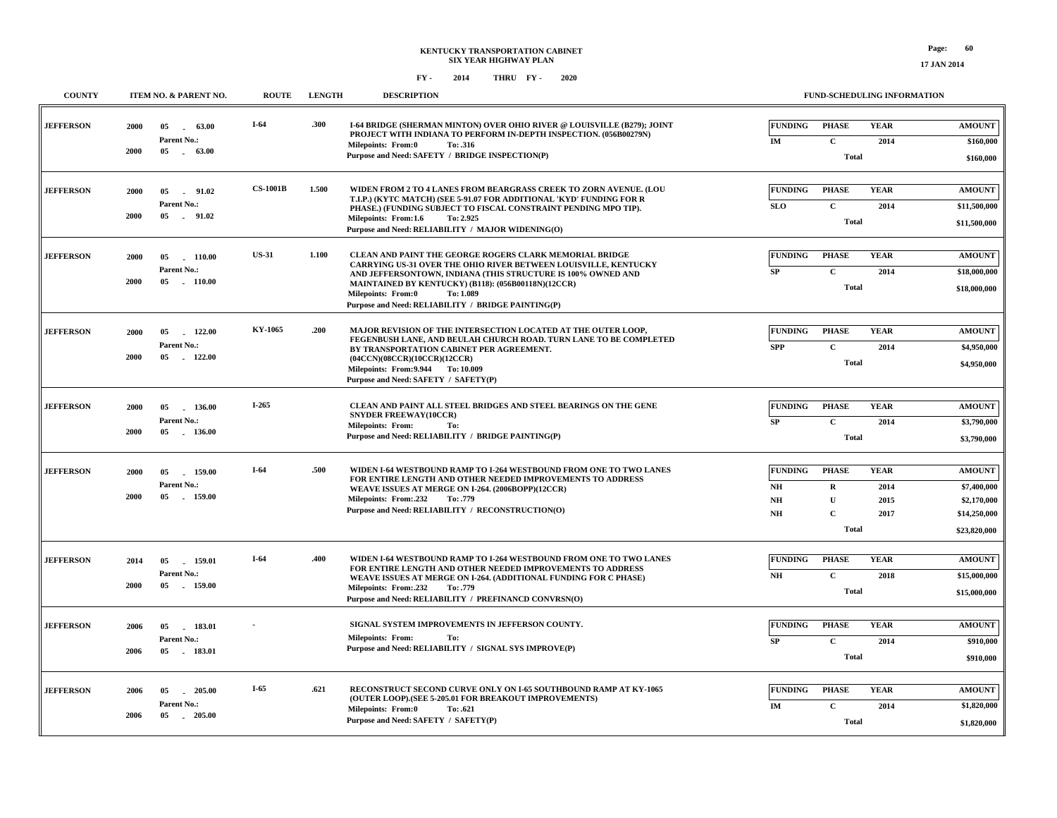# KENTUCKY TRANSPORTATION CABINET
## SIX YEAR HIGHWAY PLAN
### FY - 2014 THRU FY - 2020

17 JAN 2014

| COUNTY | ITEM NO. & PARENT NO. | ROUTE | LENGTH | DESCRIPTION | FUNDING | PHASE | YEAR | AMOUNT |
|---|---|---|---|---|---|---|---|---|
| JEFFERSON | 2000 05 - 63.00<br>Parent No.:<br>2000 05 - 63.00 | I-64 | .300 | I-64 BRIDGE (SHERMAN MINTON) OVER OHIO RIVER @ LOUISVILLE (B279); JOINT PROJECT WITH INDIANA TO PERFORM IN-DEPTH INSPECTION. (056B00279N)<br>Milepoints: From:0 To: .316<br>Purpose and Need: SAFETY / BRIDGE INSPECTION(P) | IM | C | 2014 | $160,000 |
| | | | | | | Total | | $160,000 |
| JEFFERSON | 2000 05 - 91.02<br>Parent No.:<br>2000 05 - 91.02 | CS-1001B | 1.500 | WIDEN FROM 2 TO 4 LANES FROM BEARGRASS CREEK TO ZORN AVENUE. (LOU T.I.P.) (KYTC MATCH) (SEE 5-91.07 FOR ADDITIONAL 'KYD' FUNDING FOR R PHASE.) (FUNDING SUBJECT TO FISCAL CONSTRAINT PENDING MPO TIP).<br>Milepoints: From:1.6 To: 2.925<br>Purpose and Need: RELIABILITY / MAJOR WIDENING(O) | SLO | C | 2014 | $11,500,000 |
| | | | | | | Total | | $11,500,000 |
| JEFFERSON | 2000 05 - 110.00<br>Parent No.:<br>2000 05 - 110.00 | US-31 | 1.100 | CLEAN AND PAINT THE GEORGE ROGERS CLARK MEMORIAL BRIDGE CARRYING US-31 OVER THE OHIO RIVER BETWEEN LOUISVILLE, KENTUCKY AND JEFFERSONTOWN, INDIANA (THIS STRUCTURE IS 100% OWNED AND MAINTAINED BY KENTUCKY) (B118): (056B00118N)(12CCR)<br>Milepoints: From:0 To: 1.089<br>Purpose and Need: RELIABILITY / BRIDGE PAINTING(P) | SP | C | 2014 | $18,000,000 |
| | | | | | | Total | | $18,000,000 |
| JEFFERSON | 2000 05 - 122.00<br>Parent No.:<br>2000 05 - 122.00 | KY-1065 | .200 | MAJOR REVISION OF THE INTERSECTION LOCATED AT THE OUTER LOOP, FEGENBUSH LANE, AND BEULAH CHURCH ROAD. TURN LANE TO BE COMPLETED BY TRANSPORTATION CABINET PER AGREEMENT. (04CCN)(08CCR)(10CCR)(12CCR)<br>Milepoints: From:9.944 To: 10.009<br>Purpose and Need: SAFETY / SAFETY(P) | SPP | C | 2014 | $4,950,000 |
| | | | | | | Total | | $4,950,000 |
| JEFFERSON | 2000 05 - 136.00<br>Parent No.:<br>2000 05 - 136.00 | I-265 | | CLEAN AND PAINT ALL STEEL BRIDGES AND STEEL BEARINGS ON THE GENE SNYDER FREEWAY(10CCR)<br>Milepoints: From: To:<br>Purpose and Need: RELIABILITY / BRIDGE PAINTING(P) | SP | C | 2014 | $3,790,000 |
| | | | | | | Total | | $3,790,000 |
| JEFFERSON | 2000 05 - 159.00<br>Parent No.:<br>2000 05 - 159.00 | I-64 | .500 | WIDEN I-64 WESTBOUND RAMP TO I-264 WESTBOUND FROM ONE TO TWO LANES FOR ENTIRE LENGTH AND OTHER NEEDED IMPROVEMENTS TO ADDRESS WEAVE ISSUES AT MERGE ON I-264. (2006BOPP)(12CCR)<br>Milepoints: From:.232 To: .779<br>Purpose and Need: RELIABILITY / RECONSTRUCTION(O) | NH | R | 2014 | $7,400,000 |
| | | | | | NH | U | 2015 | $2,170,000 |
| | | | | | NH | C | 2017 | $14,250,000 |
| | | | | | | Total | | $23,820,000 |
| JEFFERSON | 2014 05 - 159.01<br>Parent No.:<br>2000 05 - 159.00 | I-64 | .400 | WIDEN I-64 WESTBOUND RAMP TO I-264 WESTBOUND FROM ONE TO TWO LANES FOR ENTIRE LENGTH AND OTHER NEEDED IMPROVEMENTS TO ADDRESS WEAVE ISSUES AT MERGE ON I-264. (ADDITIONAL FUNDING FOR C PHASE)<br>Milepoints: From:.232 To: .779<br>Purpose and Need: RELIABILITY / PREFINANCD CONVRSN(O) | NH | C | 2018 | $15,000,000 |
| | | | | | | Total | | $15,000,000 |
| JEFFERSON | 2006 05 - 183.01<br>Parent No.:<br>2006 05 - 183.01 | - | | SIGNAL SYSTEM IMPROVEMENTS IN JEFFERSON COUNTY.<br>Milepoints: From: To:<br>Purpose and Need: RELIABILITY / SIGNAL SYS IMPROVE(P) | SP | C | 2014 | $910,000 |
| | | | | | | Total | | $910,000 |
| JEFFERSON | 2006 05 - 205.00<br>Parent No.:<br>2006 05 - 205.00 | I-65 | .621 | RECONSTRUCT SECOND CURVE ONLY ON I-65 SOUTHBOUND RAMP AT KY-1065 (OUTER LOOP).(SEE 5-205.01 FOR BREAKOUT IMPROVEMENTS)<br>Milepoints: From:0 To: .621<br>Purpose and Need: SAFETY / SAFETY(P) | IM | C | 2014 | $1,820,000 |
| | | | | | | Total | | $1,820,000 |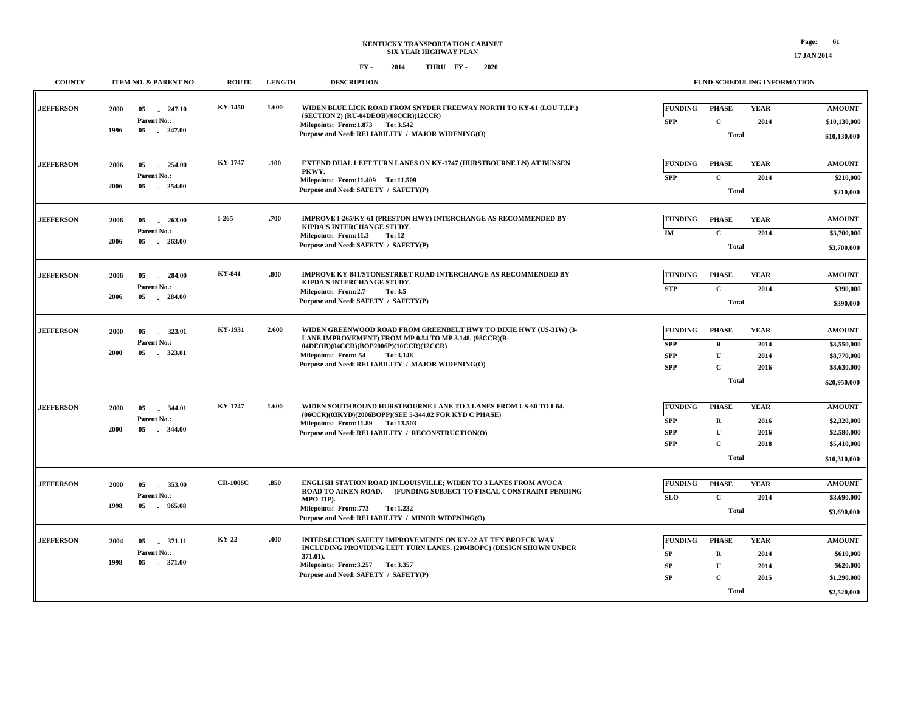**KENTUCKY TRANSPORTATION CABINET**
**SIX YEAR HIGHWAY PLAN**
**FY - 2014 THRU FY - 2020**

17 JAN 2014

| COUNTY | ITEM NO. & PARENT NO. | ROUTE | LENGTH | DESCRIPTION | FUNDING | PHASE | YEAR | AMOUNT |
|---|---|---|---|---|---|---|---|---|
| JEFFERSON | 2000 05 - 247.10<br>Parent No.:<br>1996 05 - 247.00 | KY-1450 | 1.600 | WIDEN BLUE LICK ROAD FROM SNYDER FREEWAY NORTH TO KY-61 (LOU T.I.P.) (SECTION 2) (RU-04DEOB)(08CCR)(12CCR)<br>Milepoints: From:1.873 To: 3.542<br>Purpose and Need: RELIABILITY / MAJOR WIDENING(O) | SPP | C | 2014 | $10,130,000 |
| | | | | | | Total | | $10,130,000 |
| JEFFERSON | 2006 05 - 254.00<br>Parent No.:<br>2006 05 - 254.00 | KY-1747 | .100 | EXTEND DUAL LEFT TURN LANES ON KY-1747 (HURSTBOURNE LN) AT BUNSEN PKWY.<br>Milepoints: From:11.409 To: 11.509<br>Purpose and Need: SAFETY / SAFETY(P) | SPP | C | 2014 | $210,000 |
| | | | | | | Total | | $210,000 |
| JEFFERSON | 2006 05 - 263.00<br>Parent No.:<br>2006 05 - 263.00 | I-265 | .700 | IMPROVE I-265/KY-61 (PRESTON HWY) INTERCHANGE AS RECOMMENDED BY KIPDA'S INTERCHANGE STUDY.<br>Milepoints: From:11.3 To: 12<br>Purpose and Need: SAFETY / SAFETY(P) | IM | C | 2014 | $3,700,000 |
| | | | | | | Total | | $3,700,000 |
| JEFFERSON | 2006 05 - 284.00<br>Parent No.:<br>2006 05 - 284.00 | KY-841 | .800 | IMPROVE KY-841/STONESTREET ROAD INTERCHANGE AS RECOMMENDED BY KIPDA'S INTERCHANGE STUDY.<br>Milepoints: From:2.7 To: 3.5<br>Purpose and Need: SAFETY / SAFETY(P) | STP | C | 2014 | $390,000 |
| | | | | | | Total | | $390,000 |
| JEFFERSON | 2000 05 - 323.01<br>Parent No.:<br>2000 05 - 323.01 | KY-1931 | 2.600 | WIDEN GREENWOOD ROAD FROM GREENBELT HWY TO DIXIE HWY (US-31W) (3-LANE IMPROVEMENT) FROM MP 0.54 TO MP 3.148. (98CCR)(R-04DEOB)(04CCR)(BOP2006P)(10CCR)(12CCR)<br>Milepoints: From:.54 To: 3.148<br>Purpose and Need: RELIABILITY / MAJOR WIDENING(O) | SPP | R | 2014 | $3,550,000 |
| | | | | | SPP | U | 2014 | $8,770,000 |
| | | | | | SPP | C | 2016 | $8,630,000 |
| | | | | | | Total | | $20,950,000 |
| JEFFERSON | 2000 05 - 344.01<br>Parent No.:<br>2000 05 - 344.00 | KY-1747 | 1.600 | WIDEN SOUTHBOUND HURSTBOURNE LANE TO 3 LANES FROM US-60 TO I-64. (06CCR)(03KYD)(2006BOPP)(SEE 5-344.02 FOR KYD C PHASE)<br>Milepoints: From:11.89 To: 13.503<br>Purpose and Need: RELIABILITY / RECONSTRUCTION(O) | SPP | R | 2016 | $2,320,000 |
| | | | | | SPP | U | 2016 | $2,580,000 |
| | | | | | SPP | C | 2018 | $5,410,000 |
| | | | | | | Total | | $10,310,000 |
| JEFFERSON | 2000 05 - 353.00<br>Parent No.:<br>1998 05 - 965.08 | CR-1006C | .850 | ENGLISH STATION ROAD IN LOUISVILLE; WIDEN TO 3 LANES FROM AVOCA ROAD TO AIKEN ROAD. (FUNDING SUBJECT TO FISCAL CONSTRAINT PENDING MPO TIP).<br>Milepoints: From:.773 To: 1.232<br>Purpose and Need: RELIABILITY / MINOR WIDENING(O) | SLO | C | 2014 | $3,690,000 |
| | | | | | | Total | | $3,690,000 |
| JEFFERSON | 2004 05 - 371.11<br>Parent No.:<br>1998 05 - 371.00 | KY-22 | .400 | INTERSECTION SAFETY IMPROVEMENTS ON KY-22 AT TEN BROECK WAY INCLUDING PROVIDING LEFT TURN LANES. (2004BOPC) (DESIGN SHOWN UNDER 371.01).<br>Milepoints: From:3.257 To: 3.357<br>Purpose and Need: SAFETY / SAFETY(P) | SP | R | 2014 | $610,000 |
| | | | | | SP | U | 2014 | $620,000 |
| | | | | | SP | C | 2015 | $1,290,000 |
| | | | | | | Total | | $2,520,000 |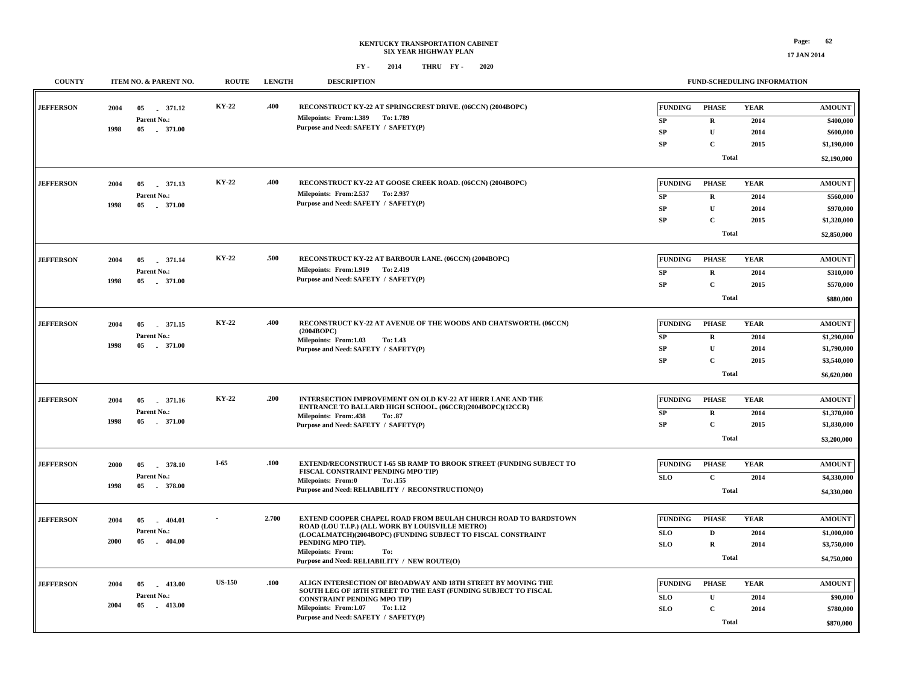**KENTUCKY TRANSPORTATION CABINET**
**SIX YEAR HIGHWAY PLAN**
**FY - 2014 THRU FY - 2020**

| COUNTY | ITEM NO. & PARENT NO. | ROUTE | LENGTH | DESCRIPTION | FUNDING | PHASE | YEAR | AMOUNT |
|---|---|---|---|---|---|---|---|---|
| JEFFERSON | 2004 05 - 371.12 / Parent No.: 1998 05 - 371.00 | KY-22 | .400 | RECONSTRUCT KY-22 AT SPRINGCREST DRIVE. (06CCN) (2004BOPC) Milepoints: From:1.389 To: 1.789 Purpose and Need: SAFETY / SAFETY(P) | SP | R | 2014 | $400,000 |
| | | | | | SP | U | 2014 | $600,000 |
| | | | | | SP | C | 2015 | $1,190,000 |
| | | | | | | Total | | $2,190,000 |
| JEFFERSON | 2004 05 - 371.13 / Parent No.: 1998 05 - 371.00 | KY-22 | .400 | RECONSTRUCT KY-22 AT GOOSE CREEK ROAD. (06CCN) (2004BOPC) Milepoints: From:2.537 To: 2.937 Purpose and Need: SAFETY / SAFETY(P) | SP | R | 2014 | $560,000 |
| | | | | | SP | U | 2014 | $970,000 |
| | | | | | SP | C | 2015 | $1,320,000 |
| | | | | | | Total | | $2,850,000 |
| JEFFERSON | 2004 05 - 371.14 / Parent No.: 1998 05 - 371.00 | KY-22 | .500 | RECONSTRUCT KY-22 AT BARBOUR LANE. (06CCN) (2004BOPC) Milepoints: From:1.919 To: 2.419 Purpose and Need: SAFETY / SAFETY(P) | SP | R | 2014 | $310,000 |
| | | | | | SP | C | 2015 | $570,000 |
| | | | | | | Total | | $880,000 |
| JEFFERSON | 2004 05 - 371.15 / Parent No.: 1998 05 - 371.00 | KY-22 | .400 | RECONSTRUCT KY-22 AT AVENUE OF THE WOODS AND CHATSWORTH. (06CCN) (2004BOPC) Milepoints: From:1.03 To: 1.43 Purpose and Need: SAFETY / SAFETY(P) | SP | R | 2014 | $1,290,000 |
| | | | | | SP | U | 2014 | $1,790,000 |
| | | | | | SP | C | 2015 | $3,540,000 |
| | | | | | | Total | | $6,620,000 |
| JEFFERSON | 2004 05 - 371.16 / Parent No.: 1998 05 - 371.00 | KY-22 | .200 | INTERSECTION IMPROVEMENT ON OLD KY-22 AT HERR LANE AND THE ENTRANCE TO BALLARD HIGH SCHOOL. (06CCR)(2004BOPC)(12CCR) Milepoints: From:.438 To: .87 Purpose and Need: SAFETY / SAFETY(P) | SP | R | 2014 | $1,370,000 |
| | | | | | SP | C | 2015 | $1,830,000 |
| | | | | | | Total | | $3,200,000 |
| JEFFERSON | 2000 05 - 378.10 / Parent No.: 1998 05 - 378.00 | I-65 | .100 | EXTEND/RECONSTRUCT I-65 SB RAMP TO BROOK STREET (FUNDING SUBJECT TO FISCAL CONSTRAINT PENDING MPO TIP) Milepoints: From:0 To: .155 Purpose and Need: RELIABILITY / RECONSTRUCTION(O) | SLO | C | 2014 | $4,330,000 |
| | | | | | | Total | | $4,330,000 |
| JEFFERSON | 2004 05 - 404.01 / Parent No.: 2000 05 - 404.00 | - | 2.700 | EXTEND COOPER CHAPEL ROAD FROM BEULAH CHURCH ROAD TO BARDSTOWN ROAD (LOU T.I.P.) (ALL WORK BY LOUISVILLE METRO) (LOCALMATCH)(2004BOPC) (FUNDING SUBJECT TO FISCAL CONSTRAINT PENDING MPO TIP). Milepoints: From: To: Purpose and Need: RELIABILITY / NEW ROUTE(O) | SLO | D | 2014 | $1,000,000 |
| | | | | | SLO | R | 2014 | $3,750,000 |
| | | | | | | Total | | $4,750,000 |
| JEFFERSON | 2004 05 - 413.00 / Parent No.: 2004 05 - 413.00 | US-150 | .100 | ALIGN INTERSECTION OF BROADWAY AND 18TH STREET BY MOVING THE SOUTH LEG OF 18TH STREET TO THE EAST (FUNDING SUBJECT TO FISCAL CONSTRAINT PENDING MPO TIP) Milepoints: From:1.07 To: 1.12 Purpose and Need: SAFETY / SAFETY(P) | SLO | U | 2014 | $90,000 |
| | | | | | SLO | C | 2014 | $780,000 |
| | | | | | | Total | | $870,000 |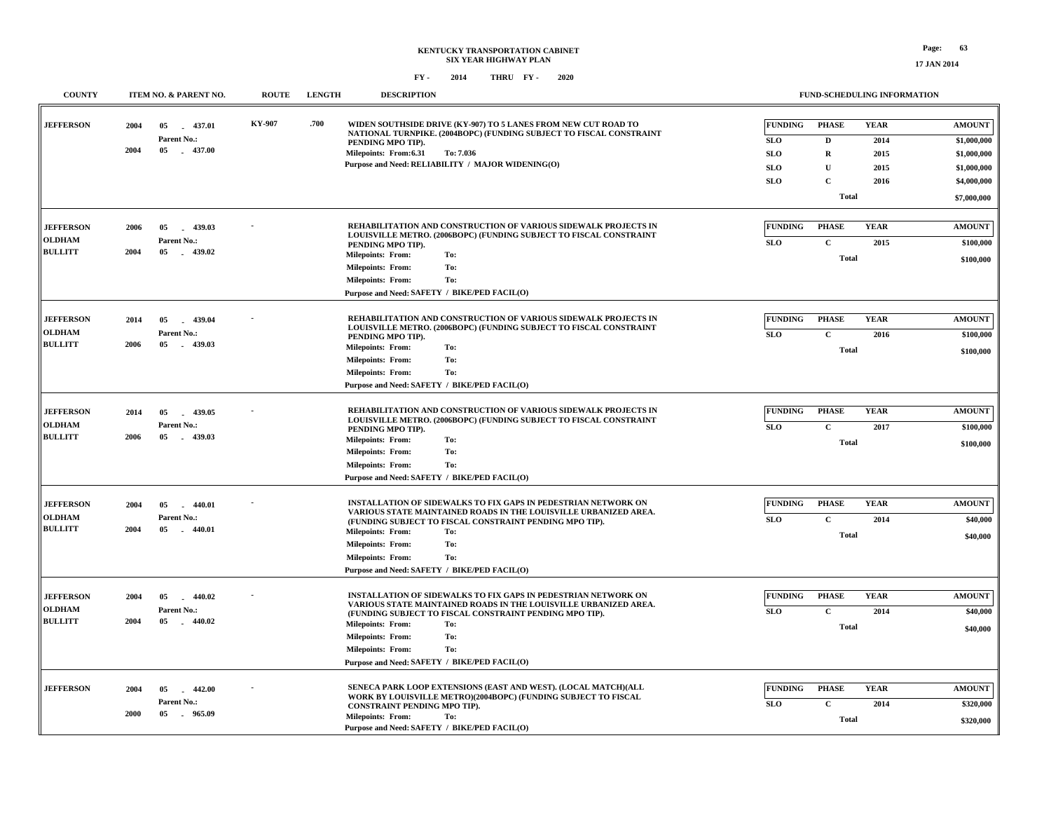# KENTUCKY TRANSPORTATION CABINET
## SIX YEAR HIGHWAY PLAN
### FY - 2014 THRU FY - 2020

| COUNTY | ITEM NO. & PARENT NO. | ROUTE | LENGTH | DESCRIPTION | FUNDING | PHASE | YEAR | AMOUNT |
|---|---|---|---|---|---|---|---|---|
| JEFFERSON | 2004 05 - 437.01<br>Parent No.:<br>2004 05 - 437.00 | KY-907 | .700 | WIDEN SOUTHSIDE DRIVE (KY-907) TO 5 LANES FROM NEW CUT ROAD TO NATIONAL TURNPIKE. (2004BOPC) (FUNDING SUBJECT TO FISCAL CONSTRAINT PENDING MPO TIP).<br>Milepoints: From:6.31 To: 7.036<br>Purpose and Need: RELIABILITY / MAJOR WIDENING(O) | SLO | D | 2014 | $1,000,000 |
| | | | | | SLO | R | 2015 | $1,000,000 |
| | | | | | SLO | U | 2015 | $1,000,000 |
| | | | | | SLO | C | 2016 | $4,000,000 |
| | | | | | | Total | | $7,000,000 |
| JEFFERSON<br>OLDHAM<br>BULLITT | 2006 05 - 439.03<br>Parent No.:<br>2004 05 - 439.02 | - | | REHABILITATION AND CONSTRUCTION OF VARIOUS SIDEWALK PROJECTS IN LOUISVILLE METRO. (2006BOPC) (FUNDING SUBJECT TO FISCAL CONSTRAINT PENDING MPO TIP).<br>Milepoints: From: To:<br>Milepoints: From: To:<br>Milepoints: From: To:<br>Purpose and Need: SAFETY / BIKE/PED FACIL(O) | SLO | C | 2015 | $100,000 |
| | | | | | | Total | | $100,000 |
| JEFFERSON<br>OLDHAM<br>BULLITT | 2014 05 - 439.04<br>Parent No.:<br>2006 05 - 439.03 | - | | REHABILITATION AND CONSTRUCTION OF VARIOUS SIDEWALK PROJECTS IN LOUISVILLE METRO. (2006BOPC) (FUNDING SUBJECT TO FISCAL CONSTRAINT PENDING MPO TIP).<br>Milepoints: From: To:<br>Milepoints: From: To:<br>Milepoints: From: To:<br>Purpose and Need: SAFETY / BIKE/PED FACIL(O) | SLO | C | 2016 | $100,000 |
| | | | | | | Total | | $100,000 |
| JEFFERSON<br>OLDHAM<br>BULLITT | 2014 05 - 439.05<br>Parent No.:<br>2006 05 - 439.03 | - | | REHABILITATION AND CONSTRUCTION OF VARIOUS SIDEWALK PROJECTS IN LOUISVILLE METRO. (2006BOPC) (FUNDING SUBJECT TO FISCAL CONSTRAINT PENDING MPO TIP).<br>Milepoints: From: To:<br>Milepoints: From: To:<br>Milepoints: From: To:<br>Purpose and Need: SAFETY / BIKE/PED FACIL(O) | SLO | C | 2017 | $100,000 |
| | | | | | | Total | | $100,000 |
| JEFFERSON<br>OLDHAM<br>BULLITT | 2004 05 - 440.01<br>Parent No.:<br>2004 05 - 440.01 | - | | INSTALLATION OF SIDEWALKS TO FIX GAPS IN PEDESTRIAN NETWORK ON VARIOUS STATE MAINTAINED ROADS IN THE LOUISVILLE URBANIZED AREA. (FUNDING SUBJECT TO FISCAL CONSTRAINT PENDING MPO TIP).<br>Milepoints: From: To:<br>Milepoints: From: To:<br>Milepoints: From: To:<br>Purpose and Need: SAFETY / BIKE/PED FACIL(O) | SLO | C | 2014 | $40,000 |
| | | | | | | Total | | $40,000 |
| JEFFERSON<br>OLDHAM<br>BULLITT | 2004 05 - 440.02<br>Parent No.:<br>2004 05 - 440.02 | - | | INSTALLATION OF SIDEWALKS TO FIX GAPS IN PEDESTRIAN NETWORK ON VARIOUS STATE MAINTAINED ROADS IN THE LOUISVILLE URBANIZED AREA. (FUNDING SUBJECT TO FISCAL CONSTRAINT PENDING MPO TIP).<br>Milepoints: From: To:<br>Milepoints: From: To:<br>Milepoints: From: To:<br>Purpose and Need: SAFETY / BIKE/PED FACIL(O) | SLO | C | 2014 | $40,000 |
| | | | | | | Total | | $40,000 |
| JEFFERSON | 2004 05 - 442.00<br>Parent No.:<br>2000 05 - 965.09 | - | | SENECA PARK LOOP EXTENSIONS (EAST AND WEST). (LOCAL MATCH)(ALL WORK BY LOUISVILLE METRO)(2004BOPC) (FUNDING SUBJECT TO FISCAL CONSTRAINT PENDING MPO TIP).<br>Milepoints: From: To:<br>Purpose and Need: SAFETY / BIKE/PED FACIL(O) | SLO | C | 2014 | $320,000 |
| | | | | | | Total | | $320,000 |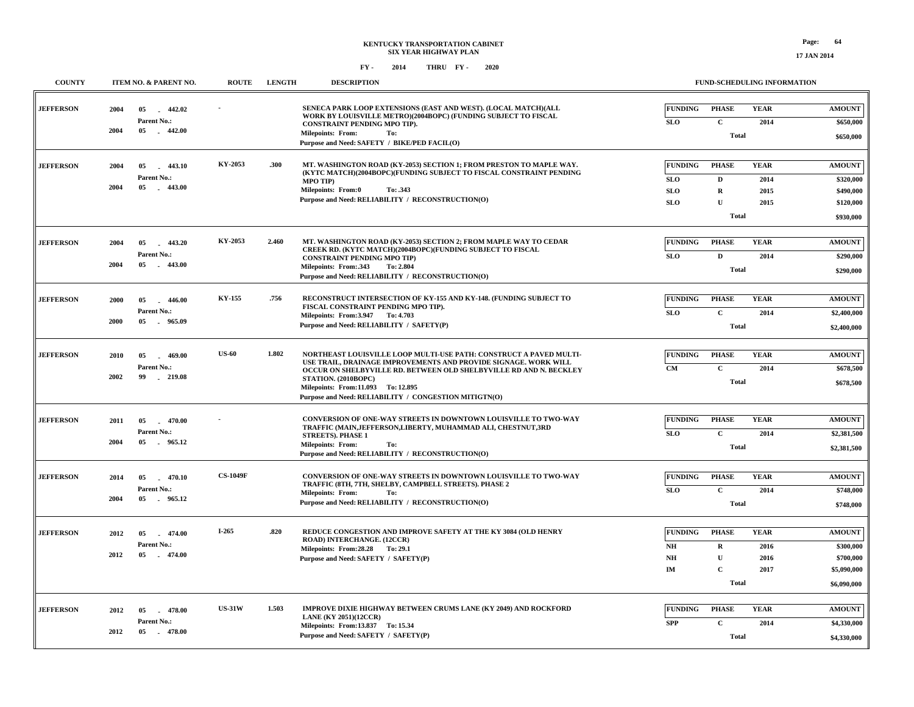# KENTUCKY TRANSPORTATION CABINET
## SIX YEAR HIGHWAY PLAN
### FY - 2014 THRU FY - 2020

| COUNTY | ITEM NO. & PARENT NO. | ROUTE | LENGTH | DESCRIPTION | FUNDING | PHASE | YEAR | AMOUNT |
|---|---|---|---|---|---|---|---|---|
| JEFFERSON | 2004 05 - 442.02<br>Parent No.:<br>2004 05 - 442.00 | - | | SENECA PARK LOOP EXTENSIONS (EAST AND WEST). (LOCAL MATCH)(ALL WORK BY LOUISVILLE METRO)(2004BOPC) (FUNDING SUBJECT TO FISCAL CONSTRAINT PENDING MPO TIP).<br>Milepoints: From: To:<br>Purpose and Need: SAFETY / BIKE/PED FACIL(O) | SLO | C | 2014 | $650,000 |
| | | | | | | Total | | $650,000 |
| JEFFERSON | 2004 05 - 443.10<br>Parent No.:<br>2004 05 - 443.00 | KY-2053 | .300 | MT. WASHINGTON ROAD (KY-2053) SECTION 1; FROM PRESTON TO MAPLE WAY. (KYTC MATCH)(2004BOPC)(FUNDING SUBJECT TO FISCAL CONSTRAINT PENDING MPO TIP)<br>Milepoints: From:0 To: .343<br>Purpose and Need: RELIABILITY / RECONSTRUCTION(O) | SLO | D | 2014 | $320,000 |
| | | | | | SLO | R | 2015 | $490,000 |
| | | | | | SLO | U | 2015 | $120,000 |
| | | | | | | Total | | $930,000 |
| JEFFERSON | 2004 05 - 443.20<br>Parent No.:<br>2004 05 - 443.00 | KY-2053 | 2.460 | MT. WASHINGTON ROAD (KY-2053) SECTION 2; FROM MAPLE WAY TO CEDAR CREEK RD. (KYTC MATCH)(2004BOPC)(FUNDING SUBJECT TO FISCAL CONSTRAINT PENDING MPO TIP)<br>Milepoints: From:.343 To: 2.804<br>Purpose and Need: RELIABILITY / RECONSTRUCTION(O) | SLO | D | 2014 | $290,000 |
| | | | | | | Total | | $290,000 |
| JEFFERSON | 2000 05 - 446.00<br>Parent No.:<br>2000 05 - 965.09 | KY-155 | .756 | RECONSTRUCT INTERSECTION OF KY-155 AND KY-148. (FUNDING SUBJECT TO FISCAL CONSTRAINT PENDING MPO TIP).<br>Milepoints: From:3.947 To: 4.703<br>Purpose and Need: RELIABILITY / SAFETY(P) | SLO | C | 2014 | $2,400,000 |
| | | | | | | Total | | $2,400,000 |
| JEFFERSON | 2010 05 - 469.00<br>Parent No.:<br>2002 99 - 219.08 | US-60 | 1.802 | NORTHEAST LOUISVILLE LOOP MULTI-USE PATH: CONSTRUCT A PAVED MULTI-USE TRAIL, DRAINAGE IMPROVEMENTS AND PROVIDE SIGNAGE. WORK WILL OCCUR ON SHELBYVILLE RD. BETWEEN OLD SHELBYVILLE RD AND N. BECKLEY STATION. (2010BOPC)<br>Milepoints: From:11.093 To: 12.895<br>Purpose and Need: RELIABILITY / CONGESTION MITIGTN(O) | CM | C | 2014 | $678,500 |
| | | | | | | Total | | $678,500 |
| JEFFERSON | 2011 05 - 470.00<br>Parent No.:<br>2004 05 - 965.12 | - | | CONVERSION OF ONE-WAY STREETS IN DOWNTOWN LOUISVILLE TO TWO-WAY TRAFFIC (MAIN,JEFFERSON,LIBERTY, MUHAMMAD ALI, CHESTNUT,3RD STREETS). PHASE 1<br>Milepoints: From: To:<br>Purpose and Need: RELIABILITY / RECONSTRUCTION(O) | SLO | C | 2014 | $2,381,500 |
| | | | | | | Total | | $2,381,500 |
| JEFFERSON | 2014 05 - 470.10<br>Parent No.:<br>2004 05 - 965.12 | CS-1049F | | CONVERSION OF ONE-WAY STREETS IN DOWNTOWN LOUISVILLE TO TWO-WAY TRAFFIC (8TH, 7TH, SHELBY, CAMPBELL STREETS). PHASE 2<br>Milepoints: From: To:<br>Purpose and Need: RELIABILITY / RECONSTRUCTION(O) | SLO | C | 2014 | $748,000 |
| | | | | | | Total | | $748,000 |
| JEFFERSON | 2012 05 - 474.00<br>Parent No.:<br>2012 05 - 474.00 | I-265 | .820 | REDUCE CONGESTION AND IMPROVE SAFETY AT THE KY 3084 (OLD HENRY ROAD) INTERCHANGE. (12CCR)<br>Milepoints: From:28.28 To: 29.1<br>Purpose and Need: SAFETY / SAFETY(P) | NH | R | 2016 | $300,000 |
| | | | | | NH | U | 2016 | $700,000 |
| | | | | | IM | C | 2017 | $5,090,000 |
| | | | | | | Total | | $6,090,000 |
| JEFFERSON | 2012 05 - 478.00<br>Parent No.:<br>2012 05 - 478.00 | US-31W | 1.503 | IMPROVE DIXIE HIGHWAY BETWEEN CRUMS LANE (KY 2049) AND ROCKFORD LANE (KY 2051)(12CCR)<br>Milepoints: From:13.837 To: 15.34<br>Purpose and Need: SAFETY / SAFETY(P) | SPP | C | 2014 | $4,330,000 |
| | | | | | | Total | | $4,330,000 |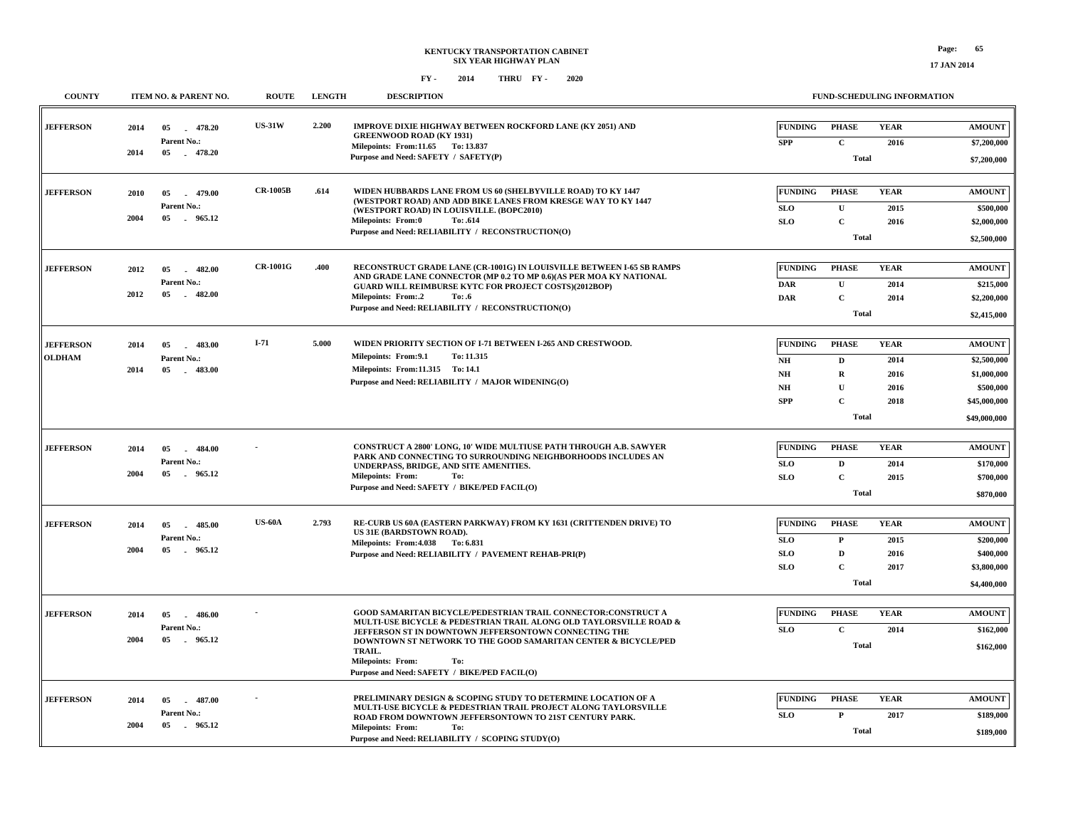**KENTUCKY TRANSPORTATION CABINET**
**SIX YEAR HIGHWAY PLAN**
**FY - 2014 THRU FY - 2020**

**17 JAN 2014**

| COUNTY | ITEM NO. & PARENT NO. | ROUTE | LENGTH | DESCRIPTION | FUNDING | PHASE | YEAR | AMOUNT |
|---|---|---|---|---|---|---|---|---|
| JEFFERSON | 2014 05 - 478.20<br>Parent No.:<br>2014 05 - 478.20 | US-31W | 2.200 | IMPROVE DIXIE HIGHWAY BETWEEN ROCKFORD LANE (KY 2051) AND GREENWOOD ROAD (KY 1931)<br>Milepoints: From:11.65 To: 13.837<br>Purpose and Need: SAFETY / SAFETY(P) | SPP | C | 2016 | $7,200,000 |
| | | | | | | Total | | $7,200,000 |
| JEFFERSON | 2010 05 - 479.00<br>Parent No.:<br>2004 05 - 965.12 | CR-1005B | .614 | WIDEN HUBBARDS LANE FROM US 60 (SHELBYVILLE ROAD) TO KY 1447 (WESTPORT ROAD) AND ADD BIKE LANES FROM KRESGE WAY TO KY 1447 (WESTPORT ROAD) IN LOUISVILLE. (BOPC2010)<br>Milepoints: From:0 To: .614<br>Purpose and Need: RELIABILITY / RECONSTRUCTION(O) | SLO | U | 2015 | $500,000 |
| | | | | | SLO | C | 2016 | $2,000,000 |
| | | | | | | Total | | $2,500,000 |
| JEFFERSON | 2012 05 - 482.00<br>Parent No.:<br>2012 05 - 482.00 | CR-1001G | .400 | RECONSTRUCT GRADE LANE (CR-1001G) IN LOUISVILLE BETWEEN I-65 SB RAMPS AND GRADE LANE CONNECTOR (MP 0.2 TO MP 0.6)(AS PER MOA KY NATIONAL GUARD WILL REIMBURSE KYTC FOR PROJECT COSTS)(2012BOP)<br>Milepoints: From:.2 To: .6<br>Purpose and Need: RELIABILITY / RECONSTRUCTION(O) | DAR | U | 2014 | $215,000 |
| | | | | | DAR | C | 2014 | $2,200,000 |
| | | | | | | Total | | $2,415,000 |
| JEFFERSON<br>OLDHAM | 2014 05 - 483.00<br>Parent No.:<br>2014 05 - 483.00 | I-71 | 5.000 | WIDEN PRIORITY SECTION OF I-71 BETWEEN I-265 AND CRESTWOOD.<br>Milepoints: From:9.1 To: 11.315<br>Milepoints: From:11.315 To: 14.1<br>Purpose and Need: RELIABILITY / MAJOR WIDENING(O) | NH | D | 2014 | $2,500,000 |
| | | | | | NH | R | 2016 | $1,000,000 |
| | | | | | NH | U | 2016 | $500,000 |
| | | | | | SPP | C | 2018 | $45,000,000 |
| | | | | | | Total | | $49,000,000 |
| JEFFERSON | 2014 05 - 484.00<br>Parent No.:<br>2004 05 - 965.12 | - | | CONSTRUCT A 2800' LONG, 10' WIDE MULTIUSE PATH THROUGH A.B. SAWYER PARK AND CONNECTING TO SURROUNDING NEIGHBORHOODS INCLUDES AN UNDERPASS, BRIDGE, AND SITE AMENITIES.<br>Milepoints: From: To:<br>Purpose and Need: SAFETY / BIKE/PED FACIL(O) | SLO | D | 2014 | $170,000 |
| | | | | | SLO | C | 2015 | $700,000 |
| | | | | | | Total | | $870,000 |
| JEFFERSON | 2014 05 - 485.00<br>Parent No.:<br>2004 05 - 965.12 | US-60A | 2.793 | RE-CURB US 60A (EASTERN PARKWAY) FROM KY 1631 (CRITTENDEN DRIVE) TO US 31E (BARDSTOWN ROAD).<br>Milepoints: From:4.038 To: 6.831<br>Purpose and Need: RELIABILITY / PAVEMENT REHAB-PRI(P) | SLO | P | 2015 | $200,000 |
| | | | | | SLO | D | 2016 | $400,000 |
| | | | | | SLO | C | 2017 | $3,800,000 |
| | | | | | | Total | | $4,400,000 |
| JEFFERSON | 2014 05 - 486.00<br>Parent No.:<br>2004 05 - 965.12 | - | | GOOD SAMARITAN BICYCLE/PEDESTRIAN TRAIL CONNECTOR:CONSTRUCT A MULTI-USE BICYCLE & PEDESTRIAN TRAIL ALONG OLD TAYLORSVILLE ROAD & JEFFERSON ST IN DOWNTOWN JEFFERSONTOWN CONNECTING THE DOWNTOWN ST NETWORK TO THE GOOD SAMARITAN CENTER & BICYCLE/PED TRAIL.<br>Milepoints: From: To:<br>Purpose and Need: SAFETY / BIKE/PED FACIL(O) | SLO | C | 2014 | $162,000 |
| | | | | | | Total | | $162,000 |
| JEFFERSON | 2014 05 - 487.00<br>Parent No.:<br>2004 05 - 965.12 | - | | PRELIMINARY DESIGN & SCOPING STUDY TO DETERMINE LOCATION OF A MULTI-USE BICYCLE & PEDESTRIAN TRAIL PROJECT ALONG TAYLORSVILLE ROAD FROM DOWNTOWN JEFFERSONTOWN TO 21ST CENTURY PARK.<br>Milepoints: From: To:<br>Purpose and Need: RELIABILITY / SCOPING STUDY(O) | SLO | P | 2017 | $189,000 |
| | | | | | | Total | | $189,000 |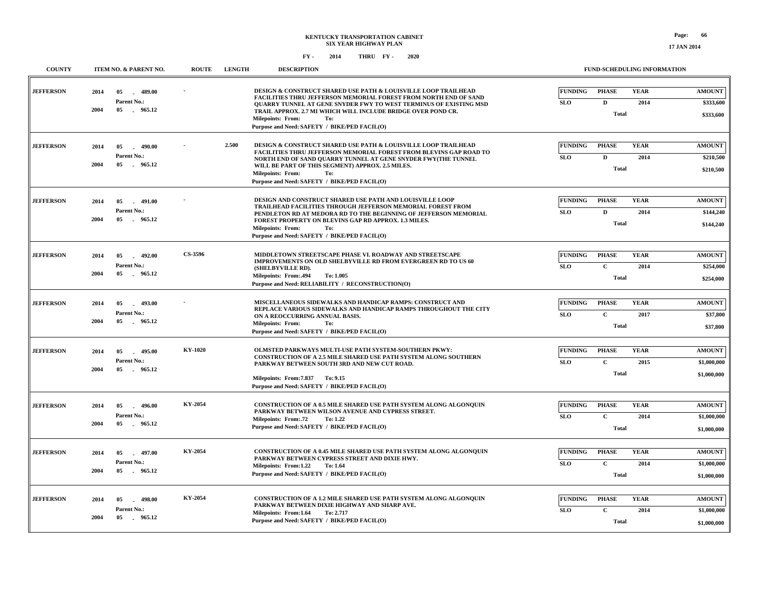# KENTUCKY TRANSPORTATION CABINET
## SIX YEAR HIGHWAY PLAN

FY - 2014 THRU FY - 2020

17 JAN 2014

| COUNTY | ITEM NO. & PARENT NO. | ROUTE | LENGTH | DESCRIPTION | FUNDING | PHASE | YEAR | AMOUNT |
|---|---|---|---|---|---|---|---|---|
| JEFFERSON | 2014 05 - 489.00<br>Parent No.:<br>2004 05 - 965.12 | - | | DESIGN & CONSTRUCT SHARED USE PATH & LOUISVILLE LOOP TRAILHEAD FACILITIES THRU JEFFERSON MEMORIAL FOREST FROM NORTH END OF SAND QUARRY TUNNEL AT GENE SNYDER FWY TO WEST TERMINUS OF EXISTING MSD TRAIL APPROX. 2.7 MI WHICH WILL INCLUDE BRIDGE OVER POND CR.<br>Milepoints: From: To:<br>Purpose and Need: SAFETY / BIKE/PED FACIL(O) | SLO | D | 2014 | $333,600 |
| | | | | | | Total | | $333,600 |
| JEFFERSON | 2014 05 - 490.00<br>Parent No.:<br>2004 05 - 965.12 | - | 2.500 | DESIGN & CONSTRUCT SHARED USE PATH & LOUISVILLE LOOP TRAILHEAD FACILITIES THRU JEFFERSON MEMORIAL FOREST FROM BLEVINS GAP ROAD TO NORTH END OF SAND QUARRY TUNNEL AT GENE SNYDER FWY(THE TUNNEL WILL BE PART OF THIS SEGMENT) APPROX. 2.5 MILES.<br>Milepoints: From: To:<br>Purpose and Need: SAFETY / BIKE/PED FACIL(O) | SLO | D | 2014 | $210,500 |
| | | | | | | Total | | $210,500 |
| JEFFERSON | 2014 05 - 491.00<br>Parent No.:<br>2004 05 - 965.12 | - | | DESIGN AND CONSTRUCT SHARED USE PATH AND LOUISVILLE LOOP TRAILHEAD FACILITIES THROUGH JEFFERSON MEMORIAL FOREST FROM PENDLETON RD AT MEDORA RD TO THE BEGINNING OF JEFFERSON MEMORIAL FOREST PROPERTY ON BLEVINS GAP RD APPROX. 1.3 MILES.<br>Milepoints: From: To:<br>Purpose and Need: SAFETY / BIKE/PED FACIL(O) | SLO | D | 2014 | $144,240 |
| | | | | | | Total | | $144,240 |
| JEFFERSON | 2014 05 - 492.00<br>Parent No.:<br>2004 05 - 965.12 | CS-3596 | | MIDDLETOWN STREETSCAPE PHASE VI. ROADWAY AND STREETSCAPE IMPROVEMENTS ON OLD SHELBYVILLE RD FROM EVERGREEN RD TO US 60 (SHELBYVILLE RD).<br>Milepoints: From:.494 To: 1.005<br>Purpose and Need: RELIABILITY / RECONSTRUCTION(O) | SLO | C | 2014 | $254,000 |
| | | | | | | Total | | $254,000 |
| JEFFERSON | 2014 05 - 493.00<br>Parent No.:<br>2004 05 - 965.12 | - | | MISCELLANEOUS SIDEWALKS AND HANDICAP RAMPS: CONSTRUCT AND REPLACE VARIOUS SIDEWALKS AND HANDICAP RAMPS THROUGHOUT THE CITY ON A REOCCURRING ANNUAL BASIS.<br>Milepoints: From: To:<br>Purpose and Need: SAFETY / BIKE/PED FACIL(O) | SLO | C | 2017 | $37,800 |
| | | | | | | Total | | $37,800 |
| JEFFERSON | 2014 05 - 495.00<br>Parent No.:<br>2004 05 - 965.12 | KY-1020 | | OLMSTED PARKWAYS MULTI-USE PATH SYSTEM-SOUTHERN PKWY: CONSTRUCTION OF A 2.5 MILE SHARED USE PATH SYSTEM ALONG SOUTHERN PARKWAY BETWEEN SOUTH 3RD AND NEW CUT ROAD.<br>Milepoints: From:7.837 To: 9.15<br>Purpose and Need: SAFETY / BIKE/PED FACIL(O) | SLO | C | 2015 | $1,000,000 |
| | | | | | | Total | | $1,000,000 |
| JEFFERSON | 2014 05 - 496.00<br>Parent No.:<br>2004 05 - 965.12 | KY-2054 | | CONSTRUCTION OF A 0.5 MILE SHARED USE PATH SYSTEM ALONG ALGONQUIN PARKWAY BETWEEN WILSON AVENUE AND CYPRESS STREET.<br>Milepoints: From:.72 To: 1.22<br>Purpose and Need: SAFETY / BIKE/PED FACIL(O) | SLO | C | 2014 | $1,000,000 |
| | | | | | | Total | | $1,000,000 |
| JEFFERSON | 2014 05 - 497.00<br>Parent No.:<br>2004 05 - 965.12 | KY-2054 | | CONSTRUCTION OF A 0.45 MILE SHARED USE PATH SYSTEM ALONG ALGONQUIN PARKWAY BETWEEN CYPRESS STREET AND DIXIE HWY.<br>Milepoints: From:1.22 To: 1.64<br>Purpose and Need: SAFETY / BIKE/PED FACIL(O) | SLO | C | 2014 | $1,000,000 |
| | | | | | | Total | | $1,000,000 |
| JEFFERSON | 2014 05 - 498.00<br>Parent No.:<br>2004 05 - 965.12 | KY-2054 | | CONSTRUCTION OF A 1.2 MILE SHARED USE PATH SYSTEM ALONG ALGONQUIN PARKWAY BETWEEN DIXIE HIGHWAY AND SHARP AVE.<br>Milepoints: From:1.64 To: 2.717<br>Purpose and Need: SAFETY / BIKE/PED FACIL(O) | SLO | C | 2014 | $1,000,000 |
| | | | | | | Total | | $1,000,000 |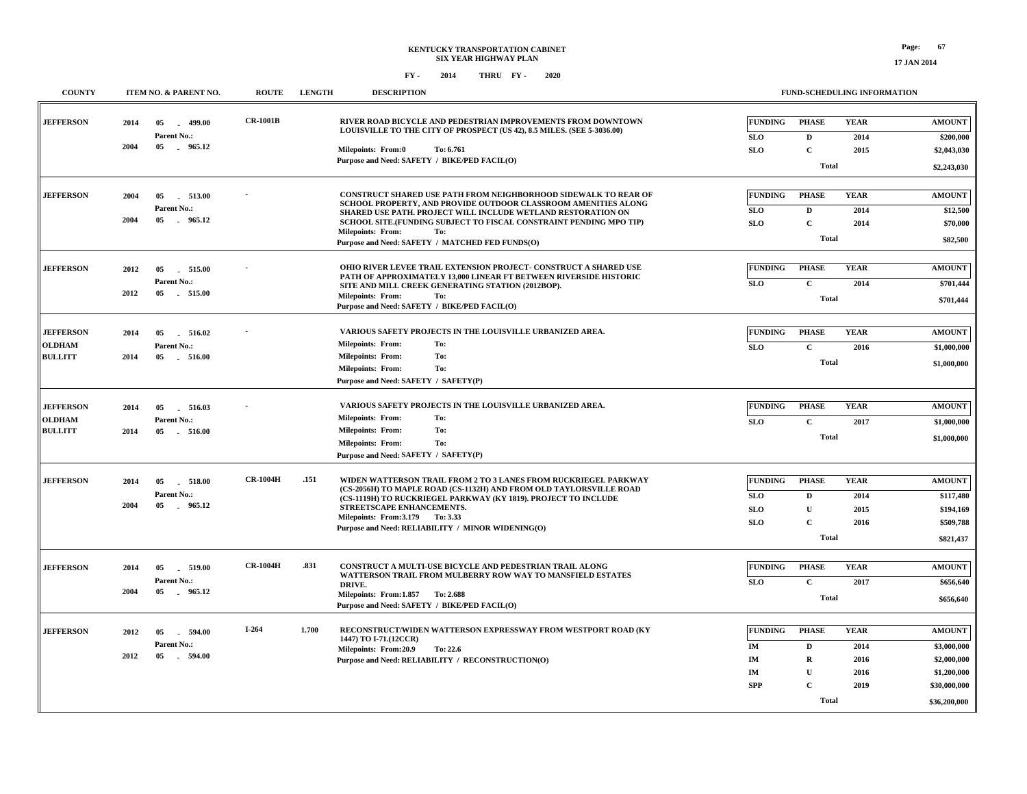# KENTUCKY TRANSPORTATION CABINET
## SIX YEAR HIGHWAY PLAN

**FY - 2014 THRU FY - 2020**

| COUNTY | ITEM NO. & PARENT NO. | ROUTE | LENGTH | DESCRIPTION | FUNDING | PHASE | YEAR | AMOUNT |
|---|---|---|---|---|---|---|---|---|
| JEFFERSON | 2014 05 - 499.00<br>Parent No.:<br>2004 05 - 965.12 | CR-1001B | | RIVER ROAD BICYCLE AND PEDESTRIAN IMPROVEMENTS FROM DOWNTOWN LOUISVILLE TO THE CITY OF PROSPECT (US 42), 8.5 MILES. (SEE 5-3036.00)<br>Milepoints: From:0 To: 6.761<br>Purpose and Need: SAFETY / BIKE/PED FACIL(O) | SLO | D | 2014 | $200,000 |
| | | | | | SLO | C | 2015 | $2,043,030 |
| | | | | | | Total | | $2,243,030 |
| JEFFERSON | 2004 05 - 513.00<br>Parent No.:<br>2004 05 - 965.12 | - | | CONSTRUCT SHARED USE PATH FROM NEIGHBORHOOD SIDEWALK TO REAR OF SCHOOL PROPERTY, AND PROVIDE OUTDOOR CLASSROOM AMENITIES ALONG SHARED USE PATH. PROJECT WILL INCLUDE WETLAND RESTORATION ON SCHOOL SITE.(FUNDING SUBJECT TO FISCAL CONSTRAINT PENDING MPO TIP)<br>Milepoints: From: To:<br>Purpose and Need: SAFETY / MATCHED FED FUNDS(O) | SLO | D | 2014 | $12,500 |
| | | | | | SLO | C | 2014 | $70,000 |
| | | | | | | Total | | $82,500 |
| JEFFERSON | 2012 05 - 515.00<br>Parent No.:<br>2012 05 - 515.00 | - | | OHIO RIVER LEVEE TRAIL EXTENSION PROJECT- CONSTRUCT A SHARED USE PATH OF APPROXIMATELY 13,000 LINEAR FT BETWEEN RIVERSIDE HISTORIC SITE AND MILL CREEK GENERATING STATION (2012BOP).<br>Milepoints: From: To:<br>Purpose and Need: SAFETY / BIKE/PED FACIL(O) | SLO | C | 2014 | $701,444 |
| | | | | | | Total | | $701,444 |
| JEFFERSON<br>OLDHAM<br>BULLITT | 2014 05 - 516.02<br>Parent No.:<br>2014 05 - 516.00 | - | | VARIOUS SAFETY PROJECTS IN THE LOUISVILLE URBANIZED AREA.<br>Milepoints: From: To:<br>Milepoints: From: To:<br>Milepoints: From: To:<br>Purpose and Need: SAFETY / SAFETY(P) | SLO | C | 2016 | $1,000,000 |
| | | | | | | Total | | $1,000,000 |
| JEFFERSON<br>OLDHAM<br>BULLITT | 2014 05 - 516.03<br>Parent No.:<br>2014 05 - 516.00 | - | | VARIOUS SAFETY PROJECTS IN THE LOUISVILLE URBANIZED AREA.<br>Milepoints: From: To:<br>Milepoints: From: To:<br>Milepoints: From: To:<br>Purpose and Need: SAFETY / SAFETY(P) | SLO | C | 2017 | $1,000,000 |
| | | | | | | Total | | $1,000,000 |
| JEFFERSON | 2014 05 - 518.00<br>Parent No.:<br>2004 05 - 965.12 | CR-1004H | .151 | WIDEN WATTERSON TRAIL FROM 2 TO 3 LANES FROM RUCKRIEGEL PARKWAY (CS-2056H) TO MAPLE ROAD (CS-1132H) AND FROM OLD TAYLORSVILLE ROAD (CS-1119H) TO RUCKRIEGEL PARKWAY (KY 1819). PROJECT TO INCLUDE STREETSCAPE ENHANCEMENTS.<br>Milepoints: From:3.179 To: 3.33<br>Purpose and Need: RELIABILITY / MINOR WIDENING(O) | SLO | D | 2014 | $117,480 |
| | | | | | SLO | U | 2015 | $194,169 |
| | | | | | SLO | C | 2016 | $509,788 |
| | | | | | | Total | | $821,437 |
| JEFFERSON | 2014 05 - 519.00<br>Parent No.:<br>2004 05 - 965.12 | CR-1004H | .831 | CONSTRUCT A MULTI-USE BICYCLE AND PEDESTRIAN TRAIL ALONG WATTERSON TRAIL FROM MULBERRY ROW WAY TO MANSFIELD ESTATES DRIVE.<br>Milepoints: From:1.857 To: 2.688<br>Purpose and Need: SAFETY / BIKE/PED FACIL(O) | SLO | C | 2017 | $656,640 |
| | | | | | | Total | | $656,640 |
| JEFFERSON | 2012 05 - 594.00<br>Parent No.:<br>2012 05 - 594.00 | I-264 | 1.700 | RECONSTRUCT/WIDEN WATTERSON EXPRESSWAY FROM WESTPORT ROAD (KY 1447) TO I-71.(12CCR)<br>Milepoints: From:20.9 To: 22.6<br>Purpose and Need: RELIABILITY / RECONSTRUCTION(O) | IM | D | 2014 | $3,000,000 |
| | | | | | IM | R | 2016 | $2,000,000 |
| | | | | | IM | U | 2016 | $1,200,000 |
| | | | | | SPP | C | 2019 | $30,000,000 |
| | | | | | | Total | | $36,200,000 |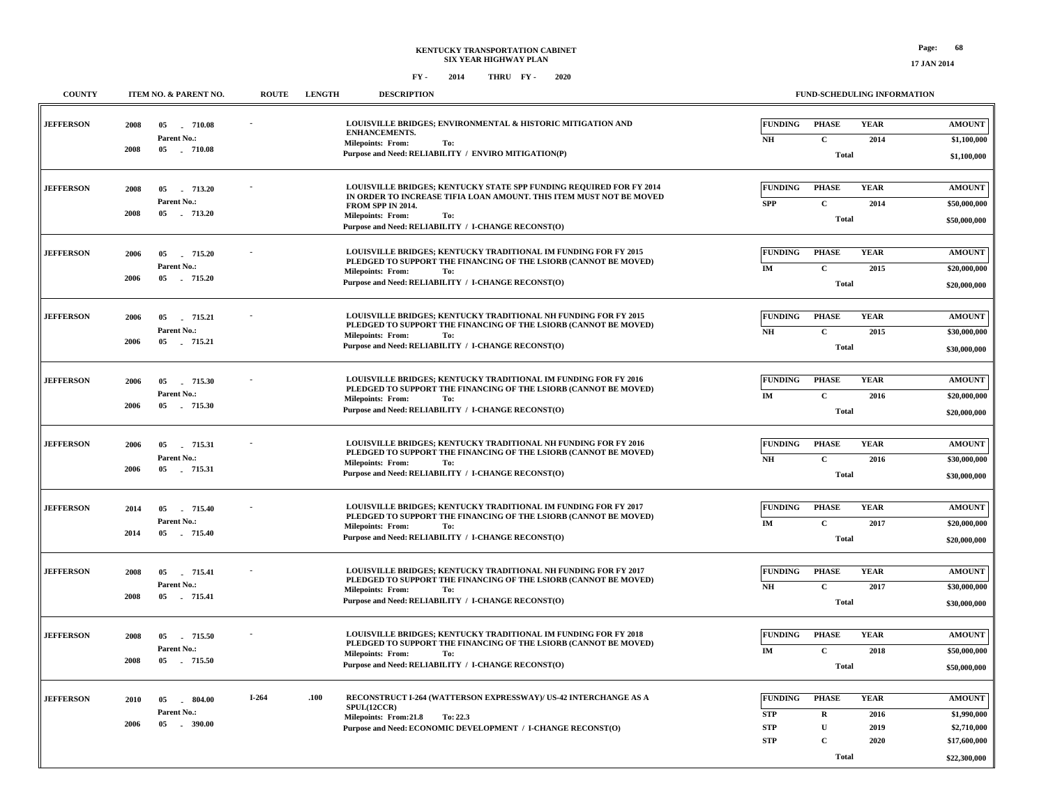**KENTUCKY TRANSPORTATION CABINET**
**SIX YEAR HIGHWAY PLAN**

**FY - 2014 THRU FY - 2020**

17 JAN 2014

| COUNTY | ITEM NO. & PARENT NO. | ROUTE | LENGTH | DESCRIPTION | FUNDING | PHASE | YEAR | AMOUNT |
|---|---|---|---|---|---|---|---|---|
| JEFFERSON | 2008 05 - 710.08<br>Parent No.:<br>2008 05 - 710.08 | - | | LOUISVILLE BRIDGES; ENVIRONMENTAL & HISTORIC MITIGATION AND ENHANCEMENTS.<br>Milepoints: From: To:<br>Purpose and Need: RELIABILITY / ENVIRO MITIGATION(P) | NH | C | 2014 | $1,100,000 |
| | | | | | | Total | | $1,100,000 |
| JEFFERSON | 2008 05 - 713.20<br>Parent No.:<br>2008 05 - 713.20 | - | | LOUISVILLE BRIDGES; KENTUCKY STATE SPP FUNDING REQUIRED FOR FY 2014 IN ORDER TO INCREASE TIFIA LOAN AMOUNT. THIS ITEM MUST NOT BE MOVED FROM SPP IN 2014.<br>Milepoints: From: To:<br>Purpose and Need: RELIABILITY / I-CHANGE RECONST(O) | SPP | C | 2014 | $50,000,000 |
| | | | | | | Total | | $50,000,000 |
| JEFFERSON | 2006 05 - 715.20<br>Parent No.:<br>2006 05 - 715.20 | - | | LOUISVILLE BRIDGES; KENTUCKY TRADITIONAL IM FUNDING FOR FY 2015 PLEDGED TO SUPPORT THE FINANCING OF THE LSIORB (CANNOT BE MOVED)<br>Milepoints: From: To:<br>Purpose and Need: RELIABILITY / I-CHANGE RECONST(O) | IM | C | 2015 | $20,000,000 |
| | | | | | | Total | | $20,000,000 |
| JEFFERSON | 2006 05 - 715.21<br>Parent No.:<br>2006 05 - 715.21 | - | | LOUISVILLE BRIDGES; KENTUCKY TRADITIONAL NH FUNDING FOR FY 2015 PLEDGED TO SUPPORT THE FINANCING OF THE LSIORB (CANNOT BE MOVED)<br>Milepoints: From: To:<br>Purpose and Need: RELIABILITY / I-CHANGE RECONST(O) | NH | C | 2015 | $30,000,000 |
| | | | | | | Total | | $30,000,000 |
| JEFFERSON | 2006 05 - 715.30<br>Parent No.:<br>2006 05 - 715.30 | - | | LOUISVILLE BRIDGES; KENTUCKY TRADITIONAL IM FUNDING FOR FY 2016 PLEDGED TO SUPPORT THE FINANCING OF THE LSIORB (CANNOT BE MOVED)<br>Milepoints: From: To:<br>Purpose and Need: RELIABILITY / I-CHANGE RECONST(O) | IM | C | 2016 | $20,000,000 |
| | | | | | | Total | | $20,000,000 |
| JEFFERSON | 2006 05 - 715.31<br>Parent No.:<br>2006 05 - 715.31 | - | | LOUISVILLE BRIDGES; KENTUCKY TRADITIONAL NH FUNDING FOR FY 2016 PLEDGED TO SUPPORT THE FINANCING OF THE LSIORB (CANNOT BE MOVED)<br>Milepoints: From: To:<br>Purpose and Need: RELIABILITY / I-CHANGE RECONST(O) | NH | C | 2016 | $30,000,000 |
| | | | | | | Total | | $30,000,000 |
| JEFFERSON | 2014 05 - 715.40<br>Parent No.:<br>2014 05 - 715.40 | - | | LOUISVILLE BRIDGES; KENTUCKY TRADITIONAL IM FUNDING FOR FY 2017 PLEDGED TO SUPPORT THE FINANCING OF THE LSIORB (CANNOT BE MOVED)<br>Milepoints: From: To:<br>Purpose and Need: RELIABILITY / I-CHANGE RECONST(O) | IM | C | 2017 | $20,000,000 |
| | | | | | | Total | | $20,000,000 |
| JEFFERSON | 2008 05 - 715.41<br>Parent No.:<br>2008 05 - 715.41 | - | | LOUISVILLE BRIDGES; KENTUCKY TRADITIONAL NH FUNDING FOR FY 2017 PLEDGED TO SUPPORT THE FINANCING OF THE LSIORB (CANNOT BE MOVED)<br>Milepoints: From: To:<br>Purpose and Need: RELIABILITY / I-CHANGE RECONST(O) | NH | C | 2017 | $30,000,000 |
| | | | | | | Total | | $30,000,000 |
| JEFFERSON | 2008 05 - 715.50<br>Parent No.:<br>2008 05 - 715.50 | - | | LOUISVILLE BRIDGES; KENTUCKY TRADITIONAL IM FUNDING FOR FY 2018 PLEDGED TO SUPPORT THE FINANCING OF THE LSIORB (CANNOT BE MOVED)<br>Milepoints: From: To:<br>Purpose and Need: RELIABILITY / I-CHANGE RECONST(O) | IM | C | 2018 | $50,000,000 |
| | | | | | | Total | | $50,000,000 |
| JEFFERSON | 2010 05 - 804.00<br>Parent No.:<br>2006 05 - 390.00 | I-264 | .100 | RECONSTRUCT I-264 (WATTERSON EXPRESSWAY)/ US-42 INTERCHANGE AS A SPUI.(12CCR)<br>Milepoints: From:21.8 To: 22.3<br>Purpose and Need: ECONOMIC DEVELOPMENT / I-CHANGE RECONST(O) | STP | R | 2016 | $1,990,000 |
| | | | | | STP | U | 2019 | $2,710,000 |
| | | | | | STP | C | 2020 | $17,600,000 |
| | | | | | | Total | | $22,300,000 |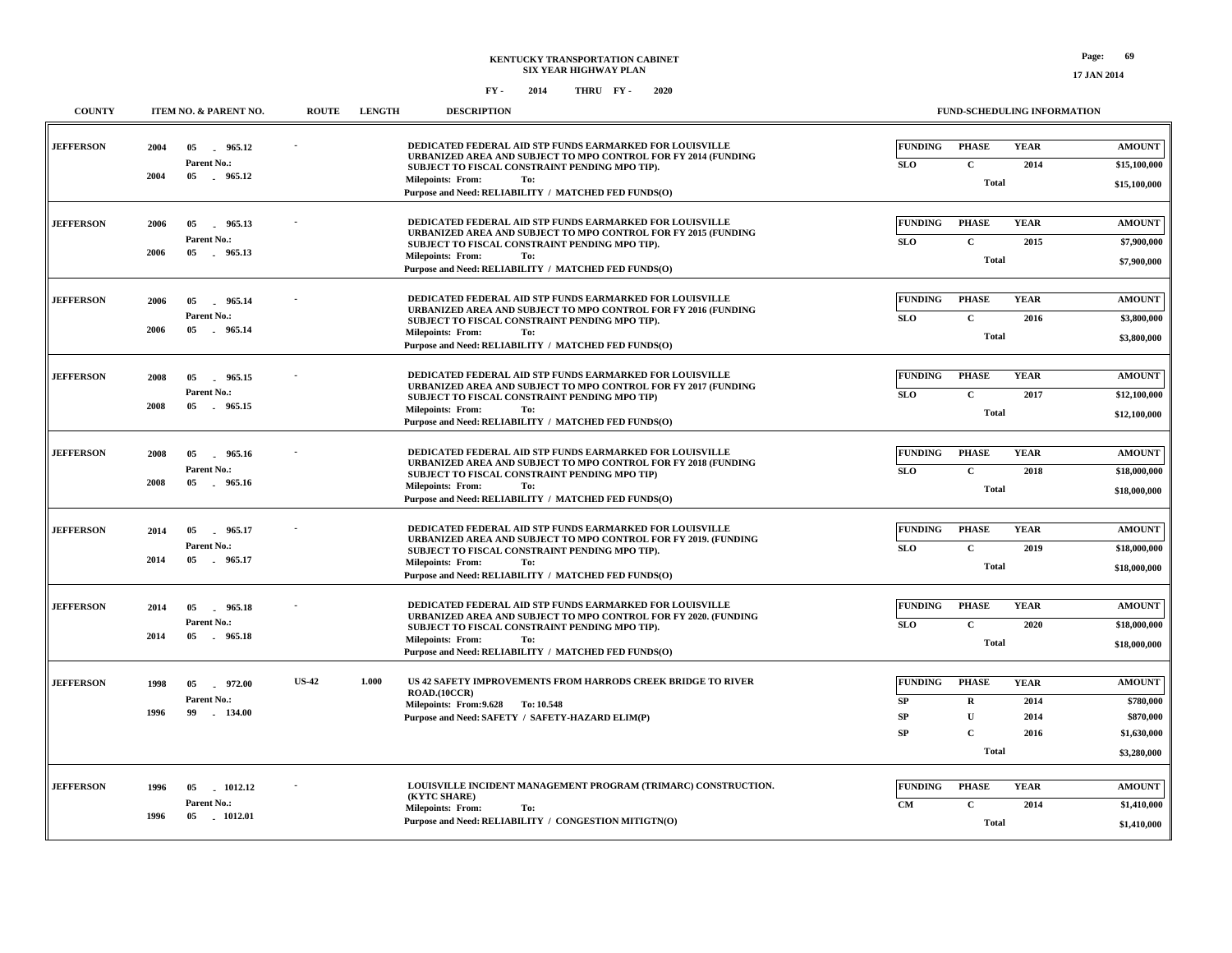# KENTUCKY TRANSPORTATION CABINET
## SIX YEAR HIGHWAY PLAN

FY - 2014 THRU FY - 2020

17 JAN 2014

| COUNTY | ITEM NO. & PARENT NO. | ROUTE | LENGTH | DESCRIPTION | FUNDING | PHASE | YEAR | AMOUNT |
|---|---|---|---|---|---|---|---|---|
| JEFFERSON | 2004 05 - 965.12<br>Parent No.:<br>2004 05 - 965.12 | - | | DEDICATED FEDERAL AID STP FUNDS EARMARKED FOR LOUISVILLE URBANIZED AREA AND SUBJECT TO MPO CONTROL FOR FY 2014 (FUNDING SUBJECT TO FISCAL CONSTRAINT PENDING MPO TIP).<br>Milepoints: From: To:<br>Purpose and Need: RELIABILITY / MATCHED FED FUNDS(O) | SLO | C | 2014 | $15,100,000 |
| | | | | | | Total | | $15,100,000 |
| JEFFERSON | 2006 05 - 965.13<br>Parent No.:<br>2006 05 - 965.13 | - | | DEDICATED FEDERAL AID STP FUNDS EARMARKED FOR LOUISVILLE URBANIZED AREA AND SUBJECT TO MPO CONTROL FOR FY 2015 (FUNDING SUBJECT TO FISCAL CONSTRAINT PENDING MPO TIP).<br>Milepoints: From: To:<br>Purpose and Need: RELIABILITY / MATCHED FED FUNDS(O) | SLO | C | 2015 | $7,900,000 |
| | | | | | | Total | | $7,900,000 |
| JEFFERSON | 2006 05 - 965.14<br>Parent No.:<br>2006 05 - 965.14 | - | | DEDICATED FEDERAL AID STP FUNDS EARMARKED FOR LOUISVILLE URBANIZED AREA AND SUBJECT TO MPO CONTROL FOR FY 2016 (FUNDING SUBJECT TO FISCAL CONSTRAINT PENDING MPO TIP).<br>Milepoints: From: To:<br>Purpose and Need: RELIABILITY / MATCHED FED FUNDS(O) | SLO | C | 2016 | $3,800,000 |
| | | | | | | Total | | $3,800,000 |
| JEFFERSON | 2008 05 - 965.15<br>Parent No.:<br>2008 05 - 965.15 | - | | DEDICATED FEDERAL AID STP FUNDS EARMARKED FOR LOUISVILLE URBANIZED AREA AND SUBJECT TO MPO CONTROL FOR FY 2017 (FUNDING SUBJECT TO FISCAL CONSTRAINT PENDING MPO TIP)<br>Milepoints: From: To:<br>Purpose and Need: RELIABILITY / MATCHED FED FUNDS(O) | SLO | C | 2017 | $12,100,000 |
| | | | | | | Total | | $12,100,000 |
| JEFFERSON | 2008 05 - 965.16<br>Parent No.:<br>2008 05 - 965.16 | - | | DEDICATED FEDERAL AID STP FUNDS EARMARKED FOR LOUISVILLE URBANIZED AREA AND SUBJECT TO MPO CONTROL FOR FY 2018 (FUNDING SUBJECT TO FISCAL CONSTRAINT PENDING MPO TIP)<br>Milepoints: From: To:<br>Purpose and Need: RELIABILITY / MATCHED FED FUNDS(O) | SLO | C | 2018 | $18,000,000 |
| | | | | | | Total | | $18,000,000 |
| JEFFERSON | 2014 05 - 965.17<br>Parent No.:<br>2014 05 - 965.17 | - | | DEDICATED FEDERAL AID STP FUNDS EARMARKED FOR LOUISVILLE URBANIZED AREA AND SUBJECT TO MPO CONTROL FOR FY 2019. (FUNDING SUBJECT TO FISCAL CONSTRAINT PENDING MPO TIP).<br>Milepoints: From: To:<br>Purpose and Need: RELIABILITY / MATCHED FED FUNDS(O) | SLO | C | 2019 | $18,000,000 |
| | | | | | | Total | | $18,000,000 |
| JEFFERSON | 2014 05 - 965.18<br>Parent No.:<br>2014 05 - 965.18 | - | | DEDICATED FEDERAL AID STP FUNDS EARMARKED FOR LOUISVILLE URBANIZED AREA AND SUBJECT TO MPO CONTROL FOR FY 2020. (FUNDING SUBJECT TO FISCAL CONSTRAINT PENDING MPO TIP).<br>Milepoints: From: To:<br>Purpose and Need: RELIABILITY / MATCHED FED FUNDS(O) | SLO | C | 2020 | $18,000,000 |
| | | | | | | Total | | $18,000,000 |
| JEFFERSON | 1998 05 - 972.00<br>Parent No.:<br>1996 99 - 134.00 | US-42 | 1.000 | US 42 SAFETY IMPROVEMENTS FROM HARRODS CREEK BRIDGE TO RIVER ROAD.(10CCR)<br>Milepoints: From:9.628 To: 10.548<br>Purpose and Need: SAFETY / SAFETY-HAZARD ELIM(P) | SP | R | 2014 | $780,000 |
| | | | | | SP | U | 2014 | $870,000 |
| | | | | | SP | C | 2016 | $1,630,000 |
| | | | | | | Total | | $3,280,000 |
| JEFFERSON | 1996 05 - 1012.12<br>Parent No.:<br>1996 05 - 1012.01 | - | | LOUISVILLE INCIDENT MANAGEMENT PROGRAM (TRIMARC) CONSTRUCTION. (KYTC SHARE)<br>Milepoints: From: To:<br>Purpose and Need: RELIABILITY / CONGESTION MITIGTN(O) | CM | C | 2014 | $1,410,000 |
| | | | | | | Total | | $1,410,000 |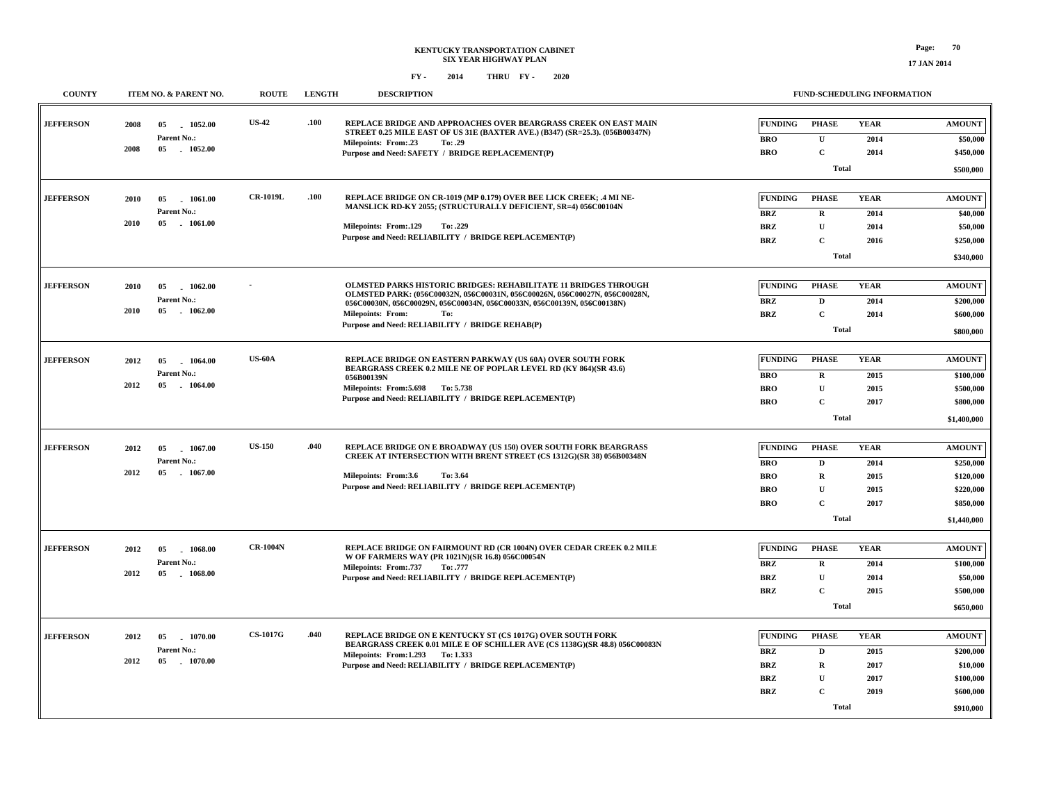# KENTUCKY TRANSPORTATION CABINET
## SIX YEAR HIGHWAY PLAN
### FY - 2014 THRU FY - 2020

| COUNTY | ITEM NO. & PARENT NO. | ROUTE | LENGTH | DESCRIPTION | FUNDING | PHASE | YEAR | AMOUNT |
|---|---|---|---|---|---|---|---|---|
| JEFFERSON | 2008 05 - 1052.00<br>Parent No.:<br>2008 05 - 1052.00 | US-42 | .100 | REPLACE BRIDGE AND APPROACHES OVER BEARGRASS CREEK ON EAST MAIN STREET 0.25 MILE EAST OF US 31E (BAXTER AVE.) (B347) (SR=25.3). (056B00347N)<br>Milepoints: From:.23 To: .29<br>Purpose and Need: SAFETY / BRIDGE REPLACEMENT(P) | BRO | U | 2014 | $50,000 |
| | | | | | BRO | C | 2014 | $450,000 |
| | | | | | | Total | | $500,000 |
| JEFFERSON | 2010 05 - 1061.00<br>Parent No.:<br>2010 05 - 1061.00 | CR-1019L | .100 | REPLACE BRIDGE ON CR-1019 (MP 0.179) OVER BEE LICK CREEK; .4 MI NE-MANSLICK RD-KY 2055; (STRUCTURALLY DEFICIENT, SR=4) 056C00104N<br>Milepoints: From:.129 To: .229<br>Purpose and Need: RELIABILITY / BRIDGE REPLACEMENT(P) | BRZ | R | 2014 | $40,000 |
| | | | | | BRZ | U | 2014 | $50,000 |
| | | | | | BRZ | C | 2016 | $250,000 |
| | | | | | | Total | | $340,000 |
| JEFFERSON | 2010 05 - 1062.00<br>Parent No.:<br>2010 05 - 1062.00 | - | | OLMSTED PARKS HISTORIC BRIDGES: REHABILITATE 11 BRIDGES THROUGH OLMSTED PARK: (056C00032N, 056C00031N, 056C00026N, 056C00027N, 056C00028N, 056C00030N, 056C00029N, 056C00034N, 056C00033N, 056C00139N, 056C00138N)<br>Milepoints: From: To:<br>Purpose and Need: RELIABILITY / BRIDGE REHAB(P) | BRZ | D | 2014 | $200,000 |
| | | | | | BRZ | C | 2014 | $600,000 |
| | | | | | | Total | | $800,000 |
| JEFFERSON | 2012 05 - 1064.00<br>Parent No.:<br>2012 05 - 1064.00 | US-60A | | REPLACE BRIDGE ON EASTERN PARKWAY (US 60A) OVER SOUTH FORK BEARGRASS CREEK 0.2 MILE NE OF POPLAR LEVEL RD (KY 864)(SR 43.6) 056B00139N<br>Milepoints: From:5.698 To: 5.738<br>Purpose and Need: RELIABILITY / BRIDGE REPLACEMENT(P) | BRO | R | 2015 | $100,000 |
| | | | | | BRO | U | 2015 | $500,000 |
| | | | | | BRO | C | 2017 | $800,000 |
| | | | | | | Total | | $1,400,000 |
| JEFFERSON | 2012 05 - 1067.00<br>Parent No.:<br>2012 05 - 1067.00 | US-150 | .040 | REPLACE BRIDGE ON E BROADWAY (US 150) OVER SOUTH FORK BEARGRASS CREEK AT INTERSECTION WITH BRENT STREET (CS 1312G)(SR 38) 056B00348N<br>Milepoints: From:3.6 To: 3.64<br>Purpose and Need: RELIABILITY / BRIDGE REPLACEMENT(P) | BRO | D | 2014 | $250,000 |
| | | | | | BRO | R | 2015 | $120,000 |
| | | | | | BRO | U | 2015 | $220,000 |
| | | | | | BRO | C | 2017 | $850,000 |
| | | | | | | Total | | $1,440,000 |
| JEFFERSON | 2012 05 - 1068.00<br>Parent No.:<br>2012 05 - 1068.00 | CR-1004N | | REPLACE BRIDGE ON FAIRMOUNT RD (CR 1004N) OVER CEDAR CREEK 0.2 MILE W OF FARMERS WAY (PR 1021N)(SR 16.8) 056C00054N<br>Milepoints: From:.737 To: .777<br>Purpose and Need: RELIABILITY / BRIDGE REPLACEMENT(P) | BRZ | R | 2014 | $100,000 |
| | | | | | BRZ | U | 2014 | $50,000 |
| | | | | | BRZ | C | 2015 | $500,000 |
| | | | | | | Total | | $650,000 |
| JEFFERSON | 2012 05 - 1070.00<br>Parent No.:<br>2012 05 - 1070.00 | CS-1017G | .040 | REPLACE BRIDGE ON E KENTUCKY ST (CS 1017G) OVER SOUTH FORK BEARGRASS CREEK 0.01 MILE E OF SCHILLER AVE (CS 1138G)(SR 48.8) 056C00083N<br>Milepoints: From:1.293 To: 1.333<br>Purpose and Need: RELIABILITY / BRIDGE REPLACEMENT(P) | BRZ | D | 2015 | $200,000 |
| | | | | | BRZ | R | 2017 | $10,000 |
| | | | | | BRZ | U | 2017 | $100,000 |
| | | | | | BRZ | C | 2019 | $600,000 |
| | | | | | | Total | | $910,000 |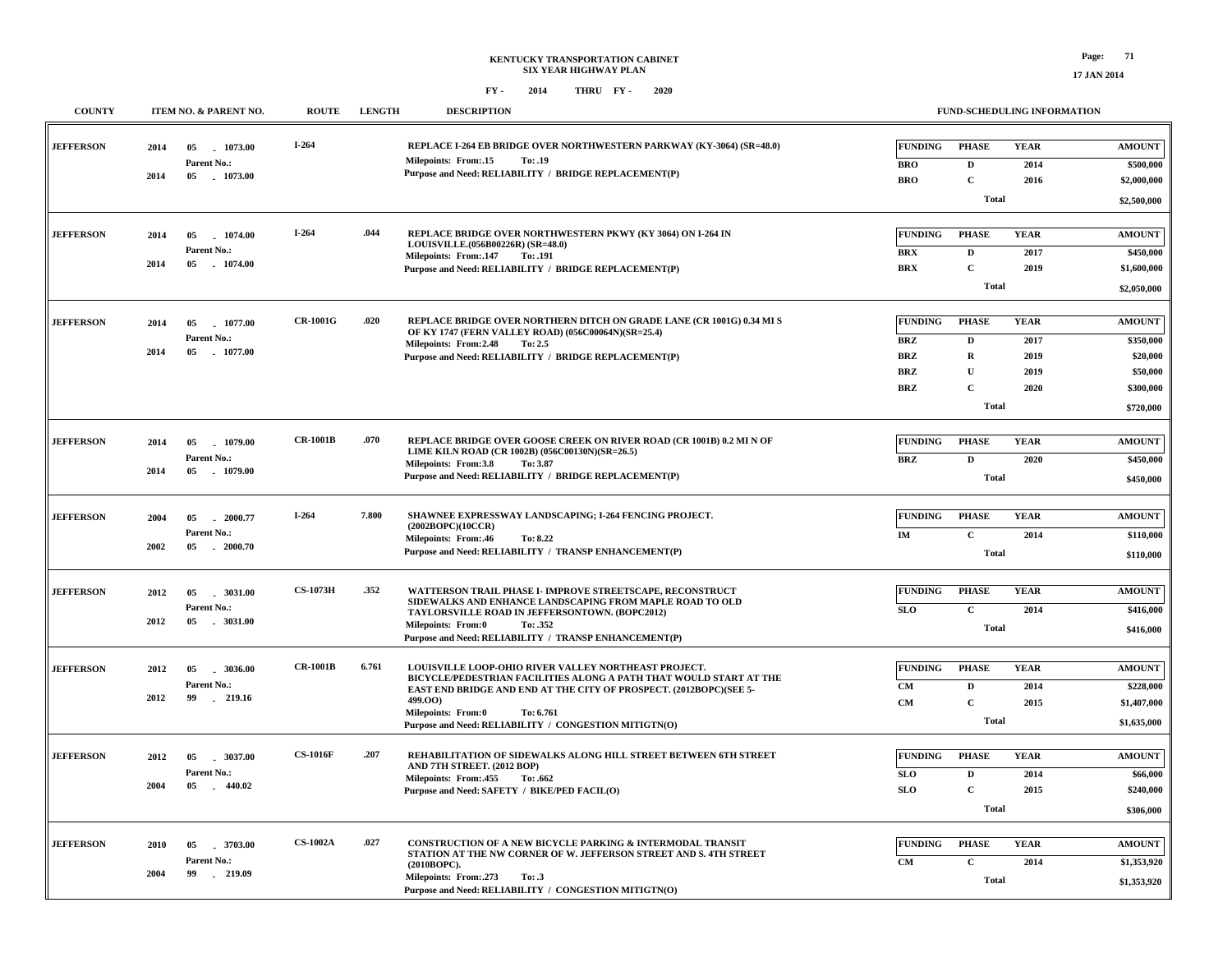# KENTUCKY TRANSPORTATION CABINET
## SIX YEAR HIGHWAY PLAN

FY - 2014 THRU FY - 2020

| COUNTY | ITEM NO. & PARENT NO. | ROUTE | LENGTH | DESCRIPTION | FUNDING | PHASE | YEAR | AMOUNT |
|---|---|---|---|---|---|---|---|---|
| JEFFERSON | 2014 05 - 1073.00 Parent No.: 2014 05 - 1073.00 | I-264 | | REPLACE I-264 EB BRIDGE OVER NORTHWESTERN PARKWAY (KY-3064) (SR=48.0) Milepoints: From:.15 To: .19 Purpose and Need: RELIABILITY / BRIDGE REPLACEMENT(P) | BRO | D | 2014 | $500,000 |
| | | | | | BRO | C | 2016 | $2,000,000 |
| | | | | | | Total | | $2,500,000 |
| JEFFERSON | 2014 05 - 1074.00 Parent No.: 2014 05 - 1074.00 | I-264 | .044 | REPLACE BRIDGE OVER NORTHWESTERN PKWY (KY 3064) ON I-264 IN LOUISVILLE.(056B00226R) (SR=48.0) Milepoints: From:.147 To: .191 Purpose and Need: RELIABILITY / BRIDGE REPLACEMENT(P) | BRX | D | 2017 | $450,000 |
| | | | | | BRX | C | 2019 | $1,600,000 |
| | | | | | | Total | | $2,050,000 |
| JEFFERSON | 2014 05 - 1077.00 Parent No.: 2014 05 - 1077.00 | CR-1001G | .020 | REPLACE BRIDGE OVER NORTHERN DITCH ON GRADE LANE (CR 1001G) 0.34 MI S OF KY 1747 (FERN VALLEY ROAD) (056C00064N)(SR=25.4) Milepoints: From:2.48 To: 2.5 Purpose and Need: RELIABILITY / BRIDGE REPLACEMENT(P) | BRZ | D | 2017 | $350,000 |
| | | | | | BRZ | R | 2019 | $20,000 |
| | | | | | BRZ | U | 2019 | $50,000 |
| | | | | | BRZ | C | 2020 | $300,000 |
| | | | | | | Total | | $720,000 |
| JEFFERSON | 2014 05 - 1079.00 Parent No.: 2014 05 - 1079.00 | CR-1001B | .070 | REPLACE BRIDGE OVER GOOSE CREEK ON RIVER ROAD (CR 1001B) 0.2 MI N OF LIME KILN ROAD (CR 1002B) (056C00130N)(SR=26.5) Milepoints: From:3.8 To: 3.87 Purpose and Need: RELIABILITY / BRIDGE REPLACEMENT(P) | BRZ | D | 2020 | $450,000 |
| | | | | | | Total | | $450,000 |
| JEFFERSON | 2004 05 - 2000.77 Parent No.: 2002 05 - 2000.70 | I-264 | 7.800 | SHAWNEE EXPRESSWAY LANDSCAPING; I-264 FENCING PROJECT. (2002BOPC)(10CCR) Milepoints: From:.46 To: 8.22 Purpose and Need: RELIABILITY / TRANSP ENHANCEMENT(P) | IM | C | 2014 | $110,000 |
| | | | | | | Total | | $110,000 |
| JEFFERSON | 2012 05 - 3031.00 Parent No.: 2012 05 - 3031.00 | CS-1073H | .352 | WATTERSON TRAIL PHASE I- IMPROVE STREETSCAPE, RECONSTRUCT SIDEWALKS AND ENHANCE LANDSCAPING FROM MAPLE ROAD TO OLD TAYLORSVILLE ROAD IN JEFFERSONTOWN. (BOPC2012) Milepoints: From:0 To: .352 Purpose and Need: RELIABILITY / TRANSP ENHANCEMENT(P) | SLO | C | 2014 | $416,000 |
| | | | | | | Total | | $416,000 |
| JEFFERSON | 2012 05 - 3036.00 Parent No.: 2012 99 - 219.16 | CR-1001B | 6.761 | LOUISVILLE LOOP-OHIO RIVER VALLEY NORTHEAST PROJECT. BICYCLE/PEDESTRIAN FACILITIES ALONG A PATH THAT WOULD START AT THE EAST END BRIDGE AND END AT THE CITY OF PROSPECT. (2012BOPC)(SEE 5-499.OO) Milepoints: From:0 To: 6.761 Purpose and Need: RELIABILITY / CONGESTION MITIGTN(O) | CM | D | 2014 | $228,000 |
| | | | | | CM | C | 2015 | $1,407,000 |
| | | | | | | Total | | $1,635,000 |
| JEFFERSON | 2012 05 - 3037.00 Parent No.: 2004 05 - 440.02 | CS-1016F | .207 | REHABILITATION OF SIDEWALKS ALONG HILL STREET BETWEEN 6TH STREET AND 7TH STREET. (2012 BOP) Milepoints: From:.455 To: .662 Purpose and Need: SAFETY / BIKE/PED FACIL(O) | SLO | D | 2014 | $66,000 |
| | | | | | SLO | C | 2015 | $240,000 |
| | | | | | | Total | | $306,000 |
| JEFFERSON | 2010 05 - 3703.00 Parent No.: 2004 99 - 219.09 | CS-1002A | .027 | CONSTRUCTION OF A NEW BICYCLE PARKING & INTERMODAL TRANSIT STATION AT THE NW CORNER OF W. JEFFERSON STREET AND S. 4TH STREET (2010BOPC). Milepoints: From:.273 To: .3 Purpose and Need: RELIABILITY / CONGESTION MITIGTN(O) | CM | C | 2014 | $1,353,920 |
| | | | | | | Total | | $1,353,920 |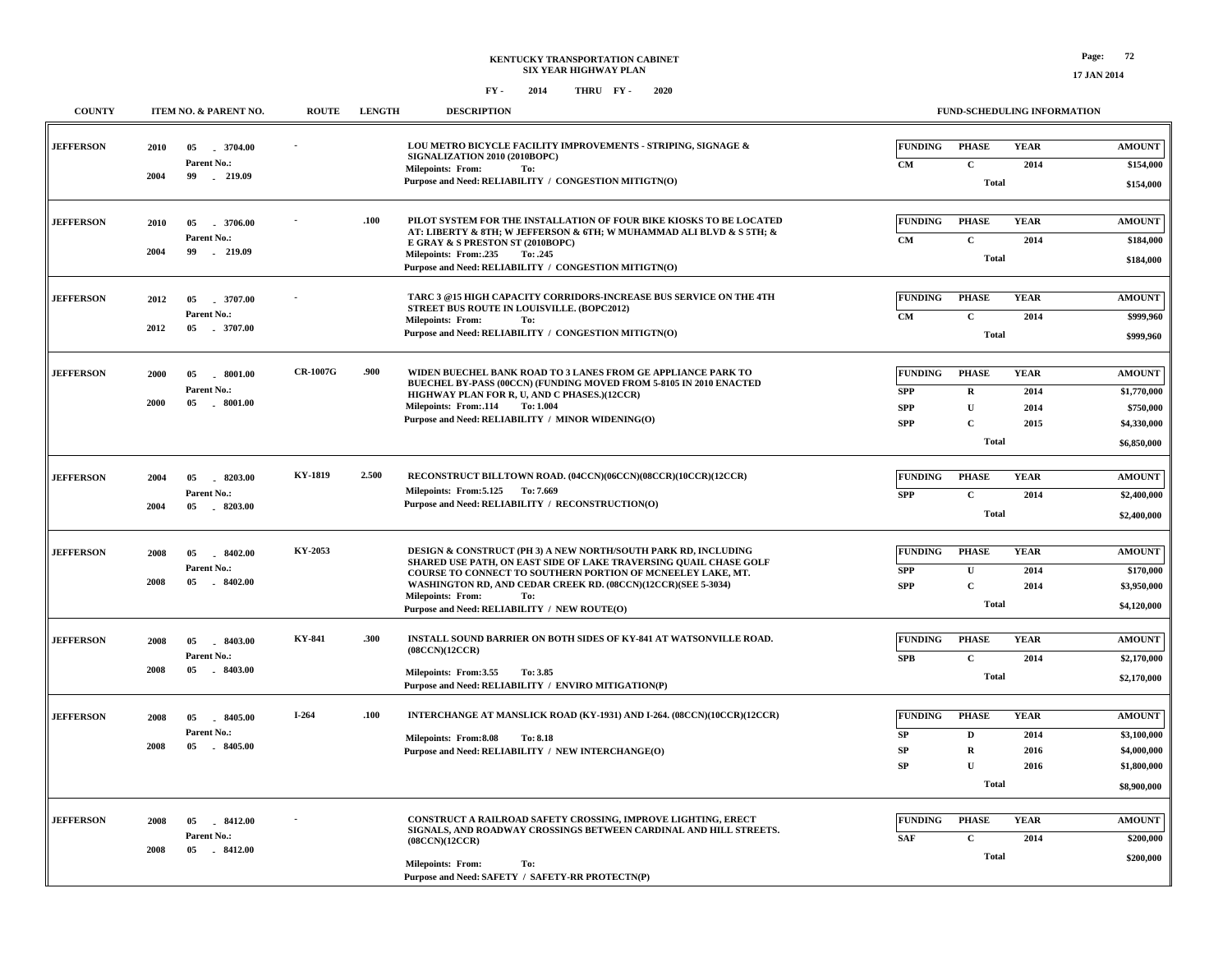**KENTUCKY TRANSPORTATION CABINET**
**SIX YEAR HIGHWAY PLAN**
**FY - 2014 THRU FY - 2020**

**17 JAN 2014**

| COUNTY | ITEM NO. & PARENT NO. | ROUTE | LENGTH | DESCRIPTION | FUNDING | PHASE | YEAR | AMOUNT |
|---|---|---|---|---|---|---|---|---|
| JEFFERSON | 2010 05 - 3704.00<br>Parent No.:<br>2004 99 - 219.09 | - | | LOU METRO BICYCLE FACILITY IMPROVEMENTS - STRIPING, SIGNAGE & SIGNALIZATION 2010 (2010BOPC)<br>Milepoints: From: To:<br>Purpose and Need: RELIABILITY / CONGESTION MITIGTN(O) | CM | C | 2014 | $154,000 |
| | | | | | | Total | | $154,000 |
| JEFFERSON | 2010 05 - 3706.00<br>Parent No.:<br>2004 99 - 219.09 | - | .100 | PILOT SYSTEM FOR THE INSTALLATION OF FOUR BIKE KIOSKS TO BE LOCATED AT: LIBERTY & 8TH; W JEFFERSON & 6TH; W MUHAMMAD ALI BLVD & S 5TH; & E GRAY & S PRESTON ST (2010BOPC)<br>Milepoints: From:.235 To: .245<br>Purpose and Need: RELIABILITY / CONGESTION MITIGTN(O) | CM | C | 2014 | $184,000 |
| | | | | | | Total | | $184,000 |
| JEFFERSON | 2012 05 - 3707.00<br>Parent No.:<br>2012 05 - 3707.00 | - | | TARC 3 @15 HIGH CAPACITY CORRIDORS-INCREASE BUS SERVICE ON THE 4TH STREET BUS ROUTE IN LOUISVILLE. (BOPC2012)<br>Milepoints: From: To:<br>Purpose and Need: RELIABILITY / CONGESTION MITIGTN(O) | CM | C | 2014 | $999,960 |
| | | | | | | Total | | $999,960 |
| JEFFERSON | 2000 05 - 8001.00<br>Parent No.:<br>2000 05 - 8001.00 | CR-1007G | .900 | WIDEN BUECHEL BANK ROAD TO 3 LANES FROM GE APPLIANCE PARK TO BUECHEL BY-PASS (00CCN) (FUNDING MOVED FROM 5-8105 IN 2010 ENACTED HIGHWAY PLAN FOR R, U, AND C PHASES.)(12CCR)<br>Milepoints: From:.114 To: 1.004<br>Purpose and Need: RELIABILITY / MINOR WIDENING(O) | SPP | R | 2014 | $1,770,000 |
| | | | | | SPP | U | 2014 | $750,000 |
| | | | | | SPP | C | 2015 | $4,330,000 |
| | | | | | | Total | | $6,850,000 |
| JEFFERSON | 2004 05 - 8203.00<br>Parent No.:<br>2004 05 - 8203.00 | KY-1819 | 2.500 | RECONSTRUCT BILLTOWN ROAD. (04CCN)(06CCN)(08CCR)(10CCR)(12CCR)<br>Milepoints: From:5.125 To: 7.669<br>Purpose and Need: RELIABILITY / RECONSTRUCTION(O) | SPP | C | 2014 | $2,400,000 |
| | | | | | | Total | | $2,400,000 |
| JEFFERSON | 2008 05 - 8402.00<br>Parent No.:<br>2008 05 - 8402.00 | KY-2053 | | DESIGN & CONSTRUCT (PH 3) A NEW NORTH/SOUTH PARK RD, INCLUDING SHARED USE PATH, ON EAST SIDE OF LAKE TRAVERSING QUAIL CHASE GOLF COURSE TO CONNECT TO SOUTHERN PORTION OF MCNEELEY LAKE, MT. WASHINGTON RD, AND CEDAR CREEK RD. (08CCN)(12CCR)(SEE 5-3034)<br>Milepoints: From: To:<br>Purpose and Need: RELIABILITY / NEW ROUTE(O) | SPP | U | 2014 | $170,000 |
| | | | | | SPP | C | 2014 | $3,950,000 |
| | | | | | | Total | | $4,120,000 |
| JEFFERSON | 2008 05 - 8403.00<br>Parent No.:<br>2008 05 - 8403.00 | KY-841 | .300 | INSTALL SOUND BARRIER ON BOTH SIDES OF KY-841 AT WATSONVILLE ROAD. (08CCN)(12CCR)<br>Milepoints: From:3.55 To: 3.85<br>Purpose and Need: RELIABILITY / ENVIRO MITIGATION(P) | SPB | C | 2014 | $2,170,000 |
| | | | | | | Total | | $2,170,000 |
| JEFFERSON | 2008 05 - 8405.00<br>Parent No.:<br>2008 05 - 8405.00 | I-264 | .100 | INTERCHANGE AT MANSLICK ROAD (KY-1931) AND I-264. (08CCN)(10CCR)(12CCR)<br>Milepoints: From:8.08 To: 8.18<br>Purpose and Need: RELIABILITY / NEW INTERCHANGE(O) | SP | D | 2014 | $3,100,000 |
| | | | | | SP | R | 2016 | $4,000,000 |
| | | | | | SP | U | 2016 | $1,800,000 |
| | | | | | | Total | | $8,900,000 |
| JEFFERSON | 2008 05 - 8412.00<br>Parent No.:<br>2008 05 - 8412.00 | - | | CONSTRUCT A RAILROAD SAFETY CROSSING, IMPROVE LIGHTING, ERECT SIGNALS, AND ROADWAY CROSSINGS BETWEEN CARDINAL AND HILL STREETS. (08CCN)(12CCR)<br>Milepoints: From: To:<br>Purpose and Need: SAFETY / SAFETY-RR PROTECTN(P) | SAF | C | 2014 | $200,000 |
| | | | | | | Total | | $200,000 |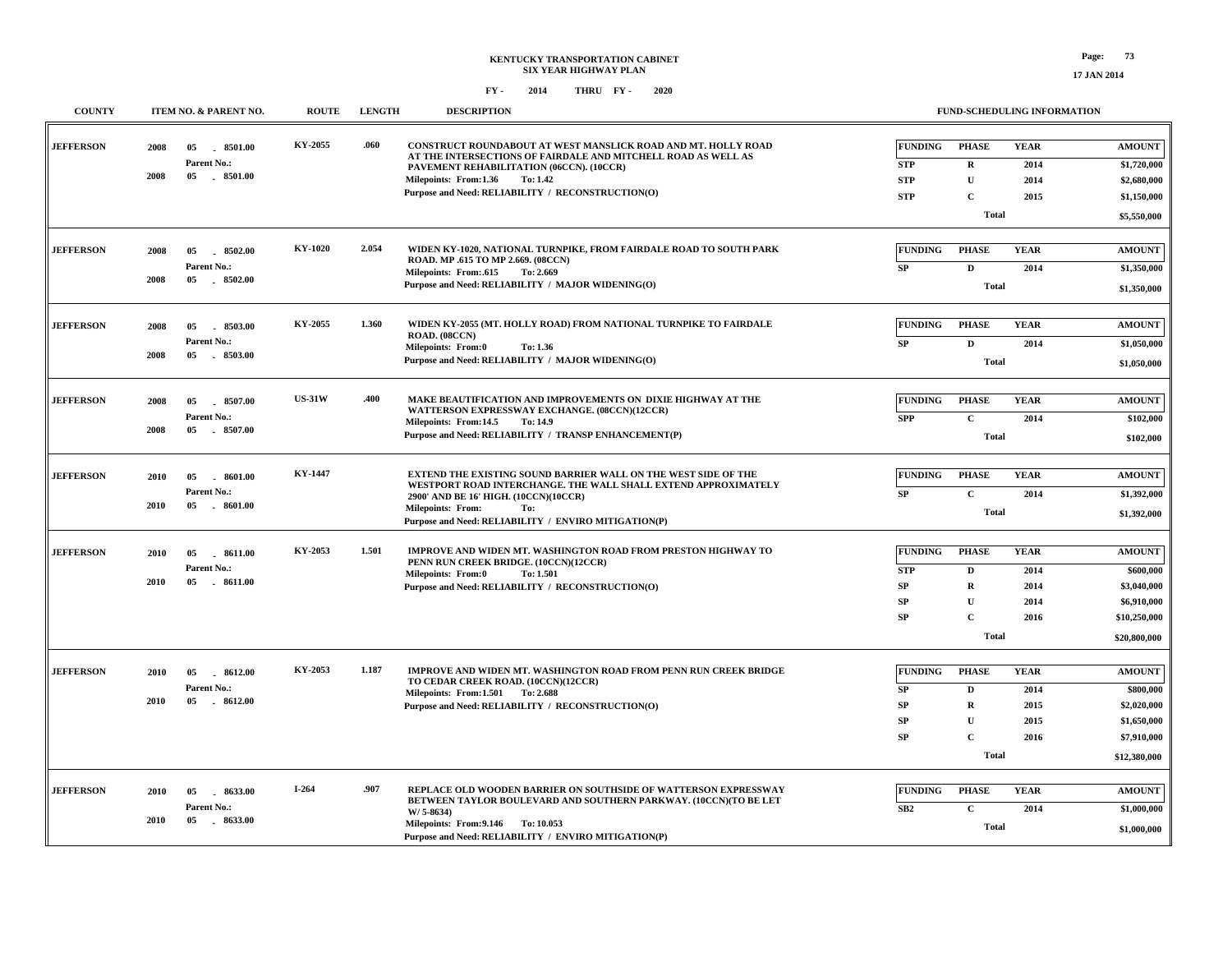**KENTUCKY TRANSPORTATION CABINET**
**SIX YEAR HIGHWAY PLAN**

**FY - 2014 THRU FY - 2020**

| COUNTY | ITEM NO. & PARENT NO. | ROUTE | LENGTH | DESCRIPTION | FUNDING | PHASE | YEAR | AMOUNT |
|---|---|---|---|---|---|---|---|---|
| JEFFERSON | 2008 05 - 8501.00<br>Parent No.:<br>2008 05 - 8501.00 | KY-2055 | .060 | CONSTRUCT ROUNDABOUT AT WEST MANSLICK ROAD AND MT. HOLLY ROAD AT THE INTERSECTIONS OF FAIRDALE AND MITCHELL ROAD AS WELL AS PAVEMENT REHABILITATION (06CCN). (10CCR)<br>Milepoints: From:1.36 To: 1.42<br>Purpose and Need: RELIABILITY / RECONSTRUCTION(O) | STP | R | 2014 | $1,720,000 |
| | | | | | STP | U | 2014 | $2,680,000 |
| | | | | | STP | C | 2015 | $1,150,000 |
| | | | | | | Total | | $5,550,000 |
| JEFFERSON | 2008 05 - 8502.00<br>Parent No.:<br>2008 05 - 8502.00 | KY-1020 | 2.054 | WIDEN KY-1020, NATIONAL TURNPIKE, FROM FAIRDALE ROAD TO SOUTH PARK ROAD. MP .615 TO MP 2.669. (08CCN)<br>Milepoints: From:.615 To: 2.669<br>Purpose and Need: RELIABILITY / MAJOR WIDENING(O) | SP | D | 2014 | $1,350,000 |
| | | | | | | Total | | $1,350,000 |
| JEFFERSON | 2008 05 - 8503.00<br>Parent No.:<br>2008 05 - 8503.00 | KY-2055 | 1.360 | WIDEN KY-2055 (MT. HOLLY ROAD) FROM NATIONAL TURNPIKE TO FAIRDALE ROAD. (08CCN)<br>Milepoints: From:0 To: 1.36<br>Purpose and Need: RELIABILITY / MAJOR WIDENING(O) | SP | D | 2014 | $1,050,000 |
| | | | | | | Total | | $1,050,000 |
| JEFFERSON | 2008 05 - 8507.00<br>Parent No.:<br>2008 05 - 8507.00 | US-31W | .400 | MAKE BEAUTIFICATION AND IMPROVEMENTS ON DIXIE HIGHWAY AT THE WATTERSON EXPRESSWAY EXCHANGE. (08CCN)(12CCR)<br>Milepoints: From:14.5 To: 14.9<br>Purpose and Need: RELIABILITY / TRANSP ENHANCEMENT(P) | SPP | C | 2014 | $102,000 |
| | | | | | | Total | | $102,000 |
| JEFFERSON | 2010 05 - 8601.00<br>Parent No.:<br>2010 05 - 8601.00 | KY-1447 | | EXTEND THE EXISTING SOUND BARRIER WALL ON THE WEST SIDE OF THE WESTPORT ROAD INTERCHANGE. THE WALL SHALL EXTEND APPROXIMATELY 2900' AND BE 16' HIGH. (10CCN)(10CCR)<br>Milepoints: From: To:<br>Purpose and Need: RELIABILITY / ENVIRO MITIGATION(P) | SP | C | 2014 | $1,392,000 |
| | | | | | | Total | | $1,392,000 |
| JEFFERSON | 2010 05 - 8611.00<br>Parent No.:<br>2010 05 - 8611.00 | KY-2053 | 1.501 | IMPROVE AND WIDEN MT. WASHINGTON ROAD FROM PRESTON HIGHWAY TO PENN RUN CREEK BRIDGE. (10CCN)(12CCR)<br>Milepoints: From:0 To: 1.501<br>Purpose and Need: RELIABILITY / RECONSTRUCTION(O) | STP | D | 2014 | $600,000 |
| | | | | | SP | R | 2014 | $3,040,000 |
| | | | | | SP | U | 2014 | $6,910,000 |
| | | | | | SP | C | 2016 | $10,250,000 |
| | | | | | | Total | | $20,800,000 |
| JEFFERSON | 2010 05 - 8612.00<br>Parent No.:<br>2010 05 - 8612.00 | KY-2053 | 1.187 | IMPROVE AND WIDEN MT. WASHINGTON ROAD FROM PENN RUN CREEK BRIDGE TO CEDAR CREEK ROAD. (10CCN)(12CCR)<br>Milepoints: From:1.501 To: 2.688<br>Purpose and Need: RELIABILITY / RECONSTRUCTION(O) | SP | D | 2014 | $800,000 |
| | | | | | SP | R | 2015 | $2,020,000 |
| | | | | | SP | U | 2015 | $1,650,000 |
| | | | | | SP | C | 2016 | $7,910,000 |
| | | | | | | Total | | $12,380,000 |
| JEFFERSON | 2010 05 - 8633.00<br>Parent No.:<br>2010 05 - 8633.00 | I-264 | .907 | REPLACE OLD WOODEN BARRIER ON SOUTHSIDE OF WATTERSON EXPRESSWAY BETWEEN TAYLOR BOULEVARD AND SOUTHERN PARKWAY. (10CCN)(TO BE LET W/ 5-8634)<br>Milepoints: From:9.146 To: 10.053<br>Purpose and Need: RELIABILITY / ENVIRO MITIGATION(P) | SB2 | C | 2014 | $1,000,000 |
| | | | | | | Total | | $1,000,000 |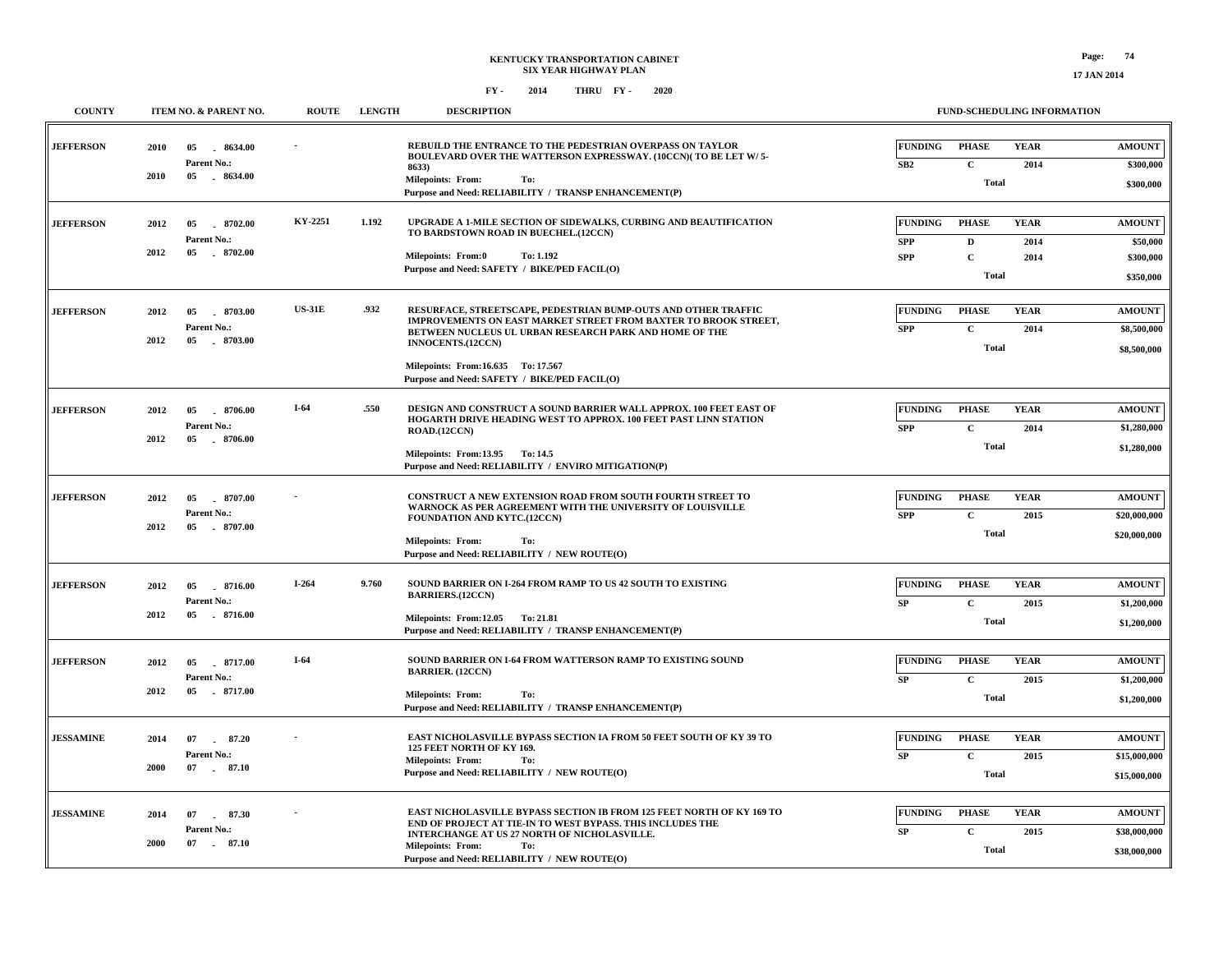**KENTUCKY TRANSPORTATION CABINET**
**SIX YEAR HIGHWAY PLAN**
**FY - 2014 THRU FY - 2020**

17 JAN 2014

| COUNTY | ITEM NO. & PARENT NO. | ROUTE | LENGTH | DESCRIPTION | FUNDING | PHASE | YEAR | AMOUNT |
|---|---|---|---|---|---|---|---|---|
| JEFFERSON | 2010 05 - 8634.00<br>Parent No.:<br>2010 05 - 8634.00 | - | | REBUILD THE ENTRANCE TO THE PEDESTRIAN OVERPASS ON TAYLOR BOULEVARD OVER THE WATTERSON EXPRESSWAY. (10CCN)( TO BE LET W/ 5-8633)<br>Milepoints: From: To:<br>Purpose and Need: RELIABILITY / TRANSP ENHANCEMENT(P) | SB2 | C | 2014 | $300,000 |
| | | | | | | Total | | $300,000 |
| JEFFERSON | 2012 05 - 8702.00<br>Parent No.:<br>2012 05 - 8702.00 | KY-2251 | 1.192 | UPGRADE A 1-MILE SECTION OF SIDEWALKS, CURBING AND BEAUTIFICATION TO BARDSTOWN ROAD IN BUECHEL.(12CCN)<br>Milepoints: From:0 To: 1.192<br>Purpose and Need: SAFETY / BIKE/PED FACIL(O) | SPP | D | 2014 | $50,000 |
| | | | | | SPP | C | 2014 | $300,000 |
| | | | | | | Total | | $350,000 |
| JEFFERSON | 2012 05 - 8703.00<br>Parent No.:<br>2012 05 - 8703.00 | US-31E | .932 | RESURFACE, STREETSCAPE, PEDESTRIAN BUMP-OUTS AND OTHER TRAFFIC IMPROVEMENTS ON EAST MARKET STREET FROM BAXTER TO BROOK STREET, BETWEEN NUCLEUS UL URBAN RESEARCH PARK AND HOME OF THE INNOCENTS.(12CCN)<br>Milepoints: From:16.635 To: 17.567<br>Purpose and Need: SAFETY / BIKE/PED FACIL(O) | SPP | C | 2014 | $8,500,000 |
| | | | | | | Total | | $8,500,000 |
| JEFFERSON | 2012 05 - 8706.00<br>Parent No.:<br>2012 05 - 8706.00 | I-64 | .550 | DESIGN AND CONSTRUCT A SOUND BARRIER WALL APPROX. 100 FEET EAST OF HOGARTH DRIVE HEADING WEST TO APPROX. 100 FEET PAST LINN STATION ROAD.(12CCN)<br>Milepoints: From:13.95 To: 14.5<br>Purpose and Need: RELIABILITY / ENVIRO MITIGATION(P) | SPP | C | 2014 | $1,280,000 |
| | | | | | | Total | | $1,280,000 |
| JEFFERSON | 2012 05 - 8707.00<br>Parent No.:<br>2012 05 - 8707.00 | - | | CONSTRUCT A NEW EXTENSION ROAD FROM SOUTH FOURTH STREET TO WARNOCK AS PER AGREEMENT WITH THE UNIVERSITY OF LOUISVILLE FOUNDATION AND KYTC.(12CCN)<br>Milepoints: From: To:<br>Purpose and Need: RELIABILITY / NEW ROUTE(O) | SPP | C | 2015 | $20,000,000 |
| | | | | | | Total | | $20,000,000 |
| JEFFERSON | 2012 05 - 8716.00<br>Parent No.:<br>2012 05 - 8716.00 | I-264 | 9.760 | SOUND BARRIER ON I-264 FROM RAMP TO US 42 SOUTH TO EXISTING BARRIERS.(12CCN)<br>Milepoints: From:12.05 To: 21.81<br>Purpose and Need: RELIABILITY / TRANSP ENHANCEMENT(P) | SP | C | 2015 | $1,200,000 |
| | | | | | | Total | | $1,200,000 |
| JEFFERSON | 2012 05 - 8717.00<br>Parent No.:<br>2012 05 - 8717.00 | I-64 | | SOUND BARRIER ON I-64 FROM WATTERSON RAMP TO EXISTING SOUND BARRIER. (12CCN)<br>Milepoints: From: To:<br>Purpose and Need: RELIABILITY / TRANSP ENHANCEMENT(P) | SP | C | 2015 | $1,200,000 |
| | | | | | | Total | | $1,200,000 |
| JESSAMINE | 2014 07 - 87.20<br>Parent No.:<br>2000 07 - 87.10 | - | | EAST NICHOLASVILLE BYPASS SECTION IA FROM 50 FEET SOUTH OF KY 39 TO 125 FEET NORTH OF KY 169.<br>Milepoints: From: To:<br>Purpose and Need: RELIABILITY / NEW ROUTE(O) | SP | C | 2015 | $15,000,000 |
| | | | | | | Total | | $15,000,000 |
| JESSAMINE | 2014 07 - 87.30<br>Parent No.:<br>2000 07 - 87.10 | - | | EAST NICHOLASVILLE BYPASS SECTION IB FROM 125 FEET NORTH OF KY 169 TO END OF PROJECT AT TIE-IN TO WEST BYPASS. THIS INCLUDES THE INTERCHANGE AT US 27 NORTH OF NICHOLASVILLE.<br>Milepoints: From: To:<br>Purpose and Need: RELIABILITY / NEW ROUTE(O) | SP | C | 2015 | $38,000,000 |
| | | | | | | Total | | $38,000,000 |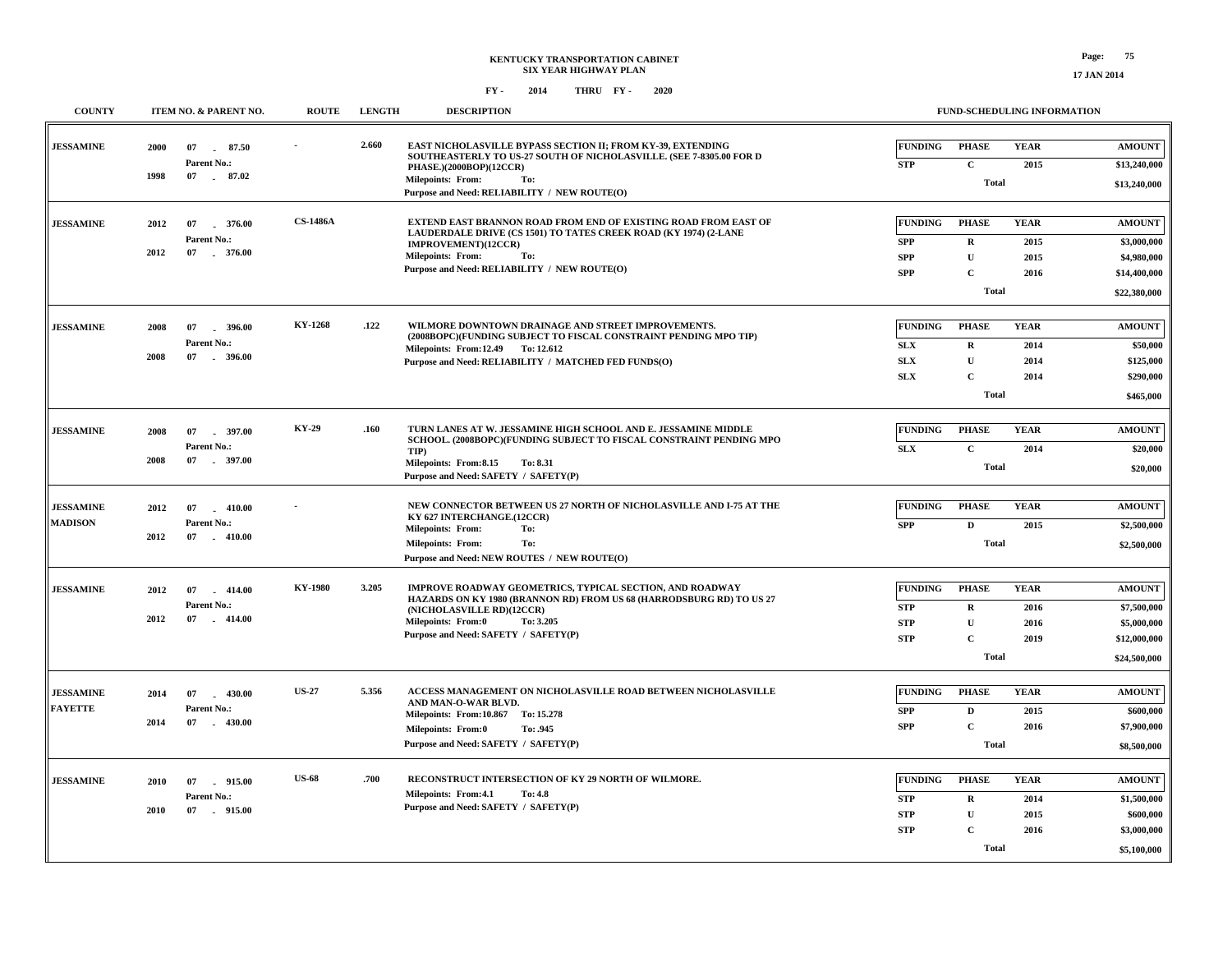**KENTUCKY TRANSPORTATION CABINET**
**SIX YEAR HIGHWAY PLAN**
**FY - 2014 THRU FY - 2020**

| COUNTY | ITEM NO. & PARENT NO. | ROUTE | LENGTH | DESCRIPTION | FUNDING | PHASE | YEAR | AMOUNT |
|---|---|---|---|---|---|---|---|---|
| JESSAMINE | 2000 07 - 87.50<br>Parent No.:<br>1998 07 - 87.02 | - | 2.660 | EAST NICHOLASVILLE BYPASS SECTION II; FROM KY-39, EXTENDING SOUTHEASTERLY TO US-27 SOUTH OF NICHOLASVILLE. (SEE 7-8305.00 FOR D PHASE.)(2000BOP)(12CCR)<br>Milepoints: From: To:<br>Purpose and Need: RELIABILITY / NEW ROUTE(O) | STP | C | 2015 | $13,240,000 |
| | | | | | | Total | | $13,240,000 |
| JESSAMINE | 2012 07 - 376.00<br>Parent No.:<br>2012 07 - 376.00 | CS-1486A | | EXTEND EAST BRANNON ROAD FROM END OF EXISTING ROAD FROM EAST OF LAUDERDALE DRIVE (CS 1501) TO TATES CREEK ROAD (KY 1974) (2-LANE IMPROVEMENT)(12CCR)<br>Milepoints: From: To:<br>Purpose and Need: RELIABILITY / NEW ROUTE(O) | SPP | R | 2015 | $3,000,000 |
| | | | | | SPP | U | 2015 | $4,980,000 |
| | | | | | SPP | C | 2016 | $14,400,000 |
| | | | | | | Total | | $22,380,000 |
| JESSAMINE | 2008 07 - 396.00<br>Parent No.:<br>2008 07 - 396.00 | KY-1268 | .122 | WILMORE DOWNTOWN DRAINAGE AND STREET IMPROVEMENTS. (2008BOPC)(FUNDING SUBJECT TO FISCAL CONSTRAINT PENDING MPO TIP)<br>Milepoints: From:12.49 To: 12.612<br>Purpose and Need: RELIABILITY / MATCHED FED FUNDS(O) | SLX | R | 2014 | $50,000 |
| | | | | | SLX | U | 2014 | $125,000 |
| | | | | | SLX | C | 2014 | $290,000 |
| | | | | | | Total | | $465,000 |
| JESSAMINE | 2008 07 - 397.00<br>Parent No.:<br>2008 07 - 397.00 | KY-29 | .160 | TURN LANES AT W. JESSAMINE HIGH SCHOOL AND E. JESSAMINE MIDDLE SCHOOL. (2008BOPC)(FUNDING SUBJECT TO FISCAL CONSTRAINT PENDING MPO TIP)<br>Milepoints: From:8.15 To: 8.31<br>Purpose and Need: SAFETY / SAFETY(P) | SLX | C | 2014 | $20,000 |
| | | | | | | Total | | $20,000 |
| JESSAMINE<br>MADISON | 2012 07 - 410.00<br>Parent No.:<br>2012 07 - 410.00 | - | | NEW CONNECTOR BETWEEN US 27 NORTH OF NICHOLASVILLE AND I-75 AT THE KY 627 INTERCHANGE.(12CCR)<br>Milepoints: From: To:<br>Milepoints: From: To:<br>Purpose and Need: NEW ROUTES / NEW ROUTE(O) | SPP | D | 2015 | $2,500,000 |
| | | | | | | Total | | $2,500,000 |
| JESSAMINE | 2012 07 - 414.00<br>Parent No.:<br>2012 07 - 414.00 | KY-1980 | 3.205 | IMPROVE ROADWAY GEOMETRICS, TYPICAL SECTION, AND ROADWAY HAZARDS ON KY 1980 (BRANNON RD) FROM US 68 (HARRODSBURG RD) TO US 27 (NICHOLASVILLE RD)(12CCR)<br>Milepoints: From:0 To: 3.205<br>Purpose and Need: SAFETY / SAFETY(P) | STP | R | 2016 | $7,500,000 |
| | | | | | STP | U | 2016 | $5,000,000 |
| | | | | | STP | C | 2019 | $12,000,000 |
| | | | | | | Total | | $24,500,000 |
| JESSAMINE<br>FAYETTE | 2014 07 - 430.00<br>Parent No.:<br>2014 07 - 430.00 | US-27 | 5.356 | ACCESS MANAGEMENT ON NICHOLASVILLE ROAD BETWEEN NICHOLASVILLE AND MAN-O-WAR BLVD.<br>Milepoints: From:10.867 To: 15.278<br>Milepoints: From:0 To: .945<br>Purpose and Need: SAFETY / SAFETY(P) | SPP | D | 2015 | $600,000 |
| | | | | | SPP | C | 2016 | $7,900,000 |
| | | | | | | Total | | $8,500,000 |
| JESSAMINE | 2010 07 - 915.00<br>Parent No.:<br>2010 07 - 915.00 | US-68 | .700 | RECONSTRUCT INTERSECTION OF KY 29 NORTH OF WILMORE.<br>Milepoints: From:4.1 To: 4.8<br>Purpose and Need: SAFETY / SAFETY(P) | STP | R | 2014 | $1,500,000 |
| | | | | | STP | U | 2015 | $600,000 |
| | | | | | STP | C | 2016 | $3,000,000 |
| | | | | | | Total | | $5,100,000 |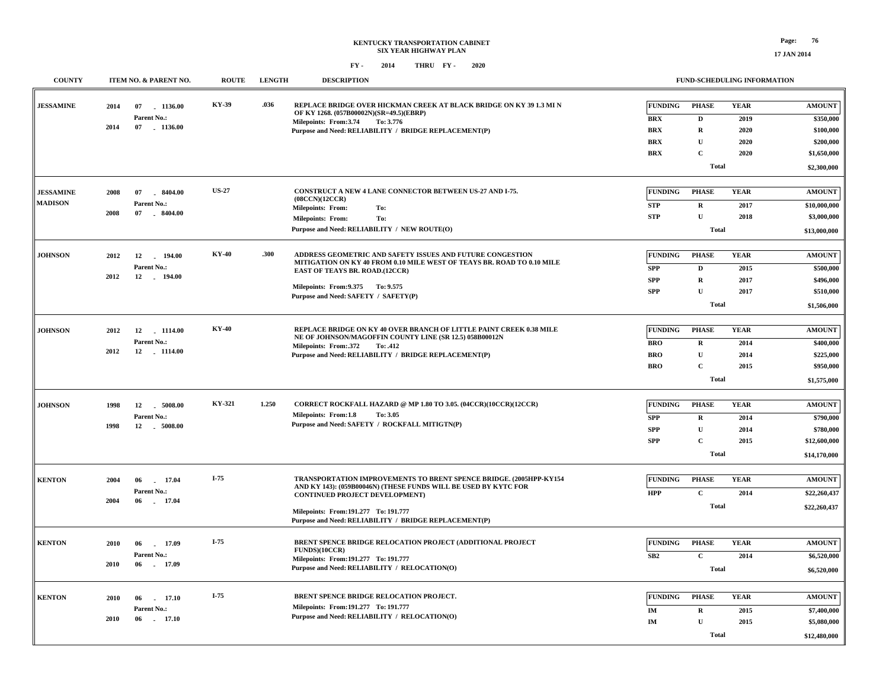# KENTUCKY TRANSPORTATION CABINET
## SIX YEAR HIGHWAY PLAN
### FY - 2014 THRU FY - 2020

| COUNTY | ITEM NO. & PARENT NO. | ROUTE | LENGTH | DESCRIPTION | FUNDING | PHASE | YEAR | AMOUNT |
|---|---|---|---|---|---|---|---|---|
| JESSAMINE | 2014 07 - 1136.00<br>Parent No.:<br>2014 07 - 1136.00 | KY-39 | .036 | REPLACE BRIDGE OVER HICKMAN CREEK AT BLACK BRIDGE ON KY 39 1.3 MI N OF KY 1268. (057B00002N)(SR=49.5)(EBRP)<br>Milepoints: From:3.74 To: 3.776<br>Purpose and Need: RELIABILITY / BRIDGE REPLACEMENT(P) | BRX | D | 2019 | $350,000 |
| | | | | | BRX | R | 2020 | $100,000 |
| | | | | | BRX | U | 2020 | $200,000 |
| | | | | | BRX | C | 2020 | $1,650,000 |
| | | | | | | Total | | $2,300,000 |
| JESSAMINE<br>MADISON | 2008 07 - 8404.00<br>Parent No.:<br>2008 07 - 8404.00 | US-27 | | CONSTRUCT A NEW 4 LANE CONNECTOR BETWEEN US-27 AND I-75. (08CCN)(12CCR)<br>Milepoints: From: To:<br>Milepoints: From: To:<br>Purpose and Need: RELIABILITY / NEW ROUTE(O) | STP | R | 2017 | $10,000,000 |
| | | | | | STP | U | 2018 | $3,000,000 |
| | | | | | | Total | | $13,000,000 |
| JOHNSON | 2012 12 - 194.00<br>Parent No.:<br>2012 12 - 194.00 | KY-40 | .300 | ADDRESS GEOMETRIC AND SAFETY ISSUES AND FUTURE CONGESTION MITIGATION ON KY 40 FROM 0.10 MILE WEST OF TEAYS BR. ROAD TO 0.10 MILE EAST OF TEAYS BR. ROAD.(12CCR)<br>Milepoints: From:9.375 To: 9.575<br>Purpose and Need: SAFETY / SAFETY(P) | SPP | D | 2015 | $500,000 |
| | | | | | SPP | R | 2017 | $496,000 |
| | | | | | SPP | U | 2017 | $510,000 |
| | | | | | | Total | | $1,506,000 |
| JOHNSON | 2012 12 - 1114.00<br>Parent No.:<br>2012 12 - 1114.00 | KY-40 | | REPLACE BRIDGE ON KY 40 OVER BRANCH OF LITTLE PAINT CREEK 0.38 MILE NE OF JOHNSON/MAGOFFIN COUNTY LINE (SR 12.5) 058B00012N<br>Milepoints: From:.372 To: .412<br>Purpose and Need: RELIABILITY / BRIDGE REPLACEMENT(P) | BRO | R | 2014 | $400,000 |
| | | | | | BRO | U | 2014 | $225,000 |
| | | | | | BRO | C | 2015 | $950,000 |
| | | | | | | Total | | $1,575,000 |
| JOHNSON | 1998 12 - 5008.00<br>Parent No.:<br>1998 12 - 5008.00 | KY-321 | 1.250 | CORRECT ROCKFALL HAZARD @ MP 1.80 TO 3.05. (04CCR)(10CCR)(12CCR)<br>Milepoints: From:1.8 To: 3.05<br>Purpose and Need: SAFETY / ROCKFALL MITIGTN(P) | SPP | R | 2014 | $790,000 |
| | | | | | SPP | U | 2014 | $780,000 |
| | | | | | SPP | C | 2015 | $12,600,000 |
| | | | | | | Total | | $14,170,000 |
| KENTON | 2004 06 - 17.04<br>Parent No.:<br>2004 06 - 17.04 | I-75 | | TRANSPORTATION IMPROVEMENTS TO BRENT SPENCE BRIDGE. (2005HPP-KY154 AND KY 143): (059B00046N) (THESE FUNDS WILL BE USED BY KYTC FOR CONTINUED PROJECT DEVELOPMENT)<br>Milepoints: From:191.277 To: 191.777<br>Purpose and Need: RELIABILITY / BRIDGE REPLACEMENT(P) | HPP | C | 2014 | $22,260,437 |
| | | | | | | Total | | $22,260,437 |
| KENTON | 2010 06 - 17.09<br>Parent No.:<br>2010 06 - 17.09 | I-75 | | BRENT SPENCE BRIDGE RELOCATION PROJECT (ADDITIONAL PROJECT FUNDS)(10CCR)<br>Milepoints: From:191.277 To: 191.777<br>Purpose and Need: RELIABILITY / RELOCATION(O) | SB2 | C | 2014 | $6,520,000 |
| | | | | | | Total | | $6,520,000 |
| KENTON | 2010 06 - 17.10<br>Parent No.:<br>2010 06 - 17.10 | I-75 | | BRENT SPENCE BRIDGE RELOCATION PROJECT.<br>Milepoints: From:191.277 To: 191.777<br>Purpose and Need: RELIABILITY / RELOCATION(O) | IM | R | 2015 | $7,400,000 |
| | | | | | IM | U | 2015 | $5,080,000 |
| | | | | | | Total | | $12,480,000 |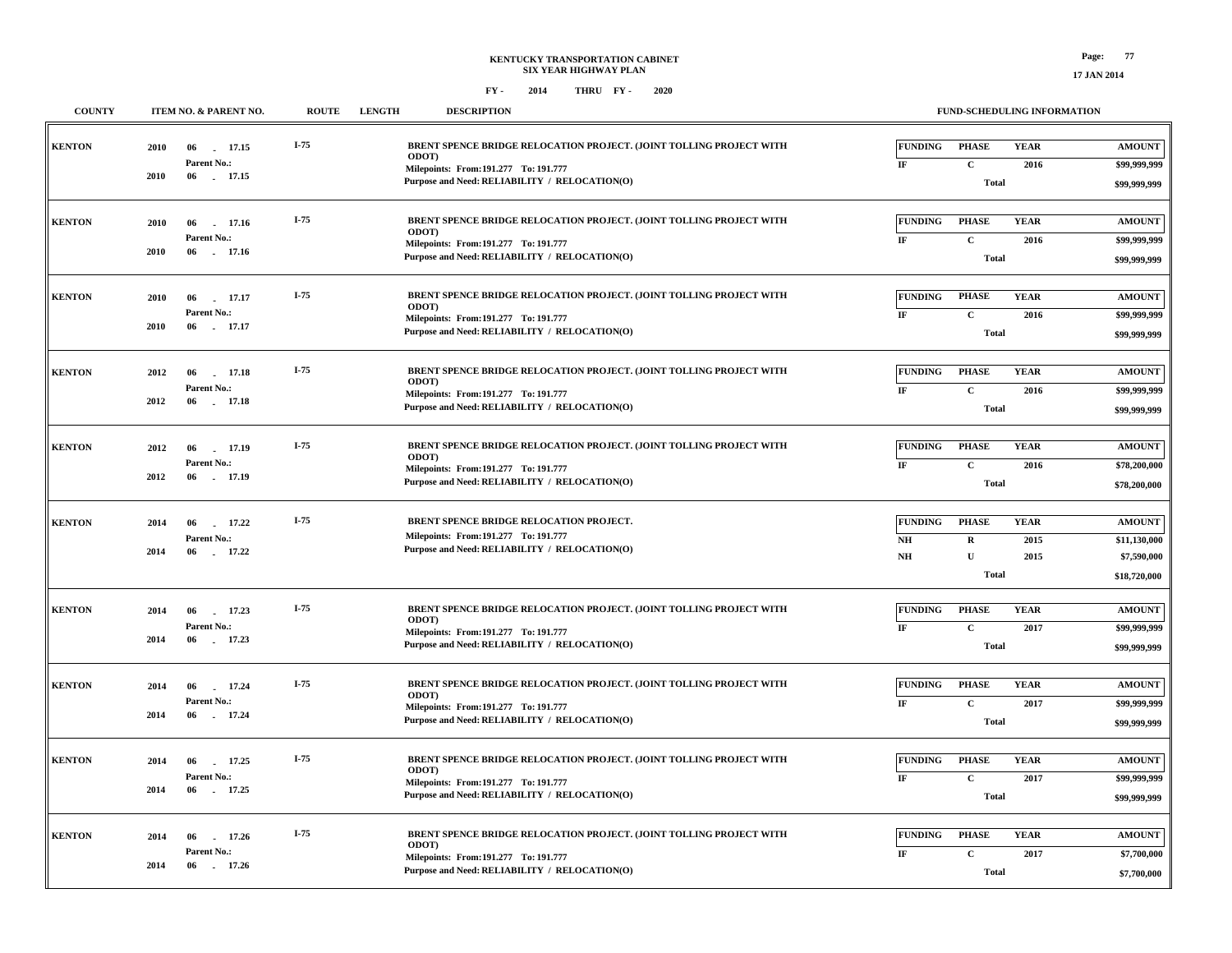# KENTUCKY TRANSPORTATION CABINET
## SIX YEAR HIGHWAY PLAN

FY - 2014 THRU FY - 2020

| COUNTY | ITEM NO. & PARENT NO. | ROUTE | LENGTH | DESCRIPTION | FUNDING | PHASE | YEAR | AMOUNT |
|---|---|---|---|---|---|---|---|---|
| KENTON | 2010 06 - 17.15<br>Parent No.:<br>2010 06 - 17.15 | I-75 | | BRENT SPENCE BRIDGE RELOCATION PROJECT. (JOINT TOLLING PROJECT WITH ODOT)<br>Milepoints: From:191.277 To: 191.777<br>Purpose and Need: RELIABILITY / RELOCATION(O) | IF | C | 2016 | $99,999,999 |
| | | | | | | Total | | $99,999,999 |
| KENTON | 2010 06 - 17.16<br>Parent No.:<br>2010 06 - 17.16 | I-75 | | BRENT SPENCE BRIDGE RELOCATION PROJECT. (JOINT TOLLING PROJECT WITH ODOT)<br>Milepoints: From:191.277 To: 191.777<br>Purpose and Need: RELIABILITY / RELOCATION(O) | IF | C | 2016 | $99,999,999 |
| | | | | | | Total | | $99,999,999 |
| KENTON | 2010 06 - 17.17<br>Parent No.:<br>2010 06 - 17.17 | I-75 | | BRENT SPENCE BRIDGE RELOCATION PROJECT. (JOINT TOLLING PROJECT WITH ODOT)<br>Milepoints: From:191.277 To: 191.777<br>Purpose and Need: RELIABILITY / RELOCATION(O) | IF | C | 2016 | $99,999,999 |
| | | | | | | Total | | $99,999,999 |
| KENTON | 2012 06 - 17.18<br>Parent No.:<br>2012 06 - 17.18 | I-75 | | BRENT SPENCE BRIDGE RELOCATION PROJECT. (JOINT TOLLING PROJECT WITH ODOT)<br>Milepoints: From:191.277 To: 191.777<br>Purpose and Need: RELIABILITY / RELOCATION(O) | IF | C | 2016 | $99,999,999 |
| | | | | | | Total | | $99,999,999 |
| KENTON | 2012 06 - 17.19<br>Parent No.:<br>2012 06 - 17.19 | I-75 | | BRENT SPENCE BRIDGE RELOCATION PROJECT. (JOINT TOLLING PROJECT WITH ODOT)<br>Milepoints: From:191.277 To: 191.777<br>Purpose and Need: RELIABILITY / RELOCATION(O) | IF | C | 2016 | $78,200,000 |
| | | | | | | Total | | $78,200,000 |
| KENTON | 2014 06 - 17.22<br>Parent No.:<br>2014 06 - 17.22 | I-75 | | BRENT SPENCE BRIDGE RELOCATION PROJECT.<br>Milepoints: From:191.277 To: 191.777<br>Purpose and Need: RELIABILITY / RELOCATION(O) | NH | R | 2015 | $11,130,000 |
| | | | | | NH | U | 2015 | $7,590,000 |
| | | | | | | Total | | $18,720,000 |
| KENTON | 2014 06 - 17.23<br>Parent No.:<br>2014 06 - 17.23 | I-75 | | BRENT SPENCE BRIDGE RELOCATION PROJECT. (JOINT TOLLING PROJECT WITH ODOT)<br>Milepoints: From:191.277 To: 191.777<br>Purpose and Need: RELIABILITY / RELOCATION(O) | IF | C | 2017 | $99,999,999 |
| | | | | | | Total | | $99,999,999 |
| KENTON | 2014 06 - 17.24<br>Parent No.:<br>2014 06 - 17.24 | I-75 | | BRENT SPENCE BRIDGE RELOCATION PROJECT. (JOINT TOLLING PROJECT WITH ODOT)<br>Milepoints: From:191.277 To: 191.777<br>Purpose and Need: RELIABILITY / RELOCATION(O) | IF | C | 2017 | $99,999,999 |
| | | | | | | Total | | $99,999,999 |
| KENTON | 2014 06 - 17.25<br>Parent No.:<br>2014 06 - 17.25 | I-75 | | BRENT SPENCE BRIDGE RELOCATION PROJECT. (JOINT TOLLING PROJECT WITH ODOT)<br>Milepoints: From:191.277 To: 191.777<br>Purpose and Need: RELIABILITY / RELOCATION(O) | IF | C | 2017 | $99,999,999 |
| | | | | | | Total | | $99,999,999 |
| KENTON | 2014 06 - 17.26<br>Parent No.:<br>2014 06 - 17.26 | I-75 | | BRENT SPENCE BRIDGE RELOCATION PROJECT. (JOINT TOLLING PROJECT WITH ODOT)<br>Milepoints: From:191.277 To: 191.777<br>Purpose and Need: RELIABILITY / RELOCATION(O) | IF | C | 2017 | $7,700,000 |
| | | | | | | Total | | $7,700,000 |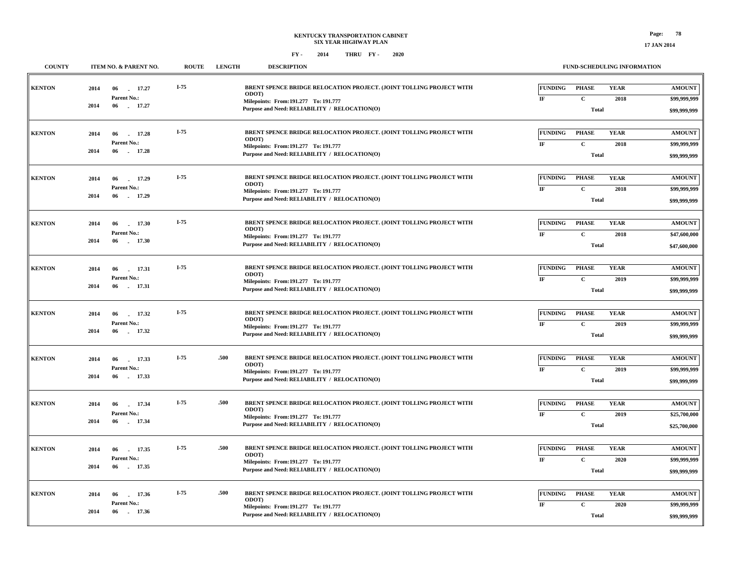# KENTUCKY TRANSPORTATION CABINET
## SIX YEAR HIGHWAY PLAN

FY - 2014 THRU FY - 2020

| COUNTY | ITEM NO. & PARENT NO. | ROUTE | LENGTH | DESCRIPTION | FUNDING | PHASE | YEAR | AMOUNT |
|---|---|---|---|---|---|---|---|---|
| KENTON | 2014 06 - 17.27 Parent No.: 2014 06 - 17.27 | I-75 | | BRENT SPENCE BRIDGE RELOCATION PROJECT. (JOINT TOLLING PROJECT WITH ODOT) Milepoints: From:191.277 To: 191.777 Purpose and Need: RELIABILITY / RELOCATION(O) | IF | C | 2018 | $99,999,999 |
| | | | | | | Total | | $99,999,999 |
| KENTON | 2014 06 - 17.28 Parent No.: 2014 06 - 17.28 | I-75 | | BRENT SPENCE BRIDGE RELOCATION PROJECT. (JOINT TOLLING PROJECT WITH ODOT) Milepoints: From:191.277 To: 191.777 Purpose and Need: RELIABILITY / RELOCATION(O) | IF | C | 2018 | $99,999,999 |
| | | | | | | Total | | $99,999,999 |
| KENTON | 2014 06 - 17.29 Parent No.: 2014 06 - 17.29 | I-75 | | BRENT SPENCE BRIDGE RELOCATION PROJECT. (JOINT TOLLING PROJECT WITH ODOT) Milepoints: From:191.277 To: 191.777 Purpose and Need: RELIABILITY / RELOCATION(O) | IF | C | 2018 | $99,999,999 |
| | | | | | | Total | | $99,999,999 |
| KENTON | 2014 06 - 17.30 Parent No.: 2014 06 - 17.30 | I-75 | | BRENT SPENCE BRIDGE RELOCATION PROJECT. (JOINT TOLLING PROJECT WITH ODOT) Milepoints: From:191.277 To: 191.777 Purpose and Need: RELIABILITY / RELOCATION(O) | IF | C | 2018 | $47,600,000 |
| | | | | | | Total | | $47,600,000 |
| KENTON | 2014 06 - 17.31 Parent No.: 2014 06 - 17.31 | I-75 | | BRENT SPENCE BRIDGE RELOCATION PROJECT. (JOINT TOLLING PROJECT WITH ODOT) Milepoints: From:191.277 To: 191.777 Purpose and Need: RELIABILITY / RELOCATION(O) | IF | C | 2019 | $99,999,999 |
| | | | | | | Total | | $99,999,999 |
| KENTON | 2014 06 - 17.32 Parent No.: 2014 06 - 17.32 | I-75 | | BRENT SPENCE BRIDGE RELOCATION PROJECT. (JOINT TOLLING PROJECT WITH ODOT) Milepoints: From:191.277 To: 191.777 Purpose and Need: RELIABILITY / RELOCATION(O) | IF | C | 2019 | $99,999,999 |
| | | | | | | Total | | $99,999,999 |
| KENTON | 2014 06 - 17.33 Parent No.: 2014 06 - 17.33 | I-75 | .500 | BRENT SPENCE BRIDGE RELOCATION PROJECT. (JOINT TOLLING PROJECT WITH ODOT) Milepoints: From:191.277 To: 191.777 Purpose and Need: RELIABILITY / RELOCATION(O) | IF | C | 2019 | $99,999,999 |
| | | | | | | Total | | $99,999,999 |
| KENTON | 2014 06 - 17.34 Parent No.: 2014 06 - 17.34 | I-75 | .500 | BRENT SPENCE BRIDGE RELOCATION PROJECT. (JOINT TOLLING PROJECT WITH ODOT) Milepoints: From:191.277 To: 191.777 Purpose and Need: RELIABILITY / RELOCATION(O) | IF | C | 2019 | $25,700,000 |
| | | | | | | Total | | $25,700,000 |
| KENTON | 2014 06 - 17.35 Parent No.: 2014 06 - 17.35 | I-75 | .500 | BRENT SPENCE BRIDGE RELOCATION PROJECT. (JOINT TOLLING PROJECT WITH ODOT) Milepoints: From:191.277 To: 191.777 Purpose and Need: RELIABILITY / RELOCATION(O) | IF | C | 2020 | $99,999,999 |
| | | | | | | Total | | $99,999,999 |
| KENTON | 2014 06 - 17.36 Parent No.: 2014 06 - 17.36 | I-75 | .500 | BRENT SPENCE BRIDGE RELOCATION PROJECT. (JOINT TOLLING PROJECT WITH ODOT) Milepoints: From:191.277 To: 191.777 Purpose and Need: RELIABILITY / RELOCATION(O) | IF | C | 2020 | $99,999,999 |
| | | | | | | Total | | $99,999,999 |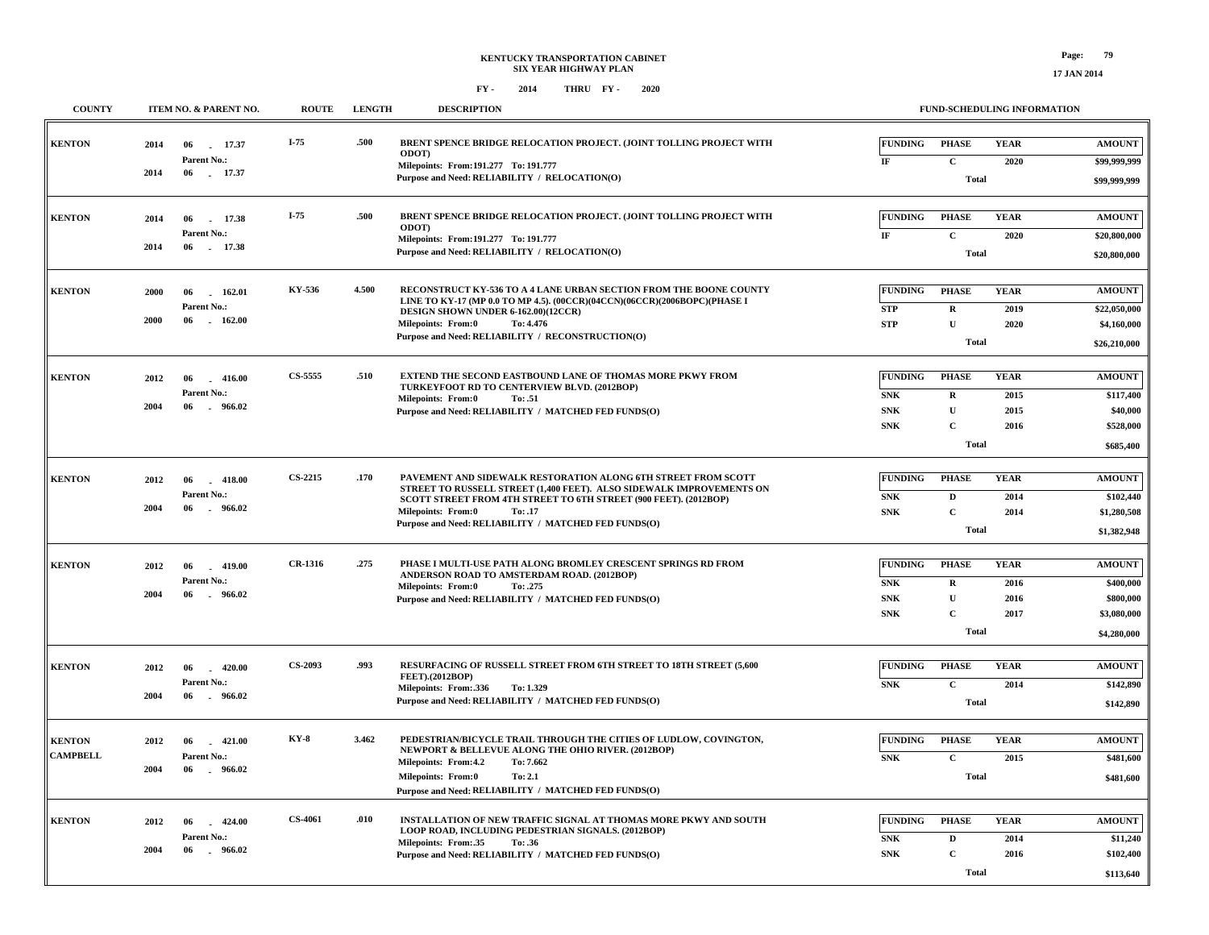# KENTUCKY TRANSPORTATION CABINET
## SIX YEAR HIGHWAY PLAN

FY - 2014 THRU FY - 2020

17 JAN 2014

| COUNTY | ITEM NO. & PARENT NO. | ROUTE | LENGTH | DESCRIPTION | FUNDING | PHASE | YEAR | AMOUNT |
|---|---|---|---|---|---|---|---|---|
| KENTON | 2014 06 - 17.37<br>Parent No.:<br>2014 06 - 17.37 | I-75 | .500 | BRENT SPENCE BRIDGE RELOCATION PROJECT. (JOINT TOLLING PROJECT WITH ODOT)<br>Milepoints: From:191.277 To: 191.777<br>Purpose and Need: RELIABILITY / RELOCATION(O) | IF | C | 2020 | $99,999,999 |
| | | | | | | Total | | $99,999,999 |
| KENTON | 2014 06 - 17.38<br>Parent No.:<br>2014 06 - 17.38 | I-75 | .500 | BRENT SPENCE BRIDGE RELOCATION PROJECT. (JOINT TOLLING PROJECT WITH ODOT)<br>Milepoints: From:191.277 To: 191.777<br>Purpose and Need: RELIABILITY / RELOCATION(O) | IF | C | 2020 | $20,800,000 |
| | | | | | | Total | | $20,800,000 |
| KENTON | 2000 06 - 162.01<br>Parent No.:<br>2000 06 - 162.00 | KY-536 | 4.500 | RECONSTRUCT KY-536 TO A 4 LANE URBAN SECTION FROM THE BOONE COUNTY LINE TO KY-17 (MP 0.0 TO MP 4.5). (00CCR)(04CCN)(06CCR)(2006BOPC)(PHASE I DESIGN SHOWN UNDER 6-162.00)(12CCR)<br>Milepoints: From:0 To: 4.476<br>Purpose and Need: RELIABILITY / RECONSTRUCTION(O) | STP | R | 2019 | $22,050,000 |
| | | | | | STP | U | 2020 | $4,160,000 |
| | | | | | | Total | | $26,210,000 |
| KENTON | 2012 06 - 416.00<br>Parent No.:<br>2004 06 - 966.02 | CS-5555 | .510 | EXTEND THE SECOND EASTBOUND LANE OF THOMAS MORE PKWY FROM TURKEYFOOT RD TO CENTERVIEW BLVD. (2012BOP)<br>Milepoints: From:0 To: .51<br>Purpose and Need: RELIABILITY / MATCHED FED FUNDS(O) | SNK | R | 2015 | $117,400 |
| | | | | | SNK | U | 2015 | $40,000 |
| | | | | | SNK | C | 2016 | $528,000 |
| | | | | | | Total | | $685,400 |
| KENTON | 2012 06 - 418.00<br>Parent No.:<br>2004 06 - 966.02 | CS-2215 | .170 | PAVEMENT AND SIDEWALK RESTORATION ALONG 6TH STREET FROM SCOTT STREET TO RUSSELL STREET (1,400 FEET). ALSO SIDEWALK IMPROVEMENTS ON SCOTT STREET FROM 4TH STREET TO 6TH STREET (900 FEET). (2012BOP)<br>Milepoints: From:0 To: .17<br>Purpose and Need: RELIABILITY / MATCHED FED FUNDS(O) | SNK | D | 2014 | $102,440 |
| | | | | | SNK | C | 2014 | $1,280,508 |
| | | | | | | Total | | $1,382,948 |
| KENTON | 2012 06 - 419.00<br>Parent No.:<br>2004 06 - 966.02 | CR-1316 | .275 | PHASE I MULTI-USE PATH ALONG BROMLEY CRESCENT SPRINGS RD FROM ANDERSON ROAD TO AMSTERDAM ROAD. (2012BOP)<br>Milepoints: From:0 To: .275<br>Purpose and Need: RELIABILITY / MATCHED FED FUNDS(O) | SNK | R | 2016 | $400,000 |
| | | | | | SNK | U | 2016 | $800,000 |
| | | | | | SNK | C | 2017 | $3,080,000 |
| | | | | | | Total | | $4,280,000 |
| KENTON | 2012 06 - 420.00<br>Parent No.:<br>2004 06 - 966.02 | CS-2093 | .993 | RESURFACING OF RUSSELL STREET FROM 6TH STREET TO 18TH STREET (5,600 FEET).(2012BOP)<br>Milepoints: From:.336 To: 1.329<br>Purpose and Need: RELIABILITY / MATCHED FED FUNDS(O) | SNK | C | 2014 | $142,890 |
| | | | | | | Total | | $142,890 |
| KENTON<br>CAMPBELL | 2012 06 - 421.00<br>Parent No.:<br>2004 06 - 966.02 | KY-8 | 3.462 | PEDESTRIAN/BICYCLE TRAIL THROUGH THE CITIES OF LUDLOW, COVINGTON, NEWPORT & BELLEVUE ALONG THE OHIO RIVER. (2012BOP)<br>Milepoints: From:4.2 To: 7.662<br>Milepoints: From:0 To: 2.1<br>Purpose and Need: RELIABILITY / MATCHED FED FUNDS(O) | SNK | C | 2015 | $481,600 |
| | | | | | | Total | | $481,600 |
| KENTON | 2012 06 - 424.00<br>Parent No.:<br>2004 06 - 966.02 | CS-4061 | .010 | INSTALLATION OF NEW TRAFFIC SIGNAL AT THOMAS MORE PKWY AND SOUTH LOOP ROAD, INCLUDING PEDESTRIAN SIGNALS. (2012BOP)<br>Milepoints: From:.35 To: .36<br>Purpose and Need: RELIABILITY / MATCHED FED FUNDS(O) | SNK | D | 2014 | $11,240 |
| | | | | | SNK | C | 2016 | $102,400 |
| | | | | | | Total | | $113,640 |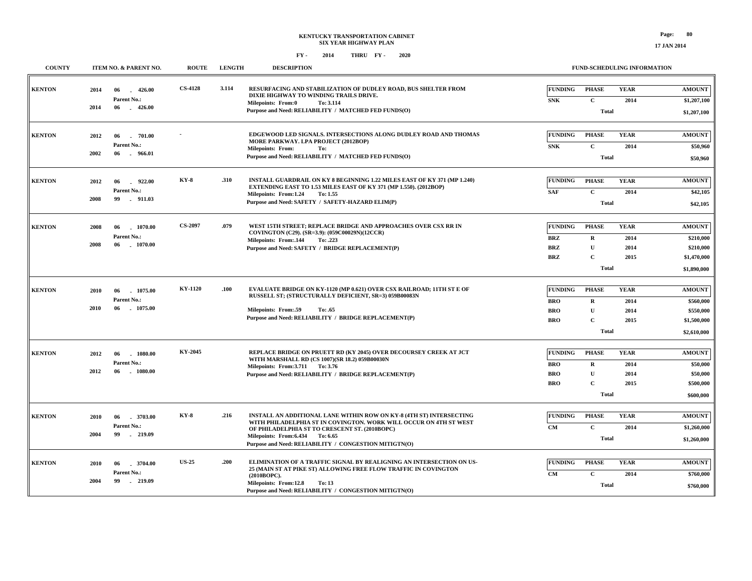**KENTUCKY TRANSPORTATION CABINET**
**SIX YEAR HIGHWAY PLAN**
**FY - 2014 THRU FY - 2020**

| COUNTY | ITEM NO. & PARENT NO. | ROUTE | LENGTH | DESCRIPTION | FUNDING | PHASE | YEAR | AMOUNT |
|---|---|---|---|---|---|---|---|---|
| KENTON | 2014 06 - 426.00 Parent No.: 2014 06 - 426.00 | CS-4128 | 3.114 | RESURFACING AND STABILIZATION OF DUDLEY ROAD, BUS SHELTER FROM DIXIE HIGHWAY TO WINDING TRAILS DRIVE. Milepoints: From:0 To: 3.114 Purpose and Need: RELIABILITY / MATCHED FED FUNDS(O) | SNK | C | 2014 | $1,207,100 |
| | | | | | | Total | | $1,207,100 |
| KENTON | 2012 06 - 701.00 Parent No.: 2002 06 - 966.01 | - | | EDGEWOOD LED SIGNALS. INTERSECTIONS ALONG DUDLEY ROAD AND THOMAS MORE PARKWAY. LPA PROJECT (2012BOP) Milepoints: From: To: Purpose and Need: RELIABILITY / MATCHED FED FUNDS(O) | SNK | C | 2014 | $50,960 |
| | | | | | | Total | | $50,960 |
| KENTON | 2012 06 - 922.00 Parent No.: 2008 99 - 911.03 | KY-8 | .310 | INSTALL GUARDRAIL ON KY 8 BEGINNING 1.22 MILES EAST OF KY 371 (MP 1.240) EXTENDING EAST TO 1.53 MILES EAST OF KY 371 (MP 1.550). (2012BOP) Milepoints: From:1.24 To: 1.55 Purpose and Need: SAFETY / SAFETY-HAZARD ELIM(P) | SAF | C | 2014 | $42,105 |
| | | | | | | Total | | $42,105 |
| KENTON | 2008 06 - 1070.00 Parent No.: 2008 06 - 1070.00 | CS-2097 | .079 | WEST 15TH STREET; REPLACE BRIDGE AND APPROACHES OVER CSX RR IN COVINGTON (C29). (SR=3.9): (059C00029N)(12CCR) Milepoints: From:.144 To: .223 Purpose and Need: SAFETY / BRIDGE REPLACEMENT(P) | BRZ | R | 2014 | $210,000 |
| | | | | | BRZ | U | 2014 | $210,000 |
| | | | | | BRZ | C | 2015 | $1,470,000 |
| | | | | | | Total | | $1,890,000 |
| KENTON | 2010 06 - 1075.00 Parent No.: 2010 06 - 1075.00 | KY-1120 | .100 | EVALUATE BRIDGE ON KY-1120 (MP 0.621) OVER CSX RAILROAD; 11TH ST E OF RUSSELL ST; (STRUCTURALLY DEFICIENT, SR=3) 059B00083N Milepoints: From:.59 To: .65 Purpose and Need: RELIABILITY / BRIDGE REPLACEMENT(P) | BRO | R | 2014 | $560,000 |
| | | | | | BRO | U | 2014 | $550,000 |
| | | | | | BRO | C | 2015 | $1,500,000 |
| | | | | | | Total | | $2,610,000 |
| KENTON | 2012 06 - 1080.00 Parent No.: 2012 06 - 1080.00 | KY-2045 | | REPLACE BRIDGE ON PRUETT RD (KY 2045) OVER DECOURSEY CREEK AT JCT WITH MARSHALL RD (CS 1007)(SR 18.2) 059B00030N Milepoints: From:3.711 To: 3.76 Purpose and Need: RELIABILITY / BRIDGE REPLACEMENT(P) | BRO | R | 2014 | $50,000 |
| | | | | | BRO | U | 2014 | $50,000 |
| | | | | | BRO | C | 2015 | $500,000 |
| | | | | | | Total | | $600,000 |
| KENTON | 2010 06 - 3703.00 Parent No.: 2004 99 - 219.09 | KY-8 | .216 | INSTALL AN ADDITIONAL LANE WITHIN ROW ON KY-8 (4TH ST) INTERSECTING WITH PHILADELPHIA ST IN COVINGTON. WORK WILL OCCUR ON 4TH ST WEST OF PHILADELPHIA ST TO CRESCENT ST. (2010BOPC) Milepoints: From:6.434 To: 6.65 Purpose and Need: RELIABILITY / CONGESTION MITIGTN(O) | CM | C | 2014 | $1,260,000 |
| | | | | | | Total | | $1,260,000 |
| KENTON | 2010 06 - 3704.00 Parent No.: 2004 99 - 219.09 | US-25 | .200 | ELIMINATION OF A TRAFFIC SIGNAL BY REALIGNING AN INTERSECTION ON US-25 (MAIN ST AT PIKE ST) ALLOWING FREE FLOW TRAFFIC IN COVINGTON (2010BOPC). Milepoints: From:12.8 To: 13 Purpose and Need: RELIABILITY / CONGESTION MITIGTN(O) | CM | C | 2014 | $760,000 |
| | | | | | | Total | | $760,000 |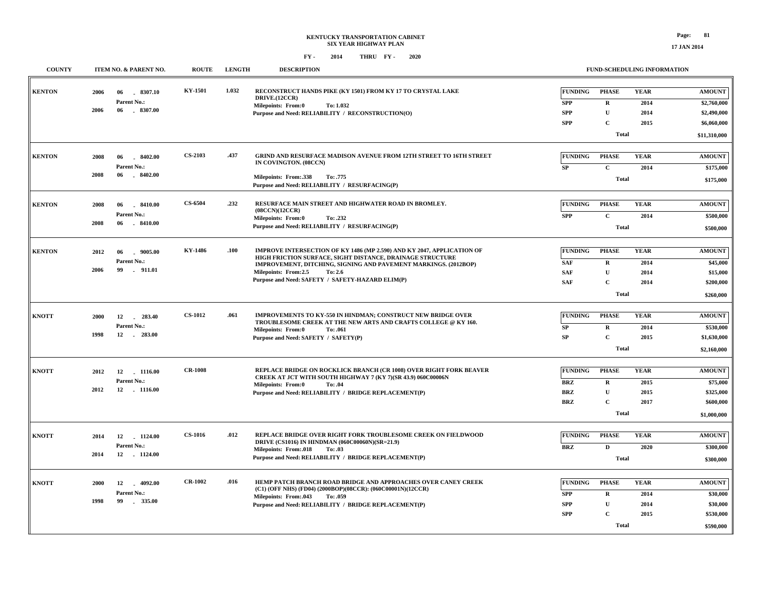**KENTUCKY TRANSPORTATION CABINET**
**SIX YEAR HIGHWAY PLAN**
**FY - 2014 THRU FY - 2020**

| COUNTY | ITEM NO. & PARENT NO. | ROUTE | LENGTH | DESCRIPTION | FUNDING | PHASE | YEAR | AMOUNT |
|---|---|---|---|---|---|---|---|---|
| KENTON | 2006 06 - 8307.10 / Parent No.: 2006 06 - 8307.00 | KY-1501 | 1.032 | RECONSTRUCT HANDS PIKE (KY 1501) FROM KY 17 TO CRYSTAL LAKE DRIVE.(12CCR) Milepoints: From:0 To: 1.032 Purpose and Need: RELIABILITY / RECONSTRUCTION(O) | SPP | R | 2014 | $2,760,000 |
| | | | | | SPP | U | 2014 | $2,490,000 |
| | | | | | SPP | C | 2015 | $6,060,000 |
| | | | | | | Total | | $11,310,000 |
| KENTON | 2008 06 - 8402.00 / Parent No.: 2008 06 - 8402.00 | CS-2103 | .437 | GRIND AND RESURFACE MADISON AVENUE FROM 12TH STREET TO 16TH STREET IN COVINGTON. (08CCN) Milepoints: From:.338 To: .775 Purpose and Need: RELIABILITY / RESURFACING(P) | SP | C | 2014 | $175,000 |
| | | | | | | Total | | $175,000 |
| KENTON | 2008 06 - 8410.00 / Parent No.: 2008 06 - 8410.00 | CS-6504 | .232 | RESURFACE MAIN STREET AND HIGHWATER ROAD IN BROMLEY. (08CCN)(12CCR) Milepoints: From:0 To: .232 Purpose and Need: RELIABILITY / RESURFACING(P) | SPP | C | 2014 | $500,000 |
| | | | | | | Total | | $500,000 |
| KENTON | 2012 06 - 9005.00 / Parent No.: 2006 99 - 911.01 | KY-1486 | .100 | IMPROVE INTERSECTION OF KY 1486 (MP 2.590) AND KY 2047, APPLICATION OF HIGH FRICTION SURFACE, SIGHT DISTANCE, DRAINAGE STRUCTURE IMPROVEMENT, DITCHING, SIGNING AND PAVEMENT MARKINGS. (2012BOP) Milepoints: From:2.5 To: 2.6 Purpose and Need: SAFETY / SAFETY-HAZARD ELIM(P) | SAF | R | 2014 | $45,000 |
| | | | | | SAF | U | 2014 | $15,000 |
| | | | | | SAF | C | 2014 | $200,000 |
| | | | | | | Total | | $260,000 |
| KNOTT | 2000 12 - 283.40 / Parent No.: 1998 12 - 283.00 | CS-1012 | .061 | IMPROVEMENTS TO KY-550 IN HINDMAN; CONSTRUCT NEW BRIDGE OVER TROUBLESOME CREEK AT THE NEW ARTS AND CRAFTS COLLEGE @ KY 160. Milepoints: From:0 To: .061 Purpose and Need: SAFETY / SAFETY(P) | SP | R | 2014 | $530,000 |
| | | | | | SP | C | 2015 | $1,630,000 |
| | | | | | | Total | | $2,160,000 |
| KNOTT | 2012 12 - 1116.00 / Parent No.: 2012 12 - 1116.00 | CR-1008 | | REPLACE BRIDGE ON ROCKLICK BRANCH (CR 1008) OVER RIGHT FORK BEAVER CREEK AT JCT WITH SOUTH HIGHWAY 7 (KY 7)(SR 43.9) 060C00006N Milepoints: From:0 To: .04 Purpose and Need: RELIABILITY / BRIDGE REPLACEMENT(P) | BRZ | R | 2015 | $75,000 |
| | | | | | BRZ | U | 2015 | $325,000 |
| | | | | | BRZ | C | 2017 | $600,000 |
| | | | | | | Total | | $1,000,000 |
| KNOTT | 2014 12 - 1124.00 / Parent No.: 2014 12 - 1124.00 | CS-1016 | .012 | REPLACE BRIDGE OVER RIGHT FORK TROUBLESOME CREEK ON FIELDWOOD DRIVE (CS1016) IN HINDMAN (060C00060N)(SR=21.9) Milepoints: From:.018 To: .03 Purpose and Need: RELIABILITY / BRIDGE REPLACEMENT(P) | BRZ | D | 2020 | $300,000 |
| | | | | | | Total | | $300,000 |
| KNOTT | 2000 12 - 4092.00 / Parent No.: 1998 99 - 335.00 | CR-1002 | .016 | HEMP PATCH BRANCH ROAD BRIDGE AND APPROACHES OVER CANEY CREEK (C1) (OFF NHS) (FD04) (2000BOP)(08CCR): (060C00001N)(12CCR) Milepoints: From:.043 To: .059 Purpose and Need: RELIABILITY / BRIDGE REPLACEMENT(P) | SPP | R | 2014 | $30,000 |
| | | | | | SPP | U | 2014 | $30,000 |
| | | | | | SPP | C | 2015 | $530,000 |
| | | | | | | Total | | $590,000 |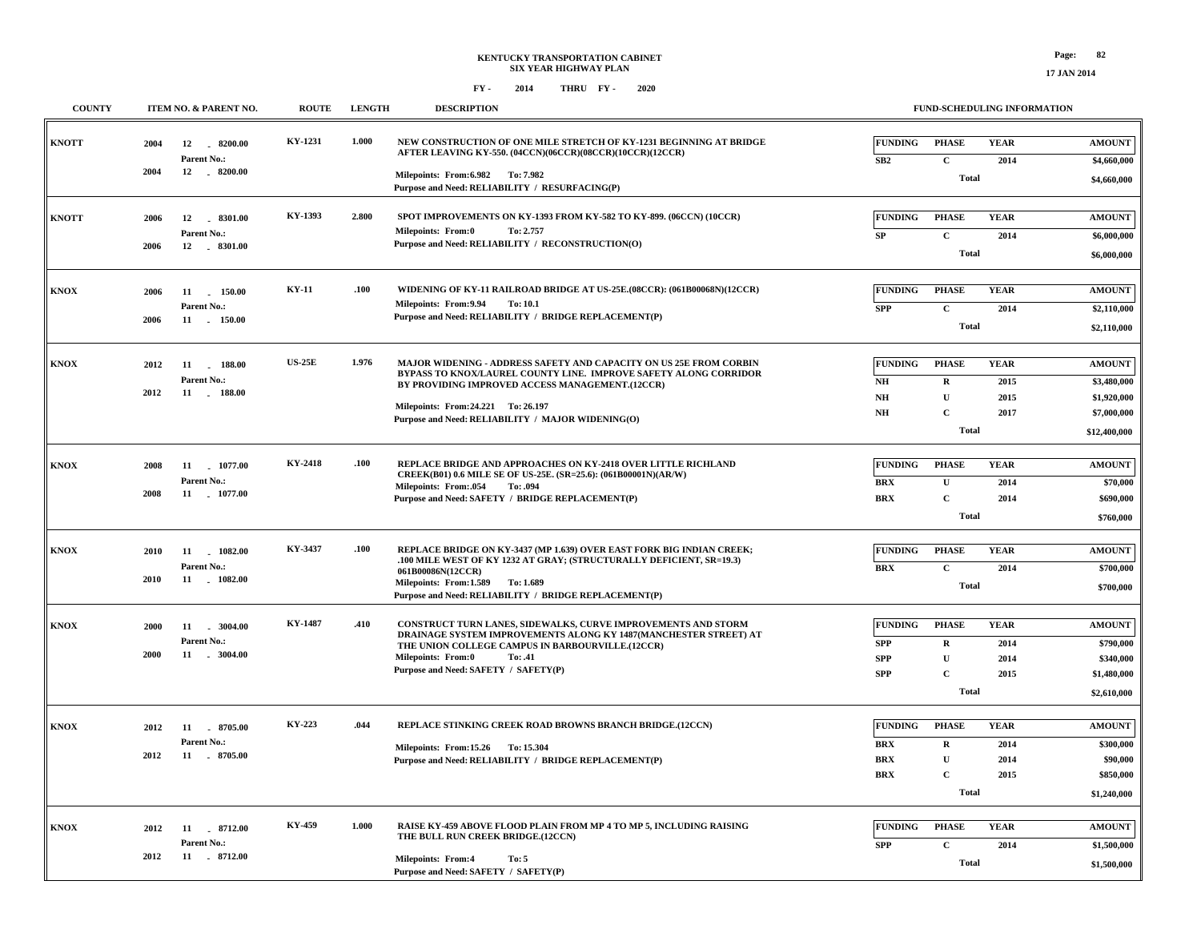**KENTUCKY TRANSPORTATION CABINET**
**SIX YEAR HIGHWAY PLAN**
**FY - 2014 THRU FY - 2020**

| COUNTY | ITEM NO. & PARENT NO. | ROUTE | LENGTH | DESCRIPTION | FUNDING | PHASE | YEAR | AMOUNT |
|---|---|---|---|---|---|---|---|---|
| KNOTT | 2004 12 - 8200.00 Parent No.: 2004 12 - 8200.00 | KY-1231 | 1.000 | NEW CONSTRUCTION OF ONE MILE STRETCH OF KY-1231 BEGINNING AT BRIDGE AFTER LEAVING KY-550. (04CCN)(06CCR)(08CCR)(10CCR)(12CCR) Milepoints: From:6.982 To: 7.982 Purpose and Need: RELIABILITY / RESURFACING(P) | SB2 | C | 2014 | $4,660,000 |
| | | | | | | Total | | $4,660,000 |
| KNOTT | 2006 12 - 8301.00 Parent No.: 2006 12 - 8301.00 | KY-1393 | 2.800 | SPOT IMPROVEMENTS ON KY-1393 FROM KY-582 TO KY-899. (06CCN) (10CCR) Milepoints: From:0 To: 2.757 Purpose and Need: RELIABILITY / RECONSTRUCTION(O) | SP | C | 2014 | $6,000,000 |
| | | | | | | Total | | $6,000,000 |
| KNOX | 2006 11 - 150.00 Parent No.: 2006 11 - 150.00 | KY-11 | .100 | WIDENING OF KY-11 RAILROAD BRIDGE AT US-25E.(08CCR): (061B00068N)(12CCR) Milepoints: From:9.94 To: 10.1 Purpose and Need: RELIABILITY / BRIDGE REPLACEMENT(P) | SPP | C | 2014 | $2,110,000 |
| | | | | | | Total | | $2,110,000 |
| KNOX | 2012 11 - 188.00 Parent No.: 2012 11 - 188.00 | US-25E | 1.976 | MAJOR WIDENING - ADDRESS SAFETY AND CAPACITY ON US 25E FROM CORBIN BYPASS TO KNOX/LAUREL COUNTY LINE. IMPROVE SAFETY ALONG CORRIDOR BY PROVIDING IMPROVED ACCESS MANAGEMENT.(12CCR) Milepoints: From:24.221 To: 26.197 Purpose and Need: RELIABILITY / MAJOR WIDENING(O) | NH | R | 2015 | $3,480,000 |
| | | | | | NH | U | 2015 | $1,920,000 |
| | | | | | NH | C | 2017 | $7,000,000 |
| | | | | | | Total | | $12,400,000 |
| KNOX | 2008 11 - 1077.00 Parent No.: 2008 11 - 1077.00 | KY-2418 | .100 | REPLACE BRIDGE AND APPROACHES ON KY-2418 OVER LITTLE RICHLAND CREEK(B01) 0.6 MILE SE OF US-25E. (SR=25.6): (061B00001N)(AR/W) Milepoints: From:.054 To: .094 Purpose and Need: SAFETY / BRIDGE REPLACEMENT(P) | BRX | U | 2014 | $70,000 |
| | | | | | BRX | C | 2014 | $690,000 |
| | | | | | | Total | | $760,000 |
| KNOX | 2010 11 - 1082.00 Parent No.: 2010 11 - 1082.00 | KY-3437 | .100 | REPLACE BRIDGE ON KY-3437 (MP 1.639) OVER EAST FORK BIG INDIAN CREEK; .100 MILE WEST OF KY 1232 AT GRAY; (STRUCTURALLY DEFICIENT, SR=19.3) 061B00086N(12CCR) Milepoints: From:1.589 To: 1.689 Purpose and Need: RELIABILITY / BRIDGE REPLACEMENT(P) | BRX | C | 2014 | $700,000 |
| | | | | | | Total | | $700,000 |
| KNOX | 2000 11 - 3004.00 Parent No.: 2000 11 - 3004.00 | KY-1487 | .410 | CONSTRUCT TURN LANES, SIDEWALKS, CURVE IMPROVEMENTS AND STORM DRAINAGE SYSTEM IMPROVEMENTS ALONG KY 1487(MANCHESTER STREET) AT THE UNION COLLEGE CAMPUS IN BARBOURVILLE.(12CCR) Milepoints: From:0 To: .41 Purpose and Need: SAFETY / SAFETY(P) | SPP | R | 2014 | $790,000 |
| | | | | | SPP | U | 2014 | $340,000 |
| | | | | | SPP | C | 2015 | $1,480,000 |
| | | | | | | Total | | $2,610,000 |
| KNOX | 2012 11 - 8705.00 Parent No.: 2012 11 - 8705.00 | KY-223 | .044 | REPLACE STINKING CREEK ROAD BROWNS BRANCH BRIDGE.(12CCN) Milepoints: From:15.26 To: 15.304 Purpose and Need: RELIABILITY / BRIDGE REPLACEMENT(P) | BRX | R | 2014 | $300,000 |
| | | | | | BRX | U | 2014 | $90,000 |
| | | | | | BRX | C | 2015 | $850,000 |
| | | | | | | Total | | $1,240,000 |
| KNOX | 2012 11 - 8712.00 Parent No.: 2012 11 - 8712.00 | KY-459 | 1.000 | RAISE KY-459 ABOVE FLOOD PLAIN FROM MP 4 TO MP 5, INCLUDING RAISING THE BULL RUN CREEK BRIDGE.(12CCN) Milepoints: From:4 To: 5 Purpose and Need: SAFETY / SAFETY(P) | SPP | C | 2014 | $1,500,000 |
| | | | | | | Total | | $1,500,000 |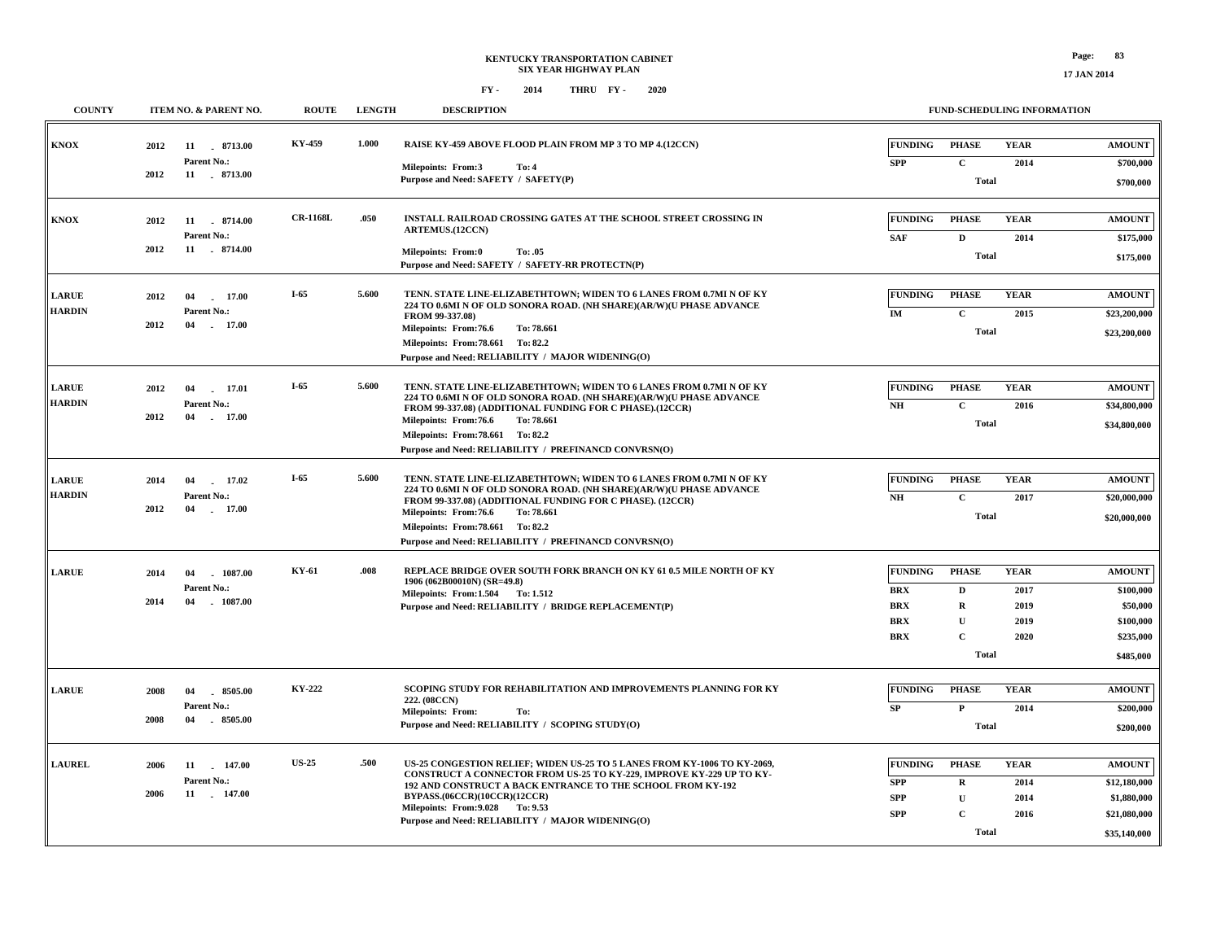# KENTUCKY TRANSPORTATION CABINET
## SIX YEAR HIGHWAY PLAN
### FY - 2014 THRU FY - 2020

| COUNTY | ITEM NO. & PARENT NO. | ROUTE | LENGTH | DESCRIPTION | FUNDING | PHASE | YEAR | AMOUNT |
|---|---|---|---|---|---|---|---|---|
| KNOX | 2012 11 - 8713.00<br>Parent No.:<br>2012 11 - 8713.00 | KY-459 | 1.000 | RAISE KY-459 ABOVE FLOOD PLAIN FROM MP 3 TO MP 4.(12CCN)<br>Milepoints: From:3 To: 4<br>Purpose and Need: SAFETY / SAFETY(P) | SPP | C | 2014 | $700,000 |
| | | | | | | Total | | $700,000 |
| KNOX | 2012 11 - 8714.00<br>Parent No.:<br>2012 11 - 8714.00 | CR-1168L | .050 | INSTALL RAILROAD CROSSING GATES AT THE SCHOOL STREET CROSSING IN ARTEMUS.(12CCN)<br>Milepoints: From:0 To: .05<br>Purpose and Need: SAFETY / SAFETY-RR PROTECTN(P) | SAF | D | 2014 | $175,000 |
| | | | | | | Total | | $175,000 |
| LARUE<br>HARDIN | 2012 04 - 17.00<br>Parent No.:<br>2012 04 - 17.00 | I-65 | 5.600 | TENN. STATE LINE-ELIZABETHTOWN; WIDEN TO 6 LANES FROM 0.7MI N OF KY 224 TO 0.6MI N OF OLD SONORA ROAD. (NH SHARE)(AR/W)(U PHASE ADVANCE FROM 99-337.08)<br>Milepoints: From:76.6 To: 78.661<br>Milepoints: From:78.661 To: 82.2<br>Purpose and Need: RELIABILITY / MAJOR WIDENING(O) | IM | C | 2015 | $23,200,000 |
| | | | | | | Total | | $23,200,000 |
| LARUE<br>HARDIN | 2012 04 - 17.01<br>Parent No.:<br>2012 04 - 17.00 | I-65 | 5.600 | TENN. STATE LINE-ELIZABETHTOWN; WIDEN TO 6 LANES FROM 0.7MI N OF KY 224 TO 0.6MI N OF OLD SONORA ROAD. (NH SHARE)(AR/W)(U PHASE ADVANCE FROM 99-337.08) (ADDITIONAL FUNDING FOR C PHASE).(12CCR)<br>Milepoints: From:76.6 To: 78.661<br>Milepoints: From:78.661 To: 82.2<br>Purpose and Need: RELIABILITY / PREFINANCD CONVRSN(O) | NH | C | 2016 | $34,800,000 |
| | | | | | | Total | | $34,800,000 |
| LARUE<br>HARDIN | 2014 04 - 17.02<br>Parent No.:<br>2012 04 - 17.00 | I-65 | 5.600 | TENN. STATE LINE-ELIZABETHTOWN; WIDEN TO 6 LANES FROM 0.7MI N OF KY 224 TO 0.6MI N OF OLD SONORA ROAD. (NH SHARE)(AR/W)(U PHASE ADVANCE FROM 99-337.08) (ADDITIONAL FUNDING FOR C PHASE). (12CCR)<br>Milepoints: From:76.6 To: 78.661<br>Milepoints: From:78.661 To: 82.2<br>Purpose and Need: RELIABILITY / PREFINANCD CONVRSN(O) | NH | C | 2017 | $20,000,000 |
| | | | | | | Total | | $20,000,000 |
| LARUE | 2014 04 - 1087.00<br>Parent No.:<br>2014 04 - 1087.00 | KY-61 | .008 | REPLACE BRIDGE OVER SOUTH FORK BRANCH ON KY 61 0.5 MILE NORTH OF KY 1906 (062B00010N) (SR=49.8)<br>Milepoints: From:1.504 To: 1.512<br>Purpose and Need: RELIABILITY / BRIDGE REPLACEMENT(P) | BRX | D | 2017 | $100,000 |
| | | | | | BRX | R | 2019 | $50,000 |
| | | | | | BRX | U | 2019 | $100,000 |
| | | | | | BRX | C | 2020 | $235,000 |
| | | | | | | Total | | $485,000 |
| LARUE | 2008 04 - 8505.00<br>Parent No.:<br>2008 04 - 8505.00 | KY-222 | | SCOPING STUDY FOR REHABILITATION AND IMPROVEMENTS PLANNING FOR KY 222. (08CCN)<br>Milepoints: From: To:<br>Purpose and Need: RELIABILITY / SCOPING STUDY(O) | SP | P | 2014 | $200,000 |
| | | | | | | Total | | $200,000 |
| LAUREL | 2006 11 - 147.00<br>Parent No.:<br>2006 11 - 147.00 | US-25 | .500 | US-25 CONGESTION RELIEF; WIDEN US-25 TO 5 LANES FROM KY-1006 TO KY-2069, CONSTRUCT A CONNECTOR FROM US-25 TO KY-229, IMPROVE KY-229 UP TO KY-192 AND CONSTRUCT A BACK ENTRANCE TO THE SCHOOL FROM KY-192 BYPASS.(06CCR)(10CCR)(12CCR)<br>Milepoints: From:9.028 To: 9.53<br>Purpose and Need: RELIABILITY / MAJOR WIDENING(O) | SPP | R | 2014 | $12,180,000 |
| | | | | | SPP | U | 2014 | $1,880,000 |
| | | | | | SPP | C | 2016 | $21,080,000 |
| | | | | | | Total | | $35,140,000 |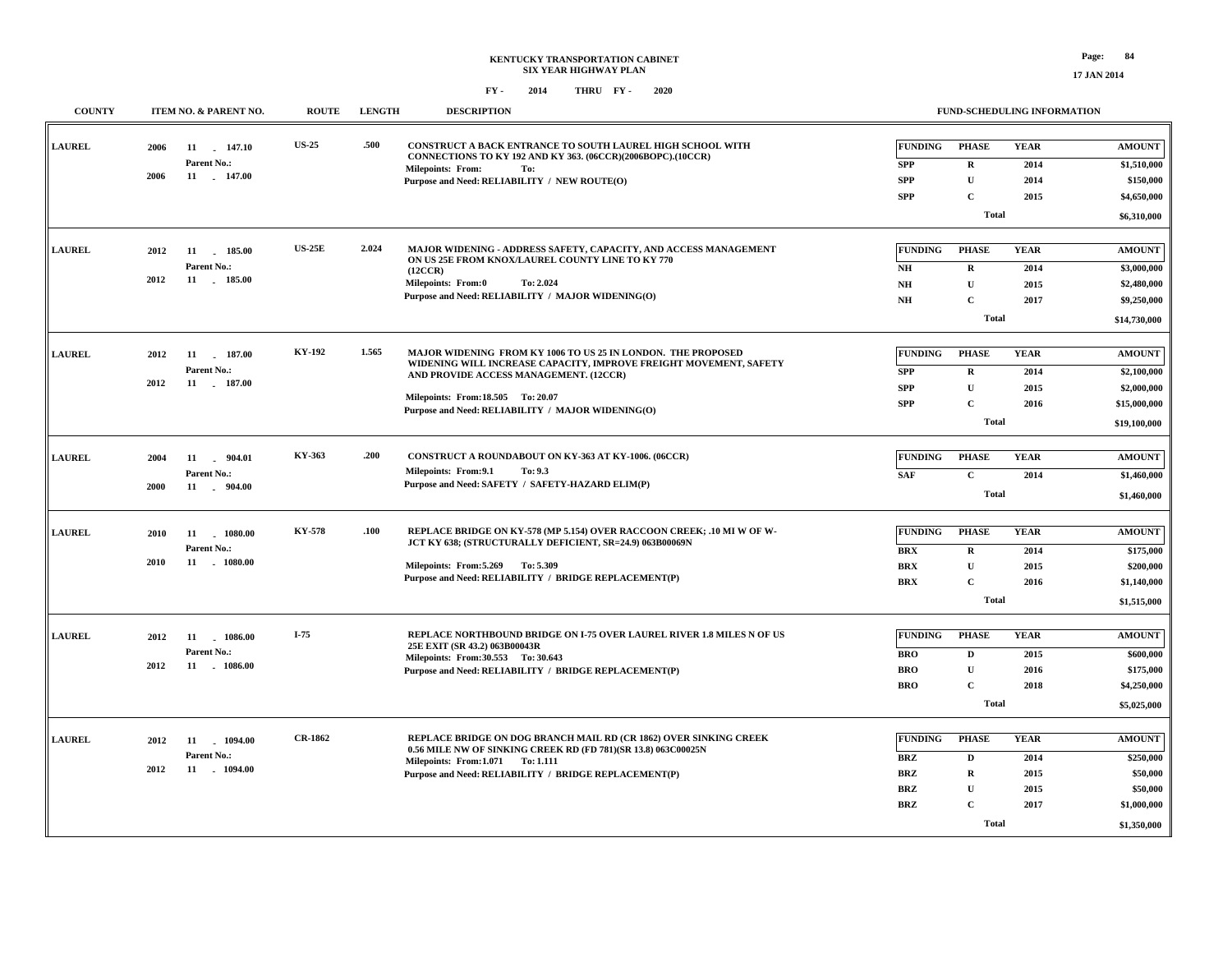# KENTUCKY TRANSPORTATION CABINET
## SIX YEAR HIGHWAY PLAN
### FY - 2014 THRU FY - 2020

17 JAN 2014

| COUNTY | ITEM NO. & PARENT NO. | ROUTE | LENGTH | DESCRIPTION | FUNDING | PHASE | YEAR | AMOUNT |
|---|---|---|---|---|---|---|---|---|
| LAUREL | 2006 11 - 147.10 Parent No.: 2006 11 - 147.00 | US-25 | .500 | CONSTRUCT A BACK ENTRANCE TO SOUTH LAUREL HIGH SCHOOL WITH CONNECTIONS TO KY 192 AND KY 363. (06CCR)(2006BOPC).(10CCR) Milepoints: From: To: Purpose and Need: RELIABILITY / NEW ROUTE(O) | SPP | R | 2014 | $1,510,000 |
| | | | | | SPP | U | 2014 | $150,000 |
| | | | | | SPP | C | 2015 | $4,650,000 |
| | | | | | | Total | | $6,310,000 |
| LAUREL | 2012 11 - 185.00 Parent No.: 2012 11 - 185.00 | US-25E | 2.024 | MAJOR WIDENING - ADDRESS SAFETY, CAPACITY, AND ACCESS MANAGEMENT ON US 25E FROM KNOX/LAUREL COUNTY LINE TO KY 770 (12CCR) Milepoints: From:0 To: 2.024 Purpose and Need: RELIABILITY / MAJOR WIDENING(O) | NH | R | 2014 | $3,000,000 |
| | | | | | NH | U | 2015 | $2,480,000 |
| | | | | | NH | C | 2017 | $9,250,000 |
| | | | | | | Total | | $14,730,000 |
| LAUREL | 2012 11 - 187.00 Parent No.: 2012 11 - 187.00 | KY-192 | 1.565 | MAJOR WIDENING FROM KY 1006 TO US 25 IN LONDON. THE PROPOSED WIDENING WILL INCREASE CAPACITY, IMPROVE FREIGHT MOVEMENT, SAFETY AND PROVIDE ACCESS MANAGEMENT. (12CCR) Milepoints: From:18.505 To: 20.07 Purpose and Need: RELIABILITY / MAJOR WIDENING(O) | SPP | R | 2014 | $2,100,000 |
| | | | | | SPP | U | 2015 | $2,000,000 |
| | | | | | SPP | C | 2016 | $15,000,000 |
| | | | | | | Total | | $19,100,000 |
| LAUREL | 2004 11 - 904.01 Parent No.: 2000 11 - 904.00 | KY-363 | .200 | CONSTRUCT A ROUNDABOUT ON KY-363 AT KY-1006. (06CCR) Milepoints: From:9.1 To: 9.3 Purpose and Need: SAFETY / SAFETY-HAZARD ELIM(P) | SAF | C | 2014 | $1,460,000 |
| | | | | | | Total | | $1,460,000 |
| LAUREL | 2010 11 - 1080.00 Parent No.: 2010 11 - 1080.00 | KY-578 | .100 | REPLACE BRIDGE ON KY-578 (MP 5.154) OVER RACCOON CREEK; .10 MI W OF W-JCT KY 638; (STRUCTURALLY DEFICIENT, SR=24.9) 063B00069N Milepoints: From:5.269 To: 5.309 Purpose and Need: RELIABILITY / BRIDGE REPLACEMENT(P) | BRX | R | 2014 | $175,000 |
| | | | | | BRX | U | 2015 | $200,000 |
| | | | | | BRX | C | 2016 | $1,140,000 |
| | | | | | | Total | | $1,515,000 |
| LAUREL | 2012 11 - 1086.00 Parent No.: 2012 11 - 1086.00 | I-75 | | REPLACE NORTHBOUND BRIDGE ON I-75 OVER LAUREL RIVER 1.8 MILES N OF US 25E EXIT (SR 43.2) 063B00043R Milepoints: From:30.553 To: 30.643 Purpose and Need: RELIABILITY / BRIDGE REPLACEMENT(P) | BRO | D | 2015 | $600,000 |
| | | | | | BRO | U | 2016 | $175,000 |
| | | | | | BRO | C | 2018 | $4,250,000 |
| | | | | | | Total | | $5,025,000 |
| LAUREL | 2012 11 - 1094.00 Parent No.: 2012 11 - 1094.00 | CR-1862 | | REPLACE BRIDGE ON DOG BRANCH MAIL RD (CR 1862) OVER SINKING CREEK 0.56 MILE NW OF SINKING CREEK RD (FD 781)(SR 13.8) 063C00025N Milepoints: From:1.071 To: 1.111 Purpose and Need: RELIABILITY / BRIDGE REPLACEMENT(P) | BRZ | D | 2014 | $250,000 |
| | | | | | BRZ | R | 2015 | $50,000 |
| | | | | | BRZ | U | 2015 | $50,000 |
| | | | | | BRZ | C | 2017 | $1,000,000 |
| | | | | | | Total | | $1,350,000 |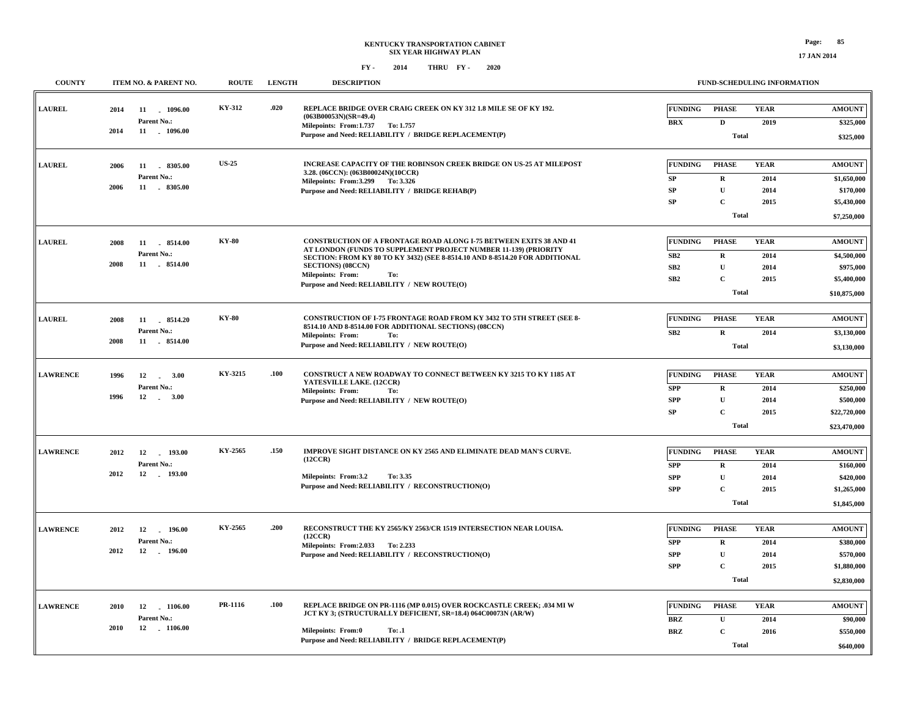**KENTUCKY TRANSPORTATION CABINET**
**SIX YEAR HIGHWAY PLAN**

**FY - 2014 THRU FY - 2020**

17 JAN 2014

| COUNTY | ITEM NO. & PARENT NO. | ROUTE | LENGTH | DESCRIPTION | FUNDING | PHASE | YEAR | AMOUNT |
|---|---|---|---|---|---|---|---|---|
| LAUREL | 2014 11 - 1096.00<br>Parent No.:<br>2014 11 - 1096.00 | KY-312 | .020 | REPLACE BRIDGE OVER CRAIG CREEK ON KY 312 1.8 MILE SE OF KY 192. (063B00053N)(SR=49.4)<br>Milepoints: From:1.737 To: 1.757<br>Purpose and Need: RELIABILITY / BRIDGE REPLACEMENT(P) | BRX | D | 2019 | $325,000 |
| | | | | | | Total | | $325,000 |
| LAUREL | 2006 11 - 8305.00<br>Parent No.:<br>2006 11 - 8305.00 | US-25 | | INCREASE CAPACITY OF THE ROBINSON CREEK BRIDGE ON US-25 AT MILEPOST 3.28. (06CCN): (063B00024N)(10CCR)<br>Milepoints: From:3.299 To: 3.326<br>Purpose and Need: RELIABILITY / BRIDGE REHAB(P) | SP | R | 2014 | $1,650,000 |
| | | | | | SP | U | 2014 | $170,000 |
| | | | | | SP | C | 2015 | $5,430,000 |
| | | | | | | Total | | $7,250,000 |
| LAUREL | 2008 11 - 8514.00<br>Parent No.:<br>2008 11 - 8514.00 | KY-80 | | CONSTRUCTION OF A FRONTAGE ROAD ALONG I-75 BETWEEN EXITS 38 AND 41 AT LONDON (FUNDS TO SUPPLEMENT PROJECT NUMBER 11-139) (PRIORITY SECTION: FROM KY 80 TO KY 3432) (SEE 8-8514.10 AND 8-8514.20 FOR ADDITIONAL SECTIONS) (08CCN)<br>Milepoints: From: To:<br>Purpose and Need: RELIABILITY / NEW ROUTE(O) | SB2 | R | 2014 | $4,500,000 |
| | | | | | SB2 | U | 2014 | $975,000 |
| | | | | | SB2 | C | 2015 | $5,400,000 |
| | | | | | | Total | | $10,875,000 |
| LAUREL | 2008 11 - 8514.20<br>Parent No.:<br>2008 11 - 8514.00 | KY-80 | | CONSTRUCTION OF I-75 FRONTAGE ROAD FROM KY 3432 TO 5TH STREET (SEE 8-8514.10 AND 8-8514.00 FOR ADDITIONAL SECTIONS) (08CCN)<br>Milepoints: From: To:<br>Purpose and Need: RELIABILITY / NEW ROUTE(O) | SB2 | R | 2014 | $3,130,000 |
| | | | | | | Total | | $3,130,000 |
| LAWRENCE | 1996 12 - 3.00<br>Parent No.:<br>1996 12 - 3.00 | KY-3215 | .100 | CONSTRUCT A NEW ROADWAY TO CONNECT BETWEEN KY 3215 TO KY 1185 AT YATESVILLE LAKE. (12CCR)<br>Milepoints: From: To:<br>Purpose and Need: RELIABILITY / NEW ROUTE(O) | SPP | R | 2014 | $250,000 |
| | | | | | SPP | U | 2014 | $500,000 |
| | | | | | SP | C | 2015 | $22,720,000 |
| | | | | | | Total | | $23,470,000 |
| LAWRENCE | 2012 12 - 193.00<br>Parent No.:<br>2012 12 - 193.00 | KY-2565 | .150 | IMPROVE SIGHT DISTANCE ON KY 2565 AND ELIMINATE DEAD MAN'S CURVE. (12CCR)<br>Milepoints: From:3.2 To: 3.35<br>Purpose and Need: RELIABILITY / RECONSTRUCTION(O) | SPP | R | 2014 | $160,000 |
| | | | | | SPP | U | 2014 | $420,000 |
| | | | | | SPP | C | 2015 | $1,265,000 |
| | | | | | | Total | | $1,845,000 |
| LAWRENCE | 2012 12 - 196.00<br>Parent No.:<br>2012 12 - 196.00 | KY-2565 | .200 | RECONSTRUCT THE KY 2565/KY 2563/CR 1519 INTERSECTION NEAR LOUISA. (12CCR)<br>Milepoints: From:2.033 To: 2.233<br>Purpose and Need: RELIABILITY / RECONSTRUCTION(O) | SPP | R | 2014 | $380,000 |
| | | | | | SPP | U | 2014 | $570,000 |
| | | | | | SPP | C | 2015 | $1,880,000 |
| | | | | | | Total | | $2,830,000 |
| LAWRENCE | 2010 12 - 1106.00<br>Parent No.:<br>2010 12 - 1106.00 | PR-1116 | .100 | REPLACE BRIDGE ON PR-1116 (MP 0.015) OVER ROCKCASTLE CREEK; .034 MI W JCT KY 3; (STRUCTURALLY DEFICIENT, SR=18.4) 064C00073N (AR/W)<br>Milepoints: From:0 To: .1<br>Purpose and Need: RELIABILITY / BRIDGE REPLACEMENT(P) | BRZ | U | 2014 | $90,000 |
| | | | | | BRZ | C | 2016 | $550,000 |
| | | | | | | Total | | $640,000 |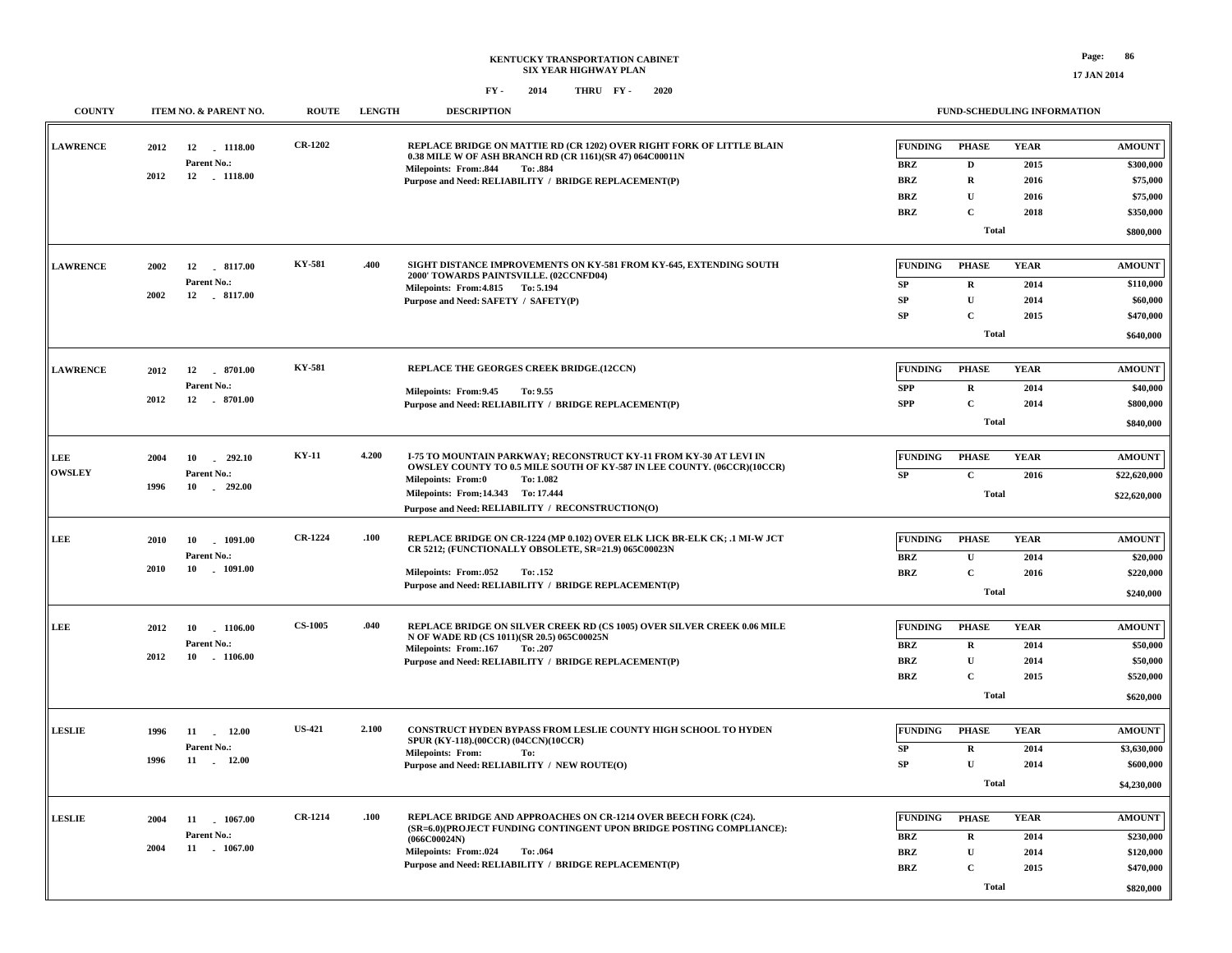# KENTUCKY TRANSPORTATION CABINET
## SIX YEAR HIGHWAY PLAN

**FY - 2014 THRU FY - 2020**

| COUNTY | ITEM NO. & PARENT NO. | ROUTE | LENGTH | DESCRIPTION | FUNDING | PHASE | YEAR | AMOUNT |
|---|---|---|---|---|---|---|---|---|
| LAWRENCE | 2012 12 - 1118.00<br>Parent No.:<br>2012 12 - 1118.00 | CR-1202 | | REPLACE BRIDGE ON MATTIE RD (CR 1202) OVER RIGHT FORK OF LITTLE BLAIN 0.38 MILE W OF ASH BRANCH RD (CR 1161)(SR 47) 064C00011N<br>Milepoints: From:.844 To: .884<br>Purpose and Need: RELIABILITY / BRIDGE REPLACEMENT(P) | BRZ | D | 2015 | $300,000 |
| | | | | | BRZ | R | 2016 | $75,000 |
| | | | | | BRZ | U | 2016 | $75,000 |
| | | | | | BRZ | C | 2018 | $350,000 |
| | | | | | | Total | | $800,000 |
| LAWRENCE | 2002 12 - 8117.00<br>Parent No.:<br>2002 12 - 8117.00 | KY-581 | .400 | SIGHT DISTANCE IMPROVEMENTS ON KY-581 FROM KY-645, EXTENDING SOUTH 2000' TOWARDS PAINTSVILLE. (02CCNFD04)<br>Milepoints: From:4.815 To: 5.194<br>Purpose and Need: SAFETY / SAFETY(P) | SP | R | 2014 | $110,000 |
| | | | | | SP | U | 2014 | $60,000 |
| | | | | | SP | C | 2015 | $470,000 |
| | | | | | | Total | | $640,000 |
| LAWRENCE | 2012 12 - 8701.00<br>Parent No.:<br>2012 12 - 8701.00 | KY-581 | | REPLACE THE GEORGES CREEK BRIDGE.(12CCN)<br>Milepoints: From:9.45 To: 9.55<br>Purpose and Need: RELIABILITY / BRIDGE REPLACEMENT(P) | SPP | R | 2014 | $40,000 |
| | | | | | SPP | C | 2014 | $800,000 |
| | | | | | | Total | | $840,000 |
| LEE<br>OWSLEY | 2004 10 - 292.10<br>Parent No.:<br>1996 10 - 292.00 | KY-11 | 4.200 | I-75 TO MOUNTAIN PARKWAY; RECONSTRUCT KY-11 FROM KY-30 AT LEVI IN OWSLEY COUNTY TO 0.5 MILE SOUTH OF KY-587 IN LEE COUNTY. (06CCR)(10CCR)<br>Milepoints: From:0 To: 1.082<br>Milepoints: From:14.343 To: 17.444<br>Purpose and Need: RELIABILITY / RECONSTRUCTION(O) | SP | C | 2016 | $22,620,000 |
| | | | | | | Total | | $22,620,000 |
| LEE | 2010 10 - 1091.00<br>Parent No.:<br>2010 10 - 1091.00 | CR-1224 | .100 | REPLACE BRIDGE ON CR-1224 (MP 0.102) OVER ELK LICK BR-ELK CK; .1 MI-W JCT CR 5212; (FUNCTIONALLY OBSOLETE, SR=21.9) 065C00023N<br>Milepoints: From:.052 To: .152<br>Purpose and Need: RELIABILITY / BRIDGE REPLACEMENT(P) | BRZ | U | 2014 | $20,000 |
| | | | | | BRZ | C | 2016 | $220,000 |
| | | | | | | Total | | $240,000 |
| LEE | 2012 10 - 1106.00<br>Parent No.:<br>2012 10 - 1106.00 | CS-1005 | .040 | REPLACE BRIDGE ON SILVER CREEK RD (CS 1005) OVER SILVER CREEK 0.06 MILE N OF WADE RD (CS 1011)(SR 20.5) 065C00025N<br>Milepoints: From:.167 To: .207<br>Purpose and Need: RELIABILITY / BRIDGE REPLACEMENT(P) | BRZ | R | 2014 | $50,000 |
| | | | | | BRZ | U | 2014 | $50,000 |
| | | | | | BRZ | C | 2015 | $520,000 |
| | | | | | | Total | | $620,000 |
| LESLIE | 1996 11 - 12.00<br>Parent No.:<br>1996 11 - 12.00 | US-421 | 2.100 | CONSTRUCT HYDEN BYPASS FROM LESLIE COUNTY HIGH SCHOOL TO HYDEN SPUR (KY-118).(00CCR) (04CCN)(10CCR)<br>Milepoints: From: To:<br>Purpose and Need: RELIABILITY / NEW ROUTE(O) | SP | R | 2014 | $3,630,000 |
| | | | | | SP | U | 2014 | $600,000 |
| | | | | | | Total | | $4,230,000 |
| LESLIE | 2004 11 - 1067.00<br>Parent No.:<br>2004 11 - 1067.00 | CR-1214 | .100 | REPLACE BRIDGE AND APPROACHES ON CR-1214 OVER BEECH FORK (C24). (SR=6.0)(PROJECT FUNDING CONTINGENT UPON BRIDGE POSTING COMPLIANCE): (066C00024N)<br>Milepoints: From:.024 To: .064<br>Purpose and Need: RELIABILITY / BRIDGE REPLACEMENT(P) | BRZ | R | 2014 | $230,000 |
| | | | | | BRZ | U | 2014 | $120,000 |
| | | | | | BRZ | C | 2015 | $470,000 |
| | | | | | | Total | | $820,000 |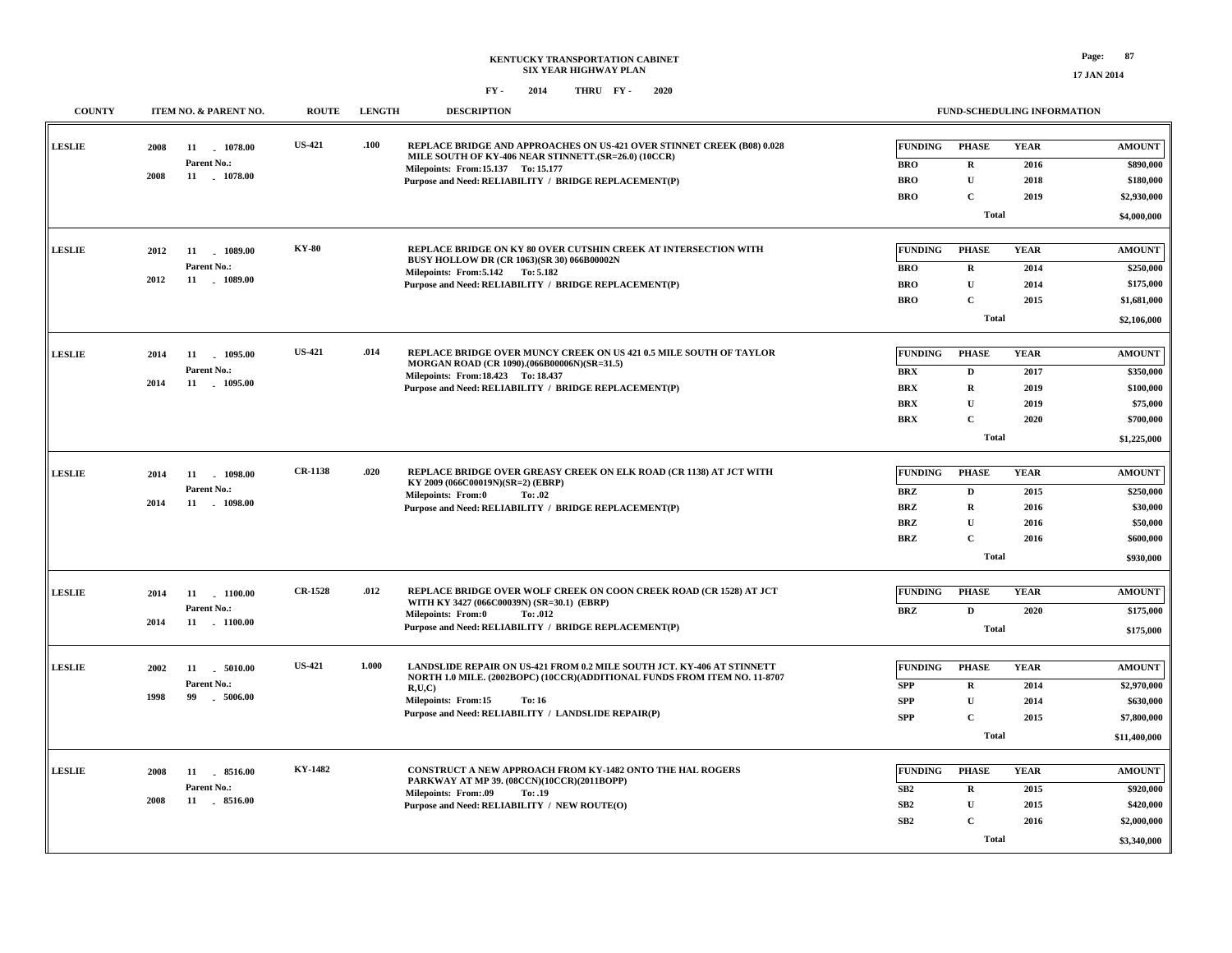# KENTUCKY TRANSPORTATION CABINET
## SIX YEAR HIGHWAY PLAN

**FY - 2014 THRU FY - 2020**

17 JAN 2014

| COUNTY | ITEM NO. & PARENT NO. | ROUTE | LENGTH | DESCRIPTION | FUNDING | PHASE | YEAR | AMOUNT |
|---|---|---|---|---|---|---|---|---|
| LESLIE | 2008 11 - 1078.00<br>Parent No.:<br>2008 11 - 1078.00 | US-421 | .100 | REPLACE BRIDGE AND APPROACHES ON US-421 OVER STINNET CREEK (B08) 0.028 MILE SOUTH OF KY-406 NEAR STINNETT.(SR=26.0) (10CCR)<br>Milepoints: From:15.137 To: 15.177<br>Purpose and Need: RELIABILITY / BRIDGE REPLACEMENT(P) | BRO | R | 2016 | $890,000 |
| | | | | | BRO | U | 2018 | $180,000 |
| | | | | | BRO | C | 2019 | $2,930,000 |
| | | | | | | Total | | $4,000,000 |
| LESLIE | 2012 11 - 1089.00<br>Parent No.:<br>2012 11 - 1089.00 | KY-80 | | REPLACE BRIDGE ON KY 80 OVER CUTSHIN CREEK AT INTERSECTION WITH BUSY HOLLOW DR (CR 1063)(SR 30) 066B00002N<br>Milepoints: From:5.142 To: 5.182<br>Purpose and Need: RELIABILITY / BRIDGE REPLACEMENT(P) | BRO | R | 2014 | $250,000 |
| | | | | | BRO | U | 2014 | $175,000 |
| | | | | | BRO | C | 2015 | $1,681,000 |
| | | | | | | Total | | $2,106,000 |
| LESLIE | 2014 11 - 1095.00<br>Parent No.:<br>2014 11 - 1095.00 | US-421 | .014 | REPLACE BRIDGE OVER MUNCY CREEK ON US 421 0.5 MILE SOUTH OF TAYLOR MORGAN ROAD (CR 1090).(066B00006N)(SR=31.5)<br>Milepoints: From:18.423 To: 18.437<br>Purpose and Need: RELIABILITY / BRIDGE REPLACEMENT(P) | BRX | D | 2017 | $350,000 |
| | | | | | BRX | R | 2019 | $100,000 |
| | | | | | BRX | U | 2019 | $75,000 |
| | | | | | BRX | C | 2020 | $700,000 |
| | | | | | | Total | | $1,225,000 |
| LESLIE | 2014 11 - 1098.00<br>Parent No.:<br>2014 11 - 1098.00 | CR-1138 | .020 | REPLACE BRIDGE OVER GREASY CREEK ON ELK ROAD (CR 1138) AT JCT WITH KY 2009 (066C00019N)(SR=2) (EBRP)<br>Milepoints: From:0 To: .02<br>Purpose and Need: RELIABILITY / BRIDGE REPLACEMENT(P) | BRZ | D | 2015 | $250,000 |
| | | | | | BRZ | R | 2016 | $30,000 |
| | | | | | BRZ | U | 2016 | $50,000 |
| | | | | | BRZ | C | 2016 | $600,000 |
| | | | | | | Total | | $930,000 |
| LESLIE | 2014 11 - 1100.00<br>Parent No.:<br>2014 11 - 1100.00 | CR-1528 | .012 | REPLACE BRIDGE OVER WOLF CREEK ON COON CREEK ROAD (CR 1528) AT JCT WITH KY 3427 (066C00039N) (SR=30.1) (EBRP)<br>Milepoints: From:0 To: .012<br>Purpose and Need: RELIABILITY / BRIDGE REPLACEMENT(P) | BRZ | D | 2020 | $175,000 |
| | | | | | | Total | | $175,000 |
| LESLIE | 2002 11 - 5010.00<br>Parent No.:<br>1998 99 - 5006.00 | US-421 | 1.000 | LANDSLIDE REPAIR ON US-421 FROM 0.2 MILE SOUTH JCT. KY-406 AT STINNETT NORTH 1.0 MILE. (2002BOPC) (10CCR)(ADDITIONAL FUNDS FROM ITEM NO. 11-8707 R,U,C)<br>Milepoints: From:15 To: 16<br>Purpose and Need: RELIABILITY / LANDSLIDE REPAIR(P) | SPP | R | 2014 | $2,970,000 |
| | | | | | SPP | U | 2014 | $630,000 |
| | | | | | SPP | C | 2015 | $7,800,000 |
| | | | | | | Total | | $11,400,000 |
| LESLIE | 2008 11 - 8516.00<br>Parent No.:<br>2008 11 - 8516.00 | KY-1482 | | CONSTRUCT A NEW APPROACH FROM KY-1482 ONTO THE HAL ROGERS PARKWAY AT MP 39. (08CCN)(10CCR)(2011BOPP)<br>Milepoints: From:.09 To: .19<br>Purpose and Need: RELIABILITY / NEW ROUTE(O) | SB2 | R | 2015 | $920,000 |
| | | | | | SB2 | U | 2015 | $420,000 |
| | | | | | SB2 | C | 2016 | $2,000,000 |
| | | | | | | Total | | $3,340,000 |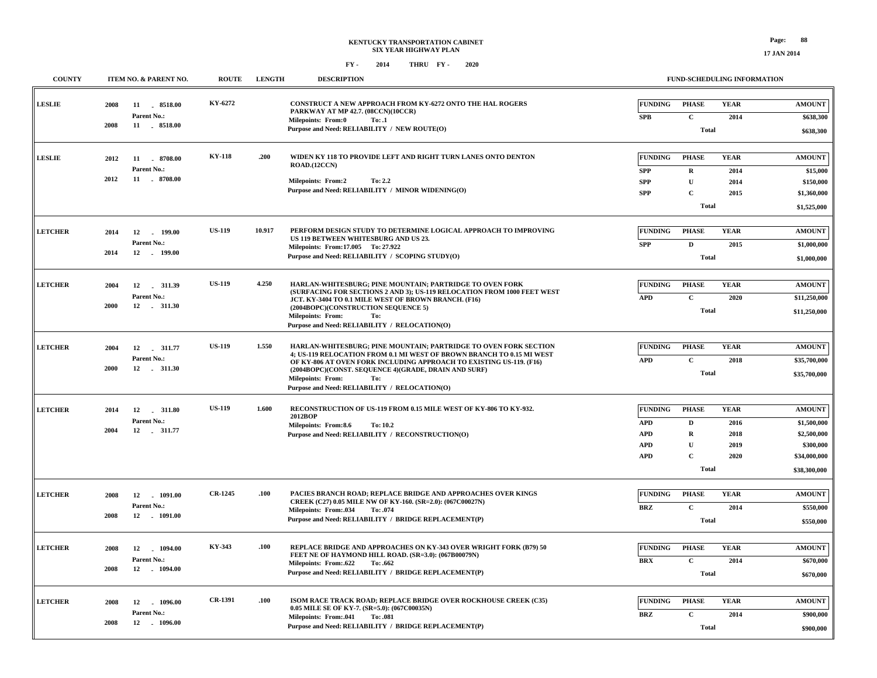# KENTUCKY TRANSPORTATION CABINET
## SIX YEAR HIGHWAY PLAN
### FY - 2014 THRU FY - 2020

| COUNTY | ITEM NO. & PARENT NO. | ROUTE | LENGTH | DESCRIPTION | FUNDING | PHASE | YEAR | AMOUNT |
|---|---|---|---|---|---|---|---|---|
| LESLIE | 2008 11 - 8518.00<br>Parent No.:<br>2008 11 - 8518.00 | KY-6272 | | CONSTRUCT A NEW APPROACH FROM KY-6272 ONTO THE HAL ROGERS PARKWAY AT MP 42.7. (08CCN)(10CCR)<br>Milepoints: From:0 To: .1<br>Purpose and Need: RELIABILITY / NEW ROUTE(O) | SPB | C | 2014 | $638,300 |
| | | | | | | Total | | $638,300 |
| LESLIE | 2012 11 - 8708.00<br>Parent No.:<br>2012 11 - 8708.00 | KY-118 | .200 | WIDEN KY 118 TO PROVIDE LEFT AND RIGHT TURN LANES ONTO DENTON ROAD.(12CCN)<br>Milepoints: From:2 To: 2.2<br>Purpose and Need: RELIABILITY / MINOR WIDENING(O) | SPP | R | 2014 | $15,000 |
| | | | | | SPP | U | 2014 | $150,000 |
| | | | | | SPP | C | 2015 | $1,360,000 |
| | | | | | | Total | | $1,525,000 |
| LETCHER | 2014 12 - 199.00<br>Parent No.:<br>2014 12 - 199.00 | US-119 | 10.917 | PERFORM DESIGN STUDY TO DETERMINE LOGICAL APPROACH TO IMPROVING US 119 BETWEEN WHITESBURG AND US 23.<br>Milepoints: From:17.005 To: 27.922<br>Purpose and Need: RELIABILITY / SCOPING STUDY(O) | SPP | D | 2015 | $1,000,000 |
| | | | | | | Total | | $1,000,000 |
| LETCHER | 2004 12 - 311.39<br>Parent No.:<br>2000 12 - 311.30 | US-119 | 4.250 | HARLAN-WHITESBURG; PINE MOUNTAIN; PARTRIDGE TO OVEN FORK (SURFACING FOR SECTIONS 2 AND 3); US-119 RELOCATION FROM 1000 FEET WEST JCT. KY-3404 TO 0.1 MILE WEST OF BROWN BRANCH. (F16) (2004BOPC)(CONSTRUCTION SEQUENCE 5)<br>Milepoints: From: To:<br>Purpose and Need: RELIABILITY / RELOCATION(O) | APD | C | 2020 | $11,250,000 |
| | | | | | | Total | | $11,250,000 |
| LETCHER | 2004 12 - 311.77<br>Parent No.:<br>2000 12 - 311.30 | US-119 | 1.550 | HARLAN-WHITESBURG; PINE MOUNTAIN; PARTRIDGE TO OVEN FORK SECTION 4; US-119 RELOCATION FROM 0.1 MI WEST OF BROWN BRANCH TO 0.15 MI WEST OF KY-806 AT OVEN FORK INCLUDING APPROACH TO EXISTING US-119. (F16) (2004BOPC)(CONST. SEQUENCE 4)(GRADE, DRAIN AND SURF)<br>Milepoints: From: To:<br>Purpose and Need: RELIABILITY / RELOCATION(O) | APD | C | 2018 | $35,700,000 |
| | | | | | | Total | | $35,700,000 |
| LETCHER | 2014 12 - 311.80<br>Parent No.:<br>2004 12 - 311.77 | US-119 | 1.600 | RECONSTRUCTION OF US-119 FROM 0.15 MILE WEST OF KY-806 TO KY-932. 2012BOP<br>Milepoints: From:8.6 To: 10.2<br>Purpose and Need: RELIABILITY / RECONSTRUCTION(O) | APD | D | 2016 | $1,500,000 |
| | | | | | APD | R | 2018 | $2,500,000 |
| | | | | | APD | U | 2019 | $300,000 |
| | | | | | APD | C | 2020 | $34,000,000 |
| | | | | | | Total | | $38,300,000 |
| LETCHER | 2008 12 - 1091.00<br>Parent No.:<br>2008 12 - 1091.00 | CR-1245 | .100 | PACIES BRANCH ROAD; REPLACE BRIDGE AND APPROACHES OVER KINGS CREEK (C27) 0.05 MILE NW OF KY-160. (SR=2.0): (067C00027N)<br>Milepoints: From:.034 To: .074<br>Purpose and Need: RELIABILITY / BRIDGE REPLACEMENT(P) | BRZ | C | 2014 | $550,000 |
| | | | | | | Total | | $550,000 |
| LETCHER | 2008 12 - 1094.00<br>Parent No.:<br>2008 12 - 1094.00 | KY-343 | .100 | REPLACE BRIDGE AND APPROACHES ON KY-343 OVER WRIGHT FORK (B79) 50 FEET NE OF HAYMOND HILL ROAD. (SR=3.0): (067B00079N)<br>Milepoints: From:.622 To: .662<br>Purpose and Need: RELIABILITY / BRIDGE REPLACEMENT(P) | BRX | C | 2014 | $670,000 |
| | | | | | | Total | | $670,000 |
| LETCHER | 2008 12 - 1096.00<br>Parent No.:<br>2008 12 - 1096.00 | CR-1391 | .100 | ISOM RACE TRACK ROAD; REPLACE BRIDGE OVER ROCKHOUSE CREEK (C35) 0.05 MILE SE OF KY-7. (SR=5.0): (067C00035N)<br>Milepoints: From:.041 To: .081<br>Purpose and Need: RELIABILITY / BRIDGE REPLACEMENT(P) | BRZ | C | 2014 | $900,000 |
| | | | | | | Total | | $900,000 |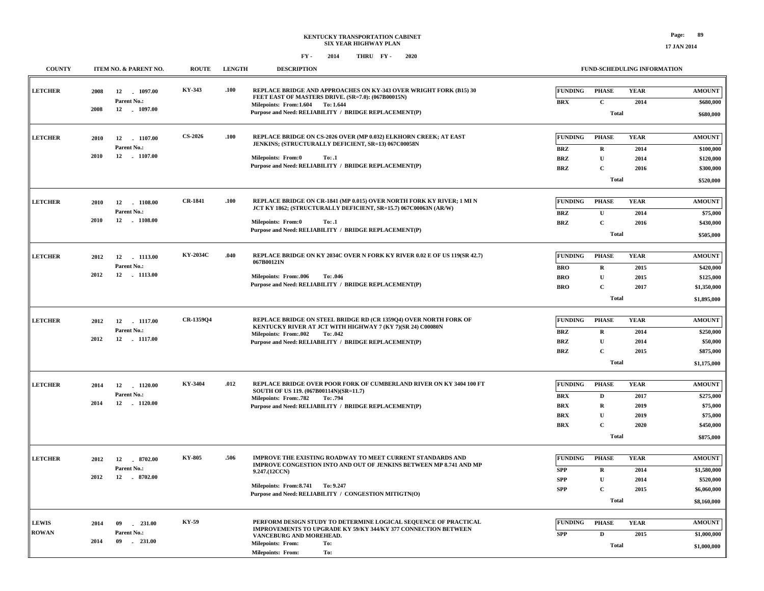**KENTUCKY TRANSPORTATION CABINET**
**SIX YEAR HIGHWAY PLAN**
**FY - 2014 THRU FY - 2020**

17 JAN 2014

| COUNTY | ITEM NO. & PARENT NO. | ROUTE | LENGTH | DESCRIPTION | FUNDING | PHASE | YEAR | AMOUNT |
|---|---|---|---|---|---|---|---|---|
| LETCHER | 2008 12 - 1097.00<br>Parent No.:<br>2008 12 - 1097.00 | KY-343 | .100 | REPLACE BRIDGE AND APPROACHES ON KY-343 OVER WRIGHT FORK (B15) 30 FEET EAST OF MASTERS DRIVE. (SR=7.0): (067B00015N)<br>Milepoints: From:1.604 To: 1.644<br>Purpose and Need: RELIABILITY / BRIDGE REPLACEMENT(P) | BRX | C | 2014 | $680,000 |
| | | | | | | Total | | $680,000 |
| LETCHER | 2010 12 - 1107.00<br>Parent No.:<br>2010 12 - 1107.00 | CS-2026 | .100 | REPLACE BRIDGE ON CS-2026 OVER (MP 0.032) ELKHORN CREEK; AT EAST JENKINS; (STRUCTURALLY DEFICIENT, SR=13) 067C00058N<br>Milepoints: From:0 To: .1<br>Purpose and Need: RELIABILITY / BRIDGE REPLACEMENT(P) | BRZ | R | 2014 | $100,000 |
| | | | | | BRZ | U | 2014 | $120,000 |
| | | | | | BRZ | C | 2016 | $300,000 |
| | | | | | | Total | | $520,000 |
| LETCHER | 2010 12 - 1108.00<br>Parent No.:<br>2010 12 - 1108.00 | CR-1841 | .100 | REPLACE BRIDGE ON CR-1841 (MP 0.015) OVER NORTH FORK KY RIVER; 1 MI N JCT KY 1862; (STRUCTURALLY DEFICIENT, SR=15.7) 067C00063N (AR/W)<br>Milepoints: From:0 To: .1<br>Purpose and Need: RELIABILITY / BRIDGE REPLACEMENT(P) | BRZ | U | 2014 | $75,000 |
| | | | | | BRZ | C | 2016 | $430,000 |
| | | | | | | Total | | $505,000 |
| LETCHER | 2012 12 - 1113.00<br>Parent No.:<br>2012 12 - 1113.00 | KY-2034C | .040 | REPLACE BRIDGE ON KY 2034C OVER N FORK KY RIVER 0.02 E OF US 119(SR 42.7) 067B00121N<br>Milepoints: From:.006 To: .046<br>Purpose and Need: RELIABILITY / BRIDGE REPLACEMENT(P) | BRO | R | 2015 | $420,000 |
| | | | | | BRO | U | 2015 | $125,000 |
| | | | | | BRO | C | 2017 | $1,350,000 |
| | | | | | | Total | | $1,895,000 |
| LETCHER | 2012 12 - 1117.00<br>Parent No.:<br>2012 12 - 1117.00 | CR-1359Q4 | | REPLACE BRIDGE ON STEEL BRIDGE RD (CR 1359Q4) OVER NORTH FORK OF KENTUCKY RIVER AT JCT WITH HIGHWAY 7 (KY 7)(SR 24) C00080N<br>Milepoints: From:.002 To: .042<br>Purpose and Need: RELIABILITY / BRIDGE REPLACEMENT(P) | BRZ | R | 2014 | $250,000 |
| | | | | | BRZ | U | 2014 | $50,000 |
| | | | | | BRZ | C | 2015 | $875,000 |
| | | | | | | Total | | $1,175,000 |
| LETCHER | 2014 12 - 1120.00<br>Parent No.:<br>2014 12 - 1120.00 | KY-3404 | .012 | REPLACE BRIDGE OVER POOR FORK OF CUMBERLAND RIVER ON KY 3404 100 FT SOUTH OF US 119. (067B00114N)(SR=11.7)<br>Milepoints: From:.782 To: .794<br>Purpose and Need: RELIABILITY / BRIDGE REPLACEMENT(P) | BRX | D | 2017 | $275,000 |
| | | | | | BRX | R | 2019 | $75,000 |
| | | | | | BRX | U | 2019 | $75,000 |
| | | | | | BRX | C | 2020 | $450,000 |
| | | | | | | Total | | $875,000 |
| LETCHER | 2012 12 - 8702.00<br>Parent No.:<br>2012 12 - 8702.00 | KY-805 | .506 | IMPROVE THE EXISTING ROADWAY TO MEET CURRENT STANDARDS AND IMPROVE CONGESTION INTO AND OUT OF JENKINS BETWEEN MP 8.741 AND MP 9.247.(12CCN)<br>Milepoints: From:8.741 To: 9.247<br>Purpose and Need: RELIABILITY / CONGESTION MITIGTN(O) | SPP | R | 2014 | $1,580,000 |
| | | | | | SPP | U | 2014 | $520,000 |
| | | | | | SPP | C | 2015 | $6,060,000 |
| | | | | | | Total | | $8,160,000 |
| LEWIS<br>ROWAN | 2014 09 - 231.00<br>Parent No.:<br>2014 09 - 231.00 | KY-59 | | PERFORM DESIGN STUDY TO DETERMINE LOGICAL SEQUENCE OF PRACTICAL IMPROVEMENTS TO UPGRADE KY 59/KY 344/KY 377 CONNECTION BETWEEN VANCEBURG AND MOREHEAD.<br>Milepoints: From: To:<br>Milepoints: From: To: | SPP | D | 2015 | $1,000,000 |
| | | | | | | Total | | $1,000,000 |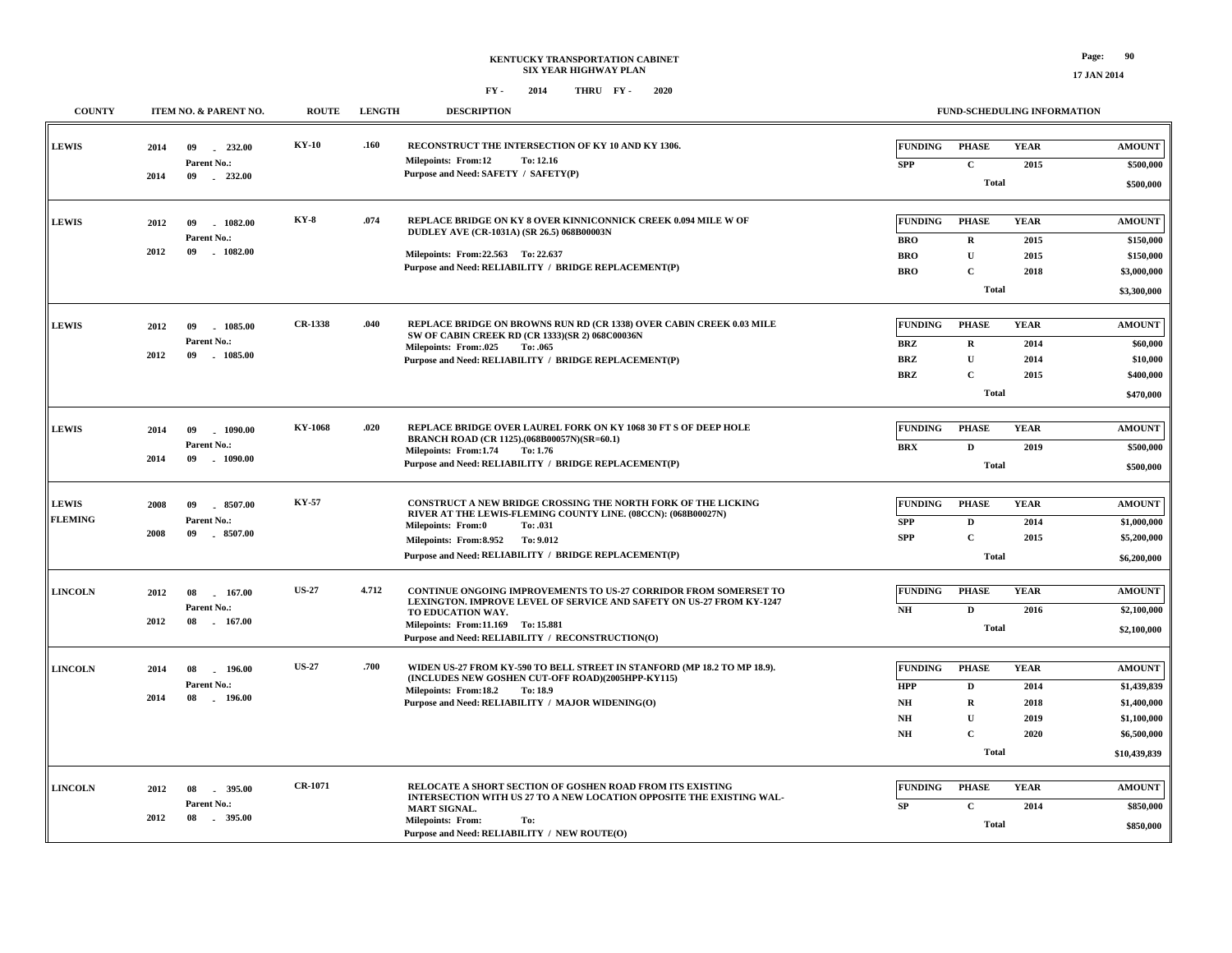# KENTUCKY TRANSPORTATION CABINET
## SIX YEAR HIGHWAY PLAN

FY - 2014 THRU FY - 2020

17 JAN 2014

| COUNTY | ITEM NO. & PARENT NO. | ROUTE | LENGTH | DESCRIPTION | FUNDING | PHASE | YEAR | AMOUNT |
|---|---|---|---|---|---|---|---|---|
| LEWIS | 2014 09 - 232.00<br>Parent No.:<br>2014 09 - 232.00 | KY-10 | .160 | RECONSTRUCT THE INTERSECTION OF KY 10 AND KY 1306.<br>Milepoints: From:12 To: 12.16<br>Purpose and Need: SAFETY / SAFETY(P) | SPP | C | 2015 | $500,000 |
| | | | | | | Total | | $500,000 |
| LEWIS | 2012 09 - 1082.00<br>Parent No.:<br>2012 09 - 1082.00 | KY-8 | .074 | REPLACE BRIDGE ON KY 8 OVER KINNICONNICK CREEK 0.094 MILE W OF DUDLEY AVE (CR-1031A) (SR 26.5) 068B00003N<br>Milepoints: From:22.563 To: 22.637<br>Purpose and Need: RELIABILITY / BRIDGE REPLACEMENT(P) | BRO | R | 2015 | $150,000 |
| | | | | | BRO | U | 2015 | $150,000 |
| | | | | | BRO | C | 2018 | $3,000,000 |
| | | | | | | Total | | $3,300,000 |
| LEWIS | 2012 09 - 1085.00<br>Parent No.:<br>2012 09 - 1085.00 | CR-1338 | .040 | REPLACE BRIDGE ON BROWNS RUN RD (CR 1338) OVER CABIN CREEK 0.03 MILE SW OF CABIN CREEK RD (CR 1333)(SR 2) 068C00036N<br>Milepoints: From:.025 To: .065<br>Purpose and Need: RELIABILITY / BRIDGE REPLACEMENT(P) | BRZ | R | 2014 | $60,000 |
| | | | | | BRZ | U | 2014 | $10,000 |
| | | | | | BRZ | C | 2015 | $400,000 |
| | | | | | | Total | | $470,000 |
| LEWIS | 2014 09 - 1090.00<br>Parent No.:<br>2014 09 - 1090.00 | KY-1068 | .020 | REPLACE BRIDGE OVER LAUREL FORK ON KY 1068 30 FT S OF DEEP HOLE BRANCH ROAD (CR 1125).(068B00057N)(SR=60.1)<br>Milepoints: From:1.74 To: 1.76<br>Purpose and Need: RELIABILITY / BRIDGE REPLACEMENT(P) | BRX | D | 2019 | $500,000 |
| | | | | | | Total | | $500,000 |
| LEWIS<br>FLEMING | 2008 09 - 8507.00<br>Parent No.:<br>2008 09 - 8507.00 | KY-57 | | CONSTRUCT A NEW BRIDGE CROSSING THE NORTH FORK OF THE LICKING RIVER AT THE LEWIS-FLEMING COUNTY LINE. (08CCN): (068B00027N)<br>Milepoints: From:0 To: .031<br>Milepoints: From:8.952 To: 9.012<br>Purpose and Need: RELIABILITY / BRIDGE REPLACEMENT(P) | SPP | D | 2014 | $1,000,000 |
| | | | | | SPP | C | 2015 | $5,200,000 |
| | | | | | | Total | | $6,200,000 |
| LINCOLN | 2012 08 - 167.00<br>Parent No.:<br>2012 08 - 167.00 | US-27 | 4.712 | CONTINUE ONGOING IMPROVEMENTS TO US-27 CORRIDOR FROM SOMERSET TO LEXINGTON. IMPROVE LEVEL OF SERVICE AND SAFETY ON US-27 FROM KY-1247 TO EDUCATION WAY.<br>Milepoints: From:11.169 To: 15.881<br>Purpose and Need: RELIABILITY / RECONSTRUCTION(O) | NH | D | 2016 | $2,100,000 |
| | | | | | | Total | | $2,100,000 |
| LINCOLN | 2014 08 - 196.00<br>Parent No.:<br>2014 08 - 196.00 | US-27 | .700 | WIDEN US-27 FROM KY-590 TO BELL STREET IN STANFORD (MP 18.2 TO MP 18.9). (INCLUDES NEW GOSHEN CUT-OFF ROAD)(2005HPP-KY115)<br>Milepoints: From:18.2 To: 18.9<br>Purpose and Need: RELIABILITY / MAJOR WIDENING(O) | HPP | D | 2014 | $1,439,839 |
| | | | | | NH | R | 2018 | $1,400,000 |
| | | | | | NH | U | 2019 | $1,100,000 |
| | | | | | NH | C | 2020 | $6,500,000 |
| | | | | | | Total | | $10,439,839 |
| LINCOLN | 2012 08 - 395.00<br>Parent No.:<br>2012 08 - 395.00 | CR-1071 | | RELOCATE A SHORT SECTION OF GOSHEN ROAD FROM ITS EXISTING INTERSECTION WITH US 27 TO A NEW LOCATION OPPOSITE THE EXISTING WAL-MART SIGNAL.<br>Milepoints: From: To:<br>Purpose and Need: RELIABILITY / NEW ROUTE(O) | SP | C | 2014 | $850,000 |
| | | | | | | Total | | $850,000 |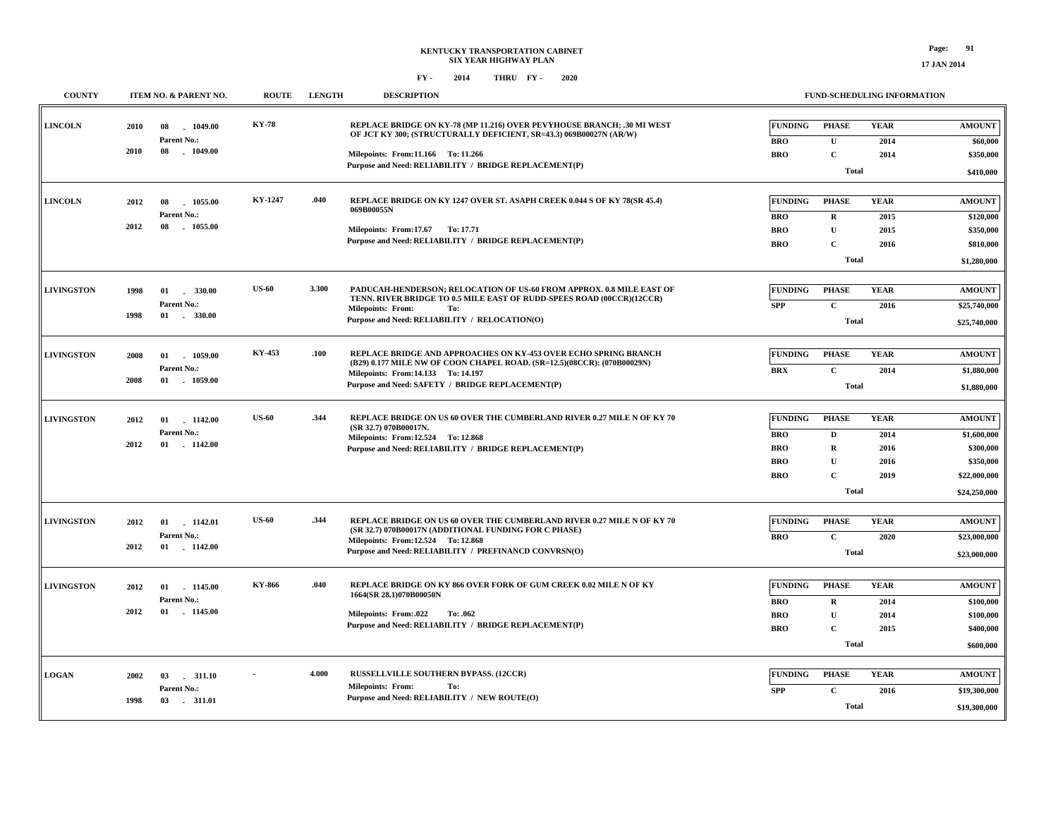# KENTUCKY TRANSPORTATION CABINET
## SIX YEAR HIGHWAY PLAN
### FY - 2014 THRU FY - 2020

| COUNTY | ITEM NO. & PARENT NO. | ROUTE | LENGTH | DESCRIPTION | FUND-SCHEDULING INFORMATION |
|---|---|---|---|---|---|
| LINCOLN | 2010 08 - 1049.00<br>Parent No.:<br>2010 08 - 1049.00 | KY-78 | | REPLACE BRIDGE ON KY-78 (MP 11.216) OVER PEVYHOUSE BRANCH; .30 MI WEST OF JCT KY 300; (STRUCTURALLY DEFICIENT, SR=43.3) 069B00027N (AR/W)<br>Milepoints: From:11.166 To: 11.266<br>Purpose and Need: RELIABILITY / BRIDGE REPLACEMENT(P) | FUNDING / PHASE / YEAR / AMOUNT<br>BRO / U / 2014 / $60,000<br>BRO / C / 2014 / $350,000<br>Total $410,000 |
| LINCOLN | 2012 08 - 1055.00<br>Parent No.:<br>2012 08 - 1055.00 | KY-1247 | .040 | REPLACE BRIDGE ON KY 1247 OVER ST. ASAPH CREEK 0.044 S OF KY 78(SR 45.4) 069B00055N<br>Milepoints: From:17.67 To: 17.71<br>Purpose and Need: RELIABILITY / BRIDGE REPLACEMENT(P) | FUNDING / PHASE / YEAR / AMOUNT<br>BRO / R / 2015 / $120,000<br>BRO / U / 2015 / $350,000<br>BRO / C / 2016 / $810,000<br>Total $1,280,000 |
| LIVINGSTON | 1998 01 - 330.00<br>Parent No.:<br>1998 01 - 330.00 | US-60 | 3.300 | PADUCAH-HENDERSON; RELOCATION OF US-60 FROM APPROX. 0.8 MILE EAST OF TENN. RIVER BRIDGE TO 0.5 MILE EAST OF RUDD-SPEES ROAD (00CCR)(12CCR)<br>Milepoints: From: To:<br>Purpose and Need: RELIABILITY / RELOCATION(O) | FUNDING / PHASE / YEAR / AMOUNT<br>SPP / C / 2016 / $25,740,000<br>Total $25,740,000 |
| LIVINGSTON | 2008 01 - 1059.00<br>Parent No.:<br>2008 01 - 1059.00 | KY-453 | .100 | REPLACE BRIDGE AND APPROACHES ON KY-453 OVER ECHO SPRING BRANCH (B29) 0.177 MILE NW OF COON CHAPEL ROAD. (SR=12.5)(08CCR): (070B00029N)<br>Milepoints: From:14.133 To: 14.197<br>Purpose and Need: SAFETY / BRIDGE REPLACEMENT(P) | FUNDING / PHASE / YEAR / AMOUNT<br>BRX / C / 2014 / $1,880,000<br>Total $1,880,000 |
| LIVINGSTON | 2012 01 - 1142.00<br>Parent No.:<br>2012 01 - 1142.00 | US-60 | .344 | REPLACE BRIDGE ON US 60 OVER THE CUMBERLAND RIVER 0.27 MILE N OF KY 70 (SR 32.7) 070B00017N.<br>Milepoints: From:12.524 To: 12.868<br>Purpose and Need: RELIABILITY / BRIDGE REPLACEMENT(P) | FUNDING / PHASE / YEAR / AMOUNT<br>BRO / D / 2014 / $1,600,000<br>BRO / R / 2016 / $300,000<br>BRO / U / 2016 / $350,000<br>BRO / C / 2019 / $22,000,000<br>Total $24,250,000 |
| LIVINGSTON | 2012 01 - 1142.01<br>Parent No.:<br>2012 01 - 1142.00 | US-60 | .344 | REPLACE BRIDGE ON US 60 OVER THE CUMBERLAND RIVER 0.27 MILE N OF KY 70 (SR 32.7) 070B00017N (ADDITIONAL FUNDING FOR C PHASE)<br>Milepoints: From:12.524 To: 12.868<br>Purpose and Need: RELIABILITY / PREFINANCD CONVRSN(O) | FUNDING / PHASE / YEAR / AMOUNT<br>BRO / C / 2020 / $23,000,000<br>Total $23,000,000 |
| LIVINGSTON | 2012 01 - 1145.00<br>Parent No.:<br>2012 01 - 1145.00 | KY-866 | .040 | REPLACE BRIDGE ON KY 866 OVER FORK OF GUM CREEK 0.02 MILE N OF KY 1664(SR 28.1)070B00050N<br>Milepoints: From:.022 To: .062<br>Purpose and Need: RELIABILITY / BRIDGE REPLACEMENT(P) | FUNDING / PHASE / YEAR / AMOUNT<br>BRO / R / 2014 / $100,000<br>BRO / U / 2014 / $100,000<br>BRO / C / 2015 / $400,000<br>Total $600,000 |
| LOGAN | 2002 03 - 311.10<br>Parent No.:<br>1998 03 - 311.01 | - | 4.000 | RUSSELLVILLE SOUTHERN BYPASS. (12CCR)<br>Milepoints: From: To:<br>Purpose and Need: RELIABILITY / NEW ROUTE(O) | FUNDING / PHASE / YEAR / AMOUNT<br>SPP / C / 2016 / $19,300,000<br>Total $19,300,000 |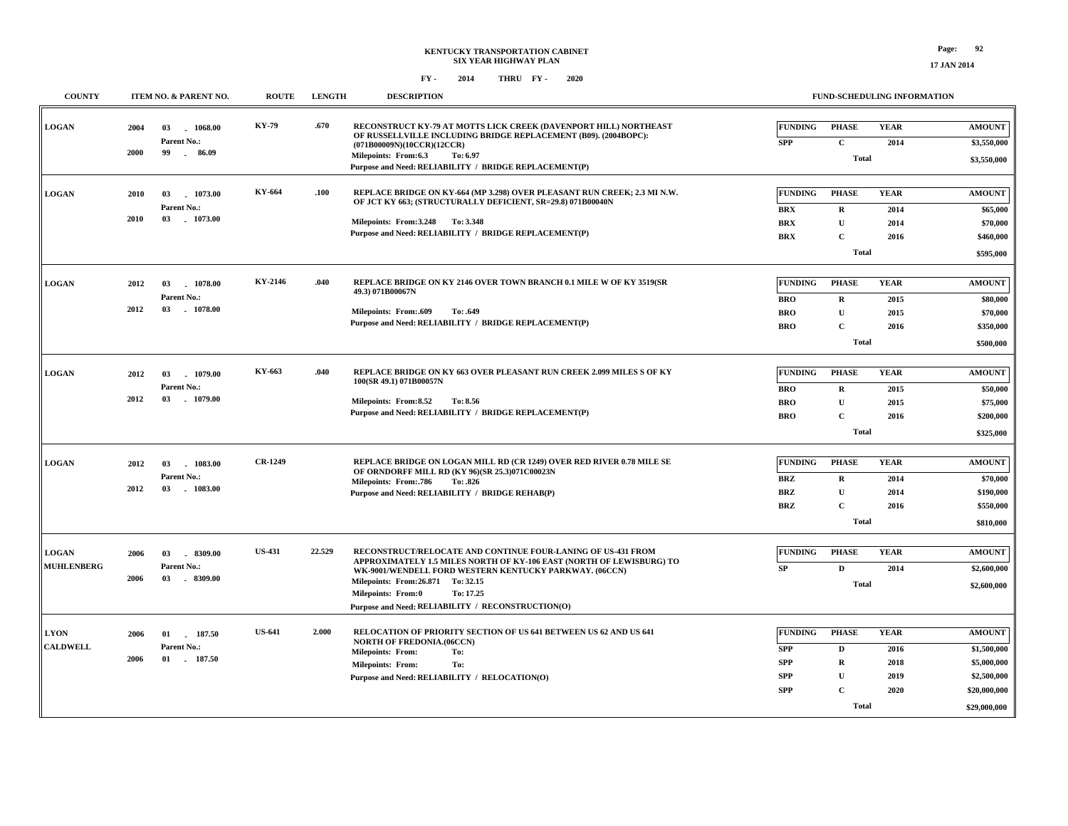**KENTUCKY TRANSPORTATION CABINET**
**SIX YEAR HIGHWAY PLAN**
**FY - 2014 THRU FY - 2020**

| COUNTY | ITEM NO. & PARENT NO. | ROUTE | LENGTH | DESCRIPTION | FUNDING | PHASE | YEAR | AMOUNT |
|---|---|---|---|---|---|---|---|---|
| LOGAN | 2004 03 - 1068.00<br>Parent No.:<br>2000 99 - 86.09 | KY-79 | .670 | RECONSTRUCT KY-79 AT MOTTS LICK CREEK (DAVENPORT HILL) NORTHEAST OF RUSSELLVILLE INCLUDING BRIDGE REPLACEMENT (B09). (2004BOPC): (071B00009N)(10CCR)(12CCR)<br>Milepoints: From:6.3 To: 6.97<br>Purpose and Need: RELIABILITY / BRIDGE REPLACEMENT(P) | SPP | C | 2014 | $3,550,000 |
| | | | | | | Total | | $3,550,000 |
| LOGAN | 2010 03 - 1073.00<br>Parent No.:<br>2010 03 - 1073.00 | KY-664 | .100 | REPLACE BRIDGE ON KY-664 (MP 3.298) OVER PLEASANT RUN CREEK; 2.3 MI N.W. OF JCT KY 663; (STRUCTURALLY DEFICIENT, SR=29.8) 071B00040N<br>Milepoints: From:3.248 To: 3.348<br>Purpose and Need: RELIABILITY / BRIDGE REPLACEMENT(P) | BRX | R | 2014 | $65,000 |
| | | | | | BRX | U | 2014 | $70,000 |
| | | | | | BRX | C | 2016 | $460,000 |
| | | | | | | Total | | $595,000 |
| LOGAN | 2012 03 - 1078.00<br>Parent No.:<br>2012 03 - 1078.00 | KY-2146 | .040 | REPLACE BRIDGE ON KY 2146 OVER TOWN BRANCH 0.1 MILE W OF KY 3519(SR 49.3) 071B00067N<br>Milepoints: From:.609 To: .649<br>Purpose and Need: RELIABILITY / BRIDGE REPLACEMENT(P) | BRO | R | 2015 | $80,000 |
| | | | | | BRO | U | 2015 | $70,000 |
| | | | | | BRO | C | 2016 | $350,000 |
| | | | | | | Total | | $500,000 |
| LOGAN | 2012 03 - 1079.00<br>Parent No.:<br>2012 03 - 1079.00 | KY-663 | .040 | REPLACE BRIDGE ON KY 663 OVER PLEASANT RUN CREEK 2.099 MILES S OF KY 100(SR 49.1) 071B00057N<br>Milepoints: From:8.52 To: 8.56<br>Purpose and Need: RELIABILITY / BRIDGE REPLACEMENT(P) | BRO | R | 2015 | $50,000 |
| | | | | | BRO | U | 2015 | $75,000 |
| | | | | | BRO | C | 2016 | $200,000 |
| | | | | | | Total | | $325,000 |
| LOGAN | 2012 03 - 1083.00<br>Parent No.:<br>2012 03 - 1083.00 | CR-1249 | | REPLACE BRIDGE ON LOGAN MILL RD (CR 1249) OVER RED RIVER 0.78 MILE SE OF ORNDORFF MILL RD (KY 96)(SR 25.3)071C00023N<br>Milepoints: From:.786 To: .826<br>Purpose and Need: RELIABILITY / BRIDGE REHAB(P) | BRZ | R | 2014 | $70,000 |
| | | | | | BRZ | U | 2014 | $190,000 |
| | | | | | BRZ | C | 2016 | $550,000 |
| | | | | | | Total | | $810,000 |
| LOGAN<br>MUHLENBERG | 2006 03 - 8309.00<br>Parent No.:<br>2006 03 - 8309.00 | US-431 | 22.529 | RECONSTRUCT/RELOCATE AND CONTINUE FOUR-LANING OF US-431 FROM APPROXIMATELY 1.5 MILES NORTH OF KY-106 EAST (NORTH OF LEWISBURG) TO WK-9001/WENDELL FORD WESTERN KENTUCKY PARKWAY. (06CCN)<br>Milepoints: From:26.871 To: 32.15<br>Milepoints: From:0 To: 17.25<br>Purpose and Need: RELIABILITY / RECONSTRUCTION(O) | SP | D | 2014 | $2,600,000 |
| | | | | | | Total | | $2,600,000 |
| LYON<br>CALDWELL | 2006 01 - 187.50<br>Parent No.:<br>2006 01 - 187.50 | US-641 | 2.000 | RELOCATION OF PRIORITY SECTION OF US 641 BETWEEN US 62 AND US 641 NORTH OF FREDONIA.(06CCN)<br>Milepoints: From: To:<br>Milepoints: From: To:<br>Purpose and Need: RELIABILITY / RELOCATION(O) | SPP | D | 2016 | $1,500,000 |
| | | | | | SPP | R | 2018 | $5,000,000 |
| | | | | | SPP | U | 2019 | $2,500,000 |
| | | | | | SPP | C | 2020 | $20,000,000 |
| | | | | | | Total | | $29,000,000 |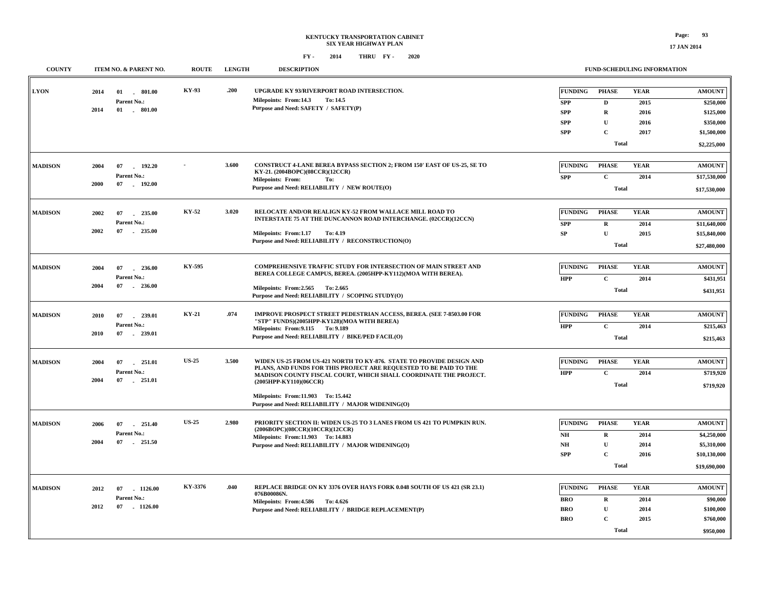**KENTUCKY TRANSPORTATION CABINET**
**SIX YEAR HIGHWAY PLAN**
**FY - 2014 THRU FY - 2020**

| COUNTY | ITEM NO. & PARENT NO. | ROUTE | LENGTH | DESCRIPTION | FUNDING | PHASE | YEAR | AMOUNT |
|---|---|---|---|---|---|---|---|---|
| LYON | 2014 01 - 801.00<br>Parent No.:<br>2014 01 - 801.00 | KY-93 | .200 | UPGRADE KY 93/RIVERPORT ROAD INTERSECTION.<br>Milepoints: From:14.3 To: 14.5<br>Purpose and Need: SAFETY / SAFETY(P) | SPP | D | 2015 | $250,000 |
| | | | | | SPP | R | 2016 | $125,000 |
| | | | | | SPP | U | 2016 | $350,000 |
| | | | | | SPP | C | 2017 | $1,500,000 |
| | | | | | | Total | | $2,225,000 |
| MADISON | 2004 07 - 192.20<br>Parent No.:<br>2000 07 - 192.00 | - | 3.600 | CONSTRUCT 4-LANE BEREA BYPASS SECTION 2; FROM 150' EAST OF US-25, SE TO KY-21. (2004BOPC)(08CCR)(12CCR)<br>Milepoints: From: To:<br>Purpose and Need: RELIABILITY / NEW ROUTE(O) | SPP | C | 2014 | $17,530,000 |
| | | | | | | Total | | $17,530,000 |
| MADISON | 2002 07 - 235.00<br>Parent No.:<br>2002 07 - 235.00 | KY-52 | 3.020 | RELOCATE AND/OR REALIGN KY-52 FROM WALLACE MILL ROAD TO INTERSTATE 75 AT THE DUNCANNON ROAD INTERCHANGE. (02CCR)(12CCN)<br>Milepoints: From:1.17 To: 4.19<br>Purpose and Need: RELIABILITY / RECONSTRUCTION(O) | SPP | R | 2014 | $11,640,000 |
| | | | | | SP | U | 2015 | $15,840,000 |
| | | | | | | Total | | $27,480,000 |
| MADISON | 2004 07 - 236.00<br>Parent No.:<br>2004 07 - 236.00 | KY-595 | | COMPREHENSIVE TRAFFIC STUDY FOR INTERSECTION OF MAIN STREET AND BEREA COLLEGE CAMPUS, BEREA. (2005HPP-KY112)(MOA WITH BEREA).<br>Milepoints: From:2.565 To: 2.665<br>Purpose and Need: RELIABILITY / SCOPING STUDY(O) | HPP | C | 2014 | $431,951 |
| | | | | | | Total | | $431,951 |
| MADISON | 2010 07 - 239.01<br>Parent No.:<br>2010 07 - 239.01 | KY-21 | .074 | IMPROVE PROSPECT STREET PEDESTRIAN ACCESS, BEREA. (SEE 7-8503.00 FOR "STP" FUNDS)(2005HPP-KY128)(MOA WITH BEREA)<br>Milepoints: From:9.115 To: 9.189<br>Purpose and Need: RELIABILITY / BIKE/PED FACIL(O) | HPP | C | 2014 | $215,463 |
| | | | | | | Total | | $215,463 |
| MADISON | 2004 07 - 251.01<br>Parent No.:<br>2004 07 - 251.01 | US-25 | 3.500 | WIDEN US-25 FROM US-421 NORTH TO KY-876. STATE TO PROVIDE DESIGN AND PLANS, AND FUNDS FOR THIS PROJECT ARE REQUESTED TO BE PAID TO THE MADISON COUNTY FISCAL COURT, WHICH SHALL COORDINATE THE PROJECT. (2005HPP-KY110)(06CCR)<br>Milepoints: From:11.903 To: 15.442<br>Purpose and Need: RELIABILITY / MAJOR WIDENING(O) | HPP | C | 2014 | $719,920 |
| | | | | | | Total | | $719,920 |
| MADISON | 2006 07 - 251.40<br>Parent No.:<br>2004 07 - 251.50 | US-25 | 2.980 | PRIORITY SECTION II: WIDEN US-25 TO 3 LANES FROM US 421 TO PUMPKIN RUN. (2006BOPC)(08CCR)(10CCR)(12CCR)<br>Milepoints: From:11.903 To: 14.883<br>Purpose and Need: RELIABILITY / MAJOR WIDENING(O) | NH | R | 2014 | $4,250,000 |
| | | | | | NH | U | 2014 | $5,310,000 |
| | | | | | SPP | C | 2016 | $10,130,000 |
| | | | | | | Total | | $19,690,000 |
| MADISON | 2012 07 - 1126.00<br>Parent No.:<br>2012 07 - 1126.00 | KY-3376 | .040 | REPLACE BRIDGE ON KY 3376 OVER HAYS FORK 0.048 SOUTH OF US 421 (SR 23.1) 076B00086N.<br>Milepoints: From:4.586 To: 4.626<br>Purpose and Need: RELIABILITY / BRIDGE REPLACEMENT(P) | BRO | R | 2014 | $90,000 |
| | | | | | BRO | U | 2014 | $100,000 |
| | | | | | BRO | C | 2015 | $760,000 |
| | | | | | | Total | | $950,000 |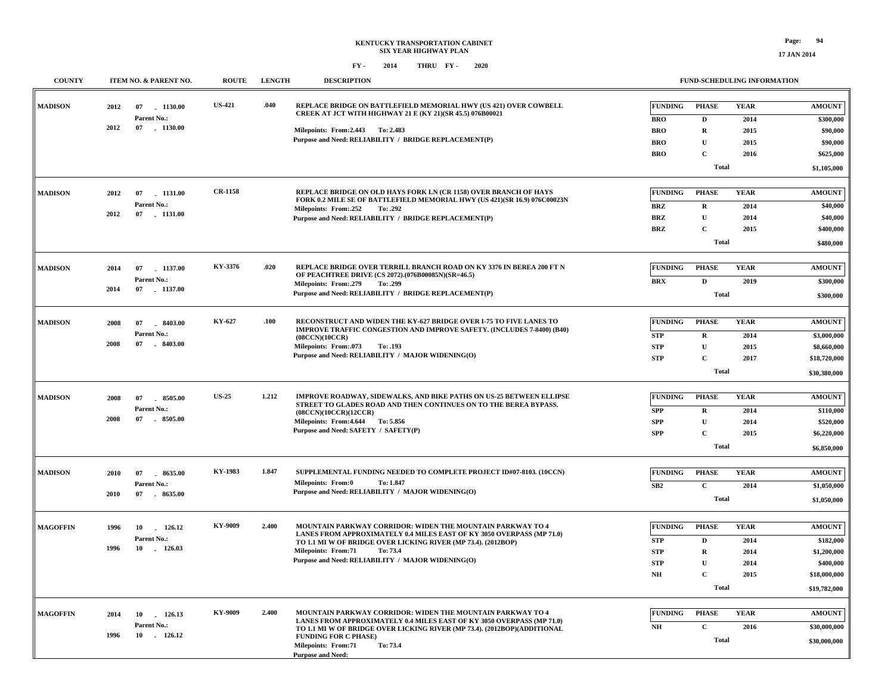# KENTUCKY TRANSPORTATION CABINET
## SIX YEAR HIGHWAY PLAN

**FY - 2014 THRU FY - 2020**

| COUNTY | ITEM NO. & PARENT NO. | ROUTE | LENGTH | DESCRIPTION | FUND-SCHEDULING INFORMATION |
|---|---|---|---|---|---|

---

**MADISON** | 2012 07 - 1130.00 | Parent No.: 2012 07 - 1130.00 | **US-421** | **.040**

REPLACE BRIDGE ON BATTLEFIELD MEMORIAL HWY (US 421) OVER COWBELL CREEK AT JCT WITH HIGHWAY 21 E (KY 21)(SR 45.5) 076B00021

Milepoints: From:2.443 To: 2.483

Purpose and Need: RELIABILITY / BRIDGE REPLACEMENT(P)

| FUNDING | PHASE | YEAR | AMOUNT |
|---|---|---|---|
| BRO | D | 2014 | $300,000 |
| BRO | R | 2015 | $90,000 |
| BRO | U | 2015 | $90,000 |
| BRO | C | 2016 | $625,000 |
| | Total | | $1,105,000 |

---

**MADISON** | 2012 07 - 1131.00 | Parent No.: 2012 07 - 1131.00 | **CR-1158**

REPLACE BRIDGE ON OLD HAYS FORK LN (CR 1158) OVER BRANCH OF HAYS FORK 0.2 MILE SE OF BATTLEFIELD MEMORIAL HWY (US 421)(SR 16.9) 076C00023N

Milepoints: From:.252 To: .292

Purpose and Need: RELIABILITY / BRIDGE REPLACEMENT(P)

| FUNDING | PHASE | YEAR | AMOUNT |
|---|---|---|---|
| BRZ | R | 2014 | $40,000 |
| BRZ | U | 2014 | $40,000 |
| BRZ | C | 2015 | $400,000 |
| | Total | | $480,000 |

---

**MADISON** | 2014 07 - 1137.00 | Parent No.: 2014 07 - 1137.00 | **KY-3376** | **.020**

REPLACE BRIDGE OVER TERRILL BRANCH ROAD ON KY 3376 IN BEREA 200 FT N OF PEACHTREE DRIVE (CS 2072).(076B00085N)(SR=46.5)

Milepoints: From:.279 To: .299

Purpose and Need: RELIABILITY / BRIDGE REPLACEMENT(P)

| FUNDING | PHASE | YEAR | AMOUNT |
|---|---|---|---|
| BRX | D | 2019 | $300,000 |
| | Total | | $300,000 |

---

**MADISON** | 2008 07 - 8403.00 | Parent No.: 2008 07 - 8403.00 | **KY-627** | **.100**

RECONSTRUCT AND WIDEN THE KY-627 BRIDGE OVER I-75 TO FIVE LANES TO IMPROVE TRAFFIC CONGESTION AND IMPROVE SAFETY. (INCLUDES 7-8400) (B40) (08CCN)(10CCR)

Milepoints: From:.073 To: .193

Purpose and Need: RELIABILITY / MAJOR WIDENING(O)

| FUNDING | PHASE | YEAR | AMOUNT |
|---|---|---|---|
| STP | R | 2014 | $3,000,000 |
| STP | U | 2015 | $8,660,000 |
| STP | C | 2017 | $18,720,000 |
| | Total | | $30,380,000 |

---

**MADISON** | 2008 07 - 8505.00 | Parent No.: 2008 07 - 8505.00 | **US-25** | **1.212**

IMPROVE ROADWAY, SIDEWALKS, AND BIKE PATHS ON US-25 BETWEEN ELLIPSE STREET TO GLADES ROAD AND THEN CONTINUES ON TO THE BEREA BYPASS. (08CCN)(10CCR)(12CCR)

Milepoints: From:4.644 To: 5.856

Purpose and Need: SAFETY / SAFETY(P)

| FUNDING | PHASE | YEAR | AMOUNT |
|---|---|---|---|
| SPP | R | 2014 | $110,000 |
| SPP | U | 2014 | $520,000 |
| SPP | C | 2015 | $6,220,000 |
| | Total | | $6,850,000 |

---

**MADISON** | 2010 07 - 8635.00 | Parent No.: 2010 07 - 8635.00 | **KY-1983** | **1.847**

SUPPLEMENTAL FUNDING NEEDED TO COMPLETE PROJECT ID#07-8103. (10CCN)

Milepoints: From:0 To: 1.847

Purpose and Need: RELIABILITY / MAJOR WIDENING(O)

| FUNDING | PHASE | YEAR | AMOUNT |
|---|---|---|---|
| SB2 | C | 2014 | $1,050,000 |
| | Total | | $1,050,000 |

---

**MAGOFFIN** | 1996 10 - 126.12 | Parent No.: 1996 10 - 126.03 | **KY-9009** | **2.400**

MOUNTAIN PARKWAY CORRIDOR: WIDEN THE MOUNTAIN PARKWAY TO 4 LANES FROM APPROXIMATELY 0.4 MILES EAST OF KY 3050 OVERPASS (MP 71.0) TO 1.1 MI W OF BRIDGE OVER LICKING RIVER (MP 73.4). (2012BOP)

Milepoints: From:71 To: 73.4

Purpose and Need: RELIABILITY / MAJOR WIDENING(O)

| FUNDING | PHASE | YEAR | AMOUNT |
|---|---|---|---|
| STP | D | 2014 | $182,000 |
| STP | R | 2014 | $1,200,000 |
| STP | U | 2014 | $400,000 |
| NH | C | 2015 | $18,000,000 |
| | Total | | $19,782,000 |

---

**MAGOFFIN** | 2014 10 - 126.13 | Parent No.: 1996 10 - 126.12 | **KY-9009** | **2.400**

MOUNTAIN PARKWAY CORRIDOR: WIDEN THE MOUNTAIN PARKWAY TO 4 LANES FROM APPROXIMATELY 0.4 MILES EAST OF KY 3050 OVERPASS (MP 71.0) TO 1.1 MI W OF BRIDGE OVER LICKING RIVER (MP 73.4). (2012BOP)(ADDITIONAL FUNDING FOR C PHASE)

Milepoints: From:71 To: 73.4

Purpose and Need:

| FUNDING | PHASE | YEAR | AMOUNT |
|---|---|---|---|
| NH | C | 2016 | $30,000,000 |
| | Total | | $30,000,000 |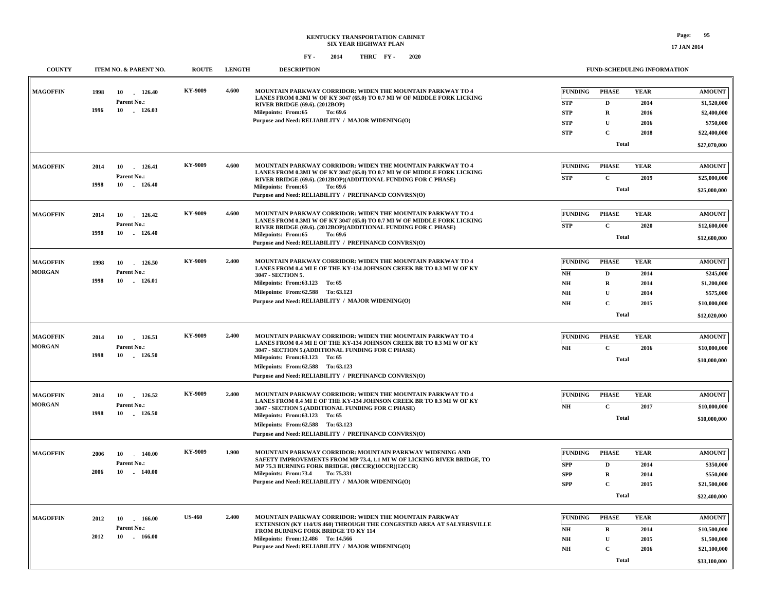# KENTUCKY TRANSPORTATION CABINET
## SIX YEAR HIGHWAY PLAN
### FY - 2014 THRU FY - 2020

| COUNTY | ITEM NO. & PARENT NO. | ROUTE | LENGTH | DESCRIPTION | FUNDING | PHASE | YEAR | AMOUNT |
|---|---|---|---|---|---|---|---|---|
| MAGOFFIN | 1998 10 - 126.40<br>Parent No.:<br>1996 10 - 126.03 | KY-9009 | 4.600 | MOUNTAIN PARKWAY CORRIDOR: WIDEN THE MOUNTAIN PARKWAY TO 4 LANES FROM 0.3MI W OF KY 3047 (65.0) TO 0.7 MI W OF MIDDLE FORK LICKING RIVER BRIDGE (69.6). (2012BOP)<br>Milepoints: From:65 To: 69.6<br>Purpose and Need: RELIABILITY / MAJOR WIDENING(O) | STP | D | 2014 | $1,520,000 |
| | | | | | STP | R | 2016 | $2,400,000 |
| | | | | | STP | U | 2016 | $750,000 |
| | | | | | STP | C | 2018 | $22,400,000 |
| | | | | | | Total | | $27,070,000 |
| MAGOFFIN | 2014 10 - 126.41<br>Parent No.:<br>1998 10 - 126.40 | KY-9009 | 4.600 | MOUNTAIN PARKWAY CORRIDOR: WIDEN THE MOUNTAIN PARKWAY TO 4 LANES FROM 0.3MI W OF KY 3047 (65.0) TO 0.7 MI W OF MIDDLE FORK LICKING RIVER BRIDGE (69.6). (2012BOP)(ADDITIONAL FUNDING FOR C PHASE)<br>Milepoints: From:65 To: 69.6<br>Purpose and Need: RELIABILITY / PREFINANCD CONVRSN(O) | STP | C | 2019 | $25,000,000 |
| | | | | | | Total | | $25,000,000 |
| MAGOFFIN | 2014 10 - 126.42<br>Parent No.:<br>1998 10 - 126.40 | KY-9009 | 4.600 | MOUNTAIN PARKWAY CORRIDOR: WIDEN THE MOUNTAIN PARKWAY TO 4 LANES FROM 0.3MI W OF KY 3047 (65.0) TO 0.7 MI W OF MIDDLE FORK LICKING RIVER BRIDGE (69.6). (2012BOP)(ADDITIONAL FUNDING FOR C PHASE)<br>Milepoints: From:65 To: 69.6<br>Purpose and Need: RELIABILITY / PREFINANCD CONVRSN(O) | STP | C | 2020 | $12,600,000 |
| | | | | | | Total | | $12,600,000 |
| MAGOFFIN<br>MORGAN | 1998 10 - 126.50<br>Parent No.:<br>1998 10 - 126.01 | KY-9009 | 2.400 | MOUNTAIN PARKWAY CORRIDOR: WIDEN THE MOUNTAIN PARKWAY TO 4 LANES FROM 0.4 MI E OF THE KY-134 JOHNSON CREEK BR TO 0.3 MI W OF KY 3047 - SECTION 5.<br>Milepoints: From:63.123 To: 65<br>Milepoints: From:62.588 To: 63.123<br>Purpose and Need: RELIABILITY / MAJOR WIDENING(O) | NH | D | 2014 | $245,000 |
| | | | | | NH | R | 2014 | $1,200,000 |
| | | | | | NH | U | 2014 | $575,000 |
| | | | | | NH | C | 2015 | $10,000,000 |
| | | | | | | Total | | $12,020,000 |
| MAGOFFIN<br>MORGAN | 2014 10 - 126.51<br>Parent No.:<br>1998 10 - 126.50 | KY-9009 | 2.400 | MOUNTAIN PARKWAY CORRIDOR: WIDEN THE MOUNTAIN PARKWAY TO 4 LANES FROM 0.4 MI E OF THE KY-134 JOHNSON CREEK BR TO 0.3 MI W OF KY 3047 - SECTION 5.(ADDITIONAL FUNDING FOR C PHASE)<br>Milepoints: From:63.123 To: 65<br>Milepoints: From:62.588 To: 63.123<br>Purpose and Need: RELIABILITY / PREFINANCD CONVRSN(O) | NH | C | 2016 | $10,000,000 |
| | | | | | | Total | | $10,000,000 |
| MAGOFFIN<br>MORGAN | 2014 10 - 126.52<br>Parent No.:<br>1998 10 - 126.50 | KY-9009 | 2.400 | MOUNTAIN PARKWAY CORRIDOR: WIDEN THE MOUNTAIN PARKWAY TO 4 LANES FROM 0.4 MI E OF THE KY-134 JOHNSON CREEK BR TO 0.3 MI W OF KY 3047 - SECTION 5.(ADDITIONAL FUNDING FOR C PHASE)<br>Milepoints: From:63.123 To: 65<br>Milepoints: From:62.588 To: 63.123<br>Purpose and Need: RELIABILITY / PREFINANCD CONVRSN(O) | NH | C | 2017 | $10,000,000 |
| | | | | | | Total | | $10,000,000 |
| MAGOFFIN | 2006 10 - 140.00<br>Parent No.:<br>2006 10 - 140.00 | KY-9009 | 1.900 | MOUNTAIN PARKWAY CORRIDOR: MOUNTAIN PARKWAY WIDENING AND SAFETY IMPROVEMENTS FROM MP 73.4, 1.1 MI W OF LICKING RIVER BRIDGE, TO MP 75.3 BURNING FORK BRIDGE. (08CCR)(10CCR)(12CCR)<br>Milepoints: From:73.4 To: 75.331<br>Purpose and Need: RELIABILITY / MAJOR WIDENING(O) | SPP | D | 2014 | $350,000 |
| | | | | | SPP | R | 2014 | $550,000 |
| | | | | | SPP | C | 2015 | $21,500,000 |
| | | | | | | Total | | $22,400,000 |
| MAGOFFIN | 2012 10 - 166.00<br>Parent No.:<br>2012 10 - 166.00 | US-460 | 2.400 | MOUNTAIN PARKWAY CORRIDOR: WIDEN THE MOUNTAIN PARKWAY EXTENSION (KY 114/US 460) THROUGH THE CONGESTED AREA AT SALYERSVILLE FROM BURNING FORK BRIDGE TO KY 114<br>Milepoints: From:12.486 To: 14.566<br>Purpose and Need: RELIABILITY / MAJOR WIDENING(O) | NH | R | 2014 | $10,500,000 |
| | | | | | NH | U | 2015 | $1,500,000 |
| | | | | | NH | C | 2016 | $21,100,000 |
| | | | | | | Total | | $33,100,000 |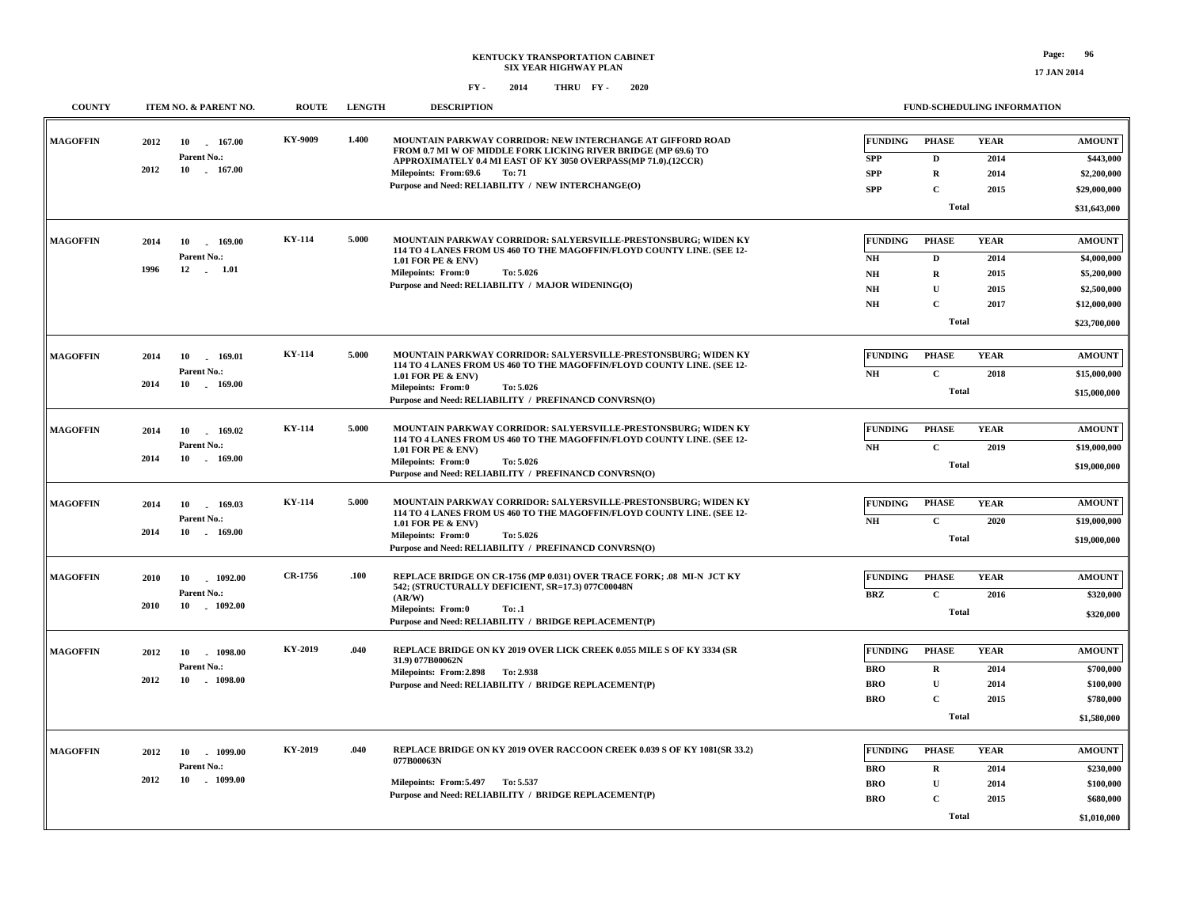# KENTUCKY TRANSPORTATION CABINET
## SIX YEAR HIGHWAY PLAN
### FY - 2014 THRU FY - 2020

| COUNTY | ITEM NO. & PARENT NO. | ROUTE | LENGTH | DESCRIPTION | FUNDING | PHASE | YEAR | AMOUNT |
|---|---|---|---|---|---|---|---|---|
| MAGOFFIN | 2012 10 - 167.00<br>Parent No.:<br>2012 10 - 167.00 | KY-9009 | 1.400 | MOUNTAIN PARKWAY CORRIDOR: NEW INTERCHANGE AT GIFFORD ROAD FROM 0.7 MI W OF MIDDLE FORK LICKING RIVER BRIDGE (MP 69.6) TO APPROXIMATELY 0.4 MI EAST OF KY 3050 OVERPASS(MP 71.0).(12CCR)<br>Milepoints: From:69.6 To: 71<br>Purpose and Need: RELIABILITY / NEW INTERCHANGE(O) | SPP | D | 2014 | $443,000 |
| | | | | | SPP | R | 2014 | $2,200,000 |
| | | | | | SPP | C | 2015 | $29,000,000 |
| | | | | | | Total | | $31,643,000 |
| MAGOFFIN | 2014 10 - 169.00<br>Parent No.:<br>1996 12 - 1.01 | KY-114 | 5.000 | MOUNTAIN PARKWAY CORRIDOR: SALYERSVILLE-PRESTONSBURG; WIDEN KY 114 TO 4 LANES FROM US 460 TO THE MAGOFFIN/FLOYD COUNTY LINE. (SEE 12-1.01 FOR PE & ENV)<br>Milepoints: From:0 To: 5.026<br>Purpose and Need: RELIABILITY / MAJOR WIDENING(O) | NH | D | 2014 | $4,000,000 |
| | | | | | NH | R | 2015 | $5,200,000 |
| | | | | | NH | U | 2015 | $2,500,000 |
| | | | | | NH | C | 2017 | $12,000,000 |
| | | | | | | Total | | $23,700,000 |
| MAGOFFIN | 2014 10 - 169.01<br>Parent No.:<br>2014 10 - 169.00 | KY-114 | 5.000 | MOUNTAIN PARKWAY CORRIDOR: SALYERSVILLE-PRESTONSBURG; WIDEN KY 114 TO 4 LANES FROM US 460 TO THE MAGOFFIN/FLOYD COUNTY LINE. (SEE 12-1.01 FOR PE & ENV)<br>Milepoints: From:0 To: 5.026<br>Purpose and Need: RELIABILITY / PREFINANCD CONVRSN(O) | NH | C | 2018 | $15,000,000 |
| | | | | | | Total | | $15,000,000 |
| MAGOFFIN | 2014 10 - 169.02<br>Parent No.:<br>2014 10 - 169.00 | KY-114 | 5.000 | MOUNTAIN PARKWAY CORRIDOR: SALYERSVILLE-PRESTONSBURG; WIDEN KY 114 TO 4 LANES FROM US 460 TO THE MAGOFFIN/FLOYD COUNTY LINE. (SEE 12-1.01 FOR PE & ENV)<br>Milepoints: From:0 To: 5.026<br>Purpose and Need: RELIABILITY / PREFINANCD CONVRSN(O) | NH | C | 2019 | $19,000,000 |
| | | | | | | Total | | $19,000,000 |
| MAGOFFIN | 2014 10 - 169.03<br>Parent No.:<br>2014 10 - 169.00 | KY-114 | 5.000 | MOUNTAIN PARKWAY CORRIDOR: SALYERSVILLE-PRESTONSBURG; WIDEN KY 114 TO 4 LANES FROM US 460 TO THE MAGOFFIN/FLOYD COUNTY LINE. (SEE 12-1.01 FOR PE & ENV)<br>Milepoints: From:0 To: 5.026<br>Purpose and Need: RELIABILITY / PREFINANCD CONVRSN(O) | NH | C | 2020 | $19,000,000 |
| | | | | | | Total | | $19,000,000 |
| MAGOFFIN | 2010 10 - 1092.00<br>Parent No.:<br>2010 10 - 1092.00 | CR-1756 | .100 | REPLACE BRIDGE ON CR-1756 (MP 0.031) OVER TRACE FORK; .08 MI-N JCT KY 542; (STRUCTURALLY DEFICIENT, SR=17.3) 077C00048N (AR/W)<br>Milepoints: From:0 To: .1<br>Purpose and Need: RELIABILITY / BRIDGE REPLACEMENT(P) | BRZ | C | 2016 | $320,000 |
| | | | | | | Total | | $320,000 |
| MAGOFFIN | 2012 10 - 1098.00<br>Parent No.:<br>2012 10 - 1098.00 | KY-2019 | .040 | REPLACE BRIDGE ON KY 2019 OVER LICK CREEK 0.055 MILE S OF KY 3334 (SR 31.9) 077B00062N<br>Milepoints: From:2.898 To: 2.938<br>Purpose and Need: RELIABILITY / BRIDGE REPLACEMENT(P) | BRO | R | 2014 | $700,000 |
| | | | | | BRO | U | 2014 | $100,000 |
| | | | | | BRO | C | 2015 | $780,000 |
| | | | | | | Total | | $1,580,000 |
| MAGOFFIN | 2012 10 - 1099.00<br>Parent No.:<br>2012 10 - 1099.00 | KY-2019 | .040 | REPLACE BRIDGE ON KY 2019 OVER RACCOON CREEK 0.039 S OF KY 1081(SR 33.2) 077B00063N<br>Milepoints: From:5.497 To: 5.537<br>Purpose and Need: RELIABILITY / BRIDGE REPLACEMENT(P) | BRO | R | 2014 | $230,000 |
| | | | | | BRO | U | 2014 | $100,000 |
| | | | | | BRO | C | 2015 | $680,000 |
| | | | | | | Total | | $1,010,000 |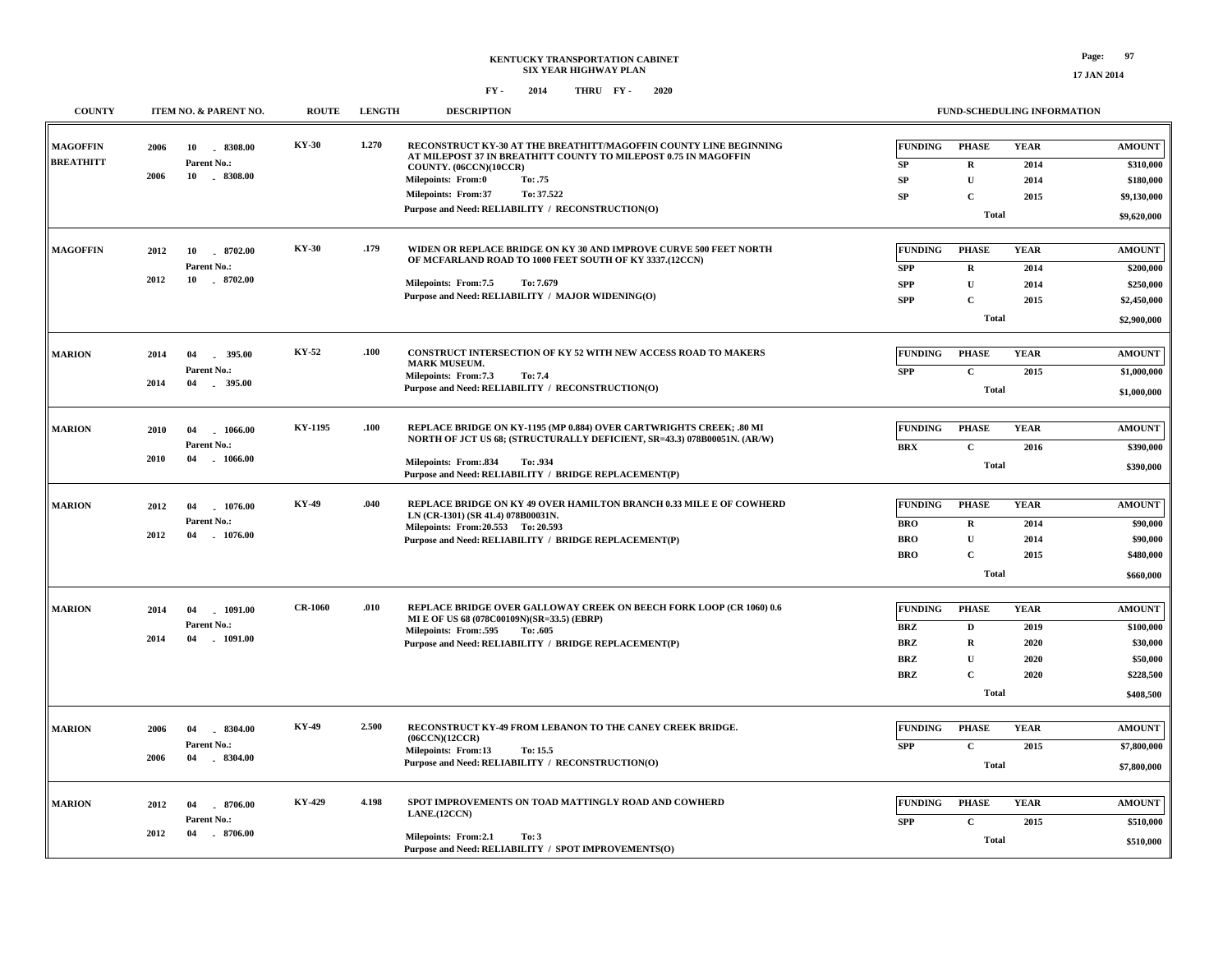# KENTUCKY TRANSPORTATION CABINET
## SIX YEAR HIGHWAY PLAN

FY - 2014 THRU FY - 2020

| COUNTY | ITEM NO. & PARENT NO. | ROUTE | LENGTH | DESCRIPTION | FUNDING | PHASE | YEAR | AMOUNT |
|---|---|---|---|---|---|---|---|---|
| MAGOFFIN BREATHITT | 2006 10 - 8308.00 Parent No.: 2006 10 - 8308.00 | KY-30 | 1.270 | RECONSTRUCT KY-30 AT THE BREATHITT/MAGOFFIN COUNTY LINE BEGINNING AT MILEPOST 37 IN BREATHITT COUNTY TO MILEPOST 0.75 IN MAGOFFIN COUNTY. (06CCN)(10CCR) Milepoints: From:0 To: .75 Milepoints: From:37 To: 37.522 Purpose and Need: RELIABILITY / RECONSTRUCTION(O) | SP | R | 2014 | $310,000 |
| | | | | | SP | U | 2014 | $180,000 |
| | | | | | SP | C | 2015 | $9,130,000 |
| | | | | | | Total | | $9,620,000 |
| MAGOFFIN | 2012 10 - 8702.00 Parent No.: 2012 10 - 8702.00 | KY-30 | .179 | WIDEN OR REPLACE BRIDGE ON KY 30 AND IMPROVE CURVE 500 FEET NORTH OF MCFARLAND ROAD TO 1000 FEET SOUTH OF KY 3337.(12CCN) Milepoints: From:7.5 To: 7.679 Purpose and Need: RELIABILITY / MAJOR WIDENING(O) | SPP | R | 2014 | $200,000 |
| | | | | | SPP | U | 2014 | $250,000 |
| | | | | | SPP | C | 2015 | $2,450,000 |
| | | | | | | Total | | $2,900,000 |
| MARION | 2014 04 - 395.00 Parent No.: 2014 04 - 395.00 | KY-52 | .100 | CONSTRUCT INTERSECTION OF KY 52 WITH NEW ACCESS ROAD TO MAKERS MARK MUSEUM. Milepoints: From:7.3 To: 7.4 Purpose and Need: RELIABILITY / RECONSTRUCTION(O) | SPP | C | 2015 | $1,000,000 |
| | | | | | | Total | | $1,000,000 |
| MARION | 2010 04 - 1066.00 Parent No.: 2010 04 - 1066.00 | KY-1195 | .100 | REPLACE BRIDGE ON KY-1195 (MP 0.884) OVER CARTWRIGHTS CREEK; .80 MI NORTH OF JCT US 68; (STRUCTURALLY DEFICIENT, SR=43.3) 078B00051N. (AR/W) Milepoints: From:.834 To: .934 Purpose and Need: RELIABILITY / BRIDGE REPLACEMENT(P) | BRX | C | 2016 | $390,000 |
| | | | | | | Total | | $390,000 |
| MARION | 2012 04 - 1076.00 Parent No.: 2012 04 - 1076.00 | KY-49 | .040 | REPLACE BRIDGE ON KY 49 OVER HAMILTON BRANCH 0.33 MILE E OF COWHERD LN (CR-1301) (SR 41.4) 078B00031N. Milepoints: From:20.553 To: 20.593 Purpose and Need: RELIABILITY / BRIDGE REPLACEMENT(P) | BRO | R | 2014 | $90,000 |
| | | | | | BRO | U | 2014 | $90,000 |
| | | | | | BRO | C | 2015 | $480,000 |
| | | | | | | Total | | $660,000 |
| MARION | 2014 04 - 1091.00 Parent No.: 2014 04 - 1091.00 | CR-1060 | .010 | REPLACE BRIDGE OVER GALLOWAY CREEK ON BEECH FORK LOOP (CR 1060) 0.6 MI E OF US 68 (078C00109N)(SR=33.5) (EBRP) Milepoints: From:.595 To: .605 Purpose and Need: RELIABILITY / BRIDGE REPLACEMENT(P) | BRZ | D | 2019 | $100,000 |
| | | | | | BRZ | R | 2020 | $30,000 |
| | | | | | BRZ | U | 2020 | $50,000 |
| | | | | | BRZ | C | 2020 | $228,500 |
| | | | | | | Total | | $408,500 |
| MARION | 2006 04 - 8304.00 Parent No.: 2006 04 - 8304.00 | KY-49 | 2.500 | RECONSTRUCT KY-49 FROM LEBANON TO THE CANEY CREEK BRIDGE. (06CCN)(12CCR) Milepoints: From:13 To: 15.5 Purpose and Need: RELIABILITY / RECONSTRUCTION(O) | SPP | C | 2015 | $7,800,000 |
| | | | | | | Total | | $7,800,000 |
| MARION | 2012 04 - 8706.00 Parent No.: 2012 04 - 8706.00 | KY-429 | 4.198 | SPOT IMPROVEMENTS ON TOAD MATTINGLY ROAD AND COWHERD LANE.(12CCN) Milepoints: From:2.1 To: 3 Purpose and Need: RELIABILITY / SPOT IMPROVEMENTS(O) | SPP | C | 2015 | $510,000 |
| | | | | | | Total | | $510,000 |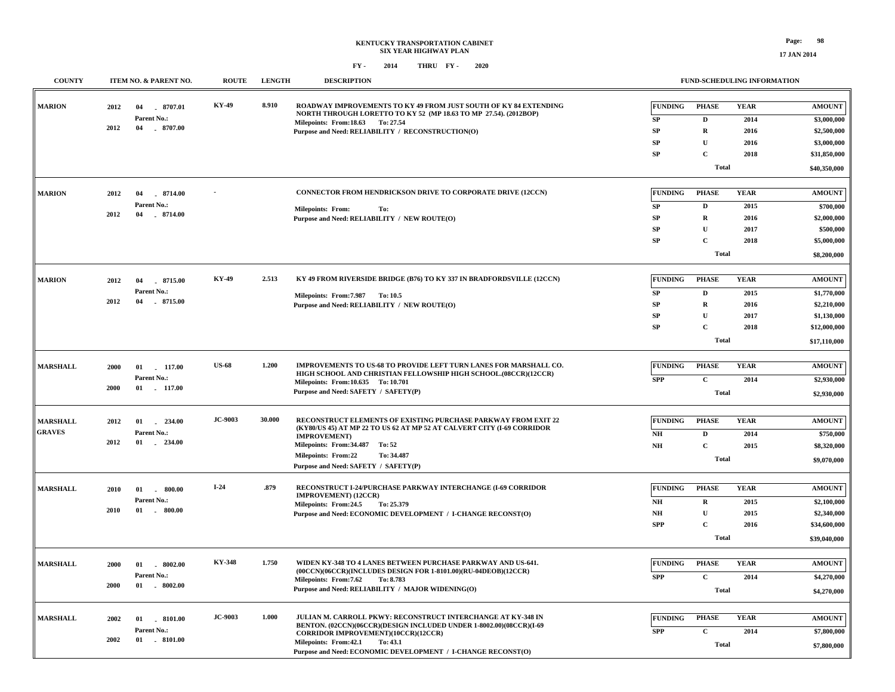**KENTUCKY TRANSPORTATION CABINET**
**SIX YEAR HIGHWAY PLAN**
**FY - 2014 THRU FY - 2020**

| COUNTY | ITEM NO. & PARENT NO. | ROUTE | LENGTH | DESCRIPTION | FUNDING | PHASE | YEAR | AMOUNT |
|---|---|---|---|---|---|---|---|---|
| MARION | 2012 04 - 8707.01<br>Parent No.:<br>2012 04 - 8707.00 | KY-49 | 8.910 | ROADWAY IMPROVEMENTS TO KY 49 FROM JUST SOUTH OF KY 84 EXTENDING NORTH THROUGH LORETTO TO KY 52 (MP 18.63 TO MP 27.54). (2012BOP)<br>Milepoints: From:18.63 To: 27.54<br>Purpose and Need: RELIABILITY / RECONSTRUCTION(O) | SP | D | 2014 | $3,000,000 |
| | | | | | SP | R | 2016 | $2,500,000 |
| | | | | | SP | U | 2016 | $3,000,000 |
| | | | | | SP | C | 2018 | $31,850,000 |
| | | | | | | Total | | $40,350,000 |
| MARION | 2012 04 - 8714.00<br>Parent No.:<br>2012 04 - 8714.00 | - | | CONNECTOR FROM HENDRICKSON DRIVE TO CORPORATE DRIVE (12CCN)<br>Milepoints: From: To:<br>Purpose and Need: RELIABILITY / NEW ROUTE(O) | SP | D | 2015 | $700,000 |
| | | | | | SP | R | 2016 | $2,000,000 |
| | | | | | SP | U | 2017 | $500,000 |
| | | | | | SP | C | 2018 | $5,000,000 |
| | | | | | | Total | | $8,200,000 |
| MARION | 2012 04 - 8715.00<br>Parent No.:<br>2012 04 - 8715.00 | KY-49 | 2.513 | KY 49 FROM RIVERSIDE BRIDGE (B76) TO KY 337 IN BRADFORDSVILLE (12CCN)<br>Milepoints: From:7.987 To: 10.5<br>Purpose and Need: RELIABILITY / NEW ROUTE(O) | SP | D | 2015 | $1,770,000 |
| | | | | | SP | R | 2016 | $2,210,000 |
| | | | | | SP | U | 2017 | $1,130,000 |
| | | | | | SP | C | 2018 | $12,000,000 |
| | | | | | | Total | | $17,110,000 |
| MARSHALL | 2000 01 - 117.00<br>Parent No.:<br>2000 01 - 117.00 | US-68 | 1.200 | IMPROVEMENTS TO US-68 TO PROVIDE LEFT TURN LANES FOR MARSHALL CO. HIGH SCHOOL AND CHRISTIAN FELLOWSHIP HIGH SCHOOL.(08CCR)(12CCR)<br>Milepoints: From:10.635 To: 10.701<br>Purpose and Need: SAFETY / SAFETY(P) | SPP | C | 2014 | $2,930,000 |
| | | | | | | Total | | $2,930,000 |
| MARSHALL<br>GRAVES | 2012 01 - 234.00<br>Parent No.:<br>2012 01 - 234.00 | JC-9003 | 30.000 | RECONSTRUCT ELEMENTS OF EXISTING PURCHASE PARKWAY FROM EXIT 22 (KY80/US 45) AT MP 22 TO US 62 AT MP 52 AT CALVERT CITY (I-69 CORRIDOR IMPROVEMENT)<br>Milepoints: From:34.487 To: 52<br>Milepoints: From:22 To: 34.487<br>Purpose and Need: SAFETY / SAFETY(P) | NH | D | 2014 | $750,000 |
| | | | | | NH | C | 2015 | $8,320,000 |
| | | | | | | Total | | $9,070,000 |
| MARSHALL | 2010 01 - 800.00<br>Parent No.:<br>2010 01 - 800.00 | I-24 | .879 | RECONSTRUCT I-24/PURCHASE PARKWAY INTERCHANGE (I-69 CORRIDOR IMPROVEMENT) (12CCR)<br>Milepoints: From:24.5 To: 25.379<br>Purpose and Need: ECONOMIC DEVELOPMENT / I-CHANGE RECONST(O) | NH | R | 2015 | $2,100,000 |
| | | | | | NH | U | 2015 | $2,340,000 |
| | | | | | SPP | C | 2016 | $34,600,000 |
| | | | | | | Total | | $39,040,000 |
| MARSHALL | 2000 01 - 8002.00<br>Parent No.:<br>2000 01 - 8002.00 | KY-348 | 1.750 | WIDEN KY-348 TO 4 LANES BETWEEN PURCHASE PARKWAY AND US-641. (00CCN)(06CCR)(INCLUDES DESIGN FOR 1-8101.00)(RU-04DEOB)(12CCR)<br>Milepoints: From:7.62 To: 8.783<br>Purpose and Need: RELIABILITY / MAJOR WIDENING(O) | SPP | C | 2014 | $4,270,000 |
| | | | | | | Total | | $4,270,000 |
| MARSHALL | 2002 01 - 8101.00<br>Parent No.:<br>2002 01 - 8101.00 | JC-9003 | 1.000 | JULIAN M. CARROLL PKWY: RECONSTRUCT INTERCHANGE AT KY-348 IN BENTON. (02CCN)(06CCR)(DESIGN INCLUDED UNDER 1-8002.00)(08CCR)(I-69 CORRIDOR IMPROVEMENT)(10CCR)(12CCR)<br>Milepoints: From:42.1 To: 43.1<br>Purpose and Need: ECONOMIC DEVELOPMENT / I-CHANGE RECONST(O) | SPP | C | 2014 | $7,800,000 |
| | | | | | | Total | | $7,800,000 |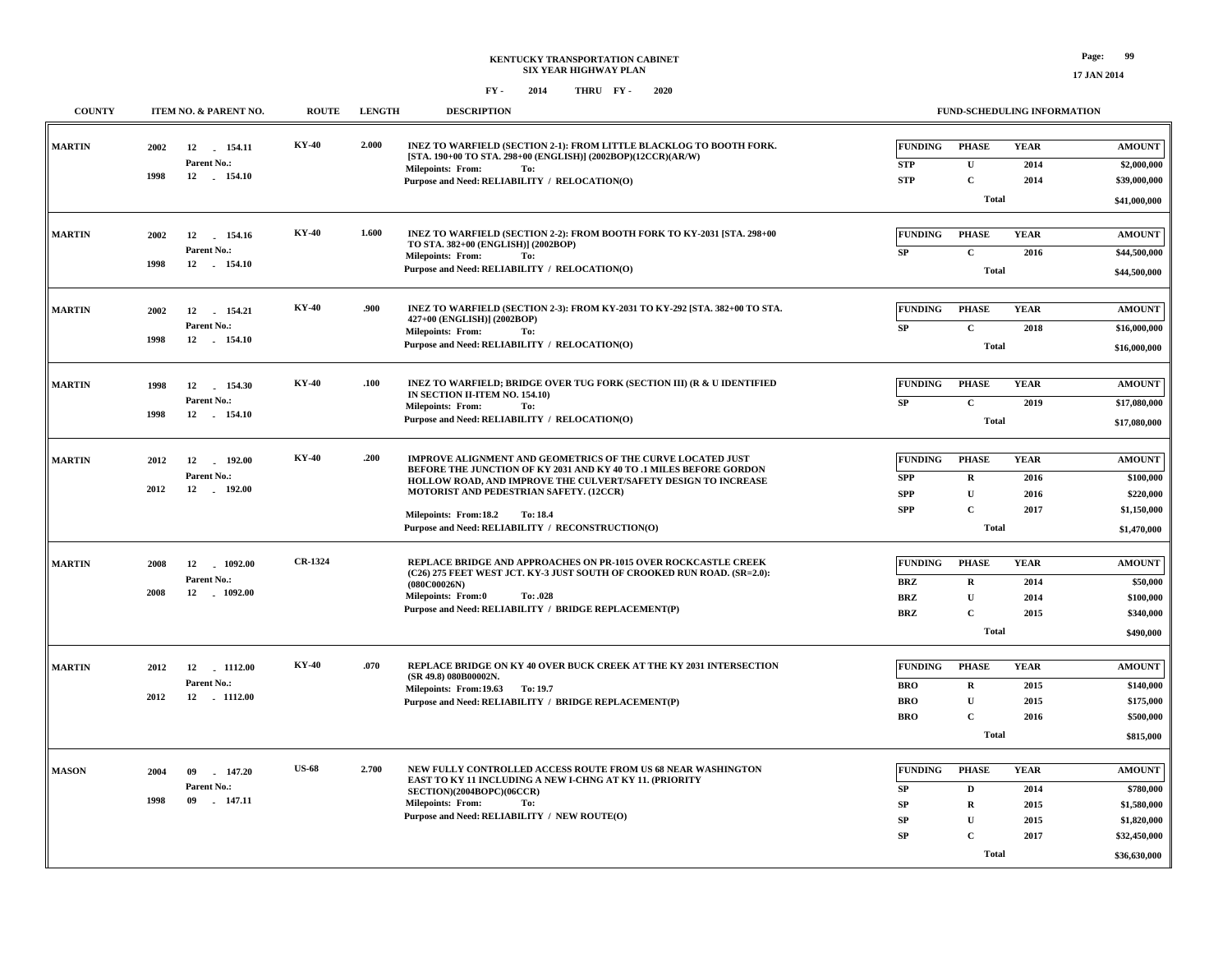# KENTUCKY TRANSPORTATION CABINET
## SIX YEAR HIGHWAY PLAN
### FY - 2014 THRU FY - 2020

| COUNTY | ITEM NO. & PARENT NO. | ROUTE | LENGTH | DESCRIPTION | FUNDING | PHASE | YEAR | AMOUNT |
|---|---|---|---|---|---|---|---|---|
| MARTIN | 2002 12 - 154.11<br>Parent No.:<br>1998 12 - 154.10 | KY-40 | 2.000 | INEZ TO WARFIELD (SECTION 2-1): FROM LITTLE BLACKLOG TO BOOTH FORK. [STA. 190+00 TO STA. 298+00 (ENGLISH)] (2002BOP)(12CCR)(AR/W)<br>Milepoints: From: To:<br>Purpose and Need: RELIABILITY / RELOCATION(O) | STP | U | 2014 | $2,000,000 |
| | | | | | STP | C | 2014 | $39,000,000 |
| | | | | | | Total | | $41,000,000 |
| MARTIN | 2002 12 - 154.16<br>Parent No.:<br>1998 12 - 154.10 | KY-40 | 1.600 | INEZ TO WARFIELD (SECTION 2-2): FROM BOOTH FORK TO KY-2031 [STA. 298+00 TO STA. 382+00 (ENGLISH)] (2002BOP)<br>Milepoints: From: To:<br>Purpose and Need: RELIABILITY / RELOCATION(O) | SP | C | 2016 | $44,500,000 |
| | | | | | | Total | | $44,500,000 |
| MARTIN | 2002 12 - 154.21<br>Parent No.:<br>1998 12 - 154.10 | KY-40 | .900 | INEZ TO WARFIELD (SECTION 2-3): FROM KY-2031 TO KY-292 [STA. 382+00 TO STA. 427+00 (ENGLISH)] (2002BOP)<br>Milepoints: From: To:<br>Purpose and Need: RELIABILITY / RELOCATION(O) | SP | C | 2018 | $16,000,000 |
| | | | | | | Total | | $16,000,000 |
| MARTIN | 1998 12 - 154.30<br>Parent No.:<br>1998 12 - 154.10 | KY-40 | .100 | INEZ TO WARFIELD; BRIDGE OVER TUG FORK (SECTION III) (R & U IDENTIFIED IN SECTION II-ITEM NO. 154.10)<br>Milepoints: From: To:<br>Purpose and Need: RELIABILITY / RELOCATION(O) | SP | C | 2019 | $17,080,000 |
| | | | | | | Total | | $17,080,000 |
| MARTIN | 2012 12 - 192.00<br>Parent No.:<br>2012 12 - 192.00 | KY-40 | .200 | IMPROVE ALIGNMENT AND GEOMETRICS OF THE CURVE LOCATED JUST BEFORE THE JUNCTION OF KY 2031 AND KY 40 TO .1 MILES BEFORE GORDON HOLLOW ROAD, AND IMPROVE THE CULVERT/SAFETY DESIGN TO INCREASE MOTORIST AND PEDESTRIAN SAFETY. (12CCR)<br>Milepoints: From:18.2 To: 18.4<br>Purpose and Need: RELIABILITY / RECONSTRUCTION(O) | SPP | R | 2016 | $100,000 |
| | | | | | SPP | U | 2016 | $220,000 |
| | | | | | SPP | C | 2017 | $1,150,000 |
| | | | | | | Total | | $1,470,000 |
| MARTIN | 2008 12 - 1092.00<br>Parent No.:<br>2008 12 - 1092.00 | CR-1324 | | REPLACE BRIDGE AND APPROACHES ON PR-1015 OVER ROCKCASTLE CREEK (C26) 275 FEET WEST JCT. KY-3 JUST SOUTH OF CROOKED RUN ROAD. (SR=2.0): (080C00026N)<br>Milepoints: From:0 To: .028<br>Purpose and Need: RELIABILITY / BRIDGE REPLACEMENT(P) | BRZ | R | 2014 | $50,000 |
| | | | | | BRZ | U | 2014 | $100,000 |
| | | | | | BRZ | C | 2015 | $340,000 |
| | | | | | | Total | | $490,000 |
| MARTIN | 2012 12 - 1112.00<br>Parent No.:<br>2012 12 - 1112.00 | KY-40 | .070 | REPLACE BRIDGE ON KY 40 OVER BUCK CREEK AT THE KY 2031 INTERSECTION (SR 49.8) 080B00002N.<br>Milepoints: From:19.63 To: 19.7<br>Purpose and Need: RELIABILITY / BRIDGE REPLACEMENT(P) | BRO | R | 2015 | $140,000 |
| | | | | | BRO | U | 2015 | $175,000 |
| | | | | | BRO | C | 2016 | $500,000 |
| | | | | | | Total | | $815,000 |
| MASON | 2004 09 - 147.20<br>Parent No.:<br>1998 09 - 147.11 | US-68 | 2.700 | NEW FULLY CONTROLLED ACCESS ROUTE FROM US 68 NEAR WASHINGTON EAST TO KY 11 INCLUDING A NEW I-CHNG AT KY 11. (PRIORITY SECTION)(2004BOPC)(06CCR)<br>Milepoints: From: To:<br>Purpose and Need: RELIABILITY / NEW ROUTE(O) | SP | D | 2014 | $780,000 |
| | | | | | SP | R | 2015 | $1,580,000 |
| | | | | | SP | U | 2015 | $1,820,000 |
| | | | | | SP | C | 2017 | $32,450,000 |
| | | | | | | Total | | $36,630,000 |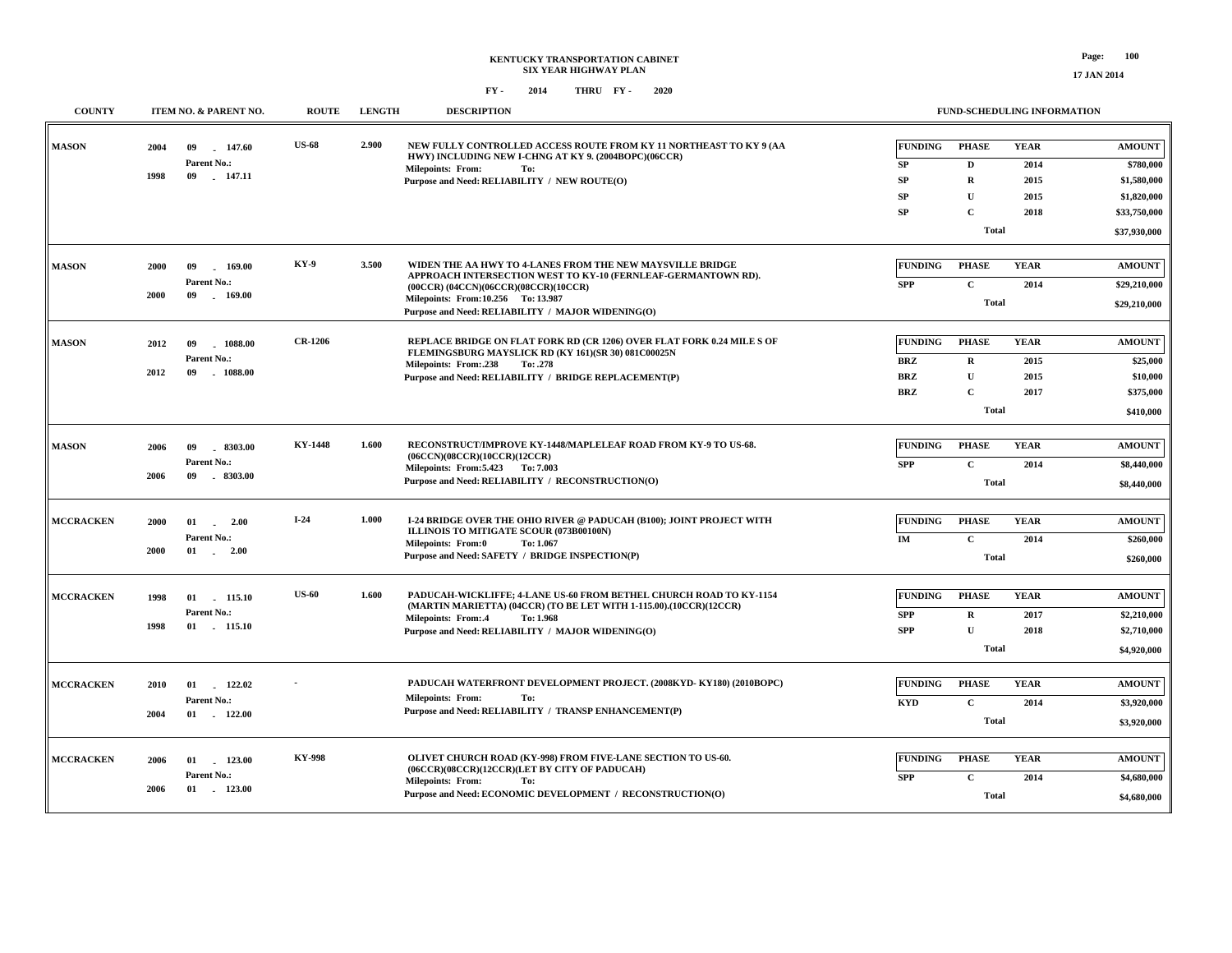# KENTUCKY TRANSPORTATION CABINET
## SIX YEAR HIGHWAY PLAN
### FY - 2014 THRU FY - 2020

| COUNTY | ITEM NO. & PARENT NO. | ROUTE | LENGTH | DESCRIPTION | FUNDING | PHASE | YEAR | AMOUNT |
|---|---|---|---|---|---|---|---|---|
| MASON | 2004 09 - 147.60<br>Parent No.:<br>1998 09 - 147.11 | US-68 | 2.900 | NEW FULLY CONTROLLED ACCESS ROUTE FROM KY 11 NORTHEAST TO KY 9 (AA HWY) INCLUDING NEW I-CHNG AT KY 9. (2004BOPC)(06CCR)<br>Milepoints: From: To:<br>Purpose and Need: RELIABILITY / NEW ROUTE(O) | SP | D | 2014 | $780,000 |
| | | | | | SP | R | 2015 | $1,580,000 |
| | | | | | SP | U | 2015 | $1,820,000 |
| | | | | | SP | C | 2018 | $33,750,000 |
| | | | | | | Total | | $37,930,000 |
| MASON | 2000 09 - 169.00<br>Parent No.:<br>2000 09 - 169.00 | KY-9 | 3.500 | WIDEN THE AA HWY TO 4-LANES FROM THE NEW MAYSVILLE BRIDGE APPROACH INTERSECTION WEST TO KY-10 (FERNLEAF-GERMANTOWN RD). (00CCR) (04CCN)(06CCR)(08CCR)(10CCR)<br>Milepoints: From:10.256 To: 13.987<br>Purpose and Need: RELIABILITY / MAJOR WIDENING(O) | SPP | C | 2014 | $29,210,000 |
| | | | | | | Total | | $29,210,000 |
| MASON | 2012 09 - 1088.00<br>Parent No.:<br>2012 09 - 1088.00 | CR-1206 | | REPLACE BRIDGE ON FLAT FORK RD (CR 1206) OVER FLAT FORK 0.24 MILE S OF FLEMINGSBURG MAYSLICK RD (KY 161)(SR 30) 081C00025N<br>Milepoints: From:.238 To: .278<br>Purpose and Need: RELIABILITY / BRIDGE REPLACEMENT(P) | BRZ | R | 2015 | $25,000 |
| | | | | | BRZ | U | 2015 | $10,000 |
| | | | | | BRZ | C | 2017 | $375,000 |
| | | | | | | Total | | $410,000 |
| MASON | 2006 09 - 8303.00<br>Parent No.:<br>2006 09 - 8303.00 | KY-1448 | 1.600 | RECONSTRUCT/IMPROVE KY-1448/MAPLELEAF ROAD FROM KY-9 TO US-68. (06CCN)(08CCR)(10CCR)(12CCR)<br>Milepoints: From:5.423 To: 7.003<br>Purpose and Need: RELIABILITY / RECONSTRUCTION(O) | SPP | C | 2014 | $8,440,000 |
| | | | | | | Total | | $8,440,000 |
| MCCRACKEN | 2000 01 - 2.00<br>Parent No.:<br>2000 01 - 2.00 | I-24 | 1.000 | I-24 BRIDGE OVER THE OHIO RIVER @ PADUCAH (B100); JOINT PROJECT WITH ILLINOIS TO MITIGATE SCOUR (073B00100N)<br>Milepoints: From:0 To: 1.067<br>Purpose and Need: SAFETY / BRIDGE INSPECTION(P) | IM | C | 2014 | $260,000 |
| | | | | | | Total | | $260,000 |
| MCCRACKEN | 1998 01 - 115.10<br>Parent No.:<br>1998 01 - 115.10 | US-60 | 1.600 | PADUCAH-WICKLIFFE; 4-LANE US-60 FROM BETHEL CHURCH ROAD TO KY-1154 (MARTIN MARIETTA) (04CCR) (TO BE LET WITH 1-115.00).(10CCR)(12CCR)<br>Milepoints: From:.4 To: 1.968<br>Purpose and Need: RELIABILITY / MAJOR WIDENING(O) | SPP | R | 2017 | $2,210,000 |
| | | | | | SPP | U | 2018 | $2,710,000 |
| | | | | | | Total | | $4,920,000 |
| MCCRACKEN | 2010 01 - 122.02<br>Parent No.:<br>2004 01 - 122.00 | - | | PADUCAH WATERFRONT DEVELOPMENT PROJECT. (2008KYD- KY180) (2010BOPC)<br>Milepoints: From: To:<br>Purpose and Need: RELIABILITY / TRANSP ENHANCEMENT(P) | KYD | C | 2014 | $3,920,000 |
| | | | | | | Total | | $3,920,000 |
| MCCRACKEN | 2006 01 - 123.00<br>Parent No.:<br>2006 01 - 123.00 | KY-998 | | OLIVET CHURCH ROAD (KY-998) FROM FIVE-LANE SECTION TO US-60. (06CCR)(08CCR)(12CCR)(LET BY CITY OF PADUCAH)<br>Milepoints: From: To:<br>Purpose and Need: ECONOMIC DEVELOPMENT / RECONSTRUCTION(O) | SPP | C | 2014 | $4,680,000 |
| | | | | | | Total | | $4,680,000 |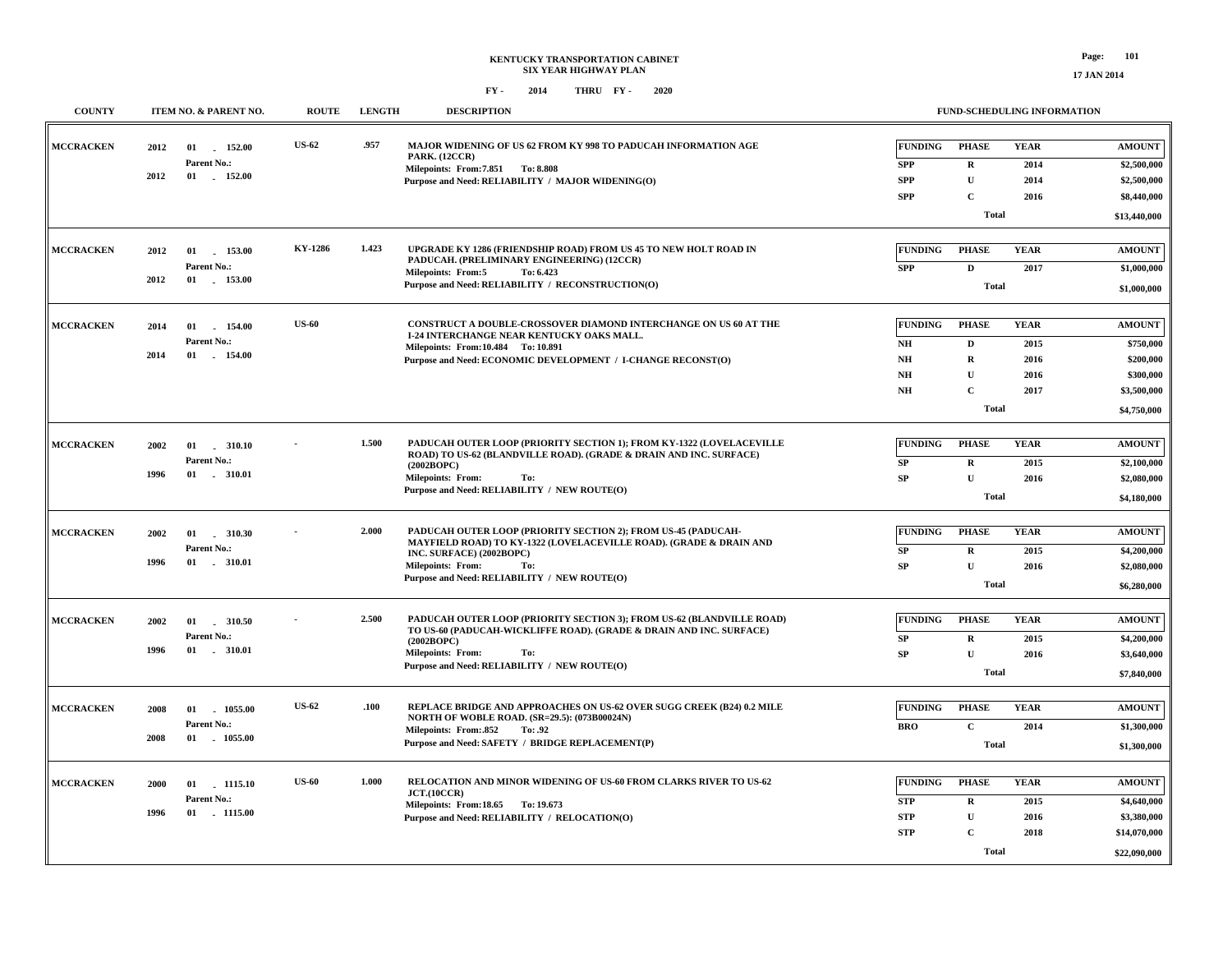# KENTUCKY TRANSPORTATION CABINET
## SIX YEAR HIGHWAY PLAN
### FY - 2014 THRU FY - 2020

| COUNTY | ITEM NO. & PARENT NO. | ROUTE | LENGTH | DESCRIPTION | FUNDING | PHASE | YEAR | AMOUNT |
|---|---|---|---|---|---|---|---|---|
| MCCRACKEN | 2012 01 - 152.00<br>Parent No.:<br>2012 01 - 152.00 | US-62 | .957 | MAJOR WIDENING OF US 62 FROM KY 998 TO PADUCAH INFORMATION AGE PARK. (12CCR)<br>Milepoints: From:7.851 To: 8.808<br>Purpose and Need: RELIABILITY / MAJOR WIDENING(O) | SPP | R | 2014 | $2,500,000 |
| | | | | | SPP | U | 2014 | $2,500,000 |
| | | | | | SPP | C | 2016 | $8,440,000 |
| | | | | | | Total | | $13,440,000 |
| MCCRACKEN | 2012 01 - 153.00<br>Parent No.:<br>2012 01 - 153.00 | KY-1286 | 1.423 | UPGRADE KY 1286 (FRIENDSHIP ROAD) FROM US 45 TO NEW HOLT ROAD IN PADUCAH. (PRELIMINARY ENGINEERING) (12CCR)<br>Milepoints: From:5 To: 6.423<br>Purpose and Need: RELIABILITY / RECONSTRUCTION(O) | SPP | D | 2017 | $1,000,000 |
| | | | | | | Total | | $1,000,000 |
| MCCRACKEN | 2014 01 - 154.00<br>Parent No.:<br>2014 01 - 154.00 | US-60 | | CONSTRUCT A DOUBLE-CROSSOVER DIAMOND INTERCHANGE ON US 60 AT THE I-24 INTERCHANGE NEAR KENTUCKY OAKS MALL.<br>Milepoints: From:10.484 To: 10.891<br>Purpose and Need: ECONOMIC DEVELOPMENT / I-CHANGE RECONST(O) | NH | D | 2015 | $750,000 |
| | | | | | NH | R | 2016 | $200,000 |
| | | | | | NH | U | 2016 | $300,000 |
| | | | | | NH | C | 2017 | $3,500,000 |
| | | | | | | Total | | $4,750,000 |
| MCCRACKEN | 2002 01 - 310.10<br>Parent No.:<br>1996 01 - 310.01 | - | 1.500 | PADUCAH OUTER LOOP (PRIORITY SECTION 1); FROM KY-1322 (LOVELACEVILLE ROAD) TO US-62 (BLANDVILLE ROAD). (GRADE & DRAIN AND INC. SURFACE) (2002BOPC)<br>Milepoints: From: To:<br>Purpose and Need: RELIABILITY / NEW ROUTE(O) | SP | R | 2015 | $2,100,000 |
| | | | | | SP | U | 2016 | $2,080,000 |
| | | | | | | Total | | $4,180,000 |
| MCCRACKEN | 2002 01 - 310.30<br>Parent No.:<br>1996 01 - 310.01 | - | 2.000 | PADUCAH OUTER LOOP (PRIORITY SECTION 2); FROM US-45 (PADUCAH-MAYFIELD ROAD) TO KY-1322 (LOVELACEVILLE ROAD). (GRADE & DRAIN AND INC. SURFACE) (2002BOPC)<br>Milepoints: From: To:<br>Purpose and Need: RELIABILITY / NEW ROUTE(O) | SP | R | 2015 | $4,200,000 |
| | | | | | SP | U | 2016 | $2,080,000 |
| | | | | | | Total | | $6,280,000 |
| MCCRACKEN | 2002 01 - 310.50<br>Parent No.:<br>1996 01 - 310.01 | - | 2.500 | PADUCAH OUTER LOOP (PRIORITY SECTION 3); FROM US-62 (BLANDVILLE ROAD) TO US-60 (PADUCAH-WICKLIFFE ROAD). (GRADE & DRAIN AND INC. SURFACE) (2002BOPC)<br>Milepoints: From: To:<br>Purpose and Need: RELIABILITY / NEW ROUTE(O) | SP | R | 2015 | $4,200,000 |
| | | | | | SP | U | 2016 | $3,640,000 |
| | | | | | | Total | | $7,840,000 |
| MCCRACKEN | 2008 01 - 1055.00<br>Parent No.:<br>2008 01 - 1055.00 | US-62 | .100 | REPLACE BRIDGE AND APPROACHES ON US-62 OVER SUGG CREEK (B24) 0.2 MILE NORTH OF WOBLE ROAD. (SR=29.5): (073B00024N)<br>Milepoints: From:.852 To: .92<br>Purpose and Need: SAFETY / BRIDGE REPLACEMENT(P) | BRO | C | 2014 | $1,300,000 |
| | | | | | | Total | | $1,300,000 |
| MCCRACKEN | 2000 01 - 1115.10<br>Parent No.:<br>1996 01 - 1115.00 | US-60 | 1.000 | RELOCATION AND MINOR WIDENING OF US-60 FROM CLARKS RIVER TO US-62 JCT.(10CCR)<br>Milepoints: From:18.65 To: 19.673<br>Purpose and Need: RELIABILITY / RELOCATION(O) | STP | R | 2015 | $4,640,000 |
| | | | | | STP | U | 2016 | $3,380,000 |
| | | | | | STP | C | 2018 | $14,070,000 |
| | | | | | | Total | | $22,090,000 |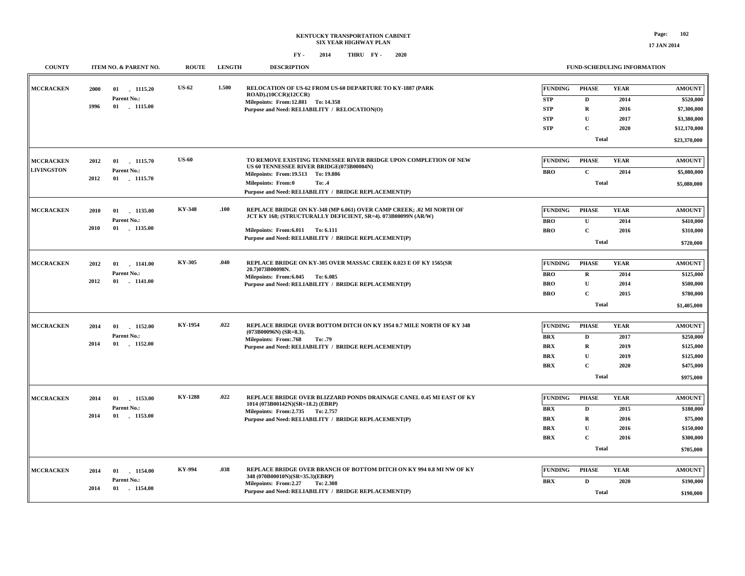KENTUCKY TRANSPORTATION CABINET
SIX YEAR HIGHWAY PLAN

FY - 2014 THRU FY - 2020

17 JAN 2014

| COUNTY | ITEM NO. & PARENT NO. | ROUTE | LENGTH | DESCRIPTION | FUNDING | PHASE | YEAR | AMOUNT |
|---|---|---|---|---|---|---|---|---|
| MCCRACKEN | 2000 01 - 1115.20<br>Parent No.:<br>1996 01 - 1115.00 | US-62 | 1.500 | RELOCATION OF US-62 FROM US-60 DEPARTURE TO KY-1887 (PARK ROAD).(10CCR)(12CCR)<br>Milepoints: From:12.881 To: 14.358<br>Purpose and Need: RELIABILITY / RELOCATION(O) | STP | D | 2014 | $520,000 |
| | | | | | STP | R | 2016 | $7,300,000 |
| | | | | | STP | U | 2017 | $3,380,000 |
| | | | | | STP | C | 2020 | $12,170,000 |
| | | | | | | Total | | $23,370,000 |
| MCCRACKEN<br>LIVINGSTON | 2012 01 - 1115.70<br>2012 01 - 1115.70 | US-60 | | TO REMOVE EXISTING TENNESSEE RIVER BRIDGE UPON COMPLETION OF NEW US 60 TENNESSEE RIVER BRIDGE(073B00004N)<br>Milepoints: From:19.513 To: 19.886<br>Milepoints: From:0 To: .4<br>Purpose and Need: RELIABILITY / BRIDGE REPLACEMENT(P) | BRO | C | 2014 | $5,080,000 |
| | | | | | | Total | | $5,080,000 |
| MCCRACKEN | 2010 01 - 1135.00<br>Parent No.:<br>2010 01 - 1135.00 | KY-348 | .100 | REPLACE BRIDGE ON KY-348 (MP 6.061) OVER CAMP CREEK; .02 MI NORTH OF JCT KY 168; (STRUCTURALLY DEFICIENT, SR=4). 073B00099N (AR/W)<br>Milepoints: From:6.011 To: 6.111<br>Purpose and Need: RELIABILITY / BRIDGE REPLACEMENT(P) | BRO | U | 2014 | $410,000 |
| | | | | | BRO | C | 2016 | $310,000 |
| | | | | | | Total | | $720,000 |
| MCCRACKEN | 2012 01 - 1141.00<br>Parent No.:<br>2012 01 - 1141.00 | KY-305 | .040 | REPLACE BRIDGE ON KY-305 OVER MASSAC CREEK 0.023 E OF KY 1565(SR 20.7)073B00098N.<br>Milepoints: From:6.045 To: 6.085<br>Purpose and Need: RELIABILITY / BRIDGE REPLACEMENT(P) | BRO | R | 2014 | $125,000 |
| | | | | | BRO | U | 2014 | $500,000 |
| | | | | | BRO | C | 2015 | $780,000 |
| | | | | | | Total | | $1,405,000 |
| MCCRACKEN | 2014 01 - 1152.00<br>Parent No.:<br>2014 01 - 1152.00 | KY-1954 | .022 | REPLACE BRIDGE OVER BOTTOM DITCH ON KY 1954 0.7 MILE NORTH OF KY 348 (073B00096N) (SR=8.3).<br>Milepoints: From:.768 To: .79<br>Purpose and Need: RELIABILITY / BRIDGE REPLACEMENT(P) | BRX | D | 2017 | $250,000 |
| | | | | | BRX | R | 2019 | $125,000 |
| | | | | | BRX | U | 2019 | $125,000 |
| | | | | | BRX | C | 2020 | $475,000 |
| | | | | | | Total | | $975,000 |
| MCCRACKEN | 2014 01 - 1153.00<br>Parent No.:<br>2014 01 - 1153.00 | KY-1288 | .022 | REPLACE BRIDGE OVER BLIZZARD PONDS DRAINAGE CANEL 0.45 MI EAST OF KY 1014 (073B00142N)(SR=18.2) (EBRP)<br>Milepoints: From:2.735 To: 2.757<br>Purpose and Need: RELIABILITY / BRIDGE REPLACEMENT(P) | BRX | D | 2015 | $180,000 |
| | | | | | BRX | R | 2016 | $75,000 |
| | | | | | BRX | U | 2016 | $150,000 |
| | | | | | BRX | C | 2016 | $300,000 |
| | | | | | | Total | | $705,000 |
| MCCRACKEN | 2014 01 - 1154.00<br>Parent No.:<br>2014 01 - 1154.00 | KY-994 | .038 | REPLACE BRIDGE OVER BRANCH OF BOTTOM DITCH ON KY 994 0.8 MI NW OF KY 348 (070B00010N)(SR=35.3)(EBRP)<br>Milepoints: From:2.27 To: 2.308<br>Purpose and Need: RELIABILITY / BRIDGE REPLACEMENT(P) | BRX | D | 2020 | $190,000 |
| | | | | | | Total | | $190,000 |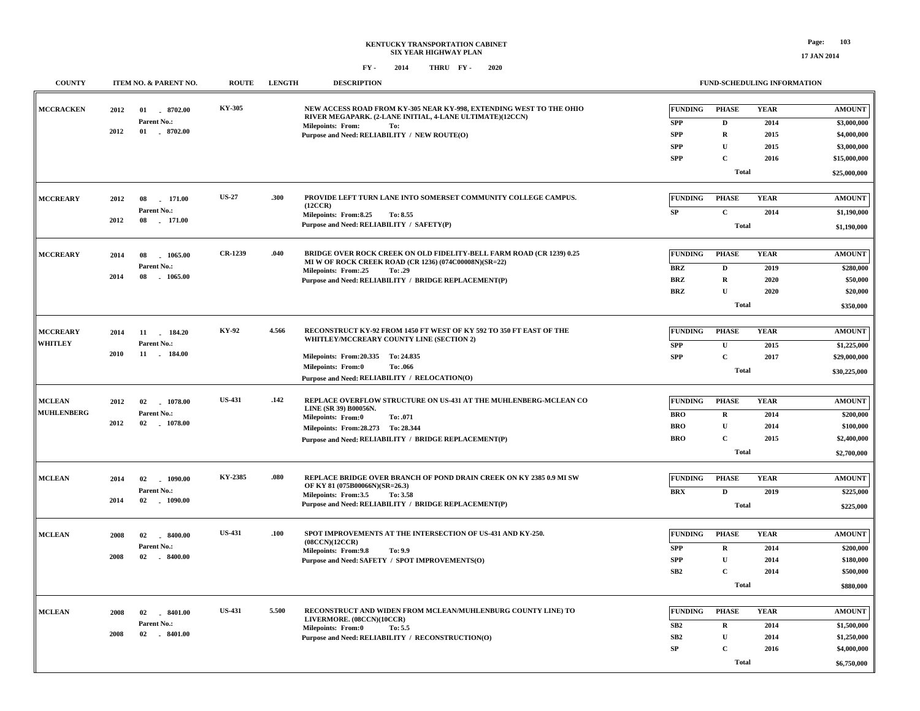# KENTUCKY TRANSPORTATION CABINET
## SIX YEAR HIGHWAY PLAN

FY - 2014 THRU FY - 2020

17 JAN 2014

| COUNTY | ITEM NO. & PARENT NO. | ROUTE | LENGTH | DESCRIPTION | FUNDING | PHASE | YEAR | AMOUNT |
|---|---|---|---|---|---|---|---|---|
| MCCRACKEN | 2012 01 - 8702.00<br>Parent No.:<br>2012 01 - 8702.00 | KY-305 | | NEW ACCESS ROAD FROM KY-305 NEAR KY-998, EXTENDING WEST TO THE OHIO RIVER MEGAPARK. (2-LANE INITIAL, 4-LANE ULTIMATE)(12CCN)<br>Milepoints: From: To:<br>Purpose and Need: RELIABILITY / NEW ROUTE(O) | SPP | D | 2014 | $3,000,000 |
| | | | | | SPP | R | 2015 | $4,000,000 |
| | | | | | SPP | U | 2015 | $3,000,000 |
| | | | | | SPP | C | 2016 | $15,000,000 |
| | | | | | | Total | | $25,000,000 |
| MCCREARY | 2012 08 - 171.00<br>Parent No.:<br>2012 08 - 171.00 | US-27 | .300 | PROVIDE LEFT TURN LANE INTO SOMERSET COMMUNITY COLLEGE CAMPUS. (12CCR)<br>Milepoints: From:8.25 To: 8.55<br>Purpose and Need: RELIABILITY / SAFETY(P) | SP | C | 2014 | $1,190,000 |
| | | | | | | Total | | $1,190,000 |
| MCCREARY | 2014 08 - 1065.00<br>Parent No.:<br>2014 08 - 1065.00 | CR-1239 | .040 | BRIDGE OVER ROCK CREEK ON OLD FIDELITY-BELL FARM ROAD (CR 1239) 0.25 MI W OF ROCK CREEK ROAD (CR 1236) (074C00008N)(SR=22)<br>Milepoints: From:.25 To: .29<br>Purpose and Need: RELIABILITY / BRIDGE REPLACEMENT(P) | BRZ | D | 2019 | $280,000 |
| | | | | | BRZ | R | 2020 | $50,000 |
| | | | | | BRZ | U | 2020 | $20,000 |
| | | | | | | Total | | $350,000 |
| MCCREARY<br>WHITLEY | 2014 11 - 184.20<br>Parent No.:<br>2010 11 - 184.00 | KY-92 | 4.566 | RECONSTRUCT KY-92 FROM 1450 FT WEST OF KY 592 TO 350 FT EAST OF THE WHITLEY/MCCREARY COUNTY LINE (SECTION 2)<br>Milepoints: From:20.335 To: 24.835<br>Milepoints: From:0 To: .066<br>Purpose and Need: RELIABILITY / RELOCATION(O) | SPP | U | 2015 | $1,225,000 |
| | | | | | SPP | C | 2017 | $29,000,000 |
| | | | | | | Total | | $30,225,000 |
| MCLEAN<br>MUHLENBERG | 2012 02 - 1078.00<br>Parent No.:<br>2012 02 - 1078.00 | US-431 | .142 | REPLACE OVERFLOW STRUCTURE ON US-431 AT THE MUHLENBERG-MCLEAN CO LINE (SR 39) B00056N.<br>Milepoints: From:0 To: .071<br>Milepoints: From:28.273 To: 28.344<br>Purpose and Need: RELIABILITY / BRIDGE REPLACEMENT(P) | BRO | R | 2014 | $200,000 |
| | | | | | BRO | U | 2014 | $100,000 |
| | | | | | BRO | C | 2015 | $2,400,000 |
| | | | | | | Total | | $2,700,000 |
| MCLEAN | 2014 02 - 1090.00<br>Parent No.:<br>2014 02 - 1090.00 | KY-2385 | .080 | REPLACE BRIDGE OVER BRANCH OF POND DRAIN CREEK ON KY 2385 0.9 MI SW OF KY 81 (075B00066N)(SR=26.3)<br>Milepoints: From:3.5 To: 3.58<br>Purpose and Need: RELIABILITY / BRIDGE REPLACEMENT(P) | BRX | D | 2019 | $225,000 |
| | | | | | | Total | | $225,000 |
| MCLEAN | 2008 02 - 8400.00<br>Parent No.:<br>2008 02 - 8400.00 | US-431 | .100 | SPOT IMPROVEMENTS AT THE INTERSECTION OF US-431 AND KY-250. (08CCN)(12CCR)<br>Milepoints: From:9.8 To: 9.9<br>Purpose and Need: SAFETY / SPOT IMPROVEMENTS(O) | SPP | R | 2014 | $200,000 |
| | | | | | SPP | U | 2014 | $180,000 |
| | | | | | SB2 | C | 2014 | $500,000 |
| | | | | | | Total | | $880,000 |
| MCLEAN | 2008 02 - 8401.00<br>Parent No.:<br>2008 02 - 8401.00 | US-431 | 5.500 | RECONSTRUCT AND WIDEN FROM MCLEAN/MUHLENBURG COUNTY LINE) TO LIVERMORE. (08CCN)(10CCR)<br>Milepoints: From:0 To: 5.5<br>Purpose and Need: RELIABILITY / RECONSTRUCTION(O) | SB2 | R | 2014 | $1,500,000 |
| | | | | | SB2 | U | 2014 | $1,250,000 |
| | | | | | SP | C | 2016 | $4,000,000 |
| | | | | | | Total | | $6,750,000 |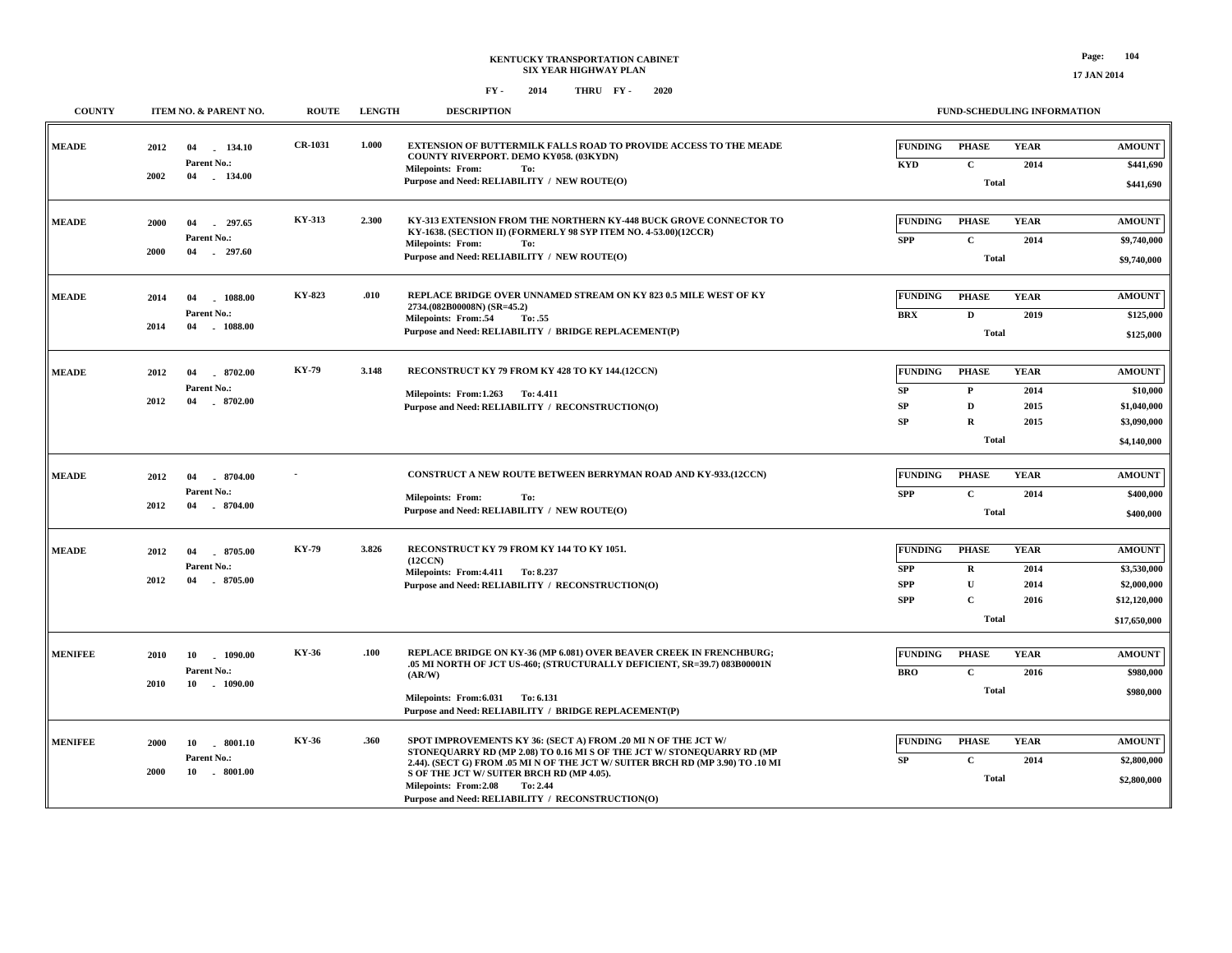# KENTUCKY TRANSPORTATION CABINET
## SIX YEAR HIGHWAY PLAN
### FY - 2014 THRU FY - 2020

17 JAN 2014

| COUNTY | ITEM NO. & PARENT NO. | ROUTE | LENGTH | DESCRIPTION | FUNDING | PHASE | YEAR | AMOUNT |
|---|---|---|---|---|---|---|---|---|
| MEADE | 2012 04 - 134.10<br>Parent No.:<br>2002 04 - 134.00 | CR-1031 | 1.000 | EXTENSION OF BUTTERMILK FALLS ROAD TO PROVIDE ACCESS TO THE MEADE COUNTY RIVERPORT. DEMO KY058. (03KYDN)<br>Milepoints: From: To:<br>Purpose and Need: RELIABILITY / NEW ROUTE(O) | KYD | C | 2014 | $441,690 |
| | | | | | | Total | | $441,690 |
| MEADE | 2000 04 - 297.65<br>Parent No.:<br>2000 04 - 297.60 | KY-313 | 2.300 | KY-313 EXTENSION FROM THE NORTHERN KY-448 BUCK GROVE CONNECTOR TO KY-1638. (SECTION II) (FORMERLY 98 SYP ITEM NO. 4-53.00)(12CCR)<br>Milepoints: From: To:<br>Purpose and Need: RELIABILITY / NEW ROUTE(O) | SPP | C | 2014 | $9,740,000 |
| | | | | | | Total | | $9,740,000 |
| MEADE | 2014 04 - 1088.00<br>Parent No.:<br>2014 04 - 1088.00 | KY-823 | .010 | REPLACE BRIDGE OVER UNNAMED STREAM ON KY 823 0.5 MILE WEST OF KY 2734.(082B00008N) (SR=45.2)<br>Milepoints: From:.54 To: .55<br>Purpose and Need: RELIABILITY / BRIDGE REPLACEMENT(P) | BRX | D | 2019 | $125,000 |
| | | | | | | Total | | $125,000 |
| MEADE | 2012 04 - 8702.00<br>Parent No.:<br>2012 04 - 8702.00 | KY-79 | 3.148 | RECONSTRUCT KY 79 FROM KY 428 TO KY 144.(12CCN)<br>Milepoints: From:1.263 To: 4.411<br>Purpose and Need: RELIABILITY / RECONSTRUCTION(O) | SP | P | 2014 | $10,000 |
| | | | | | SP | D | 2015 | $1,040,000 |
| | | | | | SP | R | 2015 | $3,090,000 |
| | | | | | | Total | | $4,140,000 |
| MEADE | 2012 04 - 8704.00<br>Parent No.:<br>2012 04 - 8704.00 | - | | CONSTRUCT A NEW ROUTE BETWEEN BERRYMAN ROAD AND KY-933.(12CCN)<br>Milepoints: From: To:<br>Purpose and Need: RELIABILITY / NEW ROUTE(O) | SPP | C | 2014 | $400,000 |
| | | | | | | Total | | $400,000 |
| MEADE | 2012 04 - 8705.00<br>Parent No.:<br>2012 04 - 8705.00 | KY-79 | 3.826 | RECONSTRUCT KY 79 FROM KY 144 TO KY 1051. (12CCN)<br>Milepoints: From:4.411 To: 8.237<br>Purpose and Need: RELIABILITY / RECONSTRUCTION(O) | SPP | R | 2014 | $3,530,000 |
| | | | | | SPP | U | 2014 | $2,000,000 |
| | | | | | SPP | C | 2016 | $12,120,000 |
| | | | | | | Total | | $17,650,000 |
| MENIFEE | 2010 10 - 1090.00<br>Parent No.:<br>2010 10 - 1090.00 | KY-36 | .100 | REPLACE BRIDGE ON KY-36 (MP 6.081) OVER BEAVER CREEK IN FRENCHBURG; .05 MI NORTH OF JCT US-460; (STRUCTURALLY DEFICIENT, SR=39.7) 083B00001N (AR/W)<br>Milepoints: From:6.031 To: 6.131<br>Purpose and Need: RELIABILITY / BRIDGE REPLACEMENT(P) | BRO | C | 2016 | $980,000 |
| | | | | | | Total | | $980,000 |
| MENIFEE | 2000 10 - 8001.10<br>Parent No.:<br>2000 10 - 8001.00 | KY-36 | .360 | SPOT IMPROVEMENTS KY 36: (SECT A) FROM .20 MI N OF THE JCT W/ STONEQUARRY RD (MP 2.08) TO 0.16 MI S OF THE JCT W/ STONEQUARRY RD (MP 2.44). (SECT G) FROM .05 MI N OF THE JCT W/ SUITER BRCH RD (MP 3.90) TO .10 MI S OF THE JCT W/ SUITER BRCH RD (MP 4.05).<br>Milepoints: From:2.08 To: 2.44<br>Purpose and Need: RELIABILITY / RECONSTRUCTION(O) | SP | C | 2014 | $2,800,000 |
| | | | | | | Total | | $2,800,000 |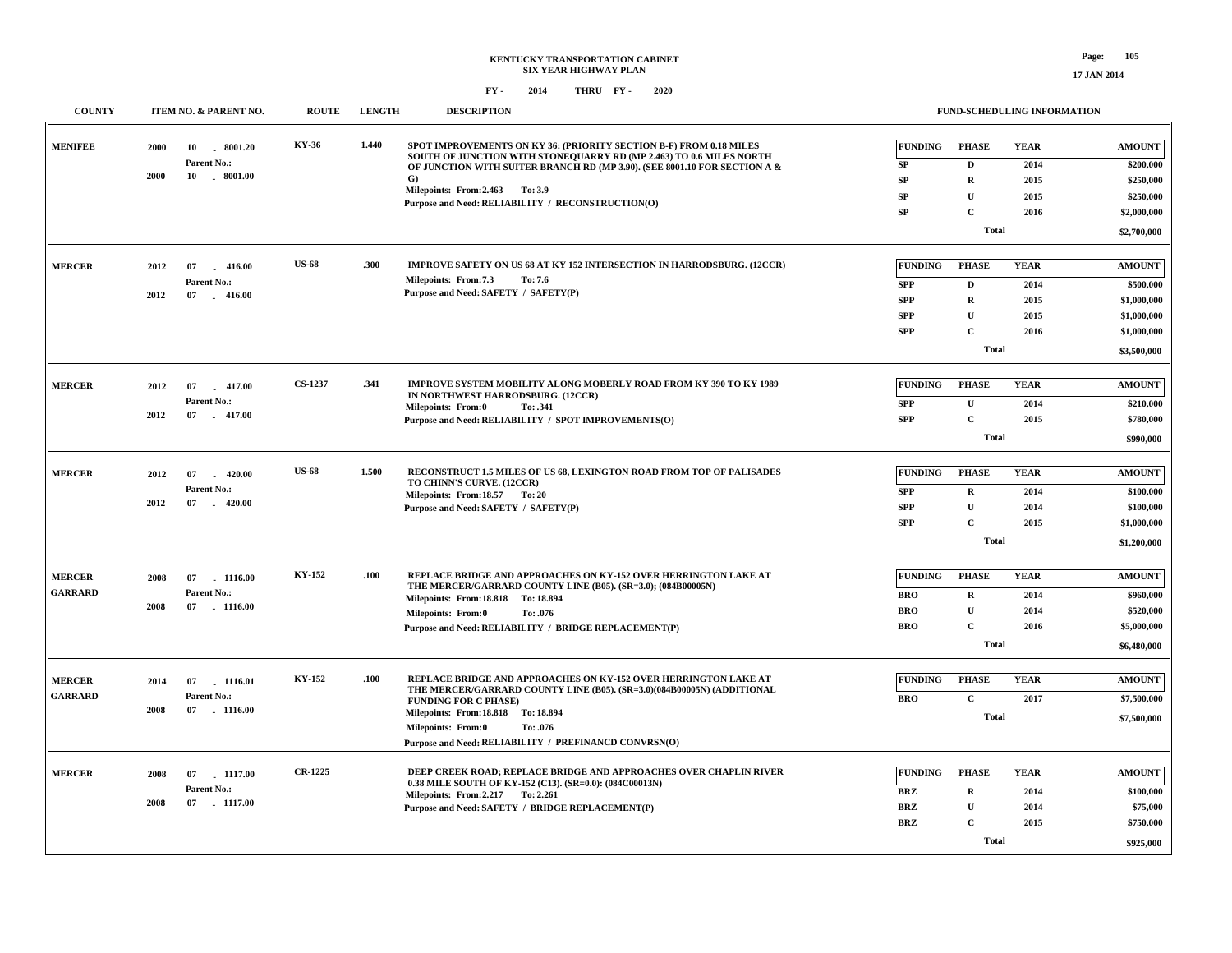# KENTUCKY TRANSPORTATION CABINET
## SIX YEAR HIGHWAY PLAN

FY - 2014 THRU FY - 2020

| COUNTY | ITEM NO. & PARENT NO. | ROUTE | LENGTH | DESCRIPTION | FUNDING | PHASE | YEAR | AMOUNT |
|---|---|---|---|---|---|---|---|---|
| MENIFEE | 2000 10 - 8001.20<br>Parent No.:<br>2000 10 - 8001.00 | KY-36 | 1.440 | SPOT IMPROVEMENTS ON KY 36: (PRIORITY SECTION B-F) FROM 0.18 MILES SOUTH OF JUNCTION WITH STONEQUARRY RD (MP 2.463) TO 0.6 MILES NORTH OF JUNCTION WITH SUITER BRANCH RD (MP 3.90). (SEE 8001.10 FOR SECTION A & G)<br>Milepoints: From:2.463 To: 3.9<br>Purpose and Need: RELIABILITY / RECONSTRUCTION(O) | SP | D | 2014 | $200,000 |
| | | | | | SP | R | 2015 | $250,000 |
| | | | | | SP | U | 2015 | $250,000 |
| | | | | | SP | C | 2016 | $2,000,000 |
| | | | | | | Total | | $2,700,000 |
| MERCER | 2012 07 - 416.00<br>Parent No.:<br>2012 07 - 416.00 | US-68 | .300 | IMPROVE SAFETY ON US 68 AT KY 152 INTERSECTION IN HARRODSBURG. (12CCR)<br>Milepoints: From:7.3 To: 7.6<br>Purpose and Need: SAFETY / SAFETY(P) | SPP | D | 2014 | $500,000 |
| | | | | | SPP | R | 2015 | $1,000,000 |
| | | | | | SPP | U | 2015 | $1,000,000 |
| | | | | | SPP | C | 2016 | $1,000,000 |
| | | | | | | Total | | $3,500,000 |
| MERCER | 2012 07 - 417.00<br>Parent No.:<br>2012 07 - 417.00 | CS-1237 | .341 | IMPROVE SYSTEM MOBILITY ALONG MOBERLY ROAD FROM KY 390 TO KY 1989 IN NORTHWEST HARRODSBURG. (12CCR)<br>Milepoints: From:0 To: .341<br>Purpose and Need: RELIABILITY / SPOT IMPROVEMENTS(O) | SPP | U | 2014 | $210,000 |
| | | | | | SPP | C | 2015 | $780,000 |
| | | | | | | Total | | $990,000 |
| MERCER | 2012 07 - 420.00<br>Parent No.:<br>2012 07 - 420.00 | US-68 | 1.500 | RECONSTRUCT 1.5 MILES OF US 68, LEXINGTON ROAD FROM TOP OF PALISADES TO CHINN'S CURVE. (12CCR)<br>Milepoints: From:18.57 To: 20<br>Purpose and Need: SAFETY / SAFETY(P) | SPP | R | 2014 | $100,000 |
| | | | | | SPP | U | 2014 | $100,000 |
| | | | | | SPP | C | 2015 | $1,000,000 |
| | | | | | | Total | | $1,200,000 |
| MERCER<br>GARRARD | 2008 07 - 1116.00<br>Parent No.:<br>2008 07 - 1116.00 | KY-152 | .100 | REPLACE BRIDGE AND APPROACHES ON KY-152 OVER HERRINGTON LAKE AT THE MERCER/GARRARD COUNTY LINE (B05). (SR=3.0); (084B00005N)<br>Milepoints: From:18.818 To: 18.894<br>Milepoints: From:0 To: .076<br>Purpose and Need: RELIABILITY / BRIDGE REPLACEMENT(P) | BRO | R | 2014 | $960,000 |
| | | | | | BRO | U | 2014 | $520,000 |
| | | | | | BRO | C | 2016 | $5,000,000 |
| | | | | | | Total | | $6,480,000 |
| MERCER<br>GARRARD | 2014 07 - 1116.01<br>Parent No.:<br>2008 07 - 1116.00 | KY-152 | .100 | REPLACE BRIDGE AND APPROACHES ON KY-152 OVER HERRINGTON LAKE AT THE MERCER/GARRARD COUNTY LINE (B05). (SR=3.0)(084B00005N) (ADDITIONAL FUNDING FOR C PHASE)<br>Milepoints: From:18.818 To: 18.894<br>Milepoints: From:0 To: .076<br>Purpose and Need: RELIABILITY / PREFINANCD CONVRSN(O) | BRO | C | 2017 | $7,500,000 |
| | | | | | | Total | | $7,500,000 |
| MERCER | 2008 07 - 1117.00<br>Parent No.:<br>2008 07 - 1117.00 | CR-1225 | | DEEP CREEK ROAD; REPLACE BRIDGE AND APPROACHES OVER CHAPLIN RIVER 0.38 MILE SOUTH OF KY-152 (C13). (SR=0.0): (084C00013N)<br>Milepoints: From:2.217 To: 2.261<br>Purpose and Need: SAFETY / BRIDGE REPLACEMENT(P) | BRZ | R | 2014 | $100,000 |
| | | | | | BRZ | U | 2014 | $75,000 |
| | | | | | BRZ | C | 2015 | $750,000 |
| | | | | | | Total | | $925,000 |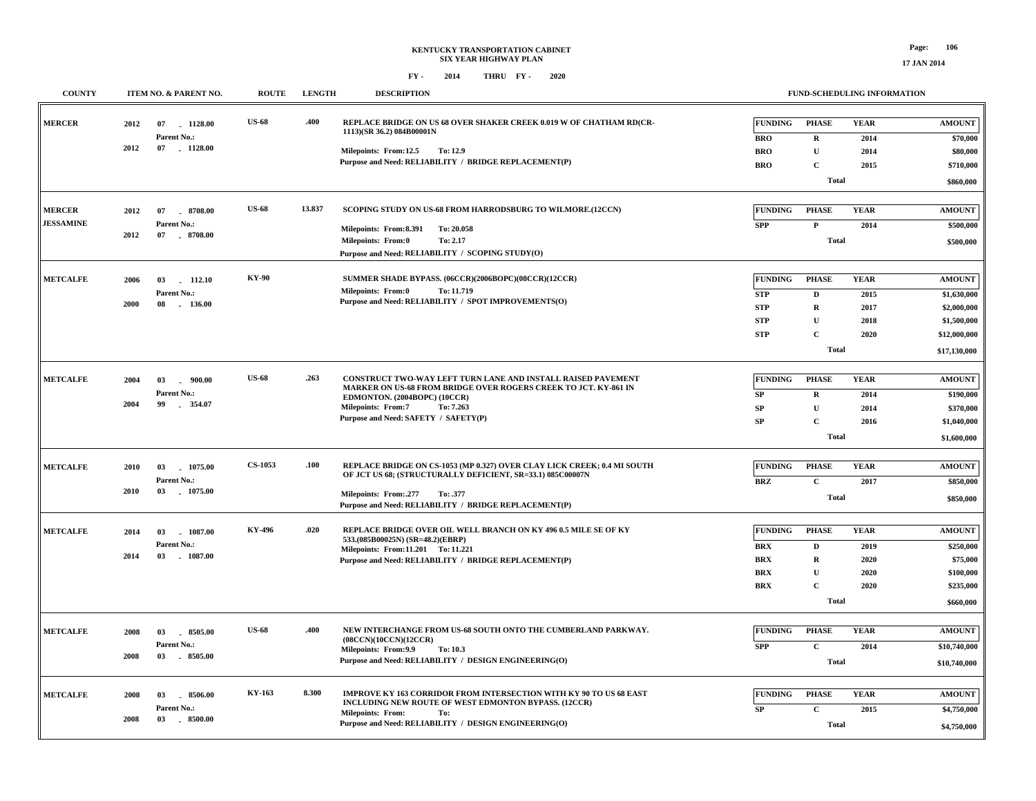KENTUCKY TRANSPORTATION CABINET
SIX YEAR HIGHWAY PLAN
FY - 2014 THRU FY - 2020

| COUNTY | ITEM NO. & PARENT NO. | ROUTE | LENGTH | DESCRIPTION | FUNDING | PHASE | YEAR | AMOUNT |
|---|---|---|---|---|---|---|---|---|
| MERCER | 2012 07 - 1128.00<br>Parent No.:<br>2012 07 - 1128.00 | US-68 | .400 | REPLACE BRIDGE ON US 68 OVER SHAKER CREEK 0.019 W OF CHATHAM RD(CR-1113)(SR 36.2) 084B00001N<br>Milepoints: From:12.5 To: 12.9<br>Purpose and Need: RELIABILITY / BRIDGE REPLACEMENT(P) | BRO | R | 2014 | $70,000 |
| | | | | | BRO | U | 2014 | $80,000 |
| | | | | | BRO | C | 2015 | $710,000 |
| | | | | | | Total | | $860,000 |
| MERCER<br>JESSAMINE | 2012 07 - 8708.00<br>Parent No.:<br>2012 07 - 8708.00 | US-68 | 13.837 | SCOPING STUDY ON US-68 FROM HARRODSBURG TO WILMORE.(12CCN)<br>Milepoints: From:8.391 To: 20.058<br>Milepoints: From:0 To: 2.17<br>Purpose and Need: RELIABILITY / SCOPING STUDY(O) | SPP | P | 2014 | $500,000 |
| | | | | | | Total | | $500,000 |
| METCALFE | 2006 03 - 112.10<br>Parent No.:<br>2000 08 - 136.00 | KY-90 | | SUMMER SHADE BYPASS. (06CCR)(2006BOPC)(08CCR)(12CCR)<br>Milepoints: From:0 To: 11.719<br>Purpose and Need: RELIABILITY / SPOT IMPROVEMENTS(O) | STP | D | 2015 | $1,630,000 |
| | | | | | STP | R | 2017 | $2,000,000 |
| | | | | | STP | U | 2018 | $1,500,000 |
| | | | | | STP | C | 2020 | $12,000,000 |
| | | | | | | Total | | $17,130,000 |
| METCALFE | 2004 03 - 900.00<br>Parent No.:<br>2004 99 - 354.07 | US-68 | .263 | CONSTRUCT TWO-WAY LEFT TURN LANE AND INSTALL RAISED PAVEMENT MARKER ON US-68 FROM BRIDGE OVER ROGERS CREEK TO JCT. KY-861 IN EDMONTON. (2004BOPC) (10CCR)<br>Milepoints: From:7 To: 7.263<br>Purpose and Need: SAFETY / SAFETY(P) | SP | R | 2014 | $190,000 |
| | | | | | SP | U | 2014 | $370,000 |
| | | | | | SP | C | 2016 | $1,040,000 |
| | | | | | | Total | | $1,600,000 |
| METCALFE | 2010 03 - 1075.00<br>Parent No.:<br>2010 03 - 1075.00 | CS-1053 | .100 | REPLACE BRIDGE ON CS-1053 (MP 0.327) OVER CLAY LICK CREEK; 0.4 MI SOUTH OF JCT US 68; (STRUCTURALLY DEFICIENT, SR=33.1) 085C00007N<br>Milepoints: From:.277 To: .377<br>Purpose and Need: RELIABILITY / BRIDGE REPLACEMENT(P) | BRZ | C | 2017 | $850,000 |
| | | | | | | Total | | $850,000 |
| METCALFE | 2014 03 - 1087.00<br>Parent No.:<br>2014 03 - 1087.00 | KY-496 | .020 | REPLACE BRIDGE OVER OIL WELL BRANCH ON KY 496 0.5 MILE SE OF KY 533.(085B00025N) (SR=48.2)(EBRP)<br>Milepoints: From:11.201 To: 11.221<br>Purpose and Need: RELIABILITY / BRIDGE REPLACEMENT(P) | BRX | D | 2019 | $250,000 |
| | | | | | BRX | R | 2020 | $75,000 |
| | | | | | BRX | U | 2020 | $100,000 |
| | | | | | BRX | C | 2020 | $235,000 |
| | | | | | | Total | | $660,000 |
| METCALFE | 2008 03 - 8505.00<br>Parent No.:<br>2008 03 - 8505.00 | US-68 | .400 | NEW INTERCHANGE FROM US-68 SOUTH ONTO THE CUMBERLAND PARKWAY. (08CCN)(10CCN)(12CCR)<br>Milepoints: From:9.9 To: 10.3<br>Purpose and Need: RELIABILITY / DESIGN ENGINEERING(O) | SPP | C | 2014 | $10,740,000 |
| | | | | | | Total | | $10,740,000 |
| METCALFE | 2008 03 - 8506.00<br>Parent No.:<br>2008 03 - 8500.00 | KY-163 | 8.300 | IMPROVE KY 163 CORRIDOR FROM INTERSECTION WITH KY 90 TO US 68 EAST INCLUDING NEW ROUTE OF WEST EDMONTON BYPASS. (12CCR)<br>Milepoints: From: To:<br>Purpose and Need: RELIABILITY / DESIGN ENGINEERING(O) | SP | C | 2015 | $4,750,000 |
| | | | | | | Total | | $4,750,000 |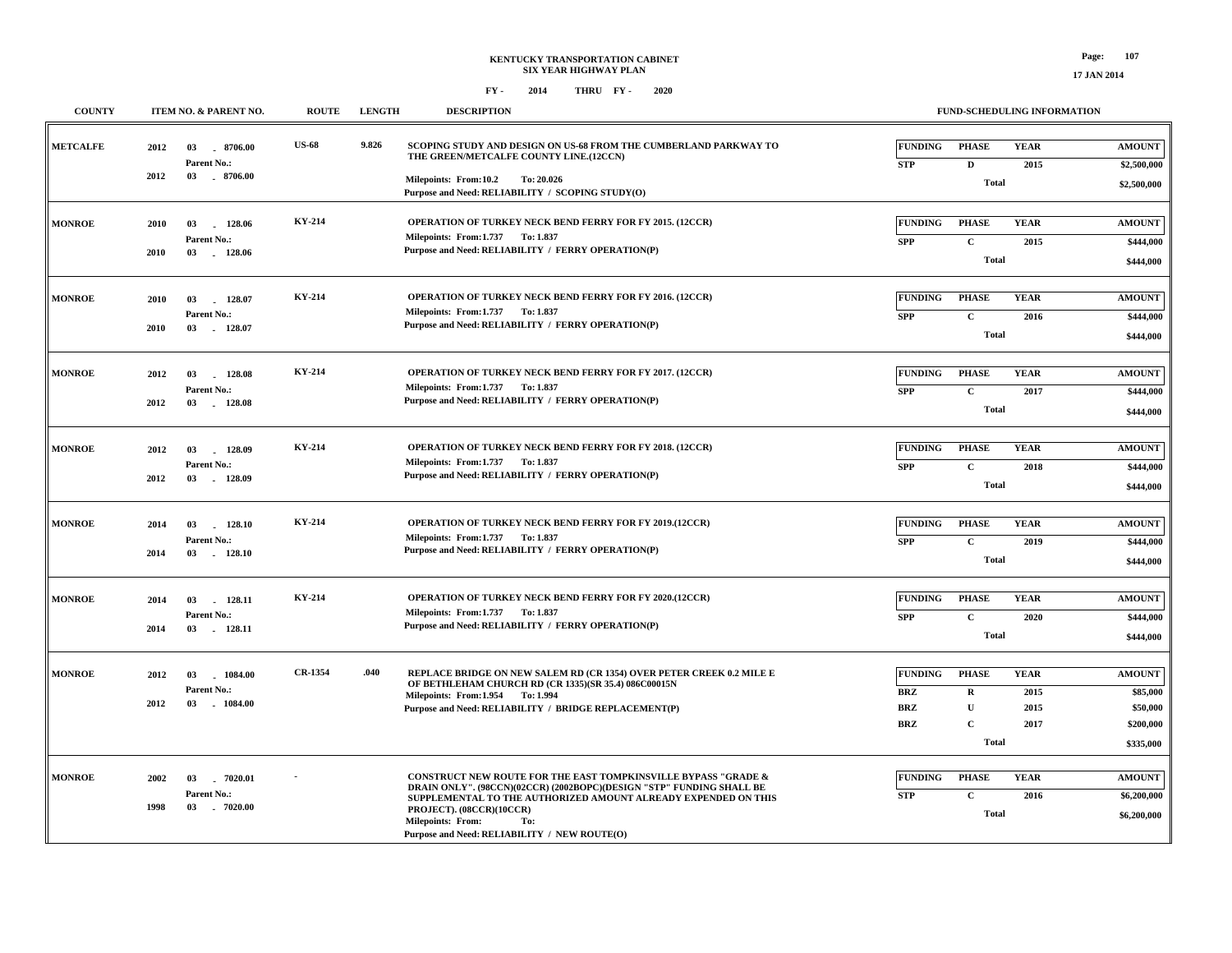KENTUCKY TRANSPORTATION CABINET
SIX YEAR HIGHWAY PLAN

FY - 2014 THRU FY - 2020

| COUNTY | ITEM NO. & PARENT NO. | ROUTE | LENGTH | DESCRIPTION | FUNDING | PHASE | YEAR | AMOUNT |
|---|---|---|---|---|---|---|---|---|
| METCALFE | 2012 03 - 8706.00<br>Parent No.:<br>2012 03 - 8706.00 | US-68 | 9.826 | SCOPING STUDY AND DESIGN ON US-68 FROM THE CUMBERLAND PARKWAY TO THE GREEN/METCALFE COUNTY LINE.(12CCN)<br>Milepoints: From:10.2 To: 20.026<br>Purpose and Need: RELIABILITY / SCOPING STUDY(O) | STP | D | 2015 | \$2,500,000 |
| | | | | | | Total | | \$2,500,000 |
| MONROE | 2010 03 - 128.06<br>Parent No.:<br>2010 03 - 128.06 | KY-214 | | OPERATION OF TURKEY NECK BEND FERRY FOR FY 2015. (12CCR)<br>Milepoints: From:1.737 To: 1.837<br>Purpose and Need: RELIABILITY / FERRY OPERATION(P) | SPP | C | 2015 | \$444,000 |
| | | | | | | Total | | \$444,000 |
| MONROE | 2010 03 - 128.07<br>Parent No.:<br>2010 03 - 128.07 | KY-214 | | OPERATION OF TURKEY NECK BEND FERRY FOR FY 2016. (12CCR)<br>Milepoints: From:1.737 To: 1.837<br>Purpose and Need: RELIABILITY / FERRY OPERATION(P) | SPP | C | 2016 | \$444,000 |
| | | | | | | Total | | \$444,000 |
| MONROE | 2012 03 - 128.08<br>Parent No.:<br>2012 03 - 128.08 | KY-214 | | OPERATION OF TURKEY NECK BEND FERRY FOR FY 2017. (12CCR)<br>Milepoints: From:1.737 To: 1.837<br>Purpose and Need: RELIABILITY / FERRY OPERATION(P) | SPP | C | 2017 | \$444,000 |
| | | | | | | Total | | \$444,000 |
| MONROE | 2012 03 - 128.09<br>Parent No.:<br>2012 03 - 128.09 | KY-214 | | OPERATION OF TURKEY NECK BEND FERRY FOR FY 2018. (12CCR)<br>Milepoints: From:1.737 To: 1.837<br>Purpose and Need: RELIABILITY / FERRY OPERATION(P) | SPP | C | 2018 | \$444,000 |
| | | | | | | Total | | \$444,000 |
| MONROE | 2014 03 - 128.10<br>Parent No.:<br>2014 03 - 128.10 | KY-214 | | OPERATION OF TURKEY NECK BEND FERRY FOR FY 2019.(12CCR)<br>Milepoints: From:1.737 To: 1.837<br>Purpose and Need: RELIABILITY / FERRY OPERATION(P) | SPP | C | 2019 | \$444,000 |
| | | | | | | Total | | \$444,000 |
| MONROE | 2014 03 - 128.11<br>Parent No.:<br>2014 03 - 128.11 | KY-214 | | OPERATION OF TURKEY NECK BEND FERRY FOR FY 2020.(12CCR)<br>Milepoints: From:1.737 To: 1.837<br>Purpose and Need: RELIABILITY / FERRY OPERATION(P) | SPP | C | 2020 | \$444,000 |
| | | | | | | Total | | \$444,000 |
| MONROE | 2012 03 - 1084.00<br>Parent No.:<br>2012 03 - 1084.00 | CR-1354 | .040 | REPLACE BRIDGE ON NEW SALEM RD (CR 1354) OVER PETER CREEK 0.2 MILE E OF BETHLEHAM CHURCH RD (CR 1335)(SR 35.4) 086C00015N<br>Milepoints: From:1.954 To: 1.994<br>Purpose and Need: RELIABILITY / BRIDGE REPLACEMENT(P) | BRZ | R | 2015 | \$85,000 |
| | | | | | BRZ | U | 2015 | \$50,000 |
| | | | | | BRZ | C | 2017 | \$200,000 |
| | | | | | | Total | | \$335,000 |
| MONROE | 2002 03 - 7020.01<br>Parent No.:<br>1998 03 - 7020.00 | - | | CONSTRUCT NEW ROUTE FOR THE EAST TOMPKINSVILLE BYPASS "GRADE & DRAIN ONLY". (98CCN)(02CCR) (2002BOPC)(DESIGN "STP" FUNDING SHALL BE SUPPLEMENTAL TO THE AUTHORIZED AMOUNT ALREADY EXPENDED ON THIS PROJECT). (08CCR)(10CCR)<br>Milepoints: From: To:<br>Purpose and Need: RELIABILITY / NEW ROUTE(O) | STP | C | 2016 | \$6,200,000 |
| | | | | | | Total | | \$6,200,000 |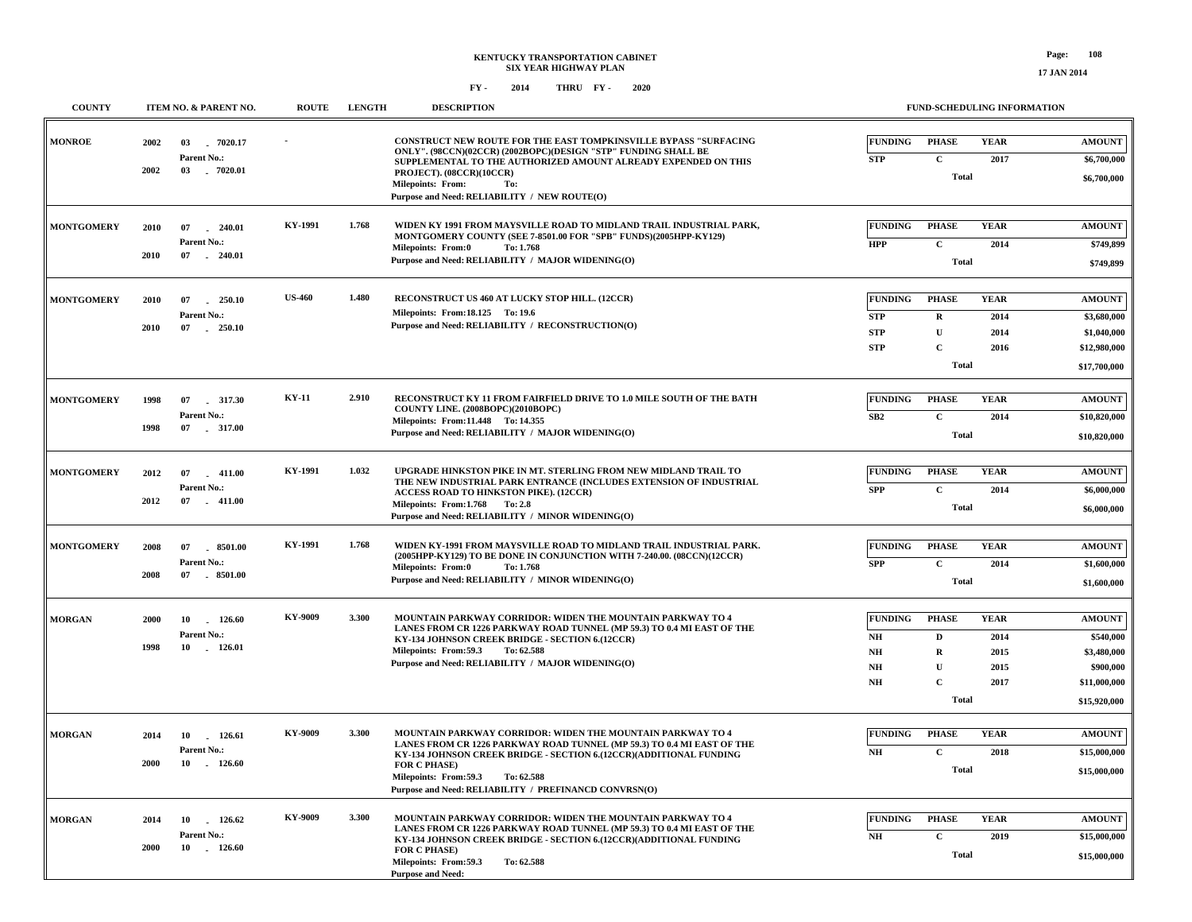KENTUCKY TRANSPORTATION CABINET
SIX YEAR HIGHWAY PLAN
FY - 2014 THRU FY - 2020

| COUNTY | ITEM NO. & PARENT NO. | ROUTE | LENGTH | DESCRIPTION | FUNDING | PHASE | YEAR | AMOUNT |
|---|---|---|---|---|---|---|---|---|
| MONROE | 2002 03 - 7020.17<br>Parent No.:<br>2002 03 - 7020.01 | - | | CONSTRUCT NEW ROUTE FOR THE EAST TOMPKINSVILLE BYPASS "SURFACING ONLY". (98CCN)(02CCR) (2002BOPC)(DESIGN "STP" FUNDING SHALL BE SUPPLEMENTAL TO THE AUTHORIZED AMOUNT ALREADY EXPENDED ON THIS PROJECT). (08CCR)(10CCR)<br>Milepoints: From: To:<br>Purpose and Need: RELIABILITY / NEW ROUTE(O) | STP | C | 2017 | $6,700,000 |
| | | | | | | Total | | $6,700,000 |
| MONTGOMERY | 2010 07 - 240.01<br>Parent No.:<br>2010 07 - 240.01 | KY-1991 | 1.768 | WIDEN KY 1991 FROM MAYSVILLE ROAD TO MIDLAND TRAIL INDUSTRIAL PARK, MONTGOMERY COUNTY (SEE 7-8501.00 FOR "SPB" FUNDS)(2005HPP-KY129)<br>Milepoints: From:0 To: 1.768<br>Purpose and Need: RELIABILITY / MAJOR WIDENING(O) | HPP | C | 2014 | $749,899 |
| | | | | | | Total | | $749,899 |
| MONTGOMERY | 2010 07 - 250.10<br>Parent No.:<br>2010 07 - 250.10 | US-460 | 1.480 | RECONSTRUCT US 460 AT LUCKY STOP HILL. (12CCR)<br>Milepoints: From:18.125 To: 19.6<br>Purpose and Need: RELIABILITY / RECONSTRUCTION(O) | STP | R | 2014 | $3,680,000 |
| | | | | | STP | U | 2014 | $1,040,000 |
| | | | | | STP | C | 2016 | $12,980,000 |
| | | | | | | Total | | $17,700,000 |
| MONTGOMERY | 1998 07 - 317.30<br>Parent No.:<br>1998 07 - 317.00 | KY-11 | 2.910 | RECONSTRUCT KY 11 FROM FAIRFIELD DRIVE TO 1.0 MILE SOUTH OF THE BATH COUNTY LINE. (2008BOPC)(2010BOPC)<br>Milepoints: From:11.448 To: 14.355<br>Purpose and Need: RELIABILITY / MAJOR WIDENING(O) | SB2 | C | 2014 | $10,820,000 |
| | | | | | | Total | | $10,820,000 |
| MONTGOMERY | 2012 07 - 411.00<br>Parent No.:<br>2012 07 - 411.00 | KY-1991 | 1.032 | UPGRADE HINKSTON PIKE IN MT. STERLING FROM NEW MIDLAND TRAIL TO THE NEW INDUSTRIAL PARK ENTRANCE (INCLUDES EXTENSION OF INDUSTRIAL ACCESS ROAD TO HINKSTON PIKE). (12CCR)<br>Milepoints: From:1.768 To: 2.8<br>Purpose and Need: RELIABILITY / MINOR WIDENING(O) | SPP | C | 2014 | $6,000,000 |
| | | | | | | Total | | $6,000,000 |
| MONTGOMERY | 2008 07 - 8501.00<br>Parent No.:<br>2008 07 - 8501.00 | KY-1991 | 1.768 | WIDEN KY-1991 FROM MAYSVILLE ROAD TO MIDLAND TRAIL INDUSTRIAL PARK. (2005HPP-KY129) TO BE DONE IN CONJUNCTION WITH 7-240.00. (08CCN)(12CCR)<br>Milepoints: From:0 To: 1.768<br>Purpose and Need: RELIABILITY / MINOR WIDENING(O) | SPP | C | 2014 | $1,600,000 |
| | | | | | | Total | | $1,600,000 |
| MORGAN | 2000 10 - 126.60<br>Parent No.:<br>1998 10 - 126.01 | KY-9009 | 3.300 | MOUNTAIN PARKWAY CORRIDOR: WIDEN THE MOUNTAIN PARKWAY TO 4 LANES FROM CR 1226 PARKWAY ROAD TUNNEL (MP 59.3) TO 0.4 MI EAST OF THE KY-134 JOHNSON CREEK BRIDGE - SECTION 6.(12CCR)<br>Milepoints: From:59.3 To: 62.588<br>Purpose and Need: RELIABILITY / MAJOR WIDENING(O) | NH | D | 2014 | $540,000 |
| | | | | | NH | R | 2015 | $3,480,000 |
| | | | | | NH | U | 2015 | $900,000 |
| | | | | | NH | C | 2017 | $11,000,000 |
| | | | | | | Total | | $15,920,000 |
| MORGAN | 2014 10 - 126.61<br>Parent No.:<br>2000 10 - 126.60 | KY-9009 | 3.300 | MOUNTAIN PARKWAY CORRIDOR: WIDEN THE MOUNTAIN PARKWAY TO 4 LANES FROM CR 1226 PARKWAY ROAD TUNNEL (MP 59.3) TO 0.4 MI EAST OF THE KY-134 JOHNSON CREEK BRIDGE - SECTION 6.(12CCR)(ADDITIONAL FUNDING FOR C PHASE)<br>Milepoints: From:59.3 To: 62.588<br>Purpose and Need: RELIABILITY / PREFINANCD CONVRSN(O) | NH | C | 2018 | $15,000,000 |
| | | | | | | Total | | $15,000,000 |
| MORGAN | 2014 10 - 126.62<br>Parent No.:<br>2000 10 - 126.60 | KY-9009 | 3.300 | MOUNTAIN PARKWAY CORRIDOR: WIDEN THE MOUNTAIN PARKWAY TO 4 LANES FROM CR 1226 PARKWAY ROAD TUNNEL (MP 59.3) TO 0.4 MI EAST OF THE KY-134 JOHNSON CREEK BRIDGE - SECTION 6.(12CCR)(ADDITIONAL FUNDING FOR C PHASE)<br>Milepoints: From:59.3 To: 62.588<br>Purpose and Need: | NH | C | 2019 | $15,000,000 |
| | | | | | | Total | | $15,000,000 |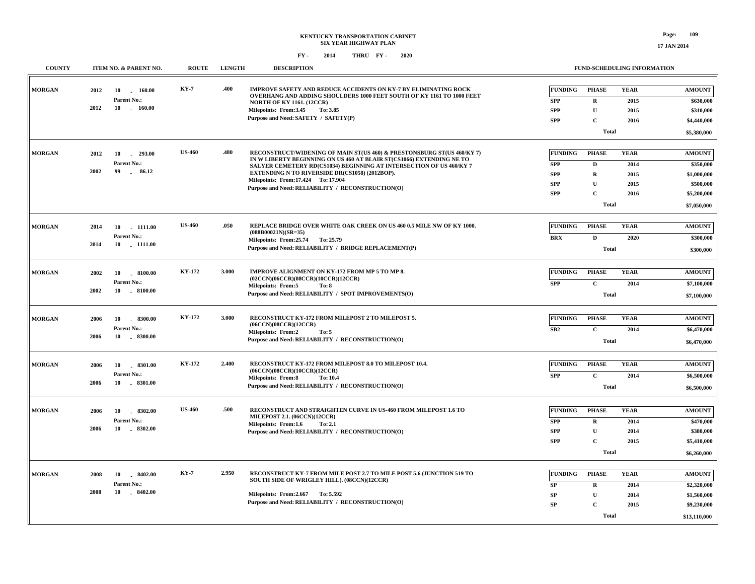# KENTUCKY TRANSPORTATION CABINET
## SIX YEAR HIGHWAY PLAN

FY - 2014 THRU FY - 2020

17 JAN 2014

| COUNTY | ITEM NO. & PARENT NO. | ROUTE | LENGTH | DESCRIPTION | FUNDING | PHASE | YEAR | AMOUNT |
|---|---|---|---|---|---|---|---|---|
| MORGAN | 2012 10 - 160.00<br>Parent No.:<br>2012 10 - 160.00 | KY-7 | .400 | IMPROVE SAFETY AND REDUCE ACCIDENTS ON KY-7 BY ELIMINATING ROCK OVERHANG AND ADDING SHOULDERS 1000 FEET SOUTH OF KY 1161 TO 1000 FEET NORTH OF KY 1161. (12CCR)<br>Milepoints: From:3.45 To: 3.85<br>Purpose and Need: SAFETY / SAFETY(P) | SPP | R | 2015 | $630,000 |
| | | | | | SPP | U | 2015 | $310,000 |
| | | | | | SPP | C | 2016 | $4,440,000 |
| | | | | | | Total | | $5,380,000 |
| MORGAN | 2012 10 - 293.00<br>Parent No.:<br>2002 99 - 86.12 | US-460 | .480 | RECONSTRUCT/WIDENING OF MAIN ST(US 460) & PRESTONSBURG ST(US 460/KY 7) IN W LIBERTY BEGINNING ON US 460 AT BLAIR ST(CS1066) EXTENDING NE TO SALYER CEMETERY RD(CS1034) BEGINNING AT INTERSECTION OF US 460/KY 7 EXTENDING N TO RIVERSIDE DR(CS1058) (2012BOP).<br>Milepoints: From:17.424 To: 17.904<br>Purpose and Need: RELIABILITY / RECONSTRUCTION(O) | SPP | D | 2014 | $350,000 |
| | | | | | SPP | R | 2015 | $1,000,000 |
| | | | | | SPP | U | 2015 | $500,000 |
| | | | | | SPP | C | 2016 | $5,200,000 |
| | | | | | | Total | | $7,050,000 |
| MORGAN | 2014 10 - 1111.00<br>Parent No.:<br>2014 10 - 1111.00 | US-460 | .050 | REPLACE BRIDGE OVER WHITE OAK CREEK ON US 460 0.5 MILE NW OF KY 1000. (088B00021N)(SR=35)<br>Milepoints: From:25.74 To: 25.79<br>Purpose and Need: RELIABILITY / BRIDGE REPLACEMENT(P) | BRX | D | 2020 | $300,000 |
| | | | | | | Total | | $300,000 |
| MORGAN | 2002 10 - 8100.00<br>Parent No.:<br>2002 10 - 8100.00 | KY-172 | 3.000 | IMPROVE ALIGNMENT ON KY-172 FROM MP 5 TO MP 8. (02CCN)(06CCR)(08CCR)(10CCR)(12CCR)<br>Milepoints: From:5 To: 8<br>Purpose and Need: RELIABILITY / SPOT IMPROVEMENTS(O) | SPP | C | 2014 | $7,100,000 |
| | | | | | | Total | | $7,100,000 |
| MORGAN | 2006 10 - 8300.00<br>Parent No.:<br>2006 10 - 8300.00 | KY-172 | 3.000 | RECONSTRUCT KY-172 FROM MILEPOST 2 TO MILEPOST 5. (06CCN)(08CCR)(12CCR)<br>Milepoints: From:2 To: 5<br>Purpose and Need: RELIABILITY / RECONSTRUCTION(O) | SB2 | C | 2014 | $6,470,000 |
| | | | | | | Total | | $6,470,000 |
| MORGAN | 2006 10 - 8301.00<br>Parent No.:<br>2006 10 - 8301.00 | KY-172 | 2.400 | RECONSTRUCT KY-172 FROM MILEPOST 8.0 TO MILEPOST 10.4. (06CCN)(08CCR)(10CCR)(12CCR)<br>Milepoints: From:8 To: 10.4<br>Purpose and Need: RELIABILITY / RECONSTRUCTION(O) | SPP | C | 2014 | $6,500,000 |
| | | | | | | Total | | $6,500,000 |
| MORGAN | 2006 10 - 8302.00<br>Parent No.:<br>2006 10 - 8302.00 | US-460 | .500 | RECONSTRUCT AND STRAIGHTEN CURVE IN US-460 FROM MILEPOST 1.6 TO MILEPOST 2.1. (06CCN)(12CCR)<br>Milepoints: From:1.6 To: 2.1<br>Purpose and Need: RELIABILITY / RECONSTRUCTION(O) | SPP | R | 2014 | $470,000 |
| | | | | | SPP | U | 2014 | $380,000 |
| | | | | | SPP | C | 2015 | $5,410,000 |
| | | | | | | Total | | $6,260,000 |
| MORGAN | 2008 10 - 8402.00<br>Parent No.:<br>2008 10 - 8402.00 | KY-7 | 2.950 | RECONSTRUCT KY-7 FROM MILE POST 2.7 TO MILE POST 5.6 (JUNCTION 519 TO SOUTH SIDE OF WRIGLEY HILL). (08CCN)(12CCR)<br>Milepoints: From:2.667 To: 5.592<br>Purpose and Need: RELIABILITY / RECONSTRUCTION(O) | SP | R | 2014 | $2,320,000 |
| | | | | | SP | U | 2014 | $1,560,000 |
| | | | | | SP | C | 2015 | $9,230,000 |
| | | | | | | Total | | $13,110,000 |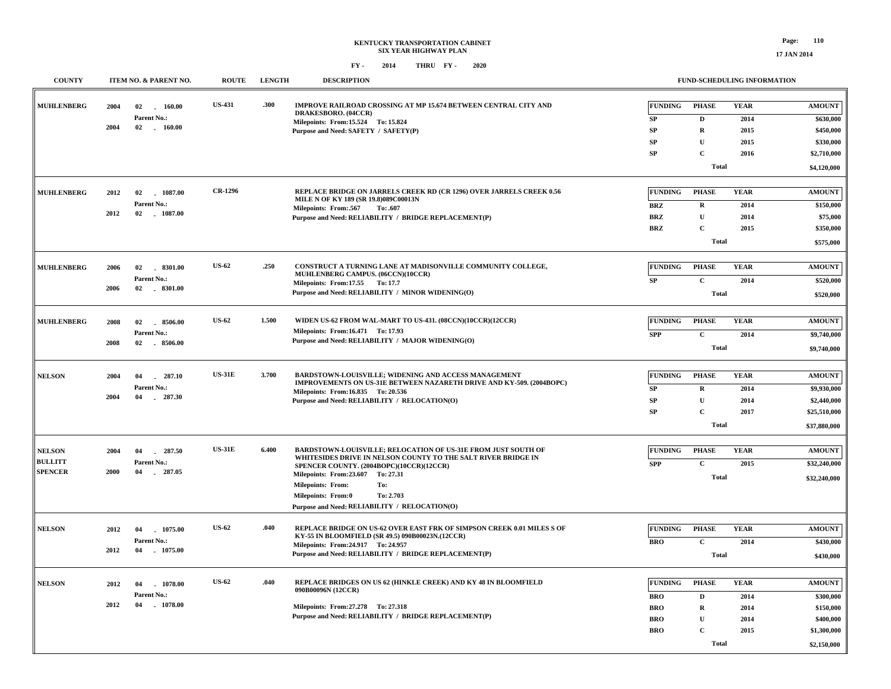# KENTUCKY TRANSPORTATION CABINET
## SIX YEAR HIGHWAY PLAN
### FY - 2014 THRU FY - 2020

| COUNTY | ITEM NO. & PARENT NO. | ROUTE | LENGTH | DESCRIPTION | FUNDING | PHASE | YEAR | AMOUNT |
|---|---|---|---|---|---|---|---|---|
| MUHLENBERG | 2004 02 - 160.00 Parent No.: 2004 02 - 160.00 | US-431 | .300 | IMPROVE RAILROAD CROSSING AT MP 15.674 BETWEEN CENTRAL CITY AND DRAKESBORO. (04CCR) Milepoints: From:15.524 To: 15.824 Purpose and Need: SAFETY / SAFETY(P) | SP | D | 2014 | $630,000 |
| | | | | | SP | R | 2015 | $450,000 |
| | | | | | SP | U | 2015 | $330,000 |
| | | | | | SP | C | 2016 | $2,710,000 |
| | | | | | | Total | | $4,120,000 |
| MUHLENBERG | 2012 02 - 1087.00 Parent No.: 2012 02 - 1087.00 | CR-1296 | | REPLACE BRIDGE ON JARRELS CREEK RD (CR 1296) OVER JARRELS CREEK 0.56 MILE N OF KY 189 (SR 19.8)089C00013N Milepoints: From:.567 To: .607 Purpose and Need: RELIABILITY / BRIDGE REPLACEMENT(P) | BRZ | R | 2014 | $150,000 |
| | | | | | BRZ | U | 2014 | $75,000 |
| | | | | | BRZ | C | 2015 | $350,000 |
| | | | | | | Total | | $575,000 |
| MUHLENBERG | 2006 02 - 8301.00 Parent No.: 2006 02 - 8301.00 | US-62 | .250 | CONSTRUCT A TURNING LANE AT MADISONVILLE COMMUNITY COLLEGE, MUHLENBERG CAMPUS. (06CCN)(10CCR) Milepoints: From:17.55 To: 17.7 Purpose and Need: RELIABILITY / MINOR WIDENING(O) | SP | C | 2014 | $520,000 |
| | | | | | | Total | | $520,000 |
| MUHLENBERG | 2008 02 - 8506.00 Parent No.: 2008 02 - 8506.00 | US-62 | 1.500 | WIDEN US-62 FROM WAL-MART TO US-431. (08CCN)(10CCR)(12CCR) Milepoints: From:16.471 To: 17.93 Purpose and Need: RELIABILITY / MAJOR WIDENING(O) | SPP | C | 2014 | $9,740,000 |
| | | | | | | Total | | $9,740,000 |
| NELSON | 2004 04 - 287.10 Parent No.: 2004 04 - 287.30 | US-31E | 3.700 | BARDSTOWN-LOUISVILLE; WIDENING AND ACCESS MANAGEMENT IMPROVEMENTS ON US-31E BETWEEN NAZARETH DRIVE AND KY-509. (2004BOPC) Milepoints: From:16.835 To: 20.536 Purpose and Need: RELIABILITY / RELOCATION(O) | SP | R | 2014 | $9,930,000 |
| | | | | | SP | U | 2014 | $2,440,000 |
| | | | | | SP | C | 2017 | $25,510,000 |
| | | | | | | Total | | $37,880,000 |
| NELSON BULLITT SPENCER | 2004 04 - 287.50 Parent No.: 2000 04 - 287.05 | US-31E | 6.400 | BARDSTOWN-LOUISVILLE; RELOCATION OF US-31E FROM JUST SOUTH OF WHITESIDES DRIVE IN NELSON COUNTY TO THE SALT RIVER BRIDGE IN SPENCER COUNTY. (2004BOPC)(10CCR)(12CCR) Milepoints: From:23.607 To: 27.31 Milepoints: From: To: Milepoints: From:0 To: 2.703 Purpose and Need: RELIABILITY / RELOCATION(O) | SPP | C | 2015 | $32,240,000 |
| | | | | | | Total | | $32,240,000 |
| NELSON | 2012 04 - 1075.00 Parent No.: 2012 04 - 1075.00 | US-62 | .040 | REPLACE BRIDGE ON US-62 OVER EAST FRK OF SIMPSON CREEK 0.01 MILES S OF KY-55 IN BLOOMFIELD (SR 49.5) 090B00023N.(12CCR) Milepoints: From:24.917 To: 24.957 Purpose and Need: RELIABILITY / BRIDGE REPLACEMENT(P) | BRO | C | 2014 | $430,000 |
| | | | | | | Total | | $430,000 |
| NELSON | 2012 04 - 1078.00 Parent No.: 2012 04 - 1078.00 | US-62 | .040 | REPLACE BRIDGES ON US 62 (HINKLE CREEK) AND KY 48 IN BLOOMFIELD 090B00096N (12CCR) Milepoints: From:27.278 To: 27.318 Purpose and Need: RELIABILITY / BRIDGE REPLACEMENT(P) | BRO | D | 2014 | $300,000 |
| | | | | | BRO | R | 2014 | $150,000 |
| | | | | | BRO | U | 2014 | $400,000 |
| | | | | | BRO | C | 2015 | $1,300,000 |
| | | | | | | Total | | $2,150,000 |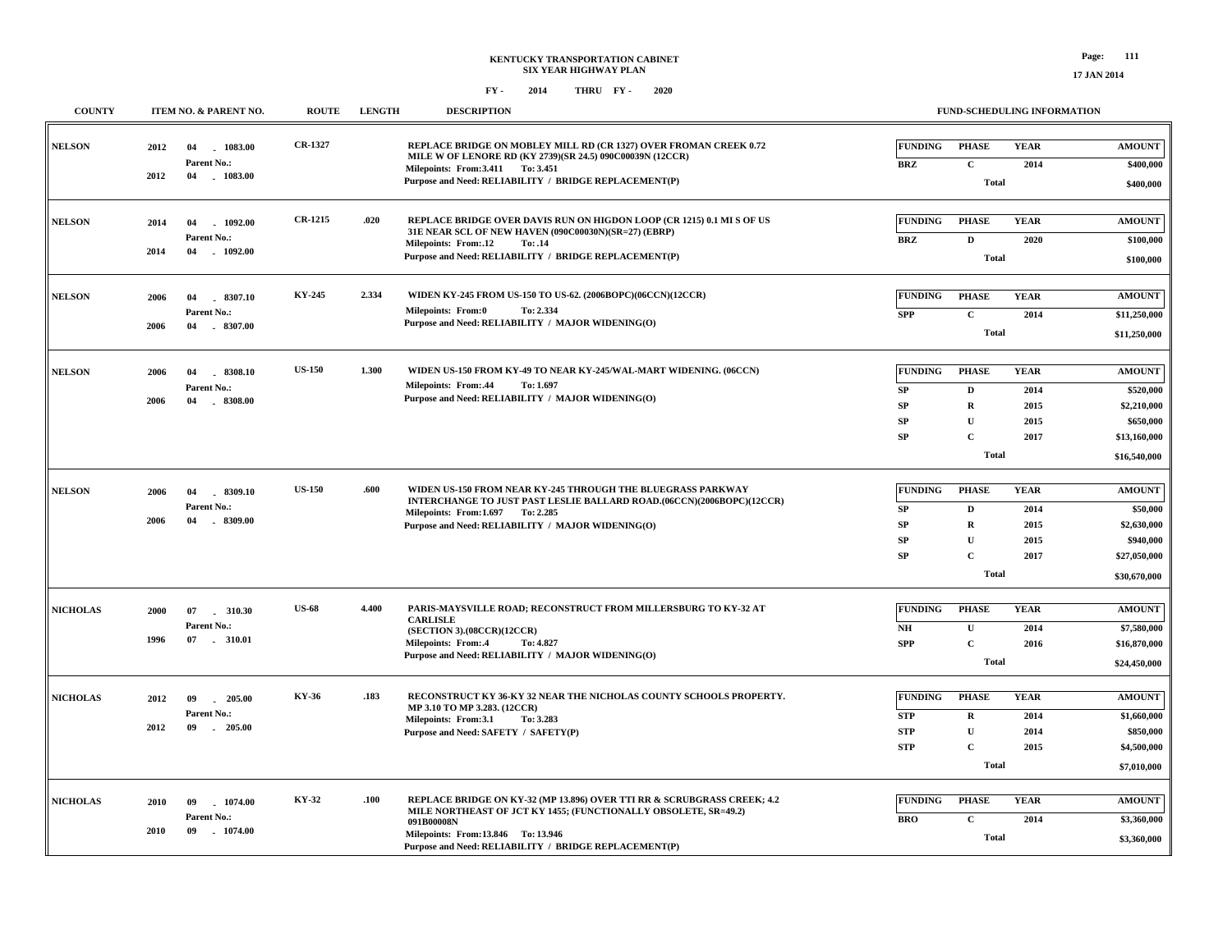**KENTUCKY TRANSPORTATION CABINET**
**SIX YEAR HIGHWAY PLAN**
**FY - 2014 THRU FY - 2020**

| COUNTY | ITEM NO. & PARENT NO. | ROUTE | LENGTH | DESCRIPTION | FUNDING | PHASE | YEAR | AMOUNT |
|---|---|---|---|---|---|---|---|---|
| NELSON | 2012 04 - 1083.00<br>Parent No.:<br>2012 04 - 1083.00 | CR-1327 | | REPLACE BRIDGE ON MOBLEY MILL RD (CR 1327) OVER FROMAN CREEK 0.72 MILE W OF LENORE RD (KY 2739)(SR 24.5) 090C00039N (12CCR)<br>Milepoints: From:3.411 To: 3.451<br>Purpose and Need: RELIABILITY / BRIDGE REPLACEMENT(P) | BRZ | C | 2014 | $400,000 |
| | | | | | | Total | | $400,000 |
| NELSON | 2014 04 - 1092.00<br>Parent No.:<br>2014 04 - 1092.00 | CR-1215 | .020 | REPLACE BRIDGE OVER DAVIS RUN ON HIGDON LOOP (CR 1215) 0.1 MI S OF US 31E NEAR SCL OF NEW HAVEN (090C00030N)(SR=27) (EBRP)<br>Milepoints: From:.12 To: .14<br>Purpose and Need: RELIABILITY / BRIDGE REPLACEMENT(P) | BRZ | D | 2020 | $100,000 |
| | | | | | | Total | | $100,000 |
| NELSON | 2006 04 - 8307.10<br>Parent No.:<br>2006 04 - 8307.00 | KY-245 | 2.334 | WIDEN KY-245 FROM US-150 TO US-62. (2006BOPC)(06CCN)(12CCR)<br>Milepoints: From:0 To: 2.334<br>Purpose and Need: RELIABILITY / MAJOR WIDENING(O) | SPP | C | 2014 | $11,250,000 |
| | | | | | | Total | | $11,250,000 |
| NELSON | 2006 04 - 8308.10<br>Parent No.:<br>2006 04 - 8308.00 | US-150 | 1.300 | WIDEN US-150 FROM KY-49 TO NEAR KY-245/WAL-MART WIDENING. (06CCN)<br>Milepoints: From:.44 To: 1.697<br>Purpose and Need: RELIABILITY / MAJOR WIDENING(O) | SP | D | 2014 | $520,000 |
| | | | | | SP | R | 2015 | $2,210,000 |
| | | | | | SP | U | 2015 | $650,000 |
| | | | | | SP | C | 2017 | $13,160,000 |
| | | | | | | Total | | $16,540,000 |
| NELSON | 2006 04 - 8309.10<br>Parent No.:<br>2006 04 - 8309.00 | US-150 | .600 | WIDEN US-150 FROM NEAR KY-245 THROUGH THE BLUEGRASS PARKWAY INTERCHANGE TO JUST PAST LESLIE BALLARD ROAD.(06CCN)(2006BOPC)(12CCR)<br>Milepoints: From:1.697 To: 2.285<br>Purpose and Need: RELIABILITY / MAJOR WIDENING(O) | SP | D | 2014 | $50,000 |
| | | | | | SP | R | 2015 | $2,630,000 |
| | | | | | SP | U | 2015 | $940,000 |
| | | | | | SP | C | 2017 | $27,050,000 |
| | | | | | | Total | | $30,670,000 |
| NICHOLAS | 2000 07 - 310.30<br>Parent No.:<br>1996 07 - 310.01 | US-68 | 4.400 | PARIS-MAYSVILLE ROAD; RECONSTRUCT FROM MILLERSBURG TO KY-32 AT CARLISLE<br>(SECTION 3).(08CCR)(12CCR)<br>Milepoints: From:.4 To: 4.827<br>Purpose and Need: RELIABILITY / MAJOR WIDENING(O) | NH | U | 2014 | $7,580,000 |
| | | | | | SPP | C | 2016 | $16,870,000 |
| | | | | | | Total | | $24,450,000 |
| NICHOLAS | 2012 09 - 205.00<br>Parent No.:<br>2012 09 - 205.00 | KY-36 | .183 | RECONSTRUCT KY 36-KY 32 NEAR THE NICHOLAS COUNTY SCHOOLS PROPERTY. MP 3.10 TO MP 3.283. (12CCR)<br>Milepoints: From:3.1 To: 3.283<br>Purpose and Need: SAFETY / SAFETY(P) | STP | R | 2014 | $1,660,000 |
| | | | | | STP | U | 2014 | $850,000 |
| | | | | | STP | C | 2015 | $4,500,000 |
| | | | | | | Total | | $7,010,000 |
| NICHOLAS | 2010 09 - 1074.00<br>Parent No.:<br>2010 09 - 1074.00 | KY-32 | .100 | REPLACE BRIDGE ON KY-32 (MP 13.896) OVER TTI RR & SCRUBGRASS CREEK; 4.2 MILE NORTHEAST OF JCT KY 1455; (FUNCTIONALLY OBSOLETE, SR=49.2) 091B00008N<br>Milepoints: From:13.846 To: 13.946<br>Purpose and Need: RELIABILITY / BRIDGE REPLACEMENT(P) | BRO | C | 2014 | $3,360,000 |
| | | | | | | Total | | $3,360,000 |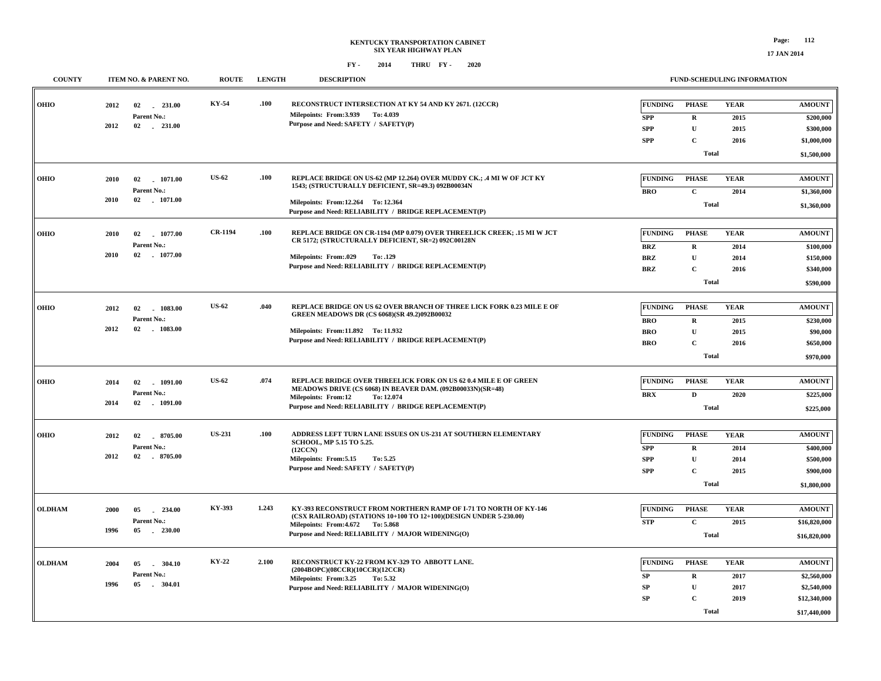KENTUCKY TRANSPORTATION CABINET
SIX YEAR HIGHWAY PLAN
FY - 2014 THRU FY - 2020

17 JAN 2014

| COUNTY | ITEM NO. & PARENT NO. | ROUTE | LENGTH | DESCRIPTION | FUNDING | PHASE | YEAR | AMOUNT |
|---|---|---|---|---|---|---|---|---|
| OHIO | 2012 02 - 231.00<br>Parent No.:<br>2012 02 - 231.00 | KY-54 | .100 | RECONSTRUCT INTERSECTION AT KY 54 AND KY 2671. (12CCR)<br>Milepoints: From:3.939 To: 4.039<br>Purpose and Need: SAFETY / SAFETY(P) | SPP | R | 2015 | $200,000 |
| | | | | | SPP | U | 2015 | $300,000 |
| | | | | | SPP | C | 2016 | $1,000,000 |
| | | | | | | Total | | $1,500,000 |
| OHIO | 2010 02 - 1071.00<br>Parent No.:<br>2010 02 - 1071.00 | US-62 | .100 | REPLACE BRIDGE ON US-62 (MP 12.264) OVER MUDDY CK.; .4 MI W OF JCT KY 1543; (STRUCTURALLY DEFICIENT, SR=49.3) 092B00034N<br>Milepoints: From:12.264 To: 12.364<br>Purpose and Need: RELIABILITY / BRIDGE REPLACEMENT(P) | BRO | C | 2014 | $1,360,000 |
| | | | | | | Total | | $1,360,000 |
| OHIO | 2010 02 - 1077.00<br>Parent No.:<br>2010 02 - 1077.00 | CR-1194 | .100 | REPLACE BRIDGE ON CR-1194 (MP 0.079) OVER THREELICK CREEK; .15 MI W JCT CR 5172; (STRUCTURALLY DEFICIENT, SR=2) 092C00128N<br>Milepoints: From:.029 To: .129<br>Purpose and Need: RELIABILITY / BRIDGE REPLACEMENT(P) | BRZ | R | 2014 | $100,000 |
| | | | | | BRZ | U | 2014 | $150,000 |
| | | | | | BRZ | C | 2016 | $340,000 |
| | | | | | | Total | | $590,000 |
| OHIO | 2012 02 - 1083.00<br>Parent No.:<br>2012 02 - 1083.00 | US-62 | .040 | REPLACE BRIDGE ON US 62 OVER BRANCH OF THREE LICK FORK 0.23 MILE E OF GREEN MEADOWS DR (CS 6068)(SR 49.2)092B00032<br>Milepoints: From:11.892 To: 11.932<br>Purpose and Need: RELIABILITY / BRIDGE REPLACEMENT(P) | BRO | R | 2015 | $230,000 |
| | | | | | BRO | U | 2015 | $90,000 |
| | | | | | BRO | C | 2016 | $650,000 |
| | | | | | | Total | | $970,000 |
| OHIO | 2014 02 - 1091.00<br>Parent No.:<br>2014 02 - 1091.00 | US-62 | .074 | REPLACE BRIDGE OVER THREELICK FORK ON US 62 0.4 MILE E OF GREEN MEADOWS DRIVE (CS 6068) IN BEAVER DAM. (092B00033N)(SR=48)<br>Milepoints: From:12 To: 12.074<br>Purpose and Need: RELIABILITY / BRIDGE REPLACEMENT(P) | BRX | D | 2020 | $225,000 |
| | | | | | | Total | | $225,000 |
| OHIO | 2012 02 - 8705.00<br>Parent No.:<br>2012 02 - 8705.00 | US-231 | .100 | ADDRESS LEFT TURN LANE ISSUES ON US-231 AT SOUTHERN ELEMENTARY SCHOOL, MP 5.15 TO 5.25.<br>(12CCN)<br>Milepoints: From:5.15 To: 5.25<br>Purpose and Need: SAFETY / SAFETY(P) | SPP | R | 2014 | $400,000 |
| | | | | | SPP | U | 2014 | $500,000 |
| | | | | | SPP | C | 2015 | $900,000 |
| | | | | | | Total | | $1,800,000 |
| OLDHAM | 2000 05 - 234.00<br>Parent No.:<br>1996 05 - 230.00 | KY-393 | 1.243 | KY-393 RECONSTRUCT FROM NORTHERN RAMP OF I-71 TO NORTH OF KY-146 (CSX RAILROAD) (STATIONS 10+100 TO 12+100)(DESIGN UNDER 5-230.00)<br>Milepoints: From:4.672 To: 5.868<br>Purpose and Need: RELIABILITY / MAJOR WIDENING(O) | STP | C | 2015 | $16,820,000 |
| | | | | | | Total | | $16,820,000 |
| OLDHAM | 2004 05 - 304.10<br>Parent No.:<br>1996 05 - 304.01 | KY-22 | 2.100 | RECONSTRUCT KY-22 FROM KY-329 TO ABBOTT LANE.<br>(2004BOPC)(08CCR)(10CCR)(12CCR)<br>Milepoints: From:3.25 To: 5.32<br>Purpose and Need: RELIABILITY / MAJOR WIDENING(O) | SP | R | 2017 | $2,560,000 |
| | | | | | SP | U | 2017 | $2,540,000 |
| | | | | | SP | C | 2019 | $12,340,000 |
| | | | | | | Total | | $17,440,000 |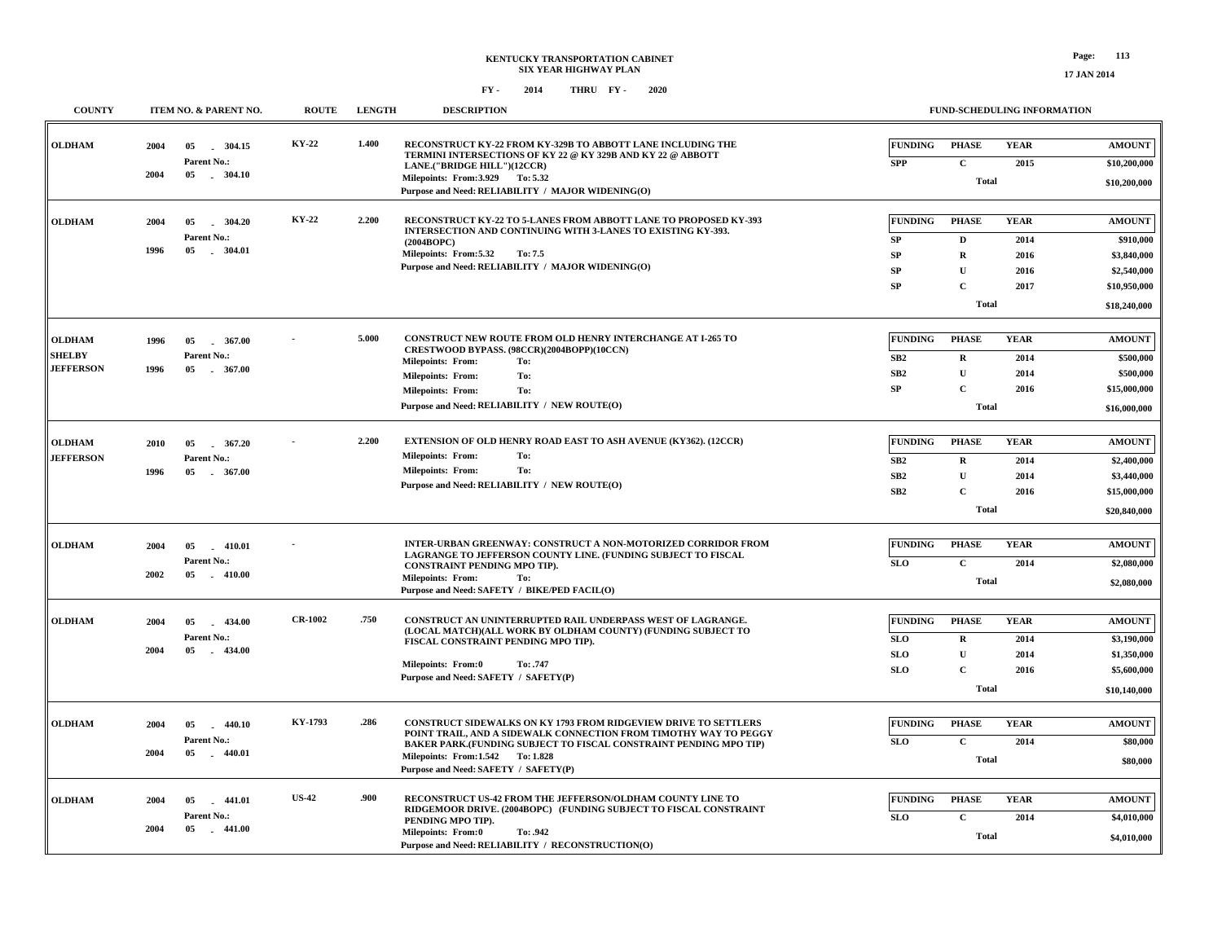# KENTUCKY TRANSPORTATION CABINET
## SIX YEAR HIGHWAY PLAN
### FY - 2014 THRU FY - 2020

| COUNTY | ITEM NO. & PARENT NO. | ROUTE | LENGTH | DESCRIPTION | FUNDING | PHASE | YEAR | AMOUNT |
|---|---|---|---|---|---|---|---|---|
| OLDHAM | 2004 05 - 304.15<br>Parent No.:<br>2004 05 - 304.10 | KY-22 | 1.400 | RECONSTRUCT KY-22 FROM KY-329B TO ABBOTT LANE INCLUDING THE TERMINI INTERSECTIONS OF KY 22 @ KY 329B AND KY 22 @ ABBOTT LANE.("BRIDGE HILL")(12CCR)<br>Milepoints: From:3.929 To: 5.32<br>Purpose and Need: RELIABILITY / MAJOR WIDENING(O) | SPP | C | 2015 | $10,200,000 |
| | | | | | | Total | | $10,200,000 |
| OLDHAM | 2004 05 - 304.20<br>Parent No.:<br>1996 05 - 304.01 | KY-22 | 2.200 | RECONSTRUCT KY-22 TO 5-LANES FROM ABBOTT LANE TO PROPOSED KY-393 INTERSECTION AND CONTINUING WITH 3-LANES TO EXISTING KY-393. (2004BOPC)<br>Milepoints: From:5.32 To: 7.5<br>Purpose and Need: RELIABILITY / MAJOR WIDENING(O) | SP | D | 2014 | $910,000 |
| | | | | | SP | R | 2016 | $3,840,000 |
| | | | | | SP | U | 2016 | $2,540,000 |
| | | | | | SP | C | 2017 | $10,950,000 |
| | | | | | | Total | | $18,240,000 |
| OLDHAM<br>SHELBY<br>JEFFERSON | 1996 05 - 367.00<br>Parent No.:<br>1996 05 - 367.00 | - | 5.000 | CONSTRUCT NEW ROUTE FROM OLD HENRY INTERCHANGE AT I-265 TO CRESTWOOD BYPASS. (98CCR)(2004BOPP)(10CCN)<br>Milepoints: From: To:<br>Milepoints: From: To:<br>Milepoints: From: To:<br>Purpose and Need: RELIABILITY / NEW ROUTE(O) | SB2 | R | 2014 | $500,000 |
| | | | | | SB2 | U | 2014 | $500,000 |
| | | | | | SP | C | 2016 | $15,000,000 |
| | | | | | | Total | | $16,000,000 |
| OLDHAM<br>JEFFERSON | 2010 05 - 367.20<br>Parent No.:<br>1996 05 - 367.00 | - | 2.200 | EXTENSION OF OLD HENRY ROAD EAST TO ASH AVENUE (KY362). (12CCR)<br>Milepoints: From: To:<br>Milepoints: From: To:<br>Purpose and Need: RELIABILITY / NEW ROUTE(O) | SB2 | R | 2014 | $2,400,000 |
| | | | | | SB2 | U | 2014 | $3,440,000 |
| | | | | | SB2 | C | 2016 | $15,000,000 |
| | | | | | | Total | | $20,840,000 |
| OLDHAM | 2004 05 - 410.01<br>Parent No.:<br>2002 05 - 410.00 | - | | INTER-URBAN GREENWAY: CONSTRUCT A NON-MOTORIZED CORRIDOR FROM LAGRANGE TO JEFFERSON COUNTY LINE. (FUNDING SUBJECT TO FISCAL CONSTRAINT PENDING MPO TIP).<br>Milepoints: From: To:<br>Purpose and Need: SAFETY / BIKE/PED FACIL(O) | SLO | C | 2014 | $2,080,000 |
| | | | | | | Total | | $2,080,000 |
| OLDHAM | 2004 05 - 434.00<br>Parent No.:<br>2004 05 - 434.00 | CR-1002 | .750 | CONSTRUCT AN UNINTERRUPTED RAIL UNDERPASS WEST OF LAGRANGE. (LOCAL MATCH)(ALL WORK BY OLDHAM COUNTY) (FUNDING SUBJECT TO FISCAL CONSTRAINT PENDING MPO TIP).<br>Milepoints: From:0 To: .747<br>Purpose and Need: SAFETY / SAFETY(P) | SLO | R | 2014 | $3,190,000 |
| | | | | | SLO | U | 2014 | $1,350,000 |
| | | | | | SLO | C | 2016 | $5,600,000 |
| | | | | | | Total | | $10,140,000 |
| OLDHAM | 2004 05 - 440.10<br>Parent No.:<br>2004 05 - 440.01 | KY-1793 | .286 | CONSTRUCT SIDEWALKS ON KY 1793 FROM RIDGEVIEW DRIVE TO SETTLERS POINT TRAIL, AND A SIDEWALK CONNECTION FROM TIMOTHY WAY TO PEGGY BAKER PARK.(FUNDING SUBJECT TO FISCAL CONSTRAINT PENDING MPO TIP)<br>Milepoints: From:1.542 To: 1.828<br>Purpose and Need: SAFETY / SAFETY(P) | SLO | C | 2014 | $80,000 |
| | | | | | | Total | | $80,000 |
| OLDHAM | 2004 05 - 441.01<br>Parent No.:<br>2004 05 - 441.00 | US-42 | .900 | RECONSTRUCT US-42 FROM THE JEFFERSON/OLDHAM COUNTY LINE TO RIDGEMOOR DRIVE. (2004BOPC) (FUNDING SUBJECT TO FISCAL CONSTRAINT PENDING MPO TIP).<br>Milepoints: From:0 To: .942<br>Purpose and Need: RELIABILITY / RECONSTRUCTION(O) | SLO | C | 2014 | $4,010,000 |
| | | | | | | Total | | $4,010,000 |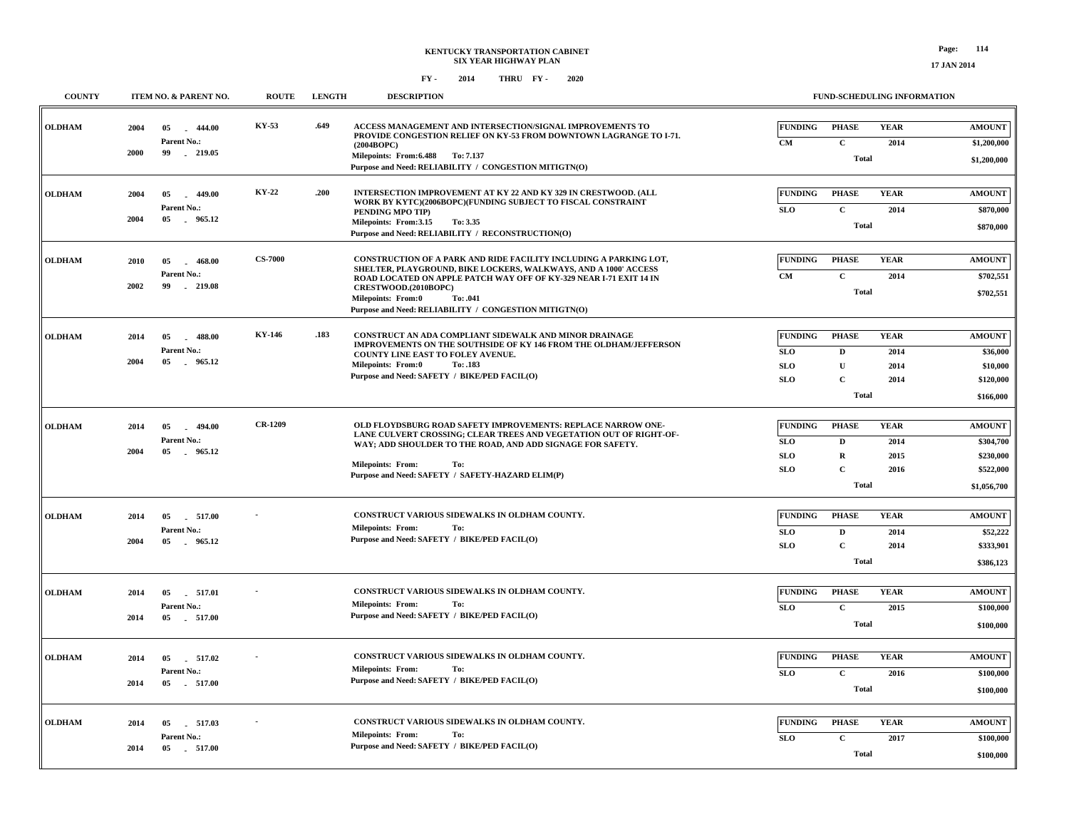KENTUCKY TRANSPORTATION CABINET
SIX YEAR HIGHWAY PLAN

FY - 2014 THRU FY - 2020

17 JAN 2014

| COUNTY | ITEM NO. & PARENT NO. | ROUTE | LENGTH | DESCRIPTION | FUNDING | PHASE | YEAR | AMOUNT |
|---|---|---|---|---|---|---|---|---|
| OLDHAM | 2004 05 - 444.00<br>Parent No.:<br>2000 99 - 219.05 | KY-53 | .649 | ACCESS MANAGEMENT AND INTERSECTION/SIGNAL IMPROVEMENTS TO PROVIDE CONGESTION RELIEF ON KY-53 FROM DOWNTOWN LAGRANGE TO I-71. (2004BOPC)<br>Milepoints: From:6.488 To: 7.137<br>Purpose and Need: RELIABILITY / CONGESTION MITIGTN(O) | CM | C | 2014 | $1,200,000 |
| | | | | | | Total | | $1,200,000 |
| OLDHAM | 2004 05 - 449.00<br>Parent No.:<br>2004 05 - 965.12 | KY-22 | .200 | INTERSECTION IMPROVEMENT AT KY 22 AND KY 329 IN CRESTWOOD. (ALL WORK BY KYTC)(2006BOPC)(FUNDING SUBJECT TO FISCAL CONSTRAINT PENDING MPO TIP)<br>Milepoints: From:3.15 To: 3.35<br>Purpose and Need: RELIABILITY / RECONSTRUCTION(O) | SLO | C | 2014 | $870,000 |
| | | | | | | Total | | $870,000 |
| OLDHAM | 2010 05 - 468.00<br>Parent No.:<br>2002 99 - 219.08 | CS-7000 | | CONSTRUCTION OF A PARK AND RIDE FACILITY INCLUDING A PARKING LOT, SHELTER, PLAYGROUND, BIKE LOCKERS, WALKWAYS, AND A 1000' ACCESS ROAD LOCATED ON APPLE PATCH WAY OFF OF KY-329 NEAR I-71 EXIT 14 IN CRESTWOOD.(2010BOPC)<br>Milepoints: From:0 To: .041<br>Purpose and Need: RELIABILITY / CONGESTION MITIGTN(O) | CM | C | 2014 | $702,551 |
| | | | | | | Total | | $702,551 |
| OLDHAM | 2014 05 - 488.00<br>Parent No.:<br>2004 05 - 965.12 | KY-146 | .183 | CONSTRUCT AN ADA COMPLIANT SIDEWALK AND MINOR DRAINAGE IMPROVEMENTS ON THE SOUTHSIDE OF KY 146 FROM THE OLDHAM/JEFFERSON COUNTY LINE EAST TO FOLEY AVENUE.<br>Milepoints: From:0 To: .183<br>Purpose and Need: SAFETY / BIKE/PED FACIL(O) | SLO | D | 2014 | $36,000 |
| | | | | | SLO | U | 2014 | $10,000 |
| | | | | | SLO | C | 2014 | $120,000 |
| | | | | | | Total | | $166,000 |
| OLDHAM | 2014 05 - 494.00<br>Parent No.:<br>2004 05 - 965.12 | CR-1209 | | OLD FLOYDSBURG ROAD SAFETY IMPROVEMENTS: REPLACE NARROW ONE-LANE CULVERT CROSSING; CLEAR TREES AND VEGETATION OUT OF RIGHT-OF-WAY; ADD SHOULDER TO THE ROAD, AND ADD SIGNAGE FOR SAFETY.<br>Milepoints: From: To:<br>Purpose and Need: SAFETY / SAFETY-HAZARD ELIM(P) | SLO | D | 2014 | $304,700 |
| | | | | | SLO | R | 2015 | $230,000 |
| | | | | | SLO | C | 2016 | $522,000 |
| | | | | | | Total | | $1,056,700 |
| OLDHAM | 2014 05 - 517.00<br>Parent No.:<br>2004 05 - 965.12 | - | | CONSTRUCT VARIOUS SIDEWALKS IN OLDHAM COUNTY.<br>Milepoints: From: To:<br>Purpose and Need: SAFETY / BIKE/PED FACIL(O) | SLO | D | 2014 | $52,222 |
| | | | | | SLO | C | 2014 | $333,901 |
| | | | | | | Total | | $386,123 |
| OLDHAM | 2014 05 - 517.01<br>Parent No.:<br>2014 05 - 517.00 | - | | CONSTRUCT VARIOUS SIDEWALKS IN OLDHAM COUNTY.<br>Milepoints: From: To:<br>Purpose and Need: SAFETY / BIKE/PED FACIL(O) | SLO | C | 2015 | $100,000 |
| | | | | | | Total | | $100,000 |
| OLDHAM | 2014 05 - 517.02<br>Parent No.:<br>2014 05 - 517.00 | - | | CONSTRUCT VARIOUS SIDEWALKS IN OLDHAM COUNTY.<br>Milepoints: From: To:<br>Purpose and Need: SAFETY / BIKE/PED FACIL(O) | SLO | C | 2016 | $100,000 |
| | | | | | | Total | | $100,000 |
| OLDHAM | 2014 05 - 517.03<br>Parent No.:<br>2014 05 - 517.00 | - | | CONSTRUCT VARIOUS SIDEWALKS IN OLDHAM COUNTY.<br>Milepoints: From: To:<br>Purpose and Need: SAFETY / BIKE/PED FACIL(O) | SLO | C | 2017 | $100,000 |
| | | | | | | Total | | $100,000 |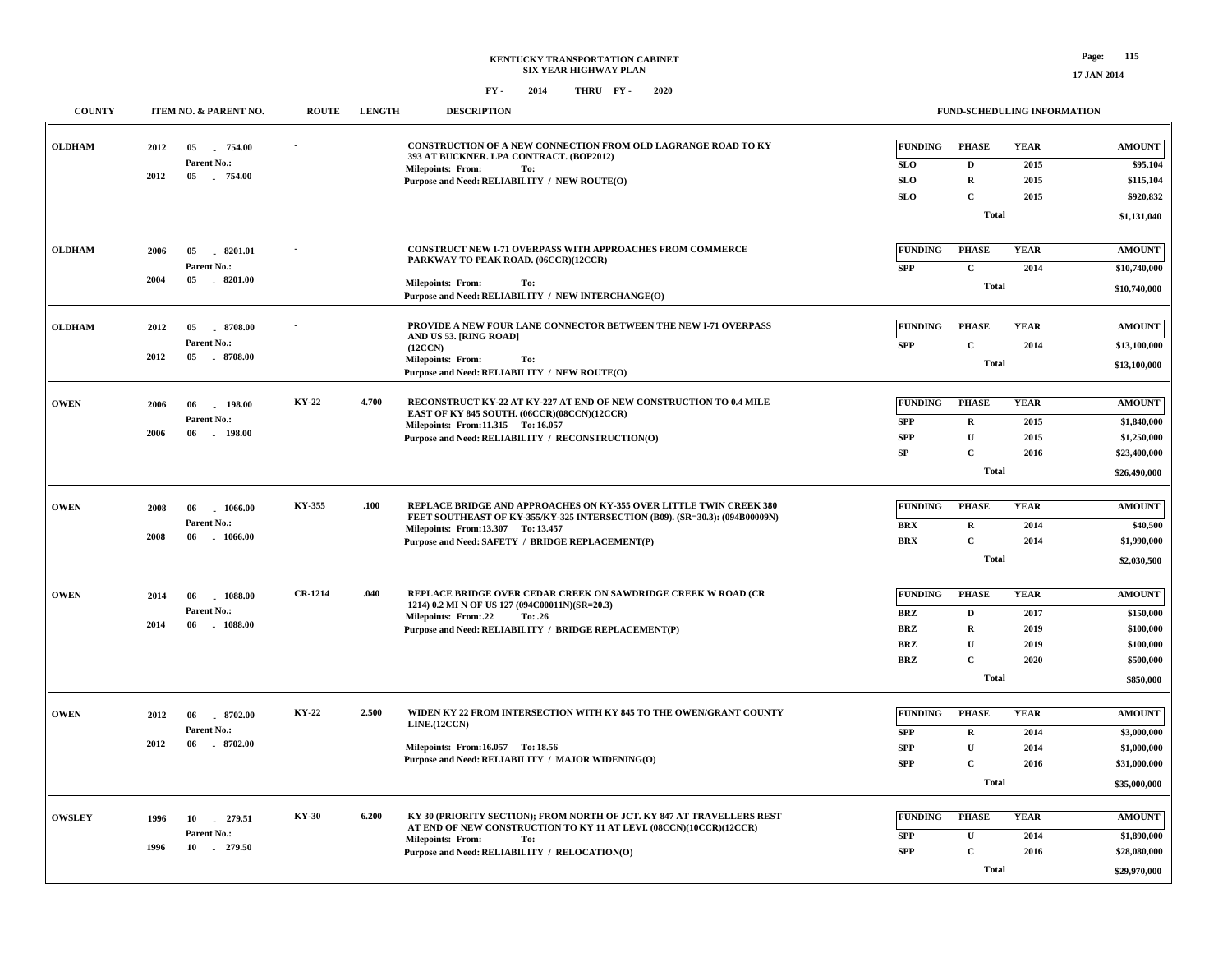# KENTUCKY TRANSPORTATION CABINET
## SIX YEAR HIGHWAY PLAN
### FY - 2014 THRU FY - 2020

| COUNTY | ITEM NO. & PARENT NO. | ROUTE | LENGTH | DESCRIPTION | FUNDING | PHASE | YEAR | AMOUNT |
|---|---|---|---|---|---|---|---|---|
| OLDHAM | 2012 05 - 754.00<br>Parent No.:<br>2012 05 - 754.00 | - | | CONSTRUCTION OF A NEW CONNECTION FROM OLD LAGRANGE ROAD TO KY 393 AT BUCKNER. LPA CONTRACT. (BOP2012)<br>Milepoints: From: To:<br>Purpose and Need: RELIABILITY / NEW ROUTE(O) | SLO | D | 2015 | $95,104 |
| | | | | | SLO | R | 2015 | $115,104 |
| | | | | | SLO | C | 2015 | $920,832 |
| | | | | | | Total | | $1,131,040 |
| OLDHAM | 2006 05 - 8201.01<br>Parent No.:<br>2004 05 - 8201.00 | - | | CONSTRUCT NEW I-71 OVERPASS WITH APPROACHES FROM COMMERCE PARKWAY TO PEAK ROAD. (06CCR)(12CCR)<br>Milepoints: From: To:<br>Purpose and Need: RELIABILITY / NEW INTERCHANGE(O) | SPP | C | 2014 | $10,740,000 |
| | | | | | | Total | | $10,740,000 |
| OLDHAM | 2012 05 - 8708.00<br>Parent No.:<br>2012 05 - 8708.00 | - | | PROVIDE A NEW FOUR LANE CONNECTOR BETWEEN THE NEW I-71 OVERPASS AND US 53. [RING ROAD] (12CCN)<br>Milepoints: From: To:<br>Purpose and Need: RELIABILITY / NEW ROUTE(O) | SPP | C | 2014 | $13,100,000 |
| | | | | | | Total | | $13,100,000 |
| OWEN | 2006 06 - 198.00<br>Parent No.:<br>2006 06 - 198.00 | KY-22 | 4.700 | RECONSTRUCT KY-22 AT KY-227 AT END OF NEW CONSTRUCTION TO 0.4 MILE EAST OF KY 845 SOUTH. (06CCR)(08CCN)(12CCR)<br>Milepoints: From:11.315 To: 16.057<br>Purpose and Need: RELIABILITY / RECONSTRUCTION(O) | SPP | R | 2015 | $1,840,000 |
| | | | | | SPP | U | 2015 | $1,250,000 |
| | | | | | SP | C | 2016 | $23,400,000 |
| | | | | | | Total | | $26,490,000 |
| OWEN | 2008 06 - 1066.00<br>Parent No.:<br>2008 06 - 1066.00 | KY-355 | .100 | REPLACE BRIDGE AND APPROACHES ON KY-355 OVER LITTLE TWIN CREEK 380 FEET SOUTHEAST OF KY-355/KY-325 INTERSECTION (B09). (SR=30.3): (094B00009N)<br>Milepoints: From:13.307 To: 13.457<br>Purpose and Need: SAFETY / BRIDGE REPLACEMENT(P) | BRX | R | 2014 | $40,500 |
| | | | | | BRX | C | 2014 | $1,990,000 |
| | | | | | | Total | | $2,030,500 |
| OWEN | 2014 06 - 1088.00<br>Parent No.:<br>2014 06 - 1088.00 | CR-1214 | .040 | REPLACE BRIDGE OVER CEDAR CREEK ON SAWDRIDGE CREEK W ROAD (CR 1214) 0.2 MI N OF US 127 (094C00011N)(SR=20.3)<br>Milepoints: From:.22 To: .26<br>Purpose and Need: RELIABILITY / BRIDGE REPLACEMENT(P) | BRZ | D | 2017 | $150,000 |
| | | | | | BRZ | R | 2019 | $100,000 |
| | | | | | BRZ | U | 2019 | $100,000 |
| | | | | | BRZ | C | 2020 | $500,000 |
| | | | | | | Total | | $850,000 |
| OWEN | 2012 06 - 8702.00<br>Parent No.:<br>2012 06 - 8702.00 | KY-22 | 2.500 | WIDEN KY 22 FROM INTERSECTION WITH KY 845 TO THE OWEN/GRANT COUNTY LINE.(12CCN)<br>Milepoints: From:16.057 To: 18.56<br>Purpose and Need: RELIABILITY / MAJOR WIDENING(O) | SPP | R | 2014 | $3,000,000 |
| | | | | | SPP | U | 2014 | $1,000,000 |
| | | | | | SPP | C | 2016 | $31,000,000 |
| | | | | | | Total | | $35,000,000 |
| OWSLEY | 1996 10 - 279.51<br>Parent No.:<br>1996 10 - 279.50 | KY-30 | 6.200 | KY 30 (PRIORITY SECTION); FROM NORTH OF JCT. KY 847 AT TRAVELLERS REST AT END OF NEW CONSTRUCTION TO KY 11 AT LEVI. (08CCN)(10CCR)(12CCR)<br>Milepoints: From: To:<br>Purpose and Need: RELIABILITY / RELOCATION(O) | SPP | U | 2014 | $1,890,000 |
| | | | | | SPP | C | 2016 | $28,080,000 |
| | | | | | | Total | | $29,970,000 |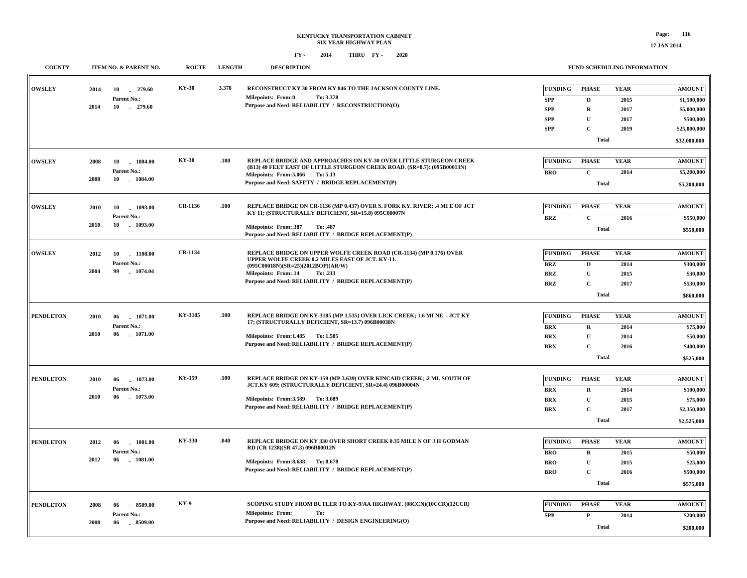# KENTUCKY TRANSPORTATION CABINET
## SIX YEAR HIGHWAY PLAN

FY - 2014 THRU FY - 2020

17 JAN 2014

| COUNTY | ITEM NO. & PARENT NO. | ROUTE | LENGTH | DESCRIPTION | FUNDING | PHASE | YEAR | AMOUNT |
|---|---|---|---|---|---|---|---|---|
| OWSLEY | 2014 10 - 279.60<br>Parent No.:<br>2014 10 - 279.60 | KY-30 | 3.378 | RECONSTRUCT KY 30 FROM KY 846 TO THE JACKSON COUNTY LINE.<br>Milepoints: From:0 To: 3.378<br>Purpose and Need: RELIABILITY / RECONSTRUCTION(O) | SPP | D | 2015 | $1,500,000 |
| | | | | | SPP | R | 2017 | $5,000,000 |
| | | | | | SPP | U | 2017 | $500,000 |
| | | | | | SPP | C | 2019 | $25,000,000 |
| | | | | | | Total | | $32,000,000 |
| OWSLEY | 2008 10 - 1084.00<br>Parent No.:<br>2008 10 - 1084.00 | KY-30 | .100 | REPLACE BRIDGE AND APPROACHES ON KY-30 OVER LITTLE STURGEON CREEK (B13) 40 FEET EAST OF LITTLE STURGEON CREEK ROAD. (SR=8.7): (095B00013N)<br>Milepoints: From:5.066 To: 5.13<br>Purpose and Need: SAFETY / BRIDGE REPLACEMENT(P) | BRO | C | 2014 | $5,200,000 |
| | | | | | | Total | | $5,200,000 |
| OWSLEY | 2010 10 - 1093.00<br>Parent No.:<br>2010 10 - 1093.00 | CR-1136 | .100 | REPLACE BRIDGE ON CR-1136 (MP 0.437) OVER S. FORK KY. RIVER; .4 MI E OF JCT KY 11; (STRUCTURALLY DEFICIENT, SR=15.8) 095C00007N<br>Milepoints: From:.387 To: .487<br>Purpose and Need: RELIABILITY / BRIDGE REPLACEMENT(P) | BRZ | C | 2016 | $550,000 |
| | | | | | | Total | | $550,000 |
| OWSLEY | 2012 10 - 1108.00<br>Parent No.:<br>2004 99 - 1074.04 | CR-1134 | | REPLACE BRIDGE ON UPPER WOLFE CREEK ROAD (CR-1134) (MP 0.176) OVER UPPER WOLFE CREEK 0.2 MILES EAST OF JCT. KY-11. (095C00018N)(SR=25)(2012BOP)(AR/W)<br>Milepoints: From:.14 To: .213<br>Purpose and Need: RELIABILITY / BRIDGE REPLACEMENT(P) | BRZ | D | 2014 | $300,000 |
| | | | | | BRZ | U | 2015 | $30,000 |
| | | | | | BRZ | C | 2017 | $530,000 |
| | | | | | | Total | | $860,000 |
| PENDLETON | 2010 06 - 1071.00<br>Parent No.:<br>2010 06 - 1071.00 | KY-3185 | .100 | REPLACE BRIDGE ON KY-3185 (MP 1.535) OVER LICK CREEK; 1.6 MI NE - JCT KY 17; (STRUCTURALLY DEFICIENT, SR=13.7) 096B00038N<br>Milepoints: From:1.485 To: 1.585<br>Purpose and Need: RELIABILITY / BRIDGE REPLACEMENT(P) | BRX | R | 2014 | $75,000 |
| | | | | | BRX | U | 2014 | $50,000 |
| | | | | | BRX | C | 2016 | $400,000 |
| | | | | | | Total | | $525,000 |
| PENDLETON | 2010 06 - 1073.00<br>Parent No.:<br>2010 06 - 1073.00 | KY-159 | .100 | REPLACE BRIDGE ON KY-159 (MP 3.639) OVER KINCAID CREEK; .2 MI. SOUTH OF JCT.KY 609; (STRUCTURALLY DEFICIENT, SR=24.4) 096B00004N<br>Milepoints: From:3.589 To: 3.689<br>Purpose and Need: RELIABILITY / BRIDGE REPLACEMENT(P) | BRX | R | 2014 | $100,000 |
| | | | | | BRX | U | 2015 | $75,000 |
| | | | | | BRX | C | 2017 | $2,350,000 |
| | | | | | | Total | | $2,525,000 |
| PENDLETON | 2012 06 - 1081.00<br>Parent No.:<br>2012 06 - 1081.00 | KY-330 | .040 | REPLACE BRIDGE ON KY 330 OVER SHORT CREEK 0.35 MILE N OF J H GODMAN RD (CR 1238)(SR 47.3) 096B00012N<br>Milepoints: From:8.638 To: 8.678<br>Purpose and Need: RELIABILITY / BRIDGE REPLACEMENT(P) | BRO | R | 2015 | $50,000 |
| | | | | | BRO | U | 2015 | $25,000 |
| | | | | | BRO | C | 2016 | $500,000 |
| | | | | | | Total | | $575,000 |
| PENDLETON | 2008 06 - 8509.00<br>Parent No.:<br>2008 06 - 8509.00 | KY-9 | | SCOPING STUDY FROM BUTLER TO KY-9/AA HIGHWAY. (08CCN)(10CCR)(12CCR)<br>Milepoints: From: To:<br>Purpose and Need: RELIABILITY / DESIGN ENGINEERING(O) | SPP | P | 2014 | $200,000 |
| | | | | | | Total | | $200,000 |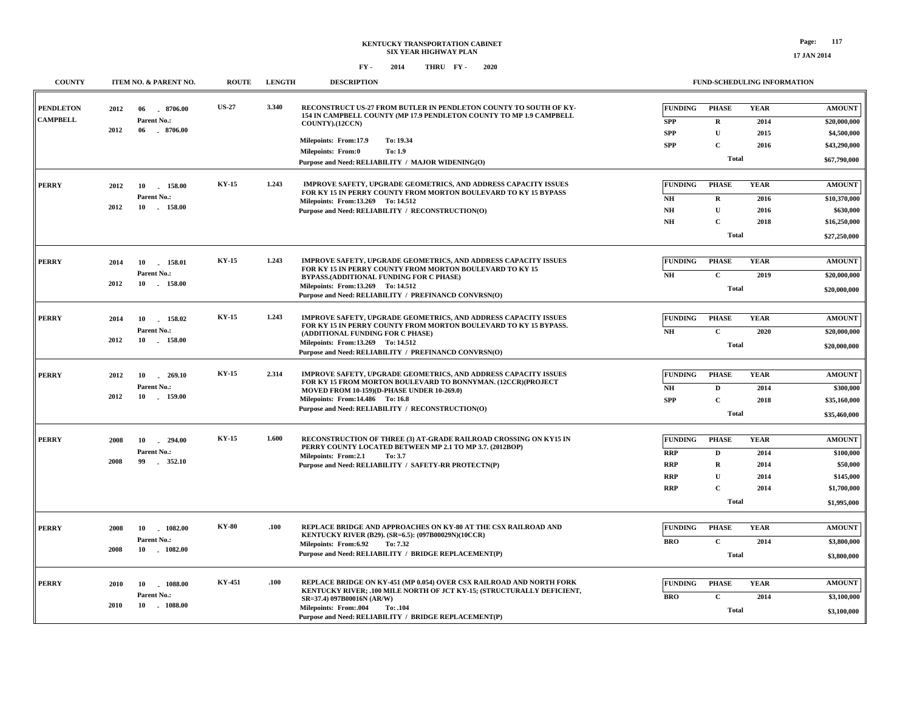# KENTUCKY TRANSPORTATION CABINET
## SIX YEAR HIGHWAY PLAN
### FY - 2014 THRU FY - 2020

| COUNTY | ITEM NO. & PARENT NO. | ROUTE | LENGTH | DESCRIPTION | FUNDING | PHASE | YEAR | AMOUNT |
|---|---|---|---|---|---|---|---|---|
| PENDLETON CAMPBELL | 2012 06 - 8706.00 Parent No.: 2012 06 - 8706.00 | US-27 | 3.340 | RECONSTRUCT US-27 FROM BUTLER IN PENDLETON COUNTY TO SOUTH OF KY-154 IN CAMPBELL COUNTY (MP 17.9 PENDLETON COUNTY TO MP 1.9 CAMPBELL COUNTY).(12CCN) Milepoints: From:17.9 To: 19.34 Milepoints: From:0 To: 1.9 Purpose and Need: RELIABILITY / MAJOR WIDENING(O) | SPP | R | 2014 | $20,000,000 |
| | | | | | SPP | U | 2015 | $4,500,000 |
| | | | | | SPP | C | 2016 | $43,290,000 |
| | | | | | | Total | | $67,790,000 |
| PERRY | 2012 10 - 158.00 Parent No.: 2012 10 - 158.00 | KY-15 | 1.243 | IMPROVE SAFETY, UPGRADE GEOMETRICS, AND ADDRESS CAPACITY ISSUES FOR KY 15 IN PERRY COUNTY FROM MORTON BOULEVARD TO KY 15 BYPASS Milepoints: From:13.269 To: 14.512 Purpose and Need: RELIABILITY / RECONSTRUCTION(O) | NH | R | 2016 | $10,370,000 |
| | | | | | NH | U | 2016 | $630,000 |
| | | | | | NH | C | 2018 | $16,250,000 |
| | | | | | | Total | | $27,250,000 |
| PERRY | 2014 10 - 158.01 Parent No.: 2012 10 - 158.00 | KY-15 | 1.243 | IMPROVE SAFETY, UPGRADE GEOMETRICS, AND ADDRESS CAPACITY ISSUES FOR KY 15 IN PERRY COUNTY FROM MORTON BOULEVARD TO KY 15 BYPASS.(ADDITIONAL FUNDING FOR C PHASE) Milepoints: From:13.269 To: 14.512 Purpose and Need: RELIABILITY / PREFINANCD CONVRSN(O) | NH | C | 2019 | $20,000,000 |
| | | | | | | Total | | $20,000,000 |
| PERRY | 2014 10 - 158.02 Parent No.: 2012 10 - 158.00 | KY-15 | 1.243 | IMPROVE SAFETY, UPGRADE GEOMETRICS, AND ADDRESS CAPACITY ISSUES FOR KY 15 IN PERRY COUNTY FROM MORTON BOULEVARD TO KY 15 BYPASS. (ADDITIONAL FUNDING FOR C PHASE) Milepoints: From:13.269 To: 14.512 Purpose and Need: RELIABILITY / PREFINANCD CONVRSN(O) | NH | C | 2020 | $20,000,000 |
| | | | | | | Total | | $20,000,000 |
| PERRY | 2012 10 - 269.10 Parent No.: 2012 10 - 159.00 | KY-15 | 2.314 | IMPROVE SAFETY, UPGRADE GEOMETRICS, AND ADDRESS CAPACITY ISSUES FOR KY 15 FROM MORTON BOULEVARD TO BONNYMAN. (12CCR)(PROJECT MOVED FROM 10-159)(D-PHASE UNDER 10-269.0) Milepoints: From:14.486 To: 16.8 Purpose and Need: RELIABILITY / RECONSTRUCTION(O) | NH | D | 2014 | $300,000 |
| | | | | | SPP | C | 2018 | $35,160,000 |
| | | | | | | Total | | $35,460,000 |
| PERRY | 2008 10 - 294.00 Parent No.: 2008 99 - 352.10 | KY-15 | 1.600 | RECONSTRUCTION OF THREE (3) AT-GRADE RAILROAD CROSSING ON KY15 IN PERRY COUNTY LOCATED BETWEEN MP 2.1 TO MP 3.7. (2012BOP) Milepoints: From:2.1 To: 3.7 Purpose and Need: RELIABILITY / SAFETY-RR PROTECTN(P) | RRP | D | 2014 | $100,000 |
| | | | | | RRP | R | 2014 | $50,000 |
| | | | | | RRP | U | 2014 | $145,000 |
| | | | | | RRP | C | 2014 | $1,700,000 |
| | | | | | | Total | | $1,995,000 |
| PERRY | 2008 10 - 1082.00 Parent No.: 2008 10 - 1082.00 | KY-80 | .100 | REPLACE BRIDGE AND APPROACHES ON KY-80 AT THE CSX RAILROAD AND KENTUCKY RIVER (B29). (SR=6.5): (097B00029N)(10CCR) Milepoints: From:6.92 To: 7.32 Purpose and Need: RELIABILITY / BRIDGE REPLACEMENT(P) | BRO | C | 2014 | $3,800,000 |
| | | | | | | Total | | $3,800,000 |
| PERRY | 2010 10 - 1088.00 Parent No.: 2010 10 - 1088.00 | KY-451 | .100 | REPLACE BRIDGE ON KY-451 (MP 0.054) OVER CSX RAILROAD AND NORTH FORK KENTUCKY RIVER; .100 MILE NORTH OF JCT KY-15; (STRUCTURALLY DEFICIENT, SR=37.4) 097B00016N (AR/W) Milepoints: From:.004 To: .104 Purpose and Need: RELIABILITY / BRIDGE REPLACEMENT(P) | BRO | C | 2014 | $3,100,000 |
| | | | | | | Total | | $3,100,000 |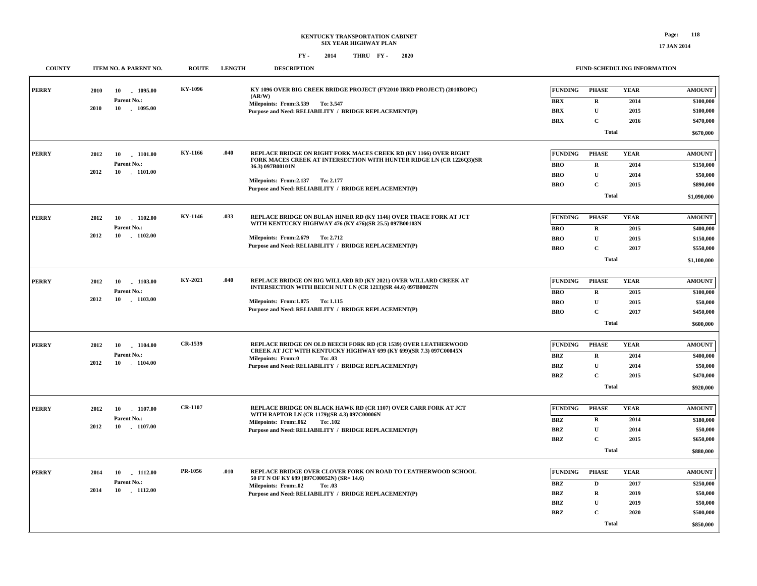**KENTUCKY TRANSPORTATION CABINET**
**SIX YEAR HIGHWAY PLAN**
**FY - 2014 THRU FY - 2020**

17 JAN 2014

| COUNTY | ITEM NO. & PARENT NO. | ROUTE | LENGTH | DESCRIPTION | FUNDING | PHASE | YEAR | AMOUNT |
|---|---|---|---|---|---|---|---|---|
| PERRY | 2010 10 - 1095.00<br>Parent No.:<br>2010 10 - 1095.00 | KY-1096 | | KY 1096 OVER BIG CREEK BRIDGE PROJECT (FY2010 IBRD PROJECT) (2010BOPC) (AR/W)<br>Milepoints: From:3.539 To: 3.547<br>Purpose and Need: RELIABILITY / BRIDGE REPLACEMENT(P) | BRX | R | 2014 | $100,000 |
| | | | | | BRX | U | 2015 | $100,000 |
| | | | | | BRX | C | 2016 | $470,000 |
| | | | | | | Total | | $670,000 |
| PERRY | 2012 10 - 1101.00<br>Parent No.:<br>2012 10 - 1101.00 | KY-1166 | .040 | REPLACE BRIDGE ON RIGHT FORK MACES CREEK RD (KY 1166) OVER RIGHT FORK MACES CREEK AT INTERSECTION WITH HUNTER RIDGE LN (CR 1226Q3)(SR 36.3) 097B00101N<br>Milepoints: From:2.137 To: 2.177<br>Purpose and Need: RELIABILITY / BRIDGE REPLACEMENT(P) | BRO | R | 2014 | $150,000 |
| | | | | | BRO | U | 2014 | $50,000 |
| | | | | | BRO | C | 2015 | $890,000 |
| | | | | | | Total | | $1,090,000 |
| PERRY | 2012 10 - 1102.00<br>Parent No.:<br>2012 10 - 1102.00 | KY-1146 | .033 | REPLACE BRIDGE ON BULAN HINER RD (KY 1146) OVER TRACE FORK AT JCT WITH KENTUCKY HIGHWAY 476 (KY 476)(SR 25.5) 097B00103N<br>Milepoints: From:2.679 To: 2.712<br>Purpose and Need: RELIABILITY / BRIDGE REPLACEMENT(P) | BRO | R | 2015 | $400,000 |
| | | | | | BRO | U | 2015 | $150,000 |
| | | | | | BRO | C | 2017 | $550,000 |
| | | | | | | Total | | $1,100,000 |
| PERRY | 2012 10 - 1103.00<br>Parent No.:<br>2012 10 - 1103.00 | KY-2021 | .040 | REPLACE BRIDGE ON BIG WILLARD RD (KY 2021) OVER WILLARD CREEK AT INTERSECTION WITH BEECH NUT LN (CR 1213)(SR 44.6) 097B00027N<br>Milepoints: From:1.075 To: 1.115<br>Purpose and Need: RELIABILITY / BRIDGE REPLACEMENT(P) | BRO | R | 2015 | $100,000 |
| | | | | | BRO | U | 2015 | $50,000 |
| | | | | | BRO | C | 2017 | $450,000 |
| | | | | | | Total | | $600,000 |
| PERRY | 2012 10 - 1104.00<br>Parent No.:<br>2012 10 - 1104.00 | CR-1539 | | REPLACE BRIDGE ON OLD BEECH FORK RD (CR 1539) OVER LEATHERWOOD CREEK AT JCT WITH KENTUCKY HIGHWAY 699 (KY 699)(SR 7.3) 097C00045N<br>Milepoints: From:0 To: .03<br>Purpose and Need: RELIABILITY / BRIDGE REPLACEMENT(P) | BRZ | R | 2014 | $400,000 |
| | | | | | BRZ | U | 2014 | $50,000 |
| | | | | | BRZ | C | 2015 | $470,000 |
| | | | | | | Total | | $920,000 |
| PERRY | 2012 10 - 1107.00<br>Parent No.:<br>2012 10 - 1107.00 | CR-1107 | | REPLACE BRIDGE ON BLACK HAWK RD (CR 1107) OVER CARR FORK AT JCT WITH RAPTOR LN (CR 1179)(SR 4.3) 097C00006N<br>Milepoints: From:.062 To: .102<br>Purpose and Need: RELIABILITY / BRIDGE REPLACEMENT(P) | BRZ | R | 2014 | $180,000 |
| | | | | | BRZ | U | 2014 | $50,000 |
| | | | | | BRZ | C | 2015 | $650,000 |
| | | | | | | Total | | $880,000 |
| PERRY | 2014 10 - 1112.00<br>Parent No.:<br>2014 10 - 1112.00 | PR-1056 | .010 | REPLACE BRIDGE OVER CLOVER FORK ON ROAD TO LEATHERWOOD SCHOOL 50 FT N OF KY 699 (097C00052N) (SR= 14.6)<br>Milepoints: From:.02 To: .03<br>Purpose and Need: RELIABILITY / BRIDGE REPLACEMENT(P) | BRZ | D | 2017 | $250,000 |
| | | | | | BRZ | R | 2019 | $50,000 |
| | | | | | BRZ | U | 2019 | $50,000 |
| | | | | | BRZ | C | 2020 | $500,000 |
| | | | | | | Total | | $850,000 |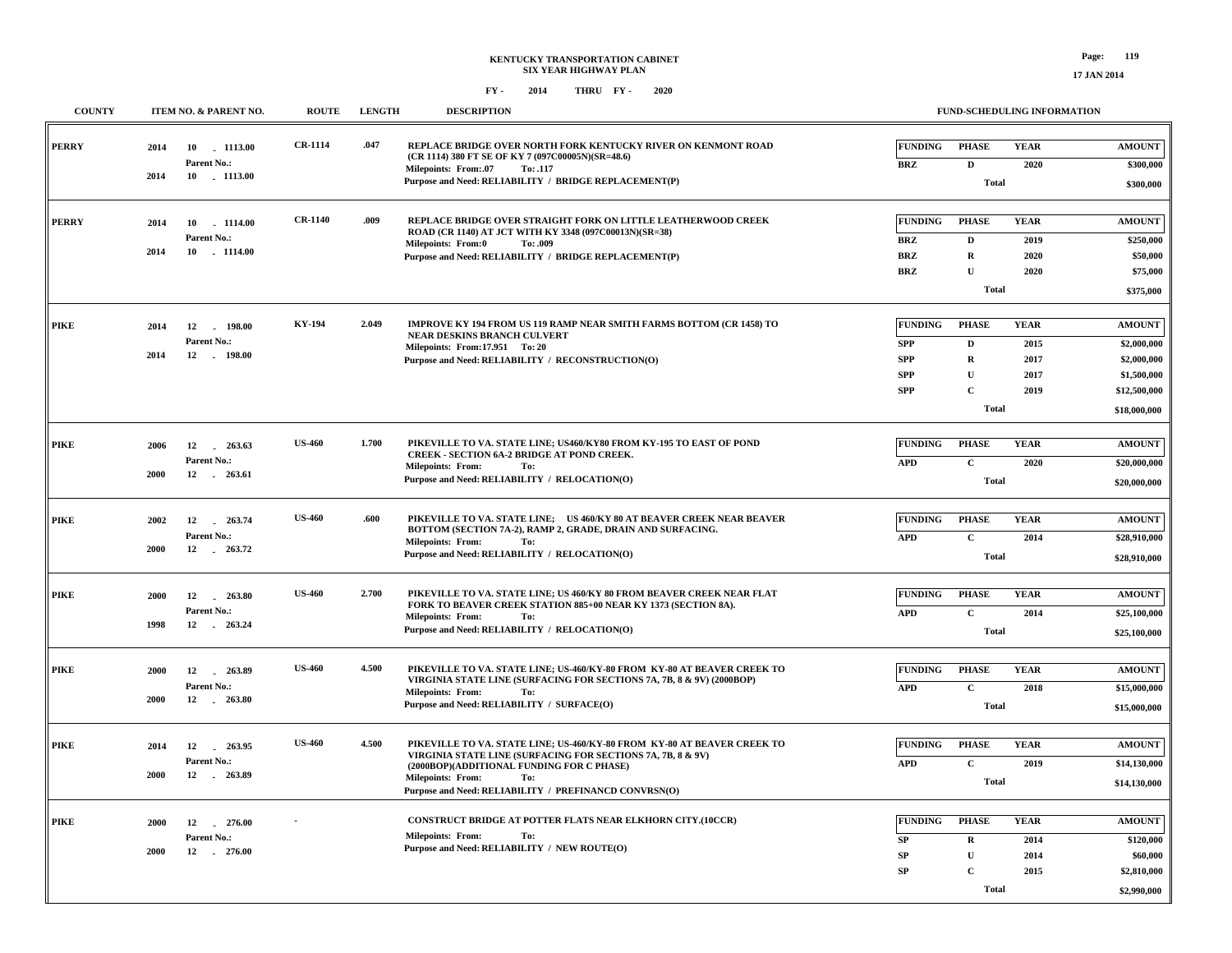# KENTUCKY TRANSPORTATION CABINET
## SIX YEAR HIGHWAY PLAN
### FY - 2014 THRU FY - 2020

17 JAN 2014

| COUNTY | ITEM NO. & PARENT NO. | ROUTE | LENGTH | DESCRIPTION | FUNDING | PHASE | YEAR | AMOUNT |
|---|---|---|---|---|---|---|---|---|
| PERRY | 2014 10 - 1113.00<br>Parent No.:<br>2014 10 - 1113.00 | CR-1114 | .047 | REPLACE BRIDGE OVER NORTH FORK KENTUCKY RIVER ON KENMONT ROAD (CR 1114) 380 FT SE OF KY 7 (097C00005N)(SR=48.6)<br>Milepoints: From:.07 To: .117<br>Purpose and Need: RELIABILITY / BRIDGE REPLACEMENT(P) | BRZ | D | 2020 | $300,000 |
| | | | | | | Total | | $300,000 |
| PERRY | 2014 10 - 1114.00<br>Parent No.:<br>2014 10 - 1114.00 | CR-1140 | .009 | REPLACE BRIDGE OVER STRAIGHT FORK ON LITTLE LEATHERWOOD CREEK ROAD (CR 1140) AT JCT WITH KY 3348 (097C00013N)(SR=38)<br>Milepoints: From:0 To: .009<br>Purpose and Need: RELIABILITY / BRIDGE REPLACEMENT(P) | BRZ | D | 2019 | $250,000 |
| | | | | | BRZ | R | 2020 | $50,000 |
| | | | | | BRZ | U | 2020 | $75,000 |
| | | | | | | Total | | $375,000 |
| PIKE | 2014 12 - 198.00<br>Parent No.:<br>2014 12 - 198.00 | KY-194 | 2.049 | IMPROVE KY 194 FROM US 119 RAMP NEAR SMITH FARMS BOTTOM (CR 1458) TO NEAR DESKINS BRANCH CULVERT<br>Milepoints: From:17.951 To: 20<br>Purpose and Need: RELIABILITY / RECONSTRUCTION(O) | SPP | D | 2015 | $2,000,000 |
| | | | | | SPP | R | 2017 | $2,000,000 |
| | | | | | SPP | U | 2017 | $1,500,000 |
| | | | | | SPP | C | 2019 | $12,500,000 |
| | | | | | | Total | | $18,000,000 |
| PIKE | 2006 12 - 263.63<br>Parent No.:<br>2000 12 - 263.61 | US-460 | 1.700 | PIKEVILLE TO VA. STATE LINE; US460/KY80 FROM KY-195 TO EAST OF POND CREEK - SECTION 6A-2 BRIDGE AT POND CREEK.<br>Milepoints: From: To:<br>Purpose and Need: RELIABILITY / RELOCATION(O) | APD | C | 2020 | $20,000,000 |
| | | | | | | Total | | $20,000,000 |
| PIKE | 2002 12 - 263.74<br>Parent No.:<br>2000 12 - 263.72 | US-460 | .600 | PIKEVILLE TO VA. STATE LINE; US 460/KY 80 AT BEAVER CREEK NEAR BEAVER BOTTOM (SECTION 7A-2), RAMP 2, GRADE, DRAIN AND SURFACING.<br>Milepoints: From: To:<br>Purpose and Need: RELIABILITY / RELOCATION(O) | APD | C | 2014 | $28,910,000 |
| | | | | | | Total | | $28,910,000 |
| PIKE | 2000 12 - 263.80<br>Parent No.:<br>1998 12 - 263.24 | US-460 | 2.700 | PIKEVILLE TO VA. STATE LINE; US 460/KY 80 FROM BEAVER CREEK NEAR FLAT FORK TO BEAVER CREEK STATION 885+00 NEAR KY 1373 (SECTION 8A).<br>Milepoints: From: To:<br>Purpose and Need: RELIABILITY / RELOCATION(O) | APD | C | 2014 | $25,100,000 |
| | | | | | | Total | | $25,100,000 |
| PIKE | 2000 12 - 263.89<br>Parent No.:<br>2000 12 - 263.80 | US-460 | 4.500 | PIKEVILLE TO VA. STATE LINE; US-460/KY-80 FROM KY-80 AT BEAVER CREEK TO VIRGINIA STATE LINE (SURFACING FOR SECTIONS 7A, 7B, 8 & 9V) (2000BOP)<br>Milepoints: From: To:<br>Purpose and Need: RELIABILITY / SURFACE(O) | APD | C | 2018 | $15,000,000 |
| | | | | | | Total | | $15,000,000 |
| PIKE | 2014 12 - 263.95<br>Parent No.:<br>2000 12 - 263.89 | US-460 | 4.500 | PIKEVILLE TO VA. STATE LINE; US-460/KY-80 FROM KY-80 AT BEAVER CREEK TO VIRGINIA STATE LINE (SURFACING FOR SECTIONS 7A, 7B, 8 & 9V) (2000BOP)(ADDITIONAL FUNDING FOR C PHASE)<br>Milepoints: From: To:<br>Purpose and Need: RELIABILITY / PREFINANCD CONVRSN(O) | APD | C | 2019 | $14,130,000 |
| | | | | | | Total | | $14,130,000 |
| PIKE | 2000 12 - 276.00<br>Parent No.:<br>2000 12 - 276.00 | - | | CONSTRUCT BRIDGE AT POTTER FLATS NEAR ELKHORN CITY.(10CCR)<br>Milepoints: From: To:<br>Purpose and Need: RELIABILITY / NEW ROUTE(O) | SP | R | 2014 | $120,000 |
| | | | | | SP | U | 2014 | $60,000 |
| | | | | | SP | C | 2015 | $2,810,000 |
| | | | | | | Total | | $2,990,000 |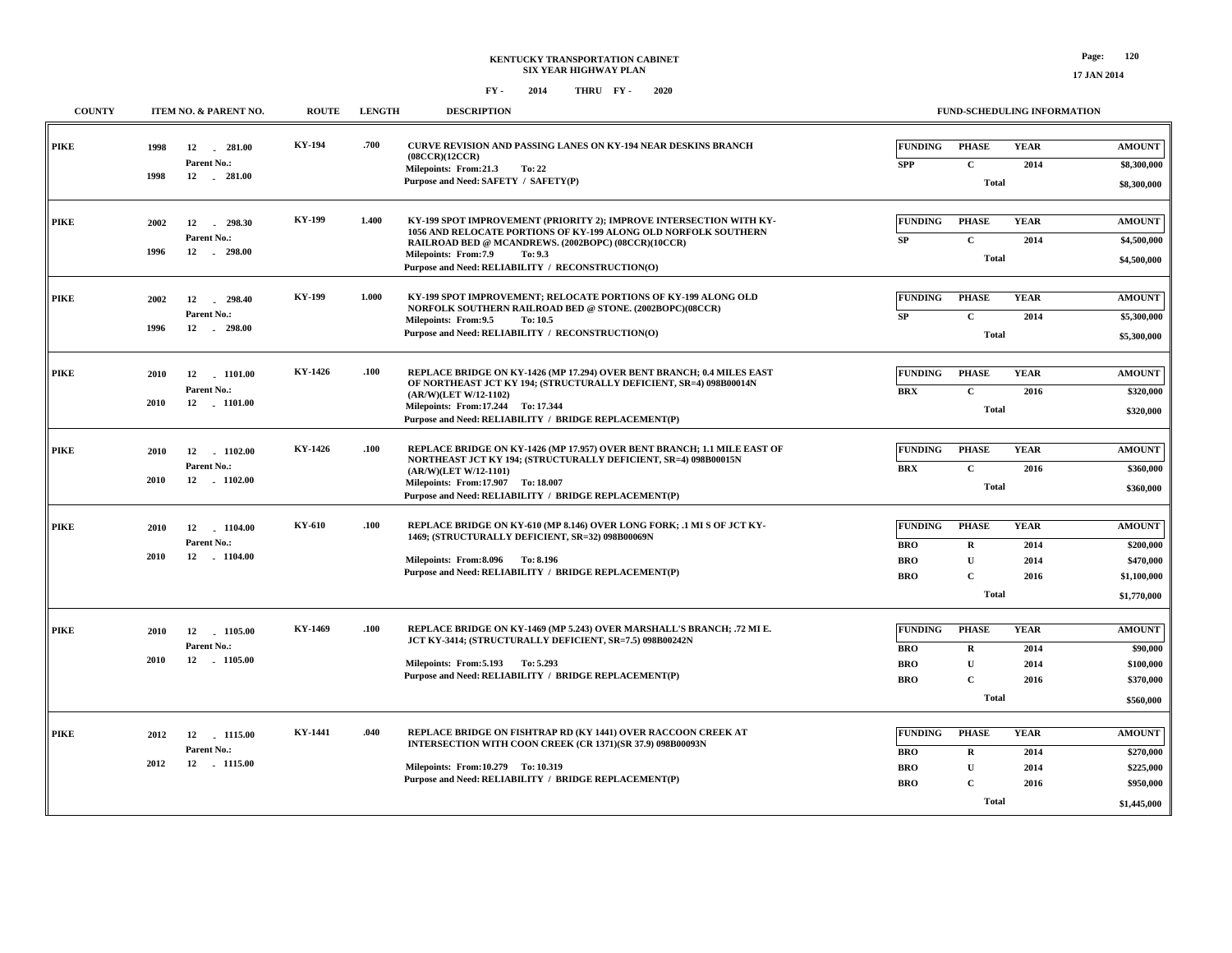KENTUCKY TRANSPORTATION CABINET
SIX YEAR HIGHWAY PLAN

FY - 2014 THRU FY - 2020

17 JAN 2014

| COUNTY | ITEM NO. & PARENT NO. | ROUTE | LENGTH | DESCRIPTION | FUNDING | PHASE | YEAR | AMOUNT |
|---|---|---|---|---|---|---|---|---|
| PIKE | 1998 12 - 281.00<br>Parent No.:<br>1998 12 - 281.00 | KY-194 | .700 | CURVE REVISION AND PASSING LANES ON KY-194 NEAR DESKINS BRANCH (08CCR)(12CCR)<br>Milepoints: From:21.3 To: 22<br>Purpose and Need: SAFETY / SAFETY(P) | SPP | C | 2014 | $8,300,000 |
| | | | | | | Total | | $8,300,000 |
| PIKE | 2002 12 - 298.30<br>Parent No.:<br>1996 12 - 298.00 | KY-199 | 1.400 | KY-199 SPOT IMPROVEMENT (PRIORITY 2); IMPROVE INTERSECTION WITH KY-1056 AND RELOCATE PORTIONS OF KY-199 ALONG OLD NORFOLK SOUTHERN RAILROAD BED @ MCANDREWS. (2002BOPC) (08CCR)(10CCR)<br>Milepoints: From:7.9 To: 9.3<br>Purpose and Need: RELIABILITY / RECONSTRUCTION(O) | SP | C | 2014 | $4,500,000 |
| | | | | | | Total | | $4,500,000 |
| PIKE | 2002 12 - 298.40<br>Parent No.:<br>1996 12 - 298.00 | KY-199 | 1.000 | KY-199 SPOT IMPROVEMENT; RELOCATE PORTIONS OF KY-199 ALONG OLD NORFOLK SOUTHERN RAILROAD BED @ STONE. (2002BOPC)(08CCR)<br>Milepoints: From:9.5 To: 10.5<br>Purpose and Need: RELIABILITY / RECONSTRUCTION(O) | SP | C | 2014 | $5,300,000 |
| | | | | | | Total | | $5,300,000 |
| PIKE | 2010 12 - 1101.00<br>Parent No.:<br>2010 12 - 1101.00 | KY-1426 | .100 | REPLACE BRIDGE ON KY-1426 (MP 17.294) OVER BENT BRANCH; 0.4 MILES EAST OF NORTHEAST JCT KY 194; (STRUCTURALLY DEFICIENT, SR=4) 098B00014N (AR/W)(LET W/12-1102)<br>Milepoints: From:17.244 To: 17.344<br>Purpose and Need: RELIABILITY / BRIDGE REPLACEMENT(P) | BRX | C | 2016 | $320,000 |
| | | | | | | Total | | $320,000 |
| PIKE | 2010 12 - 1102.00<br>Parent No.:<br>2010 12 - 1102.00 | KY-1426 | .100 | REPLACE BRIDGE ON KY-1426 (MP 17.957) OVER BENT BRANCH; 1.1 MILE EAST OF NORTHEAST JCT KY 194; (STRUCTURALLY DEFICIENT, SR=4) 098B00015N (AR/W)(LET W/12-1101)<br>Milepoints: From:17.907 To: 18.007<br>Purpose and Need: RELIABILITY / BRIDGE REPLACEMENT(P) | BRX | C | 2016 | $360,000 |
| | | | | | | Total | | $360,000 |
| PIKE | 2010 12 - 1104.00<br>Parent No.:<br>2010 12 - 1104.00 | KY-610 | .100 | REPLACE BRIDGE ON KY-610 (MP 8.146) OVER LONG FORK; .1 MI S OF JCT KY-1469; (STRUCTURALLY DEFICIENT, SR=32) 098B00069N<br>Milepoints: From:8.096 To: 8.196<br>Purpose and Need: RELIABILITY / BRIDGE REPLACEMENT(P) | BRO | R | 2014 | $200,000 |
| | | | | | BRO | U | 2014 | $470,000 |
| | | | | | BRO | C | 2016 | $1,100,000 |
| | | | | | | Total | | $1,770,000 |
| PIKE | 2010 12 - 1105.00<br>Parent No.:<br>2010 12 - 1105.00 | KY-1469 | .100 | REPLACE BRIDGE ON KY-1469 (MP 5.243) OVER MARSHALL'S BRANCH; .72 MI E. JCT KY-3414; (STRUCTURALLY DEFICIENT, SR=7.5) 098B00242N<br>Milepoints: From:5.193 To: 5.293<br>Purpose and Need: RELIABILITY / BRIDGE REPLACEMENT(P) | BRO | R | 2014 | $90,000 |
| | | | | | BRO | U | 2014 | $100,000 |
| | | | | | BRO | C | 2016 | $370,000 |
| | | | | | | Total | | $560,000 |
| PIKE | 2012 12 - 1115.00<br>Parent No.:<br>2012 12 - 1115.00 | KY-1441 | .040 | REPLACE BRIDGE ON FISHTRAP RD (KY 1441) OVER RACCOON CREEK AT INTERSECTION WITH COON CREEK (CR 1371)(SR 37.9) 098B00093N<br>Milepoints: From:10.279 To: 10.319<br>Purpose and Need: RELIABILITY / BRIDGE REPLACEMENT(P) | BRO | R | 2014 | $270,000 |
| | | | | | BRO | U | 2014 | $225,000 |
| | | | | | BRO | C | 2016 | $950,000 |
| | | | | | | Total | | $1,445,000 |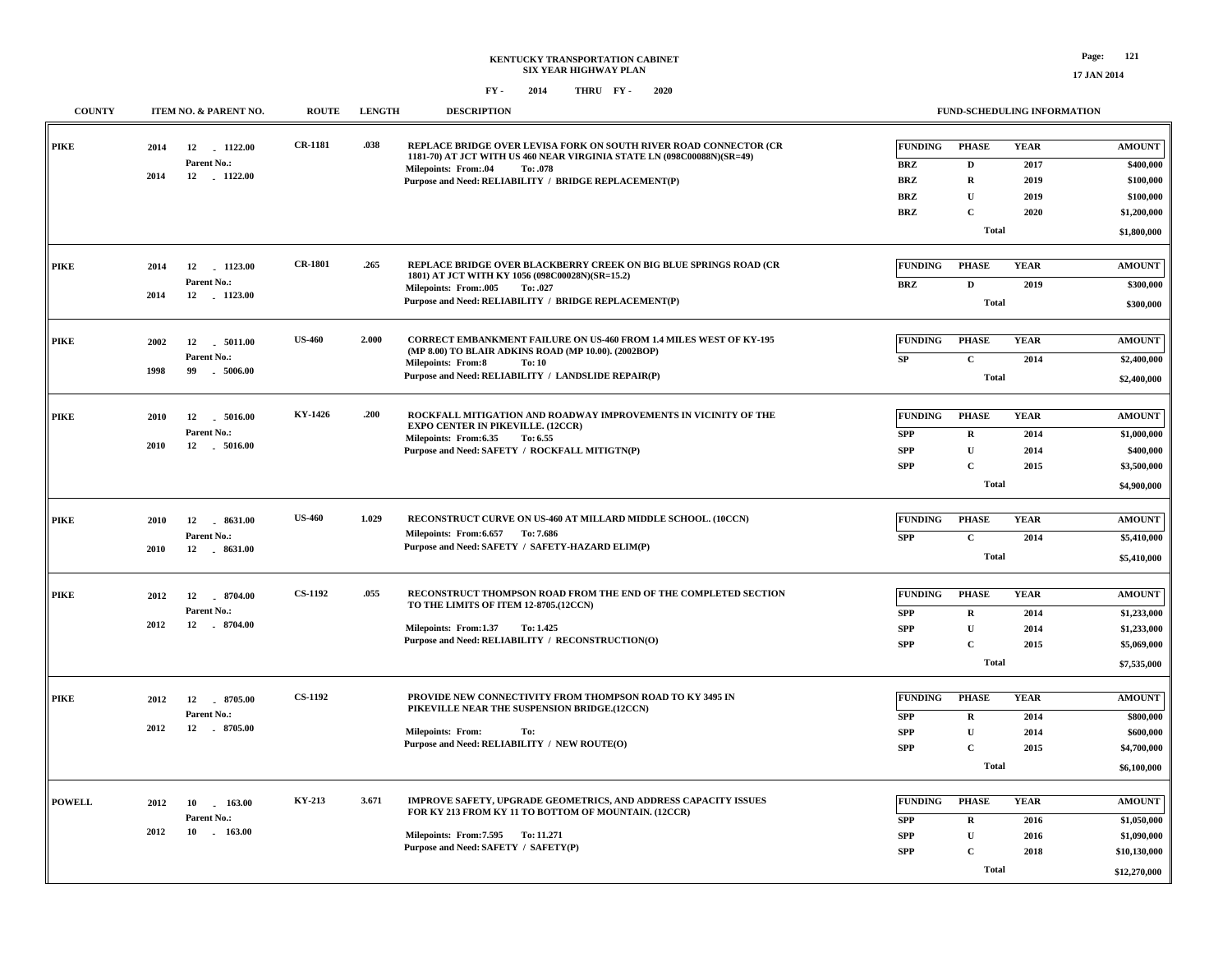# KENTUCKY TRANSPORTATION CABINET
## SIX YEAR HIGHWAY PLAN
### FY - 2014 THRU FY - 2020

17 JAN 2014

| COUNTY | ITEM NO. & PARENT NO. | ROUTE | LENGTH | DESCRIPTION | FUNDING | PHASE | YEAR | AMOUNT |
|---|---|---|---|---|---|---|---|---|
| PIKE | 2014 12 - 1122.00<br>Parent No.:<br>2014 12 - 1122.00 | CR-1181 | .038 | REPLACE BRIDGE OVER LEVISA FORK ON SOUTH RIVER ROAD CONNECTOR (CR 1181-70) AT JCT WITH US 460 NEAR VIRGINIA STATE LN (098C00088N)(SR=49)<br>Milepoints: From:.04 To:.078<br>Purpose and Need: RELIABILITY / BRIDGE REPLACEMENT(P) | BRZ | D | 2017 | $400,000 |
| | | | | | BRZ | R | 2019 | $100,000 |
| | | | | | BRZ | U | 2019 | $100,000 |
| | | | | | BRZ | C | 2020 | $1,200,000 |
| | | | | | | Total | | $1,800,000 |
| PIKE | 2014 12 - 1123.00<br>Parent No.:<br>2014 12 - 1123.00 | CR-1801 | .265 | REPLACE BRIDGE OVER BLACKBERRY CREEK ON BIG BLUE SPRINGS ROAD (CR 1801) AT JCT WITH KY 1056 (098C00028N)(SR=15.2)<br>Milepoints: From:.005 To:.027<br>Purpose and Need: RELIABILITY / BRIDGE REPLACEMENT(P) | BRZ | D | 2019 | $300,000 |
| | | | | | | Total | | $300,000 |
| PIKE | 2002 12 - 5011.00<br>Parent No.:<br>1998 99 - 5006.00 | US-460 | 2.000 | CORRECT EMBANKMENT FAILURE ON US-460 FROM 1.4 MILES WEST OF KY-195 (MP 8.00) TO BLAIR ADKINS ROAD (MP 10.00). (2002BOP)<br>Milepoints: From:8 To:10<br>Purpose and Need: RELIABILITY / LANDSLIDE REPAIR(P) | SP | C | 2014 | $2,400,000 |
| | | | | | | Total | | $2,400,000 |
| PIKE | 2010 12 - 5016.00<br>Parent No.:<br>2010 12 - 5016.00 | KY-1426 | .200 | ROCKFALL MITIGATION AND ROADWAY IMPROVEMENTS IN VICINITY OF THE EXPO CENTER IN PIKEVILLE. (12CCR)<br>Milepoints: From:6.35 To:6.55<br>Purpose and Need: SAFETY / ROCKFALL MITIGTN(P) | SPP | R | 2014 | $1,000,000 |
| | | | | | SPP | U | 2014 | $400,000 |
| | | | | | SPP | C | 2015 | $3,500,000 |
| | | | | | | Total | | $4,900,000 |
| PIKE | 2010 12 - 8631.00<br>Parent No.:<br>2010 12 - 8631.00 | US-460 | 1.029 | RECONSTRUCT CURVE ON US-460 AT MILLARD MIDDLE SCHOOL. (10CCN)<br>Milepoints: From:6.657 To:7.686<br>Purpose and Need: SAFETY / SAFETY-HAZARD ELIM(P) | SPP | C | 2014 | $5,410,000 |
| | | | | | | Total | | $5,410,000 |
| PIKE | 2012 12 - 8704.00<br>Parent No.:<br>2012 12 - 8704.00 | CS-1192 | .055 | RECONSTRUCT THOMPSON ROAD FROM THE END OF THE COMPLETED SECTION TO THE LIMITS OF ITEM 12-8705.(12CCN)<br>Milepoints: From:1.37 To:1.425<br>Purpose and Need: RELIABILITY / RECONSTRUCTION(O) | SPP | R | 2014 | $1,233,000 |
| | | | | | SPP | U | 2014 | $1,233,000 |
| | | | | | SPP | C | 2015 | $5,069,000 |
| | | | | | | Total | | $7,535,000 |
| PIKE | 2012 12 - 8705.00<br>Parent No.:<br>2012 12 - 8705.00 | CS-1192 | | PROVIDE NEW CONNECTIVITY FROM THOMPSON ROAD TO KY 3495 IN PIKEVILLE NEAR THE SUSPENSION BRIDGE.(12CCN)<br>Milepoints: From: To:<br>Purpose and Need: RELIABILITY / NEW ROUTE(O) | SPP | R | 2014 | $800,000 |
| | | | | | SPP | U | 2014 | $600,000 |
| | | | | | SPP | C | 2015 | $4,700,000 |
| | | | | | | Total | | $6,100,000 |
| POWELL | 2012 10 - 163.00<br>Parent No.:<br>2012 10 - 163.00 | KY-213 | 3.671 | IMPROVE SAFETY, UPGRADE GEOMETRICS, AND ADDRESS CAPACITY ISSUES FOR KY 213 FROM KY 11 TO BOTTOM OF MOUNTAIN. (12CCR)<br>Milepoints: From:7.595 To:11.271<br>Purpose and Need: SAFETY / SAFETY(P) | SPP | R | 2016 | $1,050,000 |
| | | | | | SPP | U | 2016 | $1,090,000 |
| | | | | | SPP | C | 2018 | $10,130,000 |
| | | | | | | Total | | $12,270,000 |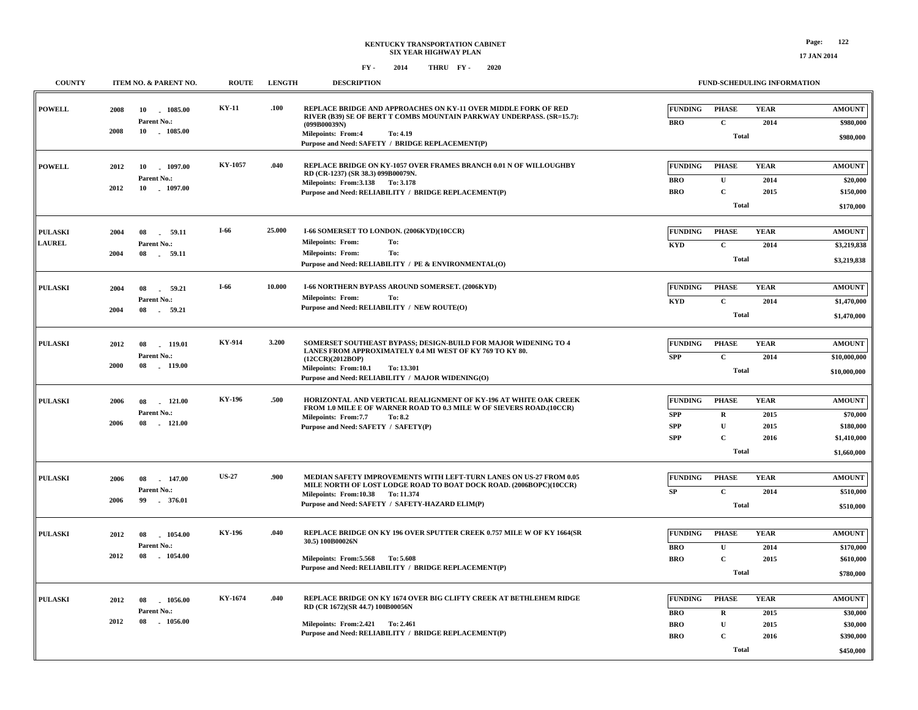KENTUCKY TRANSPORTATION CABINET
SIX YEAR HIGHWAY PLAN

FY - 2014 THRU FY - 2020

| COUNTY | ITEM NO. & PARENT NO. | ROUTE | LENGTH | DESCRIPTION | FUNDING | PHASE | YEAR | AMOUNT |
|---|---|---|---|---|---|---|---|---|
| POWELL | 2008 10 - 1085.00<br>Parent No.:<br>2008 10 - 1085.00 | KY-11 | .100 | REPLACE BRIDGE AND APPROACHES ON KY-11 OVER MIDDLE FORK OF RED RIVER (B39) SE OF BERT T COMBS MOUNTAIN PARKWAY UNDERPASS. (SR=15.7):(099B00039N)<br>Milepoints: From:4 To: 4.19<br>Purpose and Need: SAFETY / BRIDGE REPLACEMENT(P) | BRO | C | 2014 | $980,000 |
| | | | | | | Total | | $980,000 |
| POWELL | 2012 10 - 1097.00<br>Parent No.:<br>2012 10 - 1097.00 | KY-1057 | .040 | REPLACE BRIDGE ON KY-1057 OVER FRAMES BRANCH 0.01 N OF WILLOUGHBY RD (CR-1237) (SR 38.3) 099B00079N.<br>Milepoints: From:3.138 To: 3.178<br>Purpose and Need: RELIABILITY / BRIDGE REPLACEMENT(P) | BRO | U | 2014 | $20,000 |
| | | | | | BRO | C | 2015 | $150,000 |
| | | | | | | Total | | $170,000 |
| PULASKI<br>LAUREL | 2004 08 - 59.11<br>Parent No.:<br>2004 08 - 59.11 | I-66 | 25.000 | I-66 SOMERSET TO LONDON. (2006KYD)(10CCR)<br>Milepoints: From: To:<br>Milepoints: From: To:<br>Purpose and Need: RELIABILITY / PE & ENVIRONMENTAL(O) | KYD | C | 2014 | $3,219,838 |
| | | | | | | Total | | $3,219,838 |
| PULASKI | 2004 08 - 59.21<br>Parent No.:<br>2004 08 - 59.21 | I-66 | 10.000 | I-66 NORTHERN BYPASS AROUND SOMERSET. (2006KYD)<br>Milepoints: From: To:<br>Purpose and Need: RELIABILITY / NEW ROUTE(O) | KYD | C | 2014 | $1,470,000 |
| | | | | | | Total | | $1,470,000 |
| PULASKI | 2012 08 - 119.01<br>Parent No.:<br>2000 08 - 119.00 | KY-914 | 3.200 | SOMERSET SOUTHEAST BYPASS; DESIGN-BUILD FOR MAJOR WIDENING TO 4 LANES FROM APPROXIMATELY 0.4 MI WEST OF KY 769 TO KY 80. (12CCR)(2012BOP)<br>Milepoints: From:10.1 To: 13.301<br>Purpose and Need: RELIABILITY / MAJOR WIDENING(O) | SPP | C | 2014 | $10,000,000 |
| | | | | | | Total | | $10,000,000 |
| PULASKI | 2006 08 - 121.00<br>Parent No.:<br>2006 08 - 121.00 | KY-196 | .500 | HORIZONTAL AND VERTICAL REALIGNMENT OF KY-196 AT WHITE OAK CREEK FROM 1.0 MILE E OF WARNER ROAD TO 0.3 MILE W OF SIEVERS ROAD.(10CCR)<br>Milepoints: From:7.7 To: 8.2<br>Purpose and Need: SAFETY / SAFETY(P) | SPP | R | 2015 | $70,000 |
| | | | | | SPP | U | 2015 | $180,000 |
| | | | | | SPP | C | 2016 | $1,410,000 |
| | | | | | | Total | | $1,660,000 |
| PULASKI | 2006 08 - 147.00<br>Parent No.:<br>2006 99 - 376.01 | US-27 | .900 | MEDIAN SAFETY IMPROVEMENTS WITH LEFT-TURN LANES ON US-27 FROM 0.05 MILE NORTH OF LOST LODGE ROAD TO BOAT DOCK ROAD. (2006BOPC)(10CCR)<br>Milepoints: From:10.38 To: 11.374<br>Purpose and Need: SAFETY / SAFETY-HAZARD ELIM(P) | SP | C | 2014 | $510,000 |
| | | | | | | Total | | $510,000 |
| PULASKI | 2012 08 - 1054.00<br>Parent No.:<br>2012 08 - 1054.00 | KY-196 | .040 | REPLACE BRIDGE ON KY 196 OVER SPUTTER CREEK 0.757 MILE W OF KY 1664(SR 30.5) 100B00026N<br>Milepoints: From:5.568 To: 5.608<br>Purpose and Need: RELIABILITY / BRIDGE REPLACEMENT(P) | BRO | U | 2014 | $170,000 |
| | | | | | BRO | C | 2015 | $610,000 |
| | | | | | | Total | | $780,000 |
| PULASKI | 2012 08 - 1056.00<br>Parent No.:<br>2012 08 - 1056.00 | KY-1674 | .040 | REPLACE BRIDGE ON KY 1674 OVER BIG CLIFTY CREEK AT BETHLEHEM RIDGE RD (CR 1672)(SR 44.7) 100B00056N<br>Milepoints: From:2.421 To: 2.461<br>Purpose and Need: RELIABILITY / BRIDGE REPLACEMENT(P) | BRO | R | 2015 | $30,000 |
| | | | | | BRO | U | 2015 | $30,000 |
| | | | | | BRO | C | 2016 | $390,000 |
| | | | | | | Total | | $450,000 |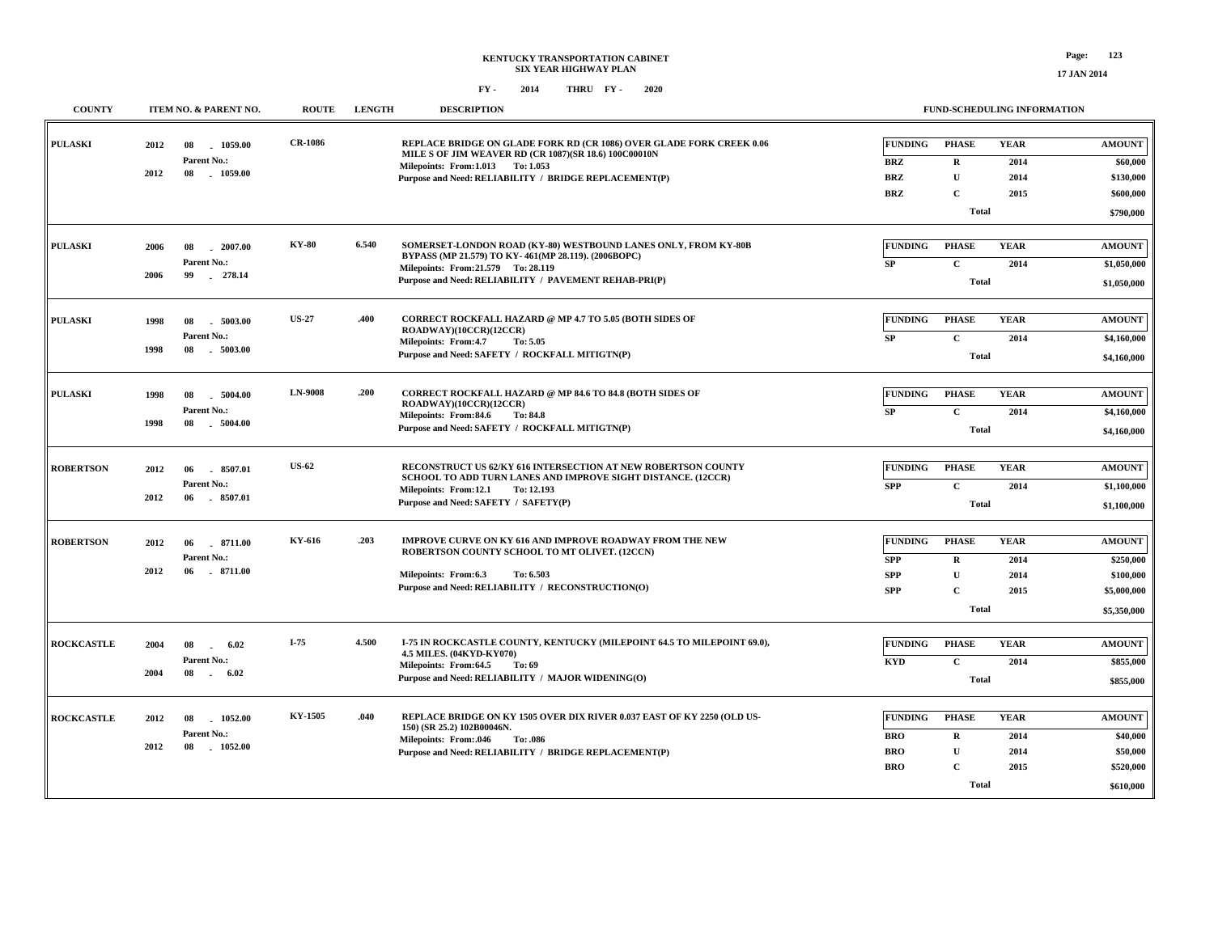**KENTUCKY TRANSPORTATION CABINET**
**SIX YEAR HIGHWAY PLAN**
**FY - 2014 THRU FY - 2020**

17 JAN 2014

| COUNTY | ITEM NO. & PARENT NO. | ROUTE | LENGTH | DESCRIPTION | FUNDING | PHASE | YEAR | AMOUNT |
|---|---|---|---|---|---|---|---|---|
| PULASKI | 2012 08 - 1059.00<br>Parent No.:<br>2012 08 - 1059.00 | CR-1086 | | REPLACE BRIDGE ON GLADE FORK RD (CR 1086) OVER GLADE FORK CREEK 0.06 MILE S OF JIM WEAVER RD (CR 1087)(SR 18.6) 100C00010N<br>Milepoints: From:1.013 To: 1.053<br>Purpose and Need: RELIABILITY / BRIDGE REPLACEMENT(P) | BRZ | R | 2014 | $60,000 |
| | | | | | BRZ | U | 2014 | $130,000 |
| | | | | | BRZ | C | 2015 | $600,000 |
| | | | | | | Total | | $790,000 |
| PULASKI | 2006 08 - 2007.00<br>Parent No.:<br>2006 99 - 278.14 | KY-80 | 6.540 | SOMERSET-LONDON ROAD (KY-80) WESTBOUND LANES ONLY, FROM KY-80B BYPASS (MP 21.579) TO KY- 461(MP 28.119). (2006BOPC)<br>Milepoints: From:21.579 To: 28.119<br>Purpose and Need: RELIABILITY / PAVEMENT REHAB-PRI(P) | SP | C | 2014 | $1,050,000 |
| | | | | | | Total | | $1,050,000 |
| PULASKI | 1998 08 - 5003.00<br>Parent No.:<br>1998 08 - 5003.00 | US-27 | .400 | CORRECT ROCKFALL HAZARD @ MP 4.7 TO 5.05 (BOTH SIDES OF ROADWAY)(10CCR)(12CCR)<br>Milepoints: From:4.7 To: 5.05<br>Purpose and Need: SAFETY / ROCKFALL MITIGTN(P) | SP | C | 2014 | $4,160,000 |
| | | | | | | Total | | $4,160,000 |
| PULASKI | 1998 08 - 5004.00<br>Parent No.:<br>1998 08 - 5004.00 | LN-9008 | .200 | CORRECT ROCKFALL HAZARD @ MP 84.6 TO 84.8 (BOTH SIDES OF ROADWAY)(10CCR)(12CCR)<br>Milepoints: From:84.6 To: 84.8<br>Purpose and Need: SAFETY / ROCKFALL MITIGTN(P) | SP | C | 2014 | $4,160,000 |
| | | | | | | Total | | $4,160,000 |
| ROBERTSON | 2012 06 - 8507.01<br>Parent No.:<br>2012 06 - 8507.01 | US-62 | | RECONSTRUCT US 62/KY 616 INTERSECTION AT NEW ROBERTSON COUNTY SCHOOL TO ADD TURN LANES AND IMPROVE SIGHT DISTANCE. (12CCR)<br>Milepoints: From:12.1 To: 12.193<br>Purpose and Need: SAFETY / SAFETY(P) | SPP | C | 2014 | $1,100,000 |
| | | | | | | Total | | $1,100,000 |
| ROBERTSON | 2012 06 - 8711.00<br>Parent No.:<br>2012 06 - 8711.00 | KY-616 | .203 | IMPROVE CURVE ON KY 616 AND IMPROVE ROADWAY FROM THE NEW ROBERTSON COUNTY SCHOOL TO MT OLIVET. (12CCN)<br>Milepoints: From:6.3 To: 6.503<br>Purpose and Need: RELIABILITY / RECONSTRUCTION(O) | SPP | R | 2014 | $250,000 |
| | | | | | SPP | U | 2014 | $100,000 |
| | | | | | SPP | C | 2015 | $5,000,000 |
| | | | | | | Total | | $5,350,000 |
| ROCKCASTLE | 2004 08 - 6.02<br>Parent No.:<br>2004 08 - 6.02 | I-75 | 4.500 | I-75 IN ROCKCASTLE COUNTY, KENTUCKY (MILEPOINT 64.5 TO MILEPOINT 69.0), 4.5 MILES. (04KYD-KY070)<br>Milepoints: From:64.5 To: 69<br>Purpose and Need: RELIABILITY / MAJOR WIDENING(O) | KYD | C | 2014 | $855,000 |
| | | | | | | Total | | $855,000 |
| ROCKCASTLE | 2012 08 - 1052.00<br>Parent No.:<br>2012 08 - 1052.00 | KY-1505 | .040 | REPLACE BRIDGE ON KY 1505 OVER DIX RIVER 0.037 EAST OF KY 2250 (OLD US-150) (SR 25.2) 102B00046N.<br>Milepoints: From:.046 To: .086<br>Purpose and Need: RELIABILITY / BRIDGE REPLACEMENT(P) | BRO | R | 2014 | $40,000 |
| | | | | | BRO | U | 2014 | $50,000 |
| | | | | | BRO | C | 2015 | $520,000 |
| | | | | | | Total | | $610,000 |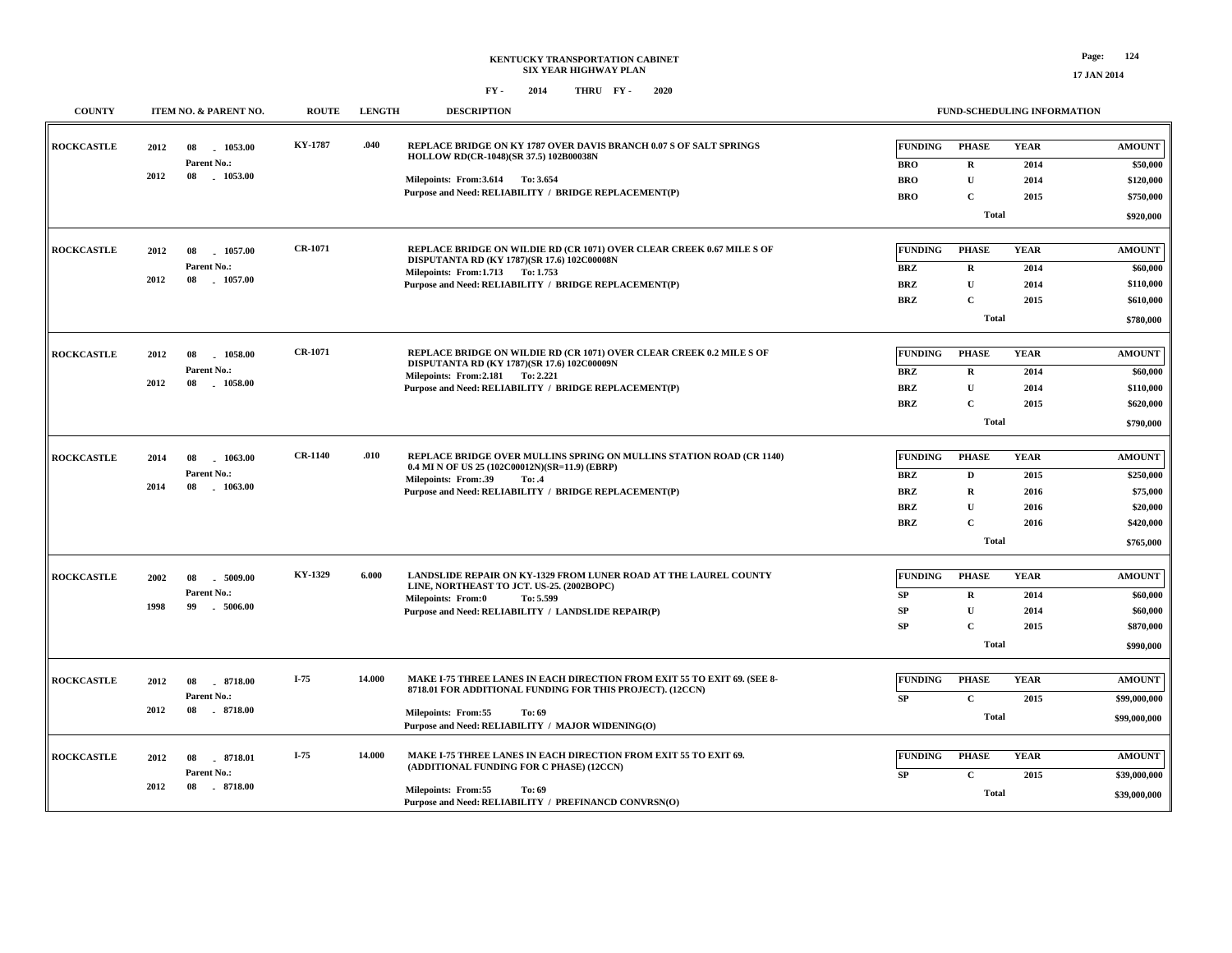**KENTUCKY TRANSPORTATION CABINET**
**SIX YEAR HIGHWAY PLAN**
**FY - 2014 THRU FY - 2020**

17 JAN 2014

| COUNTY | ITEM NO. & PARENT NO. | ROUTE | LENGTH | DESCRIPTION | FUNDING | PHASE | YEAR | AMOUNT |
|---|---|---|---|---|---|---|---|---|
| ROCKCASTLE | 2012 08 - 1053.00<br>Parent No.:<br>2012 08 - 1053.00 | KY-1787 | .040 | REPLACE BRIDGE ON KY 1787 OVER DAVIS BRANCH 0.07 S OF SALT SPRINGS HOLLOW RD(CR-1048)(SR 37.5) 102B00038N<br>Milepoints: From:3.614 To: 3.654<br>Purpose and Need: RELIABILITY / BRIDGE REPLACEMENT(P) | BRO | R | 2014 | $50,000 |
| | | | | | BRO | U | 2014 | $120,000 |
| | | | | | BRO | C | 2015 | $750,000 |
| | | | | | | Total | | $920,000 |
| ROCKCASTLE | 2012 08 - 1057.00<br>Parent No.:<br>2012 08 - 1057.00 | CR-1071 | | REPLACE BRIDGE ON WILDIE RD (CR 1071) OVER CLEAR CREEK 0.67 MILE S OF DISPUTANTA RD (KY 1787)(SR 17.6) 102C00008N<br>Milepoints: From:1.713 To: 1.753<br>Purpose and Need: RELIABILITY / BRIDGE REPLACEMENT(P) | BRZ | R | 2014 | $60,000 |
| | | | | | BRZ | U | 2014 | $110,000 |
| | | | | | BRZ | C | 2015 | $610,000 |
| | | | | | | Total | | $780,000 |
| ROCKCASTLE | 2012 08 - 1058.00<br>Parent No.:<br>2012 08 - 1058.00 | CR-1071 | | REPLACE BRIDGE ON WILDIE RD (CR 1071) OVER CLEAR CREEK 0.2 MILE S OF DISPUTANTA RD (KY 1787)(SR 17.6) 102C00009N<br>Milepoints: From:2.181 To: 2.221<br>Purpose and Need: RELIABILITY / BRIDGE REPLACEMENT(P) | BRZ | R | 2014 | $60,000 |
| | | | | | BRZ | U | 2014 | $110,000 |
| | | | | | BRZ | C | 2015 | $620,000 |
| | | | | | | Total | | $790,000 |
| ROCKCASTLE | 2014 08 - 1063.00<br>Parent No.:<br>2014 08 - 1063.00 | CR-1140 | .010 | REPLACE BRIDGE OVER MULLINS SPRING ON MULLINS STATION ROAD (CR 1140) 0.4 MI N OF US 25 (102C00012N)(SR=11.9) (EBRP)<br>Milepoints: From:.39 To: .4<br>Purpose and Need: RELIABILITY / BRIDGE REPLACEMENT(P) | BRZ | D | 2015 | $250,000 |
| | | | | | BRZ | R | 2016 | $75,000 |
| | | | | | BRZ | U | 2016 | $20,000 |
| | | | | | BRZ | C | 2016 | $420,000 |
| | | | | | | Total | | $765,000 |
| ROCKCASTLE | 2002 08 - 5009.00<br>Parent No.:<br>1998 99 - 5006.00 | KY-1329 | 6.000 | LANDSLIDE REPAIR ON KY-1329 FROM LUNER ROAD AT THE LAUREL COUNTY LINE, NORTHEAST TO JCT. US-25. (2002BOPC)<br>Milepoints: From:0 To: 5.599<br>Purpose and Need: RELIABILITY / LANDSLIDE REPAIR(P) | SP | R | 2014 | $60,000 |
| | | | | | SP | U | 2014 | $60,000 |
| | | | | | SP | C | 2015 | $870,000 |
| | | | | | | Total | | $990,000 |
| ROCKCASTLE | 2012 08 - 8718.00<br>Parent No.:<br>2012 08 - 8718.00 | I-75 | 14.000 | MAKE I-75 THREE LANES IN EACH DIRECTION FROM EXIT 55 TO EXIT 69. (SEE 8-8718.01 FOR ADDITIONAL FUNDING FOR THIS PROJECT). (12CCN)<br>Milepoints: From:55 To: 69<br>Purpose and Need: RELIABILITY / MAJOR WIDENING(O) | SP | C | 2015 | $99,000,000 |
| | | | | | | Total | | $99,000,000 |
| ROCKCASTLE | 2012 08 - 8718.01<br>Parent No.:<br>2012 08 - 8718.00 | I-75 | 14.000 | MAKE I-75 THREE LANES IN EACH DIRECTION FROM EXIT 55 TO EXIT 69. (ADDITIONAL FUNDING FOR C PHASE) (12CCN)<br>Milepoints: From:55 To: 69<br>Purpose and Need: RELIABILITY / PREFINANCD CONVRSN(O) | SP | C | 2015 | $39,000,000 |
| | | | | | | Total | | $39,000,000 |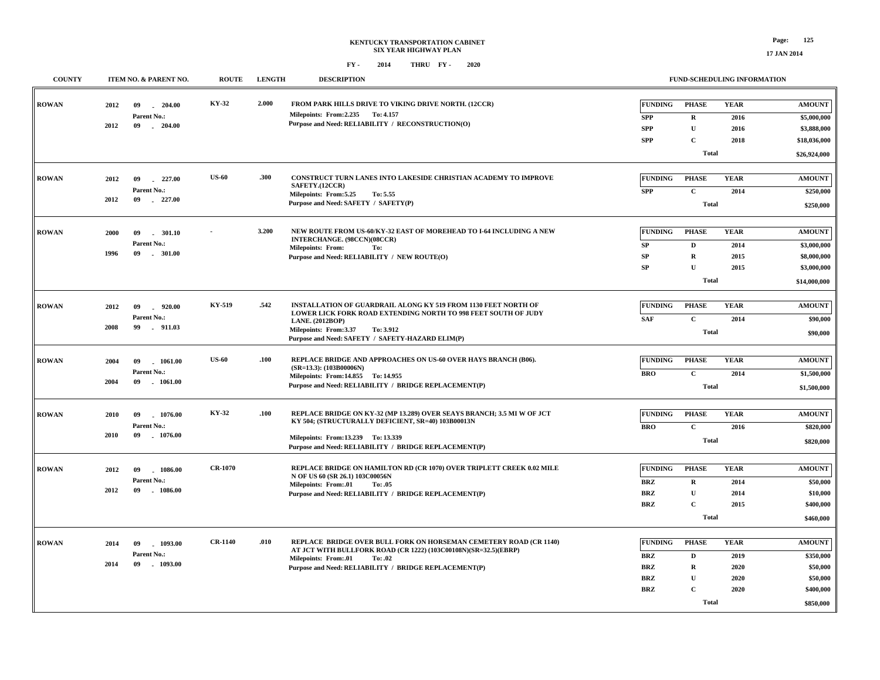# KENTUCKY TRANSPORTATION CABINET
## SIX YEAR HIGHWAY PLAN
### FY - 2014 THRU FY - 2020

| COUNTY | ITEM NO. & PARENT NO. | ROUTE | LENGTH | DESCRIPTION | FUNDING | PHASE | YEAR | AMOUNT |
|---|---|---|---|---|---|---|---|---|
| ROWAN | 2012 09 - 204.00<br>Parent No.:<br>2012 09 - 204.00 | KY-32 | 2.000 | FROM PARK HILLS DRIVE TO VIKING DRIVE NORTH. (12CCR)<br>Milepoints: From:2.235 To: 4.157<br>Purpose and Need: RELIABILITY / RECONSTRUCTION(O) | SPP | R | 2016 | $5,000,000 |
| | | | | | SPP | U | 2016 | $3,888,000 |
| | | | | | SPP | C | 2018 | $18,036,000 |
| | | | | | | Total | | $26,924,000 |
| ROWAN | 2012 09 - 227.00<br>Parent No.:<br>2012 09 - 227.00 | US-60 | .300 | CONSTRUCT TURN LANES INTO LAKESIDE CHRISTIAN ACADEMY TO IMPROVE SAFETY.(12CCR)<br>Milepoints: From:5.25 To: 5.55<br>Purpose and Need: SAFETY / SAFETY(P) | SPP | C | 2014 | $250,000 |
| | | | | | | Total | | $250,000 |
| ROWAN | 2000 09 - 301.10<br>Parent No.:<br>1996 09 - 301.00 | - | 3.200 | NEW ROUTE FROM US-60/KY-32 EAST OF MOREHEAD TO I-64 INCLUDING A NEW INTERCHANGE. (98CCN)(08CCR)<br>Milepoints: From: To:<br>Purpose and Need: RELIABILITY / NEW ROUTE(O) | SP | D | 2014 | $3,000,000 |
| | | | | | SP | R | 2015 | $8,000,000 |
| | | | | | SP | U | 2015 | $3,000,000 |
| | | | | | | Total | | $14,000,000 |
| ROWAN | 2012 09 - 920.00<br>Parent No.:<br>2008 99 - 911.03 | KY-519 | .542 | INSTALLATION OF GUARDRAIL ALONG KY 519 FROM 1130 FEET NORTH OF LOWER LICK FORK ROAD EXTENDING NORTH TO 998 FEET SOUTH OF JUDY LANE. (2012BOP)<br>Milepoints: From:3.37 To: 3.912<br>Purpose and Need: SAFETY / SAFETY-HAZARD ELIM(P) | SAF | C | 2014 | $90,000 |
| | | | | | | Total | | $90,000 |
| ROWAN | 2004 09 - 1061.00<br>Parent No.:<br>2004 09 - 1061.00 | US-60 | .100 | REPLACE BRIDGE AND APPROACHES ON US-60 OVER HAYS BRANCH (B06). (SR=13.3): (103B00006N)<br>Milepoints: From:14.855 To: 14.955<br>Purpose and Need: RELIABILITY / BRIDGE REPLACEMENT(P) | BRO | C | 2014 | $1,500,000 |
| | | | | | | Total | | $1,500,000 |
| ROWAN | 2010 09 - 1076.00<br>Parent No.:<br>2010 09 - 1076.00 | KY-32 | .100 | REPLACE BRIDGE ON KY-32 (MP 13.289) OVER SEAYS BRANCH; 3.5 MI W OF JCT KY 504; (STRUCTURALLY DEFICIENT, SR=40) 103B00013N<br>Milepoints: From:13.239 To: 13.339<br>Purpose and Need: RELIABILITY / BRIDGE REPLACEMENT(P) | BRO | C | 2016 | $820,000 |
| | | | | | | Total | | $820,000 |
| ROWAN | 2012 09 - 1086.00<br>Parent No.:<br>2012 09 - 1086.00 | CR-1070 | | REPLACE BRIDGE ON HAMILTON RD (CR 1070) OVER TRIPLETT CREEK 0.02 MILE N OF US 60 (SR 26.1) 103C00056N<br>Milepoints: From:.01 To: .05<br>Purpose and Need: RELIABILITY / BRIDGE REPLACEMENT(P) | BRZ | R | 2014 | $50,000 |
| | | | | | BRZ | U | 2014 | $10,000 |
| | | | | | BRZ | C | 2015 | $400,000 |
| | | | | | | Total | | $460,000 |
| ROWAN | 2014 09 - 1093.00<br>Parent No.:<br>2014 09 - 1093.00 | CR-1140 | .010 | REPLACE BRIDGE OVER BULL FORK ON HORSEMAN CEMETERY ROAD (CR 1140) AT JCT WITH BULLFORK ROAD (CR 1222) (103C00108N)(SR=32.5)(EBRP)<br>Milepoints: From:.01 To: .02<br>Purpose and Need: RELIABILITY / BRIDGE REPLACEMENT(P) | BRZ | D | 2019 | $350,000 |
| | | | | | BRZ | R | 2020 | $50,000 |
| | | | | | BRZ | U | 2020 | $50,000 |
| | | | | | BRZ | C | 2020 | $400,000 |
| | | | | | | Total | | $850,000 |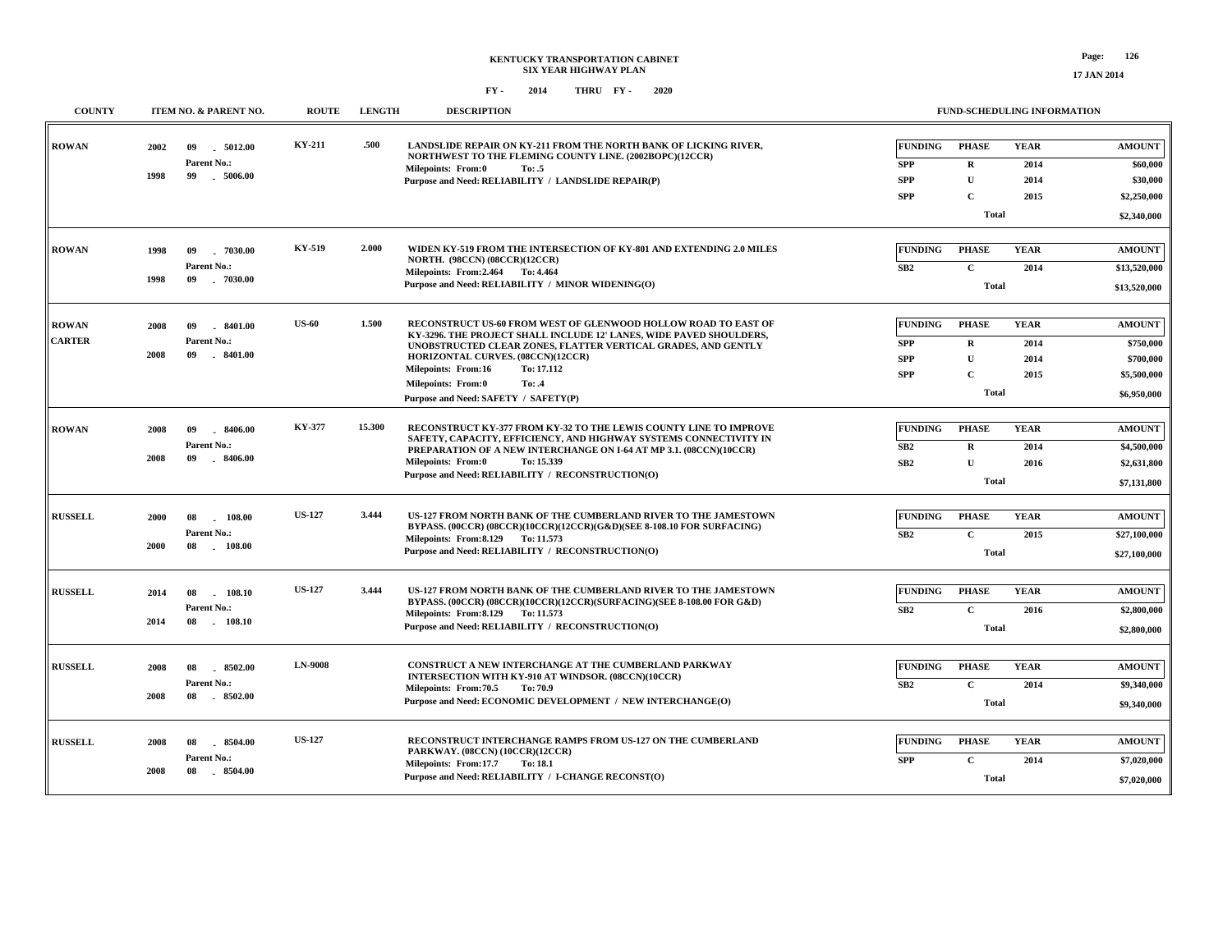**KENTUCKY TRANSPORTATION CABINET**
**SIX YEAR HIGHWAY PLAN**
**FY - 2014 THRU FY - 2020**

| COUNTY | ITEM NO. & PARENT NO. | ROUTE | LENGTH | DESCRIPTION | FUNDING | PHASE | YEAR | AMOUNT |
|---|---|---|---|---|---|---|---|---|
| ROWAN | 2002 09 - 5012.00<br>Parent No.:<br>1998 99 - 5006.00 | KY-211 | .500 | LANDSLIDE REPAIR ON KY-211 FROM THE NORTH BANK OF LICKING RIVER, NORTHWEST TO THE FLEMING COUNTY LINE. (2002BOPC)(12CCR)<br>Milepoints: From:0 To: .5<br>Purpose and Need: RELIABILITY / LANDSLIDE REPAIR(P) | SPP | R | 2014 | $60,000 |
| | | | | | SPP | U | 2014 | $30,000 |
| | | | | | SPP | C | 2015 | $2,250,000 |
| | | | | | | Total | | $2,340,000 |
| ROWAN | 1998 09 - 7030.00<br>Parent No.:<br>1998 09 - 7030.00 | KY-519 | 2.000 | WIDEN KY-519 FROM THE INTERSECTION OF KY-801 AND EXTENDING 2.0 MILES NORTH. (98CCN) (08CCR)(12CCR)<br>Milepoints: From:2.464 To: 4.464<br>Purpose and Need: RELIABILITY / MINOR WIDENING(O) | SB2 | C | 2014 | $13,520,000 |
| | | | | | | Total | | $13,520,000 |
| ROWAN<br>CARTER | 2008 09 - 8401.00<br>Parent No.:<br>2008 09 - 8401.00 | US-60 | 1.500 | RECONSTRUCT US-60 FROM WEST OF GLENWOOD HOLLOW ROAD TO EAST OF KY-3296. THE PROJECT SHALL INCLUDE 12' LANES, WIDE PAVED SHOULDERS, UNOBSTRUCTED CLEAR ZONES, FLATTER VERTICAL GRADES, AND GENTLY HORIZONTAL CURVES. (08CCN)(12CCR)<br>Milepoints: From:16 To: 17.112<br>Milepoints: From:0 To: .4<br>Purpose and Need: SAFETY / SAFETY(P) | SPP | R | 2014 | $750,000 |
| | | | | | SPP | U | 2014 | $700,000 |
| | | | | | SPP | C | 2015 | $5,500,000 |
| | | | | | | Total | | $6,950,000 |
| ROWAN | 2008 09 - 8406.00<br>Parent No.:<br>2008 09 - 8406.00 | KY-377 | 15.300 | RECONSTRUCT KY-377 FROM KY-32 TO THE LEWIS COUNTY LINE TO IMPROVE SAFETY, CAPACITY, EFFICIENCY, AND HIGHWAY SYSTEMS CONNECTIVITY IN PREPARATION OF A NEW INTERCHANGE ON I-64 AT MP 3.1. (08CCN)(10CCR)<br>Milepoints: From:0 To: 15.339<br>Purpose and Need: RELIABILITY / RECONSTRUCTION(O) | SB2 | R | 2014 | $4,500,000 |
| | | | | | SB2 | U | 2016 | $2,631,800 |
| | | | | | | Total | | $7,131,800 |
| RUSSELL | 2000 08 - 108.00<br>Parent No.:<br>2000 08 - 108.00 | US-127 | 3.444 | US-127 FROM NORTH BANK OF THE CUMBERLAND RIVER TO THE JAMESTOWN BYPASS. (00CCR) (08CCR)(10CCR)(12CCR)(G&D)(SEE 8-108.10 FOR SURFACING)<br>Milepoints: From:8.129 To: 11.573<br>Purpose and Need: RELIABILITY / RECONSTRUCTION(O) | SB2 | C | 2015 | $27,100,000 |
| | | | | | | Total | | $27,100,000 |
| RUSSELL | 2014 08 - 108.10<br>Parent No.:<br>2014 08 - 108.10 | US-127 | 3.444 | US-127 FROM NORTH BANK OF THE CUMBERLAND RIVER TO THE JAMESTOWN BYPASS. (00CCR) (08CCR)(10CCR)(12CCR)(SURFACING)(SEE 8-108.00 FOR G&D)<br>Milepoints: From:8.129 To: 11.573<br>Purpose and Need: RELIABILITY / RECONSTRUCTION(O) | SB2 | C | 2016 | $2,800,000 |
| | | | | | | Total | | $2,800,000 |
| RUSSELL | 2008 08 - 8502.00<br>Parent No.:<br>2008 08 - 8502.00 | LN-9008 | | CONSTRUCT A NEW INTERCHANGE AT THE CUMBERLAND PARKWAY INTERSECTION WITH KY-910 AT WINDSOR. (08CCN)(10CCR)<br>Milepoints: From:70.5 To: 70.9<br>Purpose and Need: ECONOMIC DEVELOPMENT / NEW INTERCHANGE(O) | SB2 | C | 2014 | $9,340,000 |
| | | | | | | Total | | $9,340,000 |
| RUSSELL | 2008 08 - 8504.00<br>Parent No.:<br>2008 08 - 8504.00 | US-127 | | RECONSTRUCT INTERCHANGE RAMPS FROM US-127 ON THE CUMBERLAND PARKWAY. (08CCN) (10CCR)(12CCR)<br>Milepoints: From:17.7 To: 18.1<br>Purpose and Need: RELIABILITY / I-CHANGE RECONST(O) | SPP | C | 2014 | $7,020,000 |
| | | | | | | Total | | $7,020,000 |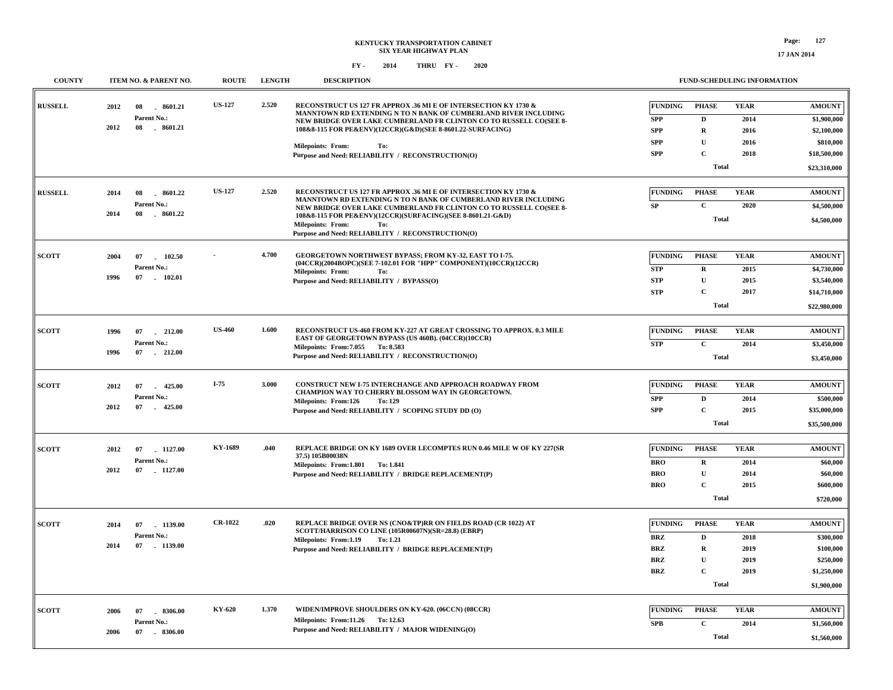**KENTUCKY TRANSPORTATION CABINET**
**SIX YEAR HIGHWAY PLAN**
**FY - 2014 THRU FY - 2020**

17 JAN 2014

| COUNTY | ITEM NO. & PARENT NO. | ROUTE | LENGTH | DESCRIPTION | FUND-SCHEDULING INFORMATION |
|---|---|---|---|---|---|

---

**RUSSELL** | 2012 08 - 8601.21 | Parent No.: 2012 08 - 8601.21 | **US-127** | **2.520**

RECONSTRUCT US 127 FR APPROX .36 MI E OF INTERSECTION KY 1730 & MANNTOWN RD EXTENDING N TO N BANK OF CUMBERLAND RIVER INCLUDING NEW BRIDGE OVER LAKE CUMBERLAND FR CLINTON CO TO RUSSELL CO(SEE 8-108&8-115 FOR PE&ENV)(12CCR)(G&D)(SEE 8-8601.22-SURFACING)

Milepoints: From: To:
Purpose and Need: RELIABILITY / RECONSTRUCTION(O)

| FUNDING | PHASE | YEAR | AMOUNT |
|---|---|---|---|
| SPP | D | 2014 | $1,900,000 |
| SPP | R | 2016 | $2,100,000 |
| SPP | U | 2016 | $810,000 |
| SPP | C | 2018 | $18,500,000 |
| | Total | | $23,310,000 |

---

**RUSSELL** | 2014 08 - 8601.22 | Parent No.: 2014 08 - 8601.22 | **US-127** | **2.520**

RECONSTRUCT US 127 FR APPROX .36 MI E OF INTERSECTION KY 1730 & MANNTOWN RD EXTENDING N TO N BANK OF CUMBERLAND RIVER INCLUDING NEW BRIDGE OVER LAKE CUMBERLAND FR CLINTON CO TO RUSSELL CO(SEE 8-108&8-115 FOR PE&ENV)(12CCR)(SURFACING)(SEE 8-8601.21-G&D)

Milepoints: From: To:
Purpose and Need: RELIABILITY / RECONSTRUCTION(O)

| FUNDING | PHASE | YEAR | AMOUNT |
|---|---|---|---|
| SP | C | 2020 | $4,500,000 |
| | Total | | $4,500,000 |

---

**SCOTT** | 2004 07 - 102.50 | Parent No.: 1996 07 - 102.01 | **-** | **4.700**

GEORGETOWN NORTHWEST BYPASS; FROM KY-32, EAST TO I-75. (04CCR)(2004BOPC)(SEE 7-102.01 FOR "HPP" COMPONENT)(10CCR)(12CCR)

Milepoints: From: To:
Purpose and Need: RELIABILITY / BYPASS(O)

| FUNDING | PHASE | YEAR | AMOUNT |
|---|---|---|---|
| STP | R | 2015 | $4,730,000 |
| STP | U | 2015 | $3,540,000 |
| STP | C | 2017 | $14,710,000 |
| | Total | | $22,980,000 |

---

**SCOTT** | 1996 07 - 212.00 | Parent No.: 1996 07 - 212.00 | **US-460** | **1.600**

RECONSTRUCT US-460 FROM KY-227 AT GREAT CROSSING TO APPROX. 0.3 MILE EAST OF GEORGETOWN BYPASS (US 460B). (04CCR)(10CCR)

Milepoints: From:7.055 To: 8.583
Purpose and Need: RELIABILITY / RECONSTRUCTION(O)

| FUNDING | PHASE | YEAR | AMOUNT |
|---|---|---|---|
| STP | C | 2014 | $3,450,000 |
| | Total | | $3,450,000 |

---

**SCOTT** | 2012 07 - 425.00 | Parent No.: 2012 07 - 425.00 | **I-75** | **3.000**

CONSTRUCT NEW I-75 INTERCHANGE AND APPROACH ROADWAY FROM CHAMPION WAY TO CHERRY BLOSSOM WAY IN GEORGETOWN.

Milepoints: From:126 To: 129
Purpose and Need: RELIABILITY / SCOPING STUDY DD (O)

| FUNDING | PHASE | YEAR | AMOUNT |
|---|---|---|---|
| SPP | D | 2014 | $500,000 |
| SPP | C | 2015 | $35,000,000 |
| | Total | | $35,500,000 |

---

**SCOTT** | 2012 07 - 1127.00 | Parent No.: 2012 07 - 1127.00 | **KY-1689** | **.040**

REPLACE BRIDGE ON KY 1689 OVER LECOMPTES RUN 0.46 MILE W OF KY 227(SR 37.5) 105B00038N

Milepoints: From:1.801 To: 1.841
Purpose and Need: RELIABILITY / BRIDGE REPLACEMENT(P)

| FUNDING | PHASE | YEAR | AMOUNT |
|---|---|---|---|
| BRO | R | 2014 | $60,000 |
| BRO | U | 2014 | $60,000 |
| BRO | C | 2015 | $600,000 |
| | Total | | $720,000 |

---

**SCOTT** | 2014 07 - 1139.00 | Parent No.: 2014 07 - 1139.00 | **CR-1022** | **.020**

REPLACE BRIDGE OVER NS (CNO&TP)RR ON FIELDS ROAD (CR 1022) AT SCOTT/HARRISON CO LINE (105R00607N)(SR=28.8) (EBRP)

Milepoints: From:1.19 To: 1.21
Purpose and Need: RELIABILITY / BRIDGE REPLACEMENT(P)

| FUNDING | PHASE | YEAR | AMOUNT |
|---|---|---|---|
| BRZ | D | 2018 | $300,000 |
| BRZ | R | 2019 | $100,000 |
| BRZ | U | 2019 | $250,000 |
| BRZ | C | 2019 | $1,250,000 |
| | Total | | $1,900,000 |

---

**SCOTT** | 2006 07 - 8306.00 | Parent No.: 2006 07 - 8306.00 | **KY-620** | **1.370**

WIDEN/IMPROVE SHOULDERS ON KY-620. (06CCN) (08CCR)

Milepoints: From:11.26 To: 12.63
Purpose and Need: RELIABILITY / MAJOR WIDENING(O)

| FUNDING | PHASE | YEAR | AMOUNT |
|---|---|---|---|
| SPB | C | 2014 | $1,560,000 |
| | Total | | $1,560,000 |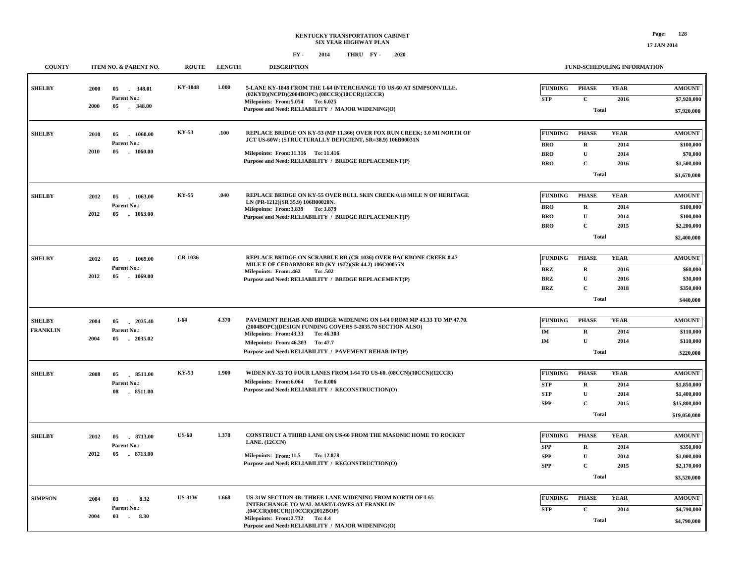# KENTUCKY TRANSPORTATION CABINET
## SIX YEAR HIGHWAY PLAN

FY - 2014 THRU FY - 2020

17 JAN 2014

| COUNTY | ITEM NO. & PARENT NO. | ROUTE | LENGTH | DESCRIPTION | FUNDING | PHASE | YEAR | AMOUNT |
|---|---|---|---|---|---|---|---|---|
| SHELBY | 2000 05 - 348.01<br>Parent No.:<br>2000 05 - 348.00 | KY-1848 | 1.000 | 5-LANE KY-1848 FROM THE I-64 INTERCHANGE TO US-60 AT SIMPSONVILLE. (02KYD)(NCPD)(2004BOPC) (08CCR)(10CCR)(12CCR)<br>Milepoints: From:5.054 To: 6.025<br>Purpose and Need: RELIABILITY / MAJOR WIDENING(O) | STP | C | 2016 | $7,920,000 |
| | | | | | | Total | | $7,920,000 |
| SHELBY | 2010 05 - 1060.00<br>Parent No.:<br>2010 05 - 1060.00 | KY-53 | .100 | REPLACE BRIDGE ON KY-53 (MP 11.366) OVER FOX RUN CREEK; 3.0 MI NORTH OF JCT US-60W; (STRUCTURALLY DEFICIENT, SR=38.9) 106B00031N<br>Milepoints: From:11.316 To: 11.416<br>Purpose and Need: RELIABILITY / BRIDGE REPLACEMENT(P) | BRO | R | 2014 | $100,000 |
| | | | | | BRO | U | 2014 | $70,000 |
| | | | | | BRO | C | 2016 | $1,500,000 |
| | | | | | | Total | | $1,670,000 |
| SHELBY | 2012 05 - 1063.00<br>Parent No.:<br>2012 05 - 1063.00 | KY-55 | .040 | REPLACE BRIDGE ON KY-55 OVER BULL SKIN CREEK 0.18 MILE N OF HERITAGE LN (PR-1212)(SR 35.9) 106B00020N.<br>Milepoints: From:3.839 To: 3.879<br>Purpose and Need: RELIABILITY / BRIDGE REPLACEMENT(P) | BRO | R | 2014 | $100,000 |
| | | | | | BRO | U | 2014 | $100,000 |
| | | | | | BRO | C | 2015 | $2,200,000 |
| | | | | | | Total | | $2,400,000 |
| SHELBY | 2012 05 - 1069.00<br>Parent No.:<br>2012 05 - 1069.00 | CR-1036 | | REPLACE BRIDGE ON SCRABBLE RD (CR 1036) OVER BACKBONE CREEK 0.47 MILE E OF CEDARMORE RD (KY 1922)(SR 44.2) 106C00055N<br>Milepoints: From:.462 To: .502<br>Purpose and Need: RELIABILITY / BRIDGE REPLACEMENT(P) | BRZ | R | 2016 | $60,000 |
| | | | | | BRZ | U | 2016 | $30,000 |
| | | | | | BRZ | C | 2018 | $350,000 |
| | | | | | | Total | | $440,000 |
| SHELBY<br>FRANKLIN | 2004 05 - 2035.40<br>Parent No.:<br>2004 05 - 2035.02 | I-64 | 4.370 | PAVEMENT REHAB AND BRIDGE WIDENING ON I-64 FROM MP 43.33 TO MP 47.70. (2004BOPC)(DESIGN FUNDING COVERS 5-2035.70 SECTION ALSO)<br>Milepoints: From:43.33 To: 46.303<br>Milepoints: From:46.303 To: 47.7<br>Purpose and Need: RELIABILITY / PAVEMENT REHAB-INT(P) | IM | R | 2014 | $110,000 |
| | | | | | IM | U | 2014 | $110,000 |
| | | | | | | Total | | $220,000 |
| SHELBY | 2008 05 - 8511.00<br>Parent No.:<br>08 - 8511.00 | KY-53 | 1.900 | WIDEN KY-53 TO FOUR LANES FROM I-64 TO US-60. (08CCN)(10CCN)(12CCR)<br>Milepoints: From:6.064 To: 8.006<br>Purpose and Need: RELIABILITY / RECONSTRUCTION(O) | STP | R | 2014 | $1,850,000 |
| | | | | | STP | U | 2014 | $1,400,000 |
| | | | | | SPP | C | 2015 | $15,800,000 |
| | | | | | | Total | | $19,050,000 |
| SHELBY | 2012 05 - 8713.00<br>Parent No.:<br>2012 05 - 8713.00 | US-60 | 1.378 | CONSTRUCT A THIRD LANE ON US-60 FROM THE MASONIC HOME TO ROCKET LANE. (12CCN)<br>Milepoints: From:11.5 To: 12.878<br>Purpose and Need: RELIABILITY / RECONSTRUCTION(O) | SPP | R | 2014 | $350,000 |
| | | | | | SPP | U | 2014 | $1,000,000 |
| | | | | | SPP | C | 2015 | $2,170,000 |
| | | | | | | Total | | $3,520,000 |
| SIMPSON | 2004 03 - 8.32<br>Parent No.:<br>2004 03 - 8.30 | US-31W | 1.668 | US-31W SECTION 3B: THREE LANE WIDENING FROM NORTH OF I-65 INTERCHANGE TO WAL-MART/LOWES AT FRANKLIN .(04CCR)(08CCR)(10CCR)(2012BOP)<br>Milepoints: From:2.732 To: 4.4<br>Purpose and Need: RELIABILITY / MAJOR WIDENING(O) | STP | C | 2014 | $4,790,000 |
| | | | | | | Total | | $4,790,000 |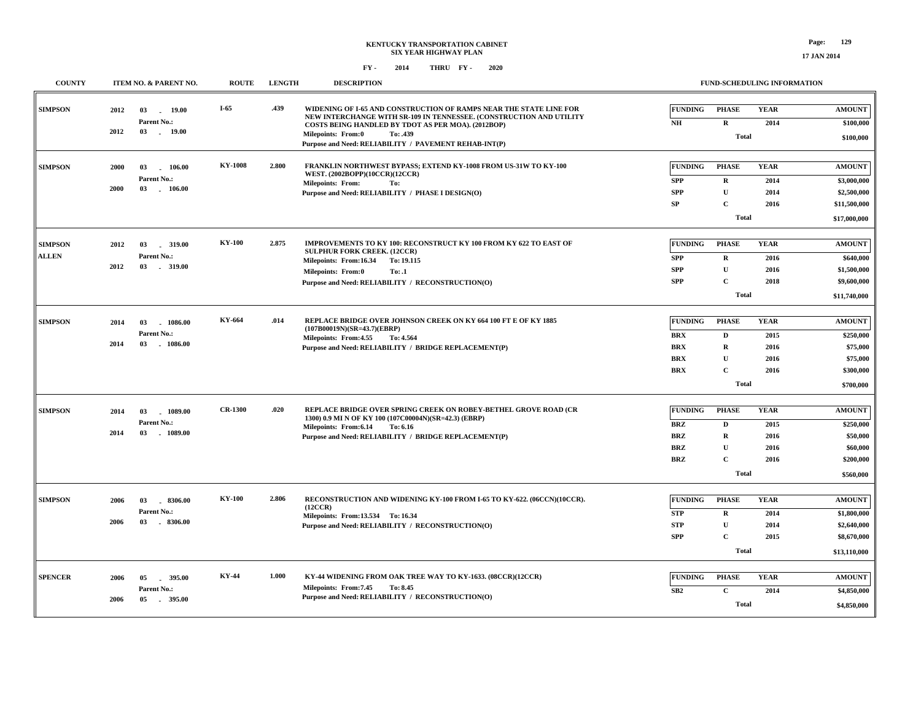# KENTUCKY TRANSPORTATION CABINET
## SIX YEAR HIGHWAY PLAN
### FY - 2014 THRU FY - 2020

| COUNTY | ITEM NO. & PARENT NO. | ROUTE | LENGTH | DESCRIPTION | FUNDING | PHASE | YEAR | AMOUNT |
|---|---|---|---|---|---|---|---|---|
| SIMPSON | 2012 03 - 19.00<br>Parent No.:<br>2012 03 - 19.00 | I-65 | .439 | WIDENING OF I-65 AND CONSTRUCTION OF RAMPS NEAR THE STATE LINE FOR NEW INTERCHANGE WITH SR-109 IN TENNESSEE. (CONSTRUCTION AND UTILITY COSTS BEING HANDLED BY TDOT AS PER MOA). (2012BOP)<br>Milepoints: From:0 To: .439<br>Purpose and Need: RELIABILITY / PAVEMENT REHAB-INT(P) | NH | R | 2014 | $100,000 |
| | | | | | | Total | | $100,000 |
| SIMPSON | 2000 03 - 106.00<br>Parent No.:<br>2000 03 - 106.00 | KY-1008 | 2.800 | FRANKLIN NORTHWEST BYPASS; EXTEND KY-1008 FROM US-31W TO KY-100 WEST. (2002BOPP)(10CCR)(12CCR)<br>Milepoints: From: To:<br>Purpose and Need: RELIABILITY / PHASE I DESIGN(O) | SPP | R | 2014 | $3,000,000 |
| | | | | | SPP | U | 2014 | $2,500,000 |
| | | | | | SP | C | 2016 | $11,500,000 |
| | | | | | | Total | | $17,000,000 |
| SIMPSON<br>ALLEN | 2012 03 - 319.00<br>Parent No.:<br>2012 03 - 319.00 | KY-100 | 2.875 | IMPROVEMENTS TO KY 100: RECONSTRUCT KY 100 FROM KY 622 TO EAST OF SULPHUR FORK CREEK. (12CCR)<br>Milepoints: From:16.34 To: 19.115<br>Milepoints: From:0 To: .1<br>Purpose and Need: RELIABILITY / RECONSTRUCTION(O) | SPP | R | 2016 | $640,000 |
| | | | | | SPP | U | 2016 | $1,500,000 |
| | | | | | SPP | C | 2018 | $9,600,000 |
| | | | | | | Total | | $11,740,000 |
| SIMPSON | 2014 03 - 1086.00<br>Parent No.:<br>2014 03 - 1086.00 | KY-664 | .014 | REPLACE BRIDGE OVER JOHNSON CREEK ON KY 664 100 FT E OF KY 1885 (107B00019N)(SR=43.7)(EBRP)<br>Milepoints: From:4.55 To: 4.564<br>Purpose and Need: RELIABILITY / BRIDGE REPLACEMENT(P) | BRX | D | 2015 | $250,000 |
| | | | | | BRX | R | 2016 | $75,000 |
| | | | | | BRX | U | 2016 | $75,000 |
| | | | | | BRX | C | 2016 | $300,000 |
| | | | | | | Total | | $700,000 |
| SIMPSON | 2014 03 - 1089.00<br>Parent No.:<br>2014 03 - 1089.00 | CR-1300 | .020 | REPLACE BRIDGE OVER SPRING CREEK ON ROBEY-BETHEL GROVE ROAD (CR 1300) 0.9 MI N OF KY 100 (107C00004N)(SR=42.3) (EBRP)<br>Milepoints: From:6.14 To: 6.16<br>Purpose and Need: RELIABILITY / BRIDGE REPLACEMENT(P) | BRZ | D | 2015 | $250,000 |
| | | | | | BRZ | R | 2016 | $50,000 |
| | | | | | BRZ | U | 2016 | $60,000 |
| | | | | | BRZ | C | 2016 | $200,000 |
| | | | | | | Total | | $560,000 |
| SIMPSON | 2006 03 - 8306.00<br>Parent No.:<br>2006 03 - 8306.00 | KY-100 | 2.806 | RECONSTRUCTION AND WIDENING KY-100 FROM I-65 TO KY-622. (06CCN)(10CCR). (12CCR)<br>Milepoints: From:13.534 To: 16.34<br>Purpose and Need: RELIABILITY / RECONSTRUCTION(O) | STP | R | 2014 | $1,800,000 |
| | | | | | STP | U | 2014 | $2,640,000 |
| | | | | | SPP | C | 2015 | $8,670,000 |
| | | | | | | Total | | $13,110,000 |
| SPENCER | 2006 05 - 395.00<br>Parent No.:<br>2006 05 - 395.00 | KY-44 | 1.000 | KY-44 WIDENING FROM OAK TREE WAY TO KY-1633. (08CCR)(12CCR)<br>Milepoints: From:7.45 To: 8.45<br>Purpose and Need: RELIABILITY / RECONSTRUCTION(O) | SB2 | C | 2014 | $4,850,000 |
| | | | | | | Total | | $4,850,000 |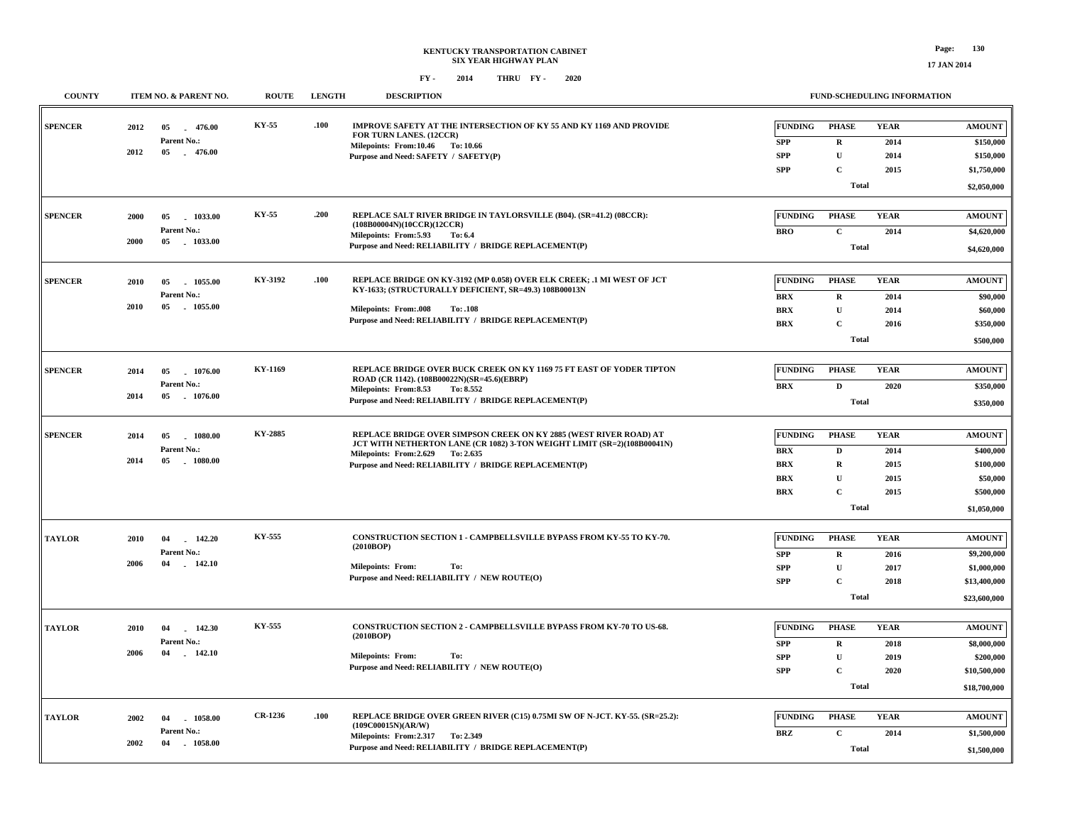# KENTUCKY TRANSPORTATION CABINET
## SIX YEAR HIGHWAY PLAN

FY - 2014 THRU FY - 2020

17 JAN 2014

| COUNTY | ITEM NO. & PARENT NO. | ROUTE | LENGTH | DESCRIPTION | FUNDING | PHASE | YEAR | AMOUNT |
|---|---|---|---|---|---|---|---|---|
| SPENCER | 2012 05 - 476.00<br>Parent No.:<br>2012 05 - 476.00 | KY-55 | .100 | IMPROVE SAFETY AT THE INTERSECTION OF KY 55 AND KY 1169 AND PROVIDE FOR TURN LANES. (12CCR)<br>Milepoints: From:10.46 To: 10.66<br>Purpose and Need: SAFETY / SAFETY(P) | SPP | R | 2014 | $150,000 |
| | | | | | SPP | U | 2014 | $150,000 |
| | | | | | SPP | C | 2015 | $1,750,000 |
| | | | | | | Total | | $2,050,000 |
| SPENCER | 2000 05 - 1033.00<br>Parent No.:<br>2000 05 - 1033.00 | KY-55 | .200 | REPLACE SALT RIVER BRIDGE IN TAYLORSVILLE (B04). (SR=41.2) (08CCR): (108B00004N)(10CCR)(12CCR)<br>Milepoints: From:5.93 To: 6.4<br>Purpose and Need: RELIABILITY / BRIDGE REPLACEMENT(P) | BRO | C | 2014 | $4,620,000 |
| | | | | | | Total | | $4,620,000 |
| SPENCER | 2010 05 - 1055.00<br>Parent No.:<br>2010 05 - 1055.00 | KY-3192 | .100 | REPLACE BRIDGE ON KY-3192 (MP 0.058) OVER ELK CREEK; .1 MI WEST OF JCT KY-1633; (STRUCTURALLY DEFICIENT, SR=49.3) 108B00013N<br>Milepoints: From:.008 To: .108<br>Purpose and Need: RELIABILITY / BRIDGE REPLACEMENT(P) | BRX | R | 2014 | $90,000 |
| | | | | | BRX | U | 2014 | $60,000 |
| | | | | | BRX | C | 2016 | $350,000 |
| | | | | | | Total | | $500,000 |
| SPENCER | 2014 05 - 1076.00<br>Parent No.:<br>2014 05 - 1076.00 | KY-1169 | | REPLACE BRIDGE OVER BUCK CREEK ON KY 1169 75 FT EAST OF YODER TIPTON ROAD (CR 1142). (108B00022N)(SR=45.6)(EBRP)<br>Milepoints: From:8.53 To: 8.552<br>Purpose and Need: RELIABILITY / BRIDGE REPLACEMENT(P) | BRX | D | 2020 | $350,000 |
| | | | | | | Total | | $350,000 |
| SPENCER | 2014 05 - 1080.00<br>Parent No.:<br>2014 05 - 1080.00 | KY-2885 | | REPLACE BRIDGE OVER SIMPSON CREEK ON KY 2885 (WEST RIVER ROAD) AT JCT WITH NETHERTON LANE (CR 1082) 3-TON WEIGHT LIMIT (SR=2)(108B00041N)<br>Milepoints: From:2.629 To: 2.635<br>Purpose and Need: RELIABILITY / BRIDGE REPLACEMENT(P) | BRX | D | 2014 | $400,000 |
| | | | | | BRX | R | 2015 | $100,000 |
| | | | | | BRX | U | 2015 | $50,000 |
| | | | | | BRX | C | 2015 | $500,000 |
| | | | | | | Total | | $1,050,000 |
| TAYLOR | 2010 04 - 142.20<br>Parent No.:<br>2006 04 - 142.10 | KY-555 | | CONSTRUCTION SECTION 1 - CAMPBELLSVILLE BYPASS FROM KY-55 TO KY-70. (2010BOP)<br>Milepoints: From: To:<br>Purpose and Need: RELIABILITY / NEW ROUTE(O) | SPP | R | 2016 | $9,200,000 |
| | | | | | SPP | U | 2017 | $1,000,000 |
| | | | | | SPP | C | 2018 | $13,400,000 |
| | | | | | | Total | | $23,600,000 |
| TAYLOR | 2010 04 - 142.30<br>Parent No.:<br>2006 04 - 142.10 | KY-555 | | CONSTRUCTION SECTION 2 - CAMPBELLSVILLE BYPASS FROM KY-70 TO US-68. (2010BOP)<br>Milepoints: From: To:<br>Purpose and Need: RELIABILITY / NEW ROUTE(O) | SPP | R | 2018 | $8,000,000 |
| | | | | | SPP | U | 2019 | $200,000 |
| | | | | | SPP | C | 2020 | $10,500,000 |
| | | | | | | Total | | $18,700,000 |
| TAYLOR | 2002 04 - 1058.00<br>Parent No.:<br>2002 04 - 1058.00 | CR-1236 | .100 | REPLACE BRIDGE OVER GREEN RIVER (C15) 0.75MI SW OF N-JCT. KY-55. (SR=25.2): (109C00015N)(AR/W)<br>Milepoints: From:2.317 To: 2.349<br>Purpose and Need: RELIABILITY / BRIDGE REPLACEMENT(P) | BRZ | C | 2014 | $1,500,000 |
| | | | | | | Total | | $1,500,000 |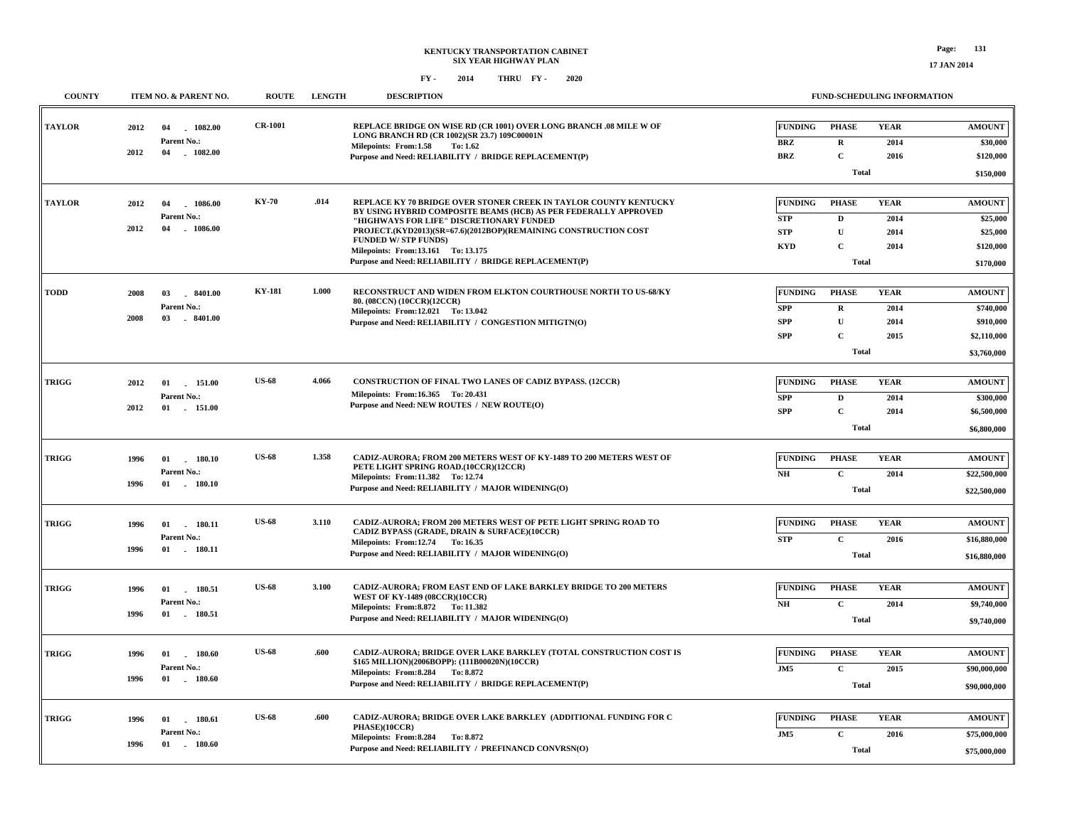# KENTUCKY TRANSPORTATION CABINET
## SIX YEAR HIGHWAY PLAN
### FY - 2014 THRU FY - 2020

| COUNTY | ITEM NO. & PARENT NO. | ROUTE | LENGTH | DESCRIPTION | FUNDING | PHASE | YEAR | AMOUNT |
|---|---|---|---|---|---|---|---|---|
| TAYLOR | 2012 04 - 1082.00<br>Parent No.:<br>2012 04 - 1082.00 | CR-1001 | | REPLACE BRIDGE ON WISE RD (CR 1001) OVER LONG BRANCH .08 MILE W OF LONG BRANCH RD (CR 1002)(SR 23.7) 109C00001N<br>Milepoints: From:1.58 To: 1.62<br>Purpose and Need: RELIABILITY / BRIDGE REPLACEMENT(P) | BRZ | R | 2014 | $30,000 |
| | | | | | BRZ | C | 2016 | $120,000 |
| | | | | | | Total | | $150,000 |
| TAYLOR | 2012 04 - 1086.00<br>Parent No.:<br>2012 04 - 1086.00 | KY-70 | .014 | REPLACE KY 70 BRIDGE OVER STONER CREEK IN TAYLOR COUNTY KENTUCKY BY USING HYBRID COMPOSITE BEAMS (HCB) AS PER FEDERALLY APPROVED "HIGHWAYS FOR LIFE" DISCRETIONARY FUNDED PROJECT.(KYD2013)(SR=67.6)(2012BOP)(REMAINING CONSTRUCTION COST FUNDED W/ STP FUNDS)<br>Milepoints: From:13.161 To: 13.175<br>Purpose and Need: RELIABILITY / BRIDGE REPLACEMENT(P) | STP | D | 2014 | $25,000 |
| | | | | | STP | U | 2014 | $25,000 |
| | | | | | KYD | C | 2014 | $120,000 |
| | | | | | | Total | | $170,000 |
| TODD | 2008 03 - 8401.00<br>Parent No.:<br>2008 03 - 8401.00 | KY-181 | 1.000 | RECONSTRUCT AND WIDEN FROM ELKTON COURTHOUSE NORTH TO US-68/KY 80. (08CCN) (10CCR)(12CCR)<br>Milepoints: From:12.021 To: 13.042<br>Purpose and Need: RELIABILITY / CONGESTION MITIGTN(O) | SPP | R | 2014 | $740,000 |
| | | | | | SPP | U | 2014 | $910,000 |
| | | | | | SPP | C | 2015 | $2,110,000 |
| | | | | | | Total | | $3,760,000 |
| TRIGG | 2012 01 - 151.00<br>Parent No.:<br>2012 01 - 151.00 | US-68 | 4.066 | CONSTRUCTION OF FINAL TWO LANES OF CADIZ BYPASS. (12CCR)<br>Milepoints: From:16.365 To: 20.431<br>Purpose and Need: NEW ROUTES / NEW ROUTE(O) | SPP | D | 2014 | $300,000 |
| | | | | | SPP | C | 2014 | $6,500,000 |
| | | | | | | Total | | $6,800,000 |
| TRIGG | 1996 01 - 180.10<br>Parent No.:<br>1996 01 - 180.10 | US-68 | 1.358 | CADIZ-AURORA; FROM 200 METERS WEST OF KY-1489 TO 200 METERS WEST OF PETE LIGHT SPRING ROAD.(10CCR)(12CCR)<br>Milepoints: From:11.382 To: 12.74<br>Purpose and Need: RELIABILITY / MAJOR WIDENING(O) | NH | C | 2014 | $22,500,000 |
| | | | | | | Total | | $22,500,000 |
| TRIGG | 1996 01 - 180.11<br>Parent No.:<br>1996 01 - 180.11 | US-68 | 3.110 | CADIZ-AURORA; FROM 200 METERS WEST OF PETE LIGHT SPRING ROAD TO CADIZ BYPASS (GRADE, DRAIN & SURFACE)(10CCR)<br>Milepoints: From:12.74 To: 16.35<br>Purpose and Need: RELIABILITY / MAJOR WIDENING(O) | STP | C | 2016 | $16,880,000 |
| | | | | | | Total | | $16,880,000 |
| TRIGG | 1996 01 - 180.51<br>Parent No.:<br>1996 01 - 180.51 | US-68 | 3.100 | CADIZ-AURORA; FROM EAST END OF LAKE BARKLEY BRIDGE TO 200 METERS WEST OF KY-1489 (08CCR)(10CCR)<br>Milepoints: From:8.872 To: 11.382<br>Purpose and Need: RELIABILITY / MAJOR WIDENING(O) | NH | C | 2014 | $9,740,000 |
| | | | | | | Total | | $9,740,000 |
| TRIGG | 1996 01 - 180.60<br>Parent No.:<br>1996 01 - 180.60 | US-68 | .600 | CADIZ-AURORA; BRIDGE OVER LAKE BARKLEY (TOTAL CONSTRUCTION COST IS $165 MILLION)(2006BOPP): (111B00020N)(10CCR)<br>Milepoints: From:8.284 To: 8.872<br>Purpose and Need: RELIABILITY / BRIDGE REPLACEMENT(P) | JM5 | C | 2015 | $90,000,000 |
| | | | | | | Total | | $90,000,000 |
| TRIGG | 1996 01 - 180.61<br>Parent No.:<br>1996 01 - 180.60 | US-68 | .600 | CADIZ-AURORA; BRIDGE OVER LAKE BARKLEY (ADDITIONAL FUNDING FOR C PHASE)(10CCR)<br>Milepoints: From:8.284 To: 8.872<br>Purpose and Need: RELIABILITY / PREFINANCD CONVRSN(O) | JM5 | C | 2016 | $75,000,000 |
| | | | | | | Total | | $75,000,000 |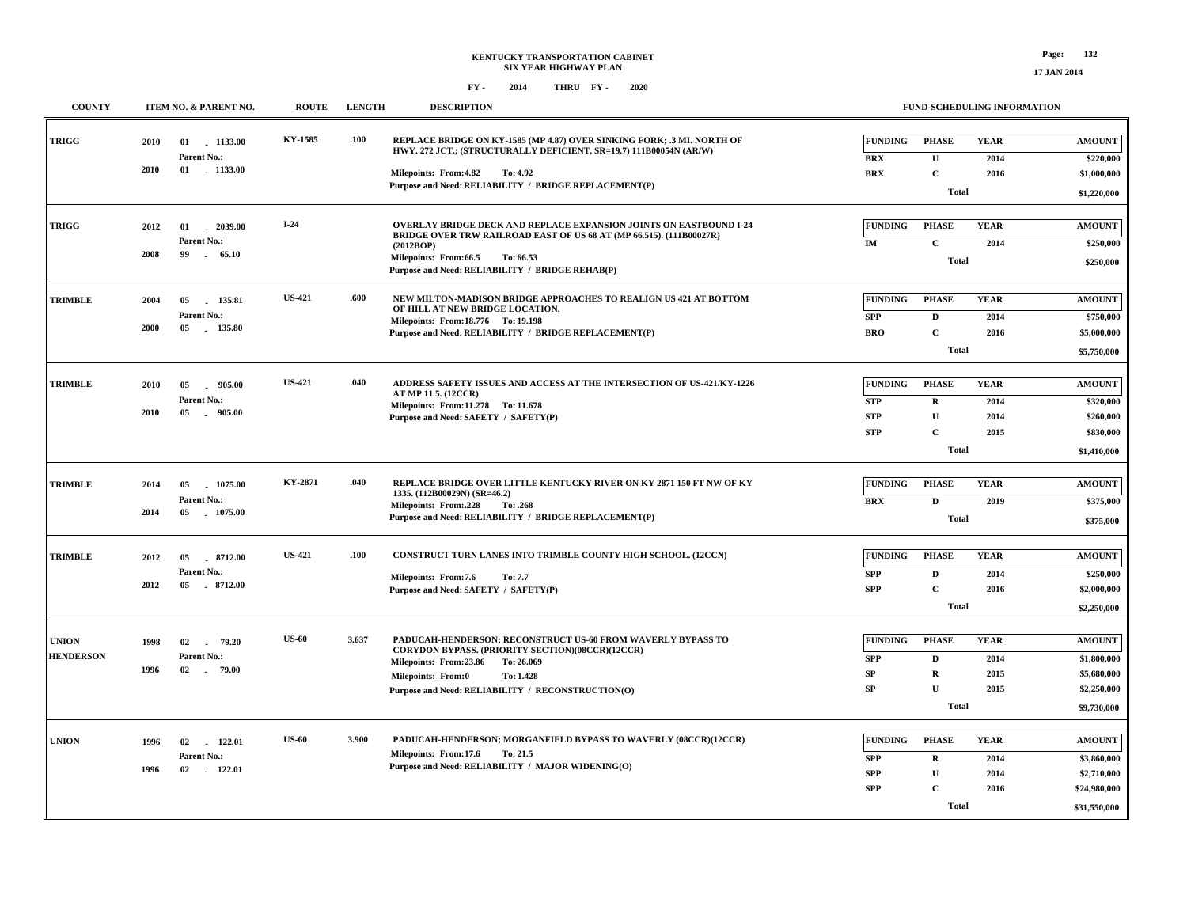# KENTUCKY TRANSPORTATION CABINET
## SIX YEAR HIGHWAY PLAN
### FY - 2014 THRU FY - 2020

17 JAN 2014

| COUNTY | ITEM NO. & PARENT NO. | ROUTE | LENGTH | DESCRIPTION | FUNDING | PHASE | YEAR | AMOUNT |
|---|---|---|---|---|---|---|---|---|
| TRIGG | 2010 01 - 1133.00<br>Parent No.:<br>2010 01 - 1133.00 | KY-1585 | .100 | REPLACE BRIDGE ON KY-1585 (MP 4.87) OVER SINKING FORK; .3 MI. NORTH OF HWY. 272 JCT.; (STRUCTURALLY DEFICIENT, SR=19.7) 111B00054N (AR/W)<br>Milepoints: From:4.82 To: 4.92<br>Purpose and Need: RELIABILITY / BRIDGE REPLACEMENT(P) | BRX<br>BRX | U<br>C<br>Total | 2014<br>2016 | $220,000<br>$1,000,000<br>$1,220,000 |
| TRIGG | 2012 01 - 2039.00<br>Parent No.:<br>2008 99 - 65.10 | I-24 | | OVERLAY BRIDGE DECK AND REPLACE EXPANSION JOINTS ON EASTBOUND I-24 BRIDGE OVER TRW RAILROAD EAST OF US 68 AT (MP 66.515). (111B00027R) (2012BOP)<br>Milepoints: From:66.5 To: 66.53<br>Purpose and Need: RELIABILITY / BRIDGE REHAB(P) | IM | C<br>Total | 2014 | $250,000<br>$250,000 |
| TRIMBLE | 2004 05 - 135.81<br>Parent No.:<br>2000 05 - 135.80 | US-421 | .600 | NEW MILTON-MADISON BRIDGE APPROACHES TO REALIGN US 421 AT BOTTOM OF HILL AT NEW BRIDGE LOCATION.<br>Milepoints: From:18.776 To: 19.198<br>Purpose and Need: RELIABILITY / BRIDGE REPLACEMENT(P) | SPP<br>BRO | D<br>C<br>Total | 2014<br>2016 | $750,000<br>$5,000,000<br>$5,750,000 |
| TRIMBLE | 2010 05 - 905.00<br>Parent No.:<br>2010 05 - 905.00 | US-421 | .040 | ADDRESS SAFETY ISSUES AND ACCESS AT THE INTERSECTION OF US-421/KY-1226 AT MP 11.5. (12CCR)<br>Milepoints: From:11.278 To: 11.678<br>Purpose and Need: SAFETY / SAFETY(P) | STP<br>STP<br>STP | R<br>U<br>C<br>Total | 2014<br>2014<br>2015 | $320,000<br>$260,000<br>$830,000<br>$1,410,000 |
| TRIMBLE | 2014 05 - 1075.00<br>Parent No.:<br>2014 05 - 1075.00 | KY-2871 | .040 | REPLACE BRIDGE OVER LITTLE KENTUCKY RIVER ON KY 2871 150 FT NW OF KY 1335. (112B00029N) (SR=46.2)<br>Milepoints: From:.228 To: .268<br>Purpose and Need: RELIABILITY / BRIDGE REPLACEMENT(P) | BRX | D<br>Total | 2019 | $375,000<br>$375,000 |
| TRIMBLE | 2012 05 - 8712.00<br>Parent No.:<br>2012 05 - 8712.00 | US-421 | .100 | CONSTRUCT TURN LANES INTO TRIMBLE COUNTY HIGH SCHOOL. (12CCN)<br>Milepoints: From:7.6 To: 7.7<br>Purpose and Need: SAFETY / SAFETY(P) | SPP<br>SPP | D<br>C<br>Total | 2014<br>2016 | $250,000<br>$2,000,000<br>$2,250,000 |
| UNION<br>HENDERSON | 1998 02 - 79.20<br>Parent No.:<br>1996 02 - 79.00 | US-60 | 3.637 | PADUCAH-HENDERSON; RECONSTRUCT US-60 FROM WAVERLY BYPASS TO CORYDON BYPASS. (PRIORITY SECTION)(08CCR)(12CCR)<br>Milepoints: From:23.86 To: 26.069<br>Milepoints: From:0 To: 1.428<br>Purpose and Need: RELIABILITY / RECONSTRUCTION(O) | SPP<br>SP<br>SP | D<br>R<br>U<br>Total | 2014<br>2015<br>2015 | $1,800,000<br>$5,680,000<br>$2,250,000<br>$9,730,000 |
| UNION | 1996 02 - 122.01<br>Parent No.:<br>1996 02 - 122.01 | US-60 | 3.900 | PADUCAH-HENDERSON; MORGANFIELD BYPASS TO WAVERLY (08CCR)(12CCR)<br>Milepoints: From:17.6 To: 21.5<br>Purpose and Need: RELIABILITY / MAJOR WIDENING(O) | SPP<br>SPP<br>SPP | R<br>U<br>C<br>Total | 2014<br>2014<br>2016 | $3,860,000<br>$2,710,000<br>$24,980,000<br>$31,550,000 |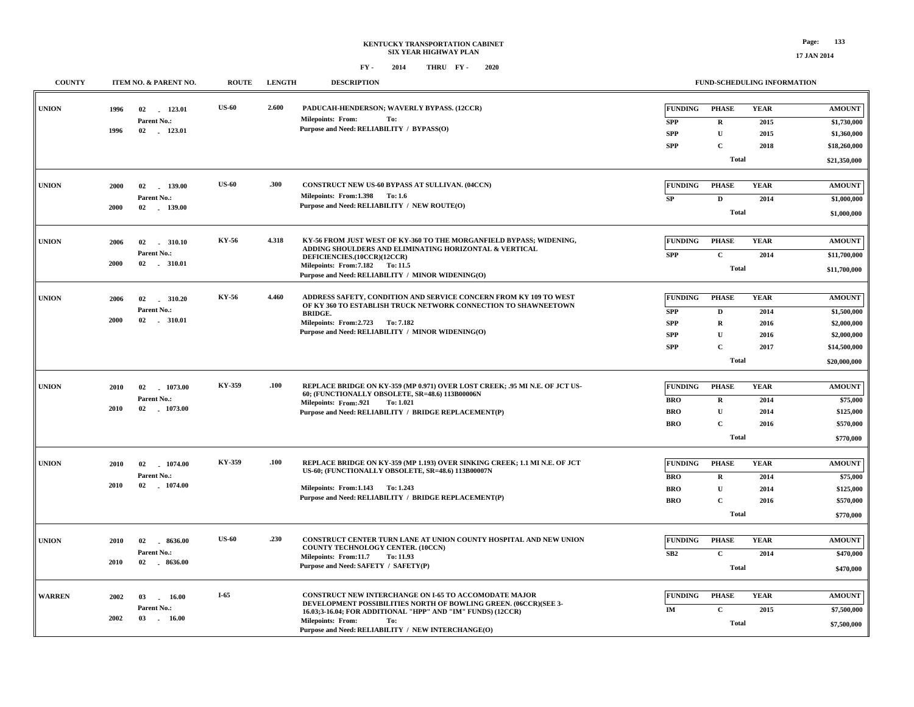**KENTUCKY TRANSPORTATION CABINET**
**SIX YEAR HIGHWAY PLAN**
**FY - 2014 THRU FY - 2020**

17 JAN 2014

| COUNTY | ITEM NO. & PARENT NO. | ROUTE | LENGTH | DESCRIPTION | FUNDING | PHASE | YEAR | AMOUNT |
|---|---|---|---|---|---|---|---|---|
| UNION | 1996 02 - 123.01<br>Parent No.:<br>1996 02 - 123.01 | US-60 | 2.600 | PADUCAH-HENDERSON; WAVERLY BYPASS. (12CCR)<br>Milepoints: From: To:<br>Purpose and Need: RELIABILITY / BYPASS(O) | SPP | R | 2015 | $1,730,000 |
| | | | | | SPP | U | 2015 | $1,360,000 |
| | | | | | SPP | C | 2018 | $18,260,000 |
| | | | | | | Total | | $21,350,000 |
| UNION | 2000 02 - 139.00<br>Parent No.:<br>2000 02 - 139.00 | US-60 | .300 | CONSTRUCT NEW US-60 BYPASS AT SULLIVAN. (04CCN)<br>Milepoints: From:1.398 To: 1.6<br>Purpose and Need: RELIABILITY / NEW ROUTE(O) | SP | D | 2014 | $1,000,000 |
| | | | | | | Total | | $1,000,000 |
| UNION | 2006 02 - 310.10<br>Parent No.:<br>2000 02 - 310.01 | KY-56 | 4.318 | KY-56 FROM JUST WEST OF KY-360 TO THE MORGANFIELD BYPASS; WIDENING, ADDING SHOULDERS AND ELIMINATING HORIZONTAL & VERTICAL DEFICIENCIES.(10CCR)(12CCR)<br>Milepoints: From:7.182 To: 11.5<br>Purpose and Need: RELIABILITY / MINOR WIDENING(O) | SPP | C | 2014 | $11,700,000 |
| | | | | | | Total | | $11,700,000 |
| UNION | 2006 02 - 310.20<br>Parent No.:<br>2000 02 - 310.01 | KY-56 | 4.460 | ADDRESS SAFETY, CONDITION AND SERVICE CONCERN FROM KY 109 TO WEST OF KY 360 TO ESTABLISH TRUCK NETWORK CONNECTION TO SHAWNEETOWN BRIDGE.<br>Milepoints: From:2.723 To: 7.182<br>Purpose and Need: RELIABILITY / MINOR WIDENING(O) | SPP | D | 2014 | $1,500,000 |
| | | | | | SPP | R | 2016 | $2,000,000 |
| | | | | | SPP | U | 2016 | $2,000,000 |
| | | | | | SPP | C | 2017 | $14,500,000 |
| | | | | | | Total | | $20,000,000 |
| UNION | 2010 02 - 1073.00<br>Parent No.:<br>2010 02 - 1073.00 | KY-359 | .100 | REPLACE BRIDGE ON KY-359 (MP 0.971) OVER LOST CREEK; .95 MI N.E. OF JCT US-60; (FUNCTIONALLY OBSOLETE, SR=48.6) 113B00006N<br>Milepoints: From:.921 To: 1.021<br>Purpose and Need: RELIABILITY / BRIDGE REPLACEMENT(P) | BRO | R | 2014 | $75,000 |
| | | | | | BRO | U | 2014 | $125,000 |
| | | | | | BRO | C | 2016 | $570,000 |
| | | | | | | Total | | $770,000 |
| UNION | 2010 02 - 1074.00<br>Parent No.:<br>2010 02 - 1074.00 | KY-359 | .100 | REPLACE BRIDGE ON KY-359 (MP 1.193) OVER SINKING CREEK; 1.1 MI N.E. OF JCT US-60; (FUNCTIONALLY OBSOLETE, SR=48.6) 113B00007N<br>Milepoints: From:1.143 To: 1.243<br>Purpose and Need: RELIABILITY / BRIDGE REPLACEMENT(P) | BRO | R | 2014 | $75,000 |
| | | | | | BRO | U | 2014 | $125,000 |
| | | | | | BRO | C | 2016 | $570,000 |
| | | | | | | Total | | $770,000 |
| UNION | 2010 02 - 8636.00<br>Parent No.:<br>2010 02 - 8636.00 | US-60 | .230 | CONSTRUCT CENTER TURN LANE AT UNION COUNTY HOSPITAL AND NEW UNION COUNTY TECHNOLOGY CENTER. (10CCN)<br>Milepoints: From:11.7 To: 11.93<br>Purpose and Need: SAFETY / SAFETY(P) | SB2 | C | 2014 | $470,000 |
| | | | | | | Total | | $470,000 |
| WARREN | 2002 03 - 16.00<br>Parent No.:<br>2002 03 - 16.00 | I-65 | | CONSTRUCT NEW INTERCHANGE ON I-65 TO ACCOMODATE MAJOR DEVELOPMENT POSSIBILITIES NORTH OF BOWLING GREEN. (06CCR)(SEE 3-16.03;3-16.04; FOR ADDITIONAL "HPP" AND "IM" FUNDS) (12CCR)<br>Milepoints: From: To:<br>Purpose and Need: RELIABILITY / NEW INTERCHANGE(O) | IM | C | 2015 | $7,500,000 |
| | | | | | | Total | | $7,500,000 |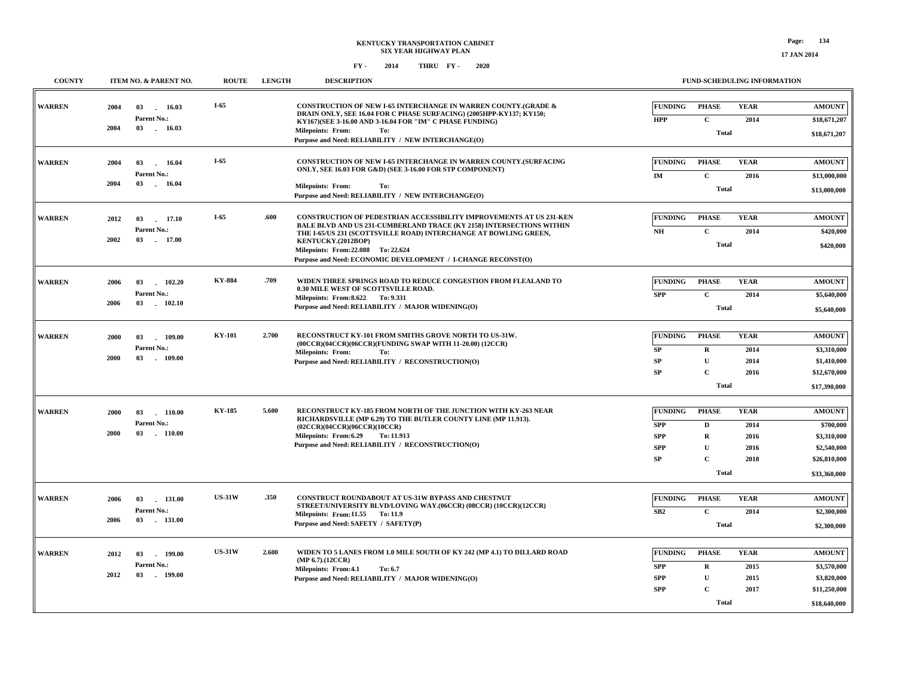**KENTUCKY TRANSPORTATION CABINET**
**SIX YEAR HIGHWAY PLAN**
**FY - 2014 THRU FY - 2020**

17 JAN 2014

| COUNTY | ITEM NO. & PARENT NO. | ROUTE | LENGTH | DESCRIPTION | FUNDING | PHASE | YEAR | AMOUNT |
|---|---|---|---|---|---|---|---|---|
| WARREN | 2004 03 - 16.03<br>Parent No.:<br>2004 03 - 16.03 | I-65 | | CONSTRUCTION OF NEW I-65 INTERCHANGE IN WARREN COUNTY.(GRADE & DRAIN ONLY, SEE 16.04 FOR C PHASE SURFACING) (2005HPP-KY137; KY150; KY167)(SEE 3-16.00 AND 3-16.04 FOR "IM" C PHASE FUNDING)<br>Milepoints: From: To:<br>Purpose and Need: RELIABILITY / NEW INTERCHANGE(O) | HPP | C | 2014 | $18,671,207 |
| | | | | | | Total | | $18,671,207 |
| WARREN | 2004 03 - 16.04<br>Parent No.:<br>2004 03 - 16.04 | I-65 | | CONSTRUCTION OF NEW I-65 INTERCHANGE IN WARREN COUNTY.(SURFACING ONLY, SEE 16.03 FOR G&D) (SEE 3-16.00 FOR STP COMPONENT)<br>Milepoints: From: To:<br>Purpose and Need: RELIABILITY / NEW INTERCHANGE(O) | IM | C | 2016 | $13,000,000 |
| | | | | | | Total | | $13,000,000 |
| WARREN | 2012 03 - 17.10<br>Parent No.:<br>2002 03 - 17.00 | I-65 | .600 | CONSTRUCTION OF PEDESTRIAN ACCESSIBILITY IMPROVEMENTS AT US 231-KEN BALE BLVD AND US 231-CUMBERLAND TRACE (KY 2158) INTERSECTIONS WITHIN THE I-65/US 231 (SCOTTSVILLE ROAD) INTERCHANGE AT BOWLING GREEN, KENTUCKY.(2012BOP)<br>Milepoints: From:22.088 To: 22.624<br>Purpose and Need: ECONOMIC DEVELOPMENT / I-CHANGE RECONST(O) | NH | C | 2014 | $420,000 |
| | | | | | | Total | | $420,000 |
| WARREN | 2006 03 - 102.20<br>Parent No.:<br>2006 03 - 102.10 | KY-884 | .709 | WIDEN THREE SPRINGS ROAD TO REDUCE CONGESTION FROM FLEALAND TO 0.30 MILE WEST OF SCOTTSVILLE ROAD.<br>Milepoints: From:8.622 To: 9.331<br>Purpose and Need: RELIABILITY / MAJOR WIDENING(O) | SPP | C | 2014 | $5,640,000 |
| | | | | | | Total | | $5,640,000 |
| WARREN | 2000 03 - 109.00<br>Parent No.:<br>2000 03 - 109.00 | KY-101 | 2.700 | RECONSTRUCT KY-101 FROM SMITHS GROVE NORTH TO US-31W. (00CCR)(04CCR)(06CCR)(FUNDING SWAP WITH 11-20.00) (12CCR)<br>Milepoints: From: To:<br>Purpose and Need: RELIABILITY / RECONSTRUCTION(O) | SP | R | 2014 | $3,310,000 |
| | | | | | SP | U | 2014 | $1,410,000 |
| | | | | | SP | C | 2016 | $12,670,000 |
| | | | | | | Total | | $17,390,000 |
| WARREN | 2000 03 - 110.00<br>Parent No.:<br>2000 03 - 110.00 | KY-185 | 5.600 | RECONSTRUCT KY-185 FROM NORTH OF THE JUNCTION WITH KY-263 NEAR RICHARDSVILLE (MP 6.29) TO THE BUTLER COUNTY LINE (MP 11.913). (02CCR)(04CCR)(06CCR)(10CCR)<br>Milepoints: From:6.29 To: 11.913<br>Purpose and Need: RELIABILITY / RECONSTRUCTION(O) | SPP | D | 2014 | $700,000 |
| | | | | | SPP | R | 2016 | $3,310,000 |
| | | | | | SPP | U | 2016 | $2,540,000 |
| | | | | | SP | C | 2018 | $26,810,000 |
| | | | | | | Total | | $33,360,000 |
| WARREN | 2006 03 - 131.00<br>Parent No.:<br>2006 03 - 131.00 | US-31W | .350 | CONSTRUCT ROUNDABOUT AT US-31W BYPASS AND CHESTNUT STREET/UNIVERSITY BLVD/LOVING WAY.(06CCR) (08CCR) (10CCR)(12CCR)<br>Milepoints: From:11.55 To: 11.9<br>Purpose and Need: SAFETY / SAFETY(P) | SB2 | C | 2014 | $2,300,000 |
| | | | | | | Total | | $2,300,000 |
| WARREN | 2012 03 - 199.00<br>Parent No.:<br>2012 03 - 199.00 | US-31W | 2.600 | WIDEN TO 5 LANES FROM 1.0 MILE SOUTH OF KY 242 (MP 4.1) TO DILLARD ROAD (MP 6.7).(12CCR)<br>Milepoints: From:4.1 To: 6.7<br>Purpose and Need: RELIABILITY / MAJOR WIDENING(O) | SPP | R | 2015 | $3,570,000 |
| | | | | | SPP | U | 2015 | $3,820,000 |
| | | | | | SPP | C | 2017 | $11,250,000 |
| | | | | | | Total | | $18,640,000 |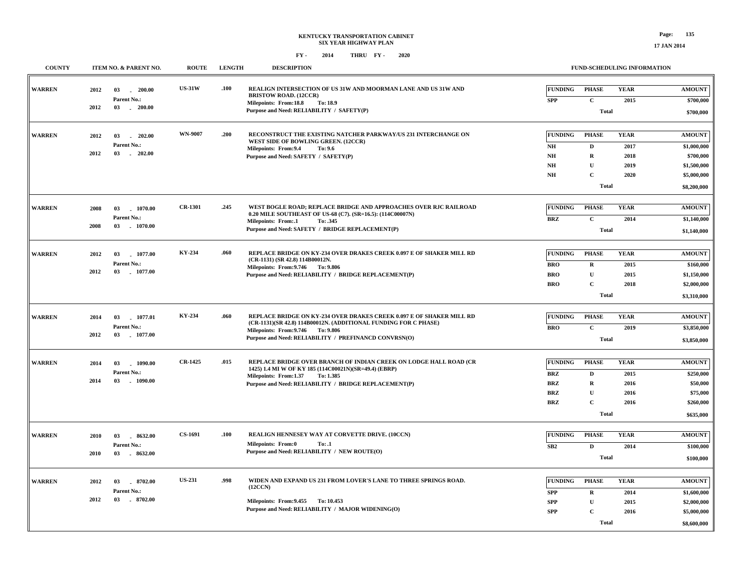# KENTUCKY TRANSPORTATION CABINET
## SIX YEAR HIGHWAY PLAN
### FY - 2014 THRU FY - 2020

| COUNTY | ITEM NO. & PARENT NO. | ROUTE | LENGTH | DESCRIPTION | FUNDING | PHASE | YEAR | AMOUNT |
|---|---|---|---|---|---|---|---|---|
| WARREN | 2012 03 - 200.00<br>Parent No.:<br>2012 03 - 200.00 | US-31W | .100 | REALIGN INTERSECTION OF US 31W AND MOORMAN LANE AND US 31W AND BRISTOW ROAD. (12CCR)<br>Milepoints: From:18.8 To: 18.9<br>Purpose and Need: RELIABILITY / SAFETY(P) | SPP | C | 2015 | $700,000 |
| | | | | | | Total | | $700,000 |
| WARREN | 2012 03 - 202.00<br>Parent No.:<br>2012 03 - 202.00 | WN-9007 | .200 | RECONSTRUCT THE EXISTING NATCHER PARKWAY/US 231 INTERCHANGE ON WEST SIDE OF BOWLING GREEN. (12CCR)<br>Milepoints: From:9.4 To: 9.6<br>Purpose and Need: SAFETY / SAFETY(P) | NH | D | 2017 | $1,000,000 |
| | | | | | NH | R | 2018 | $700,000 |
| | | | | | NH | U | 2019 | $1,500,000 |
| | | | | | NH | C | 2020 | $5,000,000 |
| | | | | | | Total | | $8,200,000 |
| WARREN | 2008 03 - 1070.00<br>Parent No.:<br>2008 03 - 1070.00 | CR-1301 | .245 | WEST BOGLE ROAD; REPLACE BRIDGE AND APPROACHES OVER RJC RAILROAD 0.20 MILE SOUTHEAST OF US-68 (C7). (SR=16.5): (114C00007N)<br>Milepoints: From:.1 To: .345<br>Purpose and Need: SAFETY / BRIDGE REPLACEMENT(P) | BRZ | C | 2014 | $1,140,000 |
| | | | | | | Total | | $1,140,000 |
| WARREN | 2012 03 - 1077.00<br>Parent No.:<br>2012 03 - 1077.00 | KY-234 | .060 | REPLACE BRIDGE ON KY-234 OVER DRAKES CREEK 0.097 E OF SHAKER MILL RD (CR-1131) (SR 42.8) 114B00012N.<br>Milepoints: From:9.746 To: 9.806<br>Purpose and Need: RELIABILITY / BRIDGE REPLACEMENT(P) | BRO | R | 2015 | $160,000 |
| | | | | | BRO | U | 2015 | $1,150,000 |
| | | | | | BRO | C | 2018 | $2,000,000 |
| | | | | | | Total | | $3,310,000 |
| WARREN | 2014 03 - 1077.01<br>Parent No.:<br>2012 03 - 1077.00 | KY-234 | .060 | REPLACE BRIDGE ON KY-234 OVER DRAKES CREEK 0.097 E OF SHAKER MILL RD (CR-1131)(SR 42.8) 114B00012N. (ADDITIONAL FUNDING FOR C PHASE)<br>Milepoints: From:9.746 To: 9.806<br>Purpose and Need: RELIABILITY / PREFINANCD CONVRSN(O) | BRO | C | 2019 | $3,850,000 |
| | | | | | | Total | | $3,850,000 |
| WARREN | 2014 03 - 1090.00<br>Parent No.:<br>2014 03 - 1090.00 | CR-1425 | .015 | REPLACE BRIDGE OVER BRANCH OF INDIAN CREEK ON LODGE HALL ROAD (CR 1425) 1.4 MI W OF KY 185 (114C00021N)(SR=49.4) (EBRP)<br>Milepoints: From:1.37 To: 1.385<br>Purpose and Need: RELIABILITY / BRIDGE REPLACEMENT(P) | BRZ | D | 2015 | $250,000 |
| | | | | | BRZ | R | 2016 | $50,000 |
| | | | | | BRZ | U | 2016 | $75,000 |
| | | | | | BRZ | C | 2016 | $260,000 |
| | | | | | | Total | | $635,000 |
| WARREN | 2010 03 - 8632.00<br>Parent No.:<br>2010 03 - 8632.00 | CS-1691 | .100 | REALIGN HENNESEY WAY AT CORVETTE DRIVE. (10CCN)<br>Milepoints: From:0 To: .1<br>Purpose and Need: RELIABILITY / NEW ROUTE(O) | SB2 | D | 2014 | $100,000 |
| | | | | | | Total | | $100,000 |
| WARREN | 2012 03 - 8702.00<br>Parent No.:<br>2012 03 - 8702.00 | US-231 | .998 | WIDEN AND EXPAND US 231 FROM LOVER'S LANE TO THREE SPRINGS ROAD. (12CCN)<br>Milepoints: From:9.455 To: 10.453<br>Purpose and Need: RELIABILITY / MAJOR WIDENING(O) | SPP | R | 2014 | $1,600,000 |
| | | | | | SPP | U | 2015 | $2,000,000 |
| | | | | | SPP | C | 2016 | $5,000,000 |
| | | | | | | Total | | $8,600,000 |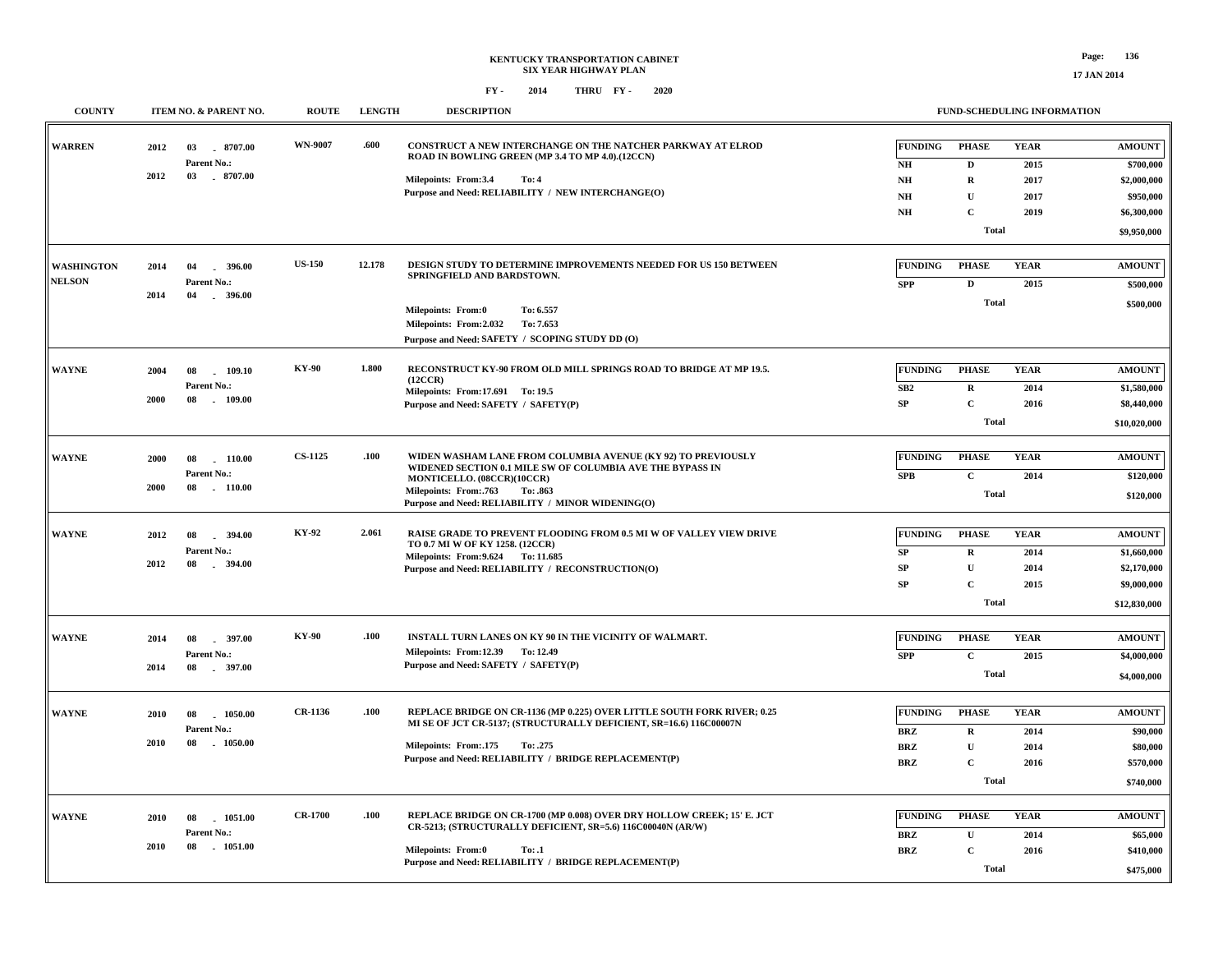# KENTUCKY TRANSPORTATION CABINET
## SIX YEAR HIGHWAY PLAN
### FY - 2014 THRU FY - 2020

17 JAN 2014

| COUNTY | ITEM NO. & PARENT NO. | ROUTE | LENGTH | DESCRIPTION | FUND-SCHEDULING INFORMATION |
|---|---|---|---|---|---|
| WARREN | 2012 03 - 8707.00<br>Parent No.:<br>2012 03 - 8707.00 | WN-9007 | .600 | CONSTRUCT A NEW INTERCHANGE ON THE NATCHER PARKWAY AT ELROD ROAD IN BOWLING GREEN (MP 3.4 TO MP 4.0).(12CCN)<br>Milepoints: From:3.4 To: 4<br>Purpose and Need: RELIABILITY / NEW INTERCHANGE(O) | FUNDING / PHASE / YEAR / AMOUNT<br>NH D 2015 $700,000<br>NH R 2017 $2,000,000<br>NH U 2017 $950,000<br>NH C 2019 $6,300,000<br>Total $9,950,000 |
| WASHINGTON<br>NELSON | 2014 04 - 396.00<br>Parent No.:<br>2014 04 - 396.00 | US-150 | 12.178 | DESIGN STUDY TO DETERMINE IMPROVEMENTS NEEDED FOR US 150 BETWEEN SPRINGFIELD AND BARDSTOWN.<br>Milepoints: From:0 To: 6.557<br>Milepoints: From:2.032 To: 7.653<br>Purpose and Need: SAFETY / SCOPING STUDY DD (O) | FUNDING / PHASE / YEAR / AMOUNT<br>SPP D 2015 $500,000<br>Total $500,000 |
| WAYNE | 2004 08 - 109.10<br>Parent No.:<br>2000 08 - 109.00 | KY-90 | 1.800 | RECONSTRUCT KY-90 FROM OLD MILL SPRINGS ROAD TO BRIDGE AT MP 19.5. (12CCR)<br>Milepoints: From:17.691 To: 19.5<br>Purpose and Need: SAFETY / SAFETY(P) | FUNDING / PHASE / YEAR / AMOUNT<br>SB2 R 2014 $1,580,000<br>SP C 2016 $8,440,000<br>Total $10,020,000 |
| WAYNE | 2000 08 - 110.00<br>Parent No.:<br>2000 08 - 110.00 | CS-1125 | .100 | WIDEN WASHAM LANE FROM COLUMBIA AVENUE (KY 92) TO PREVIOUSLY WIDENED SECTION 0.1 MILE SW OF COLUMBIA AVE THE BYPASS IN MONTICELLO. (08CCR)(10CCR)<br>Milepoints: From:.763 To: .863<br>Purpose and Need: RELIABILITY / MINOR WIDENING(O) | FUNDING / PHASE / YEAR / AMOUNT<br>SPB C 2014 $120,000<br>Total $120,000 |
| WAYNE | 2012 08 - 394.00<br>Parent No.:<br>2012 08 - 394.00 | KY-92 | 2.061 | RAISE GRADE TO PREVENT FLOODING FROM 0.5 MI W OF VALLEY VIEW DRIVE TO 0.7 MI W OF KY 1258. (12CCR)<br>Milepoints: From:9.624 To: 11.685<br>Purpose and Need: RELIABILITY / RECONSTRUCTION(O) | FUNDING / PHASE / YEAR / AMOUNT<br>SP R 2014 $1,660,000<br>SP U 2014 $2,170,000<br>SP C 2015 $9,000,000<br>Total $12,830,000 |
| WAYNE | 2014 08 - 397.00<br>Parent No.:<br>2014 08 - 397.00 | KY-90 | .100 | INSTALL TURN LANES ON KY 90 IN THE VICINITY OF WALMART.<br>Milepoints: From:12.39 To: 12.49<br>Purpose and Need: SAFETY / SAFETY(P) | FUNDING / PHASE / YEAR / AMOUNT<br>SPP C 2015 $4,000,000<br>Total $4,000,000 |
| WAYNE | 2010 08 - 1050.00<br>Parent No.:<br>2010 08 - 1050.00 | CR-1136 | .100 | REPLACE BRIDGE ON CR-1136 (MP 0.225) OVER LITTLE SOUTH FORK RIVER; 0.25 MI SE OF JCT CR-5137; (STRUCTURALLY DEFICIENT, SR=16.6) 116C00007N<br>Milepoints: From:.175 To: .275<br>Purpose and Need: RELIABILITY / BRIDGE REPLACEMENT(P) | FUNDING / PHASE / YEAR / AMOUNT<br>BRZ R 2014 $90,000<br>BRZ U 2014 $80,000<br>BRZ C 2016 $570,000<br>Total $740,000 |
| WAYNE | 2010 08 - 1051.00<br>Parent No.:<br>2010 08 - 1051.00 | CR-1700 | .100 | REPLACE BRIDGE ON CR-1700 (MP 0.008) OVER DRY HOLLOW CREEK; 15' E. JCT CR-5213; (STRUCTURALLY DEFICIENT, SR=5.6) 116C00040N (AR/W)<br>Milepoints: From:0 To: .1<br>Purpose and Need: RELIABILITY / BRIDGE REPLACEMENT(P) | FUNDING / PHASE / YEAR / AMOUNT<br>BRZ U 2014 $65,000<br>BRZ C 2016 $410,000<br>Total $475,000 |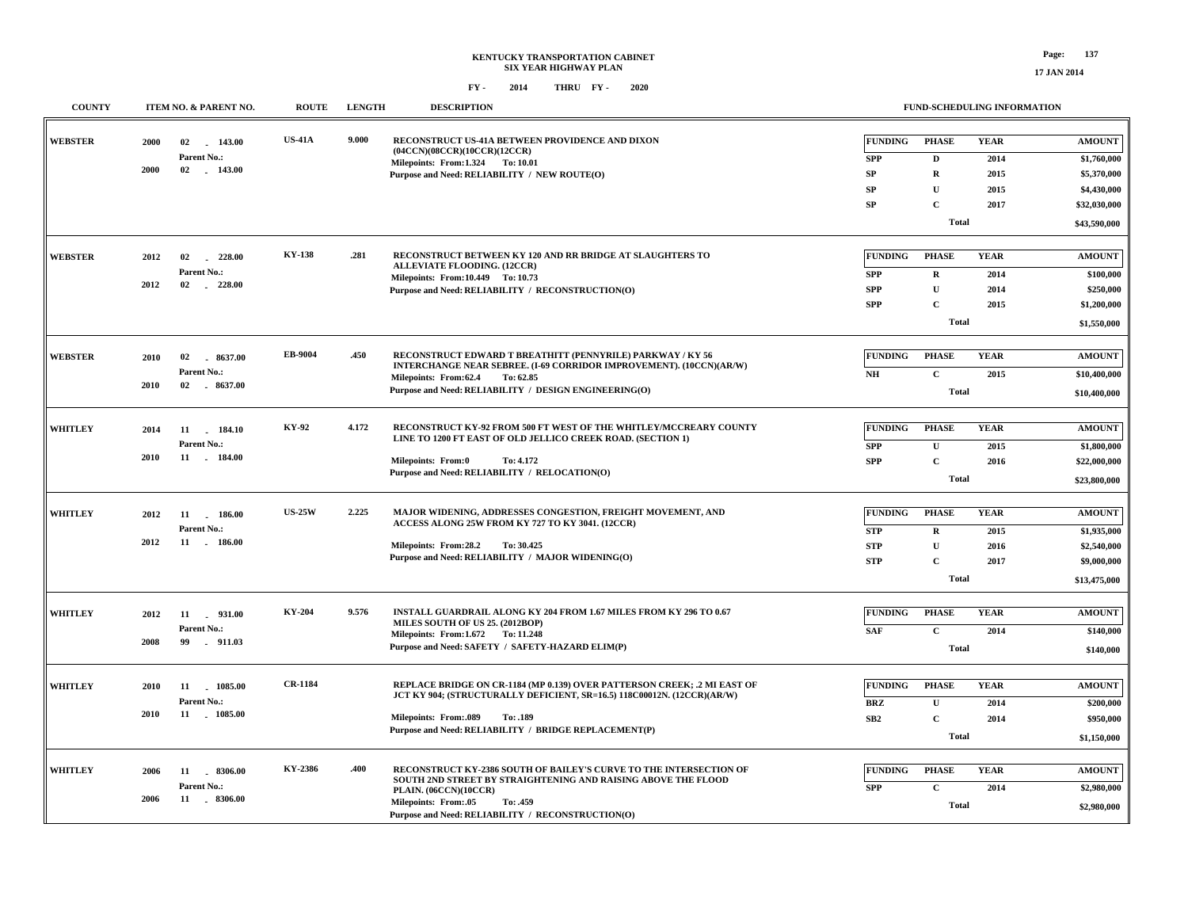# KENTUCKY TRANSPORTATION CABINET
## SIX YEAR HIGHWAY PLAN
### FY - 2014 THRU FY - 2020

17 JAN 2014

| COUNTY | ITEM NO. & PARENT NO. | ROUTE | LENGTH | DESCRIPTION | FUNDING | PHASE | YEAR | AMOUNT |
|---|---|---|---|---|---|---|---|---|
| WEBSTER | 2000 02 - 143.00<br>Parent No.:<br>2000 02 - 143.00 | US-41A | 9.000 | RECONSTRUCT US-41A BETWEEN PROVIDENCE AND DIXON (04CCN)(08CCR)(10CCR)(12CCR)<br>Milepoints: From:1.324 To: 10.01<br>Purpose and Need: RELIABILITY / NEW ROUTE(O) | SPP | D | 2014 | $1,760,000 |
| | | | | | SP | R | 2015 | $5,370,000 |
| | | | | | SP | U | 2015 | $4,430,000 |
| | | | | | SP | C | 2017 | $32,030,000 |
| | | | | | | Total | | $43,590,000 |
| WEBSTER | 2012 02 - 228.00<br>Parent No.:<br>2012 02 - 228.00 | KY-138 | .281 | RECONSTRUCT BETWEEN KY 120 AND RR BRIDGE AT SLAUGHTERS TO ALLEVIATE FLOODING. (12CCR)<br>Milepoints: From:10.449 To: 10.73<br>Purpose and Need: RELIABILITY / RECONSTRUCTION(O) | SPP | R | 2014 | $100,000 |
| | | | | | SPP | U | 2014 | $250,000 |
| | | | | | SPP | C | 2015 | $1,200,000 |
| | | | | | | Total | | $1,550,000 |
| WEBSTER | 2010 02 - 8637.00<br>Parent No.:<br>2010 02 - 8637.00 | EB-9004 | .450 | RECONSTRUCT EDWARD T BREATHITT (PENNYRILE) PARKWAY / KY 56 INTERCHANGE NEAR SEBREE. (I-69 CORRIDOR IMPROVEMENT). (10CCN)(AR/W)<br>Milepoints: From:62.4 To: 62.85<br>Purpose and Need: RELIABILITY / DESIGN ENGINEERING(O) | NH | C | 2015 | $10,400,000 |
| | | | | | | Total | | $10,400,000 |
| WHITLEY | 2014 11 - 184.10<br>Parent No.:<br>2010 11 - 184.00 | KY-92 | 4.172 | RECONSTRUCT KY-92 FROM 500 FT WEST OF THE WHITLEY/MCCREARY COUNTY LINE TO 1200 FT EAST OF OLD JELLICO CREEK ROAD. (SECTION 1)<br>Milepoints: From:0 To: 4.172<br>Purpose and Need: RELIABILITY / RELOCATION(O) | SPP | U | 2015 | $1,800,000 |
| | | | | | SPP | C | 2016 | $22,000,000 |
| | | | | | | Total | | $23,800,000 |
| WHITLEY | 2012 11 - 186.00<br>Parent No.:<br>2012 11 - 186.00 | US-25W | 2.225 | MAJOR WIDENING, ADDRESSES CONGESTION, FREIGHT MOVEMENT, AND ACCESS ALONG 25W FROM KY 727 TO KY 3041. (12CCR)<br>Milepoints: From:28.2 To: 30.425<br>Purpose and Need: RELIABILITY / MAJOR WIDENING(O) | STP | R | 2015 | $1,935,000 |
| | | | | | STP | U | 2016 | $2,540,000 |
| | | | | | STP | C | 2017 | $9,000,000 |
| | | | | | | Total | | $13,475,000 |
| WHITLEY | 2012 11 - 931.00<br>Parent No.:<br>2008 99 - 911.03 | KY-204 | 9.576 | INSTALL GUARDRAIL ALONG KY 204 FROM 1.67 MILES FROM KY 296 TO 0.67 MILES SOUTH OF US 25. (2012BOP)<br>Milepoints: From:1.672 To: 11.248<br>Purpose and Need: SAFETY / SAFETY-HAZARD ELIM(P) | SAF | C | 2014 | $140,000 |
| | | | | | | Total | | $140,000 |
| WHITLEY | 2010 11 - 1085.00<br>Parent No.:<br>2010 11 - 1085.00 | CR-1184 | | REPLACE BRIDGE ON CR-1184 (MP 0.139) OVER PATTERSON CREEK; .2 MI EAST OF JCT KY 904; (STRUCTURALLY DEFICIENT, SR=16.5) 118C00012N. (12CCR)(AR/W)<br>Milepoints: From:.089 To: .189<br>Purpose and Need: RELIABILITY / BRIDGE REPLACEMENT(P) | BRZ | U | 2014 | $200,000 |
| | | | | | SB2 | C | 2014 | $950,000 |
| | | | | | | Total | | $1,150,000 |
| WHITLEY | 2006 11 - 8306.00<br>Parent No.:<br>2006 11 - 8306.00 | KY-2386 | .400 | RECONSTRUCT KY-2386 SOUTH OF BAILEY'S CURVE TO THE INTERSECTION OF SOUTH 2ND STREET BY STRAIGHTENING AND RAISING ABOVE THE FLOOD PLAIN. (06CCN)(10CCR)<br>Milepoints: From:.05 To: .459<br>Purpose and Need: RELIABILITY / RECONSTRUCTION(O) | SPP | C | 2014 | $2,980,000 |
| | | | | | | Total | | $2,980,000 |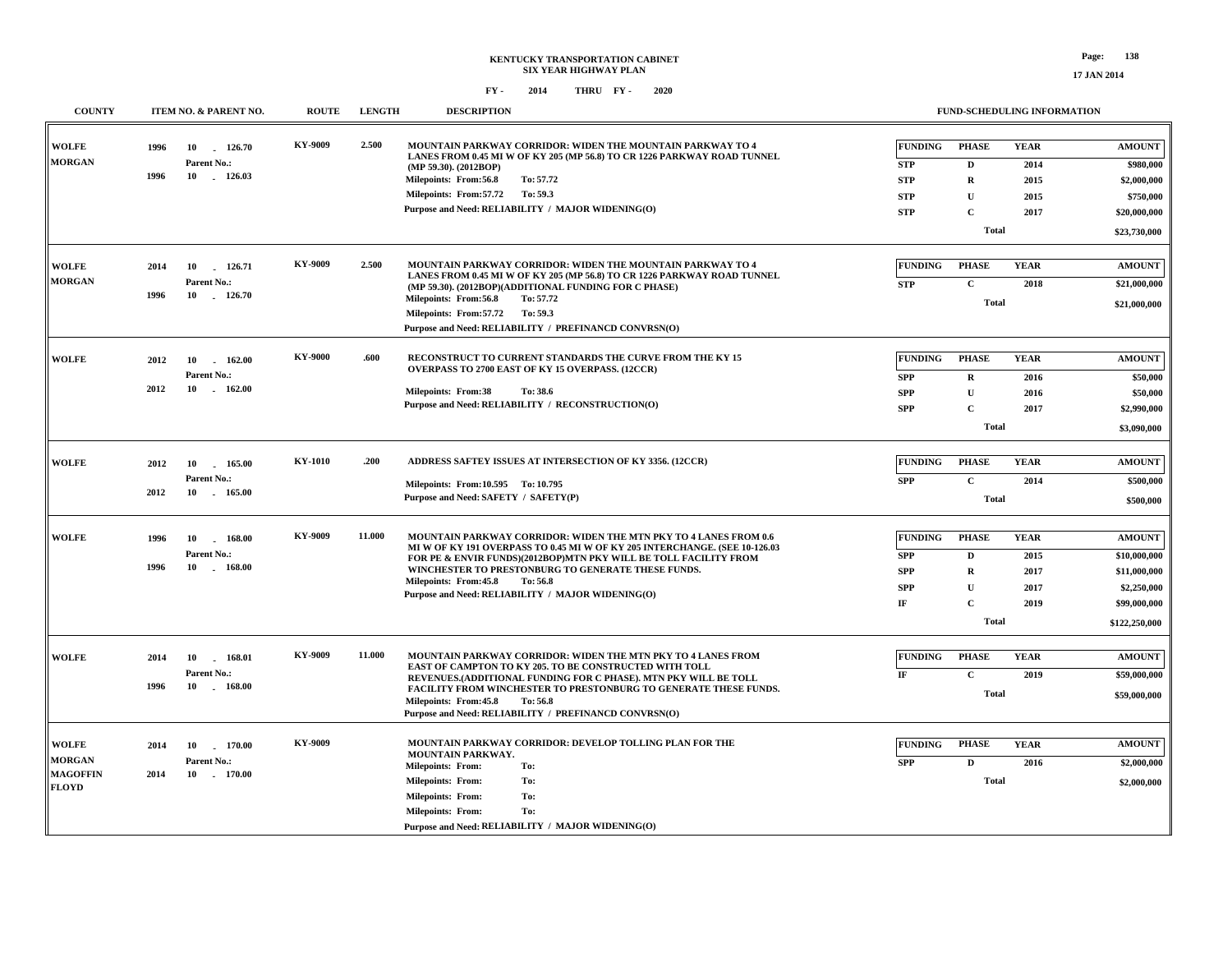# KENTUCKY TRANSPORTATION CABINET
## SIX YEAR HIGHWAY PLAN

FY - 2014 THRU FY - 2020

| COUNTY | ITEM NO. & PARENT NO. | ROUTE | LENGTH | DESCRIPTION | FUNDING | PHASE | YEAR | AMOUNT |
|---|---|---|---|---|---|---|---|---|
| WOLFE<br>MORGAN | 1996 10 - 126.70<br>Parent No.:<br>1996 10 - 126.03 | KY-9009 | 2.500 | MOUNTAIN PARKWAY CORRIDOR: WIDEN THE MOUNTAIN PARKWAY TO 4 LANES FROM 0.45 MI W OF KY 205 (MP 56.8) TO CR 1226 PARKWAY ROAD TUNNEL (MP 59.30). (2012BOP)<br>Milepoints: From:56.8 To: 57.72<br>Milepoints: From:57.72 To: 59.3<br>Purpose and Need: RELIABILITY / MAJOR WIDENING(O) | STP | D | 2014 | $980,000 |
| | | | | | STP | R | 2015 | $2,000,000 |
| | | | | | STP | U | 2015 | $750,000 |
| | | | | | STP | C | 2017 | $20,000,000 |
| | | | | | | Total | | $23,730,000 |
| WOLFE<br>MORGAN | 2014 10 - 126.71<br>Parent No.:<br>1996 10 - 126.70 | KY-9009 | 2.500 | MOUNTAIN PARKWAY CORRIDOR: WIDEN THE MOUNTAIN PARKWAY TO 4 LANES FROM 0.45 MI W OF KY 205 (MP 56.8) TO CR 1226 PARKWAY ROAD TUNNEL (MP 59.30). (2012BOP)(ADDITIONAL FUNDING FOR C PHASE)<br>Milepoints: From:56.8 To: 57.72<br>Milepoints: From:57.72 To: 59.3<br>Purpose and Need: RELIABILITY / PREFINANCD CONVRSN(O) | STP | C | 2018 | $21,000,000 |
| | | | | | | Total | | $21,000,000 |
| WOLFE | 2012 10 - 162.00<br>Parent No.:<br>2012 10 - 162.00 | KY-9000 | .600 | RECONSTRUCT TO CURRENT STANDARDS THE CURVE FROM THE KY 15 OVERPASS TO 2700 EAST OF KY 15 OVERPASS. (12CCR)<br>Milepoints: From:38 To: 38.6<br>Purpose and Need: RELIABILITY / RECONSTRUCTION(O) | SPP | R | 2016 | $50,000 |
| | | | | | SPP | U | 2016 | $50,000 |
| | | | | | SPP | C | 2017 | $2,990,000 |
| | | | | | | Total | | $3,090,000 |
| WOLFE | 2012 10 - 165.00<br>Parent No.:<br>2012 10 - 165.00 | KY-1010 | .200 | ADDRESS SAFTEY ISSUES AT INTERSECTION OF KY 3356. (12CCR)<br>Milepoints: From:10.595 To: 10.795<br>Purpose and Need: SAFETY / SAFETY(P) | SPP | C | 2014 | $500,000 |
| | | | | | | Total | | $500,000 |
| WOLFE | 1996 10 - 168.00<br>Parent No.:<br>1996 10 - 168.00 | KY-9009 | 11.000 | MOUNTAIN PARKWAY CORRIDOR: WIDEN THE MTN PKY TO 4 LANES FROM 0.6 MI W OF KY 191 OVERPASS TO 0.45 MI W OF KY 205 INTERCHANGE. (SEE 10-126.03 FOR PE & ENVIR FUNDS)(2012BOP)MTN PKY WILL BE TOLL FACILITY FROM WINCHESTER TO PRESTONBURG TO GENERATE THESE FUNDS.<br>Milepoints: From:45.8 To: 56.8<br>Purpose and Need: RELIABILITY / MAJOR WIDENING(O) | SPP | D | 2015 | $10,000,000 |
| | | | | | SPP | R | 2017 | $11,000,000 |
| | | | | | SPP | U | 2017 | $2,250,000 |
| | | | | | IF | C | 2019 | $99,000,000 |
| | | | | | | Total | | $122,250,000 |
| WOLFE | 2014 10 - 168.01<br>Parent No.:<br>1996 10 - 168.00 | KY-9009 | 11.000 | MOUNTAIN PARKWAY CORRIDOR: WIDEN THE MTN PKY TO 4 LANES FROM EAST OF CAMPTON TO KY 205. TO BE CONSTRUCTED WITH TOLL REVENUES.(ADDITIONAL FUNDING FOR C PHASE). MTN PKY WILL BE TOLL FACILITY FROM WINCHESTER TO PRESTONBURG TO GENERATE THESE FUNDS.<br>Milepoints: From:45.8 To: 56.8<br>Purpose and Need: RELIABILITY / PREFINANCD CONVRSN(O) | IF | C | 2019 | $59,000,000 |
| | | | | | | Total | | $59,000,000 |
| WOLFE<br>MORGAN<br>MAGOFFIN<br>FLOYD | 2014 10 - 170.00<br>Parent No.:<br>2014 10 - 170.00 | KY-9009 | | MOUNTAIN PARKWAY CORRIDOR: DEVELOP TOLLING PLAN FOR THE MOUNTAIN PARKWAY.<br>Milepoints: From: To:<br>Milepoints: From: To:<br>Milepoints: From: To:<br>Milepoints: From: To:<br>Purpose and Need: RELIABILITY / MAJOR WIDENING(O) | SPP | D | 2016 | $2,000,000 |
| | | | | | | Total | | $2,000,000 |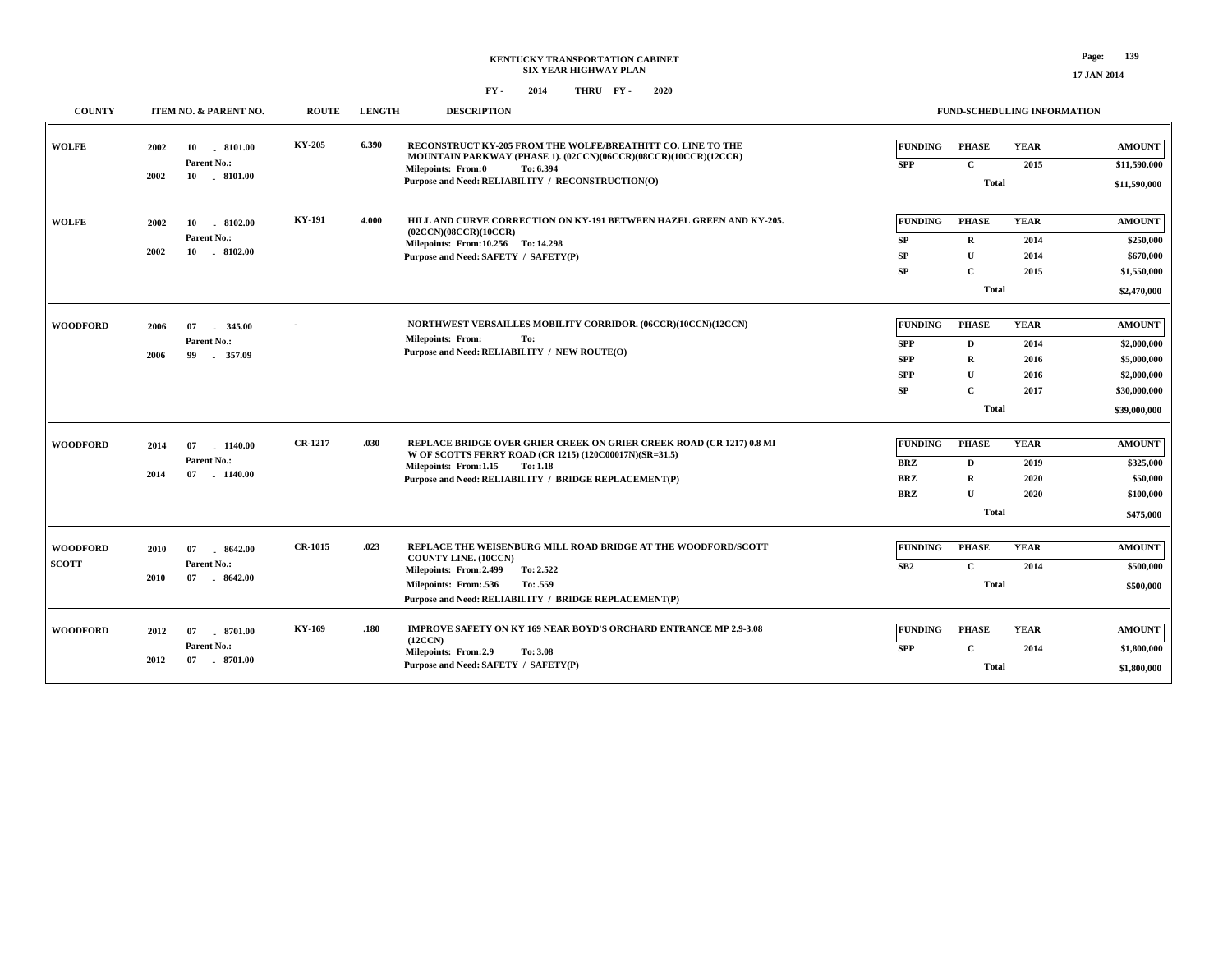KENTUCKY TRANSPORTATION CABINET
SIX YEAR HIGHWAY PLAN

FY - 2014 THRU FY - 2020

17 JAN 2014

| COUNTY | ITEM NO. & PARENT NO. | ROUTE | LENGTH | DESCRIPTION | FUNDING | PHASE | YEAR | AMOUNT |
|---|---|---|---|---|---|---|---|---|
| WOLFE | 2002 10 - 8101.00<br>Parent No.:<br>2002 10 - 8101.00 | KY-205 | 6.390 | RECONSTRUCT KY-205 FROM THE WOLFE/BREATHITT CO. LINE TO THE MOUNTAIN PARKWAY (PHASE 1). (02CCN)(06CCR)(08CCR)(10CCR)(12CCR)<br>Milepoints: From:0 To: 6.394<br>Purpose and Need: RELIABILITY / RECONSTRUCTION(O) | SPP | C | 2015 | $11,590,000 |
| | | | | | | Total | | $11,590,000 |
| WOLFE | 2002 10 - 8102.00<br>Parent No.:<br>2002 10 - 8102.00 | KY-191 | 4.000 | HILL AND CURVE CORRECTION ON KY-191 BETWEEN HAZEL GREEN AND KY-205. (02CCN)(08CCR)(10CCR)<br>Milepoints: From:10.256 To: 14.298<br>Purpose and Need: SAFETY / SAFETY(P) | SP | R | 2014 | $250,000 |
| | | | | | SP | U | 2014 | $670,000 |
| | | | | | SP | C | 2015 | $1,550,000 |
| | | | | | | Total | | $2,470,000 |
| WOODFORD | 2006 07 - 345.00<br>Parent No.:<br>2006 99 - 357.09 | - | | NORTHWEST VERSAILLES MOBILITY CORRIDOR. (06CCR)(10CCN)(12CCN)<br>Milepoints: From: To:<br>Purpose and Need: RELIABILITY / NEW ROUTE(O) | SPP | D | 2014 | $2,000,000 |
| | | | | | SPP | R | 2016 | $5,000,000 |
| | | | | | SPP | U | 2016 | $2,000,000 |
| | | | | | SP | C | 2017 | $30,000,000 |
| | | | | | | Total | | $39,000,000 |
| WOODFORD | 2014 07 - 1140.00<br>Parent No.:<br>2014 07 - 1140.00 | CR-1217 | .030 | REPLACE BRIDGE OVER GRIER CREEK ON GRIER CREEK ROAD (CR 1217) 0.8 MI W OF SCOTTS FERRY ROAD (CR 1215) (120C00017N)(SR=31.5)<br>Milepoints: From:1.15 To: 1.18<br>Purpose and Need: RELIABILITY / BRIDGE REPLACEMENT(P) | BRZ | D | 2019 | $325,000 |
| | | | | | BRZ | R | 2020 | $50,000 |
| | | | | | BRZ | U | 2020 | $100,000 |
| | | | | | | Total | | $475,000 |
| WOODFORD<br>SCOTT | 2010 07 - 8642.00<br>Parent No.:<br>2010 07 - 8642.00 | CR-1015 | .023 | REPLACE THE WEISENBURG MILL ROAD BRIDGE AT THE WOODFORD/SCOTT COUNTY LINE. (10CCN)<br>Milepoints: From:2.499 To: 2.522<br>Milepoints: From:.536 To: .559<br>Purpose and Need: RELIABILITY / BRIDGE REPLACEMENT(P) | SB2 | C | 2014 | $500,000 |
| | | | | | | Total | | $500,000 |
| WOODFORD | 2012 07 - 8701.00<br>Parent No.:<br>2012 07 - 8701.00 | KY-169 | .180 | IMPROVE SAFETY ON KY 169 NEAR BOYD'S ORCHARD ENTRANCE MP 2.9-3.08 (12CCN)<br>Milepoints: From:2.9 To: 3.08<br>Purpose and Need: SAFETY / SAFETY(P) | SPP | C | 2014 | $1,800,000 |
| | | | | | | Total | | $1,800,000 |